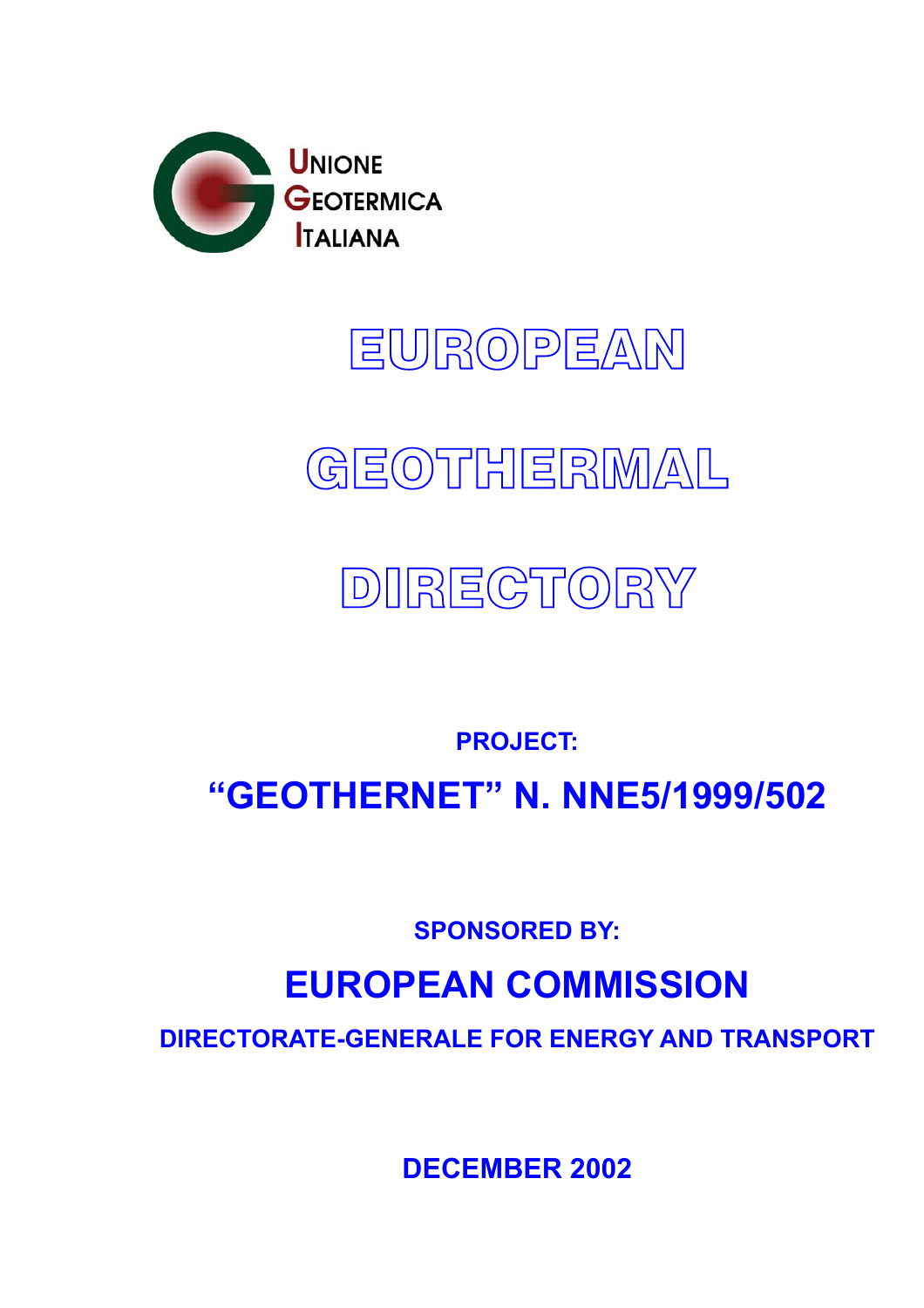UNIONE GEOTERMICA ITALIANA

# EUROPEAN GEOTHERMAL DIRECTORY

**PROJECT:**

## "GEOTHERNET" N. NNE5/1999/502

**SPONSORED BY:**

## EUROPEAN COMMISSION

**DIRECTORATE-GENERALE FOR ENERGY AND TRANSPORT**

**DECEMBER 2002**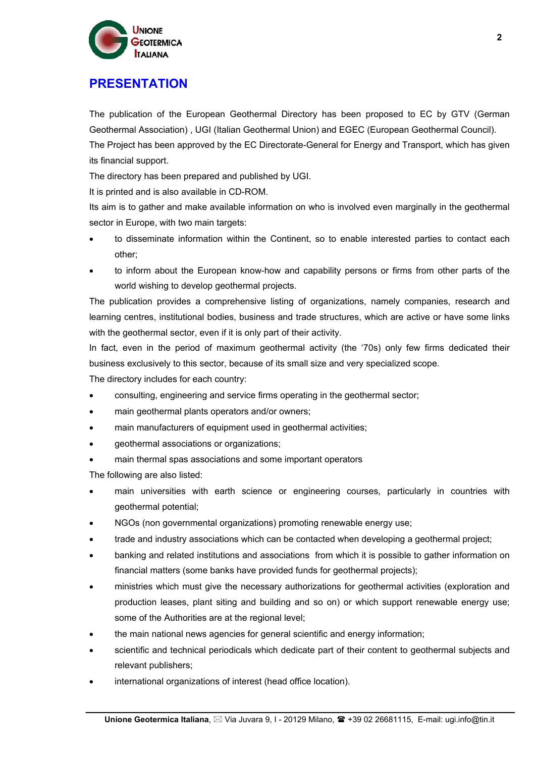# PRESENTATION

The publication of the European Geothermal Directory has been proposed to EC by GTV (German Geothermal Association) , UGI (Italian Geothermal Union) and EGEC (European Geothermal Council). The Project has been approved by the EC Directorate-General for Energy and Transport, which has given its financial support.

The directory has been prepared and published by UGI.

It is printed and is also available in CD-ROM.

Its aim is to gather and make available information on who is involved even marginally in the geothermal sector in Europe, with two main targets:

- to disseminate information within the Continent, so to enable interested parties to contact each other;
- to inform about the European know-how and capability persons or firms from other parts of the world wishing to develop geothermal projects.

The publication provides a comprehensive listing of organizations, namely companies, research and learning centres, institutional bodies, business and trade structures, which are active or have some links with the geothermal sector, even if it is only part of their activity.

In fact, even in the period of maximum geothermal activity (the '70s) only few firms dedicated their business exclusively to this sector, because of its small size and very specialized scope.

The directory includes for each country:

- consulting, engineering and service firms operating in the geothermal sector;
- main geothermal plants operators and/or owners;
- main manufacturers of equipment used in geothermal activities;
- geothermal associations or organizations;
- main thermal spas associations and some important operators

The following are also listed:

- main universities with earth science or engineering courses, particularly in countries with geothermal potential;
- NGOs (non governmental organizations) promoting renewable energy use;
- trade and industry associations which can be contacted when developing a geothermal project;
- banking and related institutions and associations from which it is possible to gather information on financial matters (some banks have provided funds for geothermal projects);
- ministries which must give the necessary authorizations for geothermal activities (exploration and production leases, plant siting and building and so on) or which support renewable energy use; some of the Authorities are at the regional level;
- the main national news agencies for general scientific and energy information;
- scientific and technical periodicals which dedicate part of their content to geothermal subjects and relevant publishers;
- international organizations of interest (head office location).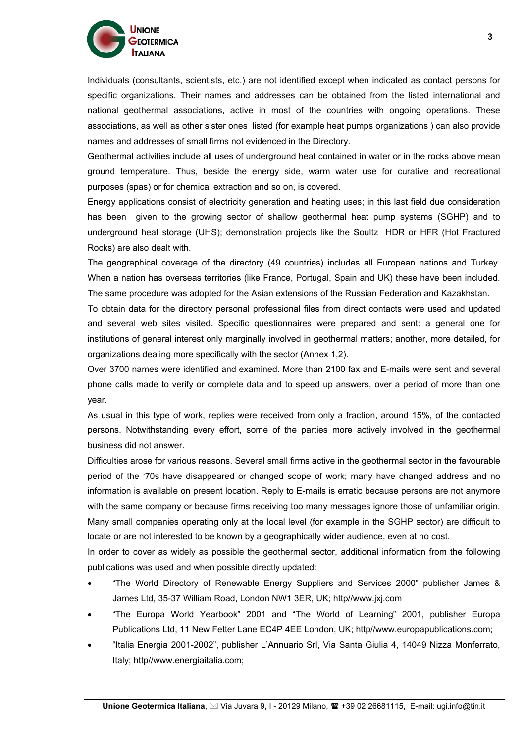Individuals (consultants, scientists, etc.) are not identified except when indicated as contact persons for specific organizations. Their names and addresses can be obtained from the listed international and national geothermal associations, active in most of the countries with ongoing operations. These associations, as well as other sister ones listed (for example heat pumps organizations ) can also provide names and addresses of small firms not evidenced in the Directory.

Geothermal activities include all uses of underground heat contained in water or in the rocks above mean ground temperature. Thus, beside the energy side, warm water use for curative and recreational purposes (spas) or for chemical extraction and so on, is covered.

Energy applications consist of electricity generation and heating uses; in this last field due consideration has been given to the growing sector of shallow geothermal heat pump systems (SGHP) and to underground heat storage (UHS); demonstration projects like the Soultz HDR or HFR (Hot Fractured Rocks) are also dealt with.

The geographical coverage of the directory (49 countries) includes all European nations and Turkey. When a nation has overseas territories (like France, Portugal, Spain and UK) these have been included. The same procedure was adopted for the Asian extensions of the Russian Federation and Kazakhstan.

To obtain data for the directory personal professional files from direct contacts were used and updated and several web sites visited. Specific questionnaires were prepared and sent: a general one for institutions of general interest only marginally involved in geothermal matters; another, more detailed, for organizations dealing more specifically with the sector (Annex 1,2).

Over 3700 names were identified and examined. More than 2100 fax and E-mails were sent and several phone calls made to verify or complete data and to speed up answers, over a period of more than one year.

As usual in this type of work, replies were received from only a fraction, around 15%, of the contacted persons. Notwithstanding every effort, some of the parties more actively involved in the geothermal business did not answer.

Difficulties arose for various reasons. Several small firms active in the geothermal sector in the favourable period of the '70s have disappeared or changed scope of work; many have changed address and no information is available on present location. Reply to E-mails is erratic because persons are not anymore with the same company or because firms receiving too many messages ignore those of unfamiliar origin. Many small companies operating only at the local level (for example in the SGHP sector) are difficult to locate or are not interested to be known by a geographically wider audience, even at no cost.

In order to cover as widely as possible the geothermal sector, additional information from the following publications was used and when possible directly updated:

- "The World Directory of Renewable Energy Suppliers and Services 2000" publisher James & James Ltd, 35-37 William Road, London NW1 3ER, UK; http//www.jxj.com
- "The Europa World Yearbook" 2001 and "The World of Learning" 2001, publisher Europa Publications Ltd, 11 New Fetter Lane EC4P 4EE London, UK; http//www.europapublications.com;
- "Italia Energia 2001-2002", publisher L'Annuario Srl, Via Santa Giulia 4, 14049 Nizza Monferrato, Italy; http//www.energiaitalia.com;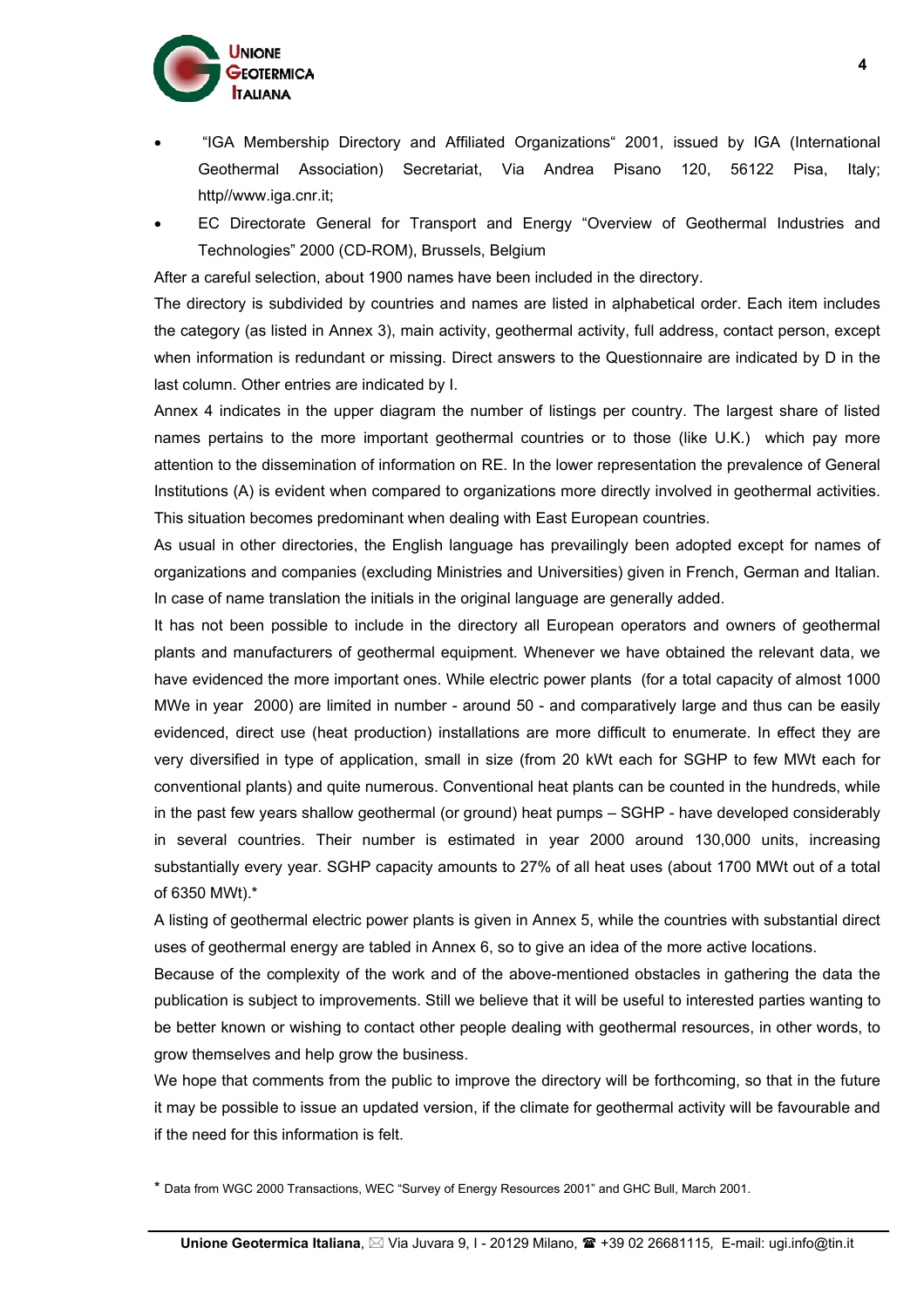- "IGA Membership Directory and Affiliated Organizations" 2001, issued by IGA (International Geothermal Association) Secretariat, Via Andrea Pisano 120, 56122 Pisa, Italy; http//www.iga.cnr.it;
- EC Directorate General for Transport and Energy "Overview of Geothermal Industries and Technologies" 2000 (CD-ROM), Brussels, Belgium

After a careful selection, about 1900 names have been included in the directory.

The directory is subdivided by countries and names are listed in alphabetical order. Each item includes the category (as listed in Annex 3), main activity, geothermal activity, full address, contact person, except when information is redundant or missing. Direct answers to the Questionnaire are indicated by D in the last column. Other entries are indicated by I.

Annex 4 indicates in the upper diagram the number of listings per country. The largest share of listed names pertains to the more important geothermal countries or to those (like U.K.) which pay more attention to the dissemination of information on RE. In the lower representation the prevalence of General Institutions (A) is evident when compared to organizations more directly involved in geothermal activities. This situation becomes predominant when dealing with East European countries.

As usual in other directories, the English language has prevailingly been adopted except for names of organizations and companies (excluding Ministries and Universities) given in French, German and Italian. In case of name translation the initials in the original language are generally added.

It has not been possible to include in the directory all European operators and owners of geothermal plants and manufacturers of geothermal equipment. Whenever we have obtained the relevant data, we have evidenced the more important ones. While electric power plants (for a total capacity of almost 1000 MWe in year 2000) are limited in number - around 50 - and comparatively large and thus can be easily evidenced, direct use (heat production) installations are more difficult to enumerate. In effect they are very diversified in type of application, small in size (from 20 kWt each for SGHP to few MWt each for conventional plants) and quite numerous. Conventional heat plants can be counted in the hundreds, while in the past few years shallow geothermal (or ground) heat pumps – SGHP - have developed considerably in several countries. Their number is estimated in year 2000 around 130,000 units, increasing substantially every year. SGHP capacity amounts to 27% of all heat uses (about 1700 MWt out of a total of 6350 MWt).*

A listing of geothermal electric power plants is given in Annex 5, while the countries with substantial direct uses of geothermal energy are tabled in Annex 6, so to give an idea of the more active locations.

Because of the complexity of the work and of the above-mentioned obstacles in gathering the data the publication is subject to improvements. Still we believe that it will be useful to interested parties wanting to be better known or wishing to contact other people dealing with geothermal resources, in other words, to grow themselves and help grow the business.

We hope that comments from the public to improve the directory will be forthcoming, so that in the future it may be possible to issue an updated version, if the climate for geothermal activity will be favourable and if the need for this information is felt.

\* Data from WGC 2000 Transactions, WEC "Survey of Energy Resources 2001" and GHC Bull, March 2001.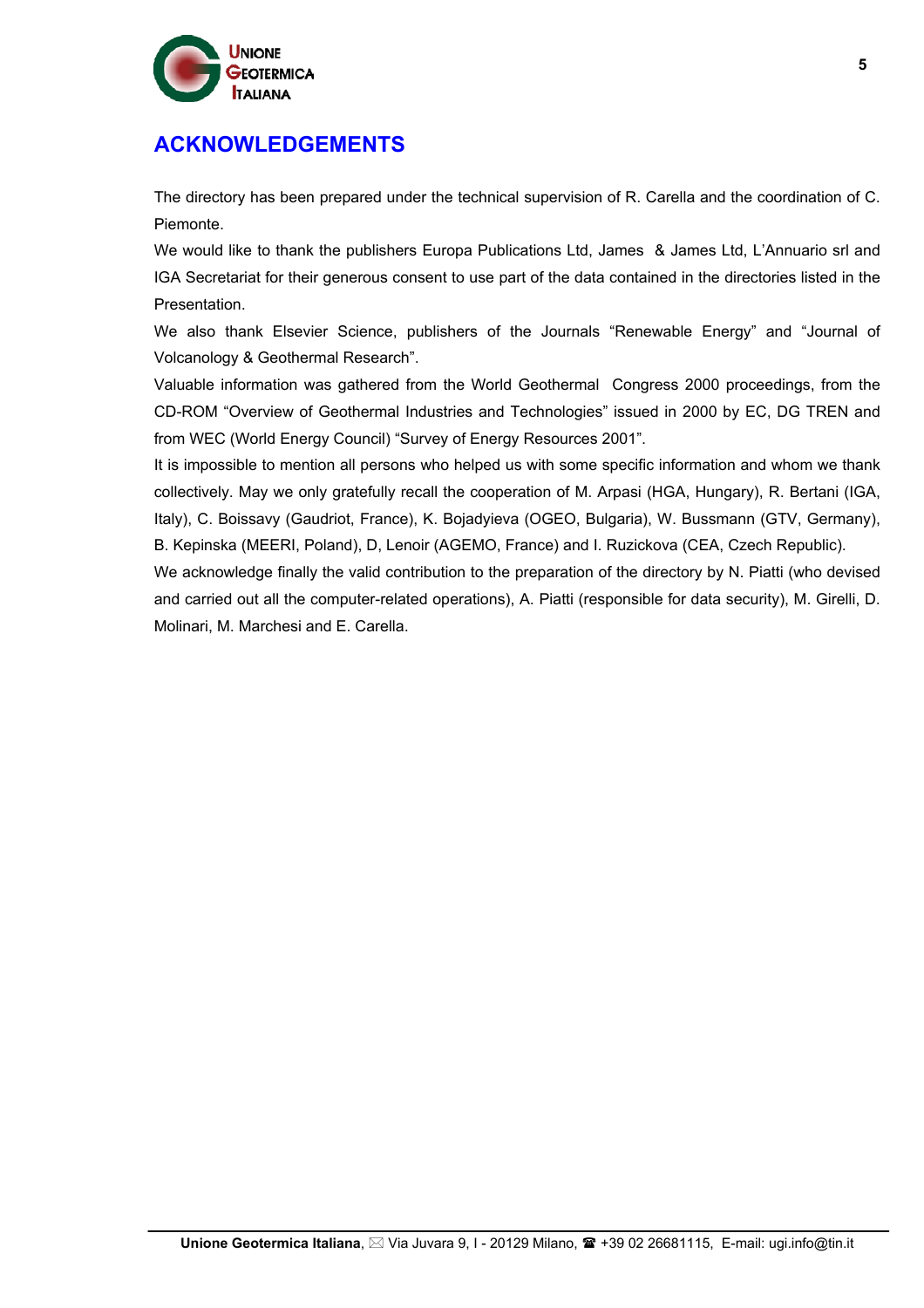# ACKNOWLEDGEMENTS

The directory has been prepared under the technical supervision of R. Carella and the coordination of C. Piemonte.

We would like to thank the publishers Europa Publications Ltd, James & James Ltd, L'Annuario srl and IGA Secretariat for their generous consent to use part of the data contained in the directories listed in the Presentation.

We also thank Elsevier Science, publishers of the Journals "Renewable Energy" and "Journal of Volcanology & Geothermal Research".

Valuable information was gathered from the World Geothermal Congress 2000 proceedings, from the CD-ROM "Overview of Geothermal Industries and Technologies" issued in 2000 by EC, DG TREN and from WEC (World Energy Council) "Survey of Energy Resources 2001".

It is impossible to mention all persons who helped us with some specific information and whom we thank collectively. May we only gratefully recall the cooperation of M. Arpasi (HGA, Hungary), R. Bertani (IGA, Italy), C. Boissavy (Gaudriot, France), K. Bojadyieva (OGEO, Bulgaria), W. Bussmann (GTV, Germany), B. Kepinska (MEERI, Poland), D, Lenoir (AGEMO, France) and I. Ruzickova (CEA, Czech Republic).

We acknowledge finally the valid contribution to the preparation of the directory by N. Piatti (who devised and carried out all the computer-related operations), A. Piatti (responsible for data security), M. Girelli, D. Molinari, M. Marchesi and E. Carella.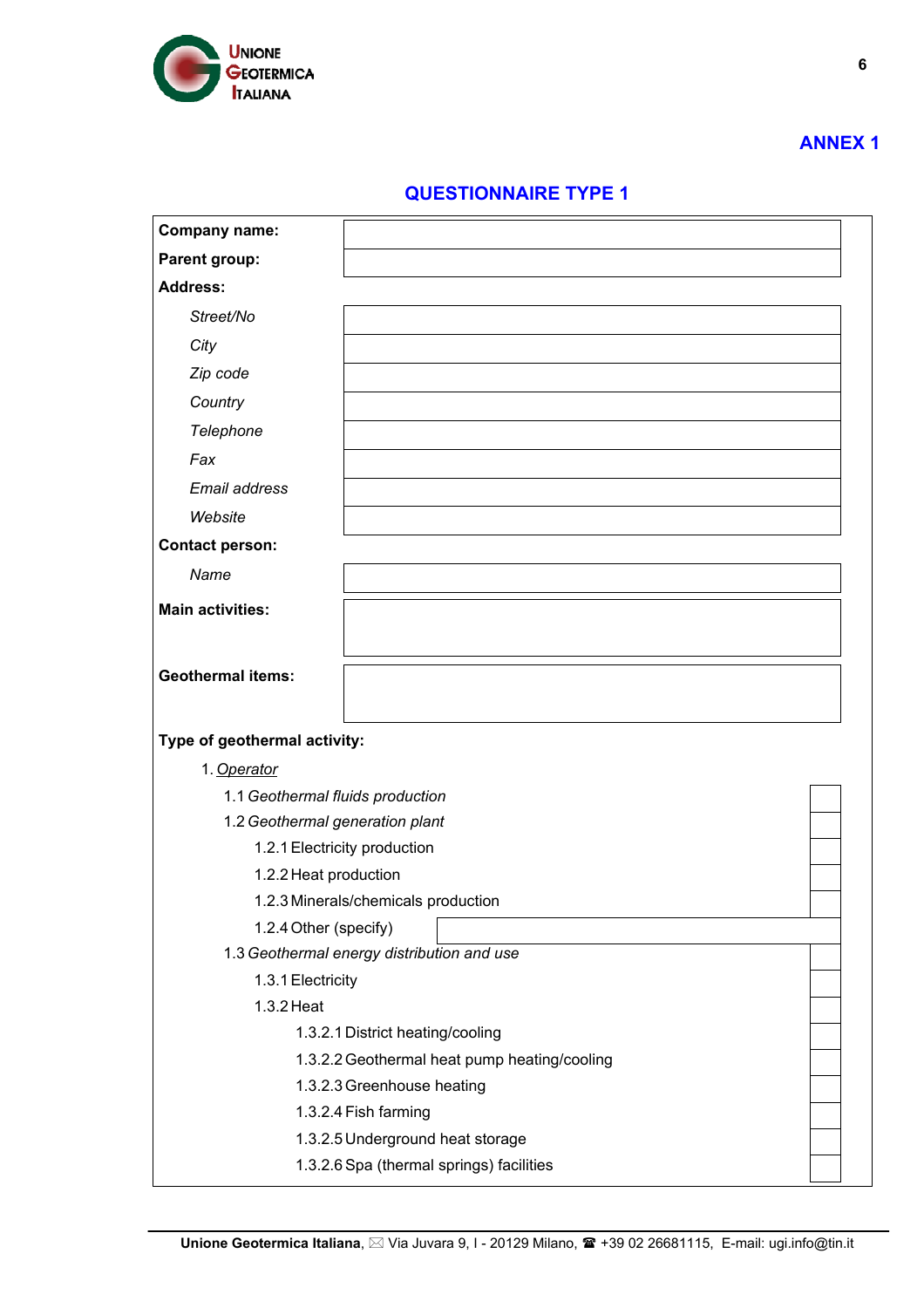**ANNEX 1**

## QUESTIONNAIRE TYPE 1

| | |
|---|---|
| **Company name:** | |
| **Parent group:** | |
| **Address:** | |
| *Street/No* | |
| *City* | |
| *Zip code* | |
| *Country* | |
| *Telephone* | |
| *Fax* | |
| *Email address* | |
| *Website* | |
| **Contact person:** | |
| *Name* | |
| **Main activities:** | |
| **Geothermal items:** | |

**Type of geothermal activity:**

1. <u>*Operator*</u>

| | |
|---|---|
| 1.1 *Geothermal fluids production* | |
| 1.2 *Geothermal generation plant* | |
| 1.2.1 Electricity production | |
| 1.2.2 Heat production | |
| 1.2.3 Minerals/chemicals production | |
| 1.2.4 Other (specify) | |
| 1.3 *Geothermal energy distribution and use* | |
| 1.3.1 Electricity | |
| 1.3.2 Heat | |
| 1.3.2.1 District heating/cooling | |
| 1.3.2.2 Geothermal heat pump heating/cooling | |
| 1.3.2.3 Greenhouse heating | |
| 1.3.2.4 Fish farming | |
| 1.3.2.5 Underground heat storage | |
| 1.3.2.6 Spa (thermal springs) facilities | |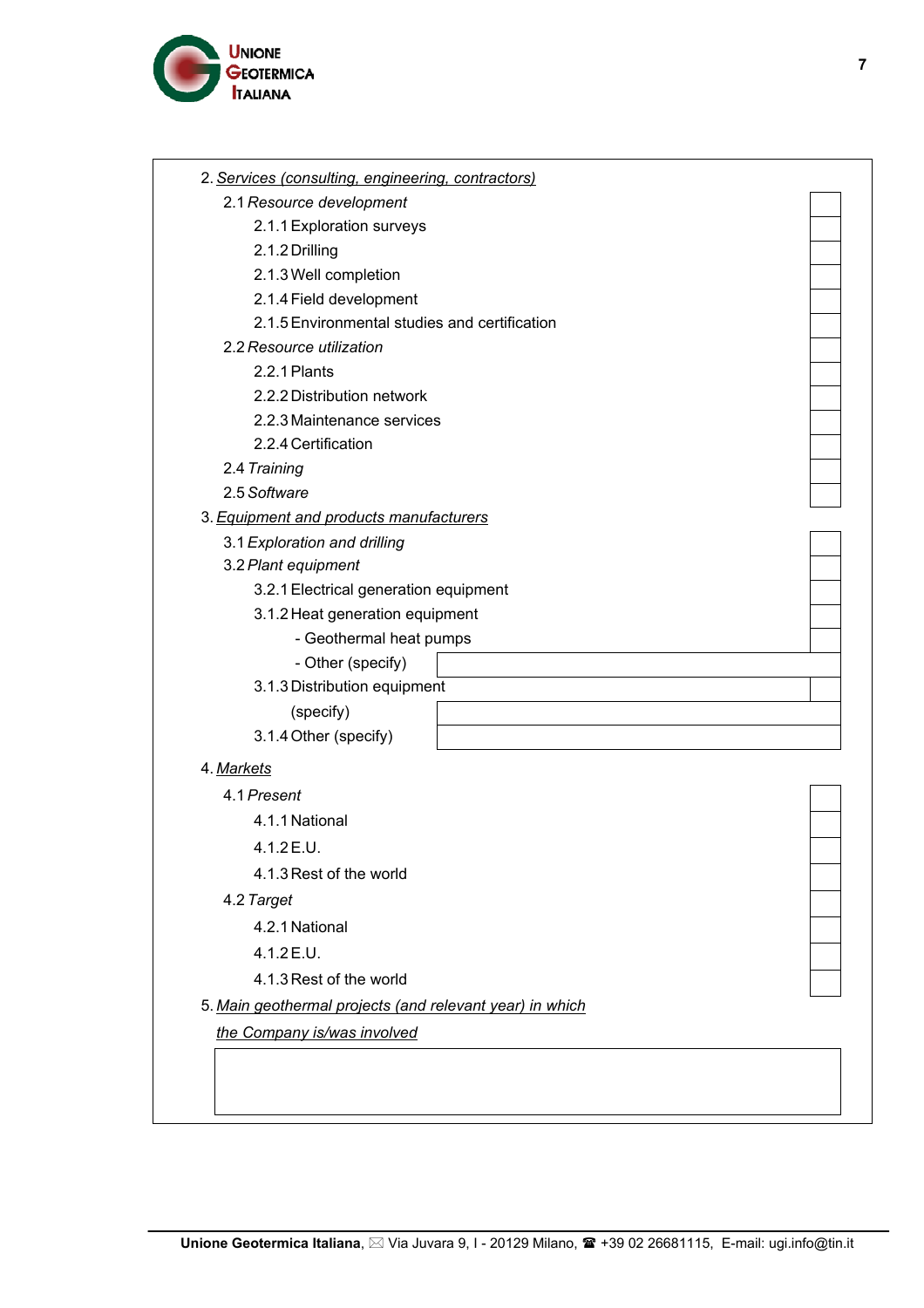2. <u>*Services (consulting, engineering, contractors)*</u>

- 2.1 *Resource development* ☐
  - 2.1.1 Exploration surveys ☐
  - 2.1.2 Drilling ☐
  - 2.1.3 Well completion ☐
  - 2.1.4 Field development ☐
  - 2.1.5 Environmental studies and certification ☐
- 2.2 *Resource utilization* ☐
  - 2.2.1 Plants ☐
  - 2.2.2 Distribution network ☐
  - 2.2.3 Maintenance services ☐
  - 2.2.4 Certification ☐
- 2.4 *Training* ☐
- 2.5 *Software* ☐

3. <u>*Equipment and products manufacturers*</u>

- 3.1 *Exploration and drilling* ☐
- 3.2 *Plant equipment* ☐
  - 3.2.1 Electrical generation equipment ☐
  - 3.1.2 Heat generation equipment ☐
    - Geothermal heat pumps ☐
    - Other (specify) ____________________
  - 3.1.3 Distribution equipment ☐
    (specify) ____________________
  - 3.1.4 Other (specify) ____________________

4. <u>*Markets*</u>

- 4.1 *Present* ☐
  - 4.1.1 National ☐
  - 4.1.2 E.U. ☐
  - 4.1.3 Rest of the world ☐
- 4.2 *Target* ☐
  - 4.2.1 National ☐
  - 4.1.2 E.U. ☐
  - 4.1.3 Rest of the world ☐

5. <u>*Main geothermal projects (and relevant year) in which the Company is/was involved*</u>

____________________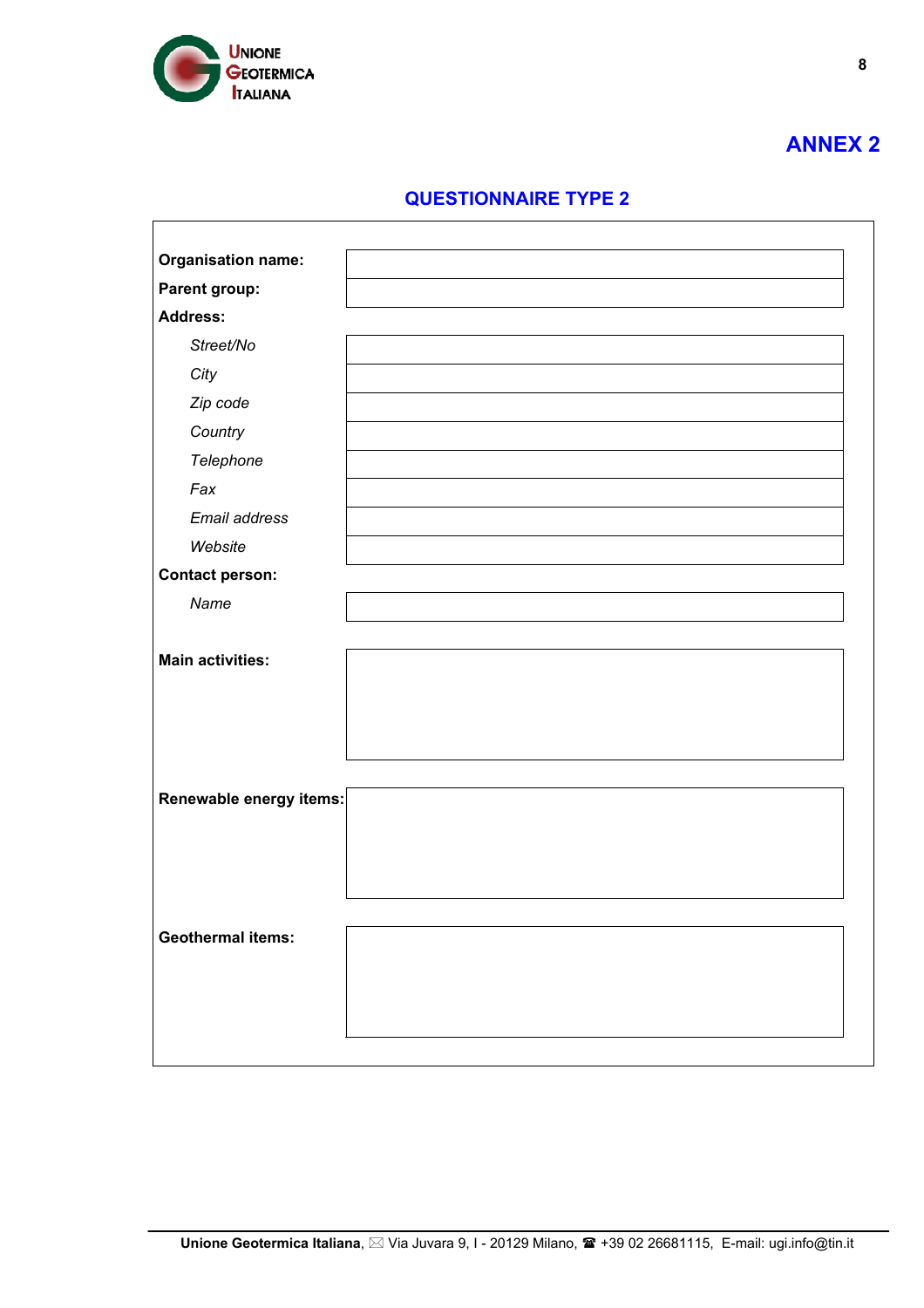# ANNEX 2

## QUESTIONNAIRE TYPE 2

| | |
|---|---|
| **Organisation name:** | |
| **Parent group:** | |
| **Address:** | |
| *Street/No* | |
| *City* | |
| *Zip code* | |
| *Country* | |
| *Telephone* | |
| *Fax* | |
| *Email address* | |
| *Website* | |
| **Contact person:** | |
| *Name* | |
| **Main activities:** | |
| **Renewable energy items:** | |
| **Geothermal items:** | |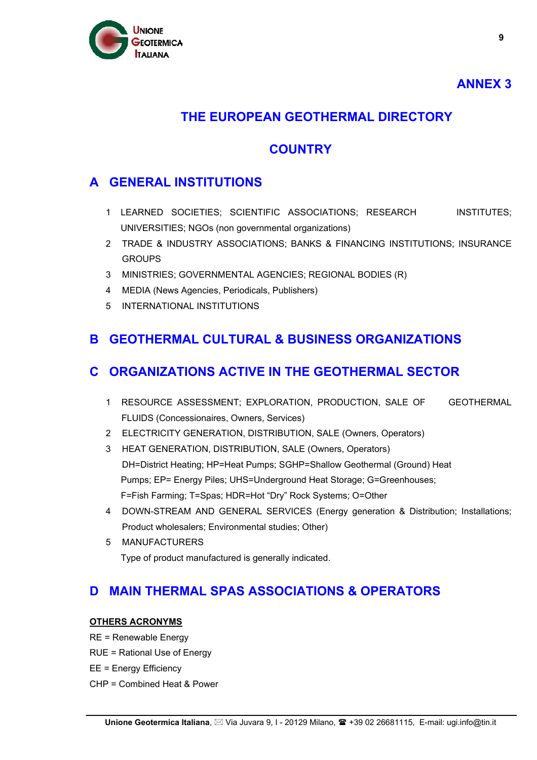# ANNEX 3

## THE EUROPEAN GEOTHERMAL DIRECTORY

## COUNTRY

## A GENERAL INSTITUTIONS

1. LEARNED SOCIETIES; SCIENTIFIC ASSOCIATIONS; RESEARCH INSTITUTES; UNIVERSITIES; NGOs (non governmental organizations)
2. TRADE & INDUSTRY ASSOCIATIONS; BANKS & FINANCING INSTITUTIONS; INSURANCE GROUPS
3. MINISTRIES; GOVERNMENTAL AGENCIES; REGIONAL BODIES (R)
4. MEDIA (News Agencies, Periodicals, Publishers)
5. INTERNATIONAL INSTITUTIONS

## B GEOTHERMAL CULTURAL & BUSINESS ORGANIZATIONS

## C ORGANIZATIONS ACTIVE IN THE GEOTHERMAL SECTOR

1. RESOURCE ASSESSMENT; EXPLORATION, PRODUCTION, SALE OF GEOTHERMAL FLUIDS (Concessionaires, Owners, Services)
2. ELECTRICITY GENERATION, DISTRIBUTION, SALE (Owners, Operators)
3. HEAT GENERATION, DISTRIBUTION, SALE (Owners, Operators)
   DH=District Heating; HP=Heat Pumps; SGHP=Shallow Geothermal (Ground) Heat Pumps; EP= Energy Piles; UHS=Underground Heat Storage; G=Greenhouses; F=Fish Farming; T=Spas; HDR=Hot "Dry" Rock Systems; O=Other
4. DOWN-STREAM AND GENERAL SERVICES (Energy generation & Distribution; Installations; Product wholesalers; Environmental studies; Other)
5. MANUFACTURERS
   Type of product manufactured is generally indicated.

## D MAIN THERMAL SPAS ASSOCIATIONS & OPERATORS

**OTHERS ACRONYMS**

RE = Renewable Energy
RUE = Rational Use of Energy
EE = Energy Efficiency
CHP = Combined Heat & Power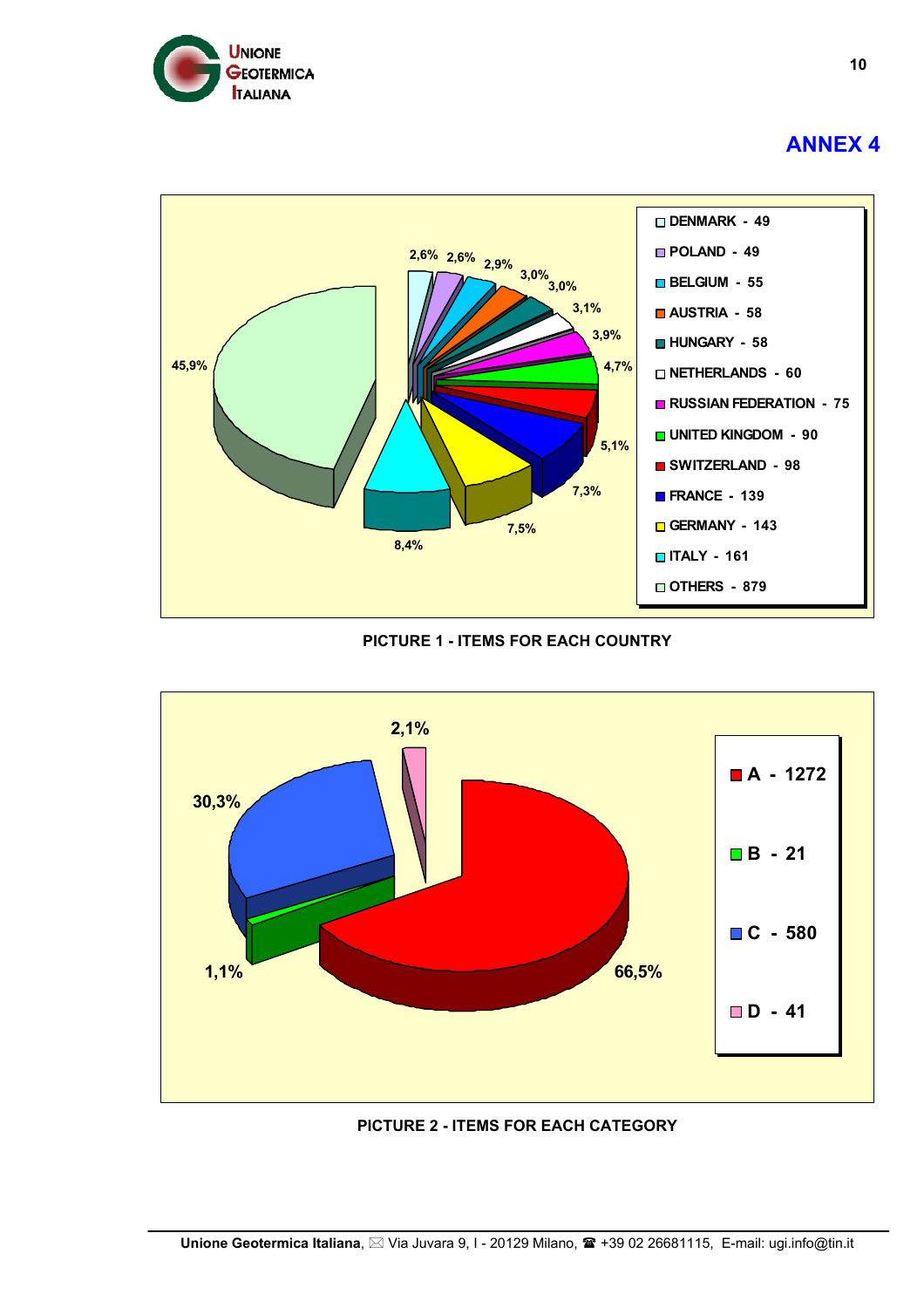## ANNEX 4

DENMARK - 49
POLAND - 49
BELGIUM - 55
AUSTRIA - 58
HUNGARY - 58
NETHERLANDS - 60
RUSSIAN FEDERATION - 75
UNITED KINGDOM - 90
SWITZERLAND - 98
FRANCE - 139
GERMANY - 143
ITALY - 161
OTHERS - 879

45,9% · 8,4% · 7,5% · 7,3% · 5,1% · 4,7% · 3,9% · 3,1% · 3,0% · 3,0% · 2,9% · 2,6% · 2,6%

**PICTURE 1 - ITEMS FOR EACH COUNTRY**

A - 1272
B - 21
C - 580
D - 41

66,5% · 1,1% · 30,3% · 2,1%

**PICTURE 2 - ITEMS FOR EACH CATEGORY**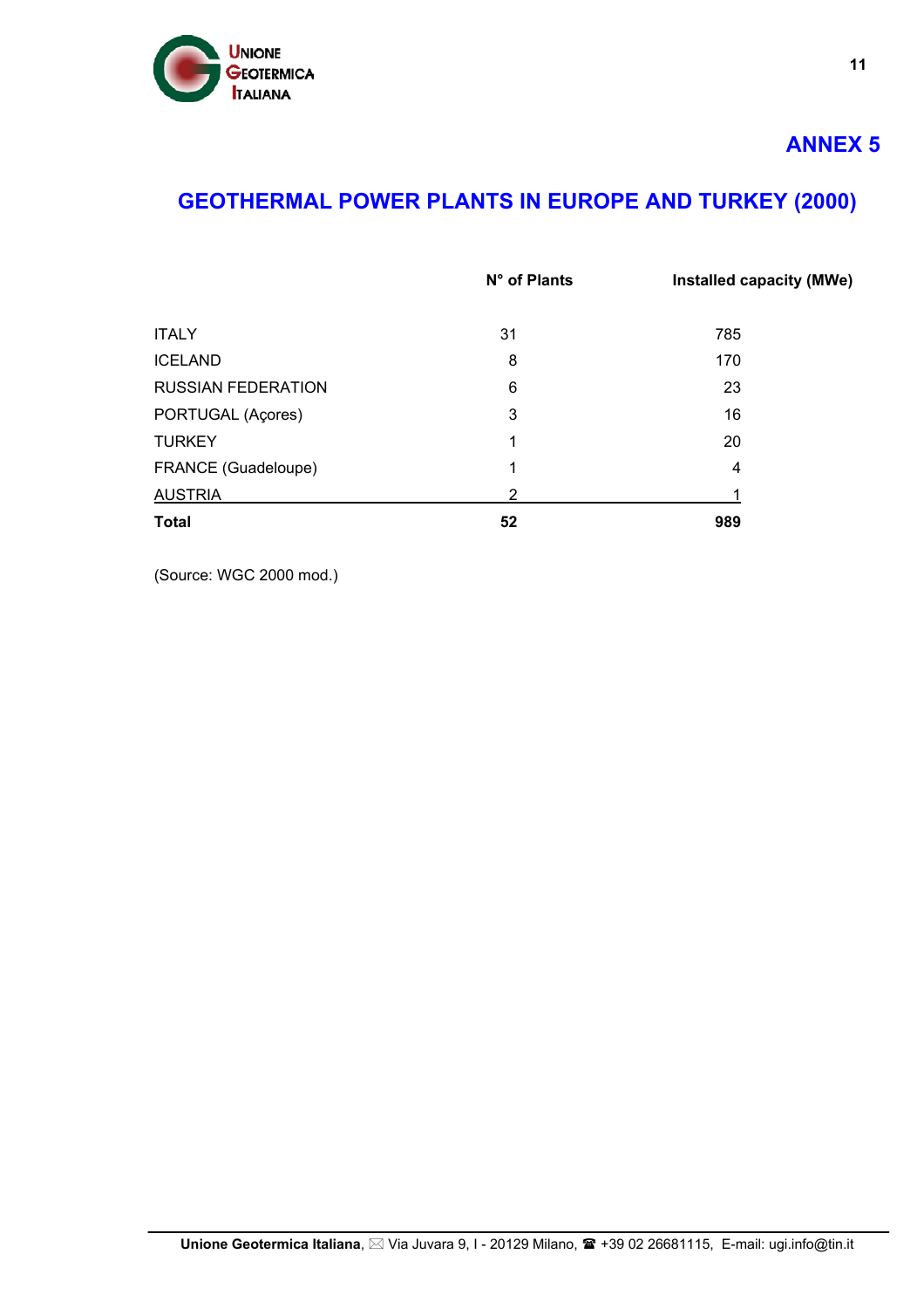## ANNEX 5

# GEOTHERMAL POWER PLANTS IN EUROPE AND TURKEY (2000)

| | N° of Plants | Installed capacity (MWe) |
|---|---|---|
| ITALY | 31 | 785 |
| ICELAND | 8 | 170 |
| RUSSIAN FEDERATION | 6 | 23 |
| PORTUGAL (Açores) | 3 | 16 |
| TURKEY | 1 | 20 |
| FRANCE (Guadeloupe) | 1 | 4 |
| AUSTRIA | 2 | 1 |
| **Total** | **52** | **989** |

(Source: WGC 2000 mod.)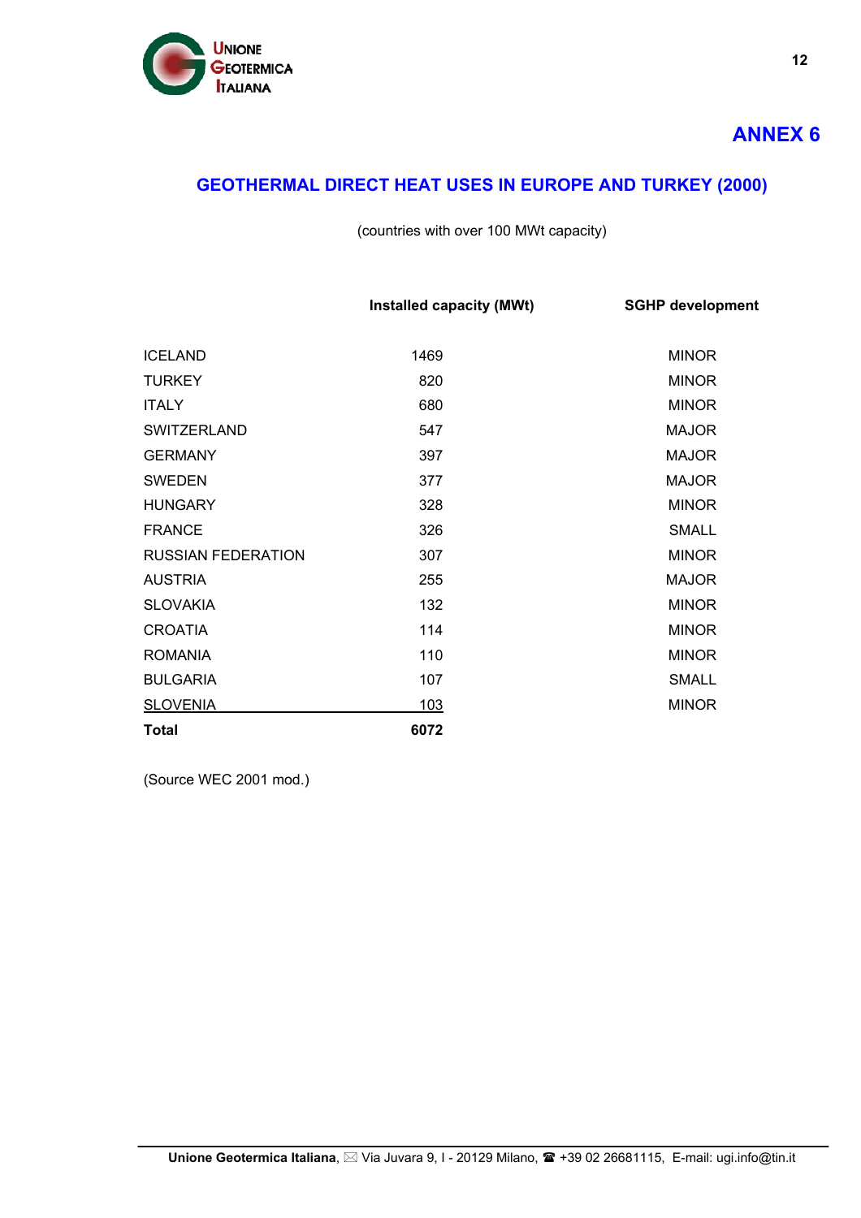# ANNEX 6

## GEOTHERMAL DIRECT HEAT USES IN EUROPE AND TURKEY (2000)

(countries with over 100 MWt capacity)

| | Installed capacity (MWt) | SGHP development |
|---|---|---|
| ICELAND | 1469 | MINOR |
| TURKEY | 820 | MINOR |
| ITALY | 680 | MINOR |
| SWITZERLAND | 547 | MAJOR |
| GERMANY | 397 | MAJOR |
| SWEDEN | 377 | MAJOR |
| HUNGARY | 328 | MINOR |
| FRANCE | 326 | SMALL |
| RUSSIAN FEDERATION | 307 | MINOR |
| AUSTRIA | 255 | MAJOR |
| SLOVAKIA | 132 | MINOR |
| CROATIA | 114 | MINOR |
| ROMANIA | 110 | MINOR |
| BULGARIA | 107 | SMALL |
| SLOVENIA | 103 | MINOR |
| **Total** | **6072** | |

(Source WEC 2001 mod.)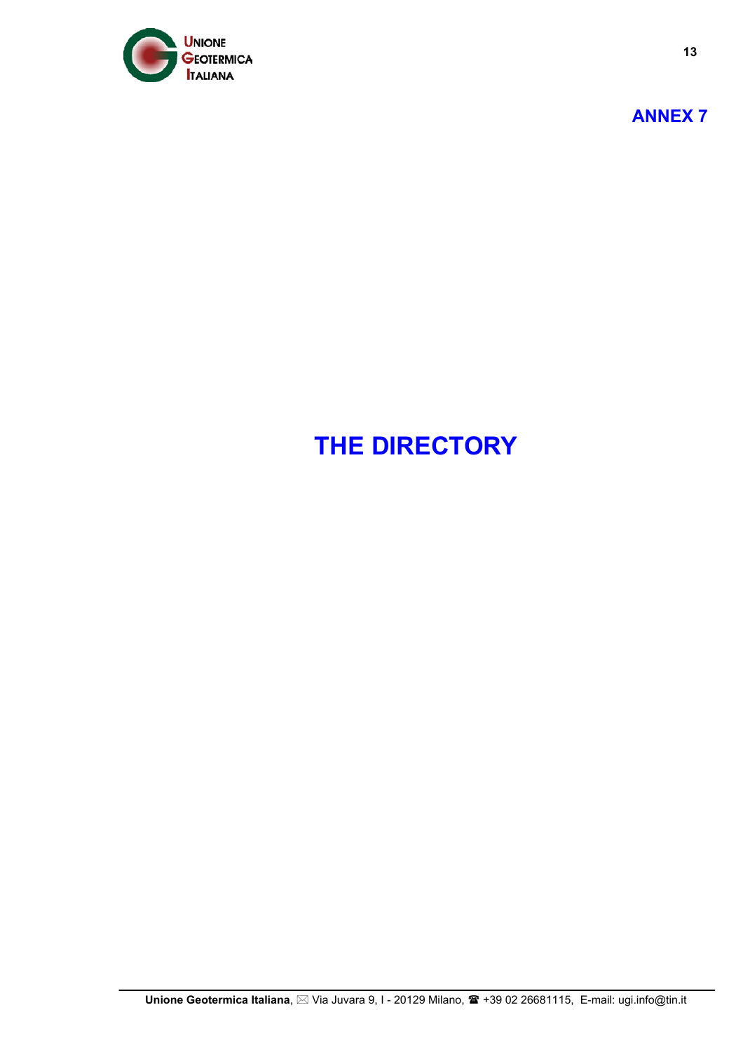**ANNEX 7**

# THE DIRECTORY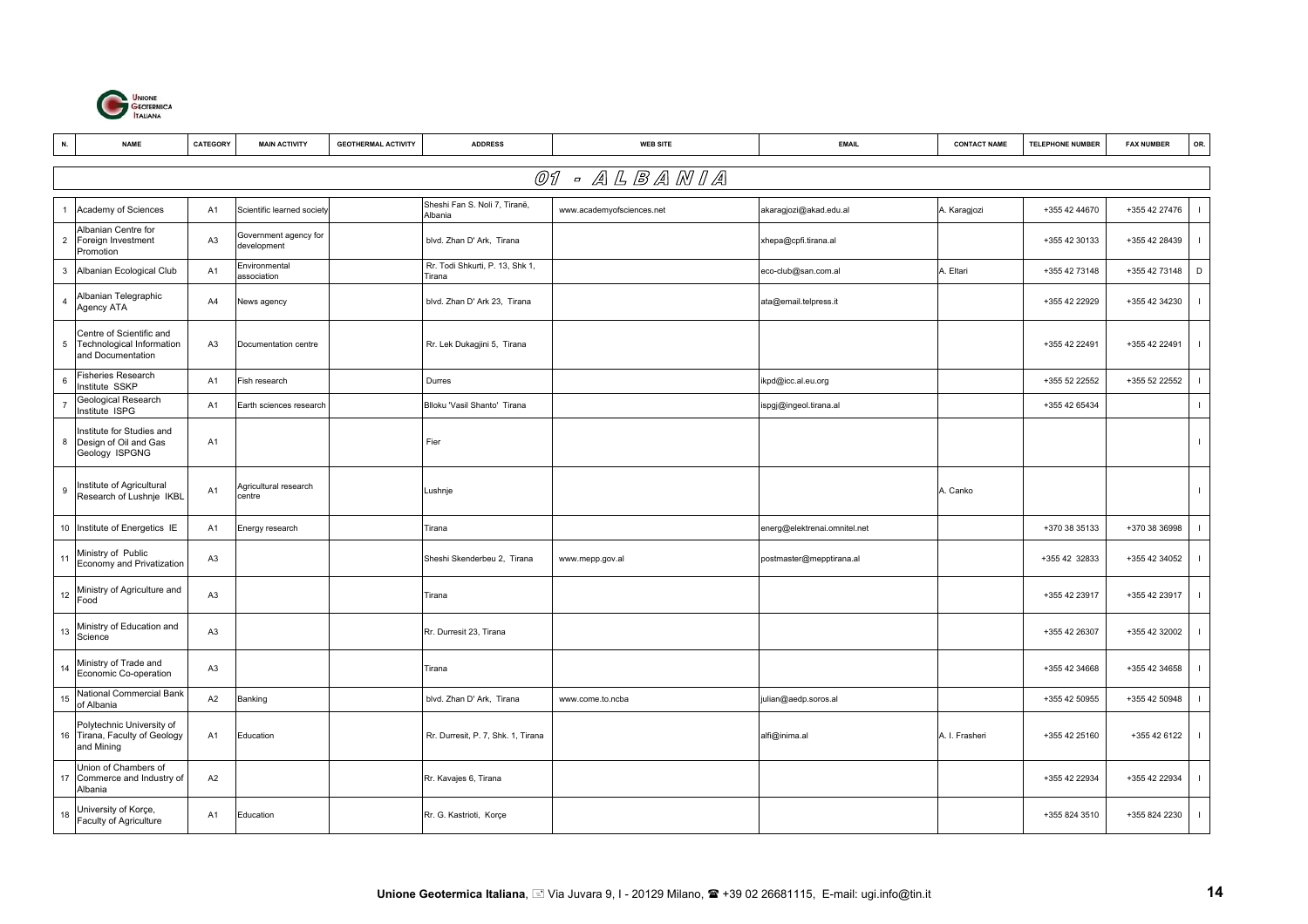| N. | NAME | CATEGORY | MAIN ACTIVITY | GEOTHERMAL ACTIVITY | ADDRESS | WEB SITE | EMAIL | CONTACT NAME | TELEPHONE NUMBER | FAX NUMBER | OR. |
|---|---|---|---|---|---|---|---|---|---|---|---|
| | | | | | **01 - ALBANIA** | | | | | | |
| 1 | Academy of Sciences | A1 | Scientific learned society | | Sheshi Fan S. Noli 7, Tiranë, Albania | www.academyofsciences.net | akaragjozi@akad.edu.al | A. Karagjozi | +355 42 44670 | +355 42 27476 | I |
| 2 | Albanian Centre for Foreign Investment Promotion | A3 | Government agency for development | | blvd. Zhan D' Ark, Tirana | | xhepa@cpfi.tirana.al | | +355 42 30133 | +355 42 28439 | I |
| 3 | Albanian Ecological Club | A1 | Environmental association | | Rr. Todi Shkurti, P. 13, Shk 1, Tirana | | eco-club@san.com.al | A. Eltari | +355 42 73148 | +355 42 73148 | D |
| 4 | Albanian Telegraphic Agency ATA | A4 | News agency | | blvd. Zhan D' Ark 23, Tirana | | ata@email.telpress.it | | +355 42 22929 | +355 42 34230 | I |
| 5 | Centre of Scientific and Technological Information and Documentation | A3 | Documentation centre | | Rr. Lek Dukagjini 5, Tirana | | | | +355 42 22491 | +355 42 22491 | I |
| 6 | Fisheries Research Institute SSKP | A1 | Fish research | | Durres | | ikpd@icc.al.eu.org | | +355 52 22552 | +355 52 22552 | I |
| 7 | Geological Research Institute ISPG | A1 | Earth sciences research | | Blloku 'Vasil Shanto' Tirana | | ispgj@ingeol.tirana.al | | +355 42 65434 | | I |
| 8 | Institute for Studies and Design of Oil and Gas Geology ISPGNG | A1 | | | Fier | | | | | | I |
| 9 | Institute of Agricultural Research of Lushnje IKBL | A1 | Agricultural research centre | | Lushnje | | | A. Canko | | | I |
| 10 | Institute of Energetics IE | A1 | Energy research | | Tirana | | energ@elektrenai.omnitel.net | | +370 38 35133 | +370 38 36998 | I |
| 11 | Ministry of Public Economy and Privatization | A3 | | | Sheshi Skenderbeu 2, Tirana | www.mepp.gov.al | postmaster@mepptirana.al | | +355 42 32833 | +355 42 34052 | I |
| 12 | Ministry of Agriculture and Food | A3 | | | Tirana | | | | +355 42 23917 | +355 42 23917 | I |
| 13 | Ministry of Education and Science | A3 | | | Rr. Durresit 23, Tirana | | | | +355 42 26307 | +355 42 32002 | I |
| 14 | Ministry of Trade and Economic Co-operation | A3 | | | Tirana | | | | +355 42 34668 | +355 42 34658 | I |
| 15 | National Commercial Bank of Albania | A2 | Banking | | blvd. Zhan D' Ark, Tirana | www.come.to.ncba | julian@aedp.soros.al | | +355 42 50955 | +355 42 50948 | I |
| 16 | Polytechnic University of Tirana, Faculty of Geology and Mining | A1 | Education | | Rr. Durresit, P. 7, Shk. 1, Tirana | | alfi@inima.al | A. I. Frasheri | +355 42 25160 | +355 42 6122 | I |
| 17 | Union of Chambers of Commerce and Industry of Albania | A2 | | | Rr. Kavajes 6, Tirana | | | | +355 42 22934 | +355 42 22934 | I |
| 18 | University of Korçe, Faculty of Agriculture | A1 | Education | | Rr. G. Kastrioti, Korçe | | | | +355 824 3510 | +355 824 2230 | I |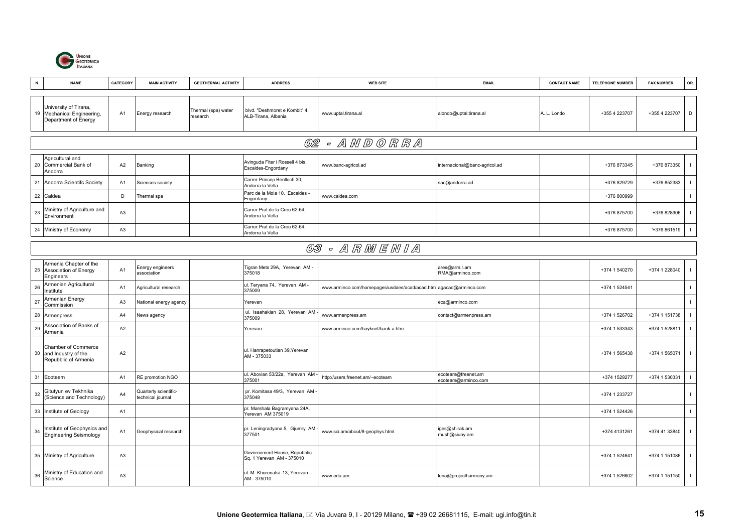| N. | NAME | CATEGORY | MAIN ACTIVITY | GEOTHERMAL ACTIVITY | ADDRESS | WEB SITE | EMAIL | CONTACT NAME | TELEPHONE NUMBER | FAX NUMBER | OR. |
|---|---|---|---|---|---|---|---|---|---|---|---|
| 19 | University of Tirana, Mechanical Engineering, Department of Energy | A1 | Energy research | Thermal (spa) water research | blvd. "Deshmoret e Kombit" 4, ALB-Tirana, Albania | www.uptal.tirana.al | alondo@uptal.tirana.al | A. L. Londo | +355 4 223707 | +355 4 223707 | D |
| | **02 - ANDORRA** | | | | | | | | | | |
| 20 | Agricultural and Commercial Bank of Andorra | A2 | Banking | | Avinguda Fiter i Rossell 4 bis, Escaldes-Engordany | www.banc-agricol.ad | internacional@banc-agricol.ad | | +376 873345 | +376 873350 | I |
| 21 | Andorra Scientifc Society | A1 | Sciences society | | Carrer Princep Benlloch 30, Andorra la Vella | | sac@andorra.ad | | +376 829729 | +376 852383 | I |
| 22 | Caldea | D | Thermal spa | | Parc de la Mola 10, Escaldes - Engordany | www.caldea.com | | | +376 800999 | | I |
| 23 | Ministry of Agriculture and Environment | A3 | | | Carrer Prat de la Creu 62-64, Andorra la Vella | | | | +376 875700 | +376 828906 | I |
| 24 | Ministry of Economy | A3 | | | Carrer Prat de la Creu 62-64, Andorra la Vella | | | | +376 875700 | '+376 861519 | I |
| | **03 - ARMENIA** | | | | | | | | | | |
| 25 | Armenia Chapter of the Association of Energy Engineers | A1 | Energy engineers association | | Tigran Mets 29A, Yerevan AM - 375018 | | ares@arm.r.am RMA@arminco.com | | +374 1 540270 | +374 1 228040 | I |
| 26 | Armenian Agricultural Institute | A1 | Agricultural research | | ul. Teryana 74, Yerevan AM - 375009 | www.arminco.com/homepages/usdaes/acad/acad.htm | agacad@arminco.com | | +374 1 524541 | | I |
| 27 | Armenian Energy Commission | A3 | National energy agency | | Yerevan | | eca@arminco.com | | | | I |
| 28 | Armenpress | A4 | News agency | | ul. Isaahakian 28, Yerevan AM - 375009 | www.armenpress.am | contact@armenpress.am | | +374 1 526702 | +374 1 151738 | I |
| 29 | Association of Banks of Armenia | A2 | | | Yerevan | www.arminco.com/hayknet/bank-a.htm | | | +374 1 533343 | +374 1 528811 | I |
| 30 | Chamber of Commerce and Industry of the Repubblic of Armenia | A2 | | | ul. Hanrapetoutian 39,Yerevan AM - 375033 | | | | +374 1 565438 | +374 1 565071 | I |
| 31 | Ecoteam | A1 | RE promotion NGO | | ul. Abovian 53/22a, Yerevan AM - 375001 | http://users.freenet.am/~ecoteam | ecoteam@freenet.am ecoteam@arminco.com | | +374 1529277 | +374 1 530331 | I |
| 32 | Gitutyun ev Tekhnika (Science and Technology) | A4 | Quarterly scientific-technical journal | | pr. Komitasa 49/3, Yerevan AM - 375048 | | | | +374 1 233727 | | I |
| 33 | Institute of Geology | A1 | | | pr. Marshala Bagramyana 24A, Yerevan AM 375019 | | | | +374 1 524426 | | I |
| 34 | Institute of Geophysics and Engineering Seismology | A1 | Geophysical research | | pr. Leningradyana 5, Gjumry AM - 377501 | www.sci.am/about/8-geophys.html | iges@shirak.am mush@siuny.am | | +374 4131261 | +374 41 33840 | I |
| 35 | Ministry of Agriculture | A3 | | | Governement House, Repubblic Sq. 1 Yerevan AM - 375010 | | | | +374 1 524641 | +374 1 151086 | I |
| 36 | Ministry of Education and Science | A3 | | | ul. M. Khorenatsi 13, Yerevan AM - 375010 | www.edu.am | lena@projectharmony.am | | +374 1 526602 | +374 1 151150 | I |

**Unione Geotermica Italiana**, Via Juvara 9, I - 20129 Milano, ☎ +39 02 26681115, E-mail: ugi.info@tin.it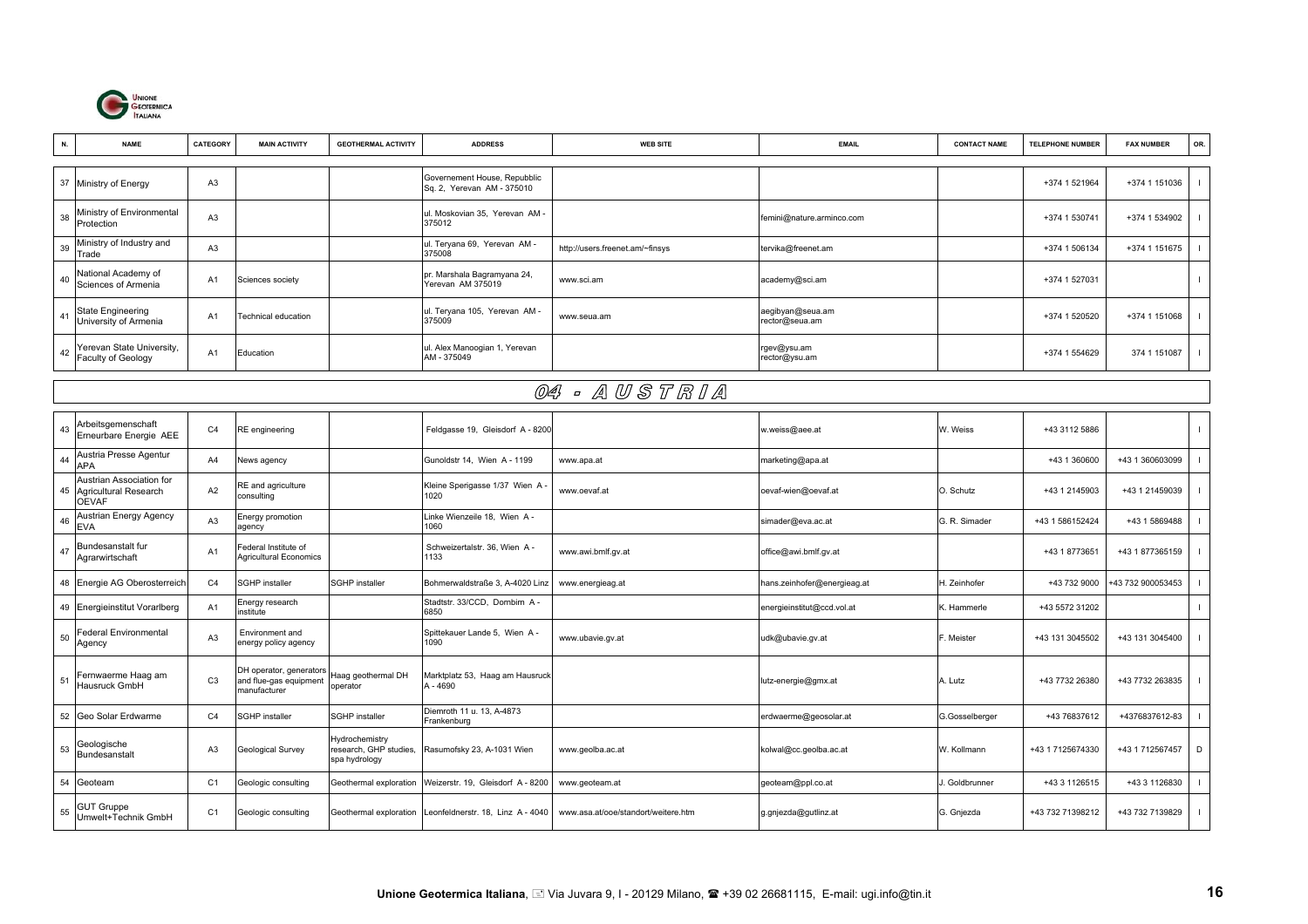| N. | NAME | CATEGORY | MAIN ACTIVITY | GEOTHERMAL ACTIVITY | ADDRESS | WEB SITE | EMAIL | CONTACT NAME | TELEPHONE NUMBER | FAX NUMBER | OR. |
|---|---|---|---|---|---|---|---|---|---|---|---|
| 37 | Ministry of Energy | A3 | | | Governement House, Repubblic Sq. 2, Yerevan AM - 375010 | | | | +374 1 521964 | +374 1 151036 | I |
| 38 | Ministry of Environmental Protection | A3 | | | ul. Moskovian 35, Yerevan AM - 375012 | | femini@nature.arminco.com | | +374 1 530741 | +374 1 534902 | I |
| 39 | Ministry of Industry and Trade | A3 | | | ul. Teryana 69, Yerevan AM - 375008 | http://users.freenet.am/~finsys | tervika@freenet.am | | +374 1 506134 | +374 1 151675 | I |
| 40 | National Academy of Sciences of Armenia | A1 | Sciences society | | pr. Marshala Bagramyana 24, Yerevan AM 375019 | www.sci.am | academy@sci.am | | +374 1 527031 | | I |
| 41 | State Engineering University of Armenia | A1 | Technical education | | ul. Teryana 105, Yerevan AM - 375009 | www.seua.am | aegibyan@seua.am rector@seua.am | | +374 1 520520 | +374 1 151068 | I |
| 42 | Yerevan State University, Faculty of Geology | A1 | Education | | ul. Alex Manoogian 1, Yerevan AM - 375049 | | rgev@ysu.am rector@ysu.am | | +374 1 554629 | 374 1 151087 | I |

## 04 - AUSTRIA

| N. | NAME | CATEGORY | MAIN ACTIVITY | GEOTHERMAL ACTIVITY | ADDRESS | WEB SITE | EMAIL | CONTACT NAME | TELEPHONE NUMBER | FAX NUMBER | OR. |
|---|---|---|---|---|---|---|---|---|---|---|---|
| 43 | Arbeitsgemenschaft Erneurbare Energie AEE | C4 | RE engineering | | Feldgasse 19, Gleisdorf A - 8200 | | w.weiss@aee.at | W. Weiss | +43 3112 5886 | | I |
| 44 | Austria Presse Agentur APA | A4 | News agency | | Gunoldstr 14, Wien A - 1199 | www.apa.at | marketing@apa.at | | +43 1 360600 | +43 1 360603099 | I |
| 45 | Austrian Association for Agricultural Research OEVAF | A2 | RE and agriculture consulting | | Kleine Sperigasse 1/37 Wien A - 1020 | www.oevaf.at | oevaf-wien@oevaf.at | O. Schutz | +43 1 2145903 | +43 1 21459039 | I |
| 46 | Austrian Energy Agency EVA | A3 | Energy promotion agency | | Linke Wienzeile 18, Wien A - 1060 | | simader@eva.ac.at | G. R. Simader | +43 1 586152424 | +43 1 5869488 | I |
| 47 | Bundesanstalt fur Agrarwirtschaft | A1 | Federal Institute of Agricultural Economics | | Schweizertalstr. 36, Wien A - 1133 | www.awi.bmlf.gv.at | office@awi.bmlf.gv.at | | +43 1 8773651 | +43 1 877365159 | I |
| 48 | Energie AG Oberosterreich | C4 | SGHP installer | SGHP installer | Bohmerwaldstraße 3, A-4020 Linz | www.energieag.at | hans.zeinhofer@energieag.at | H. Zeinhofer | +43 732 9000 | +43 732 900053453 | I |
| 49 | Energieinstitut Vorarlberg | A1 | Energy research institute | | Stadtstr. 33/CCD, Dornbirn A - 6850 | | energieinstitut@ccd.vol.at | K. Hammerle | +43 5572 31202 | | I |
| 50 | Federal Environmental Agency | A3 | Environment and energy policy agency | | Spittekauer Lande 5, Wien A - 1090 | www.ubavie.gv.at | udk@ubavie.gv.at | F. Meister | +43 131 3045502 | +43 131 3045400 | I |
| 51 | Fernwaerme Haag am Hausruck GmbH | C3 | DH operator, generators and flue-gas equipment manufacturer | Haag geothermal DH operator | Marktplatz 53, Haag am Hausruck A - 4690 | | lutz-energie@gmx.at | A. Lutz | +43 7732 26380 | +43 7732 263835 | I |
| 52 | Geo Solar Erdwarme | C4 | SGHP installer | SGHP installer | Diemroth 11 u. 13, A-4873 Frankenburg | | erdwaerme@geosolar.at | G.Gosselberger | +43 76837612 | +4376837612-83 | I |
| 53 | Geologische Bundesanstalt | A3 | Geological Survey | Hydrochemistry research, GHP studies, spa hydrology | Rasumofsky 23, A-1031 Wien | www.geolba.ac.at | kolwal@cc.geolba.ac.at | W. Kollmann | +43 1 7125674330 | +43 1 712567457 | D |
| 54 | Geoteam | C1 | Geologic consulting | Geothermal exploration | Weizerstr. 19, Gleisdorf A - 8200 | www.geoteam.at | geoteam@ppl.co.at | J. Goldbrunner | +43 3 1126515 | +43 3 1126830 | I |
| 55 | GUT Gruppe Umwelt+Technik GmbH | C1 | Geologic consulting | Geothermal exploration | Leonfeldnerstr. 18, Linz A - 4040 | www.asa.at/ooe/standort/weitere.htm | g.gnjezda@gutlinz.at | G. Gnjezda | +43 732 71398212 | +43 732 7139829 | I |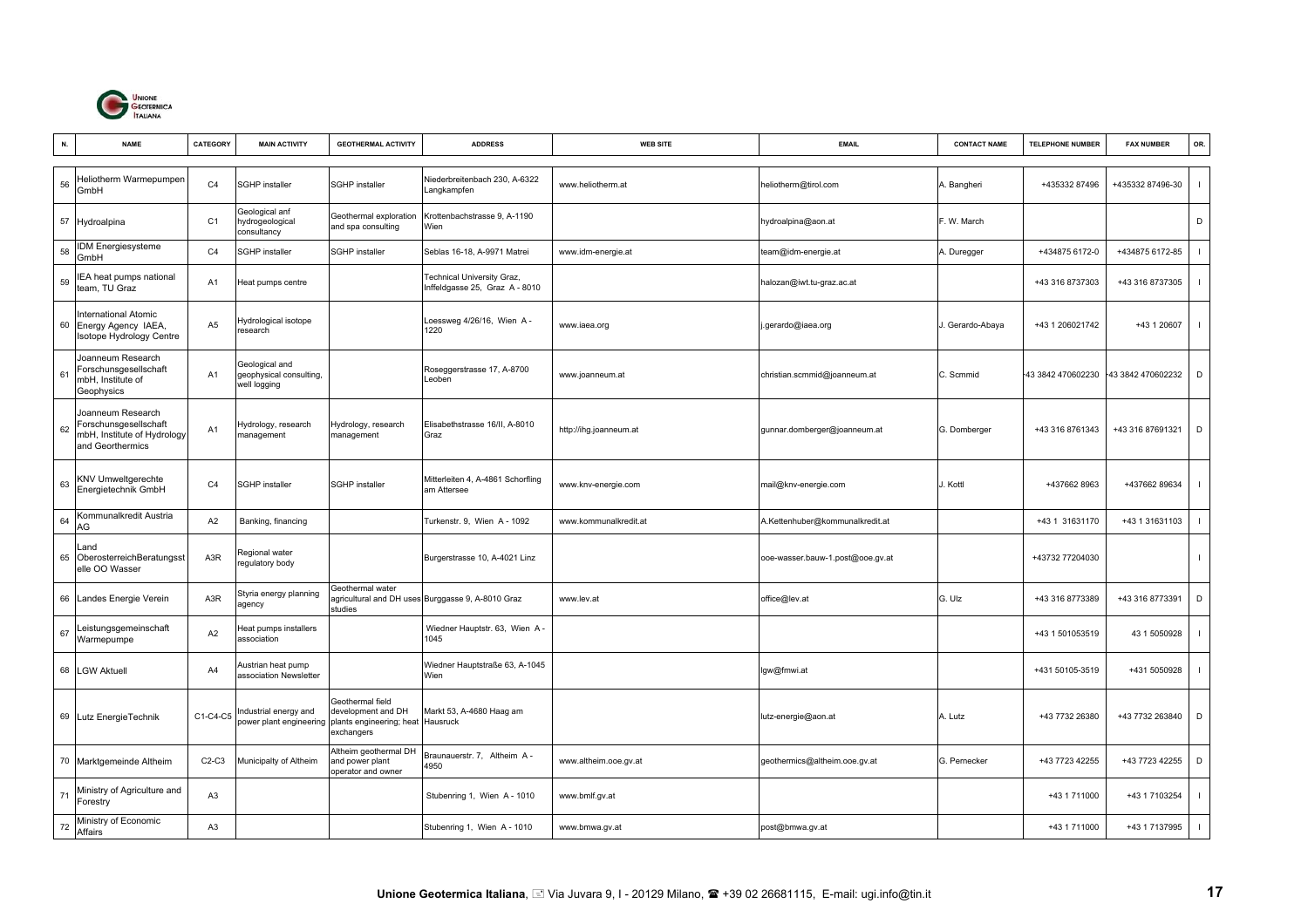| N. | NAME | CATEGORY | MAIN ACTIVITY | GEOTHERMAL ACTIVITY | ADDRESS | WEB SITE | EMAIL | CONTACT NAME | TELEPHONE NUMBER | FAX NUMBER | OR. |
|---|---|---|---|---|---|---|---|---|---|---|---|
| 56 | Heliotherm Warmepumpen GmbH | C4 | SGHP installer | SGHP installer | Niederbreitenbach 230, A-6322 Langkampfen | www.heliotherm.at | heliotherm@tirol.com | A. Bangheri | +435332 87496 | +435332 87496-30 | I |
| 57 | Hydroalpina | C1 | Geological anf hydrogeological consultancy | Geothermal exploration and spa consulting | Krottenbachstrasse 9, A-1190 Wien | | hydroalpina@aon.at | F. W. March | | | D |
| 58 | IDM Energiesysteme GmbH | C4 | SGHP installer | SGHP installer | Seblas 16-18, A-9971 Matrei | www.idm-energie.at | team@idm-energie.at | A. Duregger | +434875 6172-0 | +434875 6172-85 | I |
| 59 | IEA heat pumps national team, TU Graz | A1 | Heat pumps centre | | Technical University Graz, Inffeldgasse 25, Graz A - 8010 | | halozan@iwt.tu-graz.ac.at | | +43 316 8737303 | +43 316 8737305 | I |
| 60 | International Atomic Energy Agency IAEA, Isotope Hydrology Centre | A5 | Hydrological isotope research | | Loessweg 4/26/16, Wien A - 1220 | www.iaea.org | j.gerardo@iaea.org | J. Gerardo-Abaya | +43 1 206021742 | +43 1 20607 | I |
| 61 | Joanneum Research Forschungsgesellschaft mbH, Institute of Geophysics | A1 | Geological and geophysical consulting, well logging | | Roseggerstrasse 17, A-8700 Leoben | www.joanneum.at | christian.scmmid@joanneum.at | C. Scmmid | -43 3842 470602230 | -43 3842 470602232 | D |
| 62 | Joanneum Research Forschungsgesellschaft mbH, Institute of Hydrology and Georthermics | A1 | Hydrology, research management | Hydrology, research management | Elisabethstrasse 16/II, A-8010 Graz | http://ihg.joanneum.at | gunnar.domberger@joanneum.at | G. Domberger | +43 316 8761343 | +43 316 87691321 | D |
| 63 | KNV Umweltgerechte Energietechnik GmbH | C4 | SGHP installer | SGHP installer | Mitterleiten 4, A-4861 Schorfling am Attersee | www.knv-energie.com | mail@knv-energie.com | J. Kottl | +437662 8963 | +437662 89634 | I |
| 64 | Kommunalkredit Austria AG | A2 | Banking, financing | | Turkenstr. 9, Wien A - 1092 | www.kommunalkredit.at | A.Kettenhuber@kommunalkredit.at | | +43 1 31631170 | +43 1 31631103 | I |
| 65 | Land OberosterreichBeratungsstelle OO Wasser | A3R | Regional water regulatory body | | Burgerstrasse 10, A-4021 Linz | | ooe-wasser.bauw-1.post@ooe.gv.at | | +43732 77204030 | | I |
| 66 | Landes Energie Verein | A3R | Styria energy planning agency | Geothermal water agricultural and DH uses studies | Burggasse 9, A-8010 Graz | www.lev.at | office@lev.at | G. Ulz | +43 316 8773389 | +43 316 8773391 | D |
| 67 | Leistungsgemeinschaft Warmepumpe | A2 | Heat pumps installers association | | Wiedner Hauptstr. 63, Wien A - 1045 | | | | +43 1 501053519 | 43 1 5050928 | I |
| 68 | LGW Aktuell | A4 | Austrian heat pump association Newsletter | | Wiedner Hauptstraße 63, A-1045 Wien | | lgw@fmwi.at | | +431 50105-3519 | +431 5050928 | I |
| 69 | Lutz EnergieTechnik | C1-C4-C5 | Industrial energy and power plant engineering | Geothermal field development and DH plants engineering; heat exchangers | Markt 53, A-4680 Haag am Hausruck | | lutz-energie@aon.at | A. Lutz | +43 7732 26380 | +43 7732 263840 | D |
| 70 | Marktgemeinde Altheim | C2-C3 | Municipalty of Altheim | Altheim geothermal DH and power plant operator and owner | Braunauerstr. 7, Altheim A - 4950 | www.altheim.ooe.gv.at | geothermics@altheim.ooe.gv.at | G. Pernecker | +43 7723 42255 | +43 7723 42255 | D |
| 71 | Ministry of Agriculture and Forestry | A3 | | | Stubenring 1, Wien A - 1010 | www.bmlf.gv.at | | | +43 1 711000 | +43 1 7103254 | I |
| 72 | Ministry of Economic Affairs | A3 | | | Stubenring 1, Wien A - 1010 | www.bmwa.gv.at | post@bmwa.gv.at | | +43 1 711000 | +43 1 7137995 | I |

**Unione Geotermica Italiana**, Via Juvara 9, I - 20129 Milano, +39 02 26681115, E-mail: ugi.info@tin.it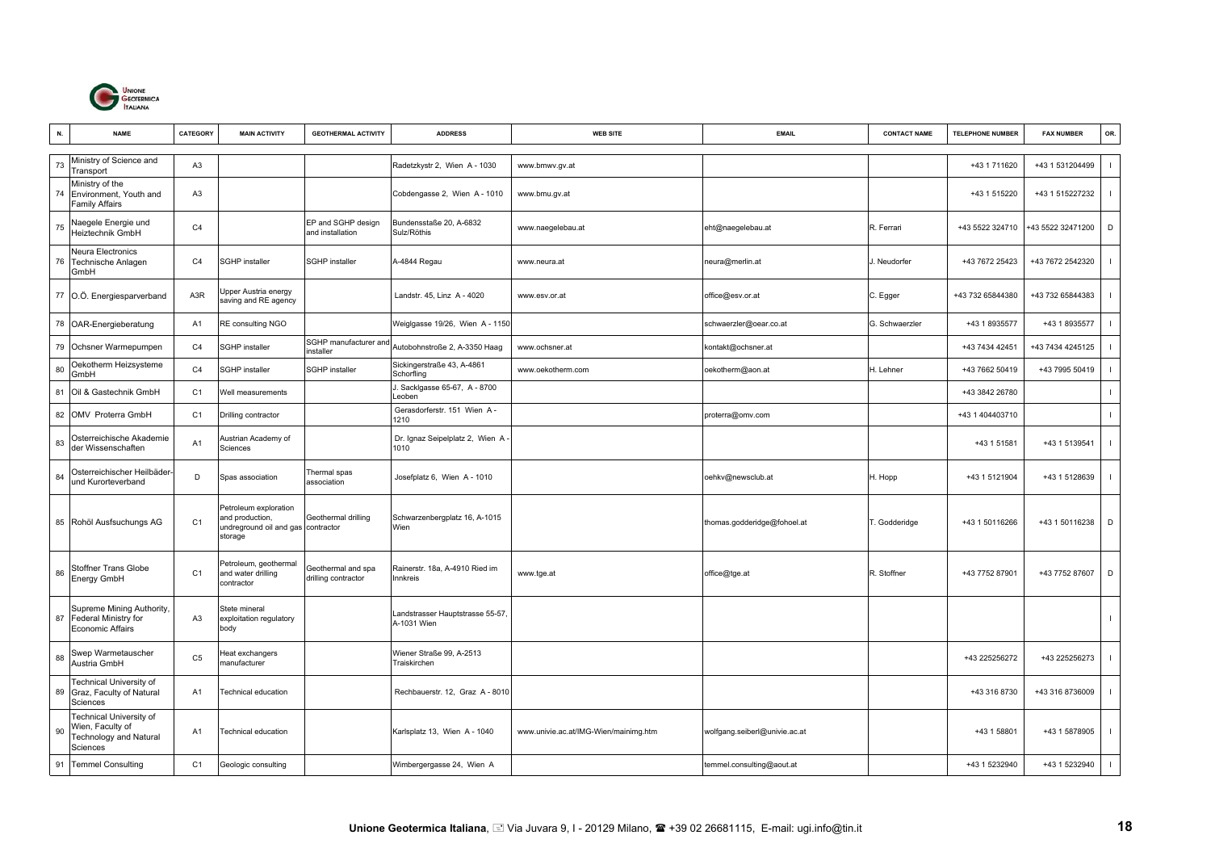| N. | NAME | CATEGORY | MAIN ACTIVITY | GEOTHERMAL ACTIVITY | ADDRESS | WEB SITE | EMAIL | CONTACT NAME | TELEPHONE NUMBER | FAX NUMBER | OR. |
|---|---|---|---|---|---|---|---|---|---|---|---|
| 73 | Ministry of Science and Transport | A3 | | | Radetzkystr 2, Wien A - 1030 | www.bmwv.gv.at | | | +43 1 711620 | +43 1 531204499 | I |
| 74 | Ministry of the Environment, Youth and Family Affairs | A3 | | | Cobdengasse 2, Wien A - 1010 | www.bmu.gv.at | | | +43 1 515220 | +43 1 515227232 | I |
| 75 | Naegele Energie und Heiztechnik GmbH | C4 | | EP and SGHP design and installation | Bundensstaße 20, A-6832 Sulz/Röthis | www.naegelebau.at | eht@naegelebau.at | R. Ferrari | +43 5522 324710 | +43 5522 32471200 | D |
| 76 | Neura Electronics Technische Anlagen GmbH | C4 | SGHP installer | SGHP installer | A-4844 Regau | www.neura.at | neura@merlin.at | J. Neudorfer | +43 7672 25423 | +43 7672 2542320 | I |
| 77 | O.Ö. Energiesparverband | A3R | Upper Austria energy saving and RE agency | | Landstr. 45, Linz A - 4020 | www.esv.or.at | office@esv.or.at | C. Egger | +43 732 65844380 | +43 732 65844383 | I |
| 78 | OAR-Energieberatung | A1 | RE consulting NGO | | Weiglgasse 19/26, Wien A - 1150 | | schwaerzler@oear.co.at | G. Schwaerzler | +43 1 8935577 | +43 1 8935577 | I |
| 79 | Ochsner Warmepumpen | C4 | SGHP installer | SGHP manufacturer and installer | Autobohnstroße 2, A-3350 Haag | www.ochsner.at | kontakt@ochsner.at | | +43 7434 42451 | +43 7434 4245125 | I |
| 80 | Oekotherm Heizsysteme GmbH | C4 | SGHP installer | SGHP installer | Sickingerstraße 43, A-4861 Schorfling | www.oekotherm.com | oekotherm@aon.at | H. Lehner | +43 7662 50419 | +43 7995 50419 | I |
| 81 | Oil & Gastechnik GmbH | C1 | Well measurements | | J. Sacklgasse 65-67, A - 8700 Leoben | | | | +43 3842 26780 | | I |
| 82 | OMV Proterra GmbH | C1 | Drilling contractor | | Gerasdorferstr. 151 Wien A - 1210 | | proterra@omv.com | | +43 1 404403710 | | I |
| 83 | Osterreichische Akademie der Wissenschaften | A1 | Austrian Academy of Sciences | | Dr. Ignaz Seipelplatz 2, Wien A - 1010 | | | | +43 1 51581 | +43 1 5139541 | I |
| 84 | Osterreichischer Heilbäder- und Kurorteverband | D | Spas association | Thermal spas association | Josefplatz 6, Wien A - 1010 | | oehkv@newsclub.at | H. Hopp | +43 1 5121904 | +43 1 5128639 | I |
| 85 | Rohöl Ausfsuchungs AG | C1 | Petroleum exploration and production, undreground oil and gas storage | Geothermal drilling contractor | Schwarzenbergplatz 16, A-1015 Wien | | thomas.godderidge@fohoel.at | T. Godderidge | +43 1 50116266 | +43 1 50116238 | D |
| 86 | Stoffner Trans Globe Energy GmbH | C1 | Petroleum, geothermal and water drilling contractor | Geothermal and spa drilling contractor | Rainerstr. 18a, A-4910 Ried im Innkreis | www.tge.at | office@tge.at | R. Stoffner | +43 7752 87901 | +43 7752 87607 | D |
| 87 | Supreme Mining Authority, Federal Ministry for Economic Affairs | A3 | Stete mineral exploitation regulatory body | | Landstrasser Hauptstrasse 55-57, A-1031 Wien | | | | | | I |
| 88 | Swep Warmetauscher Austria GmbH | C5 | Heat exchangers manufacturer | | Wiener Straße 99, A-2513 Traiskirchen | | | | +43 225256272 | +43 225256273 | I |
| 89 | Technical University of Graz, Faculty of Natural Sciences | A1 | Technical education | | Rechbauerstr. 12, Graz A - 8010 | | | | +43 316 8730 | +43 316 8736009 | I |
| 90 | Technical University of Wien, Faculty of Technology and Natural Sciences | A1 | Technical education | | Karlsplatz 13, Wien A - 1040 | www.univie.ac.at/IMG-Wien/mainimg.htm | wolfgang.seiberl@univie.ac.at | | +43 1 58801 | +43 1 5878905 | I |
| 91 | Temmel Consulting | C1 | Geologic consulting | | Wimbergergasse 24, Wien A | | temmel.consulting@aout.at | | +43 1 5232940 | +43 1 5232940 | I |

**Unione Geotermica Italiana**, Via Juvara 9, I - 20129 Milano, ☎ +39 02 26681115, E-mail: ugi.info@tin.it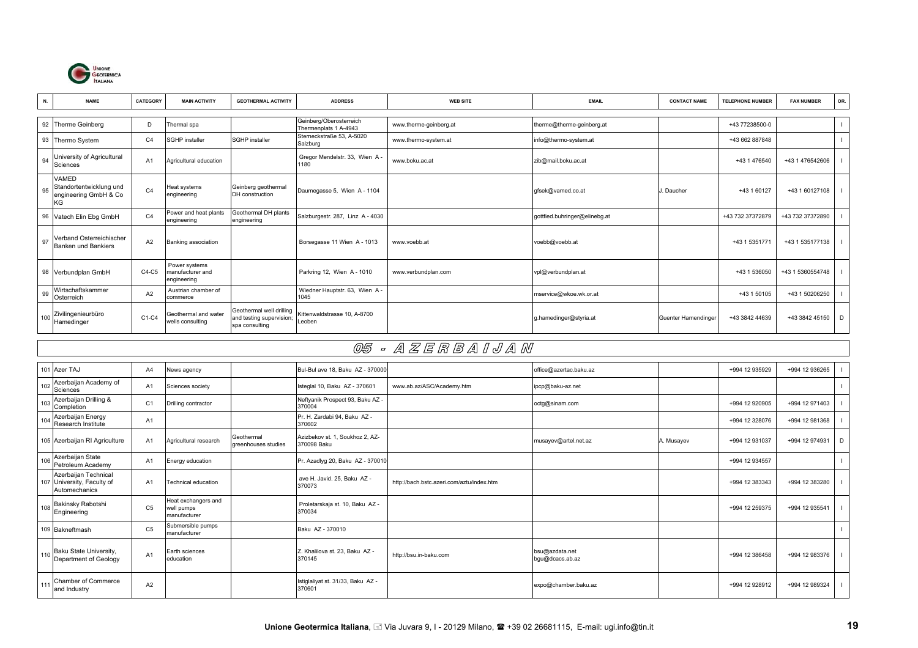| N. | NAME | CATEGORY | MAIN ACTIVITY | GEOTHERMAL ACTIVITY | ADDRESS | WEB SITE | EMAIL | CONTACT NAME | TELEPHONE NUMBER | FAX NUMBER | OR. |
|---|---|---|---|---|---|---|---|---|---|---|---|
| 92 | Therme Geinberg | D | Thermal spa | | Geinberg/Oberosterreich Thermenplats 1 A-4943 | www.therme-geinberg.at | therme@therme-geinberg.at | | +43 77238500-0 | | I |
| 93 | Thermo System | C4 | SGHP installer | SGHP installer | Sterneckstraße 53, A-5020 Salzburg | www.thermo-system.at | info@thermo-system.at | | +43 662 887848 | | I |
| 94 | University of Agricultural Sciences | A1 | Agricultural education | | Gregor Mendelstr. 33, Wien A - 1180 | www.boku.ac.at | zib@mail.boku.ac.at | | +43 1 476540 | +43 1 476542606 | I |
| 95 | VAMED Standortentwicklung und engineering GmbH & Co KG | C4 | Heat systems engineering | Geinberg geothermal DH construction | Daumegasse 5, Wien A - 1104 | | gfsek@vamed.co.at | J. Daucher | +43 1 60127 | +43 1 60127108 | I |
| 96 | Vatech Elin Ebg GmbH | C4 | Power and heat plants engineering | Geothermal DH plants engineering | Salzburgestr. 287, Linz A - 4030 | | gottfied.buhringer@elinebg.at | | +43 732 37372879 | +43 732 37372890 | I |
| 97 | Verband Osterreichischer Banken und Bankiers | A2 | Banking association | | Borsegasse 11 Wien A - 1013 | www.voebb.at | voebb@voebb.at | | +43 1 5351771 | +43 1 535177138 | I |
| 98 | Verbundplan GmbH | C4-C5 | Power systems manufacturer and engineering | | Parkring 12, Wien A - 1010 | www.verbundplan.com | vpl@verbundplan.at | | +43 1 536050 | +43 1 5360554748 | I |
| 99 | Wirtschaftskammer Osterreich | A2 | Austrian chamber of commerce | | Wiedner Hauptstr. 63, Wien A - 1045 | | mservice@wkoe.wk.or.at | | +43 1 50105 | +43 1 50206250 | I |
| 100 | Zivilingenieurbüro Hamedinger | C1-C4 | Geothermal and water wells consulting | Geothermal well drilling and testing supervision; spa consulting | Kittenwaldstrasse 10, A-8700 Leoben | | g.hamedinger@styria.at | Guenter Hamendinger | +43 3842 44639 | +43 3842 45150 | D |

## 05 - A Z E R B A I J A N

| N. | NAME | CATEGORY | MAIN ACTIVITY | GEOTHERMAL ACTIVITY | ADDRESS | WEB SITE | EMAIL | CONTACT NAME | TELEPHONE NUMBER | FAX NUMBER | OR. |
|---|---|---|---|---|---|---|---|---|---|---|---|
| 101 | Azer TAJ | A4 | News agency | | Bul-Bul ave 18, Baku AZ - 370000 | | office@azertac.baku.az | | +994 12 935929 | +994 12 936265 | I |
| 102 | Azerbaijan Academy of Sciences | A1 | Sciences society | | Isteglal 10, Baku AZ - 370601 | www.ab.az/ASC/Academy.htm | ipcp@baku-az.net | | | | I |
| 103 | Azerbaijan Drilling & Completion | C1 | Drilling contractor | | Neftyanik Prospect 93, Baku AZ - 370004 | | octg@sinam.com | | +994 12 920905 | +994 12 971403 | I |
| 104 | Azerbaijan Energy Research Institute | A1 | | | Pr. H. Zardabi 94, Baku AZ - 370602 | | | | +994 12 328076 | +994 12 981368 | I |
| 105 | Azerbaijan RI Agriculture | A1 | Agricultural research | Geothermal greenhouses studies | Azizbekov st. 1, Soukhoz 2, AZ-370098 Baku | | musayev@artel.net.az | A. Musayev | +994 12 931037 | +994 12 974931 | D |
| 106 | Azerbaijan State Petroleum Academy | A1 | Energy education | | Pr. Azadlyg 20, Baku AZ - 370010 | | | | +994 12 934557 | | I |
| 107 | Azerbaijan Technical University, Faculty of Automechanics | A1 | Technical education | | ave H. Javid. 25, Baku AZ - 370073 | http://bach.bstc.azeri.com/aztu/index.htm | | | +994 12 383343 | +994 12 383280 | I |
| 108 | Bakinsky Rabotshi Engineering | C5 | Heat exchangers and well pumps manufacturer | | Proletarskaja st. 10, Baku AZ - 370034 | | | | +994 12 259375 | +994 12 935541 | I |
| 109 | Bakneftmash | C5 | Submersible pumps manufacturer | | Baku AZ - 370010 | | | | | | I |
| 110 | Baku State University, Department of Geology | A1 | Earth sciences education | | Z. Khalilova st. 23, Baku AZ - 370145 | http://bsu.in-baku.com | bsu@azdata.net bgu@dcacs.ab.az | | +994 12 386458 | +994 12 983376 | I |
| 111 | Chamber of Commerce and Industry | A2 | | | Istiglaliyat st. 31/33, Baku AZ - 370601 | | expo@chamber.baku.az | | +994 12 928912 | +994 12 989324 | I |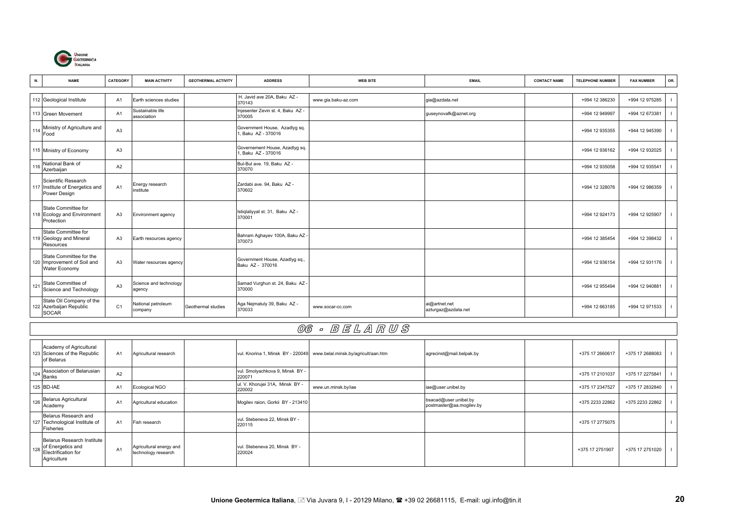| N. | NAME | CATEGORY | MAIN ACTIVITY | GEOTHERMAL ACTIVITY | ADDRESS | WEB SITE | EMAIL | CONTACT NAME | TELEPHONE NUMBER | FAX NUMBER | OR. |
|---|---|---|---|---|---|---|---|---|---|---|---|
| 112 | Geological Institute | A1 | Earth sciences studies | | H. Javid ave 20A, Baku AZ - 370143 | www.gia.baku-az.com | gia@azdata.net | | +994 12 386230 | +994 12 975285 | I |
| 113 | Green Movement | A1 | Sustainable life association | | Injesenter Zevin st. 4, Baku AZ - 370005 | | guseynovafk@aznet.org | | +994 12 949997 | +994 12 673381 | I |
| 114 | Ministry of Agriculture and Food | A3 | | | Government House, Azadlyg sq. 1, Baku AZ - 370016 | | | | +994 12 935355 | +944 12 945390 | I |
| 115 | Ministry of Economy | A3 | | | Governement House, Azadlyg sq. 1, Baku AZ - 370016 | | | | +994 12 936162 | +994 12 932025 | I |
| 116 | National Bank of Azerbaijan | A2 | | | Bul-Bul ave. 19, Baku AZ - 370070 | | | | +994 12 935058 | +994 12 935541 | I |
| 117 | Scientific Research Institute of Energetics and Power Design | A1 | Energy research institute | | Zardabi ave. 94, Baku AZ - 370602 | | | | +994 12 328076 | +994 12 986359 | I |
| 118 | State Committee for Ecology and Environment Protection | A3 | Environment agency | | Istiqlaliyyat st. 31, Baku AZ - 370001 | | | | +994 12 924173 | +994 12 925907 | I |
| 119 | State Committee for Geology and Mineral Resources | A3 | Earth resources agency | | Bahram Aghayev 100A, Baku AZ - 370073 | | | | +994 12 385454 | +994 12 398432 | I |
| 120 | State Committee for the Improvement of Soil and Water Economy | A3 | Water resources agency | | Government House, Azadlyg sq., Baku AZ - 370016 | | | | +994 12 936154 | +994 12 931176 | I |
| 121 | State Committee of Science and Technology | A3 | Science and technology agency | | Samad Vurghun st. 24, Baku AZ - 370000 | | | | +994 12 955494 | +994 12 940881 | I |
| 122 | State Oil Company of the Azerbaijan Republic SOCAR | C1 | National petroleum company | Geothermal studies | Aga Nejmatuly 39, Baku AZ - 370033 | www.socar-cc.com | ai@artnet.net azturgaz@azdata.net | | +994 12 663185 | +994 12 971533 | I |

## 06 - BELARUS

| N. | NAME | CATEGORY | MAIN ACTIVITY | GEOTHERMAL ACTIVITY | ADDRESS | WEB SITE | EMAIL | CONTACT NAME | TELEPHONE NUMBER | FAX NUMBER | OR. |
|---|---|---|---|---|---|---|---|---|---|---|---|
| 123 | Academy of Agricultural Sciences of the Republic of Belarus | A1 | Agricultural research | | vul. Knorina 1, Minsk BY - 220049 | www.belal.minsk.by/agricult/aan.htm | agrecinst@mail.belpak.by | | +375 17 2660617 | +375 17 2688083 | I |
| 124 | Association of Belarusian Banks | A2 | | | vul. Smolyachkova 9, Minsk BY - 220071 | | | | +375 17 2101037 | +375 17 2275841 | I |
| 125 | BD-IAE | A1 | Ecological NGO | . | ul. V. Khorujei 31A, Minsk BY - 220002 | www.un.minsk.by/iae | iae@user.unibel.by | | +375 17 2347527 | +375 17 2832840 | I |
| 126 | Belarus Agricultural Academy | A1 | Agricultural education | | Mogilev raion, Gorkii BY - 213410 | | bsacad@user.unibel.by postmaster@aa.mogilev.by | | +375 2233 22862 | +375 2233 22862 | I |
| 127 | Belarus Research and Technological Institute of Fisheries | A1 | Fish research | | vul. Stebeneva 22, Minsk BY - 220115 | | | | +375 17 2775075 | | I |
| 128 | Belarus Research Institute of Energetics and Electrification for Agriculture | A1 | Agricultural energy and technology research | | vul. Stebeneva 20, Minsk BY - 220024 | | | | +375 17 2751907 | +375 17 2751020 | I |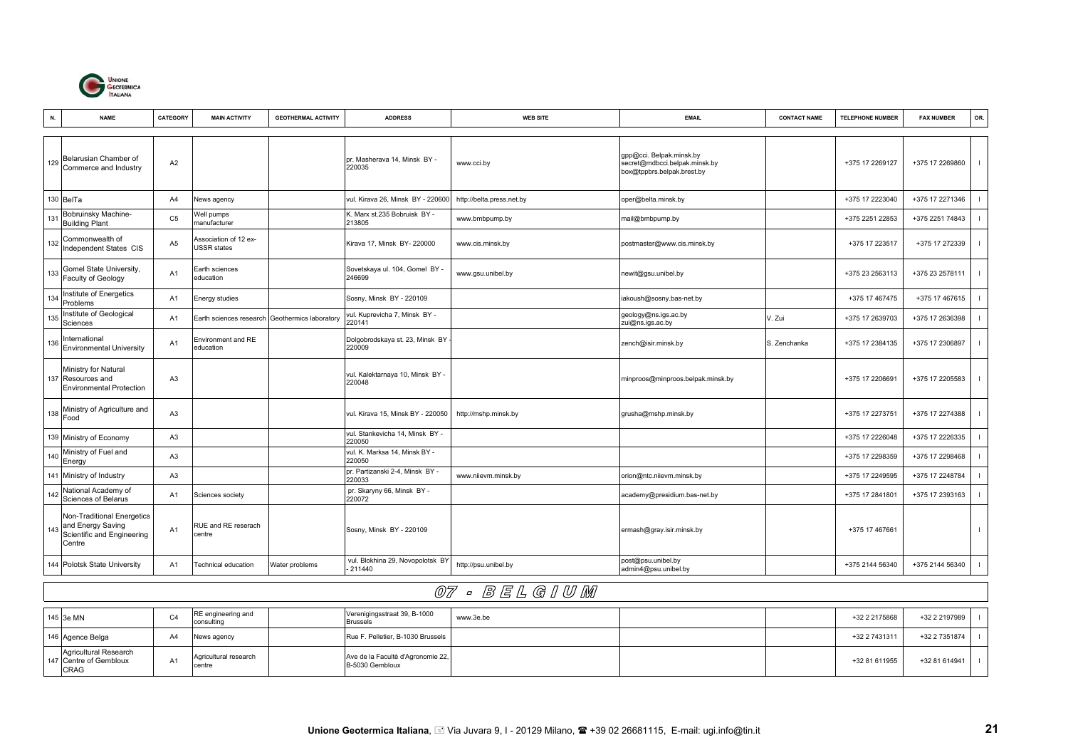| N. | NAME | CATEGORY | MAIN ACTIVITY | GEOTHERMAL ACTIVITY | ADDRESS | WEB SITE | EMAIL | CONTACT NAME | TELEPHONE NUMBER | FAX NUMBER | OR. |
|---|---|---|---|---|---|---|---|---|---|---|---|
| 129 | Belarusian Chamber of Commerce and Industry | A2 | | | pr. Masherava 14, Minsk BY - 220035 | www.cci.by | gpp@cci. Belpak.minsk.by secret@mdbcci.belpak.minsk.by box@tppbrs.belpak.brest.by | | +375 17 2269127 | +375 17 2269860 | I |
| 130 | BelTa | A4 | News agency | | vul. Kirava 26, Minsk BY - 220600 | http://belta.press.net.by | oper@belta.minsk.by | | +375 17 2223040 | +375 17 2271346 | I |
| 131 | Bobruinsky Machine-Building Plant | C5 | Well pumps manufacturer | | K. Marx st.235 Bobruisk BY - 213805 | www.bmbpump.by | mail@bmbpump.by | | +375 2251 22853 | +375 2251 74843 | I |
| 132 | Commonwealth of Independent States CIS | A5 | Association of 12 ex-USSR states | | Kirava 17, Minsk BY- 220000 | www.cis.minsk.by | postmaster@www.cis.minsk.by | | +375 17 223517 | +375 17 272339 | I |
| 133 | Gomel State University, Faculty of Geology | A1 | Earth sciences education | | Sovetskaya ul. 104, Gomel BY - 246699 | www.gsu.unibel.by | newit@gsu.unibel.by | | +375 23 2563113 | +375 23 2578111 | I |
| 134 | Institute of Energetics Problems | A1 | Energy studies | | Sosny, Minsk BY - 220109 | | iakoush@sosny.bas-net.by | | +375 17 467475 | +375 17 467615 | I |
| 135 | Institute of Geological Sciences | A1 | Earth sciences research | Geothermics laboratory | vul. Kuprevicha 7, Minsk BY - 220141 | | geology@ns.igs.ac.by zui@ns.igs.ac.by | V. Zui | +375 17 2639703 | +375 17 2636398 | I |
| 136 | International Environmental University | A1 | Environment and RE education | | Dolgobrodskaya st. 23, Minsk BY - 220009 | | zench@isir.minsk.by | S. Zenchanka | +375 17 2384135 | +375 17 2306897 | I |
| 137 | Ministry for Natural Resources and Environmental Protection | A3 | | | vul. Kalektarnaya 10, Minsk BY - 220048 | | minproos@minproos.belpak.minsk.by | | +375 17 2206691 | +375 17 2205583 | I |
| 138 | Ministry of Agriculture and Food | A3 | | | vul. Kirava 15, Minsk BY - 220050 | http://mshp.minsk.by | grusha@mshp.minsk.by | | +375 17 2273751 | +375 17 2274388 | I |
| 139 | Ministry of Economy | A3 | | | vul. Stankevicha 14, Minsk BY - 220050 | | | | +375 17 2226048 | +375 17 2226335 | I |
| 140 | Ministry of Fuel and Energy | A3 | | | vul. K. Marksa 14, Minsk BY - 220050 | | | | +375 17 2298359 | +375 17 2298468 | I |
| 141 | Ministry of Industry | A3 | | | pr. Partizanski 2-4, Minsk BY - 220033 | www.niievm.minsk.by | orion@ntc.niievm.minsk.by | | +375 17 2249595 | +375 17 2248784 | I |
| 142 | National Academy of Sciences of Belarus | A1 | Sciences society | | pr. Skaryny 66, Minsk BY - 220072 | | academy@presidium.bas-net.by | | +375 17 2841801 | +375 17 2393163 | I |
| 143 | Non-Traditional Energetics and Energy Saving Scientific and Engineering Centre | A1 | RUE and RE reserach centre | | Sosny, Minsk BY - 220109 | | ermash@gray.isir.minsk.by | | +375 17 467661 | | I |
| 144 | Polotsk State University | A1 | Technical education | Water problems | vul. Blokhina 29, Novopolotsk BY - 211440 | http://psu.unibel.by | post@psu.unibel.by admin4@psu.unibel.by | | +375 2144 56340 | +375 2144 56340 | I |

## 07 - BELGIUM

| N. | NAME | CATEGORY | MAIN ACTIVITY | GEOTHERMAL ACTIVITY | ADDRESS | WEB SITE | EMAIL | CONTACT NAME | TELEPHONE NUMBER | FAX NUMBER | OR. |
|---|---|---|---|---|---|---|---|---|---|---|---|
| 145 | 3e MN | C4 | RE engineering and consulting | | Verenigingsstraat 39, B-1000 Brussels | www.3e.be | | | +32 2 2175868 | +32 2 2197989 | I |
| 146 | Agence Belga | A4 | News agency | | Rue F. Pelletier, B-1030 Brussels | | | | +32 2 7431311 | +32 2 7351874 | I |
| 147 | Agricultural Research Centre of Gembloux CRAG | A1 | Agricultural research centre | | Ave de la Facultè d'Agronomie 22, B-5030 Gembloux | | | | +32 81 611955 | +32 81 614941 | I |

**Unione Geotermica Italiana**, Via Juvara 9, I - 20129 Milano, ☎ +39 02 26681115, E-mail: ugi.info@tin.it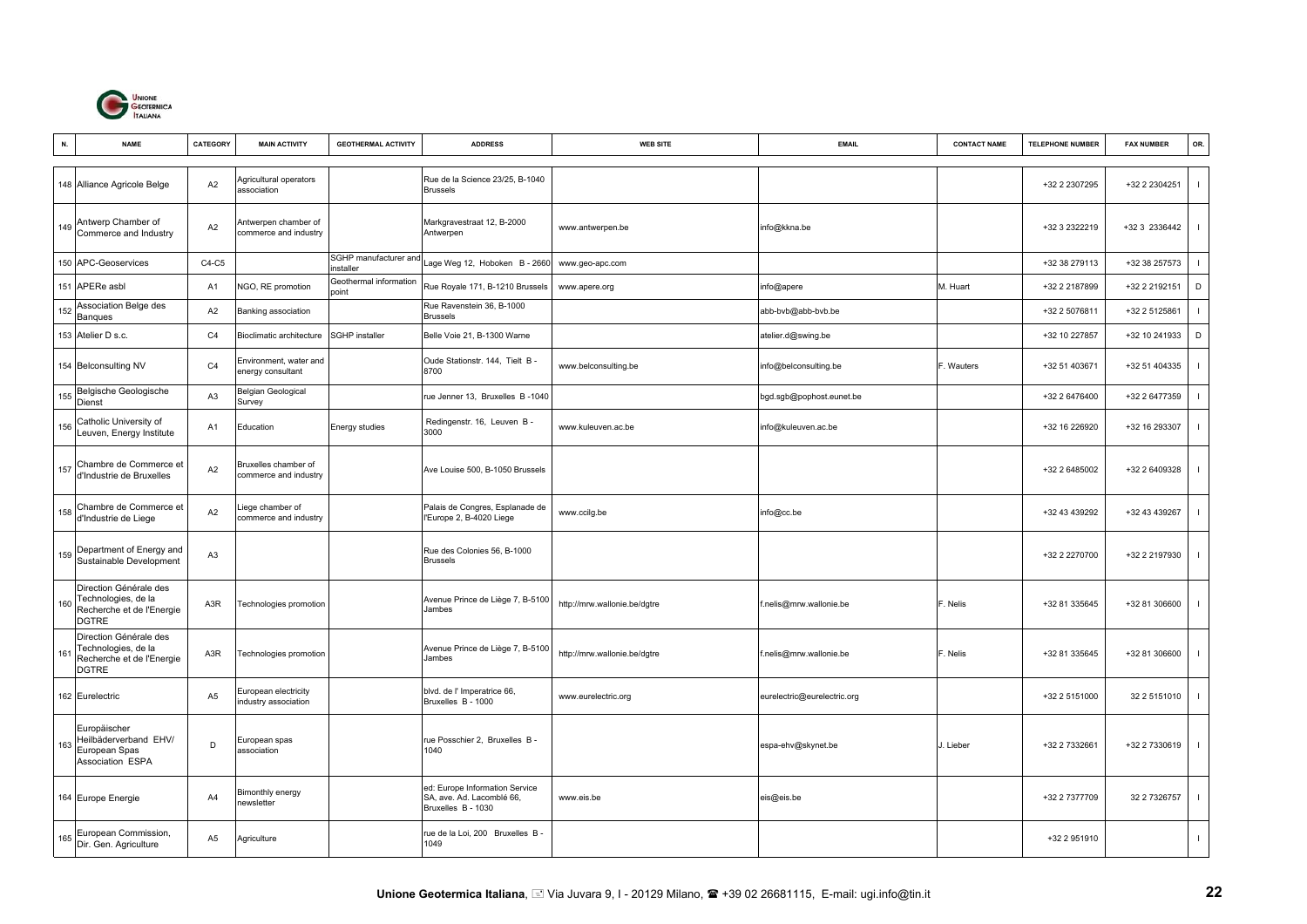| N. | NAME | CATEGORY | MAIN ACTIVITY | GEOTHERMAL ACTIVITY | ADDRESS | WEB SITE | EMAIL | CONTACT NAME | TELEPHONE NUMBER | FAX NUMBER | OR. |
|---|---|---|---|---|---|---|---|---|---|---|---|
| 148 | Alliance Agricole Belge | A2 | Agricultural operators association | | Rue de la Science 23/25, B-1040 Brussels | | | | +32 2 2307295 | +32 2 2304251 | I |
| 149 | Antwerp Chamber of Commerce and Industry | A2 | Antwerpen chamber of commerce and industry | | Markgravestraat 12, B-2000 Antwerpen | www.antwerpen.be | info@kkna.be | | +32 3 2322219 | +32 3 2336442 | I |
| 150 | APC-Geoservices | C4-C5 | | SGHP manufacturer and installer | Lage Weg 12, Hoboken B - 2660 | www.geo-apc.com | | | +32 38 279113 | +32 38 257573 | I |
| 151 | APERe asbl | A1 | NGO, RE promotion | Geothermal information point | Rue Royale 171, B-1210 Brussels | www.apere.org | info@apere | M. Huart | +32 2 2187899 | +32 2 2192151 | D |
| 152 | Association Belge des Banques | A2 | Banking association | | Rue Ravenstein 36, B-1000 Brussels | | abb-bvb@abb-bvb.be | | +32 2 5076811 | +32 2 5125861 | I |
| 153 | Atelier D s.c. | C4 | Bioclimatic architecture | SGHP installer | Belle Voie 21, B-1300 Warne | | atelier.d@swing.be | | +32 10 227857 | +32 10 241933 | D |
| 154 | Belconsulting NV | C4 | Environment, water and energy consultant | | Oude Stationstr. 144, Tielt B - 8700 | www.belconsulting.be | info@belconsulting.be | F. Wauters | +32 51 403671 | +32 51 404335 | I |
| 155 | Belgische Geologische Dienst | A3 | Belgian Geological Survey | | rue Jenner 13, Bruxelles B -1040 | | bgd.sgb@pophost.eunet.be | | +32 2 6476400 | +32 2 6477359 | I |
| 156 | Catholic University of Leuven, Energy Institute | A1 | Education | Energy studies | Redingenstr. 16, Leuven B - 3000 | www.kuleuven.ac.be | info@kuleuven.ac.be | | +32 16 226920 | +32 16 293307 | I |
| 157 | Chambre de Commerce et d'Industrie de Bruxelles | A2 | Bruxelles chamber of commerce and industry | | Ave Louise 500, B-1050 Brussels | | | | +32 2 6485002 | +32 2 6409328 | I |
| 158 | Chambre de Commerce et d'Industrie de Liege | A2 | Liege chamber of commerce and industry | | Palais de Congres, Esplanade de l'Europe 2, B-4020 Liege | www.ccilg.be | info@cc.be | | +32 43 439292 | +32 43 439267 | I |
| 159 | Department of Energy and Sustainable Development | A3 | | | Rue des Colonies 56, B-1000 Brussels | | | | +32 2 2270700 | +32 2 2197930 | I |
| 160 | Direction Générale des Technologies, de la Recherche et de l'Energie DGTRE | A3R | Technologies promotion | | Avenue Prince de Liège 7, B-5100 Jambes | http://mrw.wallonie.be/dgtre | f.nelis@mrw.wallonie.be | F. Nelis | +32 81 335645 | +32 81 306600 | I |
| 161 | Direction Générale des Technologies, de la Recherche et de l'Energie DGTRE | A3R | Technologies promotion | | Avenue Prince de Liège 7, B-5100 Jambes | http://mrw.wallonie.be/dgtre | f.nelis@mrw.wallonie.be | F. Nelis | +32 81 335645 | +32 81 306600 | I |
| 162 | Eurelectric | A5 | European electricity industry association | | blvd. de l' Imperatrice 66, Bruxelles B - 1000 | www.eurelectric.org | eurelectric@eurelectric.org | | +32 2 5151000 | 32 2 5151010 | I |
| 163 | Europäischer Heilbäderverband EHV/ European Spas Association ESPA | D | European spas association | | rue Posschier 2, Bruxelles B - 1040 | | espa-ehv@skynet.be | J. Lieber | +32 2 7332661 | +32 2 7330619 | I |
| 164 | Europe Energie | A4 | Bimonthly energy newsletter | | ed: Europe Information Service SA, ave. Ad. Lacomblé 66, Bruxelles B - 1030 | www.eis.be | eis@eis.be | | +32 2 7377709 | 32 2 7326757 | I |
| 165 | European Commission, Dir. Gen. Agriculture | A5 | Agriculture | | rue de la Loi, 200 Bruxelles B - 1049 | | | | +32 2 951910 | | I |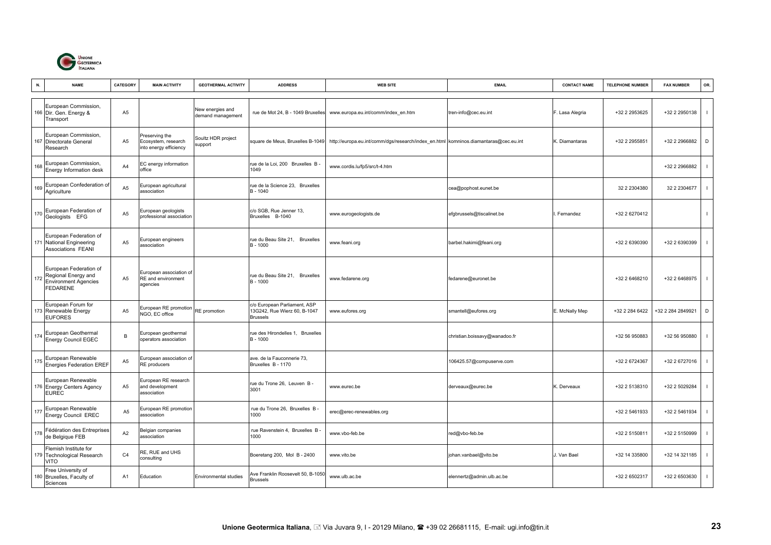| N. | NAME | CATEGORY | MAIN ACTIVITY | GEOTHERMAL ACTIVITY | ADDRESS | WEB SITE | EMAIL | CONTACT NAME | TELEPHONE NUMBER | FAX NUMBER | OR. |
|---|---|---|---|---|---|---|---|---|---|---|---|
| 166 | European Commission, Dir. Gen. Energy & Transport | A5 | | New energies and demand management | rue de Mot 24, B - 1049 Bruxelles | www.europa.eu.int/comm/index_en.htm | tren-info@cec.eu.int | F. Lasa Alegria | +32 2 2953625 | +32 2 2950138 | I |
| 167 | European Commission, Directorate General Research | A5 | Preserving the Ecosystem, research into energy efficiency | Soultz HDR project support | square de Meus, Bruxelles B-1049 | http://europa.eu.int/comm/dgs/research/index_en.html | komninos.diamantaras@cec.eu.int | K. Diamantaras | +32 2 2955851 | +32 2 2966882 | D |
| 168 | European Commission, Energy Information desk | A4 | EC energy information office | | rue de la Loi, 200 Bruxelles B - 1049 | www.cordis.lu/fp5/src/t-4.htm | | | | +32 2 2966882 | I |
| 169 | European Confederation of Agriculture | A5 | European agricultural association | | rue de la Science 23, Bruxelles B - 1040 | | cea@pophost.eunet.be | | 32 2 2304380 | 32 2 2304677 | I |
| 170 | European Federation of Geologists EFG | A5 | European geologists professional association | | c/o SGB, Rue Jenner 13, Bruxelles B-1040 | www.eurogeologists.de | efgbrussels@tiscalinet.be | I. Fernandez | +32 2 6270412 | | I |
| 171 | European Federation of National Engineering Associations FEANI | A5 | European engineers association | | rue du Beau Site 21, Bruxelles B - 1000 | www.feani.org | barbel.hakimi@feani.org | | +32 2 6390390 | +32 2 6390399 | I |
| 172 | European Federation of Regional Energy and Environment Agencies FEDARENE | A5 | European association of RE and environment agencies | | rue du Beau Site 21, Bruxelles B - 1000 | www.fedarene.org | fedarene@euronet.be | | +32 2 6468210 | +32 2 6468975 | I |
| 173 | European Forum for Renewable Energy EUFORES | A5 | European RE promotion NGO, EC office | RE promotion | c/o European Parliament, ASP 13G242, Rue Wierz 60, B-1047 Brussels | www.eufores.org | smantell@eufores.org | E. McNally Mep | +32 2 284 6422 | +32 2 284 2849921 | D |
| 174 | European Geothermal Energy Council EGEC | B | European geothermal operators association | | rue des Hirondelles 1, Bruxelles B - 1000 | | christian.boissavy@wanadoo.fr | | +32 56 950883 | +32 56 950880 | I |
| 175 | European Renewable Energies Federation EREF | A5 | European association of RE producers | | ave. de la Fauconnerie 73, Bruxelles B - 1170 | | 106425.57@compuserve.com | | +32 2 6724367 | +32 2 6727016 | I |
| 176 | European Renewable Energy Centers Agency EUREC | A5 | European RE research and development association | | rue du Trone 26, Leuven B - 3001 | www.eurec.be | derveaux@eurec.be | K. Derveaux | +32 2 5138310 | +32 2 5029284 | I |
| 177 | European Renewable Energy Council EREC | A5 | European RE promotion association | | rue du Trone 26, Bruxelles B - 1000 | erec@erec-renewables.org | | | +32 2 5461933 | +32 2 5461934 | I |
| 178 | Fédération des Entreprises de Belgique FEB | A2 | Belgian companies association | | rue Ravenstein 4, Bruxelles B - 1000 | www.vbo-feb.be | red@vbo-feb.be | | +32 2 5150811 | +32 2 5150999 | I |
| 179 | Flemish Institute for Technological Research VITO | C4 | RE, RUE and UHS consulting | | Boeretang 200, Mol B - 2400 | www.vito.be | johan.vanbael@vito.be | J. Van Bael | +32 14 335800 | +32 14 321185 | I |
| 180 | Free University of Bruxelles, Faculty of Sciences | A1 | Education | Environmental studies | Ave Franklin Roosevelt 50, B-1050 Brussels | www.ulb.ac.be | elennertz@admin.ulb.ac.be | | +32 2 6502317 | +32 2 6503630 | I |

**Unione Geotermica Italiana**, Via Juvara 9, I - 20129 Milano, ☎ +39 02 26681115, E-mail: ugi.info@tin.it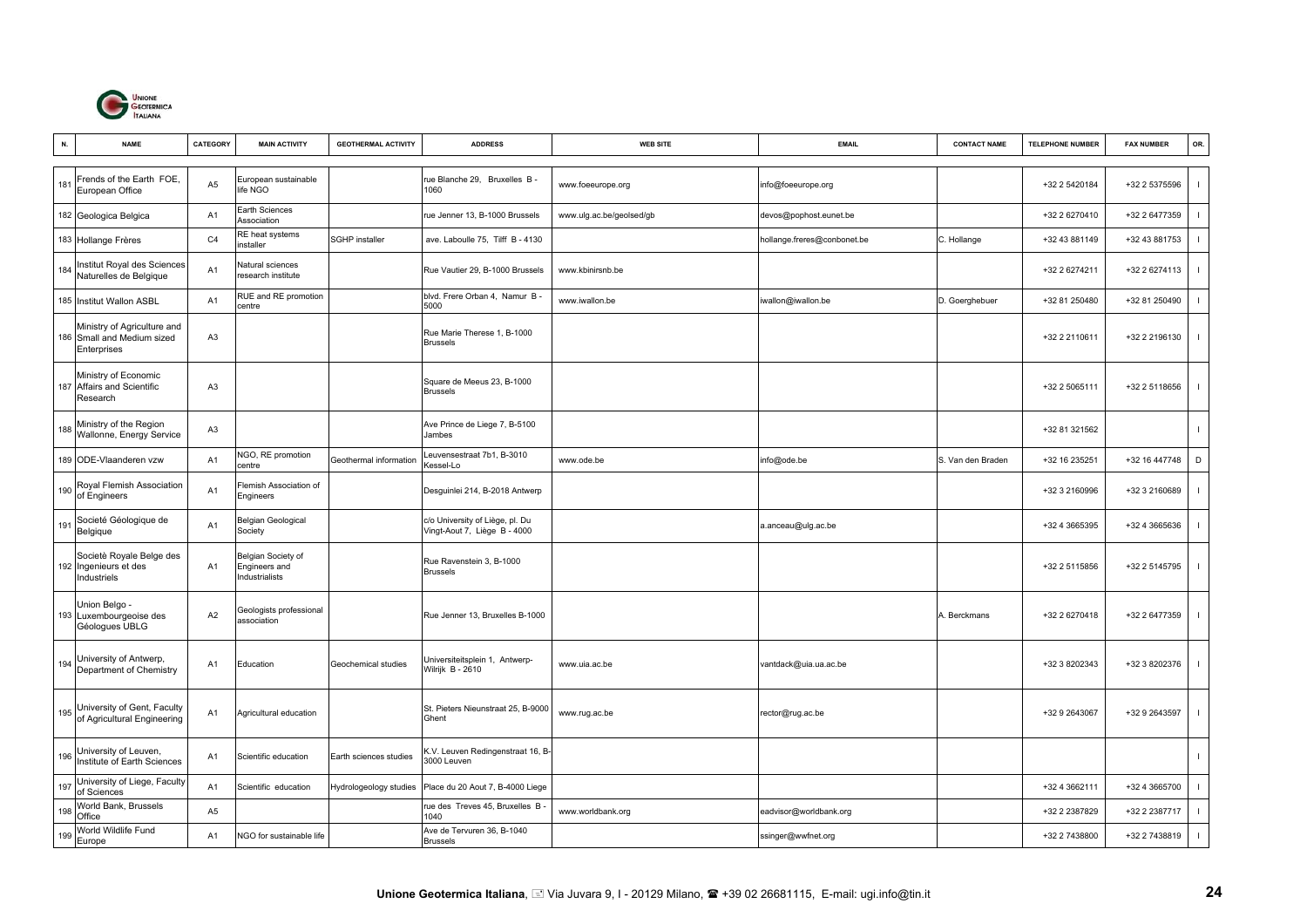| N. | NAME | CATEGORY | MAIN ACTIVITY | GEOTHERMAL ACTIVITY | ADDRESS | WEB SITE | EMAIL | CONTACT NAME | TELEPHONE NUMBER | FAX NUMBER | OR. |
|---|---|---|---|---|---|---|---|---|---|---|---|
| 181 | Frends of the Earth FOE, European Office | A5 | European sustainable life NGO | | rue Blanche 29, Bruxelles B - 1060 | www.foeeurope.org | info@foeeurope.org | | +32 2 5420184 | +32 2 5375596 | I |
| 182 | Geologica Belgica | A1 | Earth Sciences Association | | rue Jenner 13, B-1000 Brussels | www.ulg.ac.be/geolsed/gb | devos@pophost.eunet.be | | +32 2 6270410 | +32 2 6477359 | I |
| 183 | Hollange Frères | C4 | RE heat systems installer | SGHP installer | ave. Laboulle 75, Tilff B - 4130 | | hollange.freres@conbonet.be | C. Hollange | +32 43 881149 | +32 43 881753 | I |
| 184 | Institut Royal des Sciences Naturelles de Belgique | A1 | Natural sciences research institute | | Rue Vautier 29, B-1000 Brussels | www.kbinirsnb.be | | | +32 2 6274211 | +32 2 6274113 | I |
| 185 | Institut Wallon ASBL | A1 | RUE and RE promotion centre | | blvd. Frere Orban 4, Namur B - 5000 | www.iwallon.be | iwallon@iwallon.be | D. Goerghebuer | +32 81 250480 | +32 81 250490 | I |
| 186 | Ministry of Agriculture and Small and Medium sized Enterprises | A3 | | | Rue Marie Therese 1, B-1000 Brussels | | | | +32 2 2110611 | +32 2 2196130 | I |
| 187 | Ministry of Economic Affairs and Scientific Research | A3 | | | Square de Meeus 23, B-1000 Brussels | | | | +32 2 5065111 | +32 2 5118656 | I |
| 188 | Ministry of the Region Wallonne, Energy Service | A3 | | | Ave Prince de Liege 7, B-5100 Jambes | | | | +32 81 321562 | | I |
| 189 | ODE-Vlaanderen vzw | A1 | NGO, RE promotion centre | Geothermal information | Leuvensestraat 7b1, B-3010 Kessel-Lo | www.ode.be | info@ode.be | S. Van den Braden | +32 16 235251 | +32 16 447748 | D |
| 190 | Royal Flemish Association of Engineers | A1 | Flemish Association of Engineers | | Desguinlei 214, B-2018 Antwerp | | | | +32 3 2160996 | +32 3 2160689 | I |
| 191 | Societé Géologique de Belgique | A1 | Belgian Geological Society | | c/o University of Liège, pl. Du Vingt-Aout 7, Liège B - 4000 | | a.anceau@ulg.ac.be | | +32 4 3665395 | +32 4 3665636 | I |
| 192 | Societè Royale Belge des Ingenieurs et des Industriels | A1 | Belgian Society of Engineers and Industrialists | | Rue Ravenstein 3, B-1000 Brussels | | | | +32 2 5115856 | +32 2 5145795 | I |
| 193 | Union Belgo - Luxembourgeoise des Géologues UBLG | A2 | Geologists professional association | | Rue Jenner 13, Bruxelles B-1000 | | | A. Berckmans | +32 2 6270418 | +32 2 6477359 | I |
| 194 | University of Antwerp, Department of Chemistry | A1 | Education | Geochemical studies | Universiteitsplein 1, Antwerp-Wilrijk B - 2610 | www.uia.ac.be | vantdack@uia.ua.ac.be | | +32 3 8202343 | +32 3 8202376 | I |
| 195 | University of Gent, Faculty of Agricultural Engineering | A1 | Agricultural education | | St. Pieters Nieunstraat 25, B-9000 Ghent | www.rug.ac.be | rector@rug.ac.be | | +32 9 2643067 | +32 9 2643597 | I |
| 196 | University of Leuven, Institute of Earth Sciences | A1 | Scientific education | Earth sciences studies | K.V. Leuven Redingenstraat 16, B-3000 Leuven | | | | | | I |
| 197 | University of Liege, Faculty of Sciences | A1 | Scientific education | Hydrologeology studies | Place du 20 Aout 7, B-4000 Liege | | | | +32 4 3662111 | +32 4 3665700 | I |
| 198 | World Bank, Brussels Office | A5 | | | rue des Treves 45, Bruxelles B - 1040 | www.worldbank.org | eadvisor@worldbank.org | | +32 2 2387829 | +32 2 2387717 | I |
| 199 | World Wildlife Fund Europe | A1 | NGO for sustainable life | | Ave de Tervuren 36, B-1040 Brussels | | ssinger@wwfnet.org | | +32 2 7438800 | +32 2 7438819 | I |

**Unione Geotermica Italiana**, Via Juvara 9, I - 20129 Milano, ☎ +39 02 26681115, E-mail: ugi.info@tin.it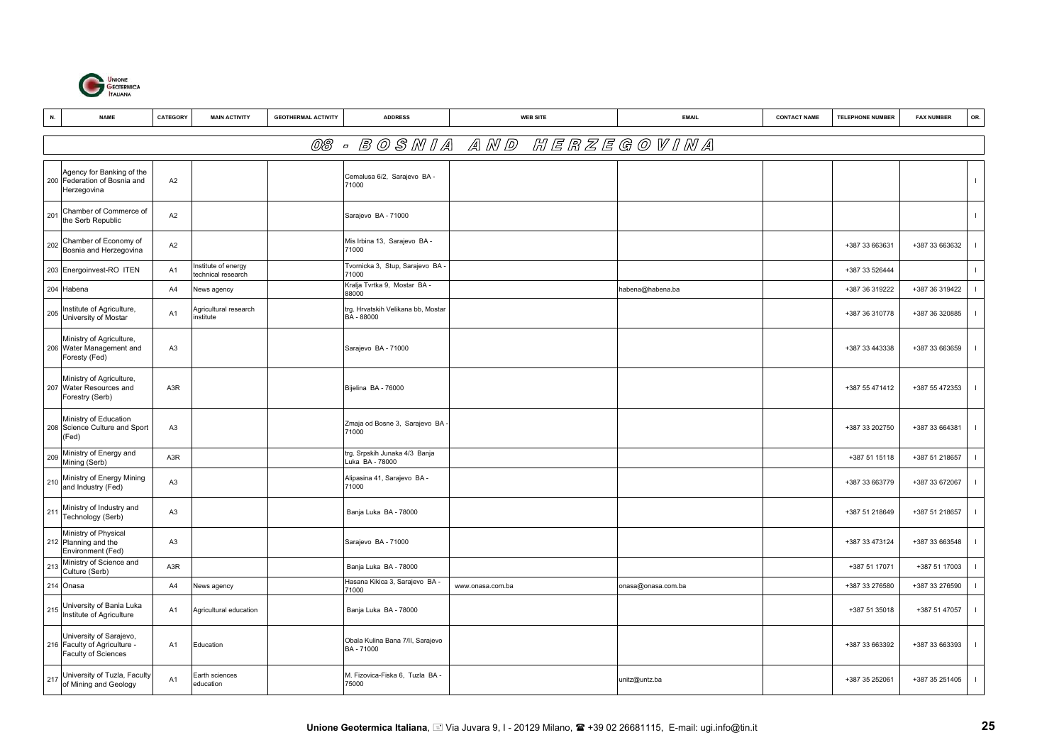| N. | NAME | CATEGORY | MAIN ACTIVITY | GEOTHERMAL ACTIVITY | ADDRESS | WEB SITE | EMAIL | CONTACT NAME | TELEPHONE NUMBER | FAX NUMBER | OR. |
|---|---|---|---|---|---|---|---|---|---|---|---|
| **08 - BOSNIA AND HERZEGOVINA** | | | | | | | | | | | |
| 200 | Agency for Banking of the Federation of Bosnia and Herzegovina | A2 | | | Cemalusa 6/2, Sarajevo BA - 71000 | | | | | | I |
| 201 | Chamber of Commerce of the Serb Republic | A2 | | | Sarajevo BA - 71000 | | | | | | I |
| 202 | Chamber of Economy of Bosnia and Herzegovina | A2 | | | Mis Irbina 13, Sarajevo BA - 71000 | | | | +387 33 663631 | +387 33 663632 | I |
| 203 | Energoinvest-RO ITEN | A1 | Institute of energy technical research | | Tvornicka 3, Stup, Sarajevo BA - 71000 | | | | +387 33 526444 | | I |
| 204 | Habena | A4 | News agency | | Kralja Tvrtka 9, Mostar BA - 88000 | | habena@habena.ba | | +387 36 319222 | +387 36 319422 | I |
| 205 | Institute of Agriculture, University of Mostar | A1 | Agricultural research institute | | trg. Hrvatskih Velikana bb, Mostar BA - 88000 | | | | +387 36 310778 | +387 36 320885 | I |
| 206 | Ministry of Agriculture, Water Management and Foresty (Fed) | A3 | | | Sarajevo BA - 71000 | | | | +387 33 443338 | +387 33 663659 | I |
| 207 | Ministry of Agriculture, Water Resources and Forestry (Serb) | A3R | | | Bijelina BA - 76000 | | | | +387 55 471412 | +387 55 472353 | I |
| 208 | Ministry of Education Science Culture and Sport (Fed) | A3 | | | Zmaja od Bosne 3, Sarajevo BA - 71000 | | | | +387 33 202750 | +387 33 664381 | I |
| 209 | Ministry of Energy and Mining (Serb) | A3R | | | trg. Srpskih Junaka 4/3 Banja Luka BA - 78000 | | | | +387 51 15118 | +387 51 218657 | I |
| 210 | Ministry of Energy Mining and Industry (Fed) | A3 | | | Alipasina 41, Sarajevo BA - 71000 | | | | +387 33 663779 | +387 33 672067 | I |
| 211 | Ministry of Industry and Technology (Serb) | A3 | | | Banja Luka BA - 78000 | | | | +387 51 218649 | +387 51 218657 | I |
| 212 | Ministry of Physical Planning and the Environment (Fed) | A3 | | | Sarajevo BA - 71000 | | | | +387 33 473124 | +387 33 663548 | I |
| 213 | Ministry of Science and Culture (Serb) | A3R | | | Banja Luka BA - 78000 | | | | +387 51 17071 | +387 51 17003 | I |
| 214 | Onasa | A4 | News agency | | Hasana Kikica 3, Sarajevo BA - 71000 | www.onasa.com.ba | onasa@onasa.com.ba | | +387 33 276580 | +387 33 276590 | I |
| 215 | University of Bania Luka Institute of Agriculture | A1 | Agricultural education | | Banja Luka BA - 78000 | | | | +387 51 35018 | +387 51 47057 | I |
| 216 | University of Sarajevo, Faculty of Agriculture - Faculty of Sciences | A1 | Education | | Obala Kulina Bana 7/II, Sarajevo BA - 71000 | | | | +387 33 663392 | +387 33 663393 | I |
| 217 | University of Tuzla, Faculty of Mining and Geology | A1 | Earth sciences education | | M. Fizovica-Fiska 6, Tuzla BA - 75000 | | unitz@untz.ba | | +387 35 252061 | +387 35 251405 | I |

**Unione Geotermica Italiana**, Via Juvara 9, I - 20129 Milano, +39 02 26681115, E-mail: ugi.info@tin.it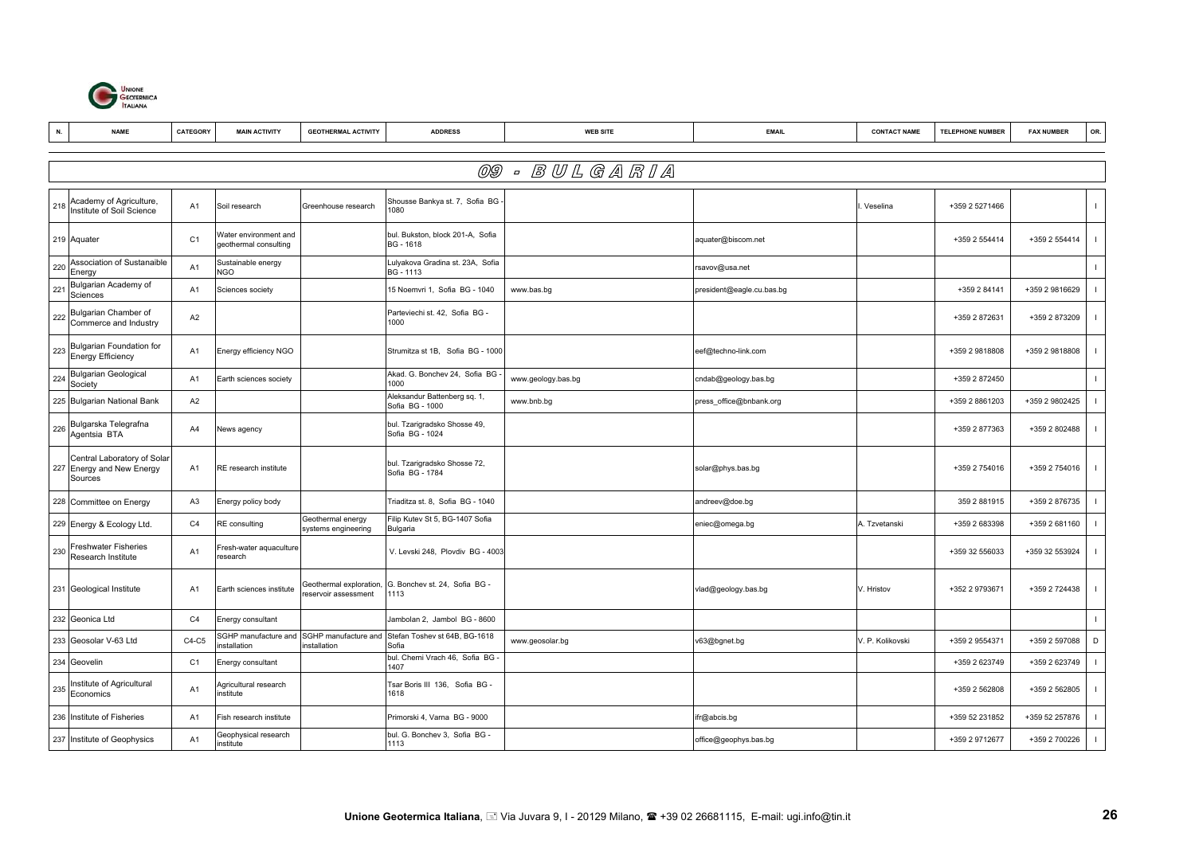| N. | NAME | CATEGORY | MAIN ACTIVITY | GEOTHERMAL ACTIVITY | ADDRESS | WEB SITE | EMAIL | CONTACT NAME | TELEPHONE NUMBER | FAX NUMBER | OR. |
|---|---|---|---|---|---|---|---|---|---|---|---|
| **09 - BULGARIA** | | | | | | | | | | | |
| 218 | Academy of Agriculture, Institute of Soil Science | A1 | Soil research | Greenhouse research | Shousse Bankya st. 7, Sofia BG - 1080 | | | I. Veselina | +359 2 5271466 | | I |
| 219 | Aquater | C1 | Water environment and geothermal consulting | | bul. Bukston, block 201-A, Sofia BG - 1618 | | aquater@biscom.net | | +359 2 554414 | +359 2 554414 | I |
| 220 | Association of Sustanaible Energy | A1 | Sustainable energy NGO | | Lulyakova Gradina st. 23A, Sofia BG - 1113 | | rsavov@usa.net | | | | I |
| 221 | Bulgarian Academy of Sciences | A1 | Sciences society | | 15 Noemvri 1, Sofia BG - 1040 | www.bas.bg | president@eagle.cu.bas.bg | | +359 2 84141 | +359 2 9816629 | I |
| 222 | Bulgarian Chamber of Commerce and Industry | A2 | | | Parteviechi st. 42, Sofia BG - 1000 | | | | +359 2 872631 | +359 2 873209 | I |
| 223 | Bulgarian Foundation for Energy Efficiency | A1 | Energy efficiency NGO | | Strumitza st 1B, Sofia BG - 1000 | | eef@techno-link.com | | +359 2 9818808 | +359 2 9818808 | I |
| 224 | Bulgarian Geological Society | A1 | Earth sciences society | | Akad. G. Bonchev 24, Sofia BG - 1000 | www.geology.bas.bg | cndab@geology.bas.bg | | +359 2 872450 | | I |
| 225 | Bulgarian National Bank | A2 | | | Aleksandur Battenberg sq. 1, Sofia BG - 1000 | www.bnb.bg | press_office@bnbank.org | | +359 2 8861203 | +359 2 9802425 | I |
| 226 | Bulgarska Telegrafna Agentsia BTA | A4 | News agency | | bul. Tzarigradsko Shosse 49, Sofia BG - 1024 | | | | +359 2 877363 | +359 2 802488 | I |
| 227 | Central Laboratory of Solar Energy and New Energy Sources | A1 | RE research institute | | bul. Tzarigradsko Shosse 72, Sofia BG - 1784 | | solar@phys.bas.bg | | +359 2 754016 | +359 2 754016 | I |
| 228 | Committee on Energy | A3 | Energy policy body | | Triaditza st. 8, Sofia BG - 1040 | | andreev@doe.bg | | 359 2 881915 | +359 2 876735 | I |
| 229 | Energy & Ecology Ltd. | C4 | RE consulting | Geothermal energy systems engineering | Filip Kutev St 5, BG-1407 Sofia Bulgaria | | eniec@omega.bg | A. Tzvetanski | +359 2 683398 | +359 2 681160 | I |
| 230 | Freshwater Fisheries Research Institute | A1 | Fresh-water aquaculture research | | V. Levski 248, Plovdiv BG - 4003 | | | | +359 32 556033 | +359 32 553924 | I |
| 231 | Geological Institute | A1 | Earth sciences institute | Geothermal exploration, reservoir assessment | G. Bonchev st. 24, Sofia BG - 1113 | | vlad@geology.bas.bg | V. Hristov | +352 2 9793671 | +359 2 724438 | I |
| 232 | Geonica Ltd | C4 | Energy consultant | | Jambolan 2, Jambol BG - 8600 | | | | | | I |
| 233 | Geosolar V-63 Ltd | C4-C5 | SGHP manufacture and installation | SGHP manufacture and installation | Stefan Toshev st 64B, BG-1618 Sofia | www.geosolar.bg | v63@bgnet.bg | V. P. Kolikovski | +359 2 9554371 | +359 2 597088 | D |
| 234 | Geovelin | C1 | Energy consultant | | bul. Cherni Vrach 46, Sofia BG - 1407 | | | | +359 2 623749 | +359 2 623749 | I |
| 235 | Institute of Agricultural Economics | A1 | Agricultural research institute | | Tsar Boris III 136, Sofia BG - 1618 | | | | +359 2 562808 | +359 2 562805 | I |
| 236 | Institute of Fisheries | A1 | Fish research institute | | Primorski 4, Varna BG - 9000 | | ifr@abcis.bg | | +359 52 231852 | +359 52 257876 | I |
| 237 | Institute of Geophysics | A1 | Geophysical research institute | | bul. G. Bonchev 3, Sofia BG - 1113 | | office@geophys.bas.bg | | +359 2 9712677 | +359 2 700226 | I |

**Unione Geotermica Italiana**, Via Juvara 9, I - 20129 Milano, +39 02 26681115, E-mail: ugi.info@tin.it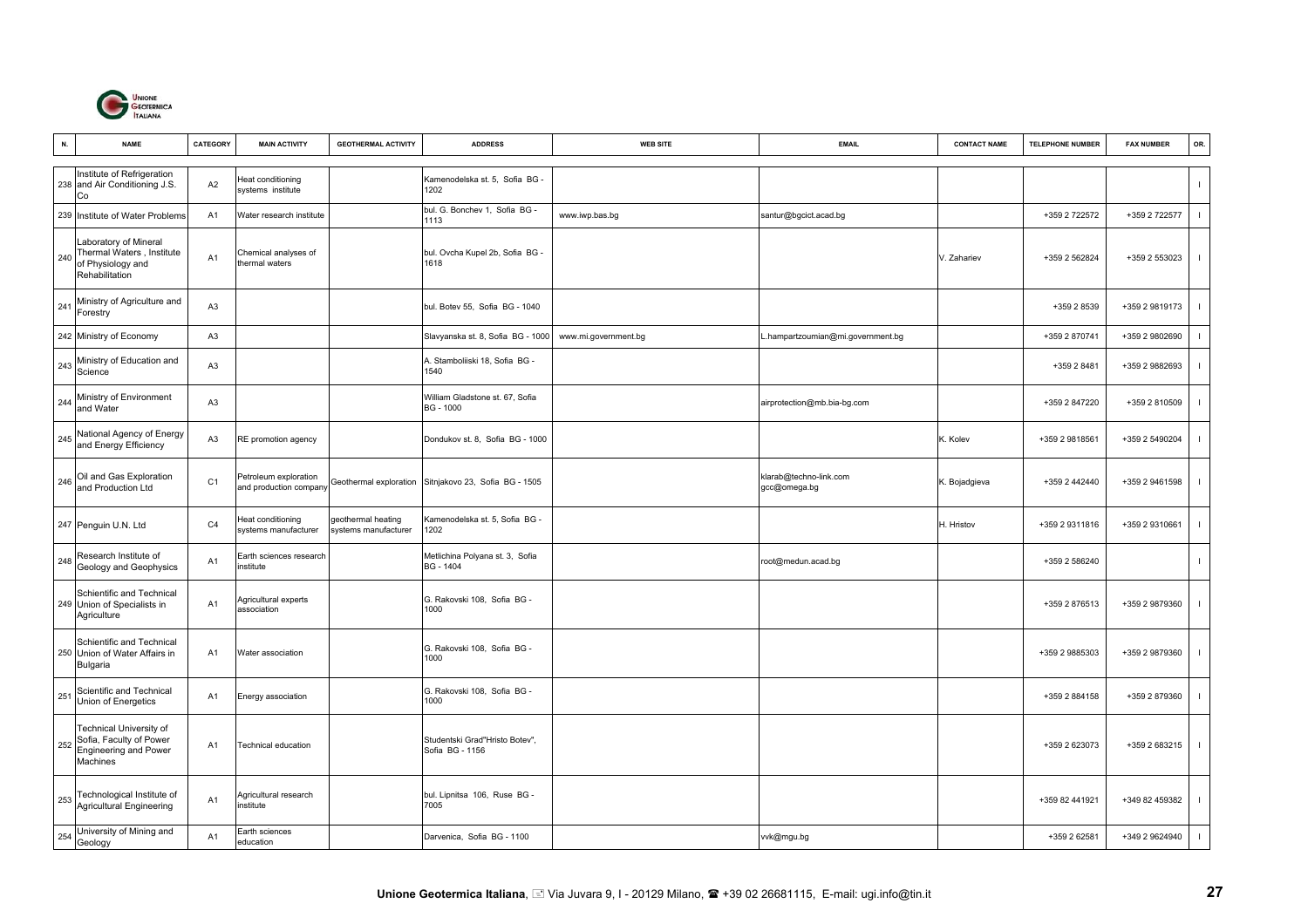| N. | NAME | CATEGORY | MAIN ACTIVITY | GEOTHERMAL ACTIVITY | ADDRESS | WEB SITE | EMAIL | CONTACT NAME | TELEPHONE NUMBER | FAX NUMBER | OR. |
|---|---|---|---|---|---|---|---|---|---|---|---|
| 238 | Institute of Refrigeration and Air Conditioning J.S. Co | A2 | Heat conditioning systems institute | | Kamenodelska st. 5, Sofia BG - 1202 | | | | | | I |
| 239 | Institute of Water Problems | A1 | Water research institute | | bul. G. Bonchev 1, Sofia BG - 1113 | www.iwp.bas.bg | santur@bgcict.acad.bg | | +359 2 722572 | +359 2 722577 | I |
| 240 | Laboratory of Mineral Thermal Waters , Institute of Physiology and Rehabilitation | A1 | Chemical analyses of thermal waters | | bul. Ovcha Kupel 2b, Sofia BG - 1618 | | | V. Zahariev | +359 2 562824 | +359 2 553023 | I |
| 241 | Ministry of Agriculture and Forestry | A3 | | | bul. Botev 55, Sofia BG - 1040 | | | | +359 2 8539 | +359 2 9819173 | I |
| 242 | Ministry of Economy | A3 | | | Slavyanska st. 8, Sofia BG - 1000 | www.mi.government.bg | L.hampartzoumian@mi.government.bg | | +359 2 870741 | +359 2 9802690 | I |
| 243 | Ministry of Education and Science | A3 | | | A. Stamboliiski 18, Sofia BG - 1540 | | | | +359 2 8481 | +359 2 9882693 | I |
| 244 | Ministry of Environment and Water | A3 | | | William Gladstone st. 67, Sofia BG - 1000 | | airprotection@mb.bia-bg.com | | +359 2 847220 | +359 2 810509 | I |
| 245 | National Agency of Energy and Energy Efficiency | A3 | RE promotion agency | | Dondukov st. 8, Sofia BG - 1000 | | | K. Kolev | +359 2 9818561 | +359 2 5490204 | I |
| 246 | Oil and Gas Exploration and Production Ltd | C1 | Petroleum exploration and production company | Geothermal exploration | Sitnjakovo 23, Sofia BG - 1505 | | klarab@techno-link.com gcc@omega.bg | K. Bojadgieva | +359 2 442440 | +359 2 9461598 | I |
| 247 | Penguin U.N. Ltd | C4 | Heat conditioning systems manufacturer | geothermal heating systems manufacturer | Kamenodelska st. 5, Sofia BG - 1202 | | | H. Hristov | +359 2 9311816 | +359 2 9310661 | I |
| 248 | Research Institute of Geology and Geophysics | A1 | Earth sciences research institute | | Metlichina Polyana st. 3, Sofia BG - 1404 | | root@medun.acad.bg | | +359 2 586240 | | I |
| 249 | Schientific and Technical Union of Specialists in Agriculture | A1 | Agricultural experts association | | G. Rakovski 108, Sofia BG - 1000 | | | | +359 2 876513 | +359 2 9879360 | I |
| 250 | Schientific and Technical Union of Water Affairs in Bulgaria | A1 | Water association | | G. Rakovski 108, Sofia BG - 1000 | | | | +359 2 9885303 | +359 2 9879360 | I |
| 251 | Scientific and Technical Union of Energetics | A1 | Energy association | | G. Rakovski 108, Sofia BG - 1000 | | | | +359 2 884158 | +359 2 879360 | I |
| 252 | Technical University of Sofia, Faculty of Power Engineering and Power Machines | A1 | Technical education | | Studentski Grad"Hristo Botev", Sofia BG - 1156 | | | | +359 2 623073 | +359 2 683215 | I |
| 253 | Technological Institute of Agricultural Engineering | A1 | Agricultural research institute | | bul. Lipnitsa 106, Ruse BG - 7005 | | | | +359 82 441921 | +349 82 459382 | I |
| 254 | University of Mining and Geology | A1 | Earth sciences education | | Darvenica, Sofia BG - 1100 | | vvk@mgu.bg | | +359 2 62581 | +349 2 9624940 | I |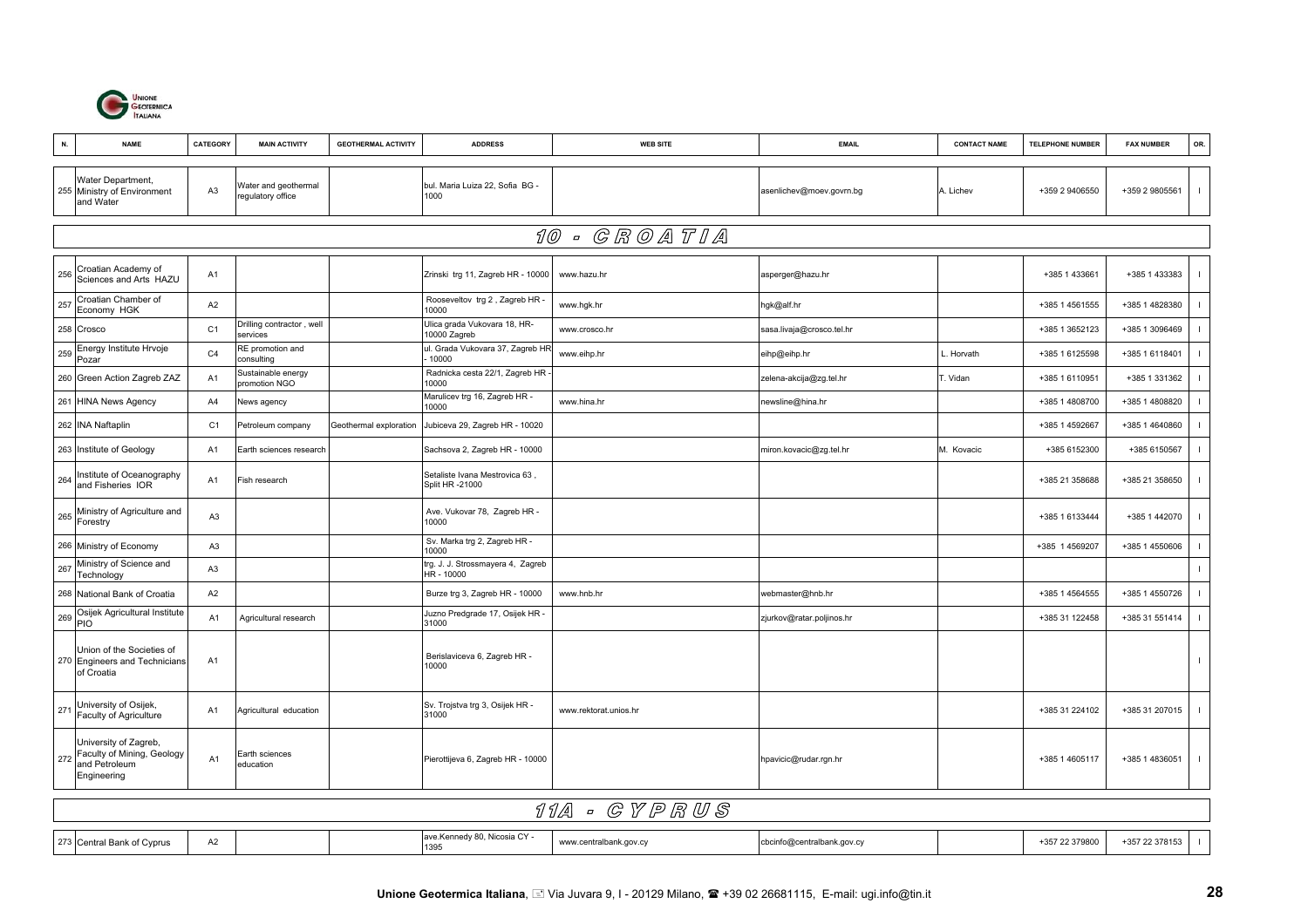| N. | NAME | CATEGORY | MAIN ACTIVITY | GEOTHERMAL ACTIVITY | ADDRESS | WEB SITE | EMAIL | CONTACT NAME | TELEPHONE NUMBER | FAX NUMBER | OR. |
|---|---|---|---|---|---|---|---|---|---|---|---|
| 255 | Water Department, Ministry of Environment and Water | A3 | Water and geothermal regulatory office | | bul. Maria Luiza 22, Sofia BG - 1000 | | asenlichev@moev.govrn.bg | A. Lichev | +359 2 9406550 | +359 2 9805561 | I |
| | **10 - CROATIA** | | | | | | | | | | |
| 256 | Croatian Academy of Sciences and Arts HAZU | A1 | | | Zrinski trg 11, Zagreb HR - 10000 | www.hazu.hr | asperger@hazu.hr | | +385 1 433661 | +385 1 433383 | I |
| 257 | Croatian Chamber of Economy HGK | A2 | | | Rooseveltov trg 2 , Zagreb HR - 10000 | www.hgk.hr | hgk@alf.hr | | +385 1 4561555 | +385 1 4828380 | I |
| 258 | Crosco | C1 | Drilling contractor , well services | | Ulica grada Vukovara 18, HR-10000 Zagreb | www.crosco.hr | sasa.livaja@crosco.tel.hr | | +385 1 3652123 | +385 1 3096469 | I |
| 259 | Energy Institute Hrvoje Pozar | C4 | RE promotion and consulting | | ul. Grada Vukovara 37, Zagreb HR - 10000 | www.eihp.hr | eihp@eihp.hr | L. Horvath | +385 1 6125598 | +385 1 6118401 | I |
| 260 | Green Action Zagreb ZAZ | A1 | Sustainable energy promotion NGO | | Radnicka cesta 22/1, Zagreb HR - 10000 | | zelena-akcija@zg.tel.hr | T. Vidan | +385 1 6110951 | +385 1 331362 | I |
| 261 | HINA News Agency | A4 | News agency | | Marulicev trg 16, Zagreb HR - 10000 | www.hina.hr | newsline@hina.hr | | +385 1 4808700 | +385 1 4808820 | I |
| 262 | INA Naftaplin | C1 | Petroleum company | Geothermal exploration | Jubiceva 29, Zagreb HR - 10020 | | | | +385 1 4592667 | +385 1 4640860 | I |
| 263 | Institute of Geology | A1 | Earth sciences research | | Sachsova 2, Zagreb HR - 10000 | | miron.kovacic@zg.tel.hr | M. Kovacic | +385 6152300 | +385 6150567 | I |
| 264 | Institute of Oceanography and Fisheries IOR | A1 | Fish research | | Setaliste Ivana Mestrovica 63 , Split HR -21000 | | | | +385 21 358688 | +385 21 358650 | I |
| 265 | Ministry of Agriculture and Forestry | A3 | | | Ave. Vukovar 78, Zagreb HR - 10000 | | | | +385 1 6133444 | +385 1 442070 | I |
| 266 | Ministry of Economy | A3 | | | Sv. Marka trg 2, Zagreb HR - 10000 | | | | +385 1 4569207 | +385 1 4550606 | I |
| 267 | Ministry of Science and Technology | A3 | | | trg. J. J. Strossmayera 4, Zagreb HR - 10000 | | | | | | I |
| 268 | National Bank of Croatia | A2 | | | Burze trg 3, Zagreb HR - 10000 | www.hnb.hr | webmaster@hnb.hr | | +385 1 4564555 | +385 1 4550726 | I |
| 269 | Osijek Agricultural Institute PIO | A1 | Agricultural research | | Juzno Predgrade 17, Osijek HR - 31000 | | zjurkov@ratar.poljinos.hr | | +385 31 122458 | +385 31 551414 | I |
| 270 | Union of the Societies of Engineers and Technicians of Croatia | A1 | | | Berislaviceva 6, Zagreb HR - 10000 | | | | | | I |
| 271 | University of Osijek, Faculty of Agriculture | A1 | Agricultural education | | Sv. Trojstva trg 3, Osijek HR - 31000 | www.rektorat.unios.hr | | | +385 31 224102 | +385 31 207015 | I |
| 272 | University of Zagreb, Faculty of Mining, Geology and Petroleum Engineering | A1 | Earth sciences education | | Pierottijeva 6, Zagreb HR - 10000 | | hpavicic@rudar.rgn.hr | | +385 1 4605117 | +385 1 4836051 | I |
| | **11A - CYPRUS** | | | | | | | | | | |
| 273 | Central Bank of Cyprus | A2 | | | ave.Kennedy 80, Nicosia CY - 1395 | www.centralbank.gov.cy | cbcinfo@centralbank.gov.cy | | +357 22 379800 | +357 22 378153 | I |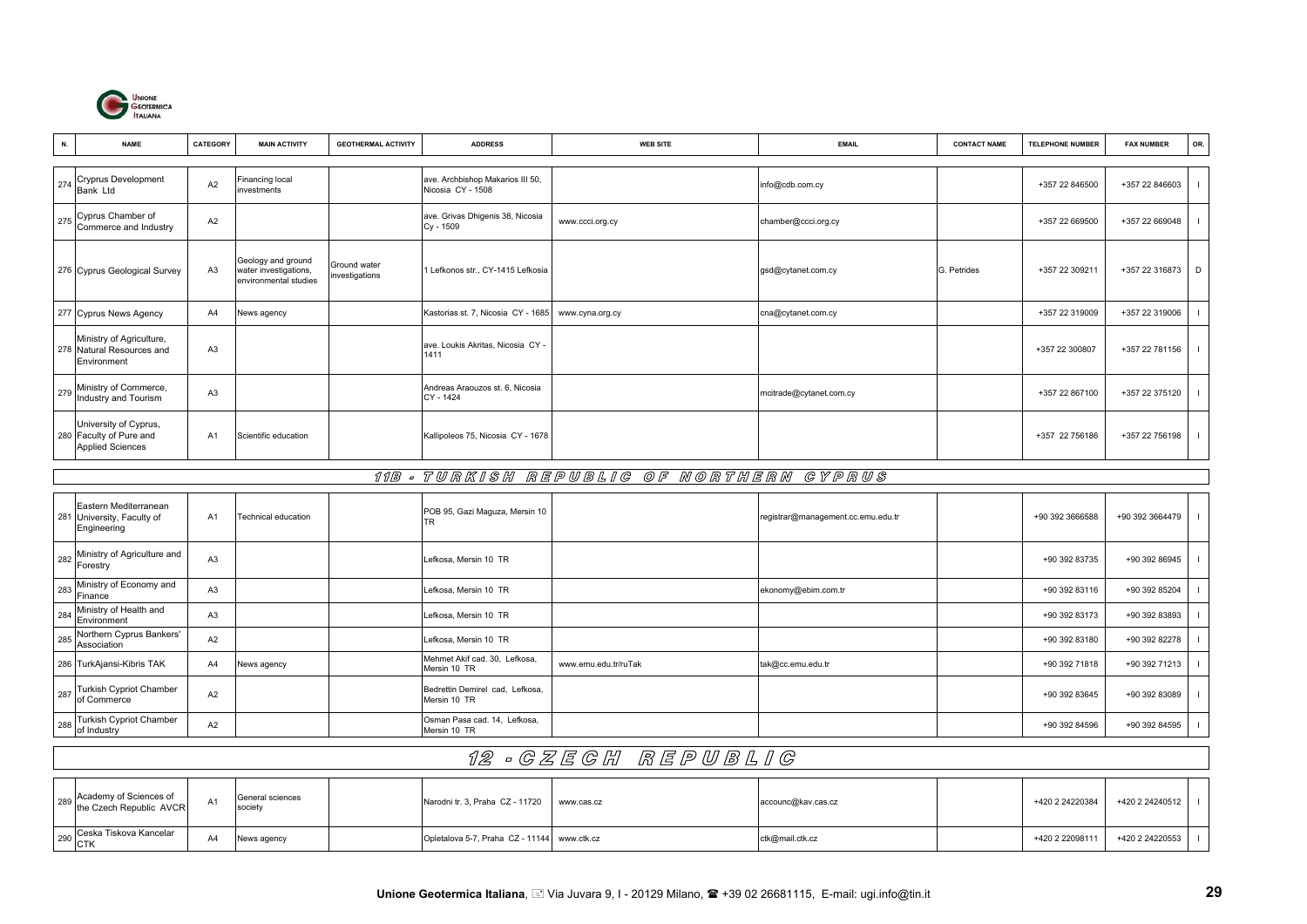| N. | NAME | CATEGORY | MAIN ACTIVITY | GEOTHERMAL ACTIVITY | ADDRESS | WEB SITE | EMAIL | CONTACT NAME | TELEPHONE NUMBER | FAX NUMBER | OR. |
|---|---|---|---|---|---|---|---|---|---|---|---|
| 274 | Cryprus Development Bank Ltd | A2 | Financing local investments | | ave. Archbishop Makarios III 50, Nicosia CY - 1508 | | info@cdb.com.cy | | +357 22 846500 | +357 22 846603 | I |
| 275 | Cyprus Chamber of Commerce and Industry | A2 | | | ave. Grivas Dhigenis 38, Nicosia Cy - 1509 | www.ccci.org.cy | chamber@ccci.org.cy | | +357 22 669500 | +357 22 669048 | I |
| 276 | Cyprus Geological Survey | A3 | Geology and ground water investigations, environmental studies | Ground water investigations | 1 Lefkonos str., CY-1415 Lefkosia | | gsd@cytanet.com.cy | G. Petrides | +357 22 309211 | +357 22 316873 | D |
| 277 | Cyprus News Agency | A4 | News agency | | Kastorias st. 7, Nicosia CY - 1685 | www.cyna.org.cy | cna@cytanet.com.cy | | +357 22 319009 | +357 22 319006 | I |
| 278 | Ministry of Agriculture, Natural Resources and Environment | A3 | | | ave. Loukis Akritas, Nicosia CY - 1411 | | | | +357 22 300807 | +357 22 781156 | I |
| 279 | Ministry of Commerce, Industry and Tourism | A3 | | | Andreas Araouzos st. 6, Nicosia CY - 1424 | | mcitrade@cytanet.com.cy | | +357 22 867100 | +357 22 375120 | I |
| 280 | University of Cyprus, Faculty of Pure and Applied Sciences | A1 | Scientific education | | Kallipoleos 75, Nicosia CY - 1678 | | | | +357 22 756186 | +357 22 756198 | I |

## 11B - TURKISH REPUBLIC OF NORTHERN CYPRUS

| N. | NAME | CATEGORY | MAIN ACTIVITY | GEOTHERMAL ACTIVITY | ADDRESS | WEB SITE | EMAIL | CONTACT NAME | TELEPHONE NUMBER | FAX NUMBER | OR. |
|---|---|---|---|---|---|---|---|---|---|---|---|
| 281 | Eastern Mediterranean University, Faculty of Engineering | A1 | Technical education | | POB 95, Gazi Maguza, Mersin 10 TR | | registrar@management.cc.emu.edu.tr | | +90 392 3666588 | +90 392 3664479 | I |
| 282 | Ministry of Agriculture and Forestry | A3 | | | Lefkosa, Mersin 10 TR | | | | +90 392 83735 | +90 392 86945 | I |
| 283 | Ministry of Economy and Finance | A3 | | | Lefkosa, Mersin 10 TR | | ekonomy@ebim.com.tr | | +90 392 83116 | +90 392 85204 | I |
| 284 | Ministry of Health and Environment | A3 | | | Lefkosa, Mersin 10 TR | | | | +90 392 83173 | +90 392 83893 | I |
| 285 | Northern Cyprus Bankers' Association | A2 | | | Lefkosa, Mersin 10 TR | | | | +90 392 83180 | +90 392 82278 | I |
| 286 | TurkAjansi-Kibris TAK | A4 | News agency | | Mehmet Akif cad. 30, Lefkosa, Mersin 10 TR | www.emu.edu.tr/ruTak | tak@cc.emu.edu.tr | | +90 392 71818 | +90 392 71213 | I |
| 287 | Turkish Cypriot Chamber of Commerce | A2 | | | Bedrettin Demirel cad, Lefkosa, Mersin 10 TR | | | | +90 392 83645 | +90 392 83089 | I |
| 288 | Turkish Cypriot Chamber of Industry | A2 | | | Osman Pasa cad. 14, Lefkosa, Mersin 10 TR | | | | +90 392 84596 | +90 392 84595 | I |

## 12 - CZECH REPUBLIC

| N. | NAME | CATEGORY | MAIN ACTIVITY | GEOTHERMAL ACTIVITY | ADDRESS | WEB SITE | EMAIL | CONTACT NAME | TELEPHONE NUMBER | FAX NUMBER | OR. |
|---|---|---|---|---|---|---|---|---|---|---|---|
| 289 | Academy of Sciences of the Czech Republic AVCR | A1 | General sciences society | | Narodni tr. 3, Praha CZ - 11720 | www.cas.cz | accounc@kav.cas.cz | | +420 2 24220384 | +420 2 24240512 | I |
| 290 | Ceska Tiskova Kancelar CTK | A4 | News agency | | Opletalova 5-7, Praha CZ - 11144 | www.ctk.cz | ctk@mail.ctk.cz | | +420 2 22098111 | +420 2 24220553 | I |

**Unione Geotermica Italiana**, Via Juvara 9, I - 20129 Milano, +39 02 26681115, E-mail: ugi.info@tin.it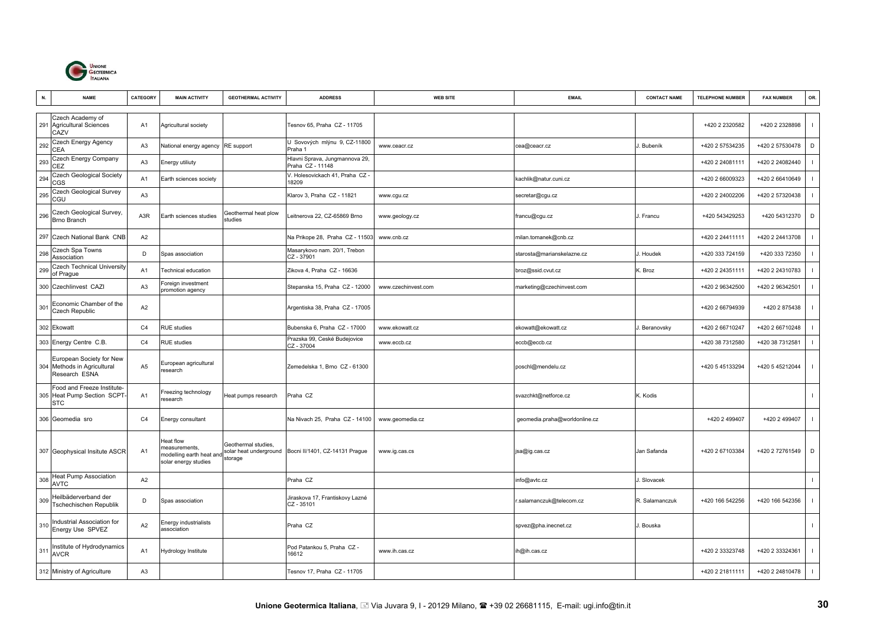| N. | NAME | CATEGORY | MAIN ACTIVITY | GEOTHERMAL ACTIVITY | ADDRESS | WEB SITE | EMAIL | CONTACT NAME | TELEPHONE NUMBER | FAX NUMBER | OR. |
|---|---|---|---|---|---|---|---|---|---|---|---|
| 291 | Czech Academy of Agricultural Sciences CAZV | A1 | Agricultural society | | Tesnov 65, Praha CZ - 11705 | | | | +420 2 2320582 | +420 2 2328898 | I |
| 292 | Czech Energy Agency CEA | A3 | National energy agency | RE support | U Sovových mlýnu 9, CZ-11800 Praha 1 | www.ceacr.cz | cea@ceacr.cz | J. Bubeník | +420 2 57534235 | +420 2 57530478 | D |
| 293 | Czech Energy Company CEZ | A3 | Energy utiliuty | | Hlavni Sprava, Jungmannova 29, Praha CZ - 11148 | | | | +420 2 24081111 | +420 2 24082440 | I |
| 294 | Czech Geological Society CGS | A1 | Earth sciences society | | V. Holesovickach 41, Praha CZ - 18209 | | kachlik@natur.cuni.cz | | +420 2 66009323 | +420 2 66410649 | I |
| 295 | Czech Geological Survey CGU | A3 | | | Klarov 3, Praha CZ - 11821 | www.cgu.cz | secretar@cgu.cz | | +420 2 24002206 | +420 2 57320438 | I |
| 296 | Czech Geological Survey, Brno Branch | A3R | Earth sciences studies | Geothermal heat plow studies | Leitnerova 22, CZ-65869 Brno | www.geology.cz | francu@cgu.cz | J. Francu | +420 543429253 | +420 54312370 | D |
| 297 | Czech National Bank CNB | A2 | | | Na Prikope 28, Praha CZ - 11503 | www.cnb.cz | milan.tomanek@cnb.cz | | +420 2 24411111 | +420 2 24413708 | I |
| 298 | Czech Spa Towns Association | D | Spas association | | Masarykovo nam. 20/1, Trebon CZ - 37901 | | starosta@marianskelazne.cz | J. Houdek | +420 333 724159 | +420 333 72350 | I |
| 299 | Czech Technical University of Prague | A1 | Technical education | | Zikova 4, Praha CZ - 16636 | | broz@ssid.cvut.cz | K. Broz | +420 2 24351111 | +420 2 24310783 | I |
| 300 | CzechInvest CAZI | A3 | Foreign investment promotion agency | | Stepanska 15, Praha CZ - 12000 | www.czechinvest.com | marketing@czechinvest.com | | +420 2 96342500 | +420 2 96342501 | I |
| 301 | Economic Chamber of the Czech Republic | A2 | | | Argentiska 38, Praha CZ - 17005 | | | | +420 2 66794939 | +420 2 875438 | I |
| 302 | Ekowatt | C4 | RUE studies | | Bubenska 6, Praha CZ - 17000 | www.ekowatt.cz | ekowatt@ekowatt.cz | J. Beranovsky | +420 2 66710247 | +420 2 66710248 | I |
| 303 | Energy Centre C.B. | C4 | RUE studies | | Prazska 99, Ceské Budejovice CZ - 37004 | www.eccb.cz | eccb@eccb.cz | | +420 38 7312580 | +420 38 7312581 | I |
| 304 | European Society for New Methods in Agricultural Research ESNA | A5 | European agricultural research | | Zemedelska 1, Brno CZ - 61300 | | poschl@mendelu.cz | | +420 5 45133294 | +420 5 45212044 | I |
| 305 | Food and Freeze Institute-Heat Pump Section SCPT-STC | A1 | Freezing technology research | Heat pumps research | Praha CZ | | svazchkt@netforce.cz | K. Kodis | | | I |
| 306 | Geomedia sro | C4 | Energy consultant | | Na Nivach 25, Praha CZ - 14100 | www.geomedia.cz | geomedia.praha@worldonline.cz | | +420 2 499407 | +420 2 499407 | I |
| 307 | Geophysical Insitute ASCR | A1 | Heat flow measurements, modelling earth heat and solar energy studies | Geothermal studies, solar heat underground storage | Bocni II/1401, CZ-14131 Prague | www.ig.cas.cs | jsa@ig.cas.cz | Jan Safanda | +420 2 67103384 | +420 2 72761549 | D |
| 308 | Heat Pump Association AVTC | A2 | | | Praha CZ | | info@avtc.cz | J. Slovacek | | | I |
| 309 | Heilbäderverband der Tschechischen Republik | D | Spas association | | Jiraskova 17, Frantiskovy Lazné CZ - 35101 | | r.salamanczuk@telecom.cz | R. Salamanczuk | +420 166 542256 | +420 166 542356 | I |
| 310 | Industrial Association for Energy Use SPVEZ | A2 | Energy industrialists association | | Praha CZ | | spvez@pha.inecnet.cz | J. Bouska | | | I |
| 311 | Institute of Hydrodynamics AVCR | A1 | Hydrology Institute | | Pod Patankou 5, Praha CZ - 16612 | www.ih.cas.cz | ih@ih.cas.cz | | +420 2 33323748 | +420 2 33324361 | I |
| 312 | Ministry of Agriculture | A3 | | | Tesnov 17, Praha CZ - 11705 | | | | +420 2 21811111 | +420 2 24810478 | I |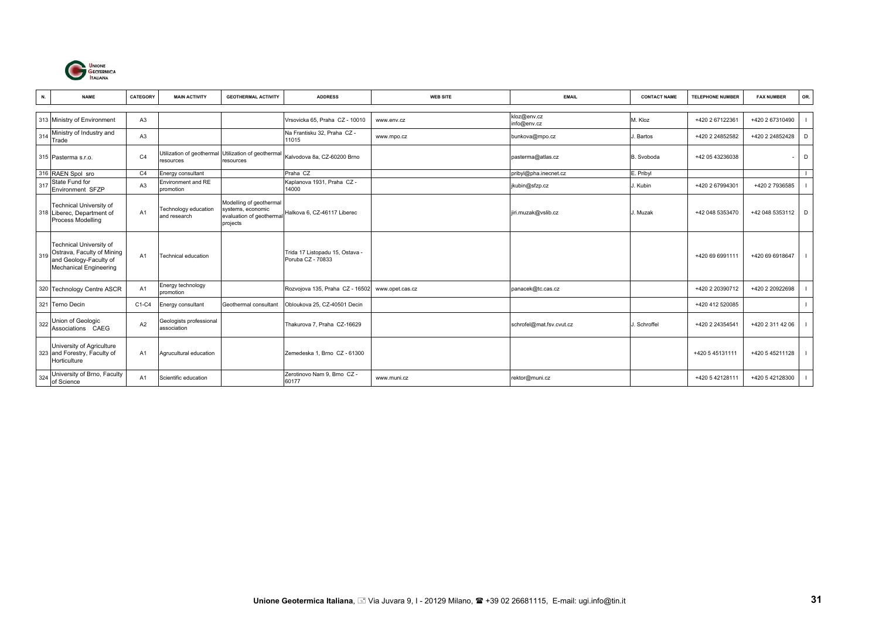| N. | NAME | CATEGORY | MAIN ACTIVITY | GEOTHERMAL ACTIVITY | ADDRESS | WEB SITE | EMAIL | CONTACT NAME | TELEPHONE NUMBER | FAX NUMBER | OR. |
|---|---|---|---|---|---|---|---|---|---|---|---|
| 313 | Ministry of Environment | A3 | | | Vrsovicka 65, Praha CZ - 10010 | www.env.cz | kloz@env.cz info@env.cz | M. Kloz | +420 2 67122361 | +420 2 67310490 | I |
| 314 | Ministry of Industry and Trade | A3 | | | Na Frantisku 32, Praha CZ - 11015 | www.mpo.cz | bunkova@mpo.cz | J. Bartos | +420 2 24852582 | +420 2 24852428 | D |
| 315 | Pasterma s.r.o. | C4 | Utilization of geothermal resources | Utilization of geothermal resources | Kalvodova 8a, CZ-60200 Brno | | pasterma@atlas.cz | B. Svoboda | +42 05 43236038 | - | D |
| 316 | RAEN Spol sro | C4 | Energy consultant | | Praha CZ | | pribyl@pha.inecnet.cz | E. Pribyl | | | I |
| 317 | State Fund for Environment SFZP | A3 | Environment and RE promotion | | Kaplanova 1931, Praha CZ - 14000 | | jkubin@sfzp.cz | J. Kubin | +420 2 67994301 | +420 2 7936585 | I |
| 318 | Technical University of Liberec, Department of Process Modelling | A1 | Technology education and research | Modelling of geothermal systems, economic evaluation of geothermal projects | Halkova 6, CZ-46117 Liberec | | jiri.muzak@vslib.cz | J. Muzak | +42 048 5353470 | +42 048 5353112 | D |
| 319 | Technical University of Ostrava, Faculty of Mining and Geology-Faculty of Mechanical Engineering | A1 | Technical education | | Trida 17 Listopadu 15, Ostava - Poruba CZ - 70833 | | | | +420 69 6991111 | +420 69 6918647 | I |
| 320 | Technology Centre ASCR | A1 | Energy technology promotion | | Rozvojova 135, Praha CZ - 16502 | www.opet.cas.cz | panacek@tc.cas.cz | | +420 2 20390712 | +420 2 20922698 | I |
| 321 | Terno Decin | C1-C4 | Energy consultant | Geothermal consultant | Obloukova 25, CZ-40501 Decin | | | | +420 412 520085 | | I |
| 322 | Union of Geologic Associations CAEG | A2 | Geologists professional association | | Thakurova 7, Praha CZ-16629 | | schrofel@mat.fsv.cvut.cz | J. Schroffel | +420 2 24354541 | +420 2 311 42 06 | I |
| 323 | University of Agriculture and Forestry, Faculty of Horticulture | A1 | Agrucultural education | | Zemedeska 1, Brno CZ - 61300 | | | | +420 5 45131111 | +420 5 45211128 | I |
| 324 | University of Brno, Faculty of Science | A1 | Scientific education | | Zerotinovo Nam 9, Brno CZ - 60177 | www.muni.cz | rektor@muni.cz | | +420 5 42128111 | +420 5 42128300 | I |

**Unione Geotermica Italiana**, Via Juvara 9, I - 20129 Milano, ☎ +39 02 26681115, E-mail: ugi.info@tin.it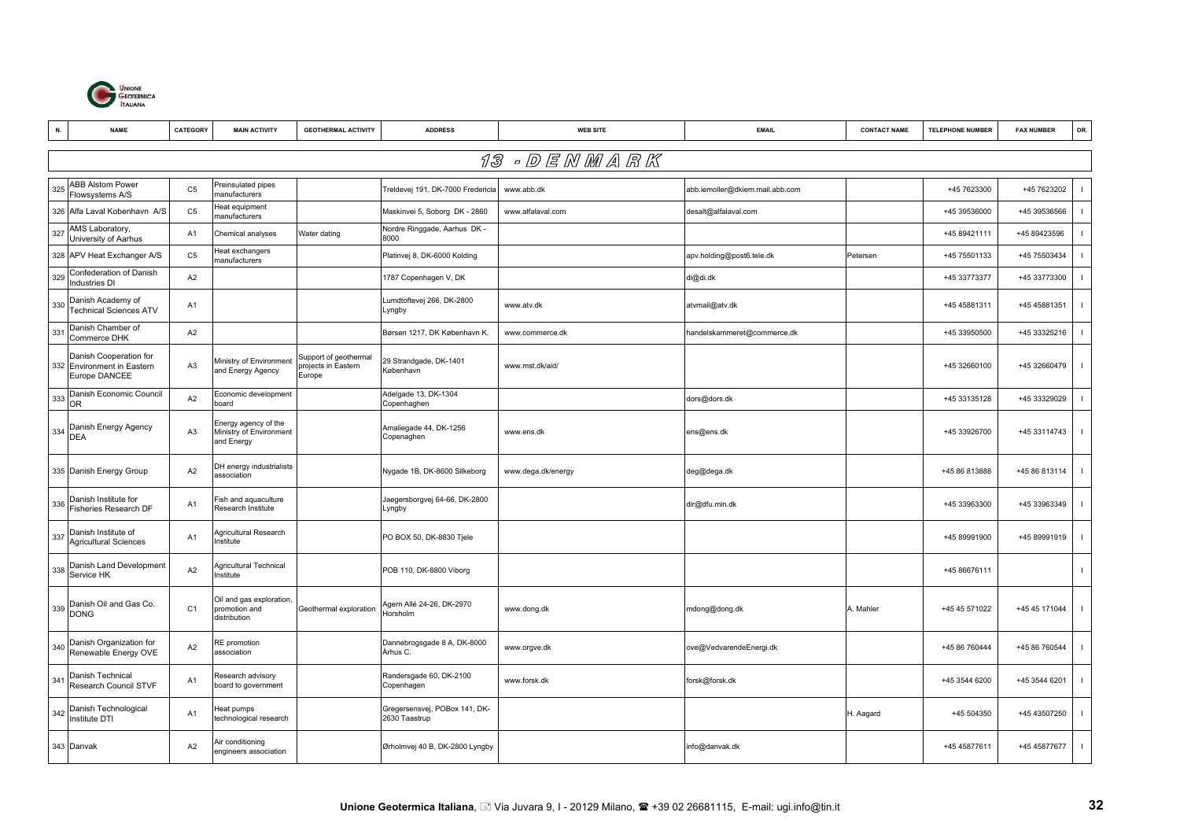| N. | NAME | CATEGORY | MAIN ACTIVITY | GEOTHERMAL ACTIVITY | ADDRESS | WEB SITE | EMAIL | CONTACT NAME | TELEPHONE NUMBER | FAX NUMBER | OR. |
|---|---|---|---|---|---|---|---|---|---|---|---|
| **13 - DENMARK** | | | | | | | | | | | |
| 325 | ABB Alstom Power Flowsystems A/S | C5 | Preinsulated pipes manufacturers | | Treldevej 191, DK-7000 Fredericia | www.abb.dk | abb.iemoller@dkiem.mail.abb.com | | +45 7623300 | +45 7623202 | I |
| 326 | Alfa Laval Kobenhavn A/S | C5 | Heat equipment manufacturers | | Maskinvei 5, Soborg DK - 2860 | www.alfalaval.com | desalt@alfalaval.com | | +45 39536000 | +45 39536566 | I |
| 327 | AMS Laboratory, University of Aarhus | A1 | Chemical analyses | Water dating | Nordre Ringgade, Aarhus DK - 8000 | | | | +45 89421111 | +45 89423596 | I |
| 328 | APV Heat Exchanger A/S | C5 | Heat exchangers manufacturers | | Platinvej 8, DK-6000 Kolding | | apv.holding@post6.tele.dk | Petersen | +45 75501133 | +45 75503434 | I |
| 329 | Confederation of Danish Industries DI | A2 | | | 1787 Copenhagen V, DK | | di@di.dk | | +45 33773377 | +45 33773300 | I |
| 330 | Danish Academy of Technical Sciences ATV | A1 | | | Lumdtoftevej 266, DK-2800 Lyngby | www.atv.dk | atvmail@atv.dk | | +45 45881311 | +45 45881351 | I |
| 331 | Danish Chamber of Commerce DHK | A2 | | | Børsen 1217, DK København K. | www.commerce.dk | handelskammeret@commerce.dk | | +45 33950500 | +45 33325216 | I |
| 332 | Danish Cooperation for Environment in Eastern Europe DANCEE | A3 | Ministry of Environment and Energy Agency | Support of geothermal projects in Eastern Europe | 29 Strandgade, DK-1401 København | www.mst.dk/aid/ | | | +45 32660100 | +45 32660479 | I |
| 333 | Danish Economic Council OR | A2 | Economic development board | | Adelgade 13, DK-1304 Copenhagen | | dors@dors.dk | | +45 33135128 | +45 33329029 | I |
| 334 | Danish Energy Agency DEA | A3 | Energy agency of the Ministry of Environment and Energy | | Amaliegade 44, DK-1256 Copenaghen | www.ens.dk | ens@ens.dk | | +45 33926700 | +45 33114743 | I |
| 335 | Danish Energy Group | A2 | DH energy industrialists association | | Nygade 1B, DK-8600 Silkeborg | www.dega.dk/energy | deg@dega.dk | | +45 86 813888 | +45 86 813114 | I |
| 336 | Danish Institute for Fisheries Research DF | A1 | Fish and aquaculture Research Institute | | Jaegersborgvej 64-66, DK-2800 Lyngby | | dir@dfu.min.dk | | +45 33963300 | +45 33963349 | I |
| 337 | Danish Institute of Agricultural Sciences | A1 | Agricultural Research Institute | | PO BOX 50, DK-8830 Tjele | | | | +45 89991900 | +45 89991919 | I |
| 338 | Danish Land Development Service HK | A2 | Agricultural Technical Institute | | POB 110, DK-8800 Viborg | | | | +45 86676111 | | I |
| 339 | Danish Oil and Gas Co. DONG | C1 | Oil and gas exploration, promotion and distribution | Geothermal exploration | Agern Allé 24-26, DK-2970 Horsholm | www.dong.dk | mdong@dong.dk | A. Mahler | +45 45 571022 | +45 45 171044 | I |
| 340 | Danish Organization for Renewable Energy OVE | A2 | RE promotion association | | Dannebrogsgade 8 A, DK-8000 Århus C. | www.orgve.dk | ove@VedvarendeEnergi.dk | | +45 86 760444 | +45 86 760544 | I |
| 341 | Danish Technical Research Council STVF | A1 | Research advisory board to government | | Randersgade 60, DK-2100 Copenhagen | www.forsk.dk | forsk@forsk.dk | | +45 3544 6200 | +45 3544 6201 | I |
| 342 | Danish Technological Institute DTI | A1 | Heat pumps technological research | | Gregersensvej, POBox 141, DK-2630 Taastrup | | | H. Aagard | +45 504350 | +45 43507250 | I |
| 343 | Danvak | A2 | Air conditioning engineers association | | Ørholmvej 40 B, DK-2800 Lyngby | | info@danvak.dk | | +45 45877611 | +45 45877677 | I |

**Unione Geotermica Italiana**, Via Juvara 9, I - 20129 Milano, +39 02 26681115, E-mail: ugi.info@tin.it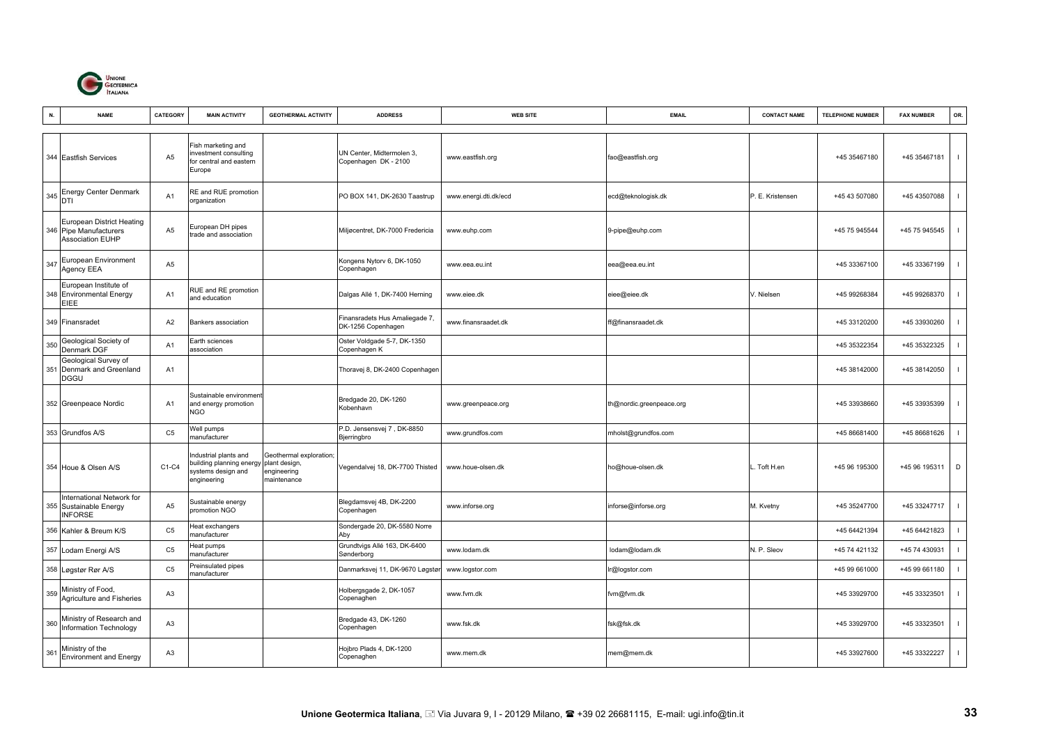| N. | NAME | CATEGORY | MAIN ACTIVITY | GEOTHERMAL ACTIVITY | ADDRESS | WEB SITE | EMAIL | CONTACT NAME | TELEPHONE NUMBER | FAX NUMBER | OR. |
|---|---|---|---|---|---|---|---|---|---|---|---|
| 344 | Eastfish Services | A5 | Fish marketing and investment consulting for central and eastern Europe | | UN Center, Midtermolen 3, Copenhagen DK - 2100 | www.eastfish.org | fao@eastfish.org | | +45 35467180 | +45 35467181 | I |
| 345 | Energy Center Denmark DTI | A1 | RE and RUE promotion organization | | PO BOX 141, DK-2630 Taastrup | www.energi.dti.dk/ecd | ecd@teknologisk.dk | P. E. Kristensen | +45 43 507080 | +45 43507088 | I |
| 346 | European District Heating Pipe Manufacturers Association EUHP | A5 | European DH pipes trade and association | | Miljøcentret, DK-7000 Fredericia | www.euhp.com | 9-pipe@euhp.com | | +45 75 945544 | +45 75 945545 | I |
| 347 | European Environment Agency EEA | A5 | | | Kongens Nytorv 6, DK-1050 Copenhagen | www.eea.eu.int | eea@eea.eu.int | | +45 33367100 | +45 33367199 | I |
| 348 | European Institute of Environmental Energy EIEE | A1 | RUE and RE promotion and education | | Dalgas Allé 1, DK-7400 Herning | www.eiee.dk | eiee@eiee.dk | V. Nielsen | +45 99268384 | +45 99268370 | I |
| 349 | Finansradet | A2 | Bankers association | | Finansradets Hus Amaliegade 7, DK-1256 Copenhagen | www.finansraadet.dk | ff@finansraadet.dk | | +45 33120200 | +45 33930260 | I |
| 350 | Geological Society of Denmark DGF | A1 | Earth sciences association | | Oster Voldgade 5-7, DK-1350 Copenhagen K | | | | +45 35322354 | +45 35322325 | I |
| 351 | Geological Survey of Denmark and Greenland DGGU | A1 | | | Thoravej 8, DK-2400 Copenhagen | | | | +45 38142000 | +45 38142050 | I |
| 352 | Greenpeace Nordic | A1 | Sustainable environment and energy promotion NGO | | Bredgade 20, DK-1260 Kobenhavn | www.greenpeace.org | th@nordic.greenpeace.org | | +45 33938660 | +45 33935399 | I |
| 353 | Grundfos A/S | C5 | Well pumps manufacturer | | P.D. Jensensvej 7 , DK-8850 Bjerringbro | www.grundfos.com | mholst@grundfos.com | | +45 86681400 | +45 86681626 | I |
| 354 | Houe & Olsen A/S | C1-C4 | Industrial plants and building planning energy systems design and engineering | Geothermal exploration; plant design, engineering maintenance | Vegendalvej 18, DK-7700 Thisted | www.houe-olsen.dk | ho@houe-olsen.dk | L. Toft H.en | +45 96 195300 | +45 96 195311 | D |
| 355 | International Network for Sustainable Energy INFORSE | A5 | Sustainable energy promotion NGO | | Blegdamsvej 4B, DK-2200 Copenhagen | www.inforse.org | inforse@inforse.org | M. Kvetny | +45 35247700 | +45 33247717 | I |
| 356 | Kahler & Breum K/S | C5 | Heat exchangers manufacturer | | Sondergade 20, DK-5580 Norre Aby | | | | +45 64421394 | +45 64421823 | I |
| 357 | Lodam Energi A/S | C5 | Heat pumps manufacturer | | Grundtvigs Allé 163, DK-6400 Sønderborg | www.lodam.dk | lodam@lodam.dk | N. P. Sleov | +45 74 421132 | +45 74 430931 | I |
| 358 | Løgstør Rør A/S | C5 | Preinsulated pipes manufacturer | | Danmarksvej 11, DK-9670 Løgstør | www.logstor.com | lr@logstor.com | | +45 99 661000 | +45 99 661180 | I |
| 359 | Ministry of Food, Agriculture and Fisheries | A3 | | | Holbergsgade 2, DK-1057 Copenaghen | www.fvm.dk | fvm@fvm.dk | | +45 33929700 | +45 33323501 | I |
| 360 | Ministry of Research and Information Technology | A3 | | | Bredgade 43, DK-1260 Copenaghen | www.fsk.dk | fsk@fsk.dk | | +45 33929700 | +45 33323501 | I |
| 361 | Ministry of the Environment and Energy | A3 | | | Hojbro Plads 4, DK-1200 Copenaghen | www.mem.dk | mem@mem.dk | | +45 33927600 | +45 33322227 | I |

**Unione Geotermica Italiana**, Via Juvara 9, I - 20129 Milano, +39 02 26681115, E-mail: ugi.info@tin.it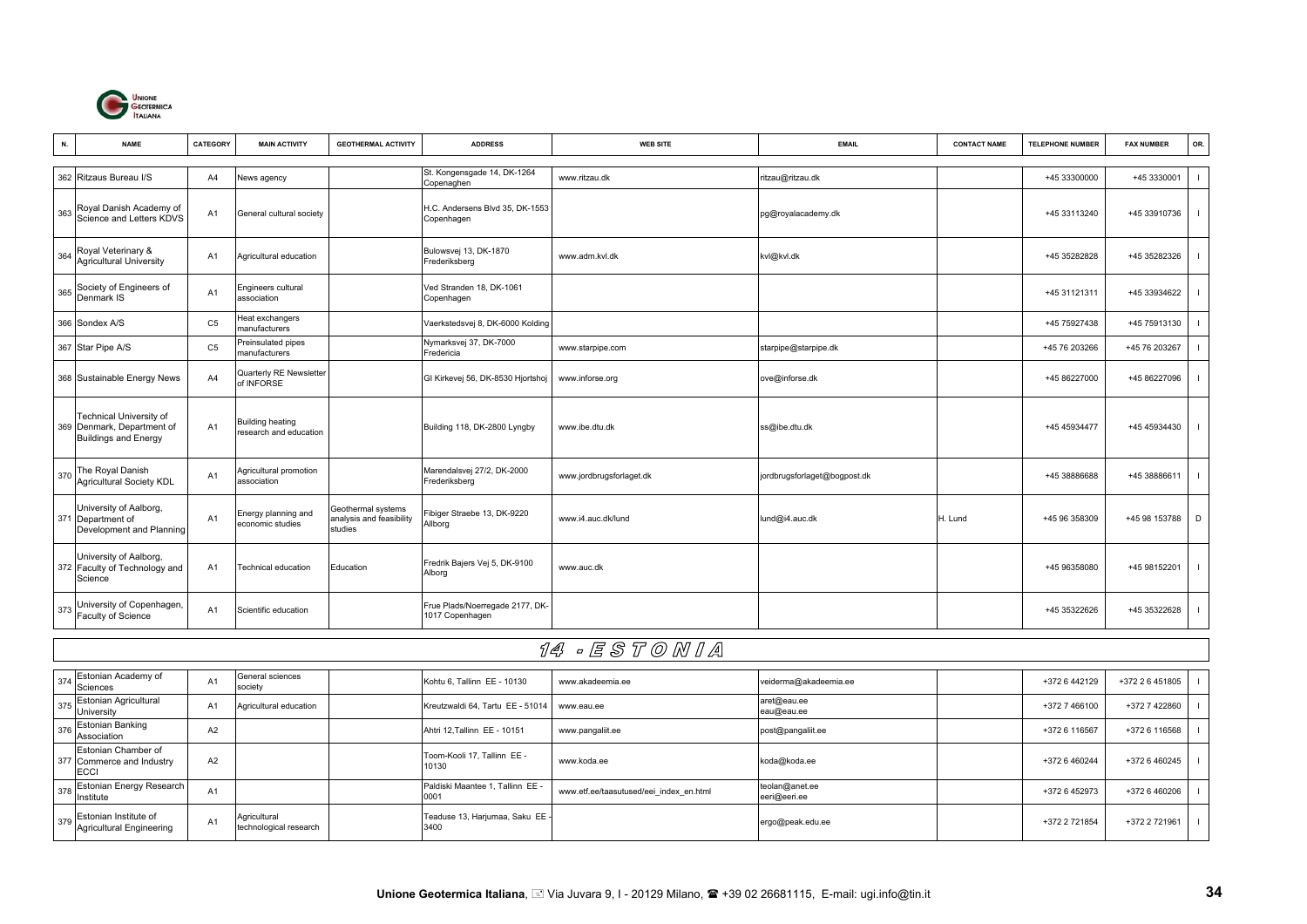| N. | NAME | CATEGORY | MAIN ACTIVITY | GEOTHERMAL ACTIVITY | ADDRESS | WEB SITE | EMAIL | CONTACT NAME | TELEPHONE NUMBER | FAX NUMBER | OR. |
|---|---|---|---|---|---|---|---|---|---|---|---|
| 362 | Ritzaus Bureau I/S | A4 | News agency | | St. Kongensgade 14, DK-1264 Copenaghen | www.ritzau.dk | ritzau@ritzau.dk | | +45 33300000 | +45 3330001 | I |
| 363 | Royal Danish Academy of Science and Letters KDVS | A1 | General cultural society | | H.C. Andersens Blvd 35, DK-1553 Copenhagen | | pg@royalacademy.dk | | +45 33113240 | +45 33910736 | I |
| 364 | Royal Veterinary & Agricultural University | A1 | Agricultural education | | Bulowsvej 13, DK-1870 Frederiksberg | www.adm.kvl.dk | kvl@kvl.dk | | +45 35282828 | +45 35282326 | I |
| 365 | Society of Engineers of Denmark IS | A1 | Engineers cultural association | | Ved Stranden 18, DK-1061 Copenhagen | | | | +45 31121311 | +45 33934622 | I |
| 366 | Sondex A/S | C5 | Heat exchangers manufacturers | | Vaerkstedsvej 8, DK-6000 Kolding | | | | +45 75927438 | +45 75913130 | I |
| 367 | Star Pipe A/S | C5 | Preinsulated pipes manufacturers | | Nymarksvej 37, DK-7000 Fredericia | www.starpipe.com | starpipe@starpipe.dk | | +45 76 203266 | +45 76 203267 | I |
| 368 | Sustainable Energy News | A4 | Quarterly RE Newsletter of INFORSE | | Gl Kirkevej 56, DK-8530 Hjortshoj | www.inforse.org | ove@inforse.dk | | +45 86227000 | +45 86227096 | I |
| 369 | Technical University of Denmark, Department of Buildings and Energy | A1 | Building heating research and education | | Building 118, DK-2800 Lyngby | www.ibe.dtu.dk | ss@ibe.dtu.dk | | +45 45934477 | +45 45934430 | I |
| 370 | The Royal Danish Agricultural Society KDL | A1 | Agricultural promotion association | | Marendalsvej 27/2, DK-2000 Frederiksberg | www.jordbrugsforlaget.dk | jordbrugsforlaget@bogpost.dk | | +45 38886688 | +45 38886611 | I |
| 371 | University of Aalborg, Department of Development and Planning | A1 | Energy planning and economic studies | Geothermal systems analysis and feasibility studies | Fibiger Straebe 13, DK-9220 Allborg | www.i4.auc.dk/lund | lund@i4.auc.dk | H. Lund | +45 96 358309 | +45 98 153788 | D |
| 372 | University of Aalborg, Faculty of Technology and Science | A1 | Technical education | Education | Fredrik Bajers Vej 5, DK-9100 Alborg | www.auc.dk | | | +45 96358080 | +45 98152201 | I |
| 373 | University of Copenhagen, Faculty of Science | A1 | Scientific education | | Frue Plads/Noerregade 2177, DK-1017 Copenhagen | | | | +45 35322626 | +45 35322628 | I |

## 14 - ESTONIA

| N. | NAME | CATEGORY | MAIN ACTIVITY | GEOTHERMAL ACTIVITY | ADDRESS | WEB SITE | EMAIL | CONTACT NAME | TELEPHONE NUMBER | FAX NUMBER | OR. |
|---|---|---|---|---|---|---|---|---|---|---|---|
| 374 | Estonian Academy of Sciences | A1 | General sciences society | | Kohtu 6, Tallinn EE - 10130 | www.akadeemia.ee | veiderma@akadeemia.ee | | +372 6 442129 | +372 2 6 451805 | I |
| 375 | Estonian Agricultural University | A1 | Agricultural education | | Kreutzwaldi 64, Tartu EE - 51014 | www.eau.ee | aret@eau.ee eau@eau.ee | | +372 7 466100 | +372 7 422860 | I |
| 376 | Estonian Banking Association | A2 | | | Ahtri 12,Tallinn EE - 10151 | www.pangaliit.ee | post@pangaliit.ee | | +372 6 116567 | +372 6 116568 | I |
| 377 | Estonian Chamber of Commerce and Industry ECCI | A2 | | | Toom-Kooli 17, Tallinn EE - 10130 | www.koda.ee | koda@koda.ee | | +372 6 460244 | +372 6 460245 | I |
| 378 | Estonian Energy Research Institute | A1 | | | Paldiski Maantee 1, Tallinn EE - 0001 | www.etf.ee/taasutused/eei_index_en.html | teolan@anet.ee eeri@eeri.ee | | +372 6 452973 | +372 6 460206 | I |
| 379 | Estonian Institute of Agricultural Engineering | A1 | Agricultural technological research | | Teaduse 13, Harjumaa, Saku EE - 3400 | | ergo@peak.edu.ee | | +372 2 721854 | +372 2 721961 | I |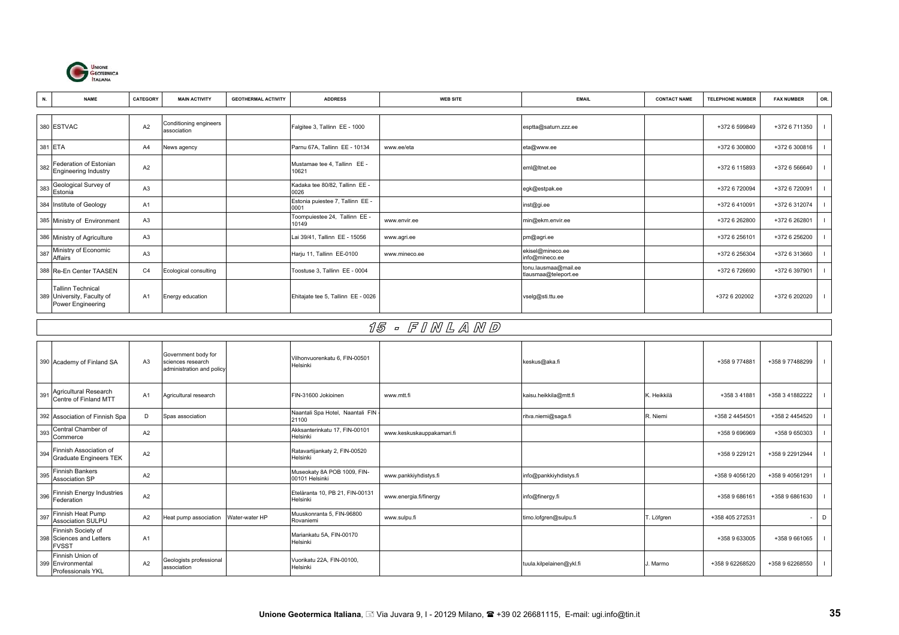| N. | NAME | CATEGORY | MAIN ACTIVITY | GEOTHERMAL ACTIVITY | ADDRESS | WEB SITE | EMAIL | CONTACT NAME | TELEPHONE NUMBER | FAX NUMBER | OR. |
|---|---|---|---|---|---|---|---|---|---|---|---|
| 380 | ESTVAC | A2 | Conditioning engineers association | | Falgitee 3, Tallinn EE - 1000 | | esptta@saturn.zzz.ee | | +372 6 599849 | +372 6 711350 | I |
| 381 | ETA | A4 | News agency | | Parnu 67A, Tallinn EE - 10134 | www.ee/eta | eta@www.ee | | +372 6 300800 | +372 6 300816 | I |
| 382 | Federation of Estonian Engineering Industry | A2 | | | Mustamae tee 4, Tallinn EE - 10621 | | eml@ltnet.ee | | +372 6 115893 | +372 6 566640 | I |
| 383 | Geological Survey of Estonia | A3 | | | Kadaka tee 80/82, Tallinn EE - 0026 | | egk@estpak.ee | | +372 6 720094 | +372 6 720091 | I |
| 384 | Institute of Geology | A1 | | | Estonia puiestee 7, Tallinn EE - 0001 | | inst@gi.ee | | +372 6 410091 | +372 6 312074 | I |
| 385 | Ministry of Environment | A3 | | | Toompuiestee 24, Tallinn EE - 10149 | www.envir.ee | min@ekm.envir.ee | | +372 6 262800 | +372 6 262801 | I |
| 386 | Ministry of Agriculture | A3 | | | Lai 39/41, Tallinn EE - 15056 | www.agri.ee | pm@agri.ee | | +372 6 256101 | +372 6 256200 | I |
| 387 | Ministry of Economic Affairs | A3 | | | Harju 11, Tallinn EE-0100 | www.mineco.ee | ekisel@mineco.ee info@mineco.ee | | +372 6 256304 | +372 6 313660 | I |
| 388 | Re-En Center TAASEN | C4 | Ecological consulting | | Toostuse 3, Tallinn EE - 0004 | | tonu.lausmaa@mail.ee tlausmaa@teleport.ee | | +372 6 726690 | +372 6 397901 | I |
| 389 | Tallinn Technical University, Faculty of Power Engineering | A1 | Energy education | | Ehitajate tee 5, Tallinn EE - 0026 | | vselg@sti.ttu.ee | | +372 6 202002 | +372 6 202020 | I |

## 15 - FINLAND

| N. | NAME | CATEGORY | MAIN ACTIVITY | GEOTHERMAL ACTIVITY | ADDRESS | WEB SITE | EMAIL | CONTACT NAME | TELEPHONE NUMBER | FAX NUMBER | OR. |
|---|---|---|---|---|---|---|---|---|---|---|---|
| 390 | Academy of Finland SA | A3 | Government body for sciences research administration and policy | | Vilhonvuorenkatu 6, FIN-00501 Helsinki | | keskus@aka.fi | | +358 9 774881 | +358 9 77488299 | I |
| 391 | Agricultural Research Centre of Finland MTT | A1 | Agricultural research | | FIN-31600 Jokioinen | www.mtt.fi | kaisu.heikkila@mtt.fi | K. Heikkilä | +358 3 41881 | +358 3 41882222 | I |
| 392 | Association of Finnish Spa | D | Spas association | | Naantali Spa Hotel, Naantali FIN - 21100 | | ritva.niemi@saga.fi | R. Niemi | +358 2 4454501 | +358 2 4454520 | I |
| 393 | Central Chamber of Commerce | A2 | | | Akksanterinkatu 17, FIN-00101 Helsinki | www.keskuskauppakamari.fi | | | +358 9 696969 | +358 9 650303 | I |
| 394 | Finnish Association of Graduate Engineers TEK | A2 | | | Ratavartijankaty 2, FIN-00520 Helsinki | | | | +358 9 229121 | +358 9 22912944 | I |
| 395 | Finnish Bankers Association SP | A2 | | | Museokaty 8A POB 1009, FIN-00101 Helsinki | www.pankkiyhdistys.fi | info@pankkiyhdistys.fi | | +358 9 4056120 | +358 9 40561291 | I |
| 396 | Finnish Energy Industries Federation | A2 | | | Eteläranta 10, PB 21, FIN-00131 Helsinki | www.energia.fi/finergy | info@finergy.fi | | +358 9 686161 | +358 9 6861630 | I |
| 397 | Finnish Heat Pump Association SULPU | A2 | Heat pump association | Water-water HP | Muuskonranta 5, FIN-96800 Rovaniemi | www.sulpu.fi | timo.lofgren@sulpu.fi | T. Löfgren | +358 405 272531 | - | D |
| 398 | Finnish Society of Sciences and Letters FVSST | A1 | | | Mariankatu 5A, FIN-00170 Helsinki | | | | +358 9 633005 | +358 9 661065 | I |
| 399 | Finnish Union of Environmental Professionals YKL | A2 | Geologists professional association | | Vuorikatu 22A, FIN-00100, Helsinki | | tuula.kilpelainen@ykl.fi | J. Marmo | +358 9 62268520 | +358 9 62268550 | I |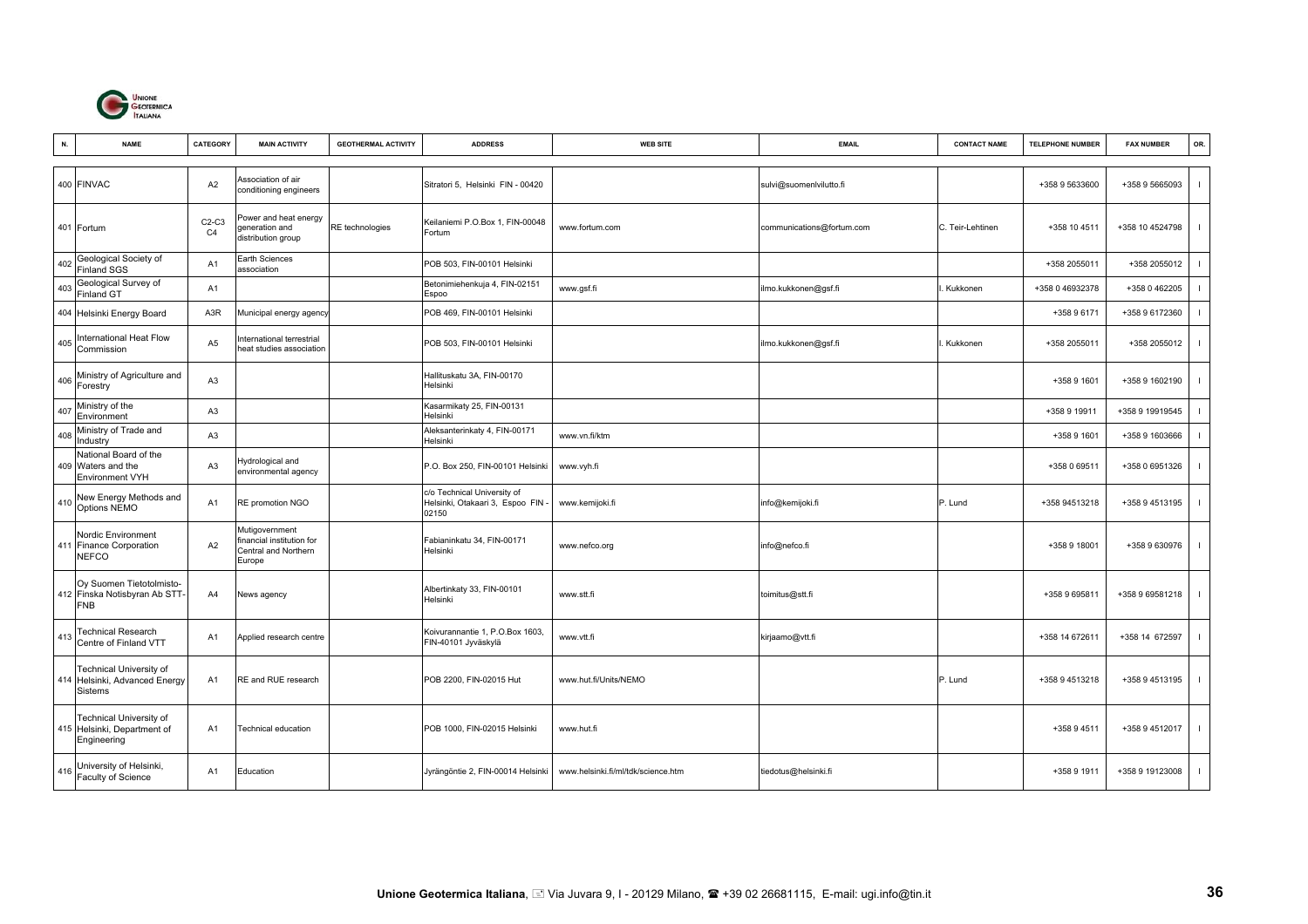| N. | NAME | CATEGORY | MAIN ACTIVITY | GEOTHERMAL ACTIVITY | ADDRESS | WEB SITE | EMAIL | CONTACT NAME | TELEPHONE NUMBER | FAX NUMBER | OR. |
|---|---|---|---|---|---|---|---|---|---|---|---|
| 400 | FINVAC | A2 | Association of air conditioning engineers | | Sitratori 5, Helsinki FIN - 00420 | | sulvi@suomenlvilutto.fi | | +358 9 5633600 | +358 9 5665093 | I |
| 401 | Fortum | C2-C3 C4 | Power and heat energy generation and distribution group | RE technologies | Keilaniemi P.O.Box 1, FIN-00048 Fortum | www.fortum.com | communications@fortum.com | C. Teir-Lehtinen | +358 10 4511 | +358 10 4524798 | I |
| 402 | Geological Society of Finland SGS | A1 | Earth Sciences association | | POB 503, FIN-00101 Helsinki | | | | +358 2055011 | +358 2055012 | I |
| 403 | Geological Survey of Finland GT | A1 | | | Betonimiehenkuja 4, FIN-02151 Espoo | www.gsf.fi | ilmo.kukkonen@gsf.fi | I. Kukkonen | +358 0 46932378 | +358 0 462205 | I |
| 404 | Helsinki Energy Board | A3R | Municipal energy agency | | POB 469, FIN-00101 Helsinki | | | | +358 9 6171 | +358 9 6172360 | I |
| 405 | International Heat Flow Commission | A5 | International terrestrial heat studies association | | POB 503, FIN-00101 Helsinki | | ilmo.kukkonen@gsf.fi | I. Kukkonen | +358 2055011 | +358 2055012 | I |
| 406 | Ministry of Agriculture and Forestry | A3 | | | Hallituskatu 3A, FIN-00170 Helsinki | | | | +358 9 1601 | +358 9 1602190 | I |
| 407 | Ministry of the Environment | A3 | | | Kasarmikaty 25, FIN-00131 Helsinki | | | | +358 9 19911 | +358 9 19919545 | I |
| 408 | Ministry of Trade and Industry | A3 | | | Aleksanterinkaty 4, FIN-00171 Helsinki | www.vn.fi/ktm | | | +358 9 1601 | +358 9 1603666 | I |
| 409 | National Board of the Waters and the Environment VYH | A3 | Hydrological and environmental agency | | P.O. Box 250, FIN-00101 Helsinki | www.vyh.fi | | | +358 0 69511 | +358 0 6951326 | I |
| 410 | New Energy Methods and Options NEMO | A1 | RE promotion NGO | | c/o Technical University of Helsinki, Otakaari 3, Espoo FIN - 02150 | www.kemijoki.fi | info@kemijoki.fi | P. Lund | +358 94513218 | +358 9 4513195 | I |
| 411 | Nordic Environment Finance Corporation NEFCO | A2 | Mutigovernment financial institution for Central and Northern Europe | | Fabianinkatu 34, FIN-00171 Helsinki | www.nefco.org | info@nefco.fi | | +358 9 18001 | +358 9 630976 | I |
| 412 | Oy Suomen Tietotolmisto-Finska Notisbyran Ab STT-FNB | A4 | News agency | | Albertinkaty 33, FIN-00101 Helsinki | www.stt.fi | toimitus@stt.fi | | +358 9 695811 | +358 9 69581218 | I |
| 413 | Technical Research Centre of Finland VTT | A1 | Applied research centre | | Koivurannantie 1, P.O.Box 1603, FIN-40101 Jyväskylä | www.vtt.fi | kirjaamo@vtt.fi | | +358 14 672611 | +358 14 672597 | I |
| 414 | Technical University of Helsinki, Advanced Energy Sistems | A1 | RE and RUE research | | POB 2200, FIN-02015 Hut | www.hut.fi/Units/NEMO | | P. Lund | +358 9 4513218 | +358 9 4513195 | I |
| 415 | Technical University of Helsinki, Department of Engineering | A1 | Technical education | | POB 1000, FIN-02015 Helsinki | www.hut.fi | | | +358 9 4511 | +358 9 4512017 | I |
| 416 | University of Helsinki, Faculty of Science | A1 | Education | | Jyrängöntie 2, FIN-00014 Helsinki | www.helsinki.fi/ml/tdk/science.htm | tiedotus@helsinki.fi | | +358 9 1911 | +358 9 19123008 | I |

**Unione Geotermica Italiana**, Via Juvara 9, I - 20129 Milano, +39 02 26681115, E-mail: ugi.info@tin.it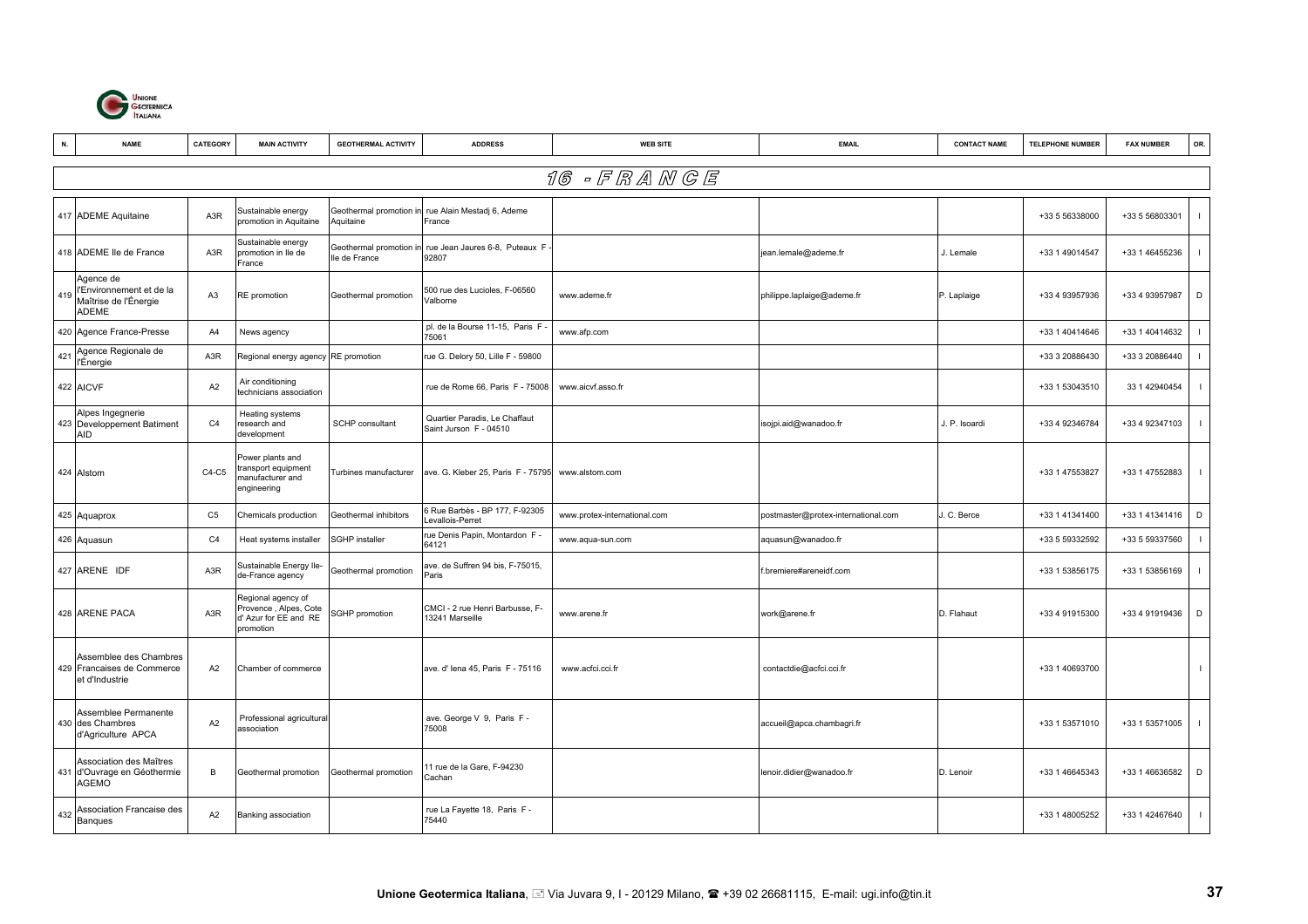| N. | NAME | CATEGORY | MAIN ACTIVITY | GEOTHERMAL ACTIVITY | ADDRESS | WEB SITE | EMAIL | CONTACT NAME | TELEPHONE NUMBER | FAX NUMBER | OR. |
|---|---|---|---|---|---|---|---|---|---|---|---|
| **16 - FRANCE** | | | | | | | | | | | |
| 417 | ADEME Aquitaine | A3R | Sustainable energy promotion in Aquitaine | Geothermal promotion in Aquitaine | rue Alain Mestadj 6, Ademe France | | | | +33 5 56338000 | +33 5 56803301 | I |
| 418 | ADEME Ile de France | A3R | Sustainable energy promotion in Ile de France | Geothermal promotion in Ile de France | rue Jean Jaures 6-8, Puteaux F - 92807 | | jean.lemale@ademe.fr | J. Lemale | +33 1 49014547 | +33 1 46455236 | I |
| 419 | Agence de l'Environnement et de la Maîtrise de l'Énergie ADEME | A3 | RE promotion | Geothermal promotion | 500 rue des Lucioles, F-06560 Valbonne | www.ademe.fr | philippe.laplaige@ademe.fr | P. Laplaige | +33 4 93957936 | +33 4 93957987 | D |
| 420 | Agence France-Presse | A4 | News agency | | pl. de la Bourse 11-15, Paris F - 75061 | www.afp.com | | | +33 1 40414646 | +33 1 40414632 | I |
| 421 | Agence Regionale de l'Énergie | A3R | Regional energy agency | RE promotion | rue G. Delory 50, Lille F - 59800 | | | | +33 3 20886430 | +33 3 20886440 | I |
| 422 | AICVF | A2 | Air conditioning technicians association | | rue de Rome 66, Paris F - 75008 | www.aicvf.asso.fr | | | +33 1 53043510 | 33 1 42940454 | I |
| 423 | Alpes Ingegnerie Developpement Batiment AID | C4 | Heating systems research and development | SCHP consultant | Quartier Paradis, Le Chaffaut Saint Jurson F - 04510 | | isojpi.aid@wanadoo.fr | J. P. Isoardi | +33 4 92346784 | +33 4 92347103 | I |
| 424 | Alstom | C4-C5 | Power plants and transport equipment manufacturer and engineering | Turbines manufacturer | ave. G. Kleber 25, Paris F - 75795 | www.alstom.com | | | +33 1 47553827 | +33 1 47552883 | I |
| 425 | Aquaprox | C5 | Chemicals production | Geothermal inhibitors | 6 Rue Barbès - BP 177, F-92305 Levallois-Perret | www.protex-international.com | postmaster@protex-international.com | J. C. Berce | +33 1 41341400 | +33 1 41341416 | D |
| 426 | Aquasun | C4 | Heat systems installer | SGHP installer | rue Denis Papin, Montardon F - 64121 | www.aqua-sun.com | aquasun@wanadoo.fr | | +33 5 59332592 | +33 5 59337560 | I |
| 427 | ARENE IDF | A3R | Sustainable Energy Ile-de-France agency | Geothermal promotion | ave. de Suffren 94 bis, F-75015, Paris | | f.bremiere#areneidf.com | | +33 1 53856175 | +33 1 53856169 | I |
| 428 | ARENE PACA | A3R | Regional agency of Provence , Alpes, Cote d' Azur for EE and RE promotion | SGHP promotion | CMCI - 2 rue Henri Barbusse, F-13241 Marseille | www.arene.fr | work@arene.fr | D. Flahaut | +33 4 91915300 | +33 4 91919436 | D |
| 429 | Assemblee des Chambres Francaises de Commerce et d'Industrie | A2 | Chamber of commerce | | ave. d' Iena 45, Paris F - 75116 | www.acfci.cci.fr | contactdie@acfci.cci.fr | | +33 1 40693700 | | I |
| 430 | Assemblee Permanente des Chambres d'Agriculture APCA | A2 | Professional agricultural association | | ave. George V 9, Paris F - 75008 | | accueil@apca.chambagri.fr | | +33 1 53571010 | +33 1 53571005 | I |
| 431 | Association des Maîtres d'Ouvrage en Géothermie AGEMO | B | Geothermal promotion | Geothermal promotion | 11 rue de la Gare, F-94230 Cachan | | lenoir.didier@wanadoo.fr | D. Lenoir | +33 1 46645343 | +33 1 46636582 | D |
| 432 | Association Francaise des Banques | A2 | Banking association | | rue La Fayette 18, Paris F - 75440 | | | | +33 1 48005252 | +33 1 42467640 | I |

**Unione Geotermica Italiana**, Via Juvara 9, I - 20129 Milano, ☎ +39 02 26681115, E-mail: ugi.info@tin.it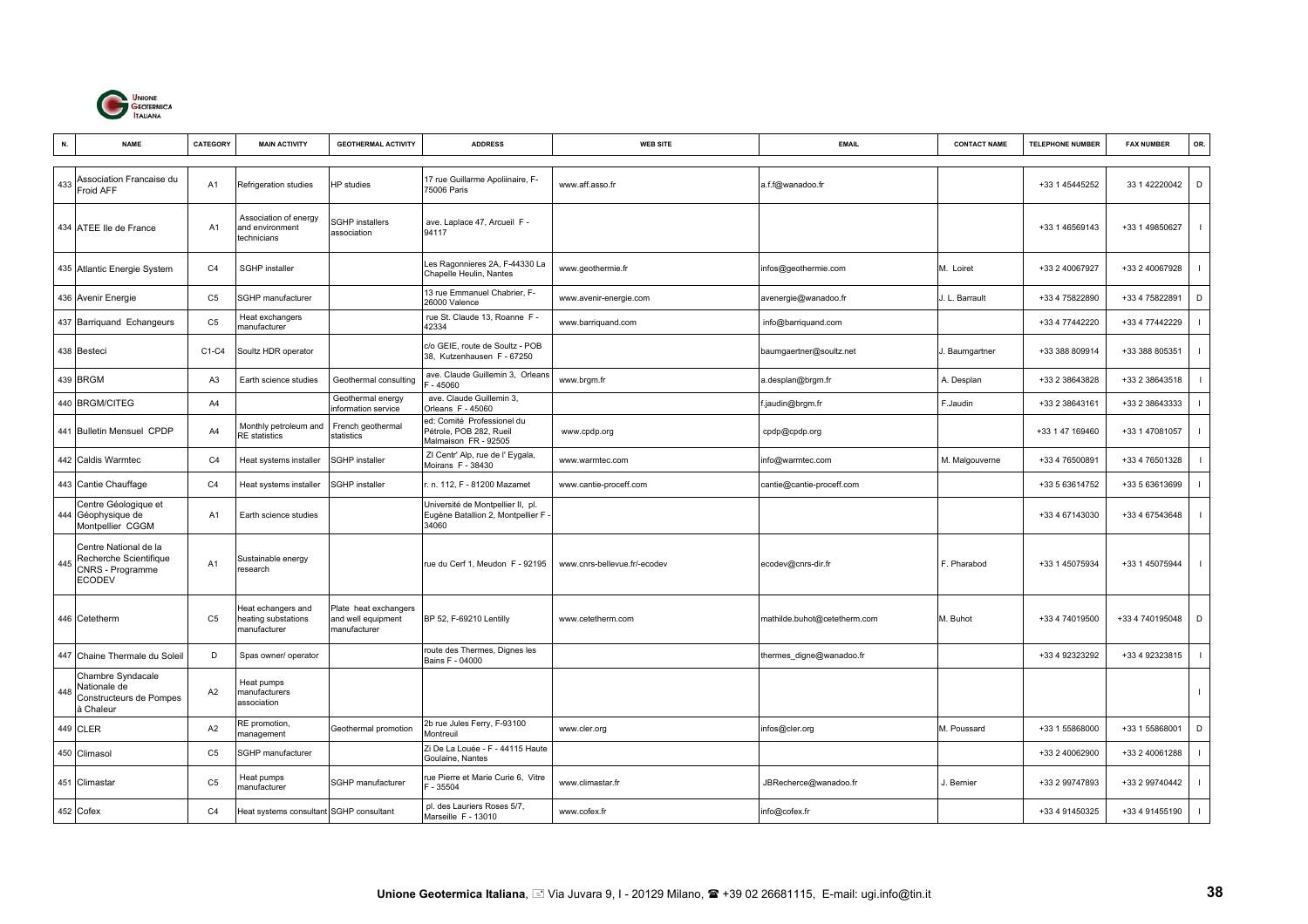| N. | NAME | CATEGORY | MAIN ACTIVITY | GEOTHERMAL ACTIVITY | ADDRESS | WEB SITE | EMAIL | CONTACT NAME | TELEPHONE NUMBER | FAX NUMBER | OR. |
|---|---|---|---|---|---|---|---|---|---|---|---|
| 433 | Association Francaise du Froid AFF | A1 | Refrigeration studies | HP studies | 17 rue Guillarme Apoliinaire, F-75006 Paris | www.aff.asso.fr | a.f.f@wanadoo.fr | | +33 1 45445252 | 33 1 42220042 | D |
| 434 | ATEE Ile de France | A1 | Association of energy and environment technicians | SGHP installers association | ave. Laplace 47, Arcueil F - 94117 | | | | +33 1 46569143 | +33 1 49850627 | I |
| 435 | Atlantic Energie System | C4 | SGHP installer | | Les Ragonnieres 2A, F-44330 La Chapelle Heulin, Nantes | www.geothermie.fr | infos@geothermie.com | M. Loiret | +33 2 40067927 | +33 2 40067928 | I |
| 436 | Avenir Energie | C5 | SGHP manufacturer | | 13 rue Emmanuel Chabrier, F-26000 Valence | www.avenir-energie.com | avenergie@wanadoo.fr | J. L. Barrault | +33 4 75822890 | +33 4 75822891 | D |
| 437 | Barriquand Echangeurs | C5 | Heat exchangers manufacturer | | rue St. Claude 13, Roanne F - 42334 | www.barriquand.com | info@barriquand.com | | +33 4 77442220 | +33 4 77442229 | I |
| 438 | Besteci | C1-C4 | Soultz HDR operator | | c/o GEIE, route de Soultz - POB 38, Kutzenhausen F - 67250 | | baumgaertner@soultz.net | J. Baumgartner | +33 388 809914 | +33 388 805351 | I |
| 439 | BRGM | A3 | Earth science studies | Geothermal consulting | ave. Claude Guillemin 3, Orleans F - 45060 | www.brgm.fr | a.desplan@brgm.fr | A. Desplan | +33 2 38643828 | +33 2 38643518 | I |
| 440 | BRGM/CITEG | A4 | | Geothermal energy information service | ave. Claude Guillemin 3, Orleans F - 45060 | | f.jaudin@brgm.fr | F.Jaudin | +33 2 38643161 | +33 2 38643333 | I |
| 441 | Bulletin Mensuel CPDP | A4 | Monthly petroleum and RE statistics | French geothermal statistics | ed: Comité Professionel du Pétrole, POB 282, Rueil Malmaison FR - 92505 | www.cpdp.org | cpdp@cpdp.org | | +33 1 47 169460 | +33 1 47081057 | I |
| 442 | Caldis Warmtec | C4 | Heat systems installer | SGHP installer | ZI Centr' Alp, rue de l' Eygala, Moirans F - 38430 | www.warmtec.com | info@warmtec.com | M. Malgouverne | +33 4 76500891 | +33 4 76501328 | I |
| 443 | Cantie Chauffage | C4 | Heat systems installer | SGHP installer | r. n. 112, F - 81200 Mazamet | www.cantie-proceff.com | cantie@cantie-proceff.com | | +33 5 63614752 | +33 5 63613699 | I |
| 444 | Centre Géologique et Géophysique de Montpellier CGGM | A1 | Earth science studies | | Université de Montpellier II, pl. Eugène Batallion 2, Montpellier F - 34060 | | | | +33 4 67143030 | +33 4 67543648 | I |
| 445 | Centre National de la Recherche Scientifique CNRS - Programme ECODEV | A1 | Sustainable energy research | | rue du Cerf 1, Meudon F - 92195 | www.cnrs-bellevue.fr/-ecodev | ecodev@cnrs-dir.fr | F. Pharabod | +33 1 45075934 | +33 1 45075944 | I |
| 446 | Cetetherm | C5 | Heat echangers and heating substations manufacturer | Plate heat exchangers and well equipment manufacturer | BP 52, F-69210 Lentilly | www.cetetherm.com | mathilde.buhot@cetetherm.com | M. Buhot | +33 4 74019500 | +33 4 740195048 | D |
| 447 | Chaine Thermale du Soleil | D | Spas owner/ operator | | route des Thermes, Dignes les Bains F - 04000 | | thermes_digne@wanadoo.fr | | +33 4 92323292 | +33 4 92323815 | I |
| 448 | Chambre Syndacale Nationale de Constructeurs de Pompes à Chaleur | A2 | Heat pumps manufacturers association | | | | | | | | I |
| 449 | CLER | A2 | RE promotion, management | Geothermal promotion | 2b rue Jules Ferry, F-93100 Montreuil | www.cler.org | infos@cler.org | M. Poussard | +33 1 55868000 | +33 1 55868001 | D |
| 450 | Climasol | C5 | SGHP manufacturer | | Zi De La Louée - F - 44115 Haute Goulaine, Nantes | | | | +33 2 40062900 | +33 2 40061288 | I |
| 451 | Climastar | C5 | Heat pumps manufacturer | SGHP manufacturer | rue Pierre et Marie Curie 6, Vitre F - 35504 | www.climastar.fr | JBRecherce@wanadoo.fr | J. Bernier | +33 2 99747893 | +33 2 99740442 | I |
| 452 | Cofex | C4 | Heat systems consultant | SGHP consultant | pl. des Lauriers Roses 5/7, Marseille F - 13010 | www.cofex.fr | info@cofex.fr | | +33 4 91450325 | +33 4 91455190 | I |

**Unione Geotermica Italiana**, Via Juvara 9, I - 20129 Milano, +39 02 26681115, E-mail: ugi.info@tin.it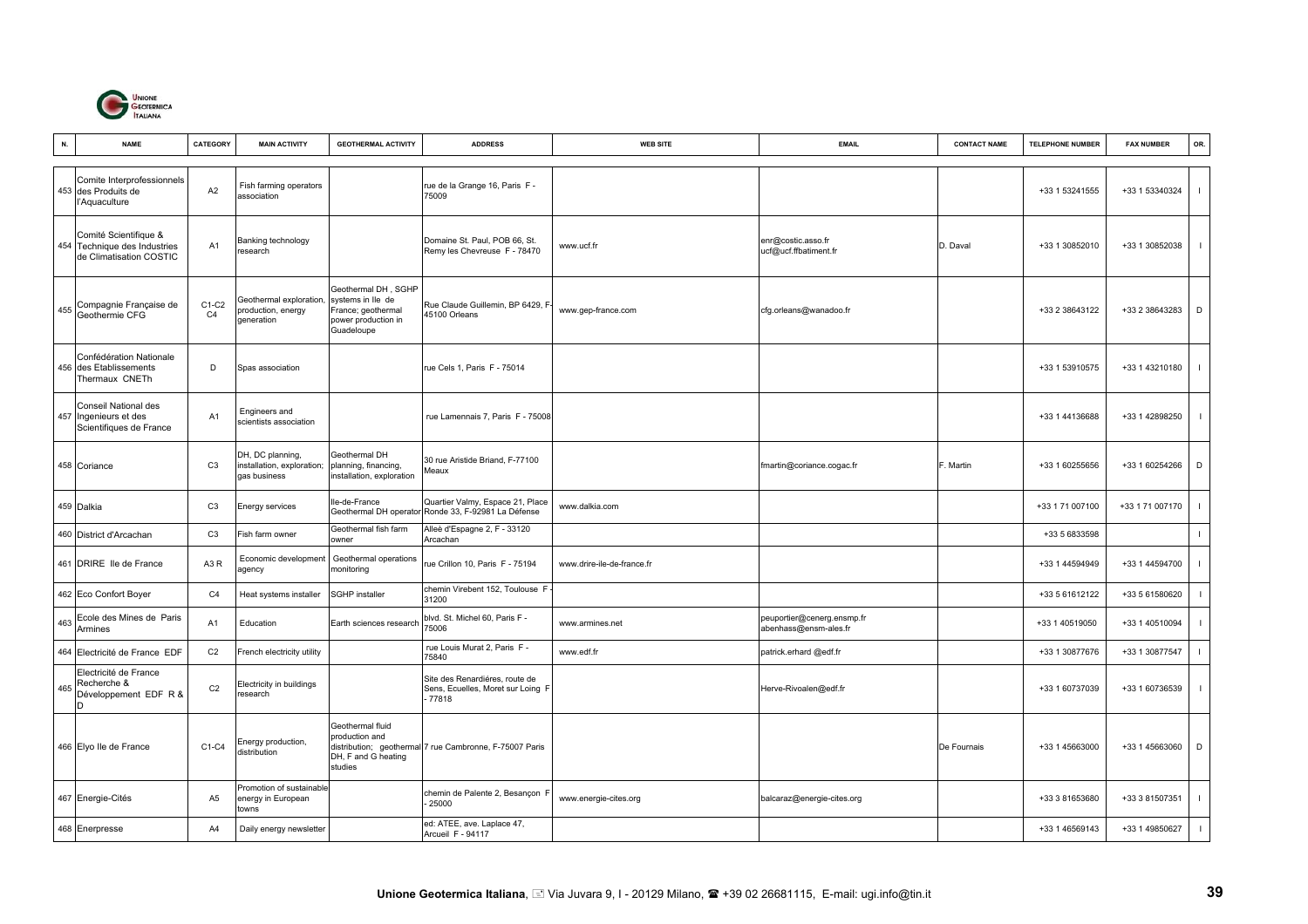| N. | NAME | CATEGORY | MAIN ACTIVITY | GEOTHERMAL ACTIVITY | ADDRESS | WEB SITE | EMAIL | CONTACT NAME | TELEPHONE NUMBER | FAX NUMBER | OR. |
|---|---|---|---|---|---|---|---|---|---|---|---|
| 453 | Comite Interprofessionnels des Produits de l'Aquaculture | A2 | Fish farming operators association | | rue de la Grange 16, Paris F - 75009 | | | | +33 1 53241555 | +33 1 53340324 | I |
| 454 | Comité Scientifique & Technique des Industries de Climatisation COSTIC | A1 | Banking technology research | | Domaine St. Paul, POB 66, St. Remy les Chevreuse F - 78470 | www.ucf.fr | enr@costic.asso.fr ucf@ucf.ffbatiment.fr | D. Daval | +33 1 30852010 | +33 1 30852038 | I |
| 455 | Compagnie Française de Geothermie CFG | C1-C2 C4 | Geothermal exploration, production, energy generation | Geothermal DH , SGHP systems in Ile de France; geothermal power production in Guadeloupe | Rue Claude Guillemin, BP 6429, F-45100 Orleans | www.gep-france.com | cfg.orleans@wanadoo.fr | | +33 2 38643122 | +33 2 38643283 | D |
| 456 | Confédération Nationale des Etablissements Thermaux CNETh | D | Spas association | | rue Cels 1, Paris F - 75014 | | | | +33 1 53910575 | +33 1 43210180 | I |
| 457 | Conseil National des Ingenieurs et des Scientifiques de France | A1 | Engineers and scientists association | | rue Lamennais 7, Paris F - 75008 | | | | +33 1 44136688 | +33 1 42898250 | I |
| 458 | Coriance | C3 | DH, DC planning, installation, exploration; gas business | Geothermal DH planning, financing, installation, exploration | 30 rue Aristide Briand, F-77100 Meaux | | fmartin@coriance.cogac.fr | F. Martin | +33 1 60255656 | +33 1 60254266 | D |
| 459 | Dalkia | C3 | Energy services | Ile-de-France Geothermal DH operator | Quartier Valmy, Espace 21, Place Ronde 33, F-92981 La Défense | www.dalkia.com | | | +33 1 71 007100 | +33 1 71 007170 | I |
| 460 | District d'Arcachan | C3 | Fish farm owner | Geothermal fish farm owner | Alleé d'Espagne 2, F - 33120 Arcachan | | | | +33 5 6833598 | | I |
| 461 | DRIRE Ile de France | A3 R | Economic development agency | Geothermal operations monitoring | rue Crillon 10, Paris F - 75194 | www.drire-ile-de-france.fr | | | +33 1 44594949 | +33 1 44594700 | I |
| 462 | Eco Confort Boyer | C4 | Heat systems installer | SGHP installer | chemin Virebent 152, Toulouse F - 31200 | | | | +33 5 61612122 | +33 5 61580620 | I |
| 463 | Ecole des Mines de Paris Armines | A1 | Education | Earth sciences research | blvd. St. Michel 60, Paris F - 75006 | www.armines.net | peuportier@cenerg.ensmp.fr abenhass@ensm-ales.fr | | +33 1 40519050 | +33 1 40510094 | I |
| 464 | Electricité de France EDF | C2 | French electricity utility | | rue Louis Murat 2, Paris F - 75840 | www.edf.fr | patrick.erhard @edf.fr | | +33 1 30877676 | +33 1 30877547 | I |
| 465 | Electricité de France Recherche & Développement EDF R & D | C2 | Electricity in buildings research | | Site des Renardières, route de Sens, Ecuelles, Moret sur Loing F - 77818 | | Herve-Rivoalen@edf.fr | | +33 1 60737039 | +33 1 60736539 | I |
| 466 | Elyo Ile de France | C1-C4 | Energy production, distribution | Geothermal fluid production and distribution; geothermal DH, F and G heating studies | 7 rue Cambronne, F-75007 Paris | | | De Fournais | +33 1 45663000 | +33 1 45663060 | D |
| 467 | Energie-Cités | A5 | Promotion of sustainable energy in European towns | | chemin de Palente 2, Besançon F - 25000 | www.energie-cites.org | balcaraz@energie-cites.org | | +33 3 81653680 | +33 3 81507351 | I |
| 468 | Enerpresse | A4 | Daily energy newsletter | | ed: ATEE, ave. Laplace 47, Arcueil F - 94117 | | | | +33 1 46569143 | +33 1 49850627 | I |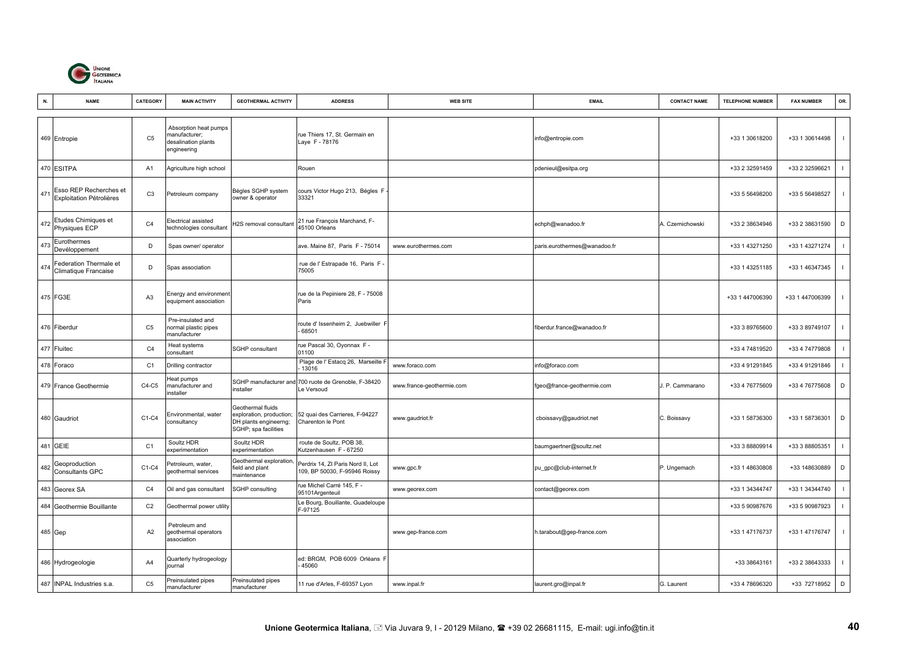| N. | NAME | CATEGORY | MAIN ACTIVITY | GEOTHERMAL ACTIVITY | ADDRESS | WEB SITE | EMAIL | CONTACT NAME | TELEPHONE NUMBER | FAX NUMBER | OR. |
|---|---|---|---|---|---|---|---|---|---|---|---|
| 469 | Entropie | C5 | Absorption heat pumps manufacturer; desalination plants engineering | | rue Thiers 17, St. Germain en Laye F - 78176 | | info@entropie.com | | +33 1 30618200 | +33 1 30614498 | I |
| 470 | ESITPA | A1 | Agriculture high school | | Rouen | | pdenieul@esitpa.org | | +33 2 32591459 | +33 2 32596621 | I |
| 471 | Esso REP Recherches et Exploitation Pétrolières | C3 | Petroleum company | Bégles SGHP system owner & operator | cours Victor Hugo 213, Bégles F - 33321 | | | | +33 5 56498200 | +33 5 56498527 | I |
| 472 | Etudes Chimiques et Physiques ECP | C4 | Electrical assisted technologies consultant | H2S removal consultant | 21 rue François Marchand, F-45100 Orleans | | echph@wanadoo.fr | A. Czernichowski | +33 2 38634946 | +33 2 38631590 | D |
| 473 | Eurothermes Devéloppement | D | Spas owner/ operator | | ave. Maine 87, Paris F - 75014 | www.eurothermes.com | paris.eurothermes@wanadoo.fr | | +33 1 43271250 | +33 1 43271274 | I |
| 474 | Federation Thermale et Climatique Francaise | D | Spas association | | rue de l' Estrapade 16, Paris F - 75005 | | | | +33 1 43251185 | +33 1 46347345 | I |
| 475 | FG3E | A3 | Energy and environment equipment association | | rue de la Pepiniere 28, F - 75008 Paris | | | | +33 1 447006390 | +33 1 447006399 | I |
| 476 | Fiberdur | C5 | Pre-insulated and normal plastic pipes manufacturer | | route d' Issenheim 2, Juebwiller F - 68501 | | fiberdur.france@wanadoo.fr | | +33 3 89765600 | +33 3 89749107 | I |
| 477 | Fluitec | C4 | Heat systems consultant | SGHP consultant | rue Pascal 30, Oyonnax F - 01100 | | | | +33 4 74819520 | +33 4 74779808 | I |
| 478 | Foraco | C1 | Drilling contractor | | Plage de l' Estacq 26, Marseille F - 13016 | www.foraco.com | info@foraco.com | | +33 4 91291845 | +33 4 91291846 | I |
| 479 | France Geothermie | C4-C5 | Heat pumps manufacturer and installer | SGHP manufacturer and installer | 700 ruote de Grenoble, F-38420 Le Versoud | www.france-geothermie.com | fgeo@france-geothermie.com | J. P. Cammarano | +33 4 76775609 | +33 4 76775608 | D |
| 480 | Gaudriot | C1-C4 | Environmental, water consultancy | Geothermal fluids exploration, production; DH plants engineerng; SGHP; spa facilities | 52 quai des Carrieres, F-94227 Charenton le Pont | www.gaudriot.fr | cboissavy@gaudriot.net | C. Boissavy | +33 1 58736300 | +33 1 58736301 | D |
| 481 | GEIE | C1 | Soultz HDR experimentation | Soultz HDR experimentation | route de Soultz, POB 38, Kutzenhausen F - 67250 | | baumgaertner@soultz.net | | +33 3 88809914 | +33 3 88805351 | I |
| 482 | Geoproduction Consultants GPC | C1-C4 | Petroleum, water, geothermal services | Geothermal exploration, field and plant maintenance | Perdrix 14, ZI Paris Nord II, Lot 109, BP 50030, F-95946 Roissy | www.gpc.fr | pu_gpc@club-internet.fr | P. Ungemach | +33 1 48630808 | +33 148630889 | D |
| 483 | Georex SA | C4 | Oil and gas consultant | SGHP consulting | rue Michel Carré 145, F - 95101Argenteuil | www.georex.com | contact@georex.com | | +33 1 34344747 | +33 1 34344740 | I |
| 484 | Geothermie Bouillante | C2 | Geothermal power utility | | Le Bourg, Bouillante, Guadeloupe F-97125 | | | | +33 5 90987676 | +33 5 90987923 | I |
| 485 | Gep | A2 | Petroleum and geothermal operators association | | | www.gep-france.com | h.tarabout@gep-france.com | | +33 1 47176737 | +33 1 47176747 | I |
| 486 | Hydrogeologie | A4 | Quarterly hydrogeology journal | | ed: BRGM, POB 6009 Orléans F - 45060 | | | | +33 38643161 | +33 2 38643333 | I |
| 487 | INPAL Industries s.a. | C5 | Preinsulated pipes manufacturer | Preinsulated pipes manufacturer | 11 rue d'Arles, F-69357 Lyon | www.inpal.fr | laurent.gro@inpal.fr | G. Laurent | +33 4 78696320 | +33 72718952 | D |

**Unione Geotermica Italiana**, Via Juvara 9, I - 20129 Milano, ☎ +39 02 26681115, E-mail: ugi.info@tin.it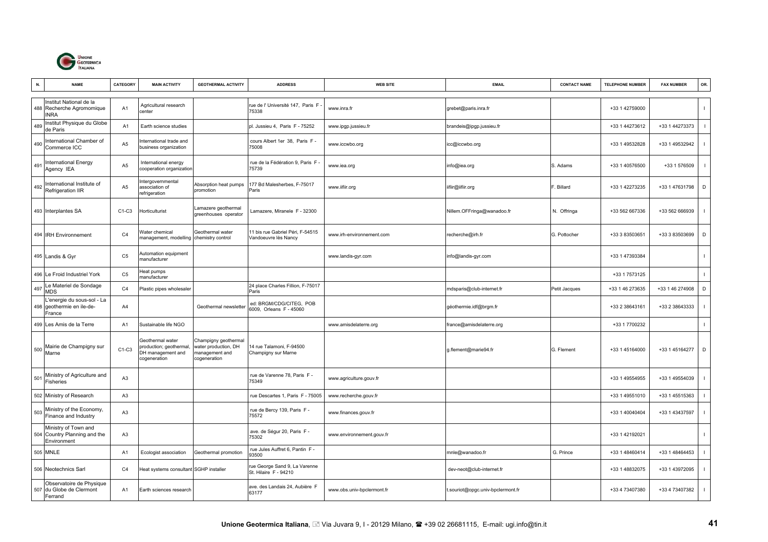| N. | NAME | CATEGORY | MAIN ACTIVITY | GEOTHERMAL ACTIVITY | ADDRESS | WEB SITE | EMAIL | CONTACT NAME | TELEPHONE NUMBER | FAX NUMBER | OR. |
|---|---|---|---|---|---|---|---|---|---|---|---|
| 488 | Institut National de la Recherche Agromomique INRA | A1 | Agricultural research center | | rue de l' Université 147, Paris F - 75338 | www.inra.fr | grebet@paris.inra.fr | | +33 1 42759000 | | I |
| 489 | Institut Physique du Globe de Paris | A1 | Earth science studies | | pl. Jussieu 4, Paris F - 75252 | www.ipgp.jussieu.fr | brandeis@ipgp.jussieu.fr | | +33 1 44273612 | +33 1 44273373 | I |
| 490 | International Chamber of Commerce ICC | A5 | International trade and business organization | | cours Albert 1er 38, Paris F - 75008 | www.iccwbo.org | icc@iccwbo.org | | +33 1 49532828 | +33 1 49532942 | I |
| 491 | International Energy Agency IEA | A5 | International energy cooperation organization | | rue de la Fédération 9, Paris F - 75739 | www.iea.org | info@iea.org | S. Adams | +33 1 40576500 | +33 1 576509 | I |
| 492 | International Institute of Refrigeration IIR | A5 | Intergovernmental association of refrigeration | Absorption heat pumps promotion | 177 Bd Malesherbes, F-75017 Paris | www.iifiir.org | iifiir@iifiir.org | F. Billard | +33 1 42273235 | +33 1 47631798 | D |
| 493 | Interplantes SA | C1-C3 | Horticulturist | Lamazere geothermal greenhouses operator | Lamazere, Miranele F - 32300 | | Nillem.OFFringa@wanadoo.fr | N. Offringa | +33 562 667336 | +33 562 666939 | I |
| 494 | IRH Environnement | C4 | Water chemical management, modelling | Geothermal water chemistry control | 11 bis rue Gabriel Péri, F-54515 Vandoeuvre lès Nancy | www.irh-environnement.com | recherche@irh.fr | G. Pottocher | +33 3 83503651 | +33 3 83503699 | D |
| 495 | Landis & Gyr | C5 | Automation equipment manufacturer | | | www.landis-gyr.com | info@landis-gyr.com | | +33 1 47393384 | | I |
| 496 | Le Froid Industriel York | C5 | Heat pumps manufacturer | | | | | | +33 1 7573125 | | I |
| 497 | Le Materiel de Sondage MDS | C4 | Plastic pipes wholesaler | | 24 place Charles Fillion, F-75017 Paris | | mdsparis@club-internet.fr | Petit Jacques | +33 1 46 273635 | +33 1 46 274908 | D |
| 498 | L'energie du sous-sol - La geothermie en ile-de-France | A4 | | Geothermal newsletter | ed: BRGM/CDG/CITEG, POB 6009, Orleans F - 45060 | | géothermie.idf@brgm.fr | | +33 2 38643161 | +33 2 38643333 | I |
| 499 | Les Amis de la Terre | A1 | Sustainable life NGO | | | www.amisdelaterre.org | france@amisdelaterre.org | | +33 1 7700232 | | I |
| 500 | Mairie de Champigny sur Marne | C1-C3 | Geothermal water production; geothermal, DH management and cogeneration | Champigny geothermal water production, DH management and cogeneration | 14 rue Talamoni, F-94500 Champigny sur Marne | | g.flement@marie94.fr | G. Flement | +33 1 45164000 | +33 1 45164277 | D |
| 501 | Ministry of Agriculture and Fisheries | A3 | | | rue de Varenne 78, Paris F - 75349 | www.agriculture.gouv.fr | | | +33 1 49554955 | +33 1 49554039 | I |
| 502 | Ministry of Research | A3 | | | rue Descartes 1, Paris F - 75005 | www.recherche.gouv.fr | | | +33 1 49551010 | +33 1 45515363 | I |
| 503 | Ministry of the Economy, Finance and Industry | A3 | | | rue de Bercy 139, Paris F - 75572 | www.finances.gouv.fr | | | +33 1 40040404 | +33 1 43437597 | I |
| 504 | Ministry of Town and Country Planning and the Environment | A3 | | | ave. de Ségur 20, Paris F - 75302 | www.environnement.gouv.fr | | | +33 1 42192021 | | I |
| 505 | MNLE | A1 | Ecologist association | Geothermal promotion | rue Jules Auffret 6, Pantin F - 93500 | | mnle@wanadoo.fr | G. Prince | +33 1 48460414 | +33 1 48464453 | I |
| 506 | Neotechnics Sarl | C4 | Heat systems consultant | SGHP installer | rue George Sand 9, La Varenne St. Hilaire F - 94210 | | dev-neot@club-internet.fr | | +33 1 48832075 | +33 1 43972095 | I |
| 507 | Observatoire de Physique du Globe de Clermont Ferrand | A1 | Earth sciences research | | ave. des Landais 24, Aubière F 63177 | www.obs.univ-bpclermont.fr | t.souriot@opgc.univ-bpclermont.fr | | +33 4 73407380 | +33 4 73407382 | I |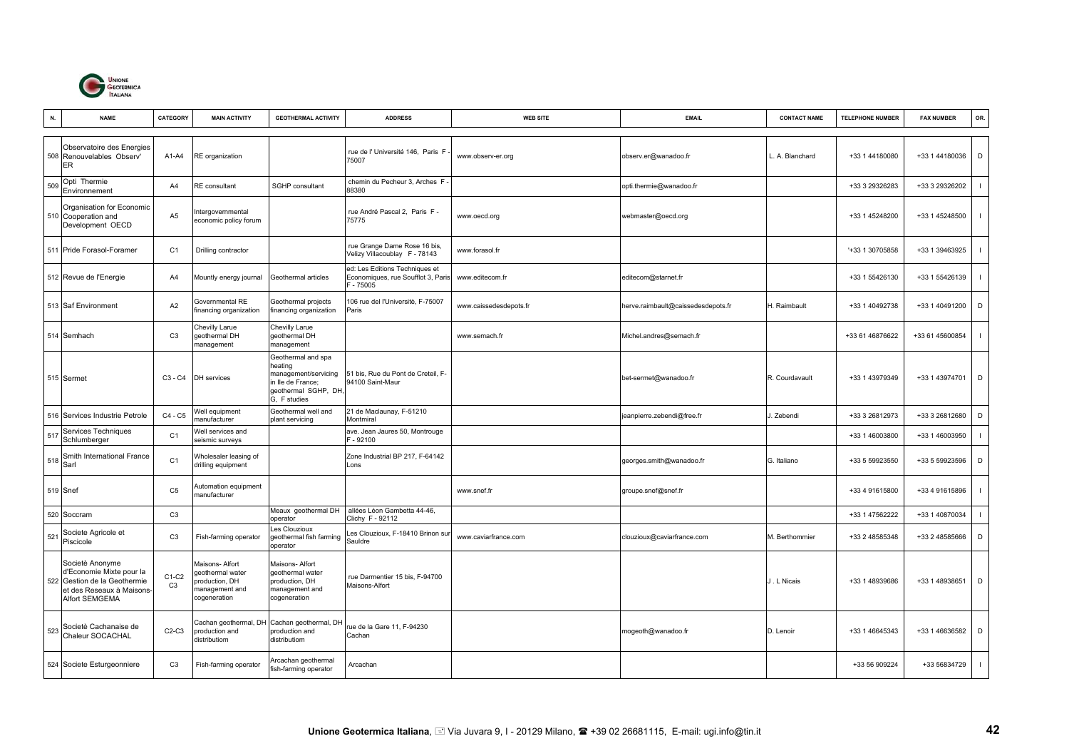| N. | NAME | CATEGORY | MAIN ACTIVITY | GEOTHERMAL ACTIVITY | ADDRESS | WEB SITE | EMAIL | CONTACT NAME | TELEPHONE NUMBER | FAX NUMBER | OR. |
|---|---|---|---|---|---|---|---|---|---|---|---|
| 508 | Observatoire des Energies Renouvelables Observ' ER | A1-A4 | RE organization | | rue de l' Université 146, Paris F - 75007 | www.observ-er.org | observ.er@wanadoo.fr | L. A. Blanchard | +33 1 44180080 | +33 1 44180036 | D |
| 509 | Opti Thermie Environnement | A4 | RE consultant | SGHP consultant | chemin du Pecheur 3, Arches F - 88380 | | opti.thermie@wanadoo.fr | | +33 3 29326283 | +33 3 29326202 | I |
| 510 | Organisation for Economic Cooperation and Development OECD | A5 | Intergovernmental economic policy forum | | rue André Pascal 2, Paris F - 75775 | www.oecd.org | webmaster@oecd.org | | +33 1 45248200 | +33 1 45248500 | I |
| 511 | Pride Forasol-Foramer | C1 | Drilling contractor | | rue Grange Dame Rose 16 bis, Velizy Villacoublay F - 78143 | www.forasol.fr | | | '+33 1 30705858 | +33 1 39463925 | I |
| 512 | Revue de l'Energie | A4 | Mountly energy journal | Geothermal articles | ed: Les Editions Techniques et Economiques, rue Soufflot 3, Paris F - 75005 | www.editecom.fr | editecom@starnet.fr | | +33 1 55426130 | +33 1 55426139 | I |
| 513 | Saf Environment | A2 | Governmental RE financing organization | Geothermal projects financing organization | 106 rue del l'Université, F-75007 Paris | www.caissedesdepots.fr | herve.raimbault@caissedesdepots.fr | H. Raimbault | +33 1 40492738 | +33 1 40491200 | D |
| 514 | Semhach | C3 | Chevilly Larue geothermal DH management | Chevilly Larue geothermal DH management | | www.semach.fr | Michel.andres@semach.fr | | +33 61 46876622 | +33 61 45600854 | I |
| 515 | Sermet | C3 - C4 | DH services | Geothermal and spa heating management/servicing in Ile de France; geothermal SGHP, DH, G, F studies | 51 bis, Rue du Pont de Creteil, F-94100 Saint-Maur | | bet-sermet@wanadoo.fr | R. Courdavault | +33 1 43979349 | +33 1 43974701 | D |
| 516 | Services Industrie Petrole | C4 - C5 | Well equipment manufacturer | Geothermal well and plant servicing | 21 de Maclaunay, F-51210 Montmiral | | jeanpierre.zebendi@free.fr | J. Zebendi | +33 3 26812973 | +33 3 26812680 | D |
| 517 | Services Techniques Schlumberger | C1 | Well services and seismic surveys | | ave. Jean Jaures 50, Montrouge F - 92100 | | | | +33 1 46003800 | +33 1 46003950 | I |
| 518 | Smith International France Sarl | C1 | Wholesaler leasing of drilling equipment | | Zone Industrial BP 217, F-64142 Lons | | georges.smith@wanadoo.fr | G. Italiano | +33 5 59923550 | +33 5 59923596 | D |
| 519 | Snef | C5 | Automation equipment manufacturer | | | www.snef.fr | groupe.snef@snef.fr | | +33 4 91615800 | +33 4 91615896 | I |
| 520 | Soccram | C3 | | Meaux geothermal DH operator | allées Léon Gambetta 44-46, Clichy F - 92112 | | | | +33 1 47562222 | +33 1 40870034 | I |
| 521 | Societe Agricole et Piscicole | C3 | Fish-farming operator | Les Clouzioux geothermal fish farming operator | Les Clouzioux, F-18410 Brinon sur Sauldre | www.caviarfrance.com | clouzioux@caviarfrance.com | M. Berthommier | +33 2 48585348 | +33 2 48585666 | D |
| 522 | Societè Anonyme d'Economie Mixte pour la Gestion de la Geothermie et des Reseaux à Maisons-Alfort SEMGEMA | C1-C2 C3 | Maisons- Alfort geothermal water production, DH management and cogeneration | Maisons- Alfort geothermal water production, DH management and cogeneration | rue Darmentier 15 bis, F-94700 Maisons-Alfort | | | J . L Nicais | +33 1 48939686 | +33 1 48938651 | D |
| 523 | Societè Cachanaise de Chaleur SOCACHAL | C2-C3 | Cachan geothermal, DH production and distributiom | Cachan geothermal, DH production and distributiom | rue de la Gare 11, F-94230 Cachan | | mogeoth@wanadoo.fr | D. Lenoir | +33 1 46645343 | +33 1 46636582 | D |
| 524 | Societe Esturgeonniere | C3 | Fish-farming operator | Arcachan geothermal fish-farming operator | Arcachan | | | | +33 56 909224 | +33 56834729 | I |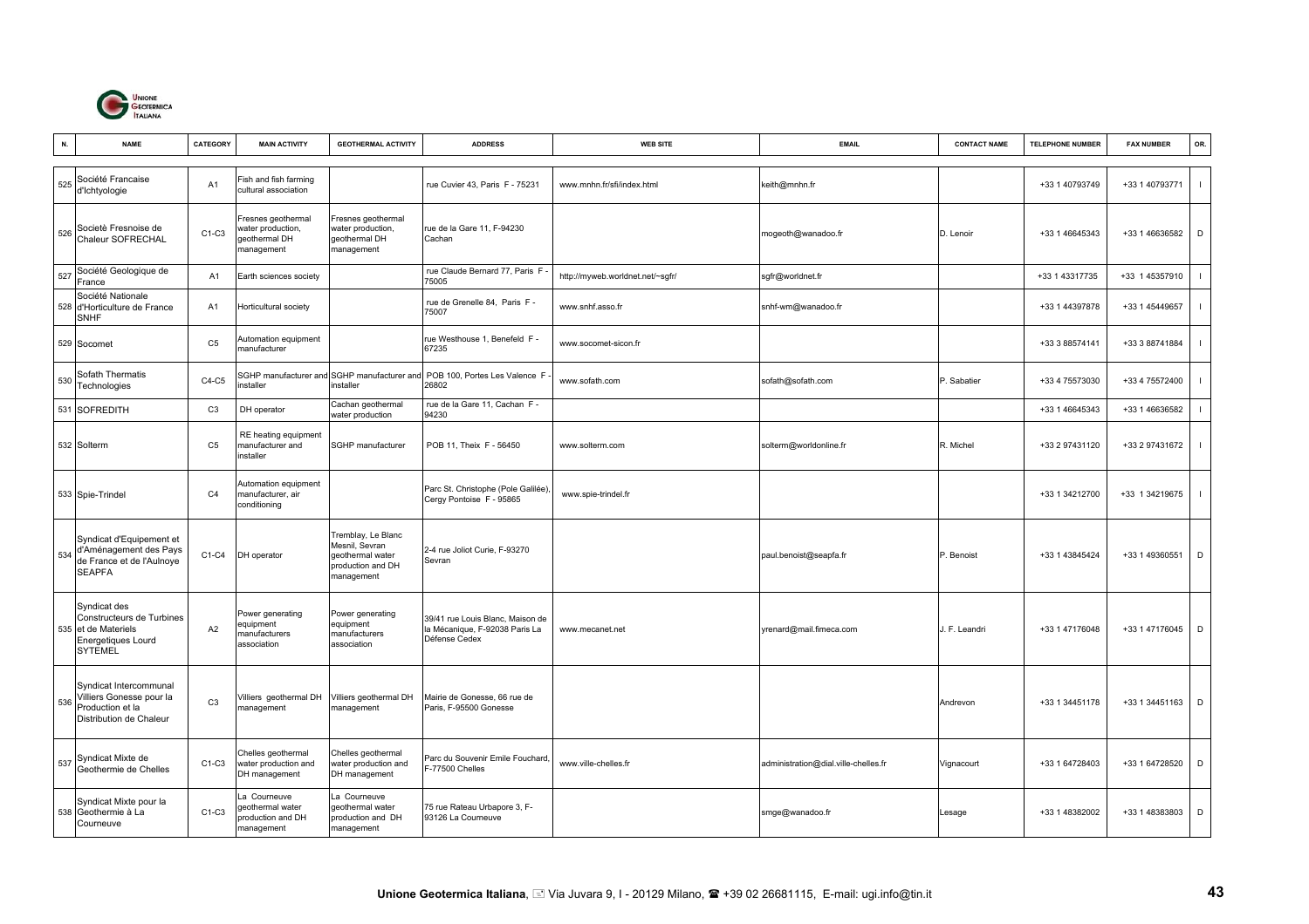| N. | NAME | CATEGORY | MAIN ACTIVITY | GEOTHERMAL ACTIVITY | ADDRESS | WEB SITE | EMAIL | CONTACT NAME | TELEPHONE NUMBER | FAX NUMBER | OR. |
|---|---|---|---|---|---|---|---|---|---|---|---|
| 525 | Société Francaise d'Ichtyologie | A1 | Fish and fish farming cultural association | | rue Cuvier 43, Paris F - 75231 | www.mnhn.fr/sfi/index.html | keith@mnhn.fr | | +33 1 40793749 | +33 1 40793771 | I |
| 526 | Societè Fresnoise de Chaleur SOFRECHAL | C1-C3 | Fresnes geothermal water production, geothermal DH management | Fresnes geothermal water production, geothermal DH management | rue de la Gare 11, F-94230 Cachan | | mogeoth@wanadoo.fr | D. Lenoir | +33 1 46645343 | +33 1 46636582 | D |
| 527 | Société Geologique de France | A1 | Earth sciences society | | rue Claude Bernard 77, Paris F - 75005 | http://myweb.worldnet.net/~sgfr/ | sgfr@worldnet.fr | | +33 1 43317735 | +33 1 45357910 | I |
| 528 | Société Nationale d'Horticulture de France SNHF | A1 | Horticultural society | | rue de Grenelle 84, Paris F - 75007 | www.snhf.asso.fr | snhf-wm@wanadoo.fr | | +33 1 44397878 | +33 1 45449657 | I |
| 529 | Socomet | C5 | Automation equipment manufacturer | | rue Westhouse 1, Benefeld F - 67235 | www.socomet-sicon.fr | | | +33 3 88574141 | +33 3 88741884 | I |
| 530 | Sofath Thermatis Technologies | C4-C5 | SGHP manufacturer and installer | SGHP manufacturer and installer | POB 100, Portes Les Valence F - 26802 | www.sofath.com | sofath@sofath.com | P. Sabatier | +33 4 75573030 | +33 4 75572400 | I |
| 531 | SOFREDITH | C3 | DH operator | Cachan geothermal water production | rue de la Gare 11, Cachan F - 94230 | | | | +33 1 46645343 | +33 1 46636582 | I |
| 532 | Solterm | C5 | RE heating equipment manufacturer and installer | SGHP manufacturer | POB 11, Theix F - 56450 | www.solterm.com | solterm@worldonline.fr | R. Michel | +33 2 97431120 | +33 2 97431672 | I |
| 533 | Spie-Trindel | C4 | Automation equipment manufacturer, air conditioning | | Parc St. Christophe (Pole Galilée), Cergy Pontoise F - 95865 | www.spie-trindel.fr | | | +33 1 34212700 | +33 1 34219675 | I |
| 534 | Syndicat d'Equipement et d'Aménagement des Pays de France et de l'Aulnoye SEAPFA | C1-C4 | DH operator | Tremblay, Le Blanc Mesnil, Sevran geothermal water production and DH management | 2-4 rue Joliot Curie, F-93270 Sevran | | paul.benoist@seapfa.fr | P. Benoist | +33 1 43845424 | +33 1 49360551 | D |
| 535 | Syndicat des Constructeurs de Turbines et de Materiels Energetiques Lourd SYTEMEL | A2 | Power generating equipment manufacturers association | Power generating equipment manufacturers association | 39/41 rue Louis Blanc, Maison de la Mécanique, F-92038 Paris La Défense Cedex | www.mecanet.net | yrenard@mail.fimeca.com | J. F. Leandri | +33 1 47176048 | +33 1 47176045 | D |
| 536 | Syndicat Intercommunal Villiers Gonesse pour la Production et la Distribution de Chaleur | C3 | Villiers geothermal DH management | Villiers geothermal DH management | Mairie de Gonesse, 66 rue de Paris, F-95500 Gonesse | | | Andrevon | +33 1 34451178 | +33 1 34451163 | D |
| 537 | Syndicat Mixte de Geothermie de Chelles | C1-C3 | Chelles geothermal water production and DH management | Chelles geothermal water production and DH management | Parc du Souvenir Emile Fouchard, F-77500 Chelles | www.ville-chelles.fr | administration@dial.ville-chelles.fr | Vignacourt | +33 1 64728403 | +33 1 64728520 | D |
| 538 | Syndicat Mixte pour la Geothermie à La Courneuve | C1-C3 | La Courneuve geothermal water production and DH management | La Courneuve geothermal water production and DH management | 75 rue Rateau Urbapore 3, F-93126 La Courneuve | | smge@wanadoo.fr | Lesage | +33 1 48382002 | +33 1 48383803 | D |

**Unione Geotermica Italiana**, Via Juvara 9, I - 20129 Milano, +39 02 26681115, E-mail: ugi.info@tin.it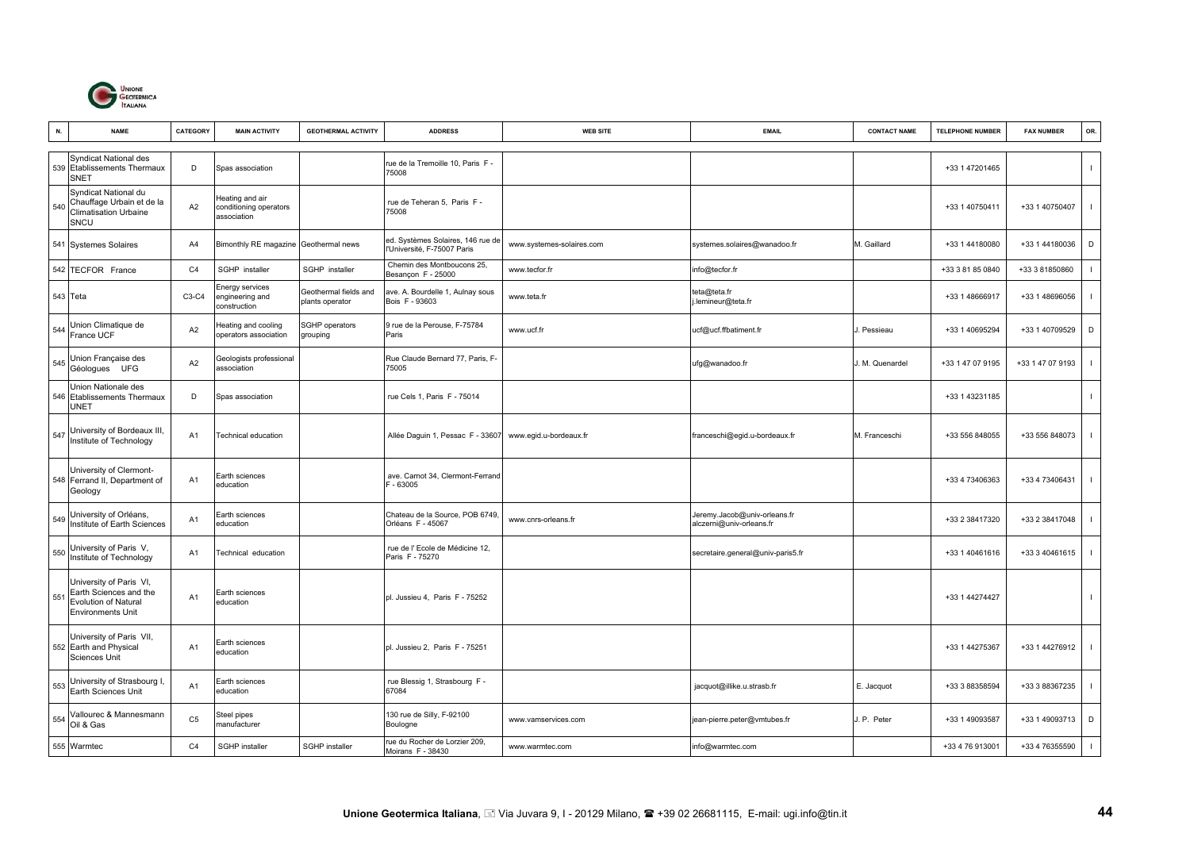| N. | NAME | CATEGORY | MAIN ACTIVITY | GEOTHERMAL ACTIVITY | ADDRESS | WEB SITE | EMAIL | CONTACT NAME | TELEPHONE NUMBER | FAX NUMBER | OR. |
|---|---|---|---|---|---|---|---|---|---|---|---|
| 539 | Syndicat National des Etablissements Thermaux SNET | D | Spas association | | rue de la Tremoille 10, Paris F - 75008 | | | | +33 1 47201465 | | I |
| 540 | Syndicat National du Chauffage Urbain et de la Climatisation Urbaine SNCU | A2 | Heating and air conditioning operators association | | rue de Teheran 5, Paris F - 75008 | | | | +33 1 40750411 | +33 1 40750407 | I |
| 541 | Systemes Solaires | A4 | Bimonthly RE magazine | Geothermal news | ed. Systèmes Solaires, 146 rue de l'Université, F-75007 Paris | www.systemes-solaires.com | systemes.solaires@wanadoo.fr | M. Gaillard | +33 1 44180080 | +33 1 44180036 | D |
| 542 | TECFOR France | C4 | SGHP installer | SGHP installer | Chemin des Montboucons 25, Besançon F - 25000 | www.tecfor.fr | info@tecfor.fr | | +33 3 81 85 0840 | +33 3 81850860 | I |
| 543 | Teta | C3-C4 | Energy services engineering and construction | Geothermal fields and plants operator | ave. A. Bourdelle 1, Aulnay sous Bois F - 93603 | www.teta.fr | teta@teta.fr j.lemineur@teta.fr | | +33 1 48666917 | +33 1 48696056 | I |
| 544 | Union Climatique de France UCF | A2 | Heating and cooling operators association | SGHP operators grouping | 9 rue de la Perouse, F-75784 Paris | www.ucf.fr | ucf@ucf.ffbatiment.fr | J. Pessieau | +33 1 40695294 | +33 1 40709529 | D |
| 545 | Union Française des Géologues UFG | A2 | Geologists professional association | | Rue Claude Bernard 77, Paris, F-75005 | | ufg@wanadoo.fr | J. M. Quenardel | +33 1 47 07 9195 | +33 1 47 07 9193 | I |
| 546 | Union Nationale des Etablissements Thermaux UNET | D | Spas association | | rue Cels 1, Paris F - 75014 | | | | +33 1 43231185 | | I |
| 547 | University of Bordeaux III, Institute of Technology | A1 | Technical education | | Allée Daguin 1, Pessac F - 33607 | www.egid.u-bordeaux.fr | franceschi@egid.u-bordeaux.fr | M. Franceschi | +33 556 848055 | +33 556 848073 | I |
| 548 | University of Clermont-Ferrand II, Department of Geology | A1 | Earth sciences education | | ave. Carnot 34, Clermont-Ferrand F - 63005 | | | | +33 4 73406363 | +33 4 73406431 | I |
| 549 | University of Orléans, Institute of Earth Sciences | A1 | Earth sciences education | | Chateau de la Source, POB 6749, Orléans F - 45067 | www.cnrs-orleans.fr | Jeremy.Jacob@univ-orleans.fr alczerni@univ-orleans.fr | | +33 2 38417320 | +33 2 38417048 | I |
| 550 | University of Paris V, Institute of Technology | A1 | Technical education | | rue de l' Ecole de Médicine 12, Paris F - 75270 | | secretaire.general@univ-paris5.fr | | +33 1 40461616 | +33 3 40461615 | I |
| 551 | University of Paris VI, Earth Sciences and the Evolution of Natural Environments Unit | A1 | Earth sciences education | | pl. Jussieu 4, Paris F - 75252 | | | | +33 1 44274427 | | I |
| 552 | University of Paris VII, Earth and Physical Sciences Unit | A1 | Earth sciences education | | pl. Jussieu 2, Paris F - 75251 | | | | +33 1 44275367 | +33 1 44276912 | I |
| 553 | University of Strasbourg I, Earth Sciences Unit | A1 | Earth sciences education | | rue Blessig 1, Strasbourg F - 67084 | | jacquot@illike.u.strasb.fr | E. Jacquot | +33 3 88358594 | +33 3 88367235 | I |
| 554 | Vallourec & Mannesmann Oil & Gas | C5 | Steel pipes manufacturer | | 130 rue de Silly, F-92100 Boulogne | www.vamservices.com | jean-pierre.peter@vmtubes.fr | J. P. Peter | +33 1 49093587 | +33 1 49093713 | D |
| 555 | Warmtec | C4 | SGHP installer | SGHP installer | rue du Rocher de Lorzier 209, Moirans F - 38430 | www.warmtec.com | info@warmtec.com | | +33 4 76 913001 | +33 4 76355590 | I |

**Unione Geotermica Italiana**, Via Juvara 9, I - 20129 Milano, +39 02 26681115, E-mail: ugi.info@tin.it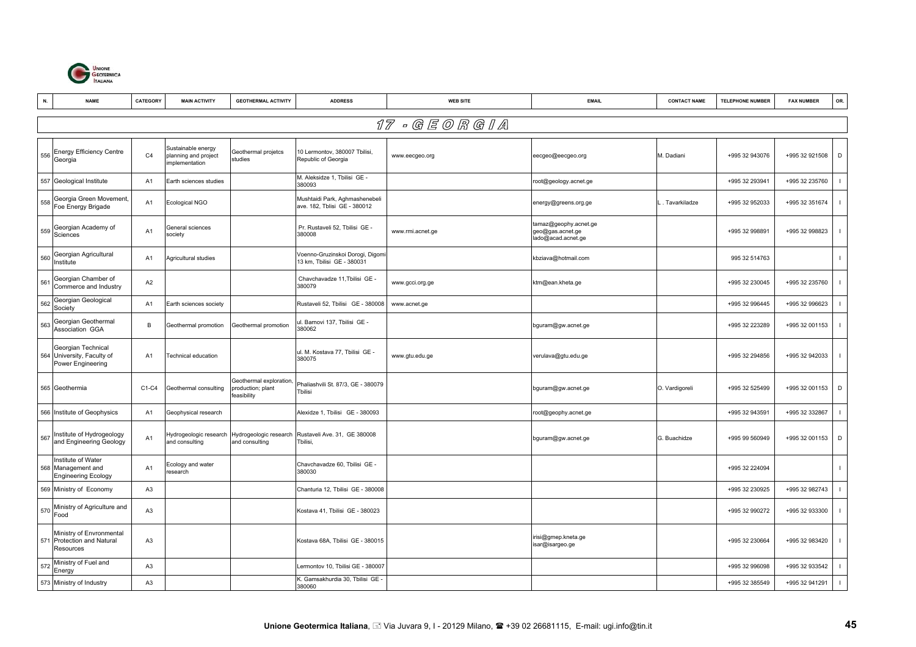| N. | NAME | CATEGORY | MAIN ACTIVITY | GEOTHERMAL ACTIVITY | ADDRESS | WEB SITE | EMAIL | CONTACT NAME | TELEPHONE NUMBER | FAX NUMBER | OR. |
|---|---|---|---|---|---|---|---|---|---|---|---|
| **17 - GEORGIA** | | | | | | | | | | | |
| 556 | Energy Efficiency Centre Georgia | C4 | Sustainable energy planning and project implementation | Geothermal projetcs studies | 10 Lermontov, 380007 Tbilisi, Republic of Georgia | www.eecgeo.org | eecgeo@eecgeo.org | M. Dadiani | +995 32 943076 | +995 32 921508 | D |
| 557 | Geological Institute | A1 | Earth sciences studies | | M. Aleksidze 1, Tbilisi GE - 380093 | | root@geology.acnet.ge | | +995 32 293941 | +995 32 235760 | I |
| 558 | Georgia Green Movement, Foe Energy Brigade | A1 | Ecological NGO | | Mushtaidi Park, Aghmashenebeli ave. 182, Tblisi GE - 380012 | | energy@greens.org.ge | L . Tavarkiladze | +995 32 952033 | +995 32 351674 | I |
| 559 | Georgian Academy of Sciences | A1 | General sciences society | | Pr. Rustaveli 52, Tbilisi GE - 380008 | www.rmi.acnet.ge | tamaz@geophy.acnet.ge geo@gas.acnet.ge lado@acad.acnet.ge | | +995 32 998891 | +995 32 998823 | I |
| 560 | Georgian Agricultural Institute | A1 | Agricultural studies | | Voenno-Gruzinskoi Dorogi, Digomi 13 km, Tbilisi GE - 380031 | | kbziava@hotmail.com | | 995 32 514763 | | I |
| 561 | Georgian Chamber of Commerce and Industry | A2 | | | Chavchavadze 11,Tbilisi GE - 380079 | www.gcci.org.ge | ktm@ean.kheta.ge | | +995 32 230045 | +995 32 235760 | I |
| 562 | Georgian Geological Society | A1 | Earth sciences society | | Rustaveli 52, Tbilisi GE - 380008 | www.acnet.ge | | | +995 32 996445 | +995 32 996623 | I |
| 563 | Georgian Geothermal Association GGA | B | Geothermal promotion | Geothermal promotion | ul. Barnovi 137, Tbilisi GE - 380062 | | bguram@gw.acnet.ge | | +995 32 223289 | +995 32 001153 | I |
| 564 | Georgian Technical University, Faculty of Power Engineering | A1 | Technical education | | ul. M. Kostava 77, Tbilisi GE - 380075 | www.gtu.edu.ge | verulava@gtu.edu.ge | | +995 32 294856 | +995 32 942033 | I |
| 565 | Geothermia | C1-C4 | Geothermal consulting | Geothermal exploration, production; plant feasibility | Phaliashvili St. 87/3, GE - 380079 Tbilisi | | bguram@gw.acnet.ge | O. Vardigoreli | +995 32 525499 | +995 32 001153 | D |
| 566 | Institute of Geophysics | A1 | Geophysical research | | Alexidze 1, Tbilisi GE - 380093 | | root@geophy.acnet.ge | | +995 32 943591 | +995 32 332867 | I |
| 567 | Institute of Hydrogeology and Engineering Geology | A1 | Hydrogeologic research and consulting | Hydrogeologic research and consulting | Rustaveli Ave. 31, GE 380008 Tbilisi, | | bguram@gw.acnet.ge | G. Buachidze | +995 99 560949 | +995 32 001153 | D |
| 568 | Institute of Water Management and Engineering Ecology | A1 | Ecology and water research | | Chavchavadze 60, Tbilisi GE - 380030 | | | | +995 32 224094 | | I |
| 569 | Ministry of Economy | A3 | | | Chanturia 12, Tbilisi GE - 380008 | | | | +995 32 230925 | +995 32 982743 | I |
| 570 | Ministry of Agriculture and Food | A3 | | | Kostava 41, Tbilisi GE - 380023 | | | | +995 32 990272 | +995 32 933300 | I |
| 571 | Ministry of Envronmental Protection and Natural Resources | A3 | | | Kostava 68A, Tbilisi GE - 380015 | | irisi@gmep.kneta.ge isar@isargeo.ge | | +995 32 230664 | +995 32 983420 | I |
| 572 | Ministry of Fuel and Energy | A3 | | | Lermontov 10, Tbilisi GE - 380007 | | | | +995 32 996098 | +995 32 933542 | I |
| 573 | Ministry of Industry | A3 | | | K. Gamsakhurdia 30, Tbilisi GE - 380060 | | | | +995 32 385549 | +995 32 941291 | I |

**Unione Geotermica Italiana**, Via Juvara 9, I - 20129 Milano, ☎ +39 02 26681115, E-mail: ugi.info@tin.it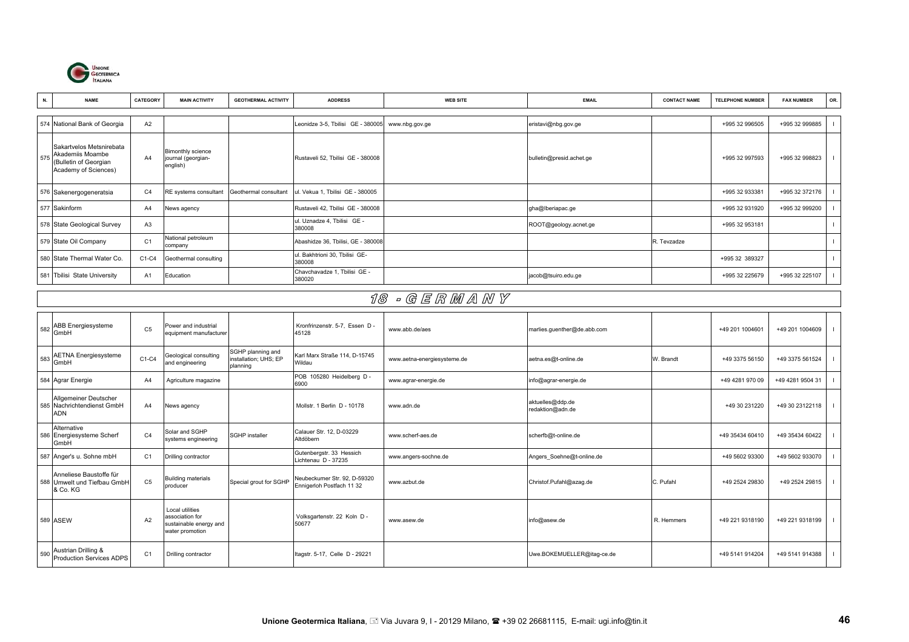| N. | NAME | CATEGORY | MAIN ACTIVITY | GEOTHERMAL ACTIVITY | ADDRESS | WEB SITE | EMAIL | CONTACT NAME | TELEPHONE NUMBER | FAX NUMBER | OR. |
|---|---|---|---|---|---|---|---|---|---|---|---|
| 574 | National Bank of Georgia | A2 | | | Leonidze 3-5, Tbilisi GE - 380005 | www.nbg.gov.ge | eristavi@nbg.gov.ge | | +995 32 996505 | +995 32 999885 | I |
| 575 | Sakartvelos Metsnirebata Akademiis Moambe (Bulletin of Georgian Academy of Sciences) | A4 | Bimonthly science journal (georgian-english) | | Rustaveli 52, Tbilisi GE - 380008 | | bulletin@presid.achet.ge | | +995 32 997593 | +995 32 998823 | I |
| 576 | Sakenergogeneratsia | C4 | RE systems consultant | Geothermal consultant | ul. Vekua 1, Tbilisi GE - 380005 | | | | +995 32 933381 | +995 32 372176 | I |
| 577 | Sakinform | A4 | News agency | | Rustaveli 42, Tbilisi GE - 380008 | | gha@Iberiapac.ge | | +995 32 931920 | +995 32 999200 | I |
| 578 | State Geological Survey | A3 | | | ul. Uznadze 4, Tbilisi GE - 380008 | | ROOT@geology.acnet.ge | | +995 32 953181 | | I |
| 579 | State Oil Company | C1 | National petroleum company | | Abashidze 36, Tbilisi, GE - 380008 | | | R. Tevzadze | | | I |
| 580 | State Thermal Water Co. | C1-C4 | Geothermal consulting | | ul. Bakhtrioni 30, Tbilisi GE-380008 | | | | +995 32 389327 | | I |
| 581 | Tbilisi State University | A1 | Education | | Chavchavadze 1, Tbilisi GE - 380020 | | jacob@tsuiro.edu.ge | | +995 32 225679 | +995 32 225107 | I |

## 18 - GERMANY

| N. | NAME | CATEGORY | MAIN ACTIVITY | GEOTHERMAL ACTIVITY | ADDRESS | WEB SITE | EMAIL | CONTACT NAME | TELEPHONE NUMBER | FAX NUMBER | OR. |
|---|---|---|---|---|---|---|---|---|---|---|---|
| 582 | ABB Energiesysteme GmbH | C5 | Power and industrial equipment manufacturer | | Kronfrinzenstr. 5-7, Essen D - 45128 | www.abb.de/aes | marlies.guenther@de.abb.com | | +49 201 1004601 | +49 201 1004609 | I |
| 583 | AETNA Energiesysteme GmbH | C1-C4 | Geological consulting and engineering | SGHP planning and installation; UHS; EP planning | Karl Marx Straße 114, D-15745 Wildau | www.aetna-energiesysteme.de | aetna.es@t-online.de | W. Brandt | +49 3375 56150 | +49 3375 561524 | I |
| 584 | Agrar Energie | A4 | Agriculture magazine | | POB 105280 Heidelberg D - 6900 | www.agrar-energie.de | info@agrar-energie.de | | +49 4281 970 09 | +49 4281 9504 31 | I |
| 585 | Allgemeiner Deutscher Nachrichtendienst GmbH ADN | A4 | News agency | | Mollstr. 1 Berlin D - 10178 | www.adn.de | aktuelles@ddp.de redaktion@adn.de | | +49 30 231220 | +49 30 23122118 | I |
| 586 | Alternative Energiesysteme Scherf GmbH | C4 | Solar and SGHP systems engineering | SGHP installer | Calauer Str. 12, D-03229 Altdöbern | www.scherf-aes.de | scherfb@t-online.de | | +49 35434 60410 | +49 35434 60422 | I |
| 587 | Anger's u. Sohne mbH | C1 | Drilling contractor | | Gutenbergstr. 33 Hessich Lichtenau D - 37235 | www.angers-sochne.de | Angers_Soehne@t-online.de | | +49 5602 93300 | +49 5602 933070 | I |
| 588 | Anneliese Baustoffe für Umwelt und Tiefbau GmbH & Co. KG | C5 | Building materials producer | Special grout for SGHP | Neubeckumer Str. 92, D-59320 Ennigerloh Postfach 11 32 | www.azbut.de | Christof.Pufahl@azag.de | C. Pufahl | +49 2524 29830 | +49 2524 29815 | I |
| 589 | ASEW | A2 | Local utilities association for sustainable energy and water promotion | | Volksgartenstr. 22 Koln D - 50677 | www.asew.de | info@asew.de | R. Hemmers | +49 221 9318190 | +49 221 9318199 | I |
| 590 | Austrian Drilling & Production Services ADPS | C1 | Drilling contractor | | Itagstr. 5-17, Celle D - 29221 | | Uwe.BOKEMUELLER@itag-ce.de | | +49 5141 914204 | +49 5141 914388 | I |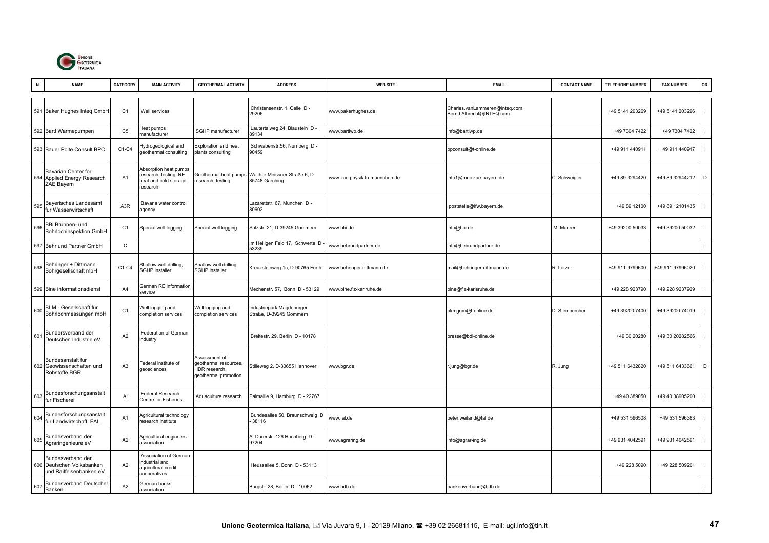| N. | NAME | CATEGORY | MAIN ACTIVITY | GEOTHERMAL ACTIVITY | ADDRESS | WEB SITE | EMAIL | CONTACT NAME | TELEPHONE NUMBER | FAX NUMBER | OR. |
|---|---|---|---|---|---|---|---|---|---|---|---|
| 591 | Baker Hughes Inteq GmbH | C1 | Well services | | Christensenstr. 1, Celle D - 29206 | www.bakerhughes.de | Charles.vanLammeren@inteq.com Bernd.Albrecht@INTEQ.com | | +49 5141 203269 | +49 5141 203296 | I |
| 592 | Bartl Warmepumpen | C5 | Heat pumps manufacturer | SGHP manufacturer | Lautertalweg 24, Blaustein D - 89134 | www.bartlwp.de | info@bartlwp.de | | +49 7304 7422 | +49 7304 7422 | I |
| 593 | Bauer Polte Consult BPC | C1-C4 | Hydrogeological and geothermal consulting | Exploration and heat plants consulting | Schwabenstr.56, Nurnberg D - 90459 | | bpconsult@t-online.de | | +49 911 440911 | +49 911 440917 | I |
| 594 | Bavarian Center for Applied Energy Research ZAE Bayern | A1 | Absorption heat pumps research, testing; RE heat and cold storage research | Geothermal heat pumps research, testing | Walther-Meissner-Straße 6, D-85748 Garching | www.zae.physik.tu-muenchen.de | info1@muc.zae-bayern.de | C. Schweigler | +49 89 3294420 | +49 89 32944212 | D |
| 595 | Bayerisches Landesamt fur Wasserwirtschaft | A3R | Bavaria water control agency | | Lazarettstr. 67, Munchen D - 80602 | | poststelle@lfw.bayern.de | | +49 89 12100 | +49 89 12101435 | I |
| 596 | BBi Brunnen- und Bohrlochinspektion GmbH | C1 | Special well logging | Special well logging | Salzstr. 21, D-39245 Gommern | www.bbi.de | info@bbi.de | M. Maurer | +49 39200 50033 | +49 39200 50032 | I |
| 597 | Behr und Partner GmbH | C | | | Im Heiligen Feld 17, Schwerte D - 53239 | www.behrundpartner.de | info@behrundpartner.de | | | | I |
| 598 | Behringer + Dittmann Bohrgesellschaft mbH | C1-C4 | Shallow well drilling, SGHP installer | Shallow well drilling, SGHP installer | Kreuzsteinweg 1c, D-90765 Fürth | www.behringer-dittmann.de | mail@behringer-dittmann.de | R. Lerzer | +49 911 9799600 | +49 911 97996020 | I |
| 599 | Bine informationsdienst | A4 | German RE information service | | Mechenstr. 57, Bonn D - 53129 | www.bine.fiz-karlruhe.de | bine@fiz-karlsruhe.de | | +49 228 923790 | +49 228 9237929 | I |
| 600 | BLM - Gesellschaft für Bohrlochmessungen mbH | C1 | Well logging and completion services | Well logging and completion services | Industriepark Magdeburger Straße, D-39245 Gommern | | blm.gom@t-online.de | D. Steinbrecher | +49 39200 7400 | +49 39200 74019 | I |
| 601 | Bundersverband der Deutschen Industrie eV | A2 | Federation of German industry | | Breitestr. 29, Berlin D - 10178 | | presse@bdi-online.de | | +49 30 20280 | +49 30 20282566 | I |
| 602 | Bundesanstalt fur Geowissenschaften und Rohstoffe BGR | A3 | Federal institute of geosciences | Assessment of geothermal resources, HDR research, geothermal promotion | Stilleweg 2, D-30655 Hannover | www.bgr.de | r.jung@bgr.de | R. Jung | +49 511 6432820 | +49 511 6433661 | D |
| 603 | Bundesforschungsanstalt fur Fischerei | A1 | Federal Research Centre for Fisheries | Aquaculture research | Palmaille 9, Hamburg D - 22767 | | | | +49 40 389050 | +49 40 38905200 | I |
| 604 | Bundesforschungsanstalt fur Landwirtschaft FAL | A1 | Agricultural technology research institute | | Bundesallee 50, Braunschweig D - 38116 | www.fal.de | peter.weiland@fal.de | | +49 531 596508 | +49 531 596363 | I |
| 605 | Bundesverband der Agraringenieure eV | A2 | Agricultural engineers association | | A. Durerstr. 126 Hochberg D - 97204 | www.agraring.de | info@agrar-ing.de | | +49 931 4042591 | +49 931 4042591 | I |
| 606 | Bundesverband der Deutschen Volksbanken und Raiffeisenbanken eV | A2 | Association of German industrial and agricultural credit cooperatives | | Heussallee 5, Bonn D - 53113 | | | | +49 228 5090 | +49 228 509201 | I |
| 607 | Bundesverband Deutscher Banken | A2 | German banks association | | Burgstr. 28, Berlin D - 10062 | www.bdb.de | bankenverband@bdb.de | | | | I |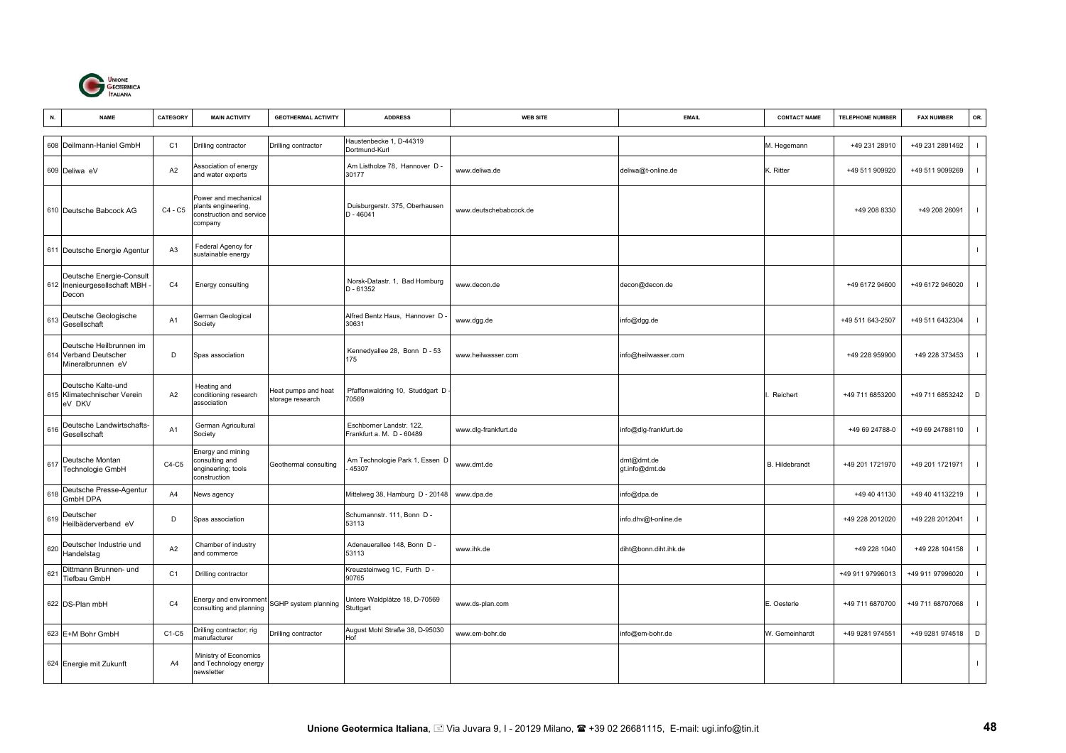| N. | NAME | CATEGORY | MAIN ACTIVITY | GEOTHERMAL ACTIVITY | ADDRESS | WEB SITE | EMAIL | CONTACT NAME | TELEPHONE NUMBER | FAX NUMBER | OR. |
|---|---|---|---|---|---|---|---|---|---|---|---|
| 608 | Deilmann-Haniel GmbH | C1 | Drilling contractor | Drilling contractor | Haustenbecke 1, D-44319 Dortmund-Kurl | | | M. Hegemann | +49 231 28910 | +49 231 2891492 | I |
| 609 | Deliwa eV | A2 | Association of energy and water experts | | Am Listholze 78, Hannover D - 30177 | www.deliwa.de | deliwa@t-online.de | K. Ritter | +49 511 909920 | +49 511 9099269 | I |
| 610 | Deutsche Babcock AG | C4 - C5 | Power and mechanical plants engineering, construction and service company | | Duisburgerstr. 375, Oberhausen D - 46041 | www.deutschebabcock.de | | | +49 208 8330 | +49 208 26091 | I |
| 611 | Deutsche Energie Agentur | A3 | Federal Agency for sustainable energy | | | | | | | | I |
| 612 | Deutsche Energie-Consult Inenieurgesellschaft MBH - Decon | C4 | Energy consulting | | Norsk-Datastr. 1, Bad Homburg D - 61352 | www.decon.de | decon@decon.de | | +49 6172 94600 | +49 6172 946020 | I |
| 613 | Deutsche Geologische Gesellschaft | A1 | German Geological Society | | Alfred Bentz Haus, Hannover D - 30631 | www.dgg.de | info@dgg.de | | +49 511 643-2507 | +49 511 6432304 | I |
| 614 | Deutsche Heilbrunnen im Verband Deutscher Mineralbrunnen eV | D | Spas association | | Kennedyallee 28, Bonn D - 53 175 | www.heilwasser.com | info@heilwasser.com | | +49 228 959900 | +49 228 373453 | I |
| 615 | Deutsche Kalte-und Klimatechnischer Verein eV DKV | A2 | Heating and conditioning research association | Heat pumps and heat storage research | Pfaffenwaldring 10, Studdgart D - 70569 | | | I. Reichert | +49 711 6853200 | +49 711 6853242 | D |
| 616 | Deutsche Landwirtschafts-Gesellschaft | A1 | German Agricultural Society | | Eschborner Landstr. 122, Frankfurt a. M. D - 60489 | www.dlg-frankfurt.de | info@dlg-frankfurt.de | | +49 69 24788-0 | +49 69 24788110 | I |
| 617 | Deutsche Montan Technologie GmbH | C4-C5 | Energy and mining consulting and engineering; tools construction | Geothermal consulting | Am Technologie Park 1, Essen D - 45307 | www.dmt.de | dmt@dmt.de gt.info@dmt.de | B. Hildebrandt | +49 201 1721970 | +49 201 1721971 | I |
| 618 | Deutsche Presse-Agentur GmbH DPA | A4 | News agency | | Mittelweg 38, Hamburg D - 20148 | www.dpa.de | info@dpa.de | | +49 40 41130 | +49 40 41132219 | I |
| 619 | Deutscher Heilbäderverband eV | D | Spas association | | Schumannstr. 111, Bonn D - 53113 | | info.dhv@t-online.de | | +49 228 2012020 | +49 228 2012041 | I |
| 620 | Deutscher Industrie und Handelstag | A2 | Chamber of industry and commerce | | Adenauerallee 148, Bonn D - 53113 | www.ihk.de | diht@bonn.diht.ihk.de | | +49 228 1040 | +49 228 104158 | I |
| 621 | Dittmann Brunnen- und Tiefbau GmbH | C1 | Drilling contractor | | Kreuzsteinweg 1C, Furth D - 90765 | | | | +49 911 97996013 | +49 911 97996020 | I |
| 622 | DS-Plan mbH | C4 | Energy and environment consulting and planning | SGHP system planning | Untere Waldplätze 18, D-70569 Stuttgart | www.ds-plan.com | | E. Oesterle | +49 711 6870700 | +49 711 68707068 | I |
| 623 | E+M Bohr GmbH | C1-C5 | Drilling contractor; rig manufacturer | Drilling contractor | August Mohl Straße 38, D-95030 Hof | www.em-bohr.de | info@em-bohr.de | W. Gemeinhardt | +49 9281 974551 | +49 9281 974518 | D |
| 624 | Energie mit Zukunft | A4 | Ministry of Economics and Technology energy newsletter | | | | | | | | I |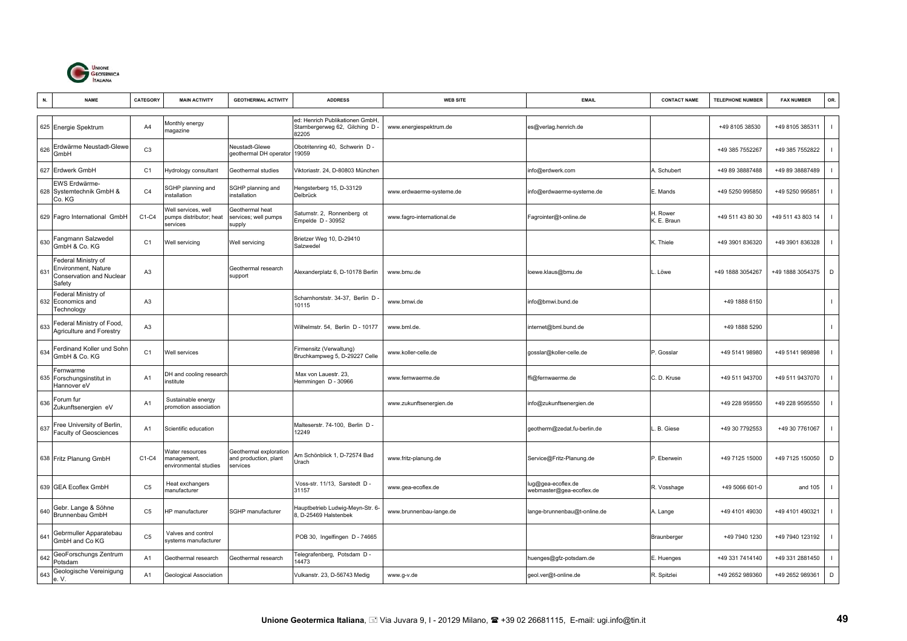| N. | NAME | CATEGORY | MAIN ACTIVITY | GEOTHERMAL ACTIVITY | ADDRESS | WEB SITE | EMAIL | CONTACT NAME | TELEPHONE NUMBER | FAX NUMBER | OR. |
|---|---|---|---|---|---|---|---|---|---|---|---|
| 625 | Energie Spektrum | A4 | Monthly energy magazine | | ed: Henrich Publikationen GmbH, Stambergerweg 62, Gilching D - 82205 | www.energiespektrum.de | es@verlag.henrich.de | | +49 8105 38530 | +49 8105 385311 | I |
| 626 | Erdwärme Neustadt-Glewe GmbH | C3 | | Neustadt-Glewe geothermal DH operator | Obotritenring 40, Schwerin D - 19059 | | | | +49 385 7552267 | +49 385 7552822 | I |
| 627 | Erdwerk GmbH | C1 | Hydrology consultant | Geothermal studies | Viktoriastr. 24, D-80803 München | | info@erdwerk.com | A. Schubert | +49 89 38887488 | +49 89 38887489 | I |
| 628 | EWS Erdwärme-Systemtechnik GmbH & Co. KG | C4 | SGHP planning and installation | SGHP planning and installation | Hengsterberg 15, D-33129 Delbrück | www.erdwaerme-systeme.de | info@erdwaerme-systeme.de | E. Mands | +49 5250 995850 | +49 5250 995851 | I |
| 629 | Fagro International GmbH | C1-C4 | Well services, well pumps distributor; heat services | Geothermal heat services; well pumps supply | Saturnstr. 2, Ronnenberg ot Empelde D - 30952 | www.fagro-international.de | Fagrointer@t-online.de | H. Rower K. E. Braun | +49 511 43 80 30 | +49 511 43 803 14 | I |
| 630 | Fangmann Salzwedel GmbH & Co. KG | C1 | Well servicing | Well servicing | Brietzer Weg 10, D-29410 Salzwedel | | | K. Thiele | +49 3901 836320 | +49 3901 836328 | I |
| 631 | Federal Ministry of Environment, Nature Conservation and Nuclear Safety | A3 | | Geothermal research support | Alexanderplatz 6, D-10178 Berlin | www.bmu.de | loewe.klaus@bmu.de | L. Löwe | +49 1888 3054267 | +49 1888 3054375 | D |
| 632 | Federal Ministry of Economics and Technology | A3 | | | Scharnhorststr. 34-37, Berlin D - 10115 | www.bmwi.de | info@bmwi.bund.de | | +49 1888 6150 | | I |
| 633 | Federal Ministry of Food, Agriculture and Forestry | A3 | | | Wilhelmstr. 54, Berlin D - 10177 | www.bml.de. | internet@bml.bund.de | | +49 1888 5290 | | I |
| 634 | Ferdinand Koller und Sohn GmbH & Co. KG | C1 | Well services | | Firmensitz (Verwaltung) Bruchkampweg 5, D-29227 Celle | www.koller-celle.de | gosslar@koller-celle.de | P. Gosslar | +49 5141 98980 | +49 5141 989898 | I |
| 635 | Fernwarme Forschungsinstitut in Hannover eV | A1 | DH and cooling research institute | | Max von Lauestr. 23, Hemmingen D - 30966 | www.fernwaerme.de | ffi@fernwaerme.de | C. D. Kruse | +49 511 943700 | +49 511 9437070 | I |
| 636 | Forum fur Zukunftsenergien eV | A1 | Sustainable energy promotion association | | | www.zukunftsenergien.de | info@zukunftsenergien.de | | +49 228 959550 | +49 228 9595550 | I |
| 637 | Free University of Berlin, Faculty of Geosciences | A1 | Scientific education | | Malteserstr. 74-100, Berlin D - 12249 | | geotherm@zedat.fu-berlin.de | L. B. Giese | +49 30 7792553 | +49 30 7761067 | I |
| 638 | Fritz Planung GmbH | C1-C4 | Water resources management, environmental studies | Geothermal exploration and production, plant services | Am Schönblick 1, D-72574 Bad Urach | www.fritz-planung.de | Service@Fritz-Planung.de | P. Eberwein | +49 7125 15000 | +49 7125 150050 | D |
| 639 | GEA Ecoflex GmbH | C5 | Heat exchangers manufacturer | | Voss-str. 11/13, Sarstedt D - 31157 | www.gea-ecoflex.de | lug@gea-ecoflex.de webmaster@gea-ecoflex.de | R. Vosshage | +49 5066 601-0 | and 105 | I |
| 640 | Gebr. Lange & Söhne Brunnenbau GmbH | C5 | HP manufacturer | SGHP manufacturer | Hauptbetrieb Ludwig-Meyn-Str. 6-8, D-25469 Halstenbek | www.brunnenbau-lange.de | lange-brunnenbau@t-online.de | A. Lange | +49 4101 49030 | +49 4101 490321 | I |
| 641 | Gebrmuller Apparatebau GmbH and Co KG | C5 | Valves and control systems manufacturer | | POB 30, Ingelfingen D - 74665 | | | Braunberger | +49 7940 1230 | +49 7940 123192 | I |
| 642 | GeoForschungs Zentrum Potsdam | A1 | Geothermal research | Geothermal research | Telegrafenberg, Potsdam D - 14473 | | huenges@gfz-potsdam.de | E. Huenges | +49 331 7414140 | +49 331 2881450 | I |
| 643 | Geologische Vereinigung e. V. | A1 | Geological Association | | Vulkanstr. 23, D-56743 Medig | www.g-v.de | geol.ver@t-online.de | R. Spitzlei | +49 2652 989360 | +49 2652 989361 | D |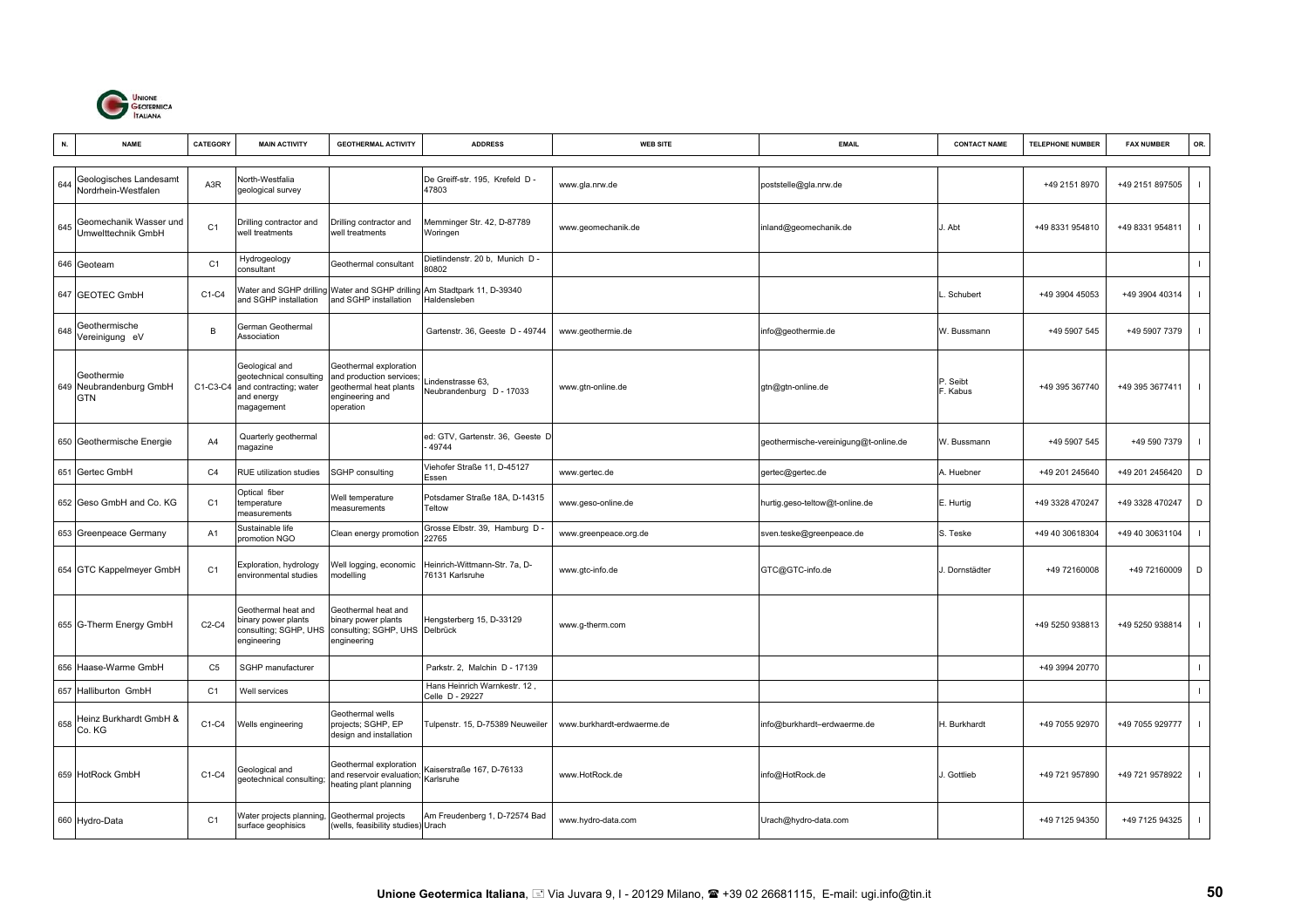| N. | NAME | CATEGORY | MAIN ACTIVITY | GEOTHERMAL ACTIVITY | ADDRESS | WEB SITE | EMAIL | CONTACT NAME | TELEPHONE NUMBER | FAX NUMBER | OR. |
|---|---|---|---|---|---|---|---|---|---|---|---|
| 644 | Geologisches Landesamt Nordrhein-Westfalen | A3R | North-Westfalia geological survey | | De Greiff-str. 195, Krefeld D - 47803 | www.gla.nrw.de | poststelle@gla.nrw.de | | +49 2151 8970 | +49 2151 897505 | I |
| 645 | Geomechanik Wasser und Umwelttechnik GmbH | C1 | Drilling contractor and well treatments | Drilling contractor and well treatments | Memminger Str. 42, D-87789 Woringen | www.geomechanik.de | inland@geomechanik.de | J. Abt | +49 8331 954810 | +49 8331 954811 | I |
| 646 | Geoteam | C1 | Hydrogeology consultant | Geothermal consultant | Dietlindenstr. 20 b, Munich D - 80802 | | | | | | I |
| 647 | GEOTEC GmbH | C1-C4 | Water and SGHP drilling and SGHP installation | Water and SGHP drilling and SGHP installation | Am Stadtpark 11, D-39340 Haldensleben | | | L. Schubert | +49 3904 45053 | +49 3904 40314 | I |
| 648 | Geothermische Vereinigung eV | B | German Geothermal Association | | Gartenstr. 36, Geeste D - 49744 | www.geothermie.de | info@geothermie.de | W. Bussmann | +49 5907 545 | +49 5907 7379 | I |
| 649 | Geothermie Neubrandenburg GmbH GTN | C1-C3-C4 | Geological and geotechnical consulting and contracting; water and energy magagement | Geothermal exploration and production services; geothermal heat plants engineering and operation | Lindenstrasse 63, Neubrandenburg D - 17033 | www.gtn-online.de | gtn@gtn-online.de | P. Seibt F. Kabus | +49 395 367740 | +49 395 3677411 | I |
| 650 | Geothermische Energie | A4 | Quarterly geothermal magazine | | ed: GTV, Gartenstr. 36, Geeste D - 49744 | | geothermische-vereinigung@t-online.de | W. Bussmann | +49 5907 545 | +49 590 7379 | I |
| 651 | Gertec GmbH | C4 | RUE utilization studies | SGHP consulting | Viehofer Straße 11, D-45127 Essen | www.gertec.de | gertec@gertec.de | A. Huebner | +49 201 245640 | +49 201 2456420 | D |
| 652 | Geso GmbH and Co. KG | C1 | Optical fiber temperature measurements | Well temperature measurements | Potsdamer Straße 18A, D-14315 Teltow | www.geso-online.de | hurtig.geso-teltow@t-online.de | E. Hurtig | +49 3328 470247 | +49 3328 470247 | D |
| 653 | Greenpeace Germany | A1 | Sustainable life promotion NGO | Clean energy promotion | Grosse Elbstr. 39, Hamburg D - 22765 | www.greenpeace.org.de | sven.teske@greenpeace.de | S. Teske | +49 40 30618304 | +49 40 30631104 | I |
| 654 | GTC Kappelmeyer GmbH | C1 | Exploration, hydrology environmental studies | Well logging, economic modelling | Heinrich-Wittmann-Str. 7a, D-76131 Karlsruhe | www.gtc-info.de | GTC@GTC-info.de | J. Dornstädter | +49 72160008 | +49 72160009 | D |
| 655 | G-Therm Energy GmbH | C2-C4 | Geothermal heat and binary power plants consulting; SGHP, UHS engineering | Geothermal heat and binary power plants consulting; SGHP, UHS engineering | Hengsterberg 15, D-33129 Delbrück | www.g-therm.com | | | +49 5250 938813 | +49 5250 938814 | I |
| 656 | Haase-Warme GmbH | C5 | SGHP manufacturer | | Parkstr. 2, Malchin D - 17139 | | | | +49 3994 20770 | | I |
| 657 | Halliburton GmbH | C1 | Well services | | Hans Heinrich Warnkestr. 12 , Celle D - 29227 | | | | | | I |
| 658 | Heinz Burkhardt GmbH & Co. KG | C1-C4 | Wells engineering | Geothermal wells projects; SGHP, EP design and installation | Tulpenstr. 15, D-75389 Neuweiler | www.burkhardt-erdwaerme.de | info@burkhardt–erdwaerme.de | H. Burkhardt | +49 7055 92970 | +49 7055 929777 | I |
| 659 | HotRock GmbH | C1-C4 | Geological and geotechnical consulting; | Geothermal exploration and reservoir evaluation; heating plant planning | Kaiserstraße 167, D-76133 Karlsruhe | www.HotRock.de | info@HotRock.de | J. Gottlieb | +49 721 957890 | +49 721 9578922 | I |
| 660 | Hydro-Data | C1 | Water projects planning, surface geophisics | Geothermal projects (wells, feasibility studies) | Am Freudenberg 1, D-72574 Bad Urach | www.hydro-data.com | Urach@hydro-data.com | | +49 7125 94350 | +49 7125 94325 | I |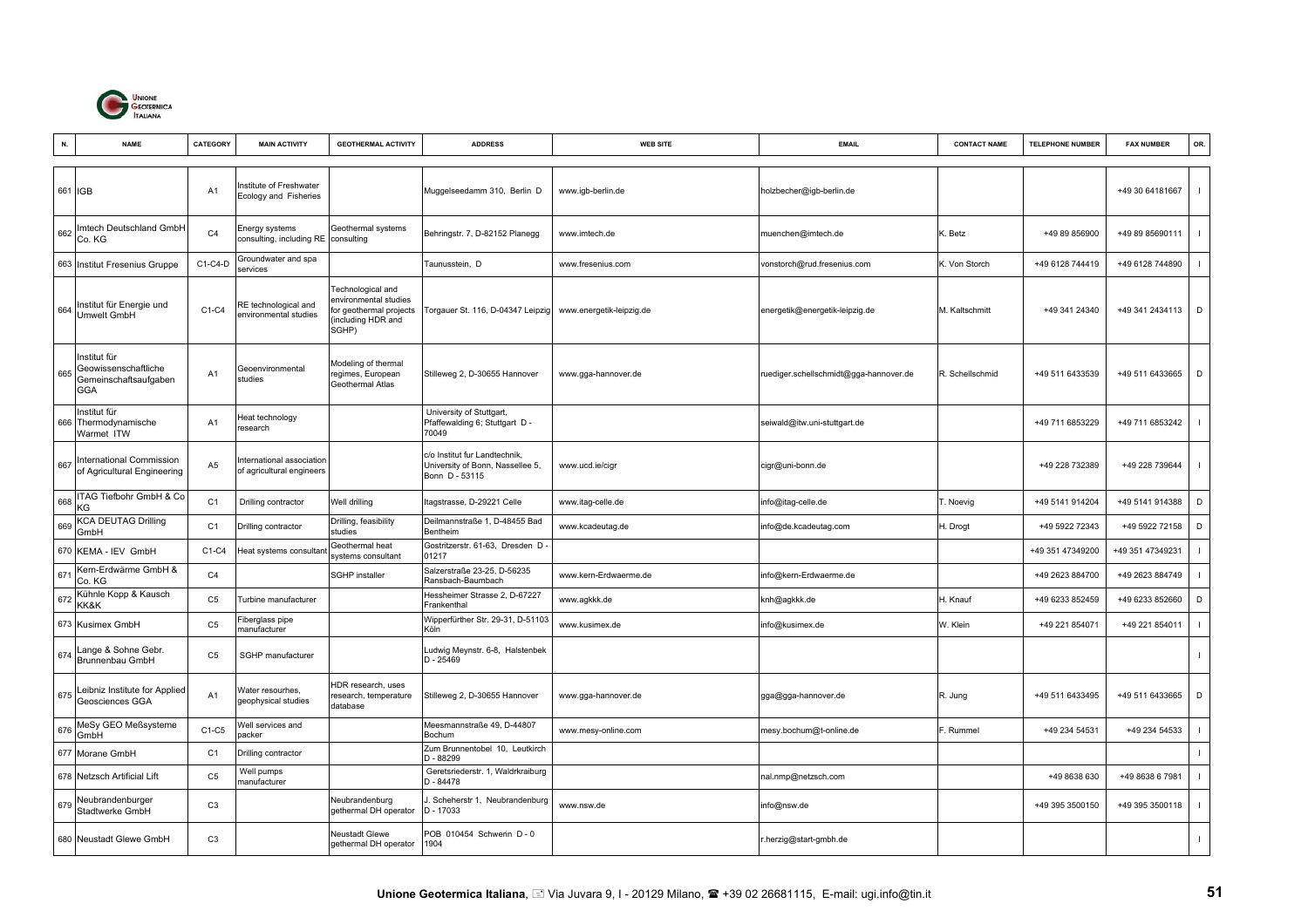| N. | NAME | CATEGORY | MAIN ACTIVITY | GEOTHERMAL ACTIVITY | ADDRESS | WEB SITE | EMAIL | CONTACT NAME | TELEPHONE NUMBER | FAX NUMBER | OR. |
|---|---|---|---|---|---|---|---|---|---|---|---|
| 661 | IGB | A1 | Institute of Freshwater Ecology and Fisheries | | Muggelseedamm 310, Berlin D | www.igb-berlin.de | holzbecher@igb-berlin.de | | | +49 30 64181667 | I |
| 662 | Imtech Deutschland GmbH Co. KG | C4 | Energy systems consulting, including RE | Geothermal systems consulting | Behringstr. 7, D-82152 Planegg | www.imtech.de | muenchen@imtech.de | K. Betz | +49 89 856900 | +49 89 85690111 | I |
| 663 | Institut Fresenius Gruppe | C1-C4-D | Groundwater and spa services | | Taunusstein, D | www.fresenius.com | vonstorch@rud.fresenius.com | K. Von Storch | +49 6128 744419 | +49 6128 744890 | I |
| 664 | Institut für Energie und Umwelt GmbH | C1-C4 | RE technological and environmental studies | Technological and environmental studies for geothermal projects (including HDR and SGHP) | Torgauer St. 116, D-04347 Leipzig | www.energetik-leipzig.de | energetik@energetik-leipzig.de | M. Kaltschmitt | +49 341 24340 | +49 341 2434113 | D |
| 665 | Institut für Geowissenschaftliche Gemeinschaftsaufgaben GGA | A1 | Geoenvironmental studies | Modeling of thermal regimes, European Geothermal Atlas | Stilleweg 2, D-30655 Hannover | www.gga-hannover.de | ruediger.schellschmidt@gga-hannover.de | R. Schellschmid | +49 511 6433539 | +49 511 6433665 | D |
| 666 | Institut für Thermodynamische Warmet ITW | A1 | Heat technology research | | University of Stuttgart, Pfaffewalding 6; Stuttgart D - 70049 | | seiwald@itw.uni-stuttgart.de | | +49 711 6853229 | +49 711 6853242 | I |
| 667 | International Commission of Agricultural Engineering | A5 | International association of agricultural engineers | | c/o Institut fur Landtechnik, University of Bonn, Nassellee 5, Bonn D - 53115 | www.ucd.ie/cigr | cigr@uni-bonn.de | | +49 228 732389 | +49 228 739644 | I |
| 668 | ITAG Tiefbohr GmbH & Co KG | C1 | Drilling contractor | Well drilling | Itagstrasse, D-29221 Celle | www.itag-celle.de | info@itag-celle.de | T. Noevig | +49 5141 914204 | +49 5141 914388 | D |
| 669 | KCA DEUTAG Drilling GmbH | C1 | Drilling contractor | Drilling, feasibility studies | Deilmannstraße 1, D-48455 Bad Bentheim | www.kcadeutag.de | info@de.kcadeutag.com | H. Drogt | +49 5922 72343 | +49 5922 72158 | D |
| 670 | KEMA - IEV GmbH | C1-C4 | Heat systems consultant | Geothermal heat systems consultant | Gostritzerstr. 61-63, Dresden D - 01217 | | | | +49 351 47349200 | +49 351 47349231 | I |
| 671 | Kern-Erdwärme GmbH & Co. KG | C4 | | SGHP installer | Salzerstraße 23-25, D-56235 Ransbach-Baumbach | www.kern-Erdwaerme.de | info@kern-Erdwaerme.de | | +49 2623 884700 | +49 2623 884749 | I |
| 672 | Kühnle Kopp & Kausch KK&K | C5 | Turbine manufacturer | | Hessheimer Strasse 2, D-67227 Frankenthal | www.agkkk.de | knh@agkkk.de | H. Knauf | +49 6233 852459 | +49 6233 852660 | D |
| 673 | Kusimex GmbH | C5 | Fiberglass pipe manufacturer | | Wipperfürther Str. 29-31, D-51103 Köln | www.kusimex.de | info@kusimex.de | W. Klein | +49 221 854071 | +49 221 854011 | I |
| 674 | Lange & Sohne Gebr. Brunnenbau GmbH | C5 | SGHP manufacturer | | Ludwig Meynstr. 6-8, Halstenbek D - 25469 | | | | | | I |
| 675 | Leibniz Institute for Applied Geosciences GGA | A1 | Water resourhes, geophysical studies | HDR research, uses research, temperature database | Stilleweg 2, D-30655 Hannover | www.gga-hannover.de | gga@gga-hannover.de | R. Jung | +49 511 6433495 | +49 511 6433665 | D |
| 676 | MeSy GEO Meßsysteme GmbH | C1-C5 | Well services and packer | | Meesmannstraße 49, D-44807 Bochum | www.mesy-online.com | mesy.bochum@t-online.de | F. Rummel | +49 234 54531 | +49 234 54533 | I |
| 677 | Morane GmbH | C1 | Drilling contractor | | Zum Brunnentobel 10, Leutkirch D - 88299 | | | | | | I |
| 678 | Netzsch Artificial Lift | C5 | Well pumps manufacturer | | Geretsriederstr. 1, Waldrkraiburg D - 84478 | | nal.nmp@netzsch.com | | +49 8638 630 | +49 8638 6 7981 | I |
| 679 | Neubrandenburger Stadtwerke GmbH | C3 | | Neubrandenburg gethermal DH operator | J. Scheherstr 1, Neubrandenburg D - 17033 | www.nsw.de | info@nsw.de | | +49 395 3500150 | +49 395 3500118 | I |
| 680 | Neustadt Glewe GmbH | C3 | | Neustadt Glewe gethermal DH operator | POB 010454 Schwerin D - 0 1904 | | r.herzig@start-gmbh.de | | | | I |

**Unione Geotermica Italiana**, Via Juvara 9, I - 20129 Milano, +39 02 26681115, E-mail: ugi.info@tin.it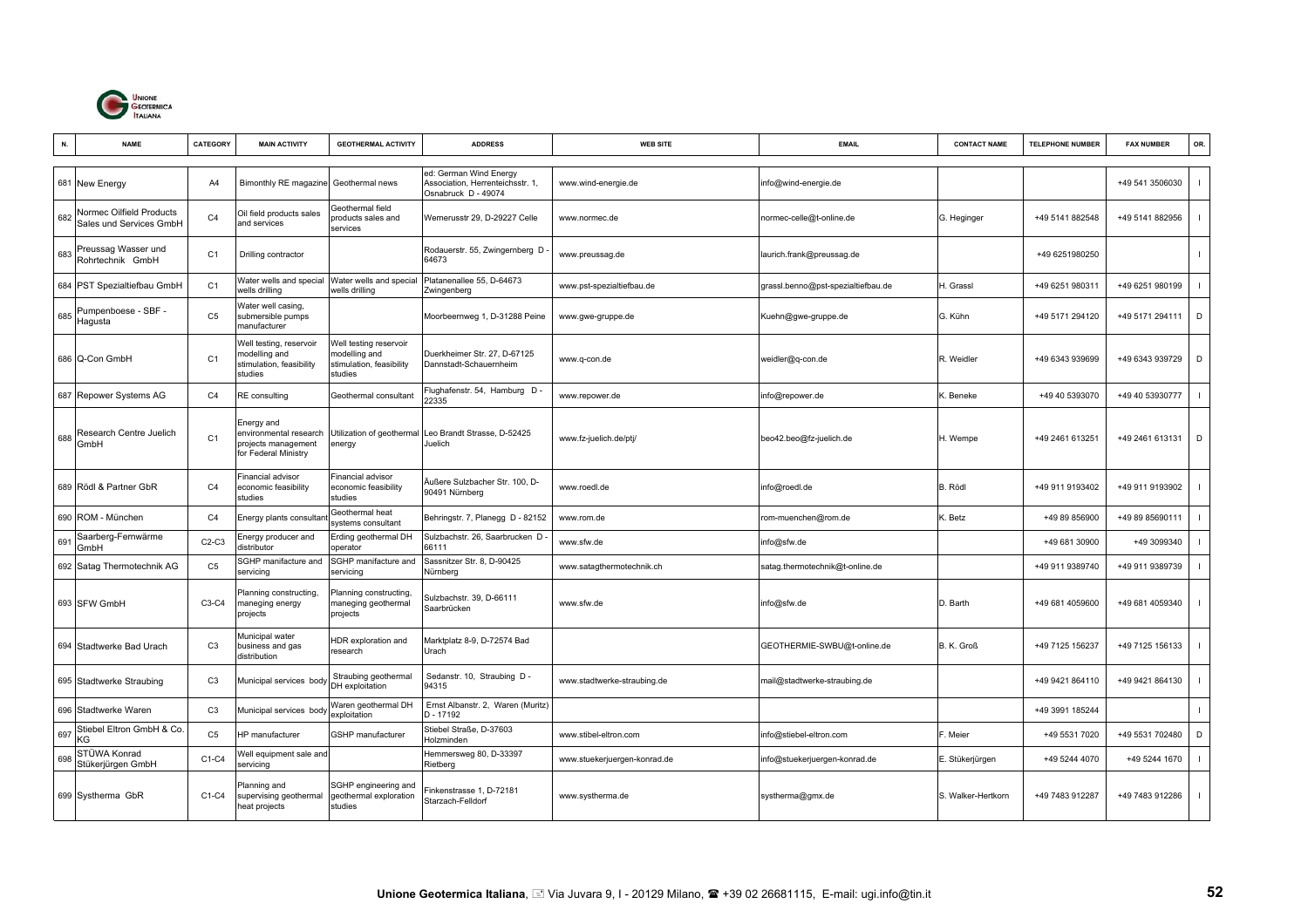| N. | NAME | CATEGORY | MAIN ACTIVITY | GEOTHERMAL ACTIVITY | ADDRESS | WEB SITE | EMAIL | CONTACT NAME | TELEPHONE NUMBER | FAX NUMBER | OR. |
|---|---|---|---|---|---|---|---|---|---|---|---|
| 681 | New Energy | A4 | Bimonthly RE magazine | Geothermal news | ed: German Wind Energy Association, Herrenteichsstr. 1, Osnabruck D - 49074 | www.wind-energie.de | info@wind-energie.de | | | +49 541 3506030 | I |
| 682 | Normec Oilfield Products Sales und Services GmbH | C4 | Oil field products sales and services | Geothermal field products sales and services | Wernerusstr 29, D-29227 Celle | www.normec.de | normec-celle@t-online.de | G. Heginger | +49 5141 882548 | +49 5141 882956 | I |
| 683 | Preussag Wasser und Rohrtechnik GmbH | C1 | Drilling contractor | | Rodauerstr. 55, Zwingernberg D - 64673 | www.preussag.de | laurich.frank@preussag.de | | +49 6251980250 | | I |
| 684 | PST Spezialtiefbau GmbH | C1 | Water wells and special wells drilling | Water wells and special wells drilling | Platanenallee 55, D-64673 Zwingenberg | www.pst-spezialtiefbau.de | grassl.benno@pst-spezialtiefbau.de | H. Grassl | +49 6251 980311 | +49 6251 980199 | I |
| 685 | Pumpenboese - SBF - Hagusta | C5 | Water well casing, submersible pumps manufacturer | | Moorbeernweg 1, D-31288 Peine | www.gwe-gruppe.de | Kuehn@gwe-gruppe.de | G. Kühn | +49 5171 294120 | +49 5171 294111 | D |
| 686 | Q-Con GmbH | C1 | Well testing, reservoir modelling and stimulation, feasibility studies | Well testing reservoir modelling and stimulation, feasibility studies | Duerkheimer Str. 27, D-67125 Dannstadt-Schauernheim | www.q-con.de | weidler@q-con.de | R. Weidler | +49 6343 939699 | +49 6343 939729 | D |
| 687 | Repower Systems AG | C4 | RE consulting | Geothermal consultant | Flughafenstr. 54, Hamburg D - 22335 | www.repower.de | info@repower.de | K. Beneke | +49 40 5393070 | +49 40 53930777 | I |
| 688 | Research Centre Juelich GmbH | C1 | Energy and environmental research projects management for Federal Ministry | Utilization of geothermal energy | Leo Brandt Strasse, D-52425 Juelich | www.fz-juelich.de/ptj/ | beo42.beo@fz-juelich.de | H. Wempe | +49 2461 613251 | +49 2461 613131 | D |
| 689 | Rödl & Partner GbR | C4 | Financial advisor economic feasibility studies | Financial advisor economic feasibility studies | Äußere Sulzbacher Str. 100, D-90491 Nürnberg | www.roedl.de | info@roedl.de | B. Rödl | +49 911 9193402 | +49 911 9193902 | I |
| 690 | ROM - München | C4 | Energy plants consultant | Geothermal heat systems consultant | Behringstr. 7, Planegg D - 82152 | www.rom.de | rom-muenchen@rom.de | K. Betz | +49 89 856900 | +49 89 85690111 | I |
| 691 | Saarberg-Fernwärme GmbH | C2-C3 | Energy producer and distributor | Erding geothermal DH operator | Sulzbachstr. 26, Saarbrucken D - 66111 | www.sfw.de | info@sfw.de | | +49 681 30900 | +49 3099340 | I |
| 692 | Satag Thermotechnik AG | C5 | SGHP manifacture and servicing | SGHP manifacture and servicing | Sassnitzer Str. 8, D-90425 Nürnberg | www.satagthermotechnik.ch | satag.thermotechnik@t-online.de | | +49 911 9389740 | +49 911 9389739 | I |
| 693 | SFW GmbH | C3-C4 | Planning constructing, maneging energy projects | Planning constructing, maneging geothermal projects | Sulzbachstr. 39, D-66111 Saarbrücken | www.sfw.de | info@sfw.de | D. Barth | +49 681 4059600 | +49 681 4059340 | I |
| 694 | Stadtwerke Bad Urach | C3 | Municipal water business and gas distribution | HDR exploration and research | Marktplatz 8-9, D-72574 Bad Urach | | GEOTHERMIE-SWBU@t-online.de | B. K. Groß | +49 7125 156237 | +49 7125 156133 | I |
| 695 | Stadtwerke Straubing | C3 | Municipal services body | Straubing geothermal DH exploitation | Sedanstr. 10, Straubing D - 94315 | www.stadtwerke-straubing.de | mail@stadtwerke-straubing.de | | +49 9421 864110 | +49 9421 864130 | I |
| 696 | Stadtwerke Waren | C3 | Municipal services body | Waren geothermal DH exploitation | Ernst Albanstr. 2, Waren (Muritz) D - 17192 | | | | +49 3991 185244 | | I |
| 697 | Stiebel Eltron GmbH & Co. KG | C5 | HP manufacturer | GSHP manufacturer | Stiebel Straße, D-37603 Holzminden | www.stibel-eltron.com | info@stiebel-eltron.com | F. Meier | +49 5531 7020 | +49 5531 702480 | D |
| 698 | STÜWA Konrad Stükerjürgen GmbH | C1-C4 | Well equipment sale and servicing | | Hemmersweg 80, D-33397 Rietberg | www.stuekerjuergen-konrad.de | info@stuekerjuergen-konrad.de | E. Stükerjürgen | +49 5244 4070 | +49 5244 1670 | I |
| 699 | Systherma GbR | C1-C4 | Planning and supervising geothermal heat projects | SGHP engineering and geothermal exploration studies | Finkenstrasse 1, D-72181 Starzach-Felldorf | www.systherma.de | systherma@gmx.de | S. Walker-Hertkorn | +49 7483 912287 | +49 7483 912286 | I |

Unione Geotermica Italiana, Via Juvara 9, I - 20129 Milano, ☎ +39 02 26681115, E-mail: ugi.info@tin.it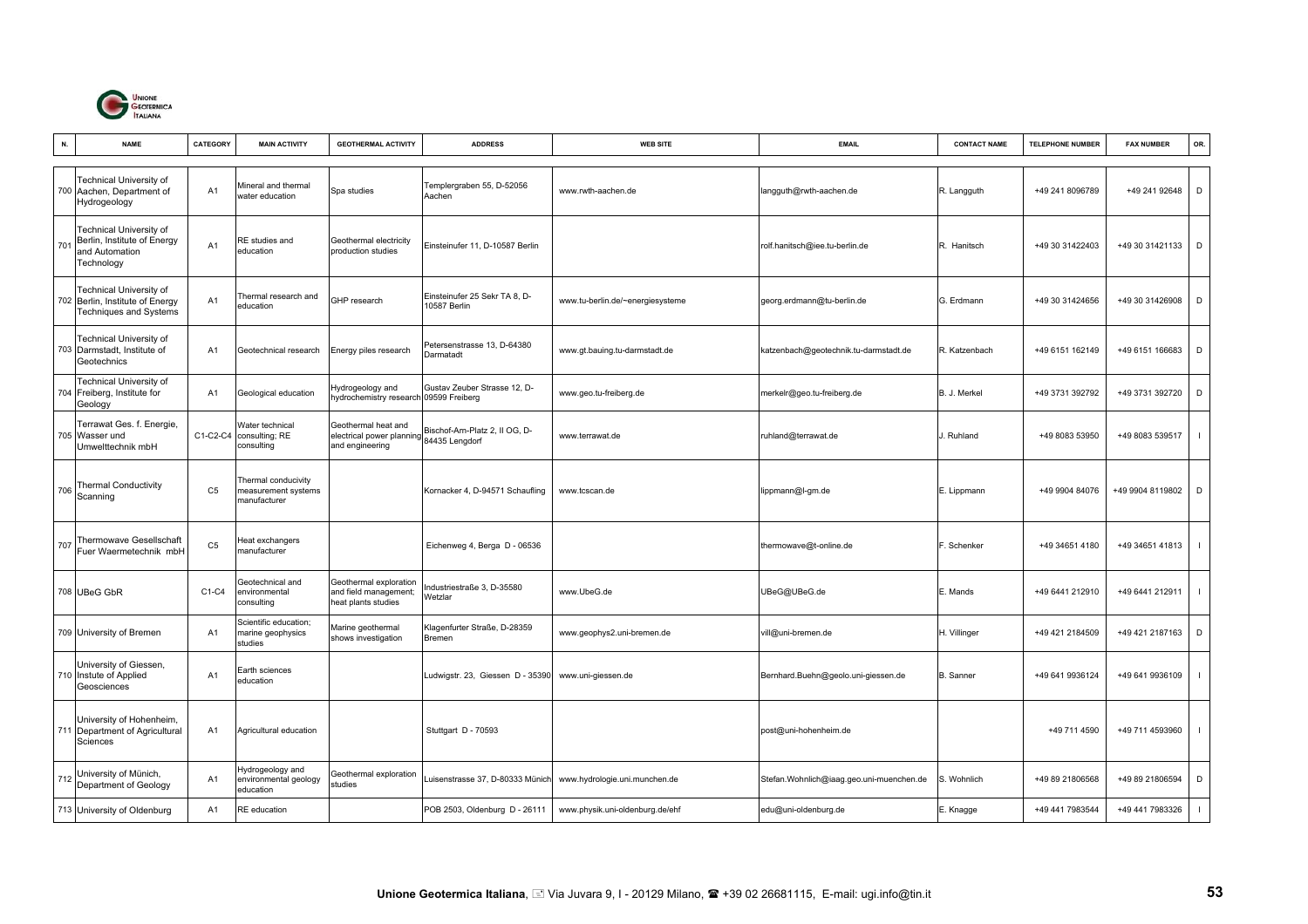| N. | NAME | CATEGORY | MAIN ACTIVITY | GEOTHERMAL ACTIVITY | ADDRESS | WEB SITE | EMAIL | CONTACT NAME | TELEPHONE NUMBER | FAX NUMBER | OR. |
|---|---|---|---|---|---|---|---|---|---|---|---|
| 700 | Technical University of Aachen, Department of Hydrogeology | A1 | Mineral and thermal water education | Spa studies | Templergraben 55, D-52056 Aachen | www.rwth-aachen.de | langguth@rwth-aachen.de | R. Langguth | +49 241 8096789 | +49 241 92648 | D |
| 701 | Technical University of Berlin, Institute of Energy and Automation Technology | A1 | RE studies and education | Geothermal electricity production studies | Einsteinufer 11, D-10587 Berlin | | rolf.hanitsch@iee.tu-berlin.de | R. Hanitsch | +49 30 31422403 | +49 30 31421133 | D |
| 702 | Technical University of Berlin, Institute of Energy Techniques and Systems | A1 | Thermal research and education | GHP research | Einsteinufer 25 Sekr TA 8, D-10587 Berlin | www.tu-berlin.de/~energiesysteme | georg.erdmann@tu-berlin.de | G. Erdmann | +49 30 31424656 | +49 30 31426908 | D |
| 703 | Technical University of Darmstadt, Institute of Geotechnics | A1 | Geotechnical research | Energy piles research | Petersenstrasse 13, D-64380 Darmatadt | www.gt.bauing.tu-darmstadt.de | katzenbach@geotechnik.tu-darmstadt.de | R. Katzenbach | +49 6151 162149 | +49 6151 166683 | D |
| 704 | Technical University of Freiberg, Institute for Geology | A1 | Geological education | Hydrogeology and hydrochemistry research | Gustav Zeuber Strasse 12, D-09599 Freiberg | www.geo.tu-freiberg.de | merkelr@geo.tu-freiberg.de | B. J. Merkel | +49 3731 392792 | +49 3731 392720 | D |
| 705 | Terrawat Ges. f. Energie, Wasser und Umwelttechnik mbH | C1-C2-C4 | Water technical consulting; RE consulting | Geothermal heat and electrical power planning and engineering | Bischof-Am-Platz 2, II OG, D-84435 Lengdorf | www.terrawat.de | ruhland@terrawat.de | J. Ruhland | +49 8083 53950 | +49 8083 539517 | I |
| 706 | Thermal Conductivity Scanning | C5 | Thermal conducivity measurement systems manufacturer | | Kornacker 4, D-94571 Schaufling | www.tcscan.de | lippmann@l-gm.de | E. Lippmann | +49 9904 84076 | +49 9904 8119802 | D |
| 707 | Thermowave Gesellschaft Fuer Waermetechnik mbH | C5 | Heat exchangers manufacturer | | Eichenweg 4, Berga D - 06536 | | thermowave@t-online.de | F. Schenker | +49 34651 4180 | +49 34651 41813 | I |
| 708 | UBeG GbR | C1-C4 | Geotechnical and environmental consulting | Geothermal exploration and field management; heat plants studies | Industriestraße 3, D-35580 Wetzlar | www.UbeG.de | UBeG@UBeG.de | E. Mands | +49 6441 212910 | +49 6441 212911 | I |
| 709 | University of Bremen | A1 | Scientific education; marine geophysics studies | Marine geothermal shows investigation | Klagenfurter Straße, D-28359 Bremen | www.geophys2.uni-bremen.de | vill@uni-bremen.de | H. Villinger | +49 421 2184509 | +49 421 2187163 | D |
| 710 | University of Giessen, Instute of Applied Geosciences | A1 | Earth sciences education | | Ludwigstr. 23, Giessen D - 35390 | www.uni-giessen.de | Bernhard.Buehn@geolo.uni-giessen.de | B. Sanner | +49 641 9936124 | +49 641 9936109 | I |
| 711 | University of Hohenheim, Department of Agricultural Sciences | A1 | Agricultural education | | Stuttgart D - 70593 | | post@uni-hohenheim.de | | +49 711 4590 | +49 711 4593960 | I |
| 712 | University of Münich, Department of Geology | A1 | Hydrogeology and environmental geology education | Geothermal exploration studies | Luisenstrasse 37, D-80333 Münich | www.hydrologie.uni.munchen.de | Stefan.Wohnlich@iaag.geo.uni-muenchen.de | S. Wohnlich | +49 89 21806568 | +49 89 21806594 | D |
| 713 | University of Oldenburg | A1 | RE education | | POB 2503, Oldenburg D - 26111 | www.physik.uni-oldenburg.de/ehf | edu@uni-oldenburg.de | E. Knagge | +49 441 7983544 | +49 441 7983326 | I |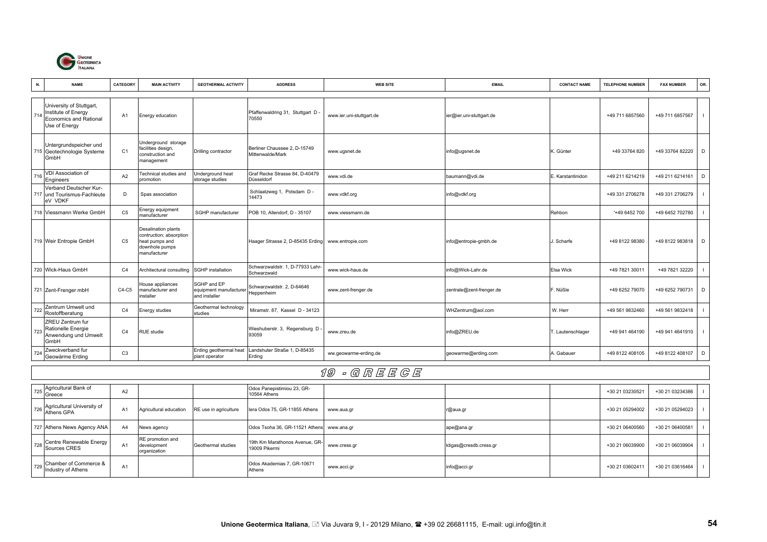| N. | NAME | CATEGORY | MAIN ACTIVITY | GEOTHERMAL ACTIVITY | ADDRESS | WEB SITE | EMAIL | CONTACT NAME | TELEPHONE NUMBER | FAX NUMBER | OR. |
|---|---|---|---|---|---|---|---|---|---|---|---|
| 714 | University of Stuttgart, Institute of Energy Economics and Rational Use of Energy | A1 | Energy education | | Pfaffenwaldring 31, Stuttgart D - 70550 | www.ier.uni-stuttgart.de | ier@ier.uni-stuttgart.de | | +49 711 6857560 | +49 711 6857567 | I |
| 715 | Untergrundspeicher und Geotechnologie Systeme GmbH | C1 | Underground storage facilities design, construction and management | Drilling contractor | Berliner Chaussee 2, D-15749 Mittenwalde/Mark | www.ugsnet.de | info@ugsnet.de | K. Günter | +49 33764 820 | +49 33764 82220 | D |
| 716 | VDI Association of Engineers | A2 | Technical studies and promotion | Underground heat storage studies | Graf Recke Strasse 84, D-40479 Düsseldorf | www.vdi.de | baumann@vdi.de | E. Karstantinidon | +49 211 6214219 | +49 211 6214161 | D |
| 717 | Verband Deutscher Kur- und Tourismus-Fachleute eV VDKF | D | Spas association | | Schlaatzweg 1, Potsdam D - 14473 | www.vdkf.org | info@vdkf.org | | +49 331 2706278 | +49 331 2706279 | I |
| 718 | Viessmann Werke GmbH | C5 | Energy equipment manufacturer | SGHP manufacturer | POB 10, Allendorf, D - 35107 | www.viessmann.de | | Rehbon | '+49 6452 700 | +49 6452 702780 | I |
| 719 | Weir Entropie GmbH | C5 | Desalination plants contruction; absorption heat pumps and downhole pumps manufacturer | | Haager Strasse 2, D-85435 Erding | www.entropie.com | info@entropie-gmbh.de | J. Scharfe | +49 8122 98380 | +49 8122 983818 | D |
| 720 | Wick-Haus GmbH | C4 | Architectural consulting | SGHP installation | Schwarzwaldstr. 1, D-77933 Lahr-Schwarzwald | www.wick-haus.de | info@Wick-Lahr.de | Elsa Wick | +49 7821 30011 | +49 7821 32220 | I |
| 721 | Zent-Frenger mbH | C4-C5 | House appliances manufacturer and installer | SGHP and EP equipment manufacturer and installer | Schwarzwaldstr. 2, D-64646 Heppenheim | www.zent-frenger.de | zentrale@zent-frenger.de | F. Nüßle | +49 6252 79070 | +49 6252 790731 | D |
| 722 | Zentrum Umwelt und Rostoffberatung | C4 | Energy studies | Geothermal technology studies | Miramstr. 87, Kassel D - 34123 | | WHZentrum@aol.com | W. Herr | +49 561 9832460 | +49 561 9832418 | I |
| 723 | ZREU Zentrum fur Rationelle Energie Anwendung und Umwelt GmbH | C4 | RUE studie | | Wieshuberstr. 3, Regensburg D - 93059 | www.zreu.de | info@ZREU.de | T. Lautenschlager | +49 941 464190 | +49 941 4641910 | I |
| 724 | Zweckverband fur Geowärme Erding | C3 | | Erding geothermal heat plant operator | Landshuter Straße 1, D-85435 Erding | ww.geowarme-erding.de | geowarme@erding.com | A. Gabauer | +49 8122 408105 | +49 8122 408107 | D |

## 19 - GREECE

| N. | NAME | CATEGORY | MAIN ACTIVITY | GEOTHERMAL ACTIVITY | ADDRESS | WEB SITE | EMAIL | CONTACT NAME | TELEPHONE NUMBER | FAX NUMBER | OR. |
|---|---|---|---|---|---|---|---|---|---|---|---|
| 725 | Agricultural Bank of Greece | A2 | | | Odos Panepistimiou 23, GR-10564 Athens | | | | +30 21 03230521 | +30 21 03234386 | I |
| 726 | Agricultural University of Athens GPA | A1 | Agricultural education | RE use in agriculture | Iera Odos 75, GR-11855 Athens | www.aua.gr | r@aua.gr | | +30 21 05294002 | +30 21 05294023 | I |
| 727 | Athens News Agency ANA | A4 | News agency | | Odos Tsoha 36, GR-11521 Athens | www.ana.gr | ape@ana.gr | | +30 21 06400560 | +30 21 06400581 | I |
| 728 | Centre Renewable Energy Sources CRES | A1 | RE promotion and development organization | Geothermal studies | 19th Km Marathonos Avenue, GR-19009 Pikermi | www.cress.gr | ktigas@cresdb.cress.gr | | +30 21 06039900 | +30 21 06039904 | I |
| 729 | Chamber of Commerce & Industry of Athens | A1 | | | Odos Akademias 7, GR-10671 Athens | www.acci.gr | info@acci.gr | | +30 21 03602411 | +30 21 03616464 | I |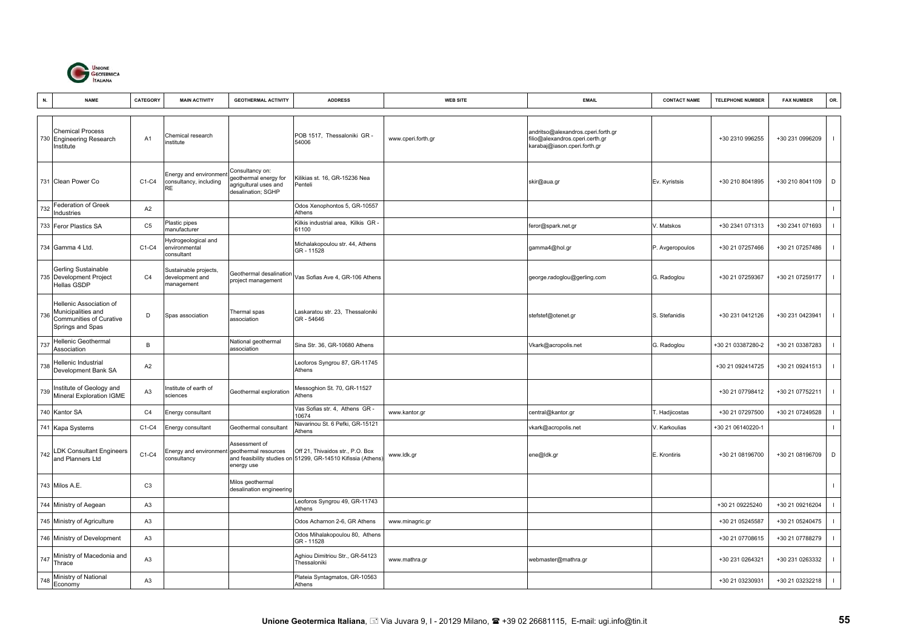| N. | NAME | CATEGORY | MAIN ACTIVITY | GEOTHERMAL ACTIVITY | ADDRESS | WEB SITE | EMAIL | CONTACT NAME | TELEPHONE NUMBER | FAX NUMBER | OR. |
|---|---|---|---|---|---|---|---|---|---|---|---|
| 730 | Chemical Process Engineering Research Institute | A1 | Chemical research institute | | POB 1517, Thessaloniki GR - 54006 | www.cperi.forth.gr | andritso@alexandros.cperi.forth.gr filio@alexandros.cperi.certh.gr karabaj@iason.cperi.forth.gr | | +30 2310 996255 | +30 231 0996209 | I |
| 731 | Clean Power Co | C1-C4 | Energy and environment consultancy, including RE | Consultancy on: geothermal energy for agrigultural uses and desalination; SGHP | Kilikias st. 16, GR-15236 Nea Penteli | | skir@aua.gr | Ev. Kyristsis | +30 210 8041895 | +30 210 8041109 | D |
| 732 | Federation of Greek Industries | A2 | | | Odos Xenophontos 5, GR-10557 Athens | | | | | | I |
| 733 | Feror Plastics SA | C5 | Plastic pipes manufacturer | | Kilkis industrial area, Kilkis GR - 61100 | | feror@spark.net.gr | V. Matskos | +30 2341 071313 | +30 2341 071693 | I |
| 734 | Gamma 4 Ltd. | C1-C4 | Hydrogeological and environmental consultant | | Michalakopoulou str. 44, Athens GR - 11528 | | gamma4@hol.gr | P. Avgeropoulos | +30 21 07257466 | +30 21 07257486 | I |
| 735 | Gerling Sustainable Development Project Hellas GSDP | C4 | Sustainable projects, development and management | Geothermal desalination project management | Vas Sofias Ave 4, GR-106 Athens | | george.radoglou@gerling.com | G. Radoglou | +30 21 07259367 | +30 21 07259177 | I |
| 736 | Hellenic Association of Municipalities and Communities of Curative Springs and Spas | D | Spas association | Thermal spas association | Laskaratou str. 23, Thessaloniki GR - 54646 | | stefstef@otenet.gr | S. Stefanidis | +30 231 0412126 | +30 231 0423941 | I |
| 737 | Hellenic Geothermal Association | B | | National geothermal association | Sina Str. 36, GR-10680 Athens | | Vkark@acropolis.net | G. Radoglou | +30 21 03387280-2 | +30 21 03387283 | I |
| 738 | Hellenic Industrial Development Bank SA | A2 | | | Leoforos Syngrou 87, GR-11745 Athens | | | | +30 21 092414725 | +30 21 09241513 | I |
| 739 | Institute of Geology and Mineral Exploration IGME | A3 | Institute of earth of sciences | Geothermal exploration | Messoghion St. 70, GR-11527 Athens | | | | +30 21 07798412 | +30 21 07752211 | I |
| 740 | Kantor SA | C4 | Energy consultant | | Vas Sofias str. 4, Athens GR - 10674 | www.kantor.gr | central@kantor.gr | T. Hadjicostas | +30 21 07297500 | +30 21 07249528 | I |
| 741 | Kapa Systems | C1-C4 | Energy consultant | Geothermal consultant | Navarinou St. 6 Pefki, GR-15121 Athens | | vkark@acropolis.net | V. Karkoulias | +30 21 06140220-1 | | I |
| 742 | LDK Consultant Engineers and Planners Ltd | C1-C4 | Energy and environment consultancy | Assessment of geothermal resources and feasibility studies on energy use | Off 21, Thivaidos str., P.O. Box 51299, GR-14510 Kifissia (Athens) | www.ldk.gr | ene@ldk.gr | E. Krontiris | +30 21 08196700 | +30 21 08196709 | D |
| 743 | Milos A.E. | C3 | | Milos geothermal desalination engineering | | | | | | | I |
| 744 | Ministry of Aegean | A3 | | | Leoforos Syngrou 49, GR-11743 Athens | | | | +30 21 09225240 | +30 21 09216204 | I |
| 745 | Ministry of Agriculture | A3 | | | Odos Acharnon 2-6, GR Athens | www.minagric.gr | | | +30 21 05245587 | +30 21 05240475 | I |
| 746 | Ministry of Development | A3 | | | Odos Mihalakopoulou 80, Athens GR - 11528 | | | | +30 21 07708615 | +30 21 07788279 | I |
| 747 | Ministry of Macedonia and Thrace | A3 | | | Aghiou Dimitriou Str., GR-54123 Thessaloniki | www.mathra.gr | webmaster@mathra.gr | | +30 231 0264321 | +30 231 0263332 | I |
| 748 | Ministry of National Economy | A3 | | | Plateia Syntagmatos, GR-10563 Athens | | | | +30 21 03230931 | +30 21 03232218 | I |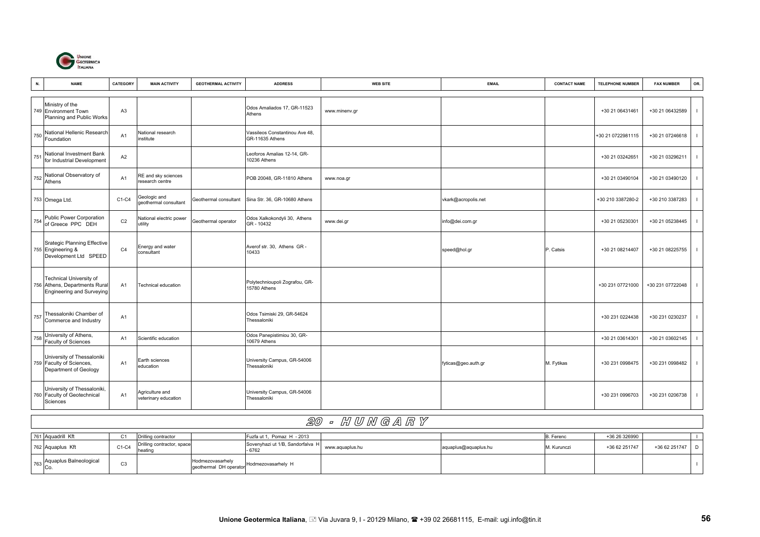| N. | NAME | CATEGORY | MAIN ACTIVITY | GEOTHERMAL ACTIVITY | ADDRESS | WEB SITE | EMAIL | CONTACT NAME | TELEPHONE NUMBER | FAX NUMBER | OR. |
|---|---|---|---|---|---|---|---|---|---|---|---|
| 749 | Ministry of the Environment Town Planning and Public Works | A3 | | | Odos Amaliados 17, GR-11523 Athens | www.minenv.gr | | | +30 21 06431461 | +30 21 06432589 | I |
| 750 | National Hellenic Research Foundation | A1 | National research institute | | Vassileos Constantinou Ave 48, GR-11635 Athens | | | | +30 21 0722981115 | +30 21 07246618 | I |
| 751 | National Investment Bank for Industrial Development | A2 | | | Leoforos Amalias 12-14, GR-10236 Athens | | | | +30 21 03242651 | +30 21 03296211 | I |
| 752 | National Observatory of Athens | A1 | RE and sky sciences research centre | | POB 20048, GR-11810 Athens | www.noa.gr | | | +30 21 03490104 | +30 21 03490120 | I |
| 753 | Omega Ltd. | C1-C4 | Geologic and geothermal consultant | Geothermal consultant | Sina Str. 36, GR-10680 Athens | | vkark@acropolis.net | | +30 210 3387280-2 | +30 210 3387283 | I |
| 754 | Public Power Corporation of Greece PPC DEH | C2 | National electric power utility | Geothermal operator | Odos Xalkokondyli 30, Athens GR - 10432 | www.dei.gr | info@dei.com.gr | | +30 21 05230301 | +30 21 05238445 | I |
| 755 | Srategic Planning Effective Engineering & Development Ltd SPEED | C4 | Energy and water consultant | | Averof str. 30, Athens GR - 10433 | | speed@hol.gr | P. Catsis | +30 21 08214407 | +30 21 08225755 | I |
| 756 | Technical University of Athens, Departments Rural Engineering and Surveying | A1 | Technical education | | Polytechnioupoli Zografou, GR-15780 Athens | | | | +30 231 07721000 | +30 231 07722048 | I |
| 757 | Thessaloniki Chamber of Commerce and Industry | A1 | | | Odos Tsimiski 29, GR-54624 Thessaloniki | | | | +30 231 0224438 | +30 231 0230237 | I |
| 758 | University of Athens, Faculty of Sciences | A1 | Scientific education | | Odos Panepistimiou 30, GR-10679 Athens | | | | +30 21 03614301 | +30 21 03602145 | I |
| 759 | University of Thessaloniki Faculty of Sciences, Department of Geology | A1 | Earth sciences education | | University Campus, GR-54006 Thessaloniki | | fyticas@geo.auth.gr | M. Fytikas | +30 231 0998475 | +30 231 0998482 | I |
| 760 | University of Thessaloniki, Faculty of Geotechnical Sciences | A1 | Agriculture and veterinary education | | University Campus, GR-54006 Thessaloniki | | | | +30 231 0996703 | +30 231 0206738 | I |
| | **20 - HUNGARY** | | | | | | | | | | |
| 761 | Aquadrill Kft | C1 | Drilling contractor | | Fuzfa ut 1, Pomaz H - 2013 | | | B. Ferenc | +36 26 326990 | | I |
| 762 | Aquaplus Kft | C1-C4 | Drilling contractor, space heating | | Sovenyhazi ut 1/B, Sandorfalva H - 6762 | www.aquaplus.hu | aquaplus@aquaplus.hu | M. Kurunczi | +36 62 251747 | +36 62 251747 | D |
| 763 | Aquaplus Balneological Co. | C3 | | Hodmezovasarhely geothermal DH operator | Hodmezovasarhely H | | | | | | I |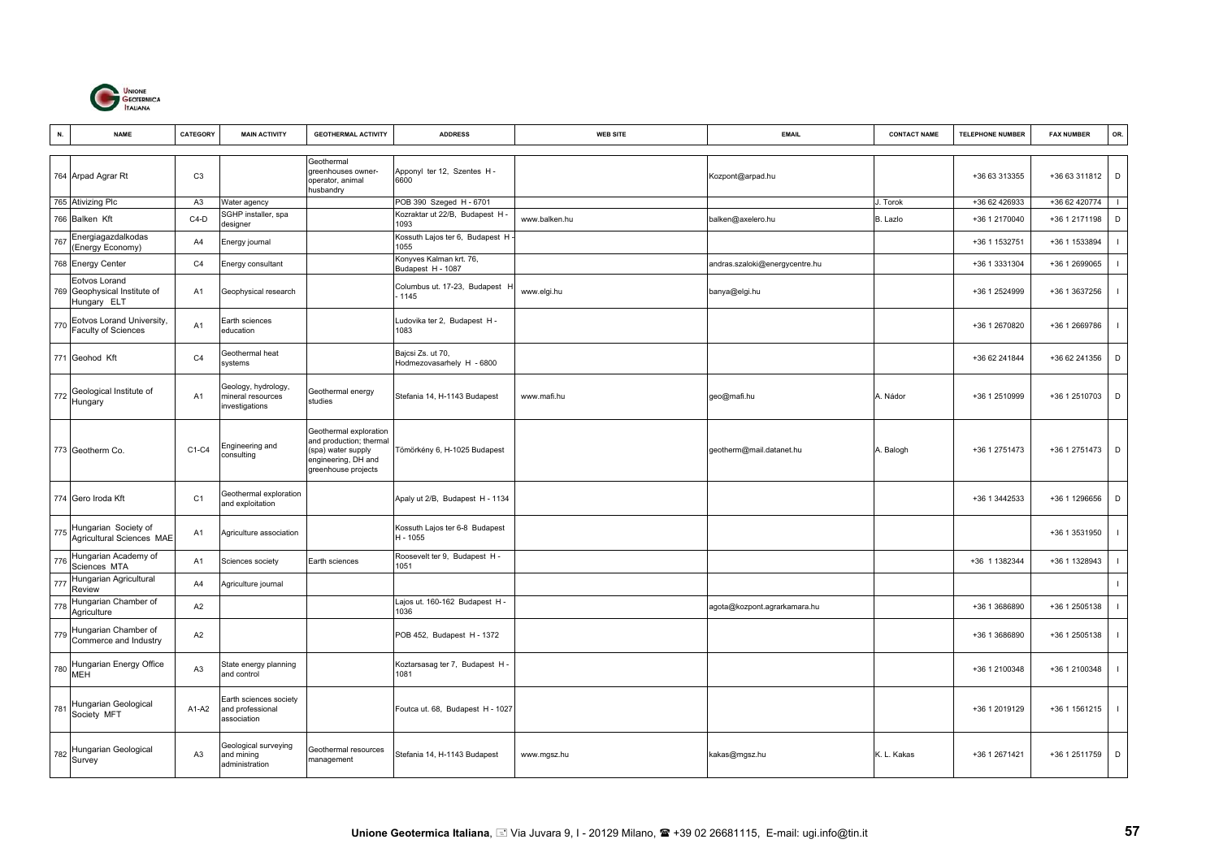| N. | NAME | CATEGORY | MAIN ACTIVITY | GEOTHERMAL ACTIVITY | ADDRESS | WEB SITE | EMAIL | CONTACT NAME | TELEPHONE NUMBER | FAX NUMBER | OR. |
|---|---|---|---|---|---|---|---|---|---|---|---|
| 764 | Arpad Agrar Rt | C3 | | Geothermal greenhouses owner-operator, animal husbandry | Apponyl ter 12, Szentes H - 6600 | | Kozpont@arpad.hu | | +36 63 313355 | +36 63 311812 | D |
| 765 | Ativizing Plc | A3 | Water agency | | POB 390 Szeged H - 6701 | | | J. Torok | +36 62 426933 | +36 62 420774 | I |
| 766 | Balken Kft | C4-D | SGHP installer, spa designer | | Kozraktar ut 22/B, Budapest H - 1093 | www.balken.hu | balken@axelero.hu | B. Lazlo | +36 1 2170040 | +36 1 2171198 | D |
| 767 | Energiagazdalkodas (Energy Economy) | A4 | Energy journal | | Kossuth Lajos ter 6, Budapest H - 1055 | | | | +36 1 1532751 | +36 1 1533894 | I |
| 768 | Energy Center | C4 | Energy consultant | | Konyves Kalman krt. 76, Budapest H - 1087 | | andras.szaloki@energycentre.hu | | +36 1 3331304 | +36 1 2699065 | I |
| 769 | Eotvos Lorand Geophysical Institute of Hungary ELT | A1 | Geophysical research | | Columbus ut. 17-23, Budapest H - 1145 | www.elgi.hu | banya@elgi.hu | | +36 1 2524999 | +36 1 3637256 | I |
| 770 | Eotvos Lorand University, Faculty of Sciences | A1 | Earth sciences education | | Ludovika ter 2, Budapest H - 1083 | | | | +36 1 2670820 | +36 1 2669786 | I |
| 771 | Geohod Kft | C4 | Geothermal heat systems | | Bajcsi Zs. ut 70, Hodmezovasarhely H - 6800 | | | | +36 62 241844 | +36 62 241356 | D |
| 772 | Geological Institute of Hungary | A1 | Geology, hydrology, mineral resources investigations | Geothermal energy studies | Stefania 14, H-1143 Budapest | www.mafi.hu | geo@mafi.hu | A. Nádor | +36 1 2510999 | +36 1 2510703 | D |
| 773 | Geotherm Co. | C1-C4 | Engineering and consulting | Geothermal exploration and production; thermal (spa) water supply engineering, DH and greenhouse projects | Tömörkény 6, H-1025 Budapest | | geotherm@mail.datanet.hu | A. Balogh | +36 1 2751473 | +36 1 2751473 | D |
| 774 | Gero Iroda Kft | C1 | Geothermal exploration and exploitation | | Apaly ut 2/B, Budapest H - 1134 | | | | +36 1 3442533 | +36 1 1296656 | D |
| 775 | Hungarian Society of Agricultural Sciences MAE | A1 | Agriculture association | | Kossuth Lajos ter 6-8 Budapest H - 1055 | | | | | +36 1 3531950 | I |
| 776 | Hungarian Academy of Sciences MTA | A1 | Sciences society | Earth sciences | Roosevelt ter 9, Budapest H - 1051 | | | | +36 1 1382344 | +36 1 1328943 | I |
| 777 | Hungarian Agricultural Review | A4 | Agriculture journal | | | | | | | | I |
| 778 | Hungarian Chamber of Agriculture | A2 | | | Lajos ut. 160-162 Budapest H - 1036 | | agota@kozpont.agrarkamara.hu | | +36 1 3686890 | +36 1 2505138 | I |
| 779 | Hungarian Chamber of Commerce and Industry | A2 | | | POB 452, Budapest H - 1372 | | | | +36 1 3686890 | +36 1 2505138 | I |
| 780 | Hungarian Energy Office MEH | A3 | State energy planning and control | | Koztarsasag ter 7, Budapest H - 1081 | | | | +36 1 2100348 | +36 1 2100348 | I |
| 781 | Hungarian Geological Society MFT | A1-A2 | Earth sciences society and professional association | | Foutca ut. 68, Budapest H - 1027 | | | | +36 1 2019129 | +36 1 1561215 | I |
| 782 | Hungarian Geological Survey | A3 | Geological surveying and mining administration | Geothermal resources management | Stefania 14, H-1143 Budapest | www.mgsz.hu | kakas@mgsz.hu | K. L. Kakas | +36 1 2671421 | +36 1 2511759 | D |

**Unione Geotermica Italiana**, Via Juvara 9, I - 20129 Milano, +39 02 26681115, E-mail: ugi.info@tin.it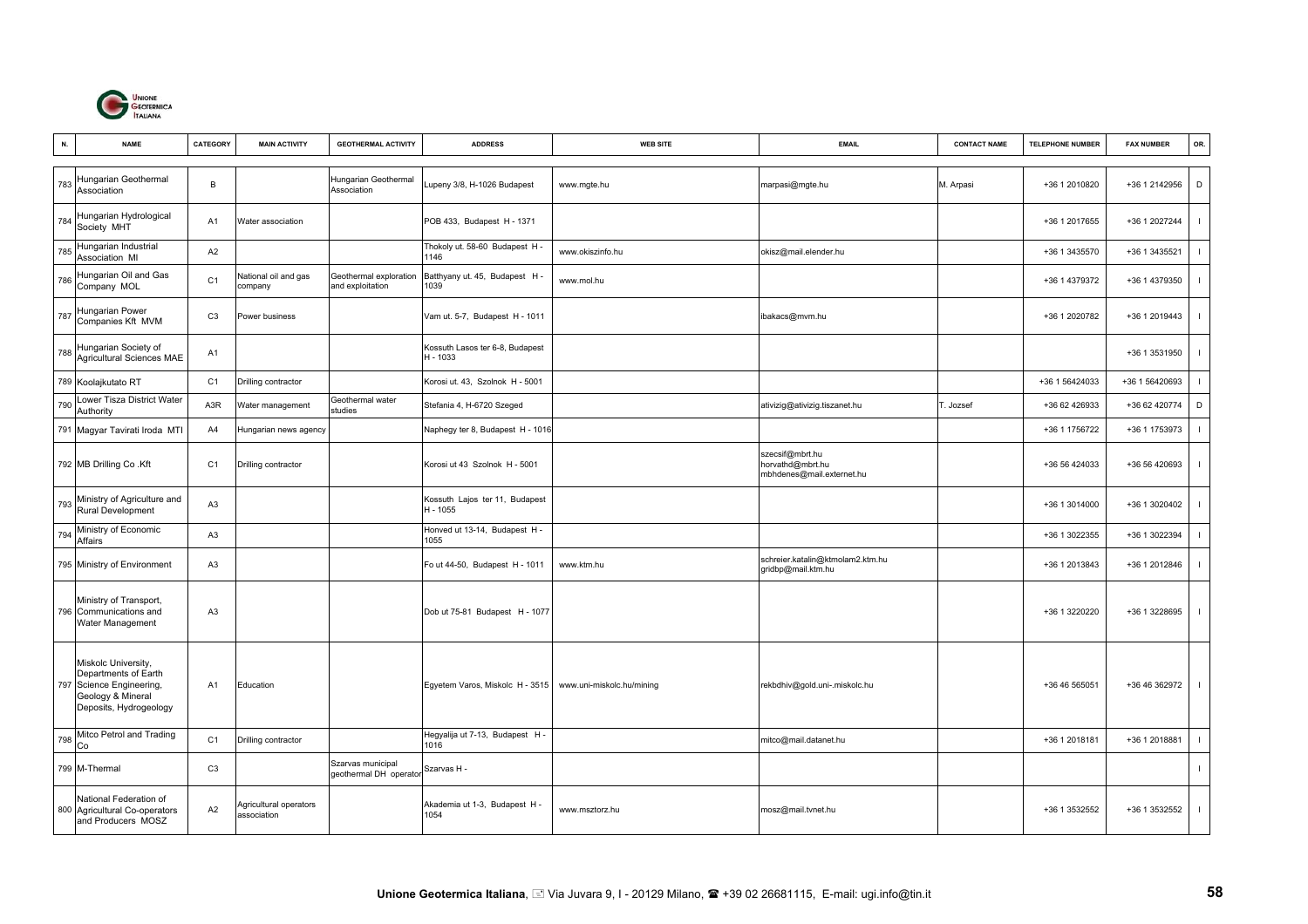| N. | NAME | CATEGORY | MAIN ACTIVITY | GEOTHERMAL ACTIVITY | ADDRESS | WEB SITE | EMAIL | CONTACT NAME | TELEPHONE NUMBER | FAX NUMBER | OR. |
|---|---|---|---|---|---|---|---|---|---|---|---|
| 783 | Hungarian Geothermal Association | B | | Hungarian Geothermal Association | Lupeny 3/8, H-1026 Budapest | www.mgte.hu | marpasi@mgte.hu | M. Arpasi | +36 1 2010820 | +36 1 2142956 | D |
| 784 | Hungarian Hydrological Society MHT | A1 | Water association | | POB 433, Budapest H - 1371 | | | | +36 1 2017655 | +36 1 2027244 | I |
| 785 | Hungarian Industrial Association MI | A2 | | | Thokoly ut. 58-60 Budapest H - 1146 | www.okiszinfo.hu | okisz@mail.elender.hu | | +36 1 3435570 | +36 1 3435521 | I |
| 786 | Hungarian Oil and Gas Company MOL | C1 | National oil and gas company | Geothermal exploration and exploitation | Batthyany ut. 45, Budapest H - 1039 | www.mol.hu | | | +36 1 4379372 | +36 1 4379350 | I |
| 787 | Hungarian Power Companies Kft MVM | C3 | Power business | | Vam ut. 5-7, Budapest H - 1011 | | ibakacs@mvm.hu | | +36 1 2020782 | +36 1 2019443 | I |
| 788 | Hungarian Society of Agricultural Sciences MAE | A1 | | | Kossuth Lasos ter 6-8, Budapest H - 1033 | | | | | +36 1 3531950 | I |
| 789 | Koolajkutato RT | C1 | Drilling contractor | | Korosi ut. 43, Szolnok H - 5001 | | | | +36 1 56424033 | +36 1 56420693 | I |
| 790 | Lower Tisza District Water Authority | A3R | Water management | Geothermal water studies | Stefania 4, H-6720 Szeged | | ativizig@ativizig.tiszanet.hu | T. Jozsef | +36 62 426933 | +36 62 420774 | D |
| 791 | Magyar Tavirati Iroda MTI | A4 | Hungarian news agency | | Naphegy ter 8, Budapest H - 1016 | | | | +36 1 1756722 | +36 1 1753973 | I |
| 792 | MB Drilling Co .Kft | C1 | Drilling contractor | | Korosi ut 43 Szolnok H - 5001 | | szecsif@mbrt.hu horvathd@mbrt.hu mbhdenes@mail.externet.hu | | +36 56 424033 | +36 56 420693 | I |
| 793 | Ministry of Agriculture and Rural Development | A3 | | | Kossuth Lajos ter 11, Budapest H - 1055 | | | | +36 1 3014000 | +36 1 3020402 | I |
| 794 | Ministry of Economic Affairs | A3 | | | Honved ut 13-14, Budapest H - 1055 | | | | +36 1 3022355 | +36 1 3022394 | I |
| 795 | Ministry of Environment | A3 | | | Fo ut 44-50, Budapest H - 1011 | www.ktm.hu | schreier.katalin@ktmolam2.ktm.hu gridbp@mail.ktm.hu | | +36 1 2013843 | +36 1 2012846 | I |
| 796 | Ministry of Transport, Communications and Water Management | A3 | | | Dob ut 75-81 Budapest H - 1077 | | | | +36 1 3220220 | +36 1 3228695 | I |
| 797 | Miskolc University, Departments of Earth Science Engineering, Geology & Mineral Deposits, Hydrogeology | A1 | Education | | Egyetem Varos, Miskolc H - 3515 | www.uni-miskolc.hu/mining | rekbdhiv@gold.uni-.miskolc.hu | | +36 46 565051 | +36 46 362972 | I |
| 798 | Mitco Petrol and Trading Co | C1 | Drilling contractor | | Hegyalija ut 7-13, Budapest H - 1016 | | mitco@mail.datanet.hu | | +36 1 2018181 | +36 1 2018881 | I |
| 799 | M-Thermal | C3 | | Szarvas municipal geothermal DH operator | Szarvas H - | | | | | | I |
| 800 | National Federation of Agricultural Co-operators and Producers MOSZ | A2 | Agricultural operators association | | Akademia ut 1-3, Budapest H - 1054 | www.msztorz.hu | mosz@mail.tvnet.hu | | +36 1 3532552 | +36 1 3532552 | I |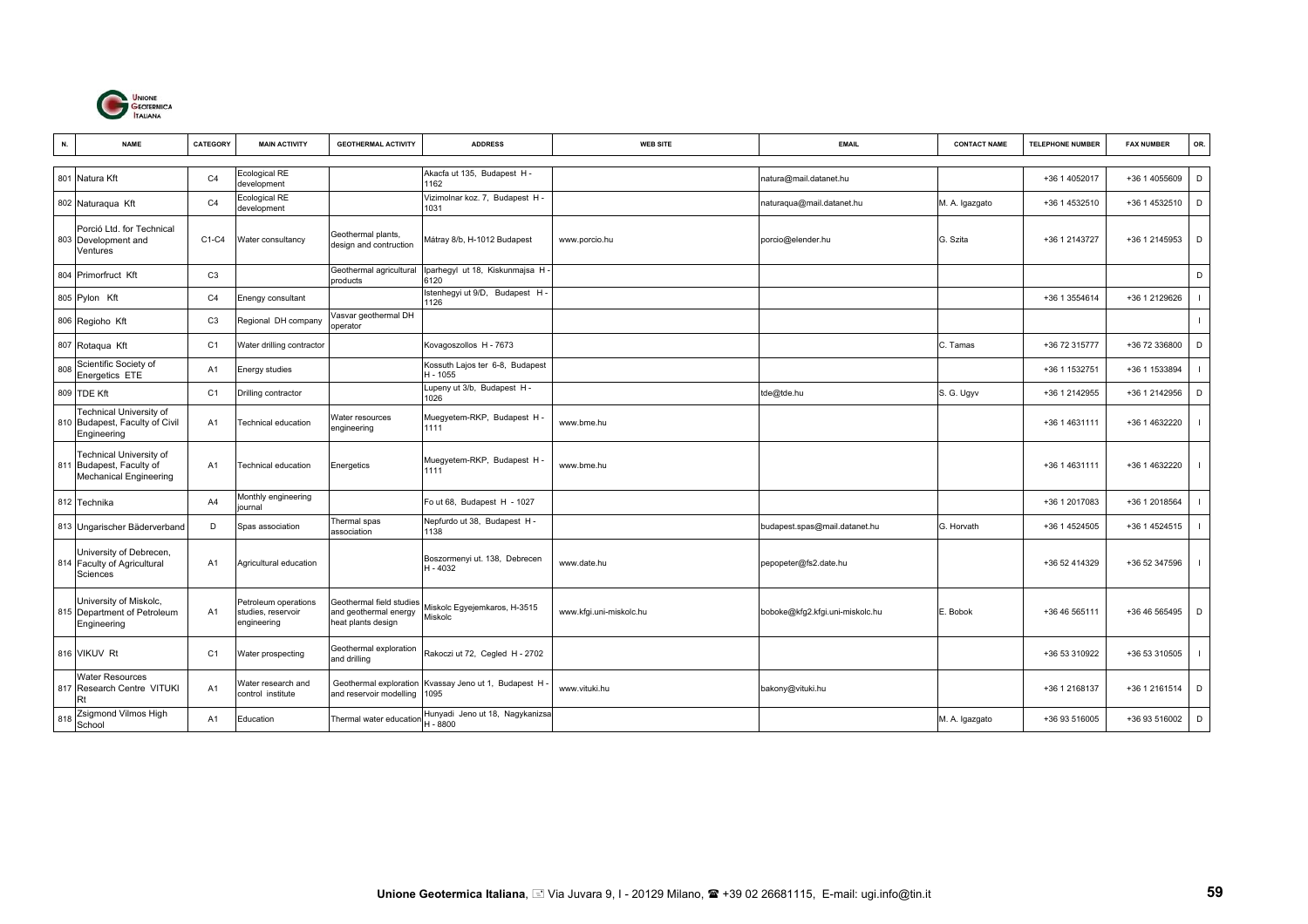| N. | NAME | CATEGORY | MAIN ACTIVITY | GEOTHERMAL ACTIVITY | ADDRESS | WEB SITE | EMAIL | CONTACT NAME | TELEPHONE NUMBER | FAX NUMBER | OR. |
|---|---|---|---|---|---|---|---|---|---|---|---|
| 801 | Natura Kft | C4 | Ecological RE development | | Akacfa ut 135, Budapest H - 1162 | | natura@mail.datanet.hu | | +36 1 4052017 | +36 1 4055609 | D |
| 802 | Naturaqua Kft | C4 | Ecological RE development | | Vizimolnar koz. 7, Budapest H - 1031 | | naturaqua@mail.datanet.hu | M. A. Igazgato | +36 1 4532510 | +36 1 4532510 | D |
| 803 | Porció Ltd. for Technical Development and Ventures | C1-C4 | Water consultancy | Geothermal plants, design and contruction | Mátray 8/b, H-1012 Budapest | www.porcio.hu | porcio@elender.hu | G. Szita | +36 1 2143727 | +36 1 2145953 | D |
| 804 | Primorfruct Kft | C3 | | Geothermal agricultural products | Iparhegyl ut 18, Kiskunmajsa H - 6120 | | | | | | D |
| 805 | Pylon Kft | C4 | Enengy consultant | | Istenhegyi ut 9/D, Budapest H - 1126 | | | | +36 1 3554614 | +36 1 2129626 | I |
| 806 | Regioho Kft | C3 | Regional DH company | Vasvar geothermal DH operator | | | | | | | I |
| 807 | Rotaqua Kft | C1 | Water drilling contractor | | Kovagoszollos H - 7673 | | | C. Tamas | +36 72 315777 | +36 72 336800 | D |
| 808 | Scientific Society of Energetics ETE | A1 | Energy studies | | Kossuth Lajos ter 6-8, Budapest H - 1055 | | | | +36 1 1532751 | +36 1 1533894 | I |
| 809 | TDE Kft | C1 | Drilling contractor | | Lupeny ut 3/b, Budapest H - 1026 | | tde@tde.hu | S. G. Ugyv | +36 1 2142955 | +36 1 2142956 | D |
| 810 | Technical University of Budapest, Faculty of Civil Engineering | A1 | Technical education | Water resources engineering | Muegyetem-RKP, Budapest H - 1111 | www.bme.hu | | | +36 1 4631111 | +36 1 4632220 | I |
| 811 | Technical University of Budapest, Faculty of Mechanical Engineering | A1 | Technical education | Energetics | Muegyetem-RKP, Budapest H - 1111 | www.bme.hu | | | +36 1 4631111 | +36 1 4632220 | I |
| 812 | Technika | A4 | Monthly engineering journal | | Fo ut 68, Budapest H - 1027 | | | | +36 1 2017083 | +36 1 2018564 | I |
| 813 | Ungarischer Bäderverband | D | Spas association | Thermal spas association | Nepfurdo ut 38, Budapest H - 1138 | | budapest.spas@mail.datanet.hu | G. Horvath | +36 1 4524505 | +36 1 4524515 | I |
| 814 | University of Debrecen, Faculty of Agricultural Sciences | A1 | Agricultural education | | Boszormenyi ut. 138, Debrecen H - 4032 | www.date.hu | pepopeter@fs2.date.hu | | +36 52 414329 | +36 52 347596 | I |
| 815 | University of Miskolc, Department of Petroleum Engineering | A1 | Petroleum operations studies, reservoir engineering | Geothermal field studies and geothermal energy heat plants design | Miskolc Egyejemkaros, H-3515 Miskolc | www.kfgi-miskolc.hu | boboke@kfg2.kfgi.uni-miskolc.hu | E. Bobok | +36 46 565111 | +36 46 565495 | D |
| 816 | VIKUV Rt | C1 | Water prospecting | Geothermal exploration and drilling | Rakoczi ut 72, Cegled H - 2702 | | | | +36 53 310922 | +36 53 310505 | I |
| 817 | Water Resources Research Centre VITUKI Rt | A1 | Water research and control institute | Geothermal exploration and reservoir modelling | Kvassay Jeno ut 1, Budapest H - 1095 | www.vituki.hu | bakony@vituki.hu | | +36 1 2168137 | +36 1 2161514 | D |
| 818 | Zsigmond Vilmos High School | A1 | Education | Thermal water education | Hunyadi Jeno ut 18, Nagykanizsa H - 8800 | | | M. A. Igazgato | +36 93 516005 | +36 93 516002 | D |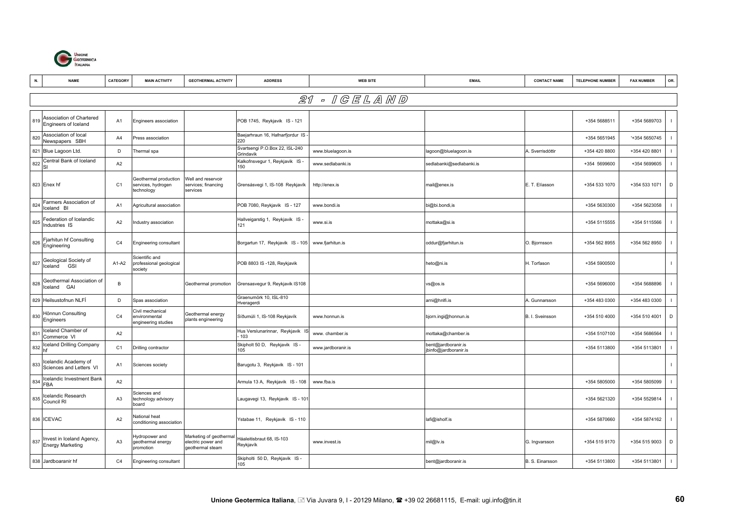| N. | NAME | CATEGORY | MAIN ACTIVITY | GEOTHERMAL ACTIVITY | ADDRESS | WEB SITE | EMAIL | CONTACT NAME | TELEPHONE NUMBER | FAX NUMBER | OR. |
|---|---|---|---|---|---|---|---|---|---|---|---|
| **21 - ICELAND** | | | | | | | | | | | |
| 819 | Association of Chartered Engineers of Iceland | A1 | Engineers association | | POB 1745, Reykjavik IS - 121 | | | | +354 5688511 | +354 5689703 | I |
| 820 | Association of local Newspapers SBH | A4 | Press association | | Baejarhraun 16, Hafnarfjordur IS - 220 | | | | +354 5651945 | '+354 5650745 | I |
| 821 | Blue Lagoon Ltd. | D | Thermal spa | | Svartsengi P.O.Box 22, ISL-240 Grindavik | www.bluelagoon.is | lagoon@bluelagoon.is | A. Sverrisdóttir | +354 420 8800 | +354 420 8801 | I |
| 822 | Central Bank of Iceland SI | A2 | | | Kalkofnsvegur 1, Reykjavik IS - 150 | www.sedlabanki.is | sedlabanki@sedlabanki.is | | +354 5699600 | +354 5699605 | I |
| 823 | Enex hf | C1 | Geothermal production services, hydrogen technology | Well and reservoir services; financing services | Grensásvegi 1, IS-108 Reykjavík | http://enex.is | mail@enex.is | E. T. Elíasson | +354 533 1070 | +354 533 1071 | D |
| 824 | Farmers Association of Iceland BI | A1 | Agricultural association | | POB 7080, Reykjavik IS - 127 | www.bondi.is | bi@bi.bondi,is | | +354 5630300 | +354 5623058 | I |
| 825 | Federation of Icelandic Industries IS | A2 | Industry association | | Hallveigarstig 1, Reykjavik IS - 121 | www.si.is | mottaka@si.is | | +354 5115555 | +354 5115566 | I |
| 826 | Fjarhitun hf Consulting Engineering | C4 | Engineering consultant | | Borgartun 17, Reykjavik IS - 105 | www.fjarhitun.is | oddur@fjarhitun.is | O. Bjornsson | +354 562 8955 | +354 562 8950 | I |
| 827 | Geological Society of Iceland GSI | A1-A2 | Scientific and professional geological society | | POB 8803 IS -128, Reykjavik | | heto@ni.is | H. Torfason | +354 5900500 | | I |
| 828 | Geothermal Association of Iceland GAI | B | | Geothermal promotion | Grensasvegur 9, Reykjavik IS108 | | vs@os.is | | +354 5696000 | +354 5688896 | I |
| 829 | Heilsustofnun NLFÍ | D | Spas association | | Graenumörk 10, ISL-810 Hveragerdi | | arni@hnlfi.is | A. Gunnarsson | +354 483 0300 | +354 483 0300 | I |
| 830 | Hönnun Consulting Engineers | C4 | Civil mechanical environmental engineering studies | Geothermal energy plants engineering | Síðumúli 1, IS-108 Reykjavík | www.honnun.is | bjorn.ingi@honnun.is | B. I. Sveinsson | +354 510 4000 | +354 510 4001 | D |
| 831 | Iceland Chamber of Commerce VI | A2 | | | Hus Verslunarinnar, Reykjavik IS - 103 | www. chamber.is | mottaka@chamber.is | | +354 5107100 | +354 5686564 | I |
| 832 | Iceland Drilling Company hf | C1 | Drilling contractor | | Skipholt 50 D, Reykjavik IS - 105 | www.jardboranir.is | bent@jardboranir.is jbinfo@jardboranir.is | | +354 5113800 | +354 5113801 | I |
| 833 | Icelandic Academy of Sciences and Letters VI | A1 | Sciences society | | Barugotu 3, Reykjavik IS - 101 | | | | | | I |
| 834 | Icelandic Investment Bank FBA | A2 | | | Armula 13 A, Reykjavik IS - 108 | www.fba.is | | | +354 5805000 | +354 5805099 | I |
| 835 | Icelandic Research Council RI | A3 | Sciences and technology advisory board | | Laugavegi 13, Reykjavik IS - 101 | | | | +354 5621320 | +354 5529814 | I |
| 836 | ICEVAC | A2 | National heat conditioning association | | Ystabae 11, Reykjavik IS - 110 | | lafi@isholf.is | | +354 5870660 | +354 5874162 | I |
| 837 | Invest in Iceland Agency, Energy Marketing | A3 | Hydropower and geothermal energy promotion | Marketing of geothermal electric power and geothermal steam | Háaleitisbraut 68, IS-103 Reykjavík | www.invest.is | mil@lv.is | G. Ingvarsson | +354 515 9170 | +354 515 9003 | D |
| 838 | Jardboaranir hf | C4 | Engineering consultant | | Skipholti 50 D, Reykjavik IS - 105 | | bent@jardboranir.is | B. S. Einarsson | +354 5113800 | +354 5113801 | I |

Unione Geotermica Italiana, Via Juvara 9, I - 20129 Milano, ☎ +39 02 26681115, E-mail: ugi.info@tin.it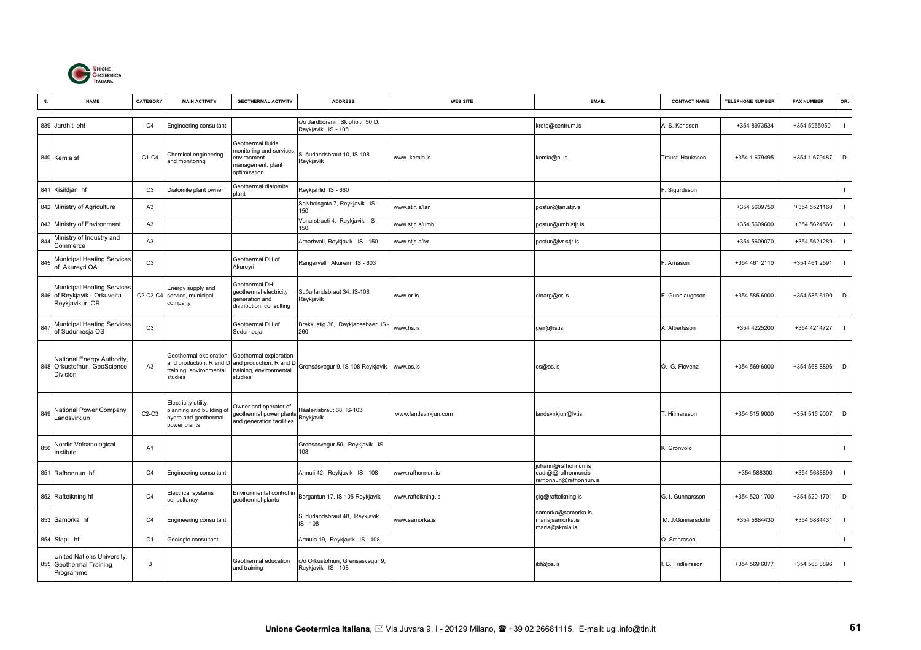| N. | NAME | CATEGORY | MAIN ACTIVITY | GEOTHERMAL ACTIVITY | ADDRESS | WEB SITE | EMAIL | CONTACT NAME | TELEPHONE NUMBER | FAX NUMBER | OR. |
|---|---|---|---|---|---|---|---|---|---|---|---|
| 839 | Jardhiti ehf | C4 | Engineering consultant | | c/o Jardboranir, Skipholti 50 D, Reykjavik IS - 105 | | krete@centrum.is | A. S. Karlsson | +354 8973534 | +354 5955050 | I |
| 840 | Kemia sf | C1-C4 | Chemical engineering and monitoring | Geothermal fluids monitoring and services; environment management; plant optimization | Suðurlandsbraut 10, IS-108 Reykjavík | www. kemia.is | kemia@hi.is | Trausti Hauksson | +354 1 679495 | +354 1 679487 | D |
| 841 | Kisildjan hf | C3 | Diatomite plant owner | Geothermal diatomite plant | Reykjahlid IS - 660 | | | F. Sigurdsson | | | I |
| 842 | Ministry of Agriculture | A3 | | | Solvholsgata 7, Reykjavik IS - 150 | www.stjr.is/lan | postur@lan.stjr.is | | +354 5609750 | '+354 5521160 | I |
| 843 | Ministry of Environment | A3 | | | Vonarstraeti 4, Reykjavik IS - 150 | www.stjr.is/umh | postur@umh.stjr.is | | +354 5609600 | +354 5624566 | I |
| 844 | Ministry of Industry and Commerce | A3 | | | Arnarhvali, Reykjavik IS - 150 | www.stjr.is/ivr | postur@ivr.stjr.is | | +354 5609070 | +354 5621289 | I |
| 845 | Municipal Heating Services of Akureyri OA | C3 | | Geothermal DH of Akureyri | Rangarvellir Akureiri IS - 603 | | | F. Arnason | +354 461 2110 | +354 461 2591 | I |
| 846 | Municipal Heating Services of Reykjavik - Orkuveita Reykjavikur OR | C2-C3-C4 | Energy supply and service, municipal company | Geothermal DH; geothermal electricity generation and distribution; consulting | Suðurlandsbraut 34, IS-108 Reykjavík | www.or.is | einarg@or.is | E. Gunnlaugsson | +354 585 6000 | +354 585 6190 | D |
| 847 | Municipal Heating Services of Sudurnesja OS | C3 | | Geothermal DH of Sudurnesja | Brekkustig 36, Reykjanesbaer IS - 260 | www.hs.is | geir@hs.is | A. Albertsson | +354 4225200 | +354 4214727 | I |
| 848 | National Energy Authority, Orkustofnun, GeoScience Division | A3 | Geothermal exploration and production; R and D training, environmental studies | Geothermal exploration and production; R and D training, environmental studies | Grensásvegur 9, IS-108 Reykjavík | www.os.is | os@os.is | Ó. G. Flóvenz | +354 569 6000 | +354 568 8896 | D |
| 849 | National Power Company Landsvirkjun | C2-C3 | Electricity utility; planning and building of hydro and geothermal power plants | Owner and operator of geothermal power plants and generation facilities | Háaleitisbraut 68, IS-103 Reykjavík | www.landsvirkjun.com | landsvirkjun@lv.is | T. Hilmarsson | +354 515 9000 | +354 515 9007 | D |
| 850 | Nordic Volcanological Institute | A1 | | | Grensasvegur 50, Reykjavik IS - 108 | | | K. Gronvold | | | I |
| 851 | Rafhonnun hf | C4 | Engineering consultant | | Armuli 42, Reykjavik IS - 108 | www.rafhonnun.is | johann@rafhonnun.is dadi@@rafhonnun.is rafhonnun@rafhonnun.is | | +354 588300 | +354 5688896 | I |
| 852 | Rafteikning hf | C4 | Electrical systems consultancy | Environmental control in geothermal plants | Borgantun 17, IS-105 Reykjavík | www.rafteikning.is | gig@rafteikning.is | G. I. Gunnarsson | +354 520 1700 | +354 520 1701 | D |
| 853 | Samorka hf | C4 | Engineering consultant | | Sudurlandsbraut 48, Reykjavik IS - 108 | www.samorka.is | samorka@samorka.is mariajsamorka.is maria@skmia.is | M. J.Gunnarsdottir | +354 5884430 | +354 5884431 | I |
| 854 | Stapi hf | C1 | Geologic consultant | | Armula 19, Reykjavik IS - 108 | | | O. Smarason | | | I |
| 855 | United Nations University, Geothermal Training Programme | B | | Geothermal education and training | c/o Orkustofnun, Grensasvegur 9, Reykjavik IS - 108 | | ibf@os.is | I. B. Fridleifsson | +354 569 6077 | +354 568 8896 | I |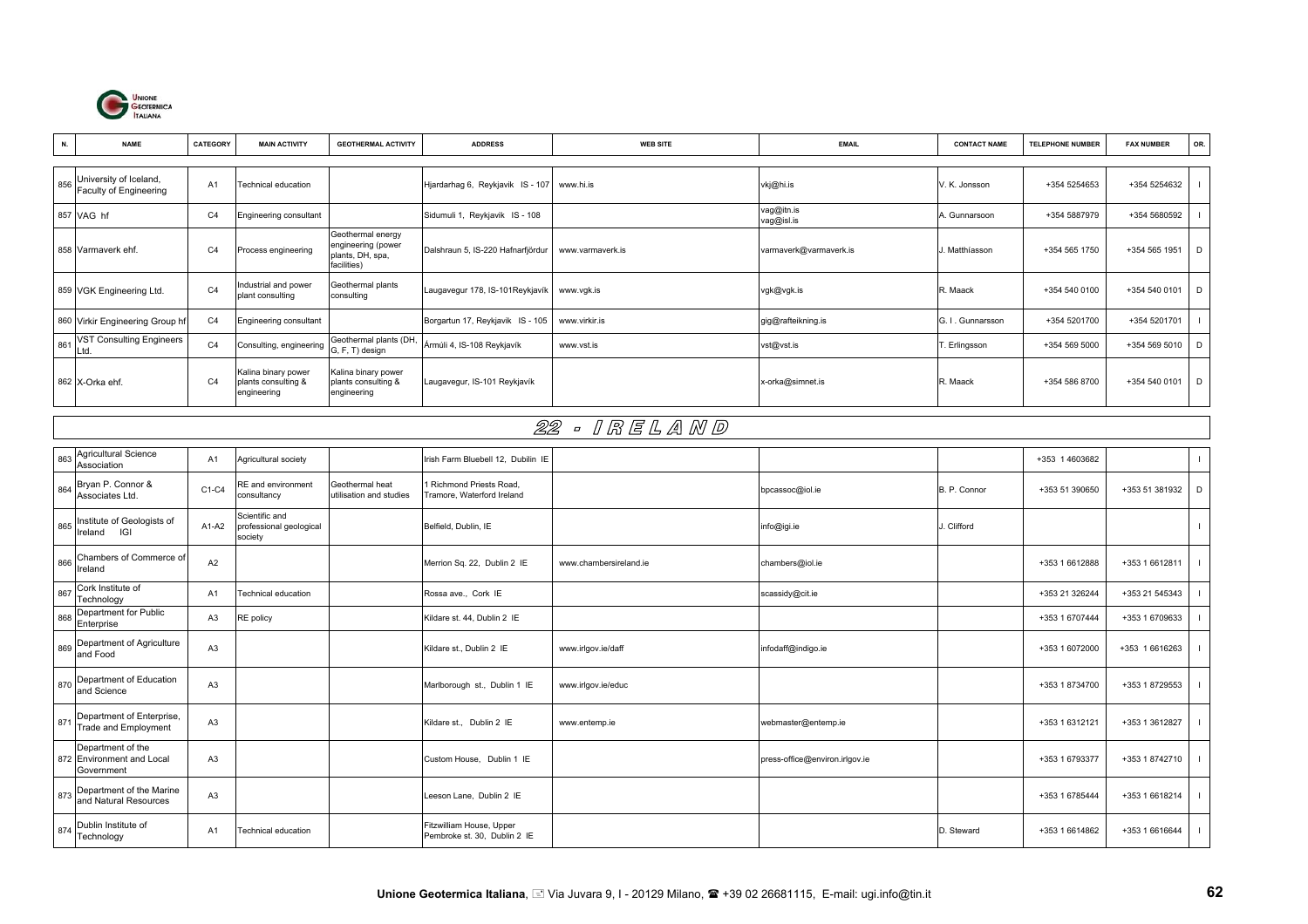| N. | NAME | CATEGORY | MAIN ACTIVITY | GEOTHERMAL ACTIVITY | ADDRESS | WEB SITE | EMAIL | CONTACT NAME | TELEPHONE NUMBER | FAX NUMBER | OR. |
|---|---|---|---|---|---|---|---|---|---|---|---|
| 856 | University of Iceland, Faculty of Engineering | A1 | Technical education | | Hjardarhag 6, Reykjavik IS - 107 | www.hi.is | vkj@hi.is | V. K. Jonsson | +354 5254653 | +354 5254632 | I |
| 857 | VAG hf | C4 | Engineering consultant | | Sidumuli 1, Reykjavik IS - 108 | | vag@itn.is vag@isl.is | A. Gunnarsoon | +354 5887979 | +354 5680592 | I |
| 858 | Varmaverk ehf. | C4 | Process engineering | Geothermal energy engineering (power plants, DH, spa, facilities) | Dalshraun 5, IS-220 Hafnarfjördur | www.varmaverk.is | varmaverk@varmaverk.is | J. Matthíasson | +354 565 1750 | +354 565 1951 | D |
| 859 | VGK Engineering Ltd. | C4 | Industrial and power plant consulting | Geothermal plants consulting | Laugavegur 178, IS-101Reykjavík | www.vgk.is | vgk@vgk.is | R. Maack | +354 540 0100 | +354 540 0101 | D |
| 860 | Virkir Engineering Group hf | C4 | Engineering consultant | | Borgartun 17, Reykjavik IS - 105 | www.virkir.is | gig@rafteikning.is | G. I . Gunnarsson | +354 5201700 | +354 5201701 | I |
| 861 | VST Consulting Engineers Ltd. | C4 | Consulting, engineering | Geothermal plants (DH, G, F, T) design | Ármúli 4, IS-108 Reykjavík | www.vst.is | vst@vst.is | T. Erlingsson | +354 569 5000 | +354 569 5010 | D |
| 862 | X-Orka ehf. | C4 | Kalina binary power plants consulting & engineering | Kalina binary power plants consulting & engineering | Laugavegur, IS-101 Reykjavík | | x-orka@simnet.is | R. Maack | +354 586 8700 | +354 540 0101 | D |

## 22 - IRELAND

| N. | NAME | CATEGORY | MAIN ACTIVITY | GEOTHERMAL ACTIVITY | ADDRESS | WEB SITE | EMAIL | CONTACT NAME | TELEPHONE NUMBER | FAX NUMBER | OR. |
|---|---|---|---|---|---|---|---|---|---|---|---|
| 863 | Agricultural Science Association | A1 | Agricultural society | | Irish Farm Bluebell 12, Dubilin IE | | | | +353 1 4603682 | | I |
| 864 | Bryan P. Connor & Associates Ltd. | C1-C4 | RE and environment consultancy | Geothermal heat utilisation and studies | 1 Richmond Priests Road, Tramore, Waterford Ireland | | bpcassoc@iol.ie | B. P. Connor | +353 51 390650 | +353 51 381932 | D |
| 865 | Institute of Geologists of Ireland IGI | A1-A2 | Scientific and professional geological society | | Belfield, Dublin, IE | | info@igi.ie | J. Clifford | | | I |
| 866 | Chambers of Commerce of Ireland | A2 | | | Merrion Sq. 22, Dublin 2 IE | www.chambersireland.ie | chambers@iol.ie | | +353 1 6612888 | +353 1 6612811 | I |
| 867 | Cork Institute of Technology | A1 | Technical education | | Rossa ave., Cork IE | | scassidy@cit.ie | | +353 21 326244 | +353 21 545343 | I |
| 868 | Department for Public Enterprise | A3 | RE policy | | Kildare st. 44, Dublin 2 IE | | | | +353 1 6707444 | +353 1 6709633 | I |
| 869 | Department of Agriculture and Food | A3 | | | Kildare st., Dublin 2 IE | www.irlgov.ie/daff | infodaff@indigo.ie | | +353 1 6072000 | +353 1 6616263 | I |
| 870 | Department of Education and Science | A3 | | | Marlborough st., Dublin 1 IE | www.irlgov.ie/educ | | | +353 1 8734700 | +353 1 8729553 | I |
| 871 | Department of Enterprise, Trade and Employment | A3 | | | Kildare st., Dublin 2 IE | www.entemp.ie | webmaster@entemp.ie | | +353 1 6312121 | +353 1 3612827 | I |
| 872 | Department of the Environment and Local Government | A3 | | | Custom House, Dublin 1 IE | | press-office@environ.irlgov.ie | | +353 1 6793377 | +353 1 8742710 | I |
| 873 | Department of the Marine and Natural Resources | A3 | | | Leeson Lane, Dublin 2 IE | | | | +353 1 6785444 | +353 1 6618214 | I |
| 874 | Dublin Institute of Technology | A1 | Technical education | | Fitzwilliam House, Upper Pembroke st. 30, Dublin 2 IE | | | D. Steward | +353 1 6614862 | +353 1 6616644 | I |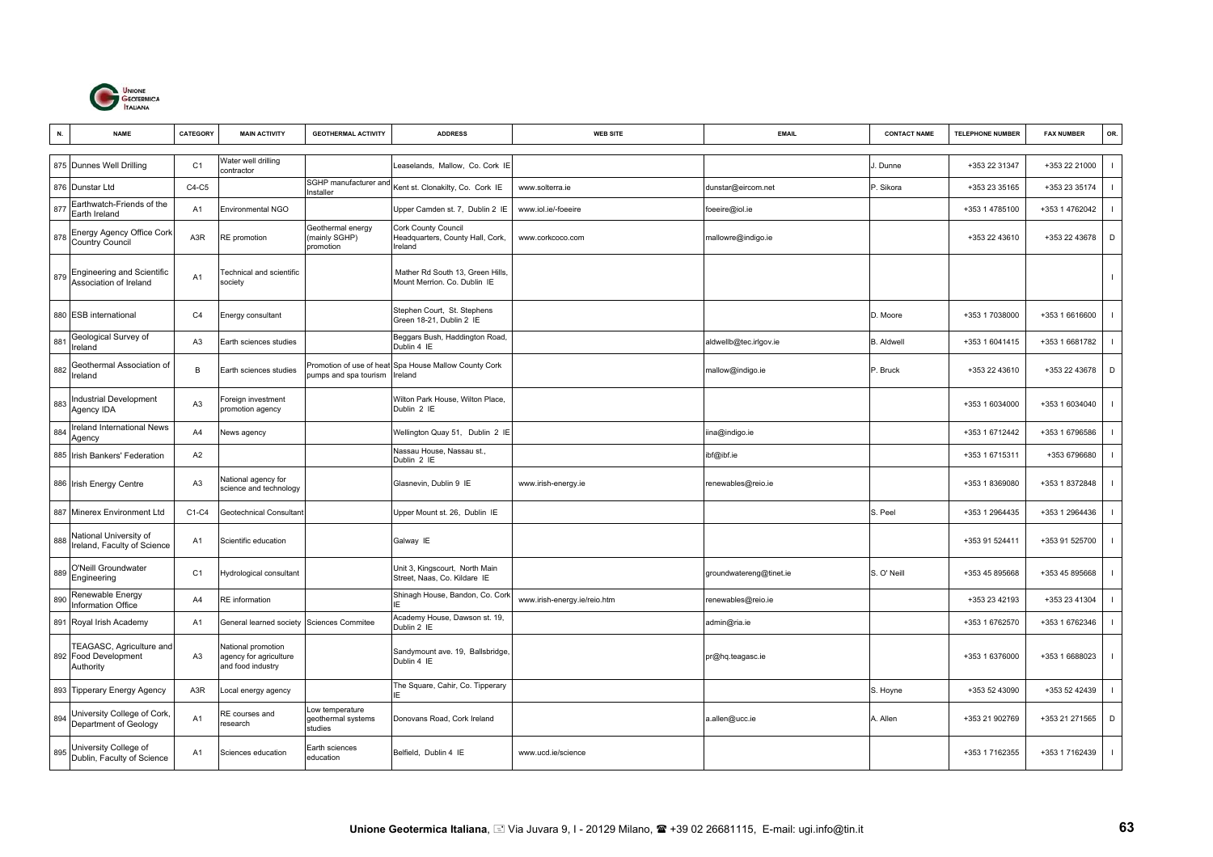| N. | NAME | CATEGORY | MAIN ACTIVITY | GEOTHERMAL ACTIVITY | ADDRESS | WEB SITE | EMAIL | CONTACT NAME | TELEPHONE NUMBER | FAX NUMBER | OR. |
|---|---|---|---|---|---|---|---|---|---|---|---|
| 875 | Dunnes Well Drilling | C1 | Water well drilling contractor | | Leaselands, Mallow, Co. Cork IE | | | J. Dunne | +353 22 31347 | +353 22 21000 | I |
| 876 | Dunstar Ltd | C4-C5 | | SGHP manufacturer and Installer | Kent st. Clonakilty, Co. Cork IE | www.solterra.ie | dunstar@eircom.net | P. Sikora | +353 23 35165 | +353 23 35174 | I |
| 877 | Earthwatch-Friends of the Earth Ireland | A1 | Environmental NGO | | Upper Camden st. 7, Dublin 2 IE | www.iol.ie/-foeeire | foeeire@iol.ie | | +353 1 4785100 | +353 1 4762042 | I |
| 878 | Energy Agency Office Cork Country Council | A3R | RE promotion | Geothermal energy (mainly SGHP) promotion | Cork County Council Headquarters, County Hall, Cork, Ireland | www.corkcoco.com | mallowre@indigo.ie | | +353 22 43610 | +353 22 43678 | D |
| 879 | Engineering and Scientific Association of Ireland | A1 | Technical and scientific society | | Mather Rd South 13, Green Hills, Mount Merrion. Co. Dublin IE | | | | | | I |
| 880 | ESB international | C4 | Energy consultant | | Stephen Court, St. Stephens Green 18-21, Dublin 2 IE | | | D. Moore | +353 1 7038000 | +353 1 6616600 | I |
| 881 | Geological Survey of Ireland | A3 | Earth sciences studies | | Beggars Bush, Haddington Road, Dublin 4 IE | | aldwellb@tec.irlgov.ie | B. Aldwell | +353 1 6041415 | +353 1 6681782 | I |
| 882 | Geothermal Association of Ireland | B | Earth sciences studies | Promotion of use of heat pumps and spa tourism | Spa House Mallow County Cork Ireland | | mallow@indigo.ie | P. Bruck | +353 22 43610 | +353 22 43678 | D |
| 883 | Industrial Development Agency IDA | A3 | Foreign investment promotion agency | | Wilton Park House, Wilton Place, Dublin 2 IE | | | | +353 1 6034000 | +353 1 6034040 | I |
| 884 | Ireland International News Agency | A4 | News agency | | Wellington Quay 51, Dublin 2 IE | | iina@indigo.ie | | +353 1 6712442 | +353 1 6796586 | I |
| 885 | Irish Bankers' Federation | A2 | | | Nassau House, Nassau st., Dublin 2 IE | | ibf@ibf.ie | | +353 1 6715311 | +353 6796680 | I |
| 886 | Irish Energy Centre | A3 | National agency for science and technology | | Glasnevin, Dublin 9 IE | www.irish-energy.ie | renewables@reio.ie | | +353 1 8369080 | +353 1 8372848 | I |
| 887 | Minerex Environment Ltd | C1-C4 | Geotechnical Consultant | | Upper Mount st. 26, Dublin IE | | | S. Peel | +353 1 2964435 | +353 1 2964436 | I |
| 888 | National University of Ireland, Faculty of Science | A1 | Scientific education | | Galway IE | | | | +353 91 524411 | +353 91 525700 | I |
| 889 | O'Neill Groundwater Engineering | C1 | Hydrological consultant | | Unit 3, Kingscourt, North Main Street, Naas, Co. Kildare IE | | groundwatereng@tinet.ie | S. O' Neill | +353 45 895668 | +353 45 895668 | I |
| 890 | Renewable Energy Information Office | A4 | RE information | | Shinagh House, Bandon, Co. Cork IE | www.irish-energy.ie/reio.htm | renewables@reio.ie | | +353 23 42193 | +353 23 41304 | I |
| 891 | Royal Irish Academy | A1 | General learned society | Sciences Commitee | Academy House, Dawson st. 19, Dublin 2 IE | | admin@ria.ie | | +353 1 6762570 | +353 1 6762346 | I |
| 892 | TEAGASC, Agriculture and Food Development Authority | A3 | National promotion agency for agriculture and food industry | | Sandymount ave. 19, Ballsbridge, Dublin 4 IE | | pr@hq.teagasc.ie | | +353 1 6376000 | +353 1 6688023 | I |
| 893 | Tipperary Energy Agency | A3R | Local energy agency | | The Square, Cahir, Co. Tipperary IE | | | S. Hoyne | +353 52 43090 | +353 52 42439 | I |
| 894 | University College of Cork, Department of Geology | A1 | RE courses and research | Low temperature geothermal systems studies | Donovans Road, Cork Ireland | | a.allen@ucc.ie | A. Allen | +353 21 902769 | +353 21 271565 | D |
| 895 | University College of Dublin, Faculty of Science | A1 | Sciences education | Earth sciences education | Belfield, Dublin 4 IE | www.ucd.ie/science | | | +353 1 7162355 | +353 1 7162439 | I |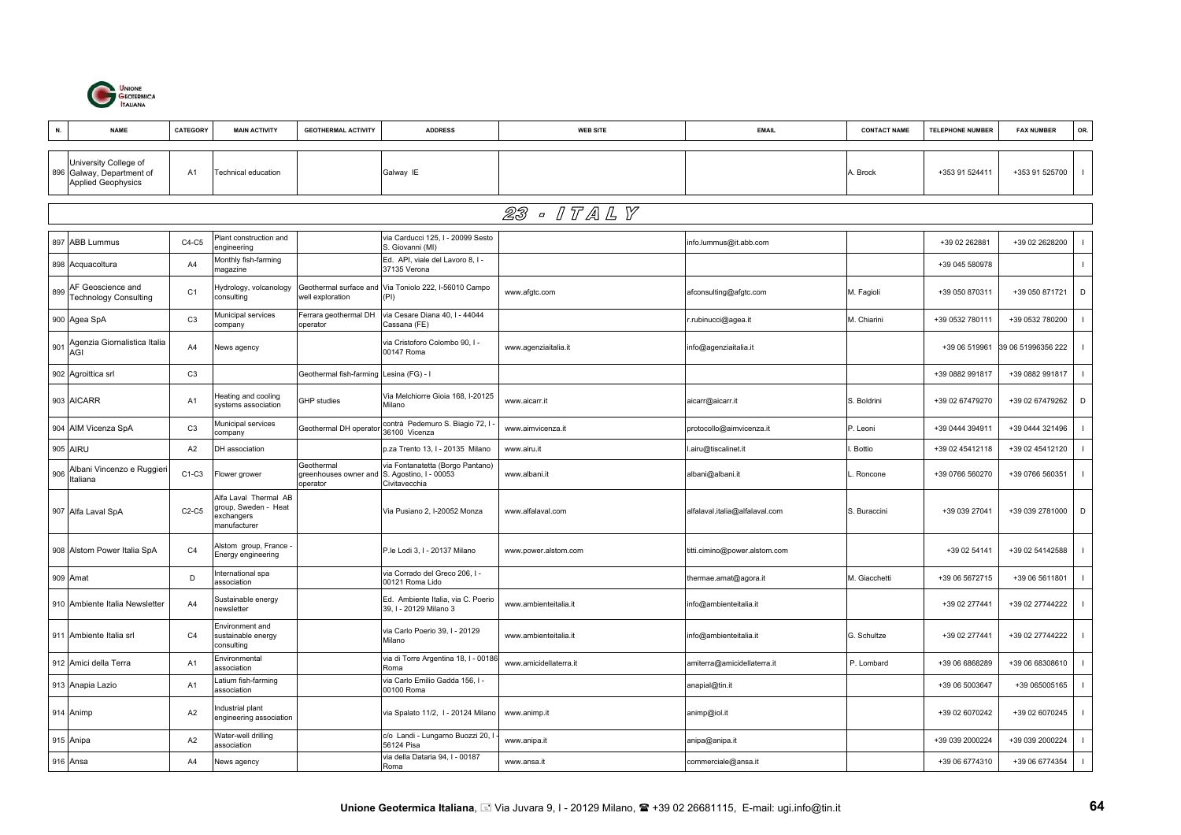| N. | NAME | CATEGORY | MAIN ACTIVITY | GEOTHERMAL ACTIVITY | ADDRESS | WEB SITE | EMAIL | CONTACT NAME | TELEPHONE NUMBER | FAX NUMBER | OR. |
|---|---|---|---|---|---|---|---|---|---|---|---|
| 896 | University College of Galway, Department of Applied Geophysics | A1 | Technical education | | Galway IE | | | A. Brock | +353 91 524411 | +353 91 525700 | I |

## 23 - ITALY

| N. | NAME | CATEGORY | MAIN ACTIVITY | GEOTHERMAL ACTIVITY | ADDRESS | WEB SITE | EMAIL | CONTACT NAME | TELEPHONE NUMBER | FAX NUMBER | OR. |
|---|---|---|---|---|---|---|---|---|---|---|---|
| 897 | ABB Lummus | C4-C5 | Plant construction and engineering | | via Carducci 125, I - 20099 Sesto S. Giovanni (MI) | | info.lummus@it.abb.com | | +39 02 262881 | +39 02 2628200 | I |
| 898 | Acquacoltura | A4 | Monthly fish-farming magazine | | Ed. API, viale del Lavoro 8, I - 37135 Verona | | | | +39 045 580978 | | I |
| 899 | AF Geoscience and Technology Consulting | C1 | Hydrology, volcanology consulting | Geothermal surface and well exploration | Via Toniolo 222, I-56010 Campo (PI) | www.afgtc.com | afconsulting@afgtc.com | M. Fagioli | +39 050 870311 | +39 050 871721 | D |
| 900 | Agea SpA | C3 | Municipal services company | Ferrara geothermal DH operator | via Cesare Diana 40, I - 44044 Cassana (FE) | | r.rubinucci@agea.it | M. Chiarini | +39 0532 780111 | +39 0532 780200 | I |
| 901 | Agenzia Giornalistica Italia AGI | A4 | News agency | | via Cristoforo Colombo 90, I - 00147 Roma | www.agenziaitalia.it | info@agenziaitalia.it | | +39 06 519961 | 39 06 51996356 222 | I |
| 902 | Agroittica srl | C3 | | Geothermal fish-farming | Lesina (FG) - I | | | | +39 0882 991817 | +39 0882 991817 | I |
| 903 | AICARR | A1 | Heating and cooling systems association | GHP studies | Via Melchiorre Gioia 168, I-20125 Milano | www.aicarr.it | aicarr@aicarr.it | S. Boldrini | +39 02 67479270 | +39 02 67479262 | D |
| 904 | AIM Vicenza SpA | C3 | Municipal services company | Geothermal DH operator | contrà Pedemuro S. Biagio 72, I - 36100 Vicenza | www.aimvicenza.it | protocollo@aimvicenza.it | P. Leoni | +39 0444 394911 | +39 0444 321496 | I |
| 905 | AIRU | A2 | DH association | | p.za Trento 13, I - 20135 Milano | www.airu.it | l.airu@tiscalinet.it | I. Bottio | +39 02 45412118 | +39 02 45412120 | I |
| 906 | Albani Vincenzo e Ruggieri Italiana | C1-C3 | Flower grower | Geothermal greenhouses owner and operator | via Fontanatetta (Borgo Pantano) S. Agostino, I - 00053 Civitavecchia | www.albani.it | albani@albani.it | L. Roncone | +39 0766 560270 | +39 0766 560351 | I |
| 907 | Alfa Laval SpA | C2-C5 | Alfa Laval Thermal AB group, Sweden - Heat exchangers manufacturer | | Via Pusiano 2, I-20052 Monza | www.alfalaval.com | alfalaval.italia@alfalaval.com | S. Buraccini | +39 039 27041 | +39 039 2781000 | D |
| 908 | Alstom Power Italia SpA | C4 | Alstom group, France - Energy engineering | | P.le Lodi 3, I - 20137 Milano | www.power.alstom.com | titti.cimino@power.alstom.com | | +39 02 54141 | +39 02 54142588 | I |
| 909 | Amat | D | International spa association | | via Corrado del Greco 206, I - 00121 Roma Lido | | thermae.amat@agora.it | M. Giacchetti | +39 06 5672715 | +39 06 5611801 | I |
| 910 | Ambiente Italia Newsletter | A4 | Sustainable energy newsletter | | Ed. Ambiente Italia, via C. Poerio 39, I - 20129 Milano 3 | www.ambienteitalia.it | info@ambienteitalia.it | | +39 02 277441 | +39 02 27744222 | I |
| 911 | Ambiente Italia srl | C4 | Environment and sustainable energy consulting | | via Carlo Poerio 39, I - 20129 Milano | www.ambienteitalia.it | info@ambienteitalia.it | G. Schultze | +39 02 277441 | +39 02 27744222 | I |
| 912 | Amici della Terra | A1 | Environmental association | | via di Torre Argentina 18, I - 00186 Roma | www.amicidellaterra.it | amiterra@amicidellaterra.it | P. Lombard | +39 06 6868289 | +39 06 68308610 | I |
| 913 | Anapia Lazio | A1 | Latium fish-farming association | | via Carlo Emilio Gadda 156, I - 00100 Roma | | anapial@tin.it | | +39 06 5003647 | +39 065005165 | I |
| 914 | Animp | A2 | Industrial plant engineering association | | via Spalato 11/2, I - 20124 Milano | www.animp.it | animp@iol.it | | +39 02 6070242 | +39 02 6070245 | I |
| 915 | Anipa | A2 | Water-well drilling association | | c/o Landi - Lungarno Buozzi 20, I - 56124 Pisa | www.anipa.it | anipa@anipa.it | | +39 039 2000224 | +39 039 2000224 | I |
| 916 | Ansa | A4 | News agency | | via della Dataria 94, I - 00187 Roma | www.ansa.it | commerciale@ansa.it | | +39 06 6774310 | +39 06 6774354 | I |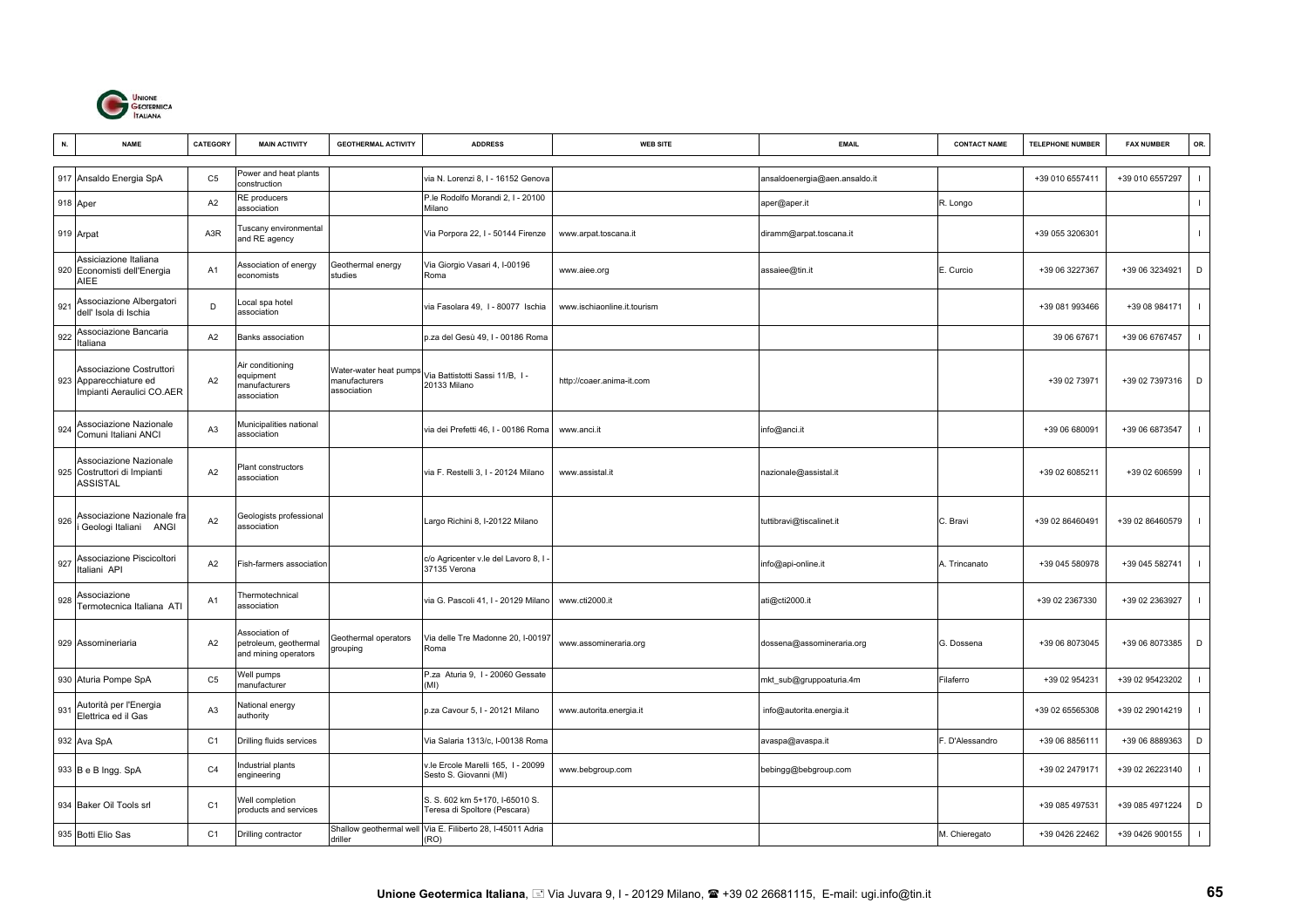| N. | NAME | CATEGORY | MAIN ACTIVITY | GEOTHERMAL ACTIVITY | ADDRESS | WEB SITE | EMAIL | CONTACT NAME | TELEPHONE NUMBER | FAX NUMBER | OR. |
|---|---|---|---|---|---|---|---|---|---|---|---|
| 917 | Ansaldo Energia SpA | C5 | Power and heat plants construction | | via N. Lorenzi 8, I - 16152 Genova | | ansaldoenergia@aen.ansaldo.it | | +39 010 6557411 | +39 010 6557297 | I |
| 918 | Aper | A2 | RE producers association | | P.le Rodolfo Morandi 2, I - 20100 Milano | | aper@aper.it | R. Longo | | | I |
| 919 | Arpat | A3R | Tuscany environmental and RE agency | | Via Porpora 22, I - 50144 Firenze | www.arpat.toscana.it | diramm@arpat.toscana.it | | +39 055 3206301 | | I |
| 920 | Assiciazione Italiana Economisti dell'Energia AIEE | A1 | Association of energy economists | Geothermal energy studies | Via Giorgio Vasari 4, I-00196 Roma | www.aiee.org | assaiee@tin.it | E. Curcio | +39 06 3227367 | +39 06 3234921 | D |
| 921 | Associazione Albergatori dell' Isola di Ischia | D | Local spa hotel association | | via Fasolara 49, I - 80077 Ischia | www.ischiaonline.it.tourism | | | +39 081 993466 | +39 08 984171 | I |
| 922 | Associazione Bancaria Italiana | A2 | Banks association | | p.za del Gesù 49, I - 00186 Roma | | | | 39 06 67671 | +39 06 6767457 | I |
| 923 | Associazione Costruttori Apparecchiature ed Impianti Aeraulici CO.AER | A2 | Air conditioning equipment manufacturers association | Water-water heat pumps manufacturers association | Via Battistotti Sassi 11/B, I - 20133 Milano | http://coaer.anima-it.com | | | +39 02 73971 | +39 02 7397316 | D |
| 924 | Associazione Nazionale Comuni Italiani ANCI | A3 | Municipalities national association | | via dei Prefetti 46, I - 00186 Roma | www.anci.it | info@anci.it | | +39 06 680091 | +39 06 6873547 | I |
| 925 | Associazione Nazionale Costruttori di Impianti ASSISTAL | A2 | Plant constructors association | | via F. Restelli 3, I - 20124 Milano | www.assistal.it | nazionale@assistal.it | | +39 02 6085211 | +39 02 606599 | I |
| 926 | Associazione Nazionale fra i Geologi Italiani ANGI | A2 | Geologists professional association | | Largo Richini 8, I-20122 Milano | | tuttibravi@tiscalinet.it | C. Bravi | +39 02 86460491 | +39 02 86460579 | I |
| 927 | Associazione Piscicoltori Italiani API | A2 | Fish-farmers association | | c/o Agricenter v.le del Lavoro 8, I - 37135 Verona | | info@api-online.it | A. Trincanato | +39 045 580978 | +39 045 582741 | I |
| 928 | Associazione Termotecnica Italiana ATI | A1 | Thermotechnical association | | via G. Pascoli 41, I - 20129 Milano | www.cti2000.it | ati@cti2000.it | | +39 02 2367330 | +39 02 2363927 | I |
| 929 | Assomineraria | A2 | Association of petroleum, geothermal and mining operators | Geothermal operators grouping | Via delle Tre Madonne 20, I-00197 Roma | www.assomineraria.org | dossena@assomineraria.org | G. Dossena | +39 06 8073045 | +39 06 8073385 | D |
| 930 | Aturia Pompe SpA | C5 | Well pumps manufacturer | | P.za Aturia 9, I - 20060 Gessate (MI) | | mkt_sub@gruppoaturia.4m | Filaferro | +39 02 954231 | +39 02 95423202 | I |
| 931 | Autorità per l'Energia Elettrica ed il Gas | A3 | National energy authority | | p.za Cavour 5, I - 20121 Milano | www.autorita.energia.it | info@autorita.energia.it | | +39 02 65565308 | +39 02 29014219 | I |
| 932 | Ava SpA | C1 | Drilling fluids services | | Via Salaria 1313/c, I-00138 Roma | | avaspa@avaspa.it | F. D'Alessandro | +39 06 8856111 | +39 06 8889363 | D |
| 933 | B e B Ingg. SpA | C4 | Industrial plants engineering | | v.le Ercole Marelli 165, I - 20099 Sesto S. Giovanni (MI) | www.bebgroup.com | bebingg@bebgroup.com | | +39 02 2479171 | +39 02 26223140 | I |
| 934 | Baker Oil Tools srl | C1 | Well completion products and services | | S. S. 602 km 5+170, I-65010 S. Teresa di Spoltore (Pescara) | | | | +39 085 497531 | +39 085 4971224 | D |
| 935 | Botti Elio Sas | C1 | Drilling contractor | Shallow geothermal well driller | Via E. Filiberto 28, I-45011 Adria (RO) | | | M. Chieregato | +39 0426 22462 | +39 0426 900155 | I |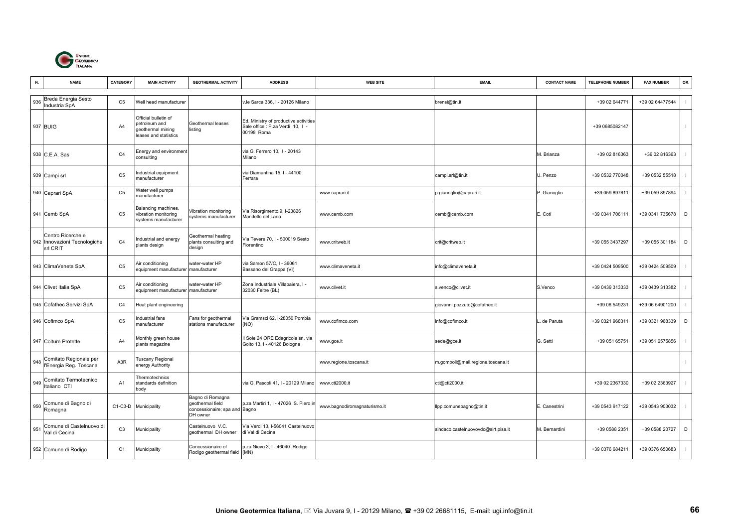| N. | NAME | CATEGORY | MAIN ACTIVITY | GEOTHERMAL ACTIVITY | ADDRESS | WEB SITE | EMAIL | CONTACT NAME | TELEPHONE NUMBER | FAX NUMBER | OR. |
|---|---|---|---|---|---|---|---|---|---|---|---|
| 936 | Breda Energia Sesto Industria SpA | C5 | Well head manufacturer | | v.le Sarca 336, I - 20126 Milano | | brensi@tin.it | | +39 02 644771 | +39 02 64477544 | I |
| 937 | BUIG | A4 | Official bulletin of petroleum and geothermal mining leases and statistics | Geothermal leases listing | Ed. Ministry of productive activities Sale office : P.za Verdi 10, I - 00198 Roma | | | | +39 0685082147 | | I |
| 938 | C.E.A. Sas | C4 | Energy and environment consulting | | via G. Ferrero 10, I - 20143 Milano | | | M. Brianza | +39 02 816363 | +39 02 816363 | I |
| 939 | Campi srl | C5 | Industrial equipment manufacturer | | via Diamantina 15, I - 44100 Ferrara | | campi.srl@tin.it | U. Penzo | +39 0532 770048 | +39 0532 55518 | I |
| 940 | Caprari SpA | C5 | Water well pumps manufacturer | | | www.caprari.it | p.gianoglio@caprari.it | P. Gianoglio | +39 059 897611 | +39 059 897894 | I |
| 941 | Cemb SpA | C5 | Balancing machines, vibration monitoring systems manufacturer | Vibration monitoring systems manufacturer | Via Risorgimento 9, I-23826 Mandello del Lario | www.cemb.com | cemb@cemb.com | E. Coti | +39 0341 706111 | +39 0341 735678 | D |
| 942 | Centro Ricerche e Innovazioni Tecnologiche srl CRIT | C4 | Industrial and energy plants design | Geothermal heating plants consulting and design | Via Tevere 70, I - 500019 Sesto Fiorentino | www.critweb.it | crit@critweb.it | | +39 055 3437297 | +39 055 301184 | D |
| 943 | ClimaVeneta SpA | C5 | Air conditioning equipment manufacturer | water-water HP manufacturer | via Sarson 57/C, I - 36061 Bassano del Grappa (VI) | www.climaveneta.it | info@climaveneta.it | | +39 0424 509500 | +39 0424 509509 | I |
| 944 | Clivet Italia SpA | C5 | Air conditioning equipment manufacturer | water-water HP manufacturer | Zona Industriale Villapaiera, I - 32030 Feltre (BL) | www.clivet.it | s.venco@clivet.it | S.Venco | +39 0439 313333 | +39 0439 313382 | I |
| 945 | Cofathec Servizi SpA | C4 | Heat plant engineering | | | | giovanni.pozzuto@cofathec.it | | +39 06 549231 | +39 06 54901200 | I |
| 946 | Cofimco SpA | C5 | Industrial fans manufacturer | Fans for geothermal stations manufacturer | Via Gramsci 62, I-28050 Pombia (NO) | www.cofimco.com | info@cofimco.it | L. de Paruta | +39 0321 968311 | +39 0321 968339 | D |
| 947 | Colture Protette | A4 | Monthly green house plants magazine | | Il Sole 24 ORE Edagricole srl, via Goito 13, I - 40126 Bologna | www.gce.it | sede@gce.it | G. Setti | +39 051 65751 | +39 051 6575856 | I |
| 948 | Comitato Regionale per l'Energia Reg. Toscana | A3R | Tuscany Regional energy Authority | | | www.regione.toscana.it | m.gomboli@mail.regione.toscana.it | | | | I |
| 949 | Comitato Termotecnico Italiano CTI | A1 | Thermotechnics standards definition body | | via G. Pascoli 41, I - 20129 Milano | www.cti2000.it | cti@cti2000.it | | +39 02 2367330 | +39 02 2363927 | I |
| 950 | Comune di Bagno di Romagna | C1-C3-D | Municipality | Bagno di Romagna geothermal field concessionaire; spa and DH owner | p.za Martiri 1, I - 47026 S. Piero in Bagno | www.bagnodiromagnaturismo.it | llpp.comunebagno@tin.it | E. Canestrini | +39 0543 917122 | +39 0543 903032 | I |
| 951 | Comune di Castelnuovo di Val di Cecina | C3 | Municipality | Castelnuovo V.C. geothermal DH owner | Via Verdi 13, I-56041 Castelnuovo di Val di Cecina | | sindaco.castelnuovovdc@sirt.pisa.it | M. Bernardini | +39 0588 2351 | +39 0588 20727 | D |
| 952 | Comune di Rodigo | C1 | Municipality | Concessionaire of Rodigo geothermal field | p.za Nievo 3, I - 46040 Rodigo (MN) | | | | +39 0376 684211 | +39 0376 650683 | I |

**Unione Geotermica Italiana**, Via Juvara 9, I - 20129 Milano, ☎ +39 02 26681115, E-mail: ugi.info@tin.it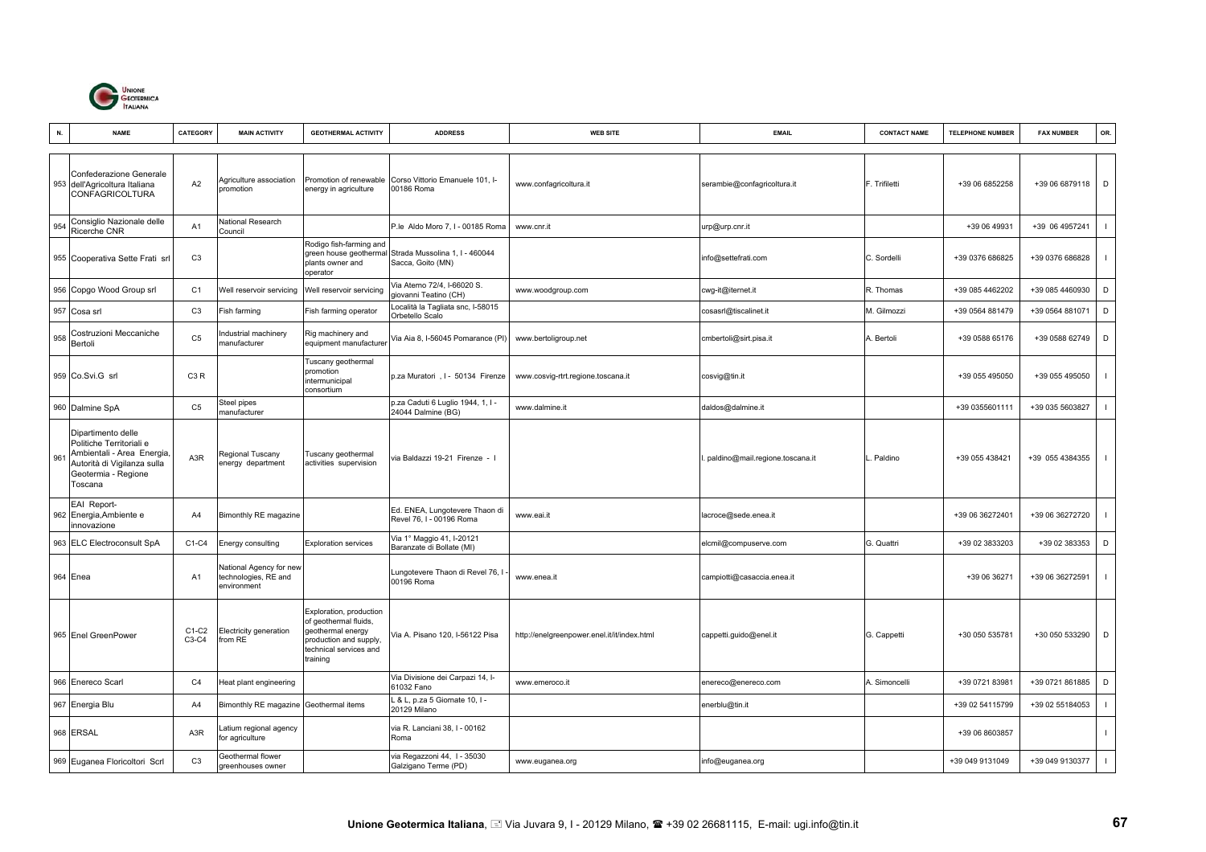| N. | NAME | CATEGORY | MAIN ACTIVITY | GEOTHERMAL ACTIVITY | ADDRESS | WEB SITE | EMAIL | CONTACT NAME | TELEPHONE NUMBER | FAX NUMBER | OR. |
|---|---|---|---|---|---|---|---|---|---|---|---|
| 953 | Confederazione Generale dell'Agricoltura Italiana CONFAGRICOLTURA | A2 | Agriculture association promotion | Promotion of renewable energy in agriculture | Corso Vittorio Emanuele 101, I-00186 Roma | www.confagricoltura.it | serambie@confagricoltura.it | F. Trifiletti | +39 06 6852258 | +39 06 6879118 | D |
| 954 | Consiglio Nazionale delle Ricerche CNR | A1 | National Research Council | | P.le Aldo Moro 7, I - 00185 Roma | www.cnr.it | urp@urp.cnr.it | | +39 06 49931 | +39 06 4957241 | I |
| 955 | Cooperativa Sette Frati srl | C3 | | Rodigo fish-farming and green house geothermal plants owner and operator | Strada Mussolina 1, I - 460044 Sacca, Goito (MN) | | info@settefrati.com | C. Sordelli | +39 0376 686825 | +39 0376 686828 | I |
| 956 | Copgo Wood Group srl | C1 | Well reservoir servicing | Well reservoir servicing | Via Aterno 72/4, I-66020 S. giovanni Teatino (CH) | www.woodgroup.com | cwg-it@iternet.it | R. Thomas | +39 085 4462202 | +39 085 4460930 | D |
| 957 | Cosa srl | C3 | Fish farming | Fish farming operator | Località la Tagliata snc, I-58015 Orbetello Scalo | | cosasrl@tiscalinet.it | M. Gilmozzi | +39 0564 881479 | +39 0564 881071 | D |
| 958 | Costruzioni Meccaniche Bertoli | C5 | Industrial machinery manufacturer | Rig machinery and equipment manufacturer | Via Aia 8, I-56045 Pomarance (PI) | www.bertoligroup.net | cmbertoli@sirt.pisa.it | A. Bertoli | +39 0588 65176 | +39 0588 62749 | D |
| 959 | Co.Svi.G srl | C3 R | | Tuscany geothermal promotion intermunicipal consortium | p.za Muratori , I - 50134 Firenze | www.cosvig-rtrt.regione.toscana.it | cosvig@tin.it | | +39 055 495050 | +39 055 495050 | I |
| 960 | Dalmine SpA | C5 | Steel pipes manufacturer | | p.za Caduti 6 Luglio 1944, 1, I - 24044 Dalmine (BG) | www.dalmine.it | daldos@dalmine.it | | +39 0355601111 | +39 035 5603827 | I |
| 961 | Dipartimento delle Politiche Territoriali e Ambientali - Area Energia, Autorità di Vigilanza sulla Geotermia - Regione Toscana | A3R | Regional Tuscany energy department | Tuscany geothermal activities supervision | via Baldazzi 19-21 Firenze - I | | l. paldino@mail.regione.toscana.it | L. Paldino | +39 055 438421 | +39 055 4384355 | I |
| 962 | EAI Report- Energia,Ambiente e innovazione | A4 | Bimonthly RE magazine | | Ed. ENEA, Lungotevere Thaon di Revel 76, I - 00196 Roma | www.eai.it | lacroce@sede.enea.it | | +39 06 36272401 | +39 06 36272720 | I |
| 963 | ELC Electroconsult SpA | C1-C4 | Energy consulting | Exploration services | Via 1° Maggio 41, I-20121 Baranzate di Bollate (MI) | | elcmil@compuserve.com | G. Quattri | +39 02 3833203 | +39 02 383353 | D |
| 964 | Enea | A1 | National Agency for new technologies, RE and environment | | Lungotevere Thaon di Revel 76, I - 00196 Roma | www.enea.it | campiotti@casaccia.enea.it | | +39 06 36271 | +39 06 36272591 | I |
| 965 | Enel GreenPower | C1-C2 C3-C4 | Electricity generation from RE | Exploration, production of geothermal fluids, geothermal energy production and supply, technical services and training | Via A. Pisano 120, I-56122 Pisa | http://enelgreenpower.enel.it/it/index.html | cappetti.guido@enel.it | G. Cappetti | +30 050 535781 | +30 050 533290 | D |
| 966 | Enereco Scarl | C4 | Heat plant engineering | | Via Divisione dei Carpazi 14, I-61032 Fano | www.emeroco.it | enereco@enereco.com | A. Simoncelli | +39 0721 83981 | +39 0721 861885 | D |
| 967 | Energia Blu | A4 | Bimonthly RE magazine | Geothermal items | L & L, p.za 5 Giornate 10, I - 20129 Milano | | enerblu@tin.it | | +39 02 54115799 | +39 02 55184053 | I |
| 968 | ERSAL | A3R | Latium regional agency for agriculture | | via R. Lanciani 38, I - 00162 Roma | | | | +39 06 8603857 | | I |
| 969 | Euganea Floricoltori Scrl | C3 | Geothermal flower greenhouses owner | | via Regazzoni 44, I - 35030 Galzigano Terme (PD) | www.euganea.org | info@euganea.org | | +39 049 9131049 | +39 049 9130377 | I |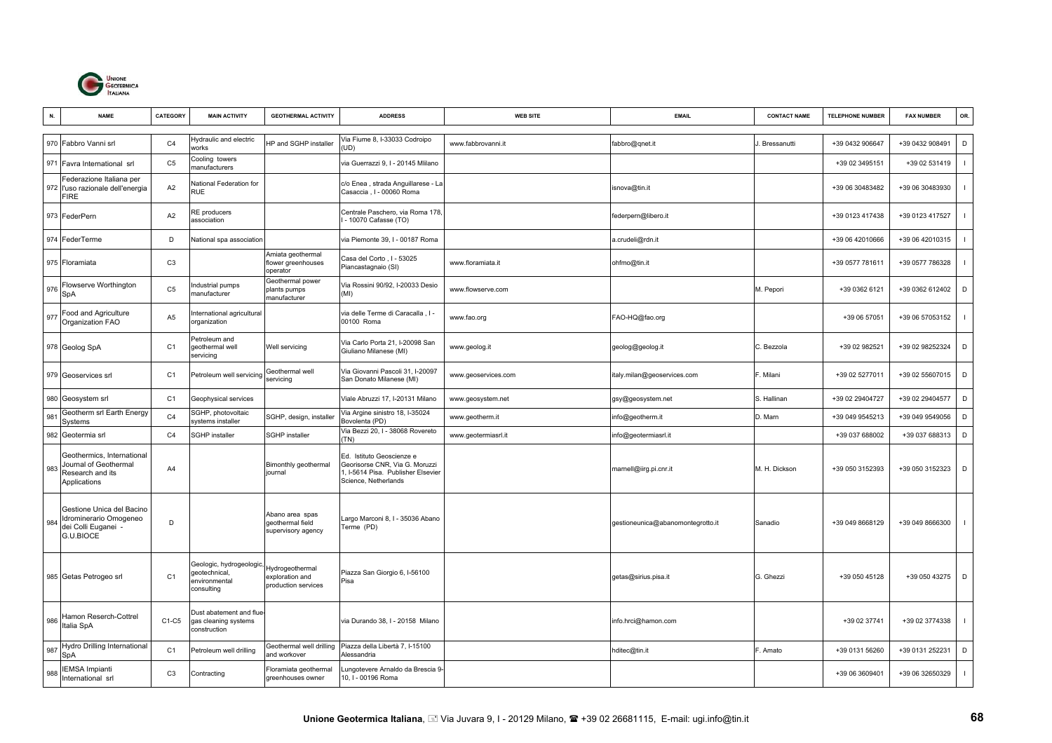| N. | NAME | CATEGORY | MAIN ACTIVITY | GEOTHERMAL ACTIVITY | ADDRESS | WEB SITE | EMAIL | CONTACT NAME | TELEPHONE NUMBER | FAX NUMBER | OR. |
|---|---|---|---|---|---|---|---|---|---|---|---|
| 970 | Fabbro Vanni srl | C4 | Hydraulic and electric works | HP and SGHP installer | Via Fiume 8, I-33033 Codroipo (UD) | www.fabbrovanni.it | fabbro@qnet.it | J. Bressanutti | +39 0432 906647 | +39 0432 908491 | D |
| 971 | Favra International srl | C5 | Cooling towers manufacturers | | via Guerrazzi 9, I - 20145 Milano | | | | +39 02 3495151 | +39 02 531419 | I |
| 972 | Federazione Italiana per l'uso razionale dell'energia FIRE | A2 | National Federation for RUE | | c/o Enea , strada Anguillarese - La Casaccia , I - 00060 Roma | | isnova@tin.it | | +39 06 30483482 | +39 06 30483930 | I |
| 973 | FederPern | A2 | RE producers association | | Centrale Paschero, via Roma 178, I - 10070 Cafasse (TO) | | federpern@libero.it | | +39 0123 417438 | +39 0123 417527 | I |
| 974 | FederTerme | D | National spa association | | via Piemonte 39, I - 00187 Roma | | a.crudeli@rdn.it | | +39 06 42010666 | +39 06 42010315 | I |
| 975 | Floramiata | C3 | | Amiata geothermal flower greenhouses operator | Casa del Corto , I - 53025 Piancastagnaio (SI) | www.floramiata.it | ohfmo@tin.it | | +39 0577 781611 | +39 0577 786328 | I |
| 976 | Flowserve Worthington SpA | C5 | Industrial pumps manufacturer | Geothermal power plants pumps manufacturer | Via Rossini 90/92, I-20033 Desio (MI) | www.flowserve.com | | M. Pepori | +39 0362 6121 | +39 0362 612402 | D |
| 977 | Food and Agriculture Organization FAO | A5 | International agricultural organization | | via delle Terme di Caracalla , I - 00100 Roma | www.fao.org | FAO-HQ@fao.org | | +39 06 57051 | +39 06 57053152 | I |
| 978 | Geolog SpA | C1 | Petroleum and geothermal well servicing | Well servicing | Via Carlo Porta 21, I-20098 San Giuliano Milanese (MI) | www.geolog.it | geolog@geolog.it | C. Bezzola | +39 02 982521 | +39 02 98252324 | D |
| 979 | Geoservices srl | C1 | Petroleum well servicing | Geothermal well servicing | Via Giovanni Pascoli 31, I-20097 San Donato Milanese (MI) | www.geoservices.com | italy.milan@geoservices.com | F. Milani | +39 02 5277011 | +39 02 55607015 | D |
| 980 | Geosystem srl | C1 | Geophysical services | | Viale Abruzzi 17, I-20131 Milano | www.geosystem.net | gsy@geosystem.net | S. Hallinan | +39 02 29404727 | +39 02 29404577 | D |
| 981 | Geotherm srl Earth Energy Systems | C4 | SGHP, photovoltaic systems installer | SGHP, design, installer | Via Argine sinistro 18, I-35024 Bovolenta (PD) | www.geotherm.it | info@geotherm.it | D. Marn | +39 049 9545213 | +39 049 9549056 | D |
| 982 | Geotermia srl | C4 | SGHP installer | SGHP installer | Via Bezzi 20, I - 38068 Rovereto (TN) | www.geotermiasrl.it | info@geotermiasrl.it | | +39 037 688002 | +39 037 688313 | D |
| 983 | Geothermics, International Journal of Geothermal Research and its Applications | A4 | | Bimonthly geothermal journal | Ed. Istituto Geoscienze e Georisorse CNR, Via G. Moruzzi 1, I-5614 Pisa. Publisher Elsevier Science, Netherlands | | mamell@iirg.pi.cnr.it | M. H. Dickson | +39 050 3152393 | +39 050 3152323 | D |
| 984 | Gestione Unica del Bacino Idrominerario Omogeneo dei Colli Euganei - G.U.BIOCE | D | | Abano area spas geothermal field supervisory agency | Largo Marconi 8, I - 35036 Abano Terme (PD) | | gestioneunica@abanomontegrotto.it | Sanadio | +39 049 8668129 | +39 049 8666300 | I |
| 985 | Getas Petrogeo srl | C1 | Geologic, hydrogeologic, geotechnical, environmental consulting | Hydrogeothermal exploration and production services | Piazza San Giorgio 6, I-56100 Pisa | | getas@sirius.pisa.it | G. Ghezzi | +39 050 45128 | +39 050 43275 | D |
| 986 | Hamon Reserch-Cottrel Italia SpA | C1-C5 | Dust abatement and flue-gas cleaning systems construction | | via Durando 38, I - 20158 Milano | | info.hrci@hamon.com | | +39 02 37741 | +39 02 3774338 | I |
| 987 | Hydro Drilling International SpA | C1 | Petroleum well drilling | Geothermal well drilling and workover | Piazza della Libertà 7, I-15100 Alessandria | | hditec@tin.it | F. Amato | +39 0131 56260 | +39 0131 252231 | D |
| 988 | IEMSA Impianti International srl | C3 | Contracting | Floramiata geothermal greenhouses owner | Lungotevere Arnaldo da Brescia 9-10, I - 00196 Roma | | | | +39 06 3609401 | +39 06 32650329 | I |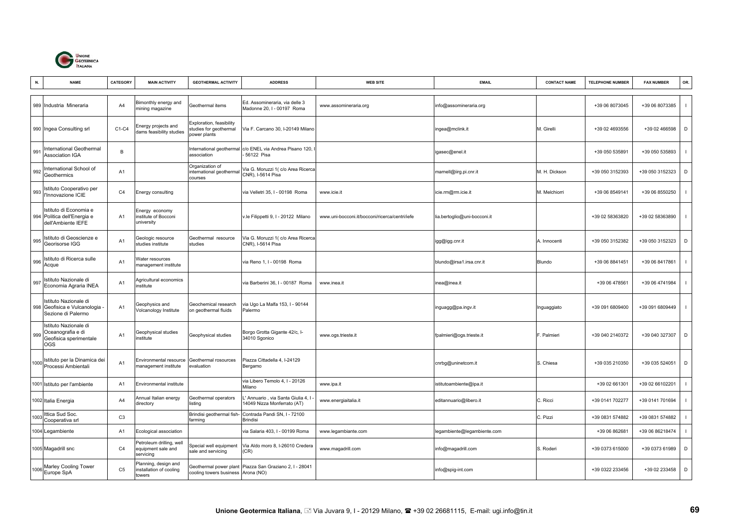| N. | NAME | CATEGORY | MAIN ACTIVITY | GEOTHERMAL ACTIVITY | ADDRESS | WEB SITE | EMAIL | CONTACT NAME | TELEPHONE NUMBER | FAX NUMBER | OR. |
|---|---|---|---|---|---|---|---|---|---|---|---|
| 989 | Industria Mineraria | A4 | Bimonthly energy and mining magazine | Geothermal items | Ed. Assomineraria, via delle 3 Madonne 20, I - 00197 Roma | www.assomineraria.org | info@assomineraria.org | | +39 06 8073045 | +39 06 8073385 | I |
| 990 | Ingea Consulting srl | C1-C4 | Energy projects and dams feasibility studies | Exploration, feasibility studies for geothermal power plants | Via F. Carcano 30, I-20149 Milano | | ingea@mclink.it | M. Girelli | +39 02 4693556 | +39 02 466598 | D |
| 991 | International Geothermal Association IGA | B | | International geothermal association | c/o ENEL via Andrea Pisano 120, I - 56122 Pisa | | igasec@enel.it | | +39 050 535891 | +39 050 535893 | I |
| 992 | International School of Geothermics | A1 | | Organization of international geothermal courses | Via G. Moruzzi 1( c/o Area Ricerca CNR), I-5614 Pisa | | mamell@iirg.pi.cnr.it | M. H. Dickson | +39 050 3152393 | +39 050 3152323 | D |
| 993 | Istituto Cooperativo per l'Innovazione ICIE | C4 | Energy consulting | | via Velletri 35, I - 00198 Roma | www.icie.it | icie.rm@rm.icie.it | M. Melchiorri | +39 06 8549141 | +39 06 8550250 | I |
| 994 | Istituto di Economia e Politica dell'Energia e dell'Ambiente IEFE | A1 | Energy economy institute of Bocconi university | | v.le Filippetti 9, I - 20122 Milano | www.uni-bocconi.it/bocconi/ricerca/centri/iefe | lia.bertoglio@uni-bocconi.it | | +39 02 58363820 | +39 02 58363890 | I |
| 995 | Istituto di Geoscienze e Georisorse IGG | A1 | Geologic resource studies institute | Geothermal resource studies | Via G. Moruzzi 1( c/o Area Ricerca CNR), I-5614 Pisa | | igg@igg.cnr.it | A. Innocenti | +39 050 3152382 | +39 050 3152323 | D |
| 996 | Istituto di Ricerca sulle Acque | A1 | Water resources management institute | | via Reno 1, I - 00198 Roma | | blundo@irsa1.irsa.cnr.it | Blundo | +39 06 8841451 | +39 06 8417861 | I |
| 997 | Istituto Nazionale di Economia Agraria INEA | A1 | Agricultural economics institute | | via Barberini 36, I - 00187 Roma | www.inea.it | inea@inea.it | | +39 06 478561 | +39 06 4741984 | I |
| 998 | Istituto Nazionale di Geofisica e Vulcanologia - Sezione di Palermo | A1 | Geophysics and Volcanology Institute | Geochemical research on geothermal fluids | via Ugo La Malfa 153, I - 90144 Palermo | | inguagg@pa.ingv.it | Inguaggiato | +39 091 6809400 | +39 091 6809449 | I |
| 999 | Istituto Nazionale di Oceanografia e di Geofisica sperimentale OGS | A1 | Geophysical studies institute | Geophysical studies | Borgo Grotta Gigante 42/c, I-34010 Sgonico | www.ogs.trieste.it | fpalmieri@ogs.trieste.it | F. Palmieri | +39 040 2140372 | +39 040 327307 | D |
| 1000 | Istituto per la Dinamica dei Processi Ambientali | A1 | Environmental resource management institute | Geothermal rosources evaluation | Piazza Cittadella 4, I-24129 Bergamo | | cnrbg@uninetcom.it | S. Chiesa | +39 035 210350 | +39 035 524051 | D |
| 1001 | Istituto per l'ambiente | A1 | Environmental institute | | via Libero Temolo 4, I - 20126 Milano | www.ipa.it | istitutoambiente@ipa.it | | +39 02 661301 | +39 02 66102201 | I |
| 1002 | Italia Energia | A4 | Annual Italian energy directory | Geothermal operators listing | L' Annuario , via Santa Giulia 4, I - 14049 Nizza Monferrato (AT) | www.energiaitalia.it | editannuario@libero.it | C. Ricci | +39 0141 702277 | +39 0141 701694 | I |
| 1003 | Ittica Sud Soc. Cooperativa srl | C3 | | Brindisi geothermal fish-farming | Contrada Pandi SN, I - 72100 Brindisi | | | C. Pizzi | +39 0831 574882 | +39 0831 574882 | I |
| 1004 | Legambiente | A1 | Ecological association | | via Salaria 403, I - 00199 Roma | www.legambiante.com | legambiente@legambiente.com | | +39 06 862681 | +39 06 86218474 | I |
| 1005 | Magadrill snc | C4 | Petroleum drilling, well equipment sale and servicing | Special well equipment sale and servicing | Via Aldo moro 8, I-26010 Credera (CR) | www.magadrill.com | info@magadrill.com | S. Roderi | +39 0373 615000 | +39 0373 61989 | D |
| 1006 | Marley Cooling Tower Europe SpA | C5 | Planning, design and installation of cooling towers | Geothermal power plant cooling towers business | Piazza San Graziano 2, I - 28041 Arona (NO) | | info@spig-int.com | | +39 0322 233456 | +39 02 233458 | D |

**Unione Geotermica Italiana**, Via Juvara 9, I - 20129 Milano, ☎ +39 02 26681115, E-mail: ugi.info@tin.it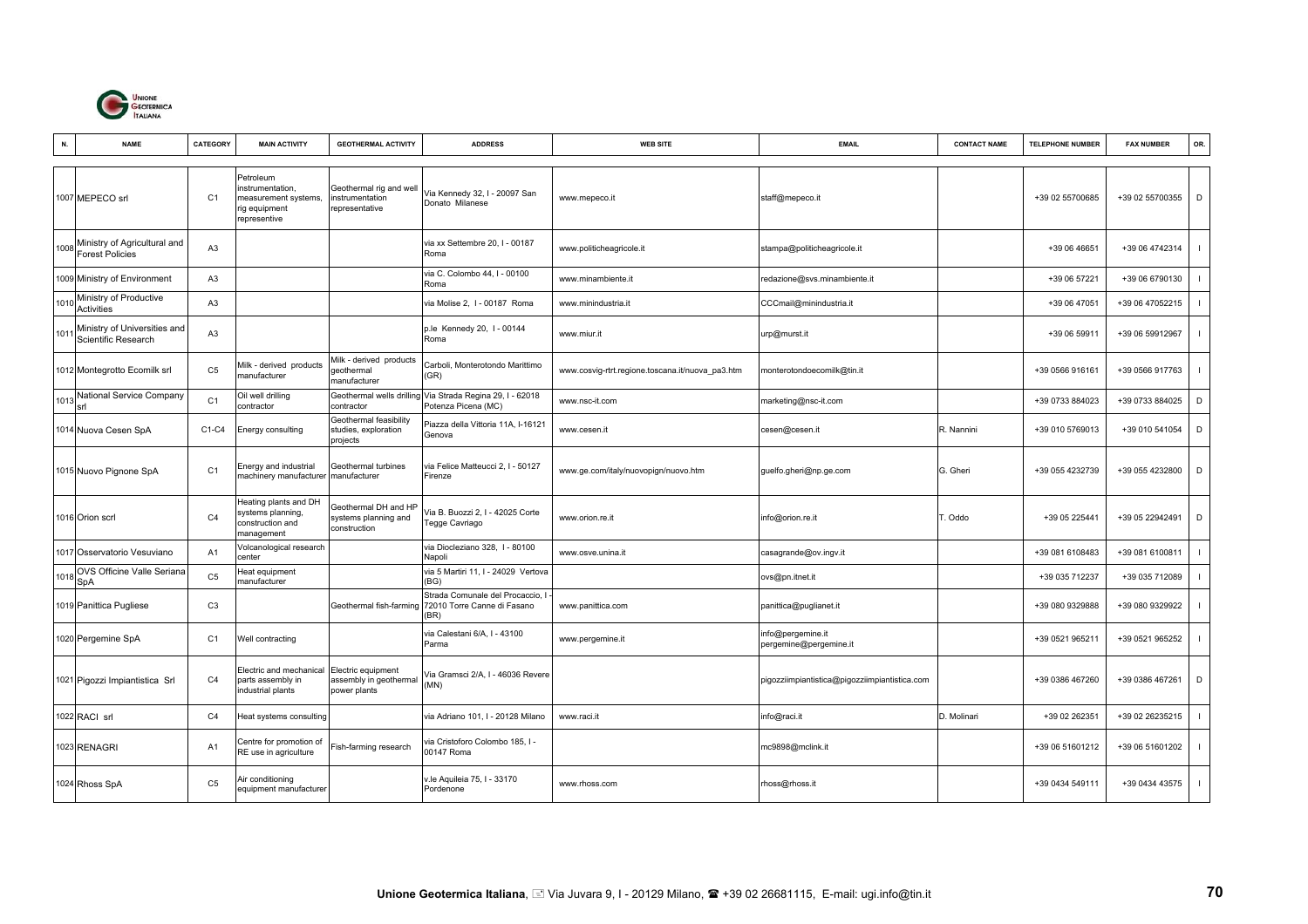| N. | NAME | CATEGORY | MAIN ACTIVITY | GEOTHERMAL ACTIVITY | ADDRESS | WEB SITE | EMAIL | CONTACT NAME | TELEPHONE NUMBER | FAX NUMBER | OR. |
|---|---|---|---|---|---|---|---|---|---|---|---|
| 1007 | MEPECO srl | C1 | Petroleum instrumentation, measurement systems, rig equipment representive | Geothermal rig and well instrumentation representative | Via Kennedy 32, I - 20097 San Donato Milanese | www.mepeco.it | staff@mepeco.it | | +39 02 55700685 | +39 02 55700355 | D |
| 1008 | Ministry of Agricultural and Forest Policies | A3 | | | via xx Settembre 20, I - 00187 Roma | www.politicheagricole.it | stampa@politicheagricole.it | | +39 06 46651 | +39 06 4742314 | I |
| 1009 | Ministry of Environment | A3 | | | via C. Colombo 44, I - 00100 Roma | www.minambiente.it | redazione@svs.minambiente.it | | +39 06 57221 | +39 06 6790130 | I |
| 1010 | Ministry of Productive Activities | A3 | | | via Molise 2, I - 00187 Roma | www.minindustria.it | CCCmail@minindustria.it | | +39 06 47051 | +39 06 47052215 | I |
| 1011 | Ministry of Universities and Scientific Research | A3 | | | p.le Kennedy 20, I - 00144 Roma | www.miur.it | urp@murst.it | | +39 06 59911 | +39 06 59912967 | I |
| 1012 | Montegrotto Ecomilk srl | C5 | Milk - derived products manufacturer | Milk - derived products geothermal manufacturer | Carboli, Monterotondo Marittimo (GR) | www.cosvig-rtrt.regione.toscana.it/nuova_pa3.htm | monterotondoecomilk@tin.it | | +39 0566 916161 | +39 0566 917763 | I |
| 1013 | National Service Company srl | C1 | Oil well drilling contractor | Geothermal wells drilling contractor | Via Strada Regina 29, I - 62018 Potenza Picena (MC) | www.nsc-it.com | marketing@nsc-it.com | | +39 0733 884023 | +39 0733 884025 | D |
| 1014 | Nuova Cesen SpA | C1-C4 | Energy consulting | Geothermal feasibility studies, exploration projects | Piazza della Vittoria 11A, I-16121 Genova | www.cesen.it | cesen@cesen.it | R. Nannini | +39 010 5769013 | +39 010 541054 | D |
| 1015 | Nuovo Pignone SpA | C1 | Energy and industrial machinery manufacturer | Geothermal turbines manufacturer | via Felice Matteucci 2, I - 50127 Firenze | www.ge.com/italy/nuovopign/nuovo.htm | guelfo.gheri@np.ge.com | G. Gheri | +39 055 4232739 | +39 055 4232800 | D |
| 1016 | Orion scrl | C4 | Heating plants and DH systems planning, construction and management | Geothermal DH and HP systems planning and construction | Via B. Buozzi 2, I - 42025 Corte Tegge Cavriago | www.orion.re.it | info@orion.re.it | T. Oddo | +39 05 225441 | +39 05 22942491 | D |
| 1017 | Osservatorio Vesuviano | A1 | Volcanological research center | | via Diocleziano 328, I - 80100 Napoli | www.osve.unina.it | casagrande@ov.ingv.it | | +39 081 6108483 | +39 081 6100811 | I |
| 1018 | OVS Officine Valle Seriana SpA | C5 | Heat equipment manufacturer | | via 5 Martiri 11, I - 24029 Vertova (BG) | | ovs@pn.itnet.it | | +39 035 712237 | +39 035 712089 | I |
| 1019 | Panittica Pugliese | C3 | | Geothermal fish-farming | Strada Comunale del Procaccio, I - 72010 Torre Canne di Fasano (BR) | www.panittica.com | panittica@puglianet.it | | +39 080 9329888 | +39 080 9329922 | I |
| 1020 | Pergemine SpA | C1 | Well contracting | | via Calestani 6/A, I - 43100 Parma | www.pergemine.it | info@pergemine.it pergemine@pergemine.it | | +39 0521 965211 | +39 0521 965252 | I |
| 1021 | Pigozzi Impiantistica Srl | C4 | Electric and mechanical parts assembly in industrial plants | Electric equipment assembly in geothermal power plants | Via Gramsci 2/A, I - 46036 Revere (MN) | | pigozziimpiantistica@pigozziimpiantistica.com | | +39 0386 467260 | +39 0386 467261 | D |
| 1022 | RACI srl | C4 | Heat systems consulting | | via Adriano 101, I - 20128 Milano | www.raci.it | info@raci.it | D. Molinari | +39 02 262351 | +39 02 26235215 | I |
| 1023 | RENAGRI | A1 | Centre for promotion of RE use in agriculture | Fish-farming research | via Cristoforo Colombo 185, I - 00147 Roma | | mc9898@mclink.it | | +39 06 51601212 | +39 06 51601202 | I |
| 1024 | Rhoss SpA | C5 | Air conditioning equipment manufacturer | | v.le Aquileia 75, I - 33170 Pordenone | www.rhoss.com | rhoss@rhoss.it | | +39 0434 549111 | +39 0434 43575 | I |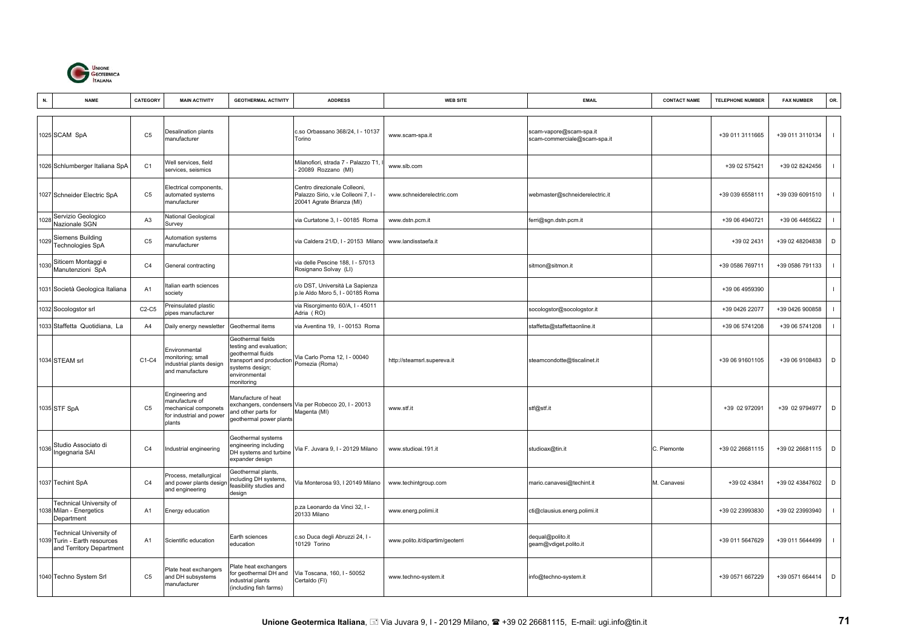| N. | NAME | CATEGORY | MAIN ACTIVITY | GEOTHERMAL ACTIVITY | ADDRESS | WEB SITE | EMAIL | CONTACT NAME | TELEPHONE NUMBER | FAX NUMBER | OR. |
|---|---|---|---|---|---|---|---|---|---|---|---|
| 1025 | SCAM SpA | C5 | Desalination plants manufacturer | | c.so Orbassano 368/24, I - 10137 Torino | www.scam-spa.it | scam-vapore@scam-spa.it scam-commerciale@scam-spa.it | | +39 011 3111665 | +39 011 3110134 | I |
| 1026 | Schlumberger Italiana SpA | C1 | Well services, field services, seismics | | Milanofiori, strada 7 - Palazzo T1, I - 20089 Rozzano (MI) | www.slb.com | | | +39 02 575421 | +39 02 8242456 | I |
| 1027 | Schneider Electric SpA | C5 | Electrical components, automated systems manufacturer | | Centro direzionale Colleoni, Palazzo Sirio, v.le Colleoni 7, I - 20041 Agrate Brianza (MI) | www.schneiderelectric.com | webmaster@schneiderelectric.it | | +39 039 6558111 | +39 039 6091510 | I |
| 1028 | Servizio Geologico Nazionale SGN | A3 | National Geological Survey | | via Curtatone 3, I - 00185 Roma | www.dstn.pcm.it | ferri@sgn.dstn.pcm.it | | +39 06 4940721 | +39 06 4465622 | I |
| 1029 | Siemens Building Technologies SpA | C5 | Automation systems manufacturer | | via Caldera 21/D, I - 20153 Milano | www.landisstaefa.it | | | +39 02 2431 | +39 02 48204838 | D |
| 1030 | Siticem Montaggi e Manutenzioni SpA | C4 | General contracting | | via delle Pescine 188, I - 57013 Rosignano Solvay (LI) | | sitmon@sitmon.it | | +39 0586 769711 | +39 0586 791133 | I |
| 1031 | Società Geologica Italiana | A1 | Italian earth sciences society | | c/o DST, Università La Sapienza p.le Aldo Moro 5, I - 00185 Roma | | | | +39 06 4959390 | | I |
| 1032 | Socologstor srl | C2-C5 | Preinsulated plastic pipes manufacturer | | via Risorgimento 60/A, I - 45011 Adria (RO) | | socologstor@socologstor.it | | +39 0426 22077 | +39 0426 900858 | I |
| 1033 | Staffetta Quotidiana, La | A4 | Daily energy newsletter | Geothermal items | via Aventina 19, I - 00153 Roma | | staffetta@staffettaonline.it | | +39 06 5741208 | +39 06 5741208 | I |
| 1034 | STEAM srl | C1-C4 | Environmental monitoring; small industrial plants design and manufacture | Geothermal fields testing and evaluation; geothermal fluids transport and production systems design; environmental monitoring | Via Carlo Poma 12, I - 00040 Pomezia (Roma) | http://steamsrl.supereva.it | steamcondotte@tiscalinet.it | | +39 06 91601105 | +39 06 9108483 | D |
| 1035 | STF SpA | C5 | Engineering and manufacture of mechanical componets for industrial and power plants | Manufacture of heat exchangers, condensers and other parts for geothermal power plants | Via per Robecco 20, I - 20013 Magenta (MI) | www.stf.it | stf@stf.it | | +39 02 972091 | +39 02 9794977 | D |
| 1036 | Studio Associato di Ingegnaria SAI | C4 | Industrial engineering | Geothermal systems engineering including DH systems and turbine expander design | Via F. Juvara 9, I - 20129 Milano | www.studioai.191.it | studioax@tin.it | C. Piemonte | +39 02 26681115 | +39 02 26681115 | D |
| 1037 | Techint SpA | C4 | Process, metallurgical and power plants design and engineering | Geothermal plants, including DH systems, feasibility studies and design | Via Monterosa 93, I 20149 Milano | www.techintgroup.com | mario.canavesi@techint.it | M. Canavesi | +39 02 43841 | +39 02 43847602 | D |
| 1038 | Technical University of Milan - Energetics Department | A1 | Energy education | | p.za Leonardo da Vinci 32, I - 20133 Milano | www.energ.polimi.it | cti@clausius.energ.polimi.it | | +39 02 23993830 | +39 02 23993940 | I |
| 1039 | Technical University of Turin - Earth resources and Territory Department | A1 | Scientific education | Earth sciences education | c.so Duca degli Abruzzi 24, I - 10129 Torino | www.polito.it/dipartim/geoterri | dequal@polito.it geam@vdiget.polito.it | | +39 011 5647629 | +39 011 5644499 | I |
| 1040 | Techno System Srl | C5 | Plate heat exchangers and DH subsystems manufacturer | Plate heat exchangers for geothermal DH and industrial plants (including fish farms) | Via Toscana, 160, I - 50052 Certaldo (FI) | www.techno-system.it | info@techno-system.it | | +39 0571 667229 | +39 0571 664414 | D |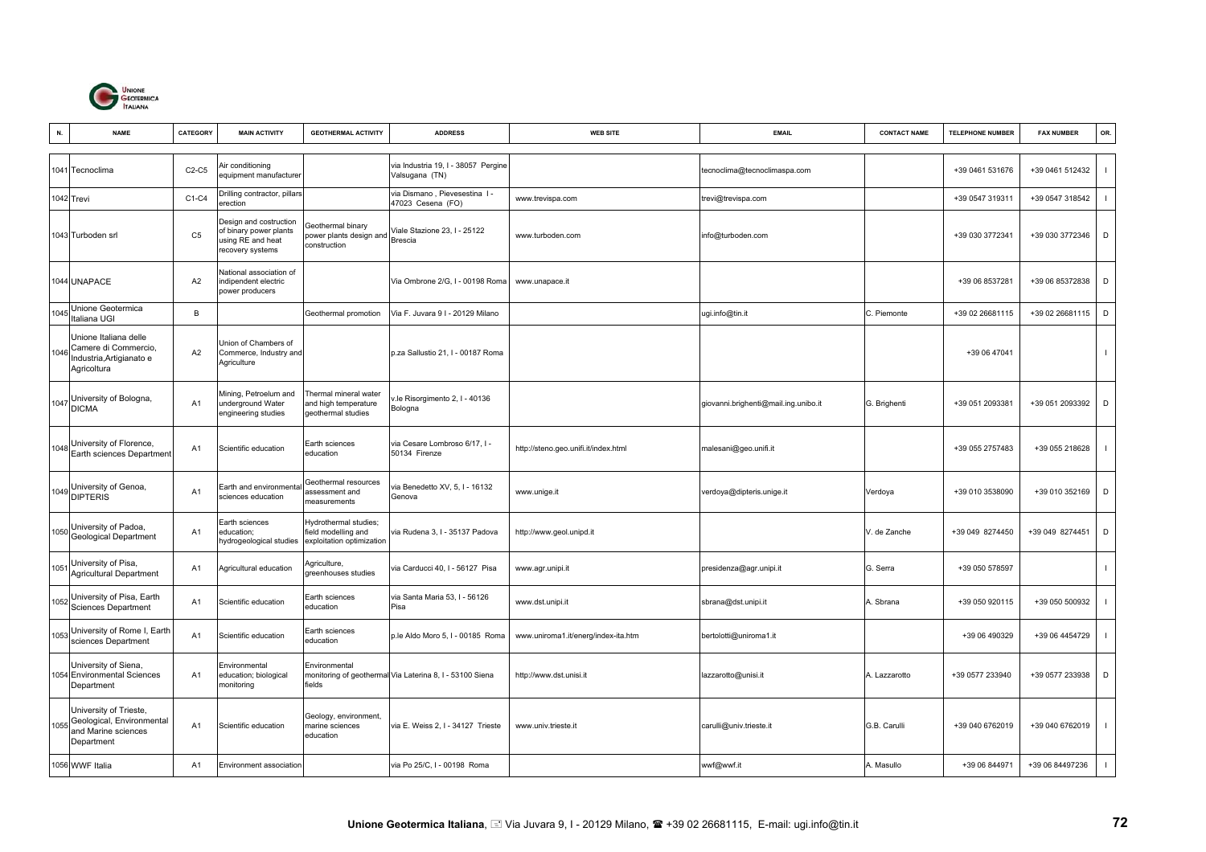| N. | NAME | CATEGORY | MAIN ACTIVITY | GEOTHERMAL ACTIVITY | ADDRESS | WEB SITE | EMAIL | CONTACT NAME | TELEPHONE NUMBER | FAX NUMBER | OR. |
|---|---|---|---|---|---|---|---|---|---|---|---|
| 1041 | Tecnoclima | C2-C5 | Air conditioning equipment manufacturer | | via Industria 19, I - 38057 Pergine Valsugana (TN) | | tecnoclima@tecnoclimaspa.com | | +39 0461 531676 | +39 0461 512432 | I |
| 1042 | Trevi | C1-C4 | Drilling contractor, pillars erection | | via Dismano , Pievesestina I - 47023 Cesena (FO) | www.trevispa.com | trevi@trevispa.com | | +39 0547 319311 | +39 0547 318542 | I |
| 1043 | Turboden srl | C5 | Design and costruction of binary power plants using RE and heat recovery systems | Geothermal binary power plants design and construction | Viale Stazione 23, I - 25122 Brescia | www.turboden.com | info@turboden.com | | +39 030 3772341 | +39 030 3772346 | D |
| 1044 | UNAPACE | A2 | National association of indipendent electric power producers | | Via Ombrone 2/G, I - 00198 Roma | www.unapace.it | | | +39 06 8537281 | +39 06 85372838 | D |
| 1045 | Unione Geotermica Italiana UGI | B | | Geothermal promotion | Via F. Juvara 9 I - 20129 Milano | | ugi.info@tin.it | C. Piemonte | +39 02 26681115 | +39 02 26681115 | D |
| 1046 | Unione Italiana delle Camere di Commercio, Industria,Artigianato e Agricoltura | A2 | Union of Chambers of Commerce, Industry and Agriculture | | p.za Sallustio 21, I - 00187 Roma | | | | +39 06 47041 | | I |
| 1047 | University of Bologna, DICMA | A1 | Mining, Petroelum and underground Water engineering studies | Thermal mineral water and high temperature geothermal studies | v.le Risorgimento 2, I - 40136 Bologna | | giovanni.brighenti@mail.ing.unibo.it | G. Brighenti | +39 051 2093381 | +39 051 2093392 | D |
| 1048 | University of Florence, Earth sciences Department | A1 | Scientific education | Earth sciences education | via Cesare Lombroso 6/17, I - 50134 Firenze | http://steno.geo.unifi.it/index.html | malesani@geo.unifi.it | | +39 055 2757483 | +39 055 218628 | I |
| 1049 | University of Genoa, DIPTERIS | A1 | Earth and environmental sciences education | Geothermal resources assessment and measurements | via Benedetto XV, 5, I - 16132 Genova | www.unige.it | verdoya@dipteris.unige.it | Verdoya | +39 010 3538090 | +39 010 352169 | D |
| 1050 | University of Padoa, Geological Department | A1 | Earth sciences education; hydrogeological studies | Hydrothermal studies; field modelling and exploitation optimization | via Rudena 3, I - 35137 Padova | http://www.geol.unipd.it | | V. de Zanche | +39 049 8274450 | +39 049 8274451 | D |
| 1051 | University of Pisa, Agricultural Department | A1 | Agricultural education | Agriculture, greenhouses studies | via Carducci 40, I - 56127 Pisa | www.agr.unipi.it | presidenza@agr.unipi.it | G. Serra | +39 050 578597 | | I |
| 1052 | University of Pisa, Earth Sciences Department | A1 | Scientific education | Earth sciences education | via Santa Maria 53, I - 56126 Pisa | www.dst.unipi.it | sbrana@dst.unipi.it | A. Sbrana | +39 050 920115 | +39 050 500932 | I |
| 1053 | University of Rome I, Earth sciences Department | A1 | Scientific education | Earth sciences education | p.le Aldo Moro 5, I - 00185 Roma | www.uniroma1.it/energ/index-ita.htm | bertolotti@uniroma1.it | | +39 06 490329 | +39 06 4454729 | I |
| 1054 | University of Siena, Environmental Sciences Department | A1 | Environmental education; biological monitoring | Environmental monitoring of geothermal fields | Via Laterina 8, I - 53100 Siena | http://www.dst.unisi.it | lazzarotto@unisi.it | A. Lazzarotto | +39 0577 233940 | +39 0577 233938 | D |
| 1055 | University of Trieste, Geological, Environmental and Marine sciences Department | A1 | Scientific education | Geology, environment, marine sciences education | via E. Weiss 2, I - 34127 Trieste | www.univ.trieste.it | carulli@univ.trieste.it | G.B. Carulli | +39 040 6762019 | +39 040 6762019 | I |
| 1056 | WWF Italia | A1 | Environment association | | via Po 25/C, I - 00198 Roma | | wwf@wwf.it | A. Masullo | +39 06 844971 | +39 06 84497236 | I |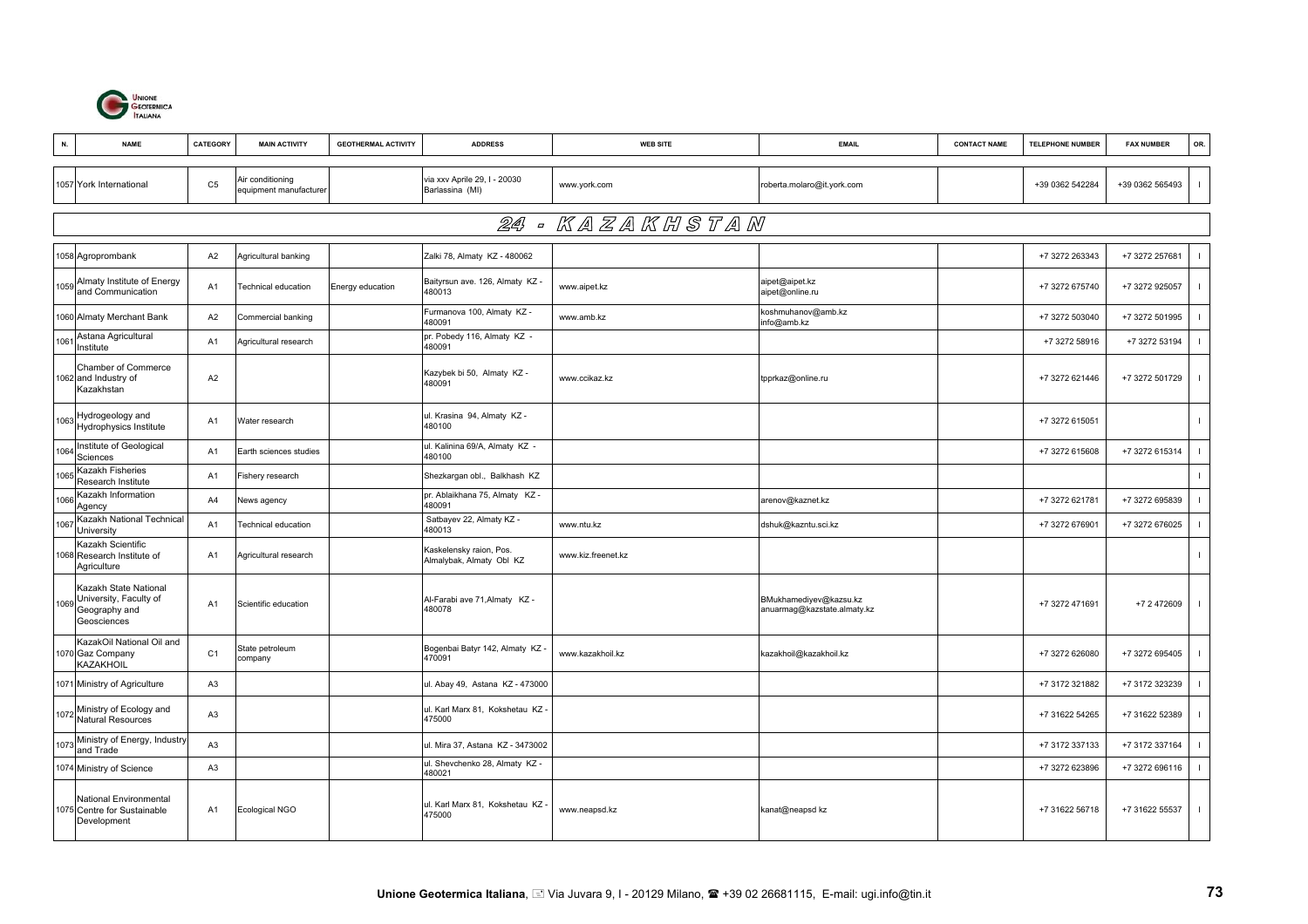| N. | NAME | CATEGORY | MAIN ACTIVITY | GEOTHERMAL ACTIVITY | ADDRESS | WEB SITE | EMAIL | CONTACT NAME | TELEPHONE NUMBER | FAX NUMBER | OR. |
|---|---|---|---|---|---|---|---|---|---|---|---|
| 1057 | York International | C5 | Air conditioning equipment manufacturer | | via xxv Aprile 29, I - 20030 Barlassina (MI) | www.york.com | roberta.molaro@it.york.com | | +39 0362 542284 | +39 0362 565493 | I |

## 24 - KAZAKHSTAN

| N. | NAME | CATEGORY | MAIN ACTIVITY | GEOTHERMAL ACTIVITY | ADDRESS | WEB SITE | EMAIL | CONTACT NAME | TELEPHONE NUMBER | FAX NUMBER | OR. |
|---|---|---|---|---|---|---|---|---|---|---|---|
| 1058 | Agroprombank | A2 | Agricultural banking | | Zalki 78, Almaty KZ - 480062 | | | | +7 3272 263343 | +7 3272 257681 | I |
| 1059 | Almaty Institute of Energy and Communication | A1 | Technical education | Energy education | Baityrsun ave. 126, Almaty KZ - 480013 | www.aipet.kz | aipet@aipet.kz aipet@online.ru | | +7 3272 675740 | +7 3272 925057 | I |
| 1060 | Almaty Merchant Bank | A2 | Commercial banking | | Furmanova 100, Almaty KZ - 480091 | www.amb.kz | koshmuhanov@amb.kz info@amb.kz | | +7 3272 503040 | +7 3272 501995 | I |
| 1061 | Astana Agricultural Institute | A1 | Agricultural research | | pr. Pobedy 116, Almaty KZ - 480091 | | | | +7 3272 58916 | +7 3272 53194 | I |
| 1062 | Chamber of Commerce and Industry of Kazakhstan | A2 | | | Kazybek bi 50, Almaty KZ - 480091 | www.ccikaz.kz | tpprkaz@online.ru | | +7 3272 621446 | +7 3272 501729 | I |
| 1063 | Hydrogeology and Hydrophysics Institute | A1 | Water research | | ul. Krasina 94, Almaty KZ - 480100 | | | | +7 3272 615051 | | I |
| 1064 | Institute of Geological Sciences | A1 | Earth sciences studies | | ul. Kalinina 69/A, Almaty KZ - 480100 | | | | +7 3272 615608 | +7 3272 615314 | I |
| 1065 | Kazakh Fisheries Research Institute | A1 | Fishery research | | Shezkargan obl., Balkhash KZ | | | | | | I |
| 1066 | Kazakh Information Agency | A4 | News agency | | pr. Ablaikhana 75, Almaty KZ - 480091 | | arenov@kaznet.kz | | +7 3272 621781 | +7 3272 695839 | I |
| 1067 | Kazakh National Technical University | A1 | Technical education | | Satbayev 22, Almaty KZ - 480013 | www.ntu.kz | dshuk@kazntu.sci.kz | | +7 3272 676901 | +7 3272 676025 | I |
| 1068 | Kazakh Scientific Research Institute of Agriculture | A1 | Agricultural research | | Kaskelensky raion, Pos. Almalybak, Almaty Obl KZ | www.kiz.freenet.kz | | | | | I |
| 1069 | Kazakh State National University, Faculty of Geography and Geosciences | A1 | Scientific education | | Al-Farabi ave 71,Almaty KZ - 480078 | | BMukhamediyev@kazsu.kz anuarmag@kazstate.almaty.kz | | +7 3272 471691 | +7 2 472609 | I |
| 1070 | KazakOil National Oil and Gaz Company KAZAKHOIL | C1 | State petroleum company | | Bogenbai Batyr 142, Almaty KZ - 470091 | www.kazakhoil.kz | kazakhoil@kazakhoil.kz | | +7 3272 626080 | +7 3272 695405 | I |
| 1071 | Ministry of Agriculture | A3 | | | ul. Abay 49, Astana KZ - 473000 | | | | +7 3172 321882 | +7 3172 323239 | I |
| 1072 | Ministry of Ecology and Natural Resources | A3 | | | ul. Karl Marx 81, Kokshetau KZ - 475000 | | | | +7 31622 54265 | +7 31622 52389 | I |
| 1073 | Ministry of Energy, Industry and Trade | A3 | | | ul. Mira 37, Astana KZ - 3473002 | | | | +7 3172 337133 | +7 3172 337164 | I |
| 1074 | Ministry of Science | A3 | | | ul. Shevchenko 28, Almaty KZ - 480021 | | | | +7 3272 623896 | +7 3272 696116 | I |
| 1075 | National Environmental Centre for Sustainable Development | A1 | Ecological NGO | | ul. Karl Marx 81, Kokshetau KZ - 475000 | www.neapsd.kz | kanat@neapsd kz | | +7 31622 56718 | +7 31622 55537 | I |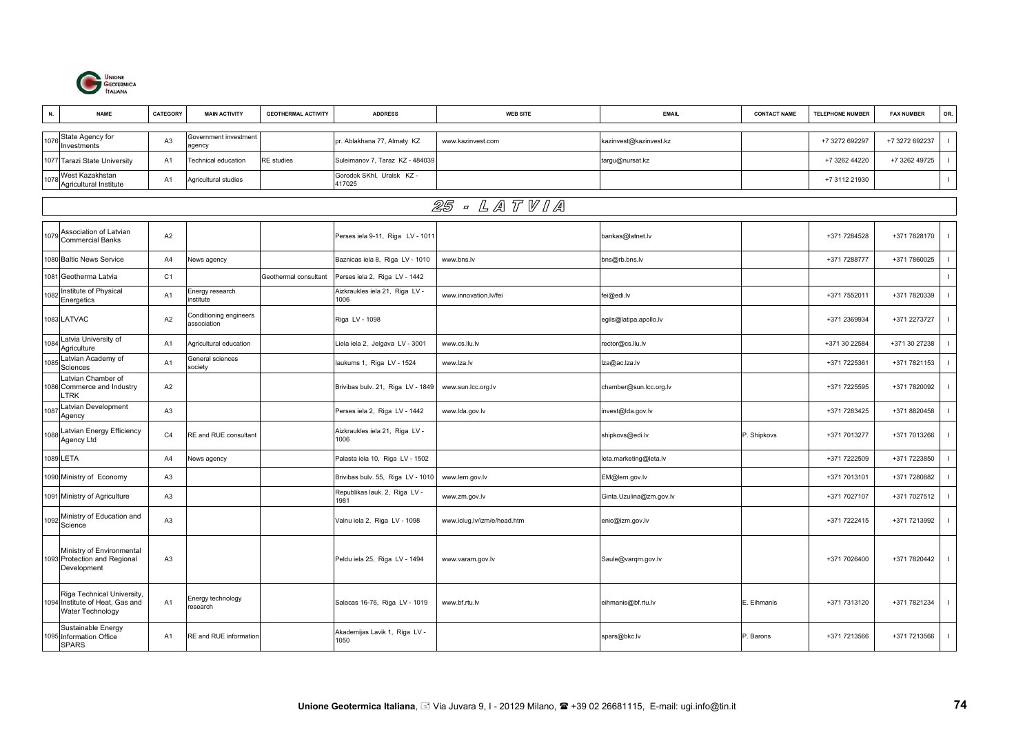| N. | NAME | CATEGORY | MAIN ACTIVITY | GEOTHERMAL ACTIVITY | ADDRESS | WEB SITE | EMAIL | CONTACT NAME | TELEPHONE NUMBER | FAX NUMBER | OR. |
|---|---|---|---|---|---|---|---|---|---|---|---|
| 1076 | State Agency for Investments | A3 | Government investment agency | | pr. Ablakhana 77, Almaty KZ | www.kazinvest.com | kazinvest@kazinvest.kz | | +7 3272 692297 | +7 3272 692237 | I |
| 1077 | Tarazi State University | A1 | Technical education | RE studies | Suleimanov 7, Taraz KZ - 484039 | | targu@nursat.kz | | +7 3262 44220 | +7 3262 49725 | I |
| 1078 | West Kazakhstan Agricultural Institute | A1 | Agricultural studies | | Gorodok SKhI, Uralsk KZ - 417025 | | | | +7 3112 21930 | | I |

## 25 - LATVIA

| N. | NAME | CATEGORY | MAIN ACTIVITY | GEOTHERMAL ACTIVITY | ADDRESS | WEB SITE | EMAIL | CONTACT NAME | TELEPHONE NUMBER | FAX NUMBER | OR. |
|---|---|---|---|---|---|---|---|---|---|---|---|
| 1079 | Association of Latvian Commercial Banks | A2 | | | Perses iela 9-11, Riga LV - 1011 | | bankas@latnet.lv | | +371 7284528 | +371 7828170 | I |
| 1080 | Baltic News Service | A4 | News agency | | Baznicas iela 8, Riga LV - 1010 | www.bns.lv | bns@rb.bns.lv | | +371 7288777 | +371 7860025 | I |
| 1081 | Geotherma Latvia | C1 | | Geothermal consultant | Perses iela 2, Riga LV - 1442 | | | | | | I |
| 1082 | Institute of Physical Energetics | A1 | Energy research institute | | Aizkraukles iela 21, Riga LV - 1006 | www.innovation.lv/fei | fei@edi.lv | | +371 7552011 | +371 7820339 | I |
| 1083 | LATVAC | A2 | Conditioning engineers association | | Riga LV - 1098 | | egils@latipa.apollo.lv | | +371 2369934 | +371 2273727 | I |
| 1084 | Latvia University of Agriculture | A1 | Agricultural education | | Liela iela 2, Jelgava LV - 3001 | www.cs.llu.lv | rector@cs.llu.lv | | +371 30 22584 | +371 30 27238 | I |
| 1085 | Latvian Academy of Sciences | A1 | General sciences society | | laukums 1, Riga LV - 1524 | www.lza.lv | lza@ac.lza.lv | | +371 7225361 | +371 7821153 | I |
| 1086 | Latvian Chamber of Commerce and Industry LTRK | A2 | | | Brivibas bulv. 21, Riga LV - 1849 | www.sun.lcc.org.lv | chamber@sun.lcc.org.lv | | +371 7225595 | +371 7820092 | I |
| 1087 | Latvian Development Agency | A3 | | | Perses iela 2, Riga LV - 1442 | www.lda.gov.lv | invest@lda.gov.lv | | +371 7283425 | +371 8820458 | I |
| 1088 | Latvian Energy Efficiency Agency Ltd | C4 | RE and RUE consultant | | Aizkraukles iela 21, Riga LV - 1006 | | shipkovs@edi.lv | P. Shipkovs | +371 7013277 | +371 7013266 | I |
| 1089 | LETA | A4 | News agency | | Palasta iela 10, Riga LV - 1502 | | leta.marketing@leta.lv | | +371 7222509 | +371 7223850 | I |
| 1090 | Ministry of Economy | A3 | | | Brivibas bulv. 55, Riga LV - 1010 | www.lem.gov.lv | EM@lem.gov.lv | | +371 7013101 | +371 7280882 | I |
| 1091 | Ministry of Agriculture | A3 | | | Republikas lauk. 2, Riga LV - 1981 | www.zm.gov.lv | Ginta.Uzulina@zm.gov.lv | | +371 7027107 | +371 7027512 | I |
| 1092 | Ministry of Education and Science | A3 | | | Valnu iela 2, Riga LV - 1098 | www.iclug.lv/izm/e/head.htm | enic@izm.gov.lv | | +371 7222415 | +371 7213992 | I |
| 1093 | Ministry of Environmental Protection and Regional Development | A3 | | | Peldu iela 25, Riga LV - 1494 | www.varam.gov.lv | Saule@varqm.gov.lv | | +371 7026400 | +371 7820442 | I |
| 1094 | Riga Technical University, Institute of Heat, Gas and Water Technology | A1 | Energy technology research | | Salacas 16-76, Riga LV - 1019 | www.bf.rtu.lv | eihmanis@bf.rtu.lv | E. Eihmanis | +371 7313120 | +371 7821234 | I |
| 1095 | Sustainable Energy Information Office SPARS | A1 | RE and RUE information | | Akademijas Lavik 1, Riga LV - 1050 | | spars@bkc.lv | P. Barons | +371 7213566 | +371 7213566 | I |

**Unione Geotermica Italiana**, Via Juvara 9, I - 20129 Milano, +39 02 26681115, E-mail: ugi.info@tin.it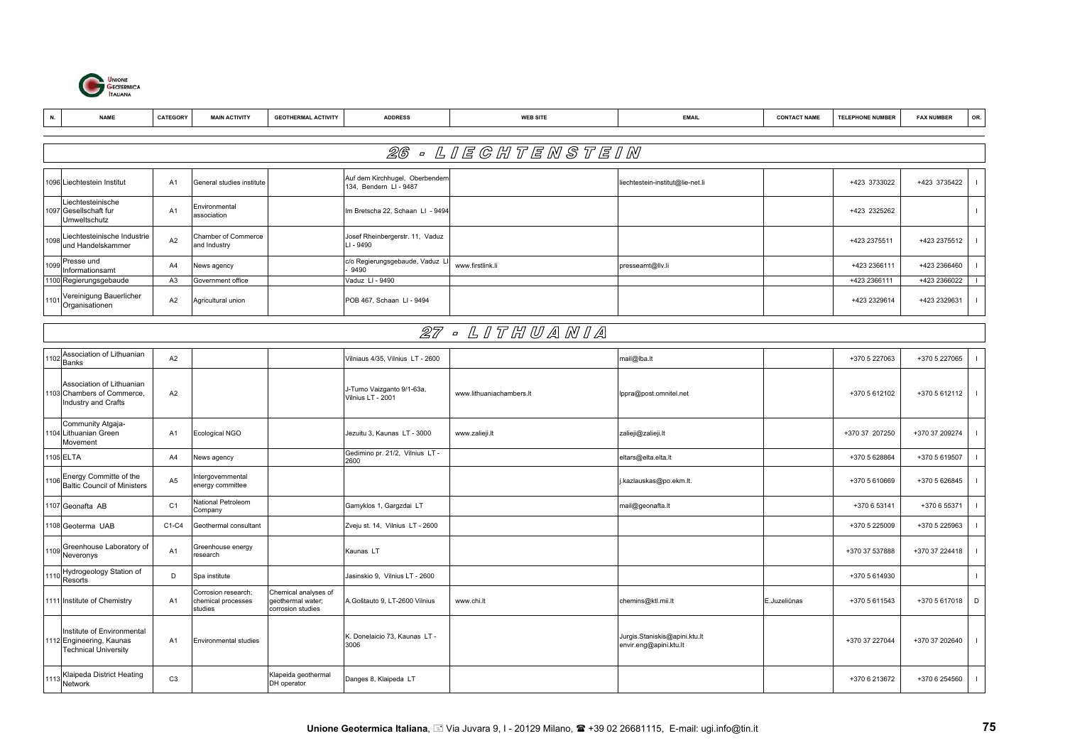| N. | NAME | CATEGORY | MAIN ACTIVITY | GEOTHERMAL ACTIVITY | ADDRESS | WEB SITE | EMAIL | CONTACT NAME | TELEPHONE NUMBER | FAX NUMBER | OR. |
|---|---|---|---|---|---|---|---|---|---|---|---|
| **26 - LIECHTENSTEIN** | | | | | | | | | | | |
| 1096 | Liechtestein Institut | A1 | General studies institute | | Auf dem Kirchhugel, Oberbendern 134, Bendern LI - 9487 | | liechtestein-institut@lie-net.li | | +423 3733022 | +423 3735422 | I |
| 1097 | Liechtesteinische Gesellschaft fur Umweltschutz | A1 | Environmental association | | Im Bretscha 22, Schaan LI - 9494 | | | | +423 2325262 | | I |
| 1098 | Liechtesteinische Industrie und Handelskammer | A2 | Chamber of Commerce and Industry | | Josef Rheinbergerstr. 11, Vaduz LI - 9490 | | | | +423 2375511 | +423 2375512 | I |
| 1099 | Presse und Informationsamt | A4 | News agency | | c/o Regierungsgebaude, Vaduz LI - 9490 | www.firstlink.li | presseamt@llv.li | | +423 2366111 | +423 2366460 | I |
| 1100 | Regierungsgebaude | A3 | Government office | | Vaduz LI - 9490 | | | | +423 2366111 | +423 2366022 | I |
| 1101 | Vereinigung Bauerlicher Organisationen | A2 | Agricultural union | | POB 467, Schaan LI - 9494 | | | | +423 2329614 | +423 2329631 | I |
| **27 - LITHUANIA** | | | | | | | | | | | |
| 1102 | Association of Lithuanian Banks | A2 | | | Vilniaus 4/35, Vilnius LT - 2600 | | mail@lba.lt | | +370 5 227063 | +370 5 227065 | I |
| 1103 | Association of Lithuanian Chambers of Commerce, Industry and Crafts | A2 | | | J-Tumo Vaizganto 9/1-63a, Vilnius LT - 2001 | www.lithuaniachambers.lt | lppra@post.omnitel.net | | +370 5 612102 | +370 5 612112 | I |
| 1104 | Community Atgaja-Lithuanian Green Movement | A1 | Ecological NGO | | Jezuitu 3, Kaunas LT - 3000 | www.zalieji.lt | zalieji@zalieji.lt | | +370 37 207250 | +370 37 209274 | I |
| 1105 | ELTA | A4 | News agency | | Gedimino pr. 21/2, Vilnius LT - 2600 | | eltars@elta.elta.lt | | +370 5 628864 | +370 5 619507 | I |
| 1106 | Energy Committe of the Baltic Council of Ministers | A5 | Intergovernmental energy committee | | | | j.kazlauskas@po.ekm.lt. | | +370 5 610669 | +370 5 626845 | I |
| 1107 | Geonafta AB | C1 | National Petroleom Company | | Gamyklos 1, Gargzdai LT | | mail@geonafta.lt | | +370 6 53141 | +370 6 55371 | I |
| 1108 | Geoterma UAB | C1-C4 | Geothermal consultant | | Zveju st. 14, Vilnius LT - 2600 | | | | +370 5 225009 | +370 5 225963 | I |
| 1109 | Greenhouse Laboratory of Neveronys | A1 | Greenhouse energy research | | Kaunas LT | | | | +370 37 537888 | +370 37 224418 | I |
| 1110 | Hydrogeology Station of Resorts | D | Spa institute | | Jasinskio 9, Vilnius LT - 2600 | | | | +370 5 614930 | | I |
| 1111 | Institute of Chemistry | A1 | Corrosion research; chemical processes studies | Chemical analyses of geothermal water; corrosion studies | A.Goštauto 9, LT-2600 Vilnius | www.chi.lt | chemins@ktl.mii.lt | E.Juzeliūnas | +370 5 611543 | +370 5 617018 | D |
| 1112 | Institute of Environmental Engineering, Kaunas Technical University | A1 | Environmental studies | | K. Donelaicio 73, Kaunas LT - 3006 | | Jurgis.Staniskis@apini.ktu.lt envir.eng@apini.ktu.lt | | +370 37 227044 | +370 37 202640 | I |
| 1113 | Klaipeda District Heating Network | C3 | | Klapeida geothermal DH operator | Danges 8, Klaipeda LT | | | | +370 6 213672 | +370 6 254560 | I |

**Unione Geotermica Italiana**, Via Juvara 9, I - 20129 Milano, +39 02 26681115, E-mail: ugi.info@tin.it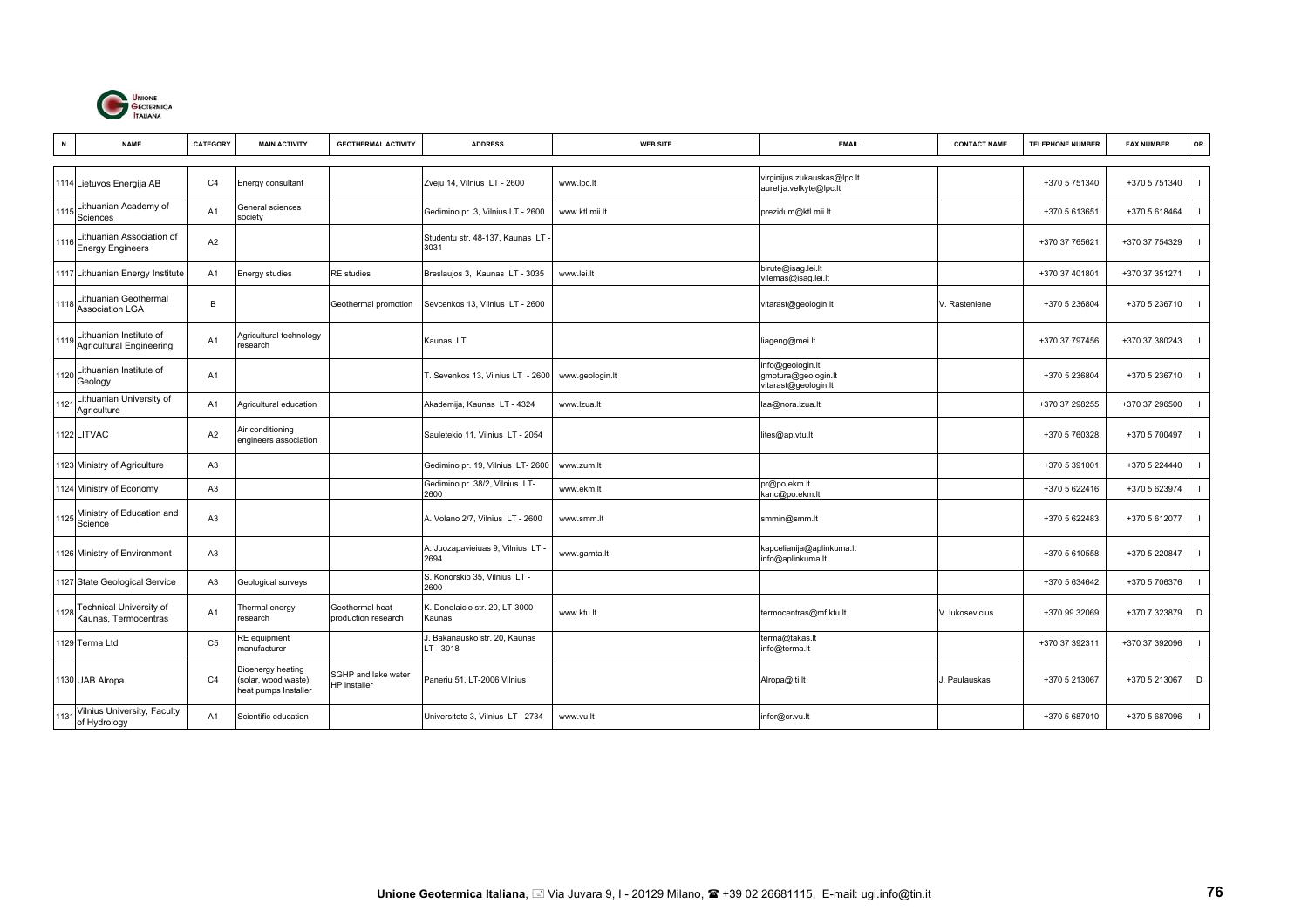| N. | NAME | CATEGORY | MAIN ACTIVITY | GEOTHERMAL ACTIVITY | ADDRESS | WEB SITE | EMAIL | CONTACT NAME | TELEPHONE NUMBER | FAX NUMBER | OR. |
|---|---|---|---|---|---|---|---|---|---|---|---|
| 1114 | Lietuvos Energija AB | C4 | Energy consultant | | Zveju 14, Vilnius LT - 2600 | www.lpc.lt | virginijus.zukauskas@lpc.lt aurelija.velkyte@lpc.lt | | +370 5 751340 | +370 5 751340 | I |
| 1115 | Lithuanian Academy of Sciences | A1 | General sciences society | | Gedimino pr. 3, Vilnius LT - 2600 | www.ktl.mii.lt | prezidum@ktl.mii.lt | | +370 5 613651 | +370 5 618464 | I |
| 1116 | Lithuanian Association of Energy Engineers | A2 | | | Studentu str. 48-137, Kaunas LT - 3031 | | | | +370 37 765621 | +370 37 754329 | I |
| 1117 | Lithuanian Energy Institute | A1 | Energy studies | RE studies | Breslaujos 3, Kaunas LT - 3035 | www.lei.lt | birute@isag.lei.lt vilemas@isag.lei.lt | | +370 37 401801 | +370 37 351271 | I |
| 1118 | Lithuanian Geothermal Association LGA | B | | Geothermal promotion | Sevcenkos 13, Vilnius LT - 2600 | | vitarast@geologin.lt | V. Rasteniene | +370 5 236804 | +370 5 236710 | I |
| 1119 | Lithuanian Institute of Agricultural Engineering | A1 | Agricultural technology research | | Kaunas LT | | liageng@mei.lt | | +370 37 797456 | +370 37 380243 | I |
| 1120 | Lithuanian Institute of Geology | A1 | | | T. Sevenkos 13, Vilnius LT - 2600 | www.geologin.lt | info@geologin.lt gmotura@geologin.lt vitarast@geologin.lt | | +370 5 236804 | +370 5 236710 | I |
| 1121 | Lithuanian University of Agriculture | A1 | Agricultural education | | Akademija, Kaunas LT - 4324 | www.lzua.lt | laa@nora.lzua.lt | | +370 37 298255 | +370 37 296500 | I |
| 1122 | LITVAC | A2 | Air conditioning engineers association | | Sauletekio 11, Vilnius LT - 2054 | | lites@ap.vtu.lt | | +370 5 760328 | +370 5 700497 | I |
| 1123 | Ministry of Agriculture | A3 | | | Gedimino pr. 19, Vilnius LT- 2600 | www.zum.lt | | | +370 5 391001 | +370 5 224440 | I |
| 1124 | Ministry of Economy | A3 | | | Gedimino pr. 38/2, Vilnius LT- 2600 | www.ekm.lt | pr@po.ekm.lt kanc@po.ekm.lt | | +370 5 622416 | +370 5 623974 | I |
| 1125 | Ministry of Education and Science | A3 | | | A. Volano 2/7, Vilnius LT - 2600 | www.smm.lt | smmin@smm.lt | | +370 5 622483 | +370 5 612077 | I |
| 1126 | Ministry of Environment | A3 | | | A. Juozapavieiuas 9, Vilnius LT - 2694 | www.gamta.lt | kapcelianija@aplinkuma.lt info@aplinkuma.lt | | +370 5 610558 | +370 5 220847 | I |
| 1127 | State Geological Service | A3 | Geological surveys | | S. Konorskio 35, Vilnius LT - 2600 | | | | +370 5 634642 | +370 5 706376 | I |
| 1128 | Technical University of Kaunas, Termocentras | A1 | Thermal energy research | Geothermal heat production research | K. Donelaicio str. 20, LT-3000 Kaunas | www.ktu.lt | termocentras@mf.ktu.lt | V. Iukosevicius | +370 99 32069 | +370 7 323879 | D |
| 1129 | Terma Ltd | C5 | RE equipment manufacturer | | J. Bakanausko str. 20, Kaunas LT - 3018 | | terma@takas.lt info@terma.lt | | +370 37 392311 | +370 37 392096 | I |
| 1130 | UAB Alropa | C4 | Bioenergy heating (solar, wood waste); heat pumps Installer | SGHP and lake water HP installer | Paneriu 51, LT-2006 Vilnius | | Alropa@iti.lt | J. Paulauskas | +370 5 213067 | +370 5 213067 | D |
| 1131 | Vilnius University, Faculty of Hydrology | A1 | Scientific education | | Universiteto 3, Vilnius LT - 2734 | www.vu.lt | infor@cr.vu.lt | | +370 5 687010 | +370 5 687096 | I |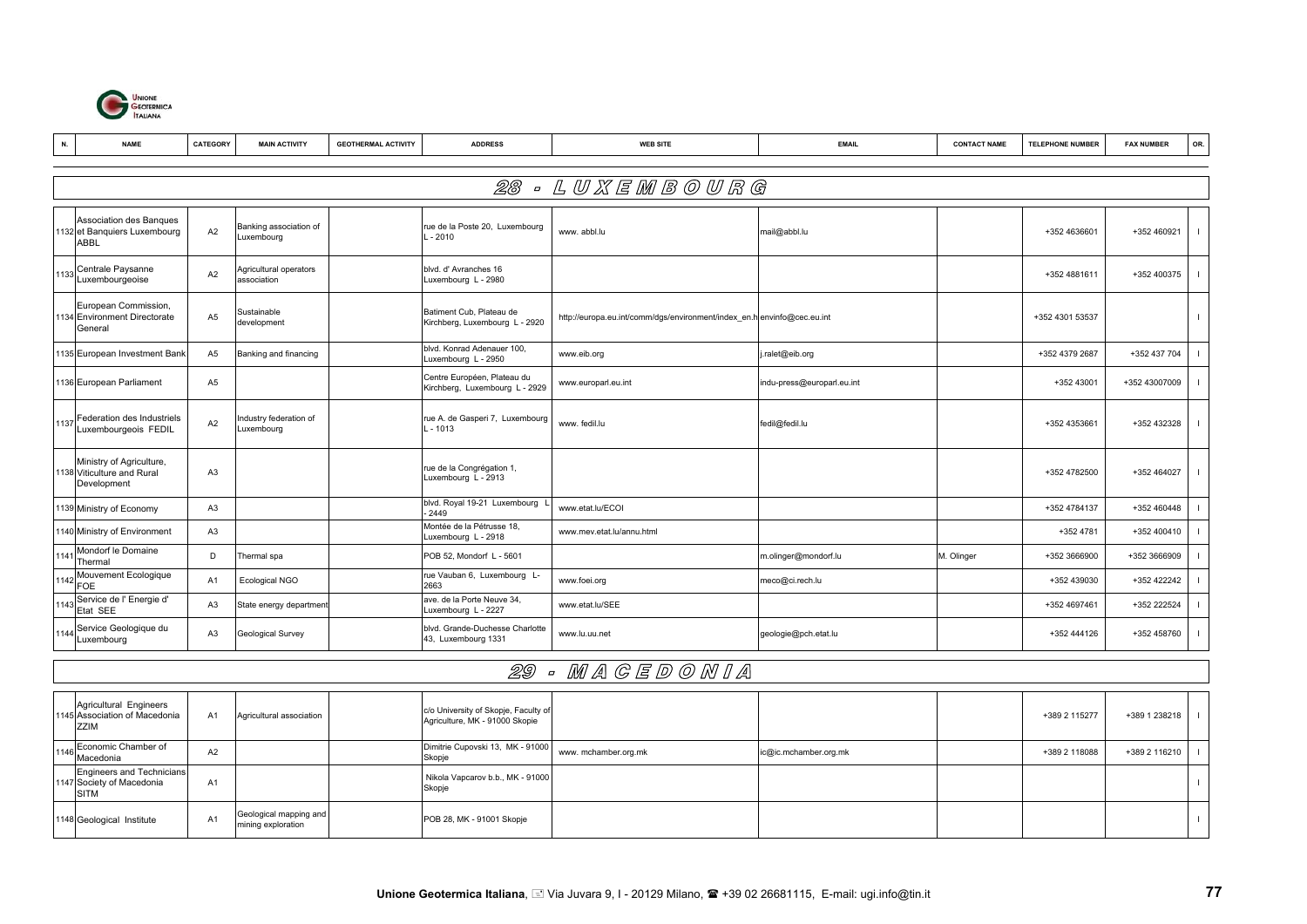| N. | NAME | CATEGORY | MAIN ACTIVITY | GEOTHERMAL ACTIVITY | ADDRESS | WEB SITE | EMAIL | CONTACT NAME | TELEPHONE NUMBER | FAX NUMBER | OR. |
|---|---|---|---|---|---|---|---|---|---|---|---|
| **28 - LUXEMBOURG** | | | | | | | | | | | |
| 1132 | Association des Banques et Banquiers Luxembourg ABBL | A2 | Banking association of Luxembourg | | rue de la Poste 20, Luxembourg L - 2010 | www. abbl.lu | mail@abbl.lu | | +352 4636601 | +352 460921 | I |
| 1133 | Centrale Paysanne Luxembourgeoise | A2 | Agricultural operators association | | blvd. d' Avranches 16 Luxembourg L - 2980 | | | | +352 4881611 | +352 400375 | I |
| 1134 | European Commission, Environment Directorate General | A5 | Sustainable development | | Batiment Cub, Plateau de Kirchberg, Luxembourg L - 2920 | http://europa.eu.int/comm/dgs/environment/index_en.h | envinfo@cec.eu.int | | +352 4301 53537 | | I |
| 1135 | European Investment Bank | A5 | Banking and financing | | blvd. Konrad Adenauer 100, Luxembourg L - 2950 | www.eib.org | j.ralet@eib.org | | +352 4379 2687 | +352 437 704 | I |
| 1136 | European Parliament | A5 | | | Centre Européen, Plateau du Kirchberg, Luxembourg L - 2929 | www.europarl.eu.int | indu-press@europarl.eu.int | | +352 43001 | +352 43007009 | I |
| 1137 | Federation des Industriels Luxembourgeois FEDIL | A2 | Industry federation of Luxembourg | | rue A. de Gasperi 7, Luxembourg L - 1013 | www. fedil.lu | fedil@fedil.lu | | +352 4353661 | +352 432328 | I |
| 1138 | Ministry of Agriculture, Viticulture and Rural Development | A3 | | | rue de la Congrégation 1, Luxembourg L - 2913 | | | | +352 4782500 | +352 464027 | I |
| 1139 | Ministry of Economy | A3 | | | blvd. Royal 19-21 Luxembourg L - 2449 | www.etat.lu/ECOI | | | +352 4784137 | +352 460448 | I |
| 1140 | Ministry of Environment | A3 | | | Montée de la Pétrusse 18, Luxembourg L - 2918 | www.mev.etat.lu/annu.html | | | +352 4781 | +352 400410 | I |
| 1141 | Mondorf le Domaine Thermal | D | Thermal spa | | POB 52, Mondorf L - 5601 | | m.olinger@mondorf.lu | M. Olinger | +352 3666900 | +352 3666909 | I |
| 1142 | Mouvement Ecologique FOE | A1 | Ecological NGO | | rue Vauban 6, Luxembourg L-2663 | www.foei.org | meco@ci.rech.lu | | +352 439030 | +352 422242 | I |
| 1143 | Service de l' Energie d' Etat SEE | A3 | State energy department | | ave. de la Porte Neuve 34, Luxembourg L - 2227 | www.etat.lu/SEE | | | +352 4697461 | +352 222524 | I |
| 1144 | Service Geologique du Luxembourg | A3 | Geological Survey | | blvd. Grande-Duchesse Charlotte 43, Luxembourg 1331 | www.lu.uu.net | geologie@pch.etat.lu | | +352 444126 | +352 458760 | I |
| **29 - MACEDONIA** | | | | | | | | | | | |
| 1145 | Agricultural Engineers Association of Macedonia ZZIM | A1 | Agricultural association | | c/o University of Skopje, Faculty of Agriculture, MK - 91000 Skopie | | | | +389 2 115277 | +389 1 238218 | I |
| 1146 | Economic Chamber of Macedonia | A2 | | | Dimitrie Cupovski 13, MK - 91000 Skopje | www. mchamber.org.mk | ic@ic.mchamber.org.mk | | +389 2 118088 | +389 2 116210 | I |
| 1147 | Engineers and Technicians Society of Macedonia SITM | A1 | | | Nikola Vapcarov b.b., MK - 91000 Skopje | | | | | | I |
| 1148 | Geological Institute | A1 | Geological mapping and mining exploration | | POB 28, MK - 91001 Skopje | | | | | | I |

**Unione Geotermica Italiana**, Via Juvara 9, I - 20129 Milano, +39 02 26681115, E-mail: ugi.info@tin.it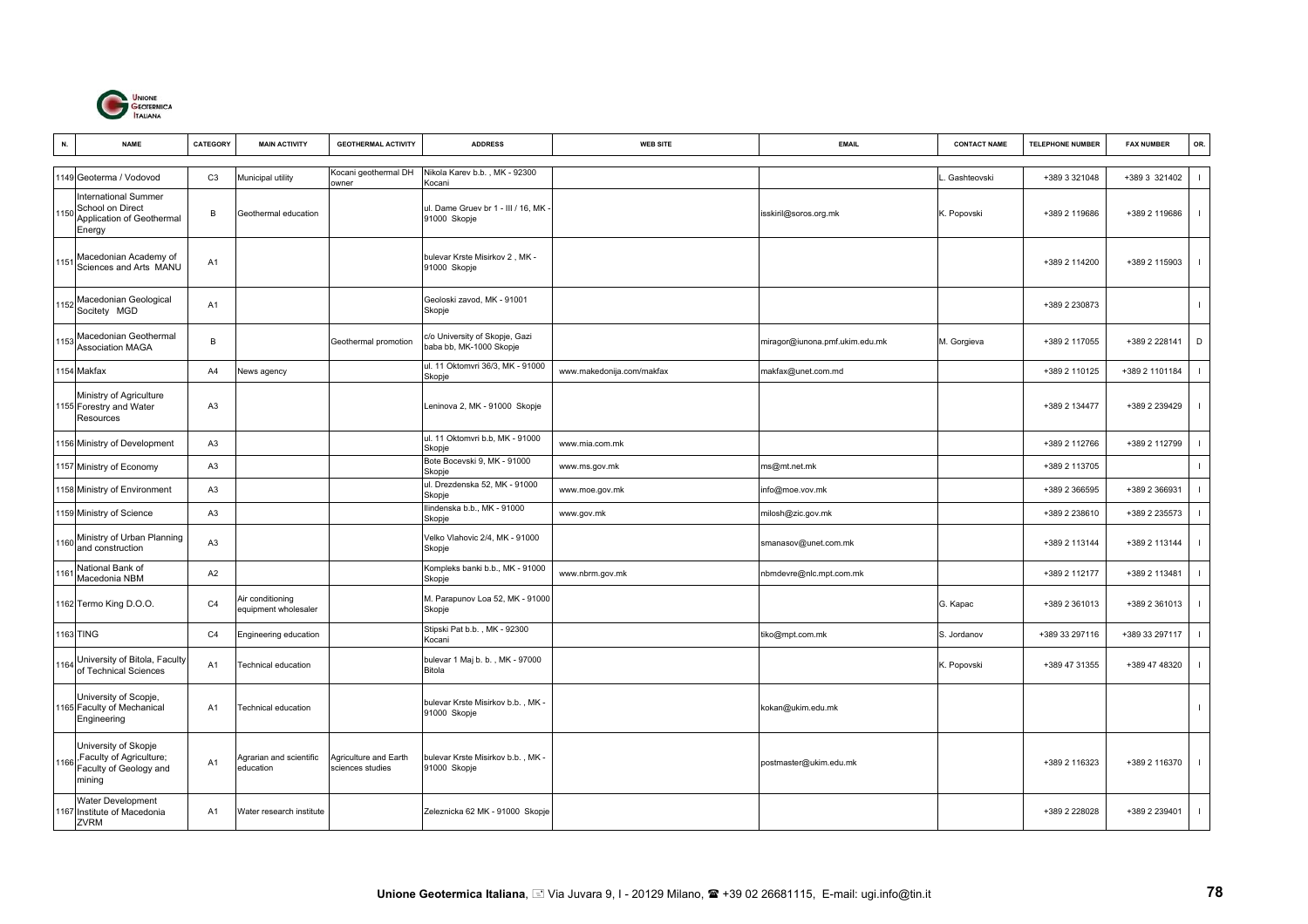| N. | NAME | CATEGORY | MAIN ACTIVITY | GEOTHERMAL ACTIVITY | ADDRESS | WEB SITE | EMAIL | CONTACT NAME | TELEPHONE NUMBER | FAX NUMBER | OR. |
|---|---|---|---|---|---|---|---|---|---|---|---|
| 1149 | Geoterma / Vodovod | C3 | Municipal utility | Kocani geothermal DH owner | Nikola Karev b.b. , MK - 92300 Kocani | | | L. Gashteovski | +389 3 321048 | +389 3 321402 | I |
| 1150 | International Summer School on Direct Application of Geothermal Energy | B | Geothermal education | | ul. Dame Gruev br 1 - III / 16, MK - 91000 Skopje | | isskiril@soros.org.mk | K. Popovski | +389 2 119686 | +389 2 119686 | I |
| 1151 | Macedonian Academy of Sciences and Arts MANU | A1 | | | bulevar Krste Misirkov 2 , MK - 91000 Skopje | | | | +389 2 114200 | +389 2 115903 | I |
| 1152 | Macedonian Geological Socitety MGD | A1 | | | Geoloski zavod, MK - 91001 Skopje | | | | +389 2 230873 | | I |
| 1153 | Macedonian Geothermal Association MAGA | B | | Geothermal promotion | c/o University of Skopje, Gazi baba bb, MK-1000 Skopje | | miragor@iunona.pmf.ukim.edu.mk | M. Gorgieva | +389 2 117055 | +389 2 228141 | D |
| 1154 | Makfax | A4 | News agency | | ul. 11 Oktomvri 36/3, MK - 91000 Skopje | www.makedonija.com/makfax | makfax@unet.com.md | | +389 2 110125 | +389 2 1101184 | I |
| 1155 | Ministry of Agriculture Forestry and Water Resources | A3 | | | Leninova 2, MK - 91000 Skopje | | | | +389 2 134477 | +389 2 239429 | I |
| 1156 | Ministry of Development | A3 | | | ul. 11 Oktomvri b.b, MK - 91000 Skopje | www.mia.com.mk | | | +389 2 112766 | +389 2 112799 | I |
| 1157 | Ministry of Economy | A3 | | | Bote Bocevski 9, MK - 91000 Skopje | www.ms.gov.mk | ms@mt.net.mk | | +389 2 113705 | | I |
| 1158 | Ministry of Environment | A3 | | | ul. Drezdenska 52, MK - 91000 Skopje | www.moe.gov.mk | info@moe.vov.mk | | +389 2 366595 | +389 2 366931 | I |
| 1159 | Ministry of Science | A3 | | | Ilindenska b.b., MK - 91000 Skopje | www.gov.mk | milosh@zic.gov.mk | | +389 2 238610 | +389 2 235573 | I |
| 1160 | Ministry of Urban Planning and construction | A3 | | | Velko Vlahovic 2/4, MK - 91000 Skopje | | smanasov@unet.com.mk | | +389 2 113144 | +389 2 113144 | I |
| 1161 | National Bank of Macedonia NBM | A2 | | | Kompleks banki b.b., MK - 91000 Skopje | www.nbrm.gov.mk | nbmdevre@nlc.mpt.com.mk | | +389 2 112177 | +389 2 113481 | I |
| 1162 | Termo King D.O.O. | C4 | Air conditioning equipment wholesaler | | M. Parapunov Loa 52, MK - 91000 Skopje | | | G. Kapac | +389 2 361013 | +389 2 361013 | I |
| 1163 | TING | C4 | Engineering education | | Stipski Pat b.b. , MK - 92300 Kocani | | tiko@mpt.com.mk | S. Jordanov | +389 33 297116 | +389 33 297117 | I |
| 1164 | University of Bitola, Faculty of Technical Sciences | A1 | Technical education | | bulevar 1 Maj b. b. , MK - 97000 Bitola | | | K. Popovski | +389 47 31355 | +389 47 48320 | I |
| 1165 | University of Scopje, Faculty of Mechanical Engineering | A1 | Technical education | | bulevar Krste Misirkov b.b. , MK - 91000 Skopje | | kokan@ukim.edu.mk | | | | I |
| 1166 | University of Skopje ,Faculty of Agriculture; Faculty of Geology and mining | A1 | Agrarian and scientific education | Agriculture and Earth sciences studies | bulevar Krste Misirkov b.b. , MK - 91000 Skopje | | postmaster@ukim.edu.mk | | +389 2 116323 | +389 2 116370 | I |
| 1167 | Water Development Institute of Macedonia ZVRM | A1 | Water research institute | | Zeleznicka 62 MK - 91000 Skopje | | | | +389 2 228028 | +389 2 239401 | I |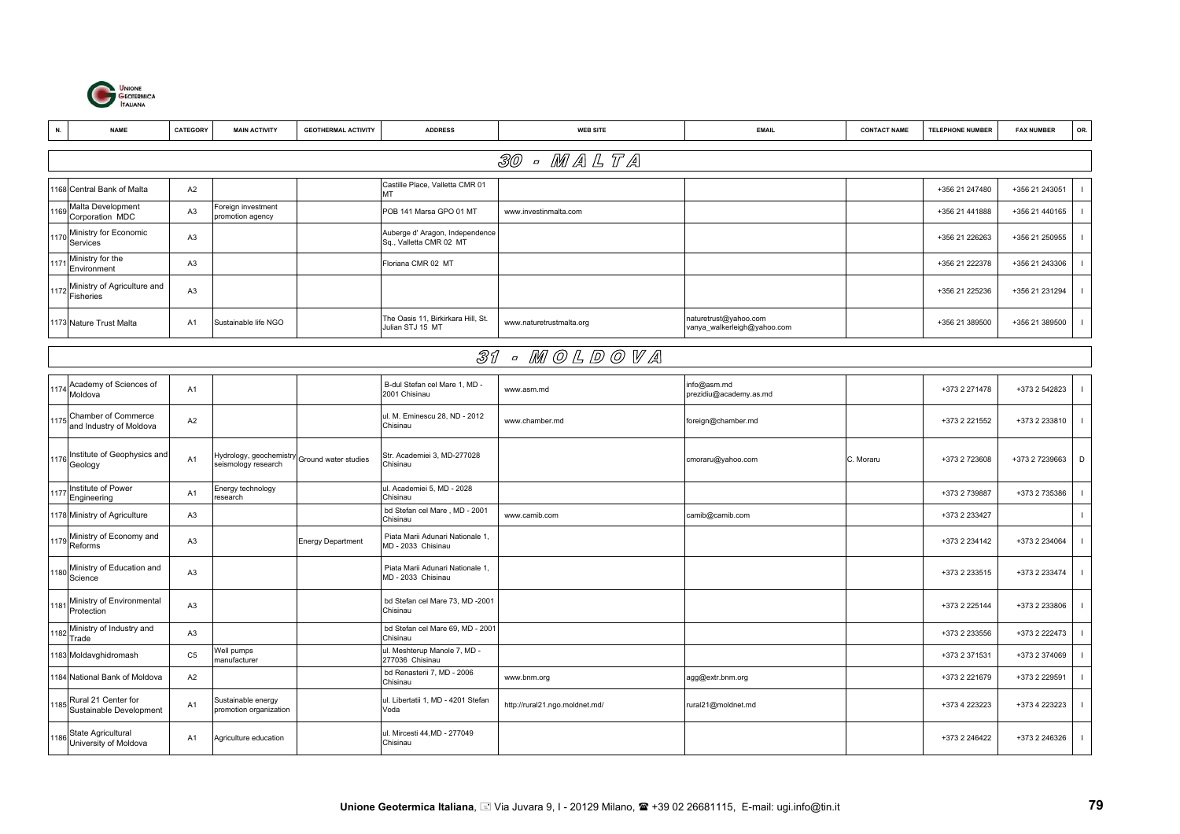| N. | NAME | CATEGORY | MAIN ACTIVITY | GEOTHERMAL ACTIVITY | ADDRESS | WEB SITE | EMAIL | CONTACT NAME | TELEPHONE NUMBER | FAX NUMBER | OR. |
|---|---|---|---|---|---|---|---|---|---|---|---|
| **30 - MALTA** | | | | | | | | | | | |
| 1168 | Central Bank of Malta | A2 | | | Castille Place, Valletta CMR 01 MT | | | | +356 21 247480 | +356 21 243051 | I |
| 1169 | Malta Development Corporation MDC | A3 | Foreign investment promotion agency | | POB 141 Marsa GPO 01 MT | www.investinmalta.com | | | +356 21 441888 | +356 21 440165 | I |
| 1170 | Ministry for Economic Services | A3 | | | Auberge d' Aragon, Independence Sq., Valletta CMR 02 MT | | | | +356 21 226263 | +356 21 250955 | I |
| 1171 | Ministry for the Environment | A3 | | | Floriana CMR 02 MT | | | | +356 21 222378 | +356 21 243306 | I |
| 1172 | Ministry of Agriculture and Fisheries | A3 | | | | | | | +356 21 225236 | +356 21 231294 | I |
| 1173 | Nature Trust Malta | A1 | Sustainable life NGO | | The Oasis 11, Birkirkara Hill, St. Julian STJ 15 MT | www.naturetrustmalta.org | naturetrust@yahoo.com vanya_walkerleigh@yahoo.com | | +356 21 389500 | +356 21 389500 | I |
| **31 - MOLDOVA** | | | | | | | | | | | |
| 1174 | Academy of Sciences of Moldova | A1 | | | B-dul Stefan cel Mare 1, MD - 2001 Chisinau | www.asm.md | info@asm.md prezidiu@academy.as.md | | +373 2 271478 | +373 2 542823 | I |
| 1175 | Chamber of Commerce and Industry of Moldova | A2 | | | ul. M. Eminescu 28, ND - 2012 Chisinau | www.chamber.md | foreign@chamber.md | | +373 2 221552 | +373 2 233810 | I |
| 1176 | Institute of Geophysics and Geology | A1 | Hydrology, geochemistry seismology research | Ground water studies | Str. Academiei 3, MD-277028 Chisinau | | cmoraru@yahoo.com | C. Moraru | +373 2 723608 | +373 2 7239663 | D |
| 1177 | Institute of Power Engineering | A1 | Energy technology research | | ul. Academiei 5, MD - 2028 Chisinau | | | | +373 2 739887 | +373 2 735386 | I |
| 1178 | Ministry of Agriculture | A3 | | | bd Stefan cel Mare , MD - 2001 Chisinau | www.camib.com | camib@camib.com | | +373 2 233427 | | I |
| 1179 | Ministry of Economy and Reforms | A3 | | Energy Department | Piata Marii Adunari Nationale 1, MD - 2033 Chisinau | | | | +373 2 234142 | +373 2 234064 | I |
| 1180 | Ministry of Education and Science | A3 | | | Piata Marii Adunari Nationale 1, MD - 2033 Chisinau | | | | +373 2 233515 | +373 2 233474 | I |
| 1181 | Ministry of Environmental Protection | A3 | | | bd Stefan cel Mare 73, MD -2001 Chisinau | | | | +373 2 225144 | +373 2 233806 | I |
| 1182 | Ministry of Industry and Trade | A3 | | | bd Stefan cel Mare 69, MD - 2001 Chisinau | | | | +373 2 233556 | +373 2 222473 | I |
| 1183 | Moldavghidromash | C5 | Well pumps manufacturer | | ul. Meshterup Manole 7, MD - 277036 Chisinau | | | | +373 2 371531 | +373 2 374069 | I |
| 1184 | National Bank of Moldova | A2 | | | bd Renasterii 7, MD - 2006 Chisinau | www.bnm.org | agg@extr.bnm.org | | +373 2 221679 | +373 2 229591 | I |
| 1185 | Rural 21 Center for Sustainable Development | A1 | Sustainable energy promotion organization | | ul. Libertatii 1, MD - 4201 Stefan Voda | http://rural21.ngo.moldnet.md/ | rural21@moldnet.md | | +373 4 223223 | +373 4 223223 | I |
| 1186 | State Agricultural University of Moldova | A1 | Agriculture education | | ul. Mircesti 44,MD - 277049 Chisinau | | | | +373 2 246422 | +373 2 246326 | I |

**Unione Geotermica Italiana**, Via Juvara 9, I - 20129 Milano, +39 02 26681115, E-mail: ugi.info@tin.it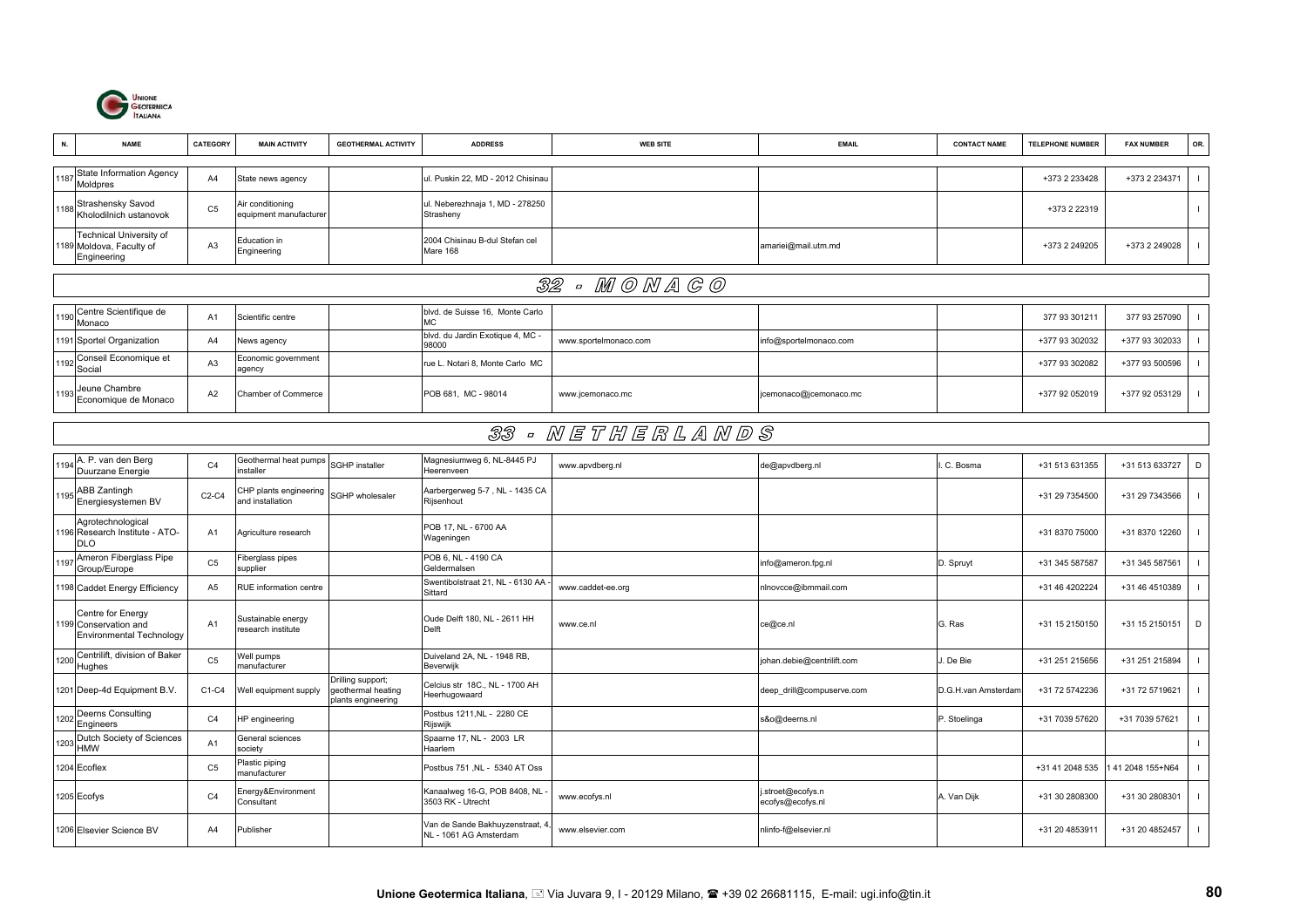| N. | NAME | CATEGORY | MAIN ACTIVITY | GEOTHERMAL ACTIVITY | ADDRESS | WEB SITE | EMAIL | CONTACT NAME | TELEPHONE NUMBER | FAX NUMBER | OR. |
|---|---|---|---|---|---|---|---|---|---|---|---|
| 1187 | State Information Agency Moldpres | A4 | State news agency | | ul. Puskin 22, MD - 2012 Chisinau | | | | +373 2 233428 | +373 2 234371 | I |
| 1188 | Strashensky Savod Kholodilnich ustanovok | C5 | Air conditioning equipment manufacturer | | ul. Neberezhnaja 1, MD - 278250 Strasheny | | | | +373 2 22319 | | I |
| 1189 | Technical University of Moldova, Faculty of Engineering | A3 | Education in Engineering | | 2004 Chisinau B-dul Stefan cel Mare 168 | | amariei@mail.utm.md | | +373 2 249205 | +373 2 249028 | I |

## 32 - MONACO

| N. | NAME | CATEGORY | MAIN ACTIVITY | GEOTHERMAL ACTIVITY | ADDRESS | WEB SITE | EMAIL | CONTACT NAME | TELEPHONE NUMBER | FAX NUMBER | OR. |
|---|---|---|---|---|---|---|---|---|---|---|---|
| 1190 | Centre Scientifique de Monaco | A1 | Scientific centre | | blvd. de Suisse 16, Monte Carlo MC | | | | 377 93 301211 | 377 93 257090 | I |
| 1191 | Sportel Organization | A4 | News agency | | blvd. du Jardin Exotique 4, MC - 98000 | www.sportelmonaco.com | info@sportelmonaco.com | | +377 93 302032 | +377 93 302033 | I |
| 1192 | Conseil Economique et Social | A3 | Economic government agency | | rue L. Notari 8, Monte Carlo MC | | | | +377 93 302082 | +377 93 500596 | I |
| 1193 | Jeune Chambre Economique de Monaco | A2 | Chamber of Commerce | | POB 681, MC - 98014 | www.jcemonaco.mc | jcemonaco@jcemonaco.mc | | +377 92 052019 | +377 92 053129 | I |

## 33 - NETHERLANDS

| N. | NAME | CATEGORY | MAIN ACTIVITY | GEOTHERMAL ACTIVITY | ADDRESS | WEB SITE | EMAIL | CONTACT NAME | TELEPHONE NUMBER | FAX NUMBER | OR. |
|---|---|---|---|---|---|---|---|---|---|---|---|
| 1194 | A. P. van den Berg Duurzane Energie | C4 | Geothermal heat pumps installer | SGHP installer | Magnesiumweg 6, NL-8445 PJ Heerenveen | www.apvdberg.nl | de@apvdberg.nl | I. C. Bosma | +31 513 631355 | +31 513 633727 | D |
| 1195 | ABB Zantingh Energiesystemen BV | C2-C4 | CHP plants engineering and installation | SGHP wholesaler | Aarbergerweg 5-7 , NL - 1435 CA Rijsenhout | | | | +31 29 7354500 | +31 29 7343566 | I |
| 1196 | Agrotechnological Research Institute - ATO-DLO | A1 | Agriculture research | | POB 17, NL - 6700 AA Wageningen | | | | +31 8370 75000 | +31 8370 12260 | I |
| 1197 | Ameron Fiberglass Pipe Group/Europe | C5 | Fiberglass pipes supplier | | POB 6, NL - 4190 CA Geldermalsen | | info@ameron.fpg.nl | D. Spruyt | +31 345 587587 | +31 345 587561 | I |
| 1198 | Caddet Energy Efficiency | A5 | RUE information centre | | Swentibolstraat 21, NL - 6130 AA - Sittard | www.caddet-ee.org | nlnovcce@ibmmail.com | | +31 46 4202224 | +31 46 4510389 | I |
| 1199 | Centre for Energy Conservation and Environmental Technology | A1 | Sustainable energy research institute | | Oude Delft 180, NL - 2611 HH Delft | www.ce.nl | ce@ce.nl | G. Ras | +31 15 2150150 | +31 15 2150151 | D |
| 1200 | Centrilift, division of Baker Hughes | C5 | Well pumps manufacturer | | Duiveland 2A, NL - 1948 RB, Beverwijk | | johan.debie@centrilift.com | J. De Bie | +31 251 215656 | +31 251 215894 | I |
| 1201 | Deep-4d Equipment B.V. | C1-C4 | Well equipment supply | Drilling support; geothermal heating plants engineering | Celcius str 18C., NL - 1700 AH Heerhugowaard | | deep_drill@compuserve.com | D.G.H.van Amsterdam | +31 72 5742236 | +31 72 5719621 | I |
| 1202 | Deerns Consulting Engineers | C4 | HP engineering | | Postbus 1211,NL - 2280 CE Rijswijk | | s&o@deerns.nl | P. Stoelinga | +31 7039 57620 | +31 7039 57621 | I |
| 1203 | Dutch Society of Sciences HMW | A1 | General sciences society | | Spaarne 17, NL - 2003 LR Haarlem | | | | | | I |
| 1204 | Ecoflex | C5 | Plastic piping manufacturer | | Postbus 751 ,NL - 5340 AT Oss | | | | +31 41 2048 535 | 1 41 2048 155+N64 | I |
| 1205 | Ecofys | C4 | Energy&Environment Consultant | | Kanaalweg 16-G, POB 8408, NL - 3503 RK - Utrecht | www.ecofys.nl | j.stroet@ecofys.n ecofys@ecofys.nl | A. Van Dijk | +31 30 2808300 | +31 30 2808301 | I |
| 1206 | Elsevier Science BV | A4 | Publisher | | Van de Sande Bakhuyzenstraat, 4, NL - 1061 AG Amsterdam | www.elsevier.com | nlinfo-f@elsevier.nl | | +31 20 4853911 | +31 20 4852457 | I |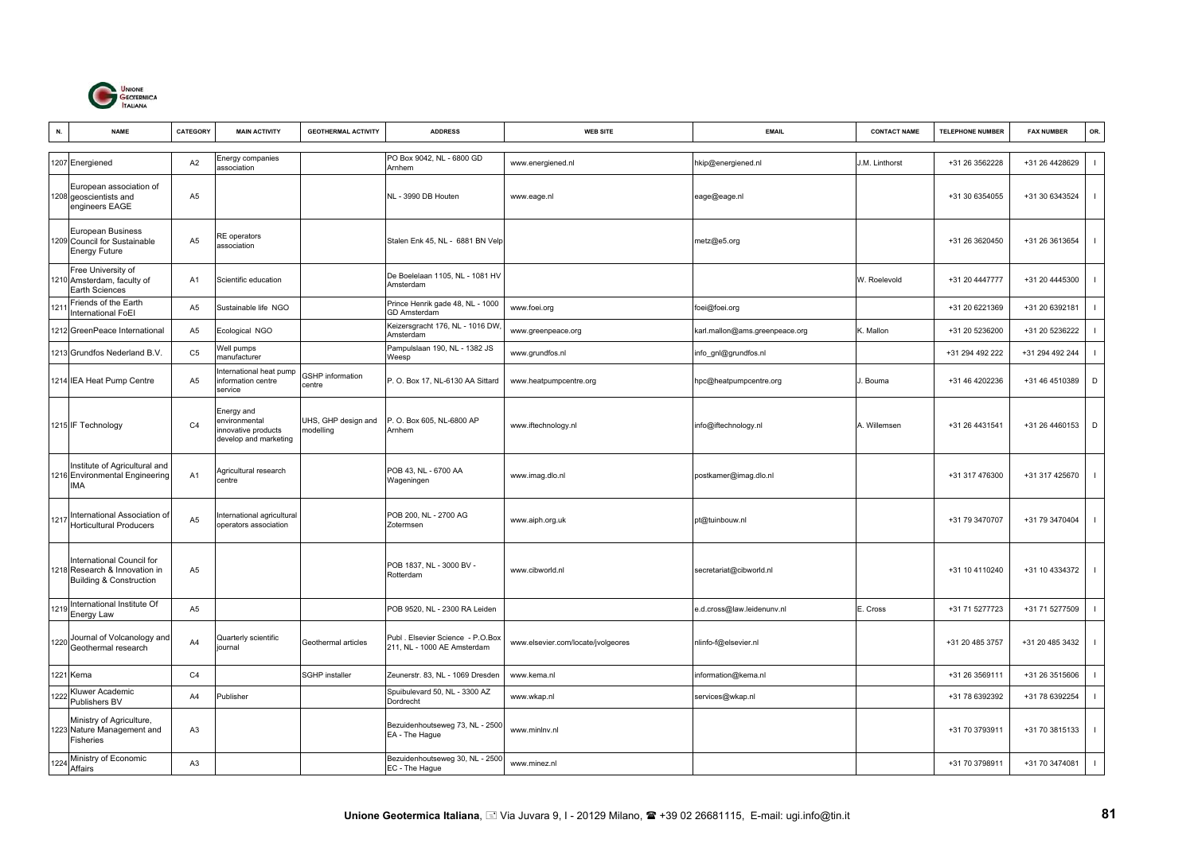| N. | NAME | CATEGORY | MAIN ACTIVITY | GEOTHERMAL ACTIVITY | ADDRESS | WEB SITE | EMAIL | CONTACT NAME | TELEPHONE NUMBER | FAX NUMBER | OR. |
|---|---|---|---|---|---|---|---|---|---|---|---|
| 1207 | Energiened | A2 | Energy companies association | | PO Box 9042, NL - 6800 GD Arnhem | www.energiened.nl | hkip@energiened.nl | J.M. Linthorst | +31 26 3562228 | +31 26 4428629 | I |
| 1208 | European association of geoscientists and engineers EAGE | A5 | | | NL - 3990 DB Houten | www.eage.nl | eage@eage.nl | | +31 30 6354055 | +31 30 6343524 | I |
| 1209 | European Business Council for Sustainable Energy Future | A5 | RE operators association | | Stalen Enk 45, NL - 6881 BN Velp | | metz@e5.org | | +31 26 3620450 | +31 26 3613654 | I |
| 1210 | Free University of Amsterdam, faculty of Earth Sciences | A1 | Scientific education | | De Boelelaan 1105, NL - 1081 HV Amsterdam | | | W. Roelevold | +31 20 4447777 | +31 20 4445300 | I |
| 1211 | Friends of the Earth International FoEI | A5 | Sustainable life NGO | | Prince Henrik gade 48, NL - 1000 GD Amsterdam | www.foei.org | foei@foei.org | | +31 20 6221369 | +31 20 6392181 | I |
| 1212 | GreenPeace International | A5 | Ecological NGO | | Keizersgracht 176, NL - 1016 DW, Amsterdam | www.greenpeace.org | karl.mallon@ams.greenpeace.org | K. Mallon | +31 20 5236200 | +31 20 5236222 | I |
| 1213 | Grundfos Nederland B.V. | C5 | Well pumps manufacturer | | Pampulslaan 190, NL - 1382 JS Weesp | www.grundfos.nl | info_gnl@grundfos.nl | | +31 294 492 222 | +31 294 492 244 | I |
| 1214 | IEA Heat Pump Centre | A5 | International heat pump information centre service | GSHP information centre | P. O. Box 17, NL-6130 AA Sittard | www.heatpumpcentre.org | hpc@heatpumpcentre.org | J. Bouma | +31 46 4202236 | +31 46 4510389 | D |
| 1215 | IF Technology | C4 | Energy and environmental innovative products develop and marketing | UHS, GHP design and modelling | P. O. Box 605, NL-6800 AP Arnhem | www.iftechnology.nl | info@iftechnology.nl | A. Willemsen | +31 26 4431541 | +31 26 4460153 | D |
| 1216 | Institute of Agricultural and Environmental Engineering IMA | A1 | Agricultural research centre | | POB 43, NL - 6700 AA Wageningen | www.imag.dlo.nl | postkamer@imag.dlo.nl | | +31 317 476300 | +31 317 425670 | I |
| 1217 | International Association of Horticultural Producers | A5 | International agricultural operators association | | POB 200, NL - 2700 AG Zotermsen | www.aiph.org.uk | pt@tuinbouw.nl | | +31 79 3470707 | +31 79 3470404 | I |
| 1218 | International Council for Research & Innovation in Building & Construction | A5 | | | POB 1837, NL - 3000 BV - Rotterdam | www.cibworld.nl | secretariat@cibworld.nl | | +31 10 4110240 | +31 10 4334372 | I |
| 1219 | International Institute Of Energy Law | A5 | | | POB 9520, NL - 2300 RA Leiden | | e.d.cross@law.leidenunv.nl | E. Cross | +31 71 5277723 | +31 71 5277509 | I |
| 1220 | Journal of Volcanology and Geothermal research | A4 | Quarterly scientific journal | Geothermal articles | Publ . Elsevier Science - P.O.Box 211, NL - 1000 AE Amsterdam | www.elsevier.com/locate/jvolgeores | nlinfo-f@elsevier.nl | | +31 20 485 3757 | +31 20 485 3432 | I |
| 1221 | Kema | C4 | | SGHP installer | Zeunerstr. 83, NL - 1069 Dresden | www.kema.nl | information@kema.nl | | +31 26 3569111 | +31 26 3515606 | I |
| 1222 | Kluwer Academic Publishers BV | A4 | Publisher | | Spuibulevard 50, NL - 3300 AZ Dordrecht | www.wkap.nl | services@wkap.nl | | +31 78 6392392 | +31 78 6392254 | I |
| 1223 | Ministry of Agriculture, Nature Management and Fisheries | A3 | | | Bezuidenhoutseweg 73, NL - 2500 EA - The Hague | www.minlnv.nl | | | +31 70 3793911 | +31 70 3815133 | I |
| 1224 | Ministry of Economic Affairs | A3 | | | Bezuidenhoutseweg 30, NL - 2500 EC - The Hague | www.minez.nl | | | +31 70 3798911 | +31 70 3474081 | I |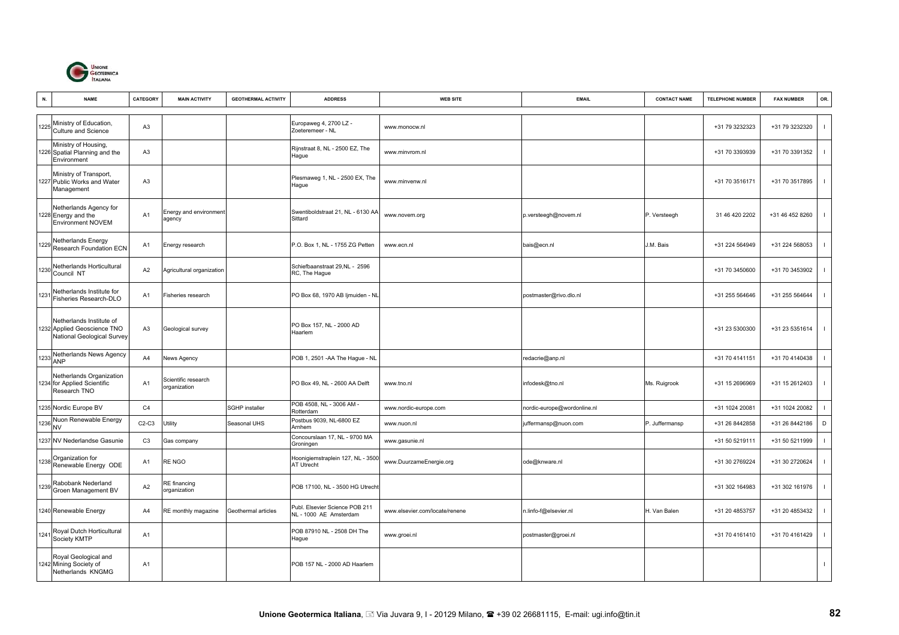| N. | NAME | CATEGORY | MAIN ACTIVITY | GEOTHERMAL ACTIVITY | ADDRESS | WEB SITE | EMAIL | CONTACT NAME | TELEPHONE NUMBER | FAX NUMBER | OR. |
|---|---|---|---|---|---|---|---|---|---|---|---|
| 1225 | Ministry of Education, Culture and Science | A3 | | | Europaweg 4, 2700 LZ - Zoeteremeer - NL | www.monocw.nl | | | +31 79 3232323 | +31 79 3232320 | I |
| 1226 | Ministry of Housing, Spatial Planning and the Environment | A3 | | | Rijnstraat 8, NL - 2500 EZ, The Hague | www.minvrom.nl | | | +31 70 3393939 | +31 70 3391352 | I |
| 1227 | Ministry of Transport, Public Works and Water Management | A3 | | | Plesmaweg 1, NL - 2500 EX, The Hague | www.minvenw.nl | | | +31 70 3516171 | +31 70 3517895 | I |
| 1228 | Netherlands Agency for Energy and the Environment NOVEM | A1 | Energy and environment agency | | Swentiboldstraat 21, NL - 6130 AA Sittard | www.novem.org | p.versteegh@novem.nl | P. Versteegh | 31 46 420 2202 | +31 46 452 8260 | I |
| 1229 | Netherlands Energy Research Foundation ECN | A1 | Energy research | | P.O. Box 1, NL - 1755 ZG Petten | www.ecn.nl | bais@ecn.nl | J.M. Bais | +31 224 564949 | +31 224 568053 | I |
| 1230 | Netherlands Horticultural Council NT | A2 | Agricultural organization | | Schiefbaanstraat 29,NL - 2596 RC, The Hague | | | | +31 70 3450600 | +31 70 3453902 | I |
| 1231 | Netherlands Institute for Fisheries Research-DLO | A1 | Fisheries research | | PO Box 68, 1970 AB Ijmuiden - NL | | postmaster@rivo.dlo.nl | | +31 255 564646 | +31 255 564644 | I |
| 1232 | Netherlands Institute of Applied Geoscience TNO National Geological Survey | A3 | Geological survey | | PO Box 157, NL - 2000 AD Haarlem | | | | +31 23 5300300 | +31 23 5351614 | I |
| 1233 | Netherlands News Agency ANP | A4 | News Agency | | POB 1, 2501 -AA The Hague - NL | | redacrie@anp.nl | | +31 70 4141151 | +31 70 4140438 | I |
| 1234 | Netherlands Organization for Applied Scientific Research TNO | A1 | Scientific research organization | | PO Box 49, NL - 2600 AA Delft | www.tno.nl | infodesk@tno.nl | Ms. Ruigrook | +31 15 2696969 | +31 15 2612403 | I |
| 1235 | Nordic Europe BV | C4 | | SGHP installer | POB 4508, NL - 3006 AM - Rotterdam | www.nordic-europe.com | nordic-europe@wordonline.nl | | +31 1024 20081 | +31 1024 20082 | I |
| 1236 | Nuon Renewable Energy NV | C2-C3 | Utility | Seasonal UHS | Postbus 9039, NL-6800 EZ Arnhem | www.nuon.nl | juffermansp@nuon.com | P. Juffermansp | +31 26 8442858 | +31 26 8442186 | D |
| 1237 | NV Nederlandse Gasunie | C3 | Gas company | | Concourslaan 17, NL - 9700 MA Groningen | www.gasunie.nl | | | +31 50 5219111 | +31 50 5211999 | I |
| 1238 | Organization for Renewable Energy ODE | A1 | RE NGO | | Hoonigiemstraplein 127, NL - 3500 AT Utrecht | www.DuurzameEnergie.org | ode@knware.nl | | +31 30 2769224 | +31 30 2720624 | I |
| 1239 | Rabobank Nederland Groen Management BV | A2 | RE financing organization | | POB 17100, NL - 3500 HG Utrecht | | | | +31 302 164983 | +31 302 161976 | I |
| 1240 | Renewable Energy | A4 | RE monthly magazine | Geothermal articles | Publ. Elsevier Science POB 211 NL - 1000 AE Amsterdam | www.elsevier.com/locate/renene | n.linfo-f@elsevier.nl | H. Van Balen | +31 20 4853757 | +31 20 4853432 | I |
| 1241 | Royal Dutch Horticultural Society KMTP | A1 | | | POB 87910 NL - 2508 DH The Hague | www.groei.nl | postmaster@groei.nl | | +31 70 4161410 | +31 70 4161429 | I |
| 1242 | Royal Geological and Mining Society of Netherlands KNGMG | A1 | | | POB 157 NL - 2000 AD Haarlem | | | | | | I |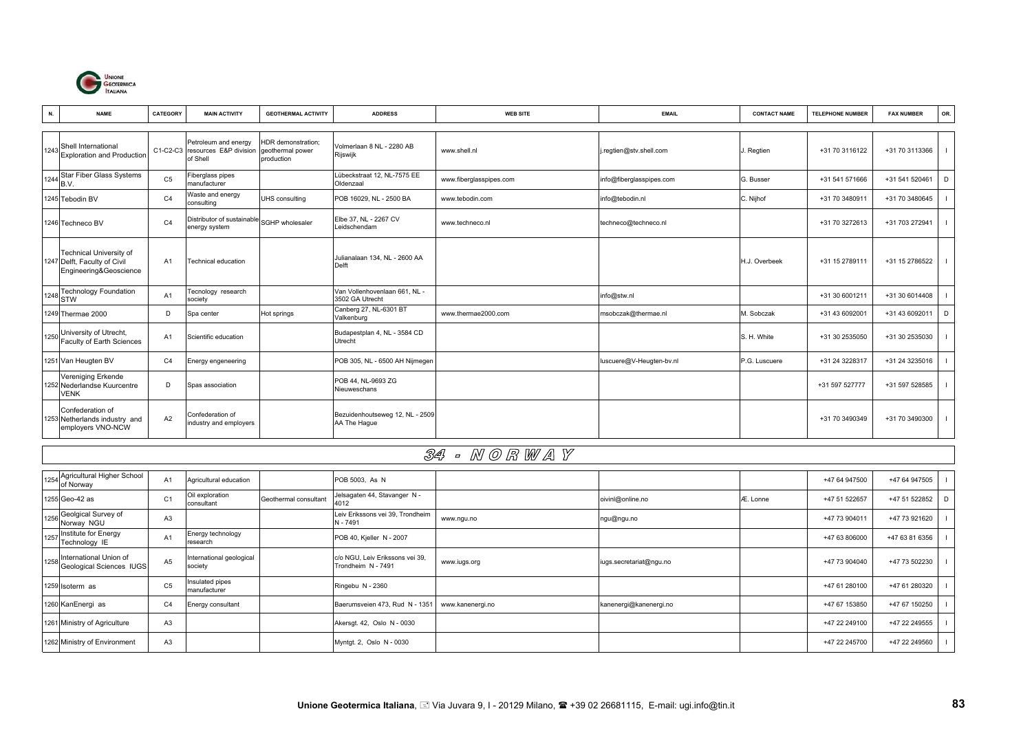| N. | NAME | CATEGORY | MAIN ACTIVITY | GEOTHERMAL ACTIVITY | ADDRESS | WEB SITE | EMAIL | CONTACT NAME | TELEPHONE NUMBER | FAX NUMBER | OR. |
|---|---|---|---|---|---|---|---|---|---|---|---|
| 1243 | Shell International Exploration and Production | C1-C2-C3 | Petroleum and energy resources E&P division of Shell | HDR demonstration; geothermal power production | Volmerlaan 8 NL - 2280 AB Rijswijk | www.shell.nl | j.regtien@stv.shell.com | J. Regtien | +31 70 3116122 | +31 70 3113366 | I |
| 1244 | Star Fiber Glass Systems B.V. | C5 | Fiberglass pipes manufacturer | | Lübeckstraat 12, NL-7575 EE Oldenzaal | www.fiberglasspipes.com | info@fiberglasspipes.com | G. Busser | +31 541 571666 | +31 541 520461 | D |
| 1245 | Tebodin BV | C4 | Waste and energy consulting | UHS consulting | POB 16029, NL - 2500 BA | www.tebodin.com | info@tebodin.nl | C. Nijhof | +31 70 3480911 | +31 70 3480645 | I |
| 1246 | Techneco BV | C4 | Distributor of sustainable energy system | SGHP wholesaler | Elbe 37, NL - 2267 CV Leidschendam | www.techneco.nl | techneco@techneco.nl | | +31 70 3272613 | +31 703 272941 | I |
| 1247 | Technical University of Delft, Faculty of Civil Engineering&Geoscience | A1 | Technical education | | Julianalaan 134, NL - 2600 AA Delft | | | H.J. Overbeek | +31 15 2789111 | +31 15 2786522 | I |
| 1248 | Technology Foundation STW | A1 | Tecnology research society | | Van Vollenhovenlaan 661, NL - 3502 GA Utrecht | | info@stw.nl | | +31 30 6001211 | +31 30 6014408 | I |
| 1249 | Thermae 2000 | D | Spa center | Hot springs | Canberg 27, NL-6301 BT Valkenburg | www.thermae2000.com | msobczak@thermae.nl | M. Sobczak | +31 43 6092001 | +31 43 6092011 | D |
| 1250 | University of Utrecht, Faculty of Earth Sciences | A1 | Scientific education | | Budapestplan 4, NL - 3584 CD Utrecht | | | S. H. White | +31 30 2535050 | +31 30 2535030 | I |
| 1251 | Van Heugten BV | C4 | Energy engeneering | | POB 305, NL - 6500 AH Nijmegen | | luscuere@V-Heugten-bv.nl | P.G. Luscuere | +31 24 3228317 | +31 24 3235016 | I |
| 1252 | Vereniging Erkende Nederlandse Kuurcentre VENK | D | Spas association | | POB 44, NL-9693 ZG Nieuweschans | | | | +31 597 527777 | +31 597 528585 | I |
| 1253 | Confederation of Netherlands industry and employers VNO-NCW | A2 | Confederation of industry and employers | | Bezuidenhoutseweg 12, NL - 2509 AA The Hague | | | | +31 70 3490349 | +31 70 3490300 | I |
| | **34 - NORWAY** | | | | | | | | | | |
| 1254 | Agricultural Higher School of Norway | A1 | Agricultural education | | POB 5003, As N | | | | +47 64 947500 | +47 64 947505 | I |
| 1255 | Geo-42 as | C1 | Oil exploration consultant | Geothermal consultant | Jelsagaten 44, Stavanger N - 4012 | | oivinl@online.no | Æ. Lonne | +47 51 522657 | +47 51 522852 | D |
| 1256 | Geolgical Survey of Norway NGU | A3 | | | Leiv Erikssons vei 39, Trondheim N - 7491 | www.ngu.no | ngu@ngu.no | | +47 73 904011 | +47 73 921620 | I |
| 1257 | Institute for Energy Technology IE | A1 | Energy technology research | | POB 40, Kjeller N - 2007 | | | | +47 63 806000 | +47 63 81 6356 | I |
| 1258 | International Union of Geological Sciences IUGS | A5 | International geological society | | c/o NGU, Leiv Erikssons vei 39, Trondheim N - 7491 | www.iugs.org | iugs.secretariat@ngu.no | | +47 73 904040 | +47 73 502230 | I |
| 1259 | Isoterm as | C5 | Insulated pipes manufacturer | | Ringebu N - 2360 | | | | +47 61 280100 | +47 61 280320 | I |
| 1260 | KanEnergi as | C4 | Energy consultant | | Baerumsveien 473, Rud N - 1351 | www.kanenergi.no | kanenergi@kanenergi.no | | +47 67 153850 | +47 67 150250 | I |
| 1261 | Ministry of Agriculture | A3 | | | Akersgt. 42, Oslo N - 0030 | | | | +47 22 249100 | +47 22 249555 | I |
| 1262 | Ministry of Environment | A3 | | | Myntgt. 2, Oslo N - 0030 | | | | +47 22 245700 | +47 22 249560 | I |

**Unione Geotermica Italiana**, Via Juvara 9, I - 20129 Milano, +39 02 26681115, E-mail: ugi.info@tin.it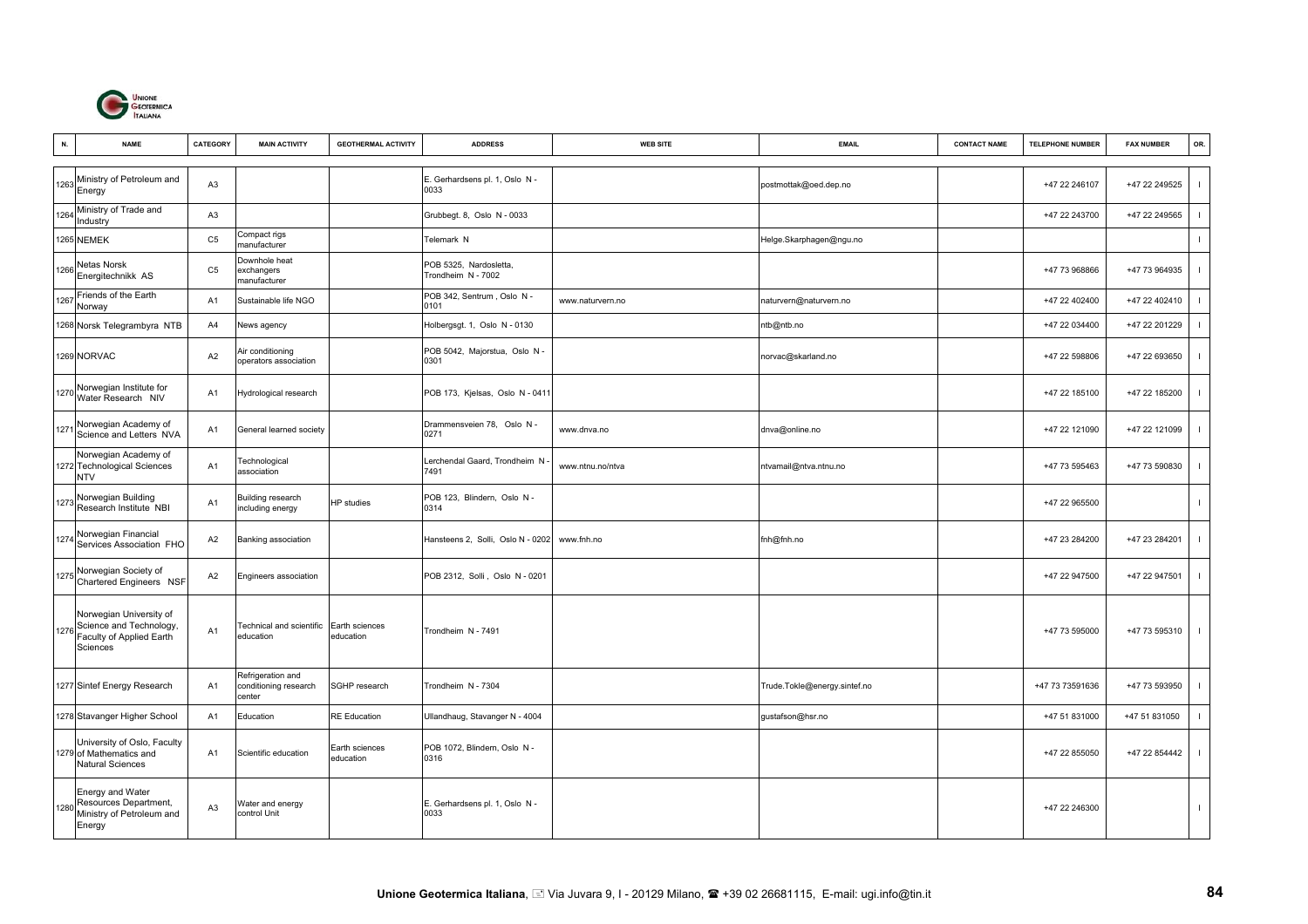| N. | NAME | CATEGORY | MAIN ACTIVITY | GEOTHERMAL ACTIVITY | ADDRESS | WEB SITE | EMAIL | CONTACT NAME | TELEPHONE NUMBER | FAX NUMBER | OR. |
|---|---|---|---|---|---|---|---|---|---|---|---|
| 1263 | Ministry of Petroleum and Energy | A3 | | | E. Gerhardsens pl. 1, Oslo N - 0033 | | postmottak@oed.dep.no | | +47 22 246107 | +47 22 249525 | I |
| 1264 | Ministry of Trade and Industry | A3 | | | Grubbegt. 8, Oslo N - 0033 | | | | +47 22 243700 | +47 22 249565 | I |
| 1265 | NEMEK | C5 | Compact rigs manufacturer | | Telemark N | | Helge.Skarphagen@ngu.no | | | | I |
| 1266 | Netas Norsk Energitechnikk AS | C5 | Downhole heat exchangers manufacturer | | POB 5325, Nardosletta, Trondheim N - 7002 | | | | +47 73 968866 | +47 73 964935 | I |
| 1267 | Friends of the Earth Norway | A1 | Sustainable life NGO | | POB 342, Sentrum , Oslo N - 0101 | www.naturvern.no | naturvern@naturvern.no | | +47 22 402400 | +47 22 402410 | I |
| 1268 | Norsk Telegrambyra NTB | A4 | News agency | | Holbergsgt. 1, Oslo N - 0130 | | ntb@ntb.no | | +47 22 034400 | +47 22 201229 | I |
| 1269 | NORVAC | A2 | Air conditioning operators association | | POB 5042, Majorstua, Oslo N - 0301 | | norvac@skarland.no | | +47 22 598806 | +47 22 693650 | I |
| 1270 | Norwegian Institute for Water Research NIV | A1 | Hydrological research | | POB 173, Kjelsas, Oslo N - 0411 | | | | +47 22 185100 | +47 22 185200 | I |
| 1271 | Norwegian Academy of Science and Letters NVA | A1 | General learned society | | Drammensveien 78, Oslo N - 0271 | www.dnva.no | dnva@online.no | | +47 22 121090 | +47 22 121099 | I |
| 1272 | Norwegian Academy of Technological Sciences NTV | A1 | Technological association | | Lerchendal Gaard, Trondheim N - 7491 | www.ntnu.no/ntva | ntvamail@ntva.ntnu.no | | +47 73 595463 | +47 73 590830 | I |
| 1273 | Norwegian Building Research Institute NBI | A1 | Building research including energy | HP studies | POB 123, Blindern, Oslo N - 0314 | | | | +47 22 965500 | | I |
| 1274 | Norwegian Financial Services Association FHO | A2 | Banking association | | Hansteens 2, Solli, Oslo N - 0202 | www.fnh.no | fnh@fnh.no | | +47 23 284200 | +47 23 284201 | I |
| 1275 | Norwegian Society of Chartered Engineers NSF | A2 | Engineers association | | POB 2312, Solli , Oslo N - 0201 | | | | +47 22 947500 | +47 22 947501 | I |
| 1276 | Norwegian University of Science and Technology, Faculty of Applied Earth Sciences | A1 | Technical and scientific education | Earth sciences education | Trondheim N - 7491 | | | | +47 73 595000 | +47 73 595310 | I |
| 1277 | Sintef Energy Research | A1 | Refrigeration and conditioning research center | SGHP research | Trondheim N - 7304 | | Trude.Tokle@energy.sintef.no | | +47 73 73591636 | +47 73 593950 | I |
| 1278 | Stavanger Higher School | A1 | Education | RE Education | Ullandhaug, Stavanger N - 4004 | | gustafson@hsr.no | | +47 51 831000 | +47 51 831050 | I |
| 1279 | University of Oslo, Faculty of Mathematics and Natural Sciences | A1 | Scientific education | Earth sciences education | POB 1072, Blindern, Oslo N - 0316 | | | | +47 22 855050 | +47 22 854442 | I |
| 1280 | Energy and Water Resources Department, Ministry of Petroleum and Energy | A3 | Water and energy control Unit | | E. Gerhardsens pl. 1, Oslo N - 0033 | | | | +47 22 246300 | | I |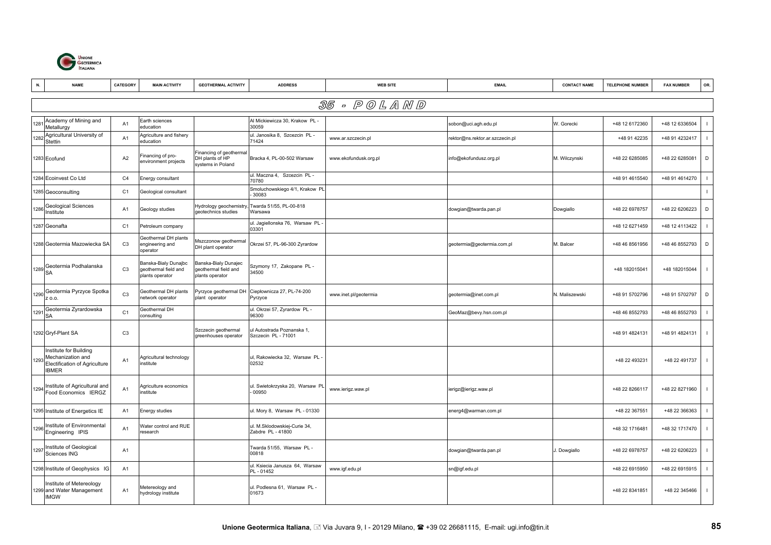| N. | NAME | CATEGORY | MAIN ACTIVITY | GEOTHERMAL ACTIVITY | ADDRESS | WEB SITE | EMAIL | CONTACT NAME | TELEPHONE NUMBER | FAX NUMBER | OR. |
|---|---|---|---|---|---|---|---|---|---|---|---|
| **35 - POLAND** | | | | | | | | | | | |
| 1281 | Academy of Mining and Metallurgy | A1 | Earth sciences education | | Al Mickiewicza 30, Krakow PL - 30059 | | sobon@uci.agh.edu.pl | W. Gorecki | +48 12 6172360 | +48 12 6336504 | I |
| 1282 | Agricultural University of Stettin | A1 | Agriculture and fishery education | | ul. Janosika 8, Szczecin PL - 71424 | www.ar.szczecin.pl | rektor@ns.rektor.ar.szczecin.pl | | +48 91 42235 | +48 91 4232417 | I |
| 1283 | Ecofund | A2 | Financing of pro-environment projects | Financing of geothermal DH plants of HP systems in Poland | Bracka 4, PL-00-502 Warsaw | www.ekofundusk.org.pl | info@ekofundusz.org.pl | M. Wilczynski | +48 22 6285085 | +48 22 6285081 | D |
| 1284 | Ecoinvest Co Ltd | C4 | Energy consultant | | ul. Maczna 4, Szczecin PL - 70780 | | | | +48 91 4615540 | +48 91 4614270 | I |
| 1285 | Geoconsulting | C1 | Geological consultant | | Smoluchowskiego 4/1, Krakow PL - 30083 | | | | | | I |
| 1286 | Geological Sciences Institute | A1 | Geology studies | Hydrology geochemistry, geotechnics studies | Twarda 51/55, PL-00-818 Warsawa | | dowgian@twarda.pan.pl | Dowgiallo | +48 22 6978757 | +48 22 6206223 | D |
| 1287 | Geonafta | C1 | Petroleum company | | ul. Jagiellonska 76, Warsaw PL - 03301 | | | | +48 12 6271459 | +48 12 4113422 | I |
| 1288 | Geotermia Mazowiecka SA | C3 | Geothermal DH plants engineering and operator | Mszczonow geothermal DH plant operator | Okrzei 57, PL-96-300 Zyrardow | | geotermia@geotermia.com.pl | M. Balcer | +48 46 8561956 | +48 46 8552793 | D |
| 1289 | Geotermia Podhalanska SA | C3 | Banska-Bialy Dunajbc geothermal field and plants operator | Banska-Bialy Dunajec geothermal field and plants operator | Szymony 17, Zakopane PL - 34500 | | | | +48 182015041 | +48 182015044 | I |
| 1290 | Geotermia Pyrzyce Spotka z o.o. | C3 | Geothermal DH plants network operator | Pyrzyce geothermal DH plant operator | Ciepłownicza 27, PL-74-200 Pyrzyce | www.inet.pl/geotermia | geotermia@inet.com.pl | N. Maliszewski | +48 91 5702796 | +48 91 5702797 | D |
| 1291 | Geotermia Zyrardowska SA | C1 | Geothermal DH consulting | | ul. Okrzei 57, Zyrardow PL - 96300 | | GeoMaz@bevy.hsn.com.pl | | +48 46 8552793 | +48 46 8552793 | I |
| 1292 | Gryf-Plant SA | C3 | | Szczecin geothermal greenhouses operator | ul Autostrada Poznanska 1, Szczecin PL - 71001 | | | | +48 91 4824131 | +48 91 4824131 | I |
| 1293 | Institute for Building Mechanization and Electification of Agriculture IBMER | A1 | Agricultural technology institute | | ul, Rakowiecka 32, Warsaw PL - 02532 | | | | +48 22 493231 | +48 22 491737 | I |
| 1294 | Institute of Agricultural and Food Economics IERGZ | A1 | Agriculture economics institute | | ul. Swietokrzyska 20, Warsaw PL - 00950 | www.ierigz.waw.pl | ierigz@ierigz.waw.pl | | +48 22 8266117 | +48 22 8271960 | I |
| 1295 | Institute of Energetics IE | A1 | Energy studies | | ul. Mory 8, Warsaw PL - 01330 | | energ4@warman.com.pl | | +48 22 367551 | +48 22 366363 | I |
| 1296 | Institute of Environmental Engineering IPIS | A1 | Water control and RUE research | | ul. M.Sklodowskiej-Curie 34, Zabdre PL - 41800 | | | | +48 32 1716481 | +48 32 1717470 | I |
| 1297 | Institute of Geological Sciences ING | A1 | | | Twarda 51/55, Warsaw PL - 00818 | | dowgian@twarda.pan.pl | J. Dowgiallo | +48 22 6978757 | +48 22 6206223 | I |
| 1298 | Institute of Geophysics IG | A1 | | | ul. Ksiecia Janusza 64, Warsaw PL - 01452 | www.igf.edu.pl | sn@igf.edu.pl | | +48 22 6915950 | +48 22 6915915 | I |
| 1299 | Institute of Metereology and Water Management IMGW | A1 | Metereology and hydrology institute | | ul. Podlesna 61, Warsaw PL - 01673 | | | | +48 22 8341851 | +48 22 345466 | I |

**Unione Geotermica Italiana**, Via Juvara 9, I - 20129 Milano, ☎ +39 02 26681115, E-mail: ugi.info@tin.it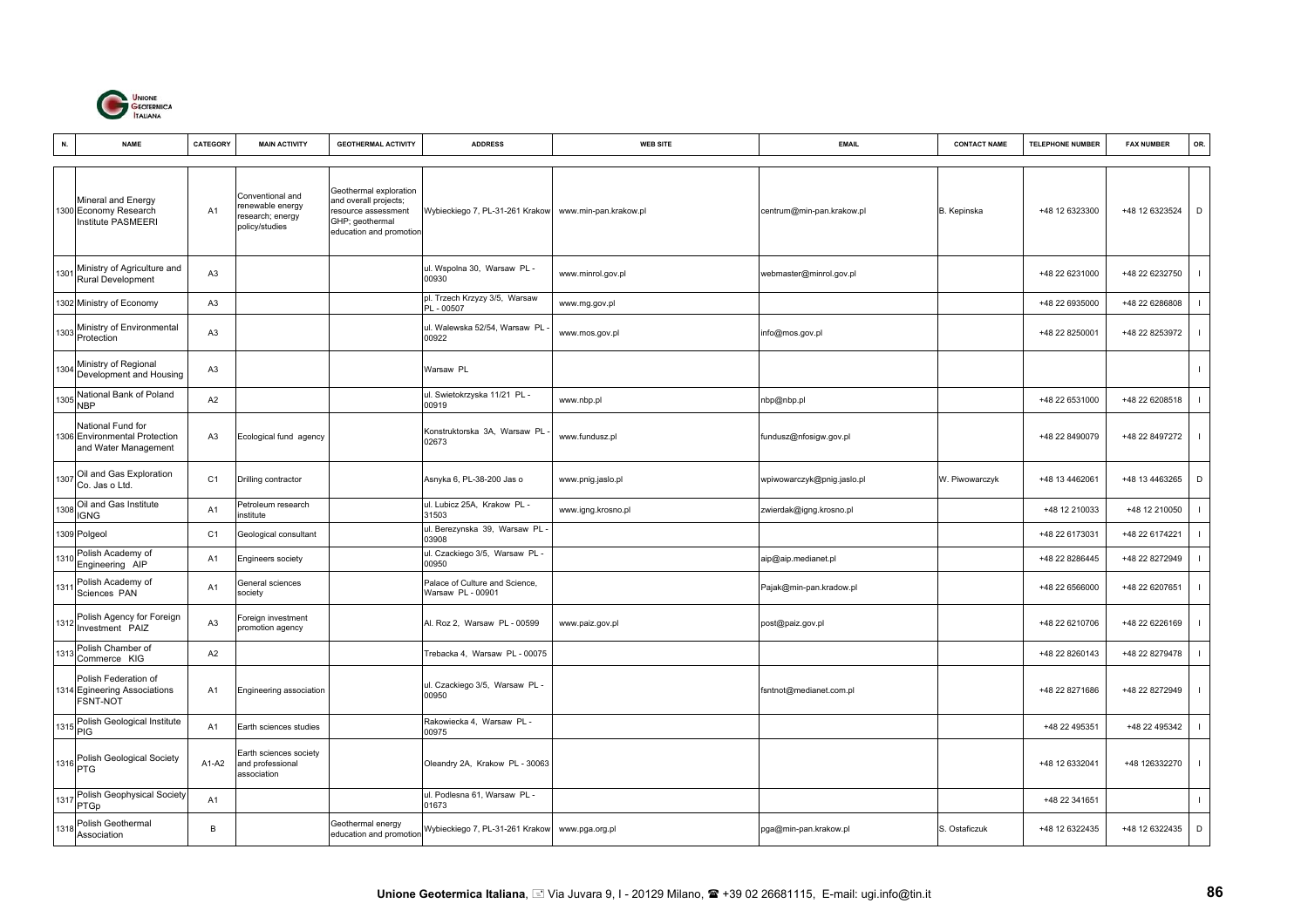| N. | NAME | CATEGORY | MAIN ACTIVITY | GEOTHERMAL ACTIVITY | ADDRESS | WEB SITE | EMAIL | CONTACT NAME | TELEPHONE NUMBER | FAX NUMBER | OR. |
|---|---|---|---|---|---|---|---|---|---|---|---|
| 1300 | Mineral and Energy Economy Research Institute PASMEERI | A1 | Conventional and renewable energy research; energy policy/studies | Geothermal exploration and overall projects; resource assessment GHP; geothermal education and promotion | Wybieckiego 7, PL-31-261 Krakow | www.min-pan.krakow.pl | centrum@min-pan.krakow.pl | B. Kepinska | +48 12 6323300 | +48 12 6323524 | D |
| 1301 | Ministry of Agriculture and Rural Development | A3 | | | ul. Wspolna 30, Warsaw PL - 00930 | www.minrol.gov.pl | webmaster@minrol.gov.pl | | +48 22 6231000 | +48 22 6232750 | I |
| 1302 | Ministry of Economy | A3 | | | pl. Trzech Krzyzy 3/5, Warsaw PL - 00507 | www.mg.gov.pl | | | +48 22 6935000 | +48 22 6286808 | I |
| 1303 | Ministry of Environmental Protection | A3 | | | ul. Walewska 52/54, Warsaw PL - 00922 | www.mos.gov.pl | info@mos.gov.pl | | +48 22 8250001 | +48 22 8253972 | I |
| 1304 | Ministry of Regional Development and Housing | A3 | | | Warsaw PL | | | | | | I |
| 1305 | National Bank of Poland NBP | A2 | | | ul. Swietokrzyska 11/21 PL - 00919 | www.nbp.pl | nbp@nbp.pl | | +48 22 6531000 | +48 22 6208518 | I |
| 1306 | National Fund for Environmental Protection and Water Management | A3 | Ecological fund agency | | Konstruktorska 3A, Warsaw PL - 02673 | www.fundusz.pl | fundusz@nfosigw.gov.pl | | +48 22 8490079 | +48 22 8497272 | I |
| 1307 | Oil and Gas Exploration Co. Jas o Ltd. | C1 | Drilling contractor | | Asnyka 6, PL-38-200 Jas o | www.pnig.jaslo.pl | wpiwowarczyk@pnig.jaslo.pl | W. Piwowarczyk | +48 13 4462061 | +48 13 4463265 | D |
| 1308 | Oil and Gas Institute IGNG | A1 | Petroleum research institute | | ul. Lubicz 25A, Krakow PL - 31503 | www.igng.krosno.pl | zwierdak@igng.krosno.pl | | +48 12 210033 | +48 12 210050 | I |
| 1309 | Polgeol | C1 | Geological consultant | | ul. Berezynska 39, Warsaw PL - 03908 | | | | +48 22 6173031 | +48 22 6174221 | I |
| 1310 | Polish Academy of Engineering AIP | A1 | Engineers society | | ul. Czackiego 3/5, Warsaw PL - 00950 | | aip@aip.medianet.pl | | +48 22 8286445 | +48 22 8272949 | I |
| 1311 | Polish Academy of Sciences PAN | A1 | General sciences society | | Palace of Culture and Science, Warsaw PL - 00901 | | Pajak@min-pan.kradow.pl | | +48 22 6566000 | +48 22 6207651 | I |
| 1312 | Polish Agency for Foreign Investment PAIZ | A3 | Foreign investment promotion agency | | Al. Roz 2, Warsaw PL - 00599 | www.paiz.gov.pl | post@paiz.gov.pl | | +48 22 6210706 | +48 22 6226169 | I |
| 1313 | Polish Chamber of Commerce KIG | A2 | | | Trebacka 4, Warsaw PL - 00075 | | | | +48 22 8260143 | +48 22 8279478 | I |
| 1314 | Polish Federation of Egineering Associations FSNT-NOT | A1 | Engineering association | | ul. Czackiego 3/5, Warsaw PL - 00950 | | fsntnot@medianet.com.pl | | +48 22 8271686 | +48 22 8272949 | I |
| 1315 | Polish Geological Institute PIG | A1 | Earth sciences studies | | Rakowiecka 4, Warsaw PL - 00975 | | | | +48 22 495351 | +48 22 495342 | I |
| 1316 | Polish Geological Society PTG | A1-A2 | Earth sciences society and professional association | | Oleandry 2A, Krakow PL - 30063 | | | | +48 12 6332041 | +48 126332270 | I |
| 1317 | Polish Geophysical Society PTGp | A1 | | | ul. Podlesna 61, Warsaw PL - 01673 | | | | +48 22 341651 | | I |
| 1318 | Polish Geothermal Association | B | | Geothermal energy education and promotion | Wybieckiego 7, PL-31-261 Krakow | www.pga.org.pl | pga@min-pan.krakow.pl | S. Ostaficzuk | +48 12 6322435 | +48 12 6322435 | D |

**Unione Geotermica Italiana**, Via Juvara 9, I - 20129 Milano, +39 02 26681115, E-mail: ugi.info@tin.it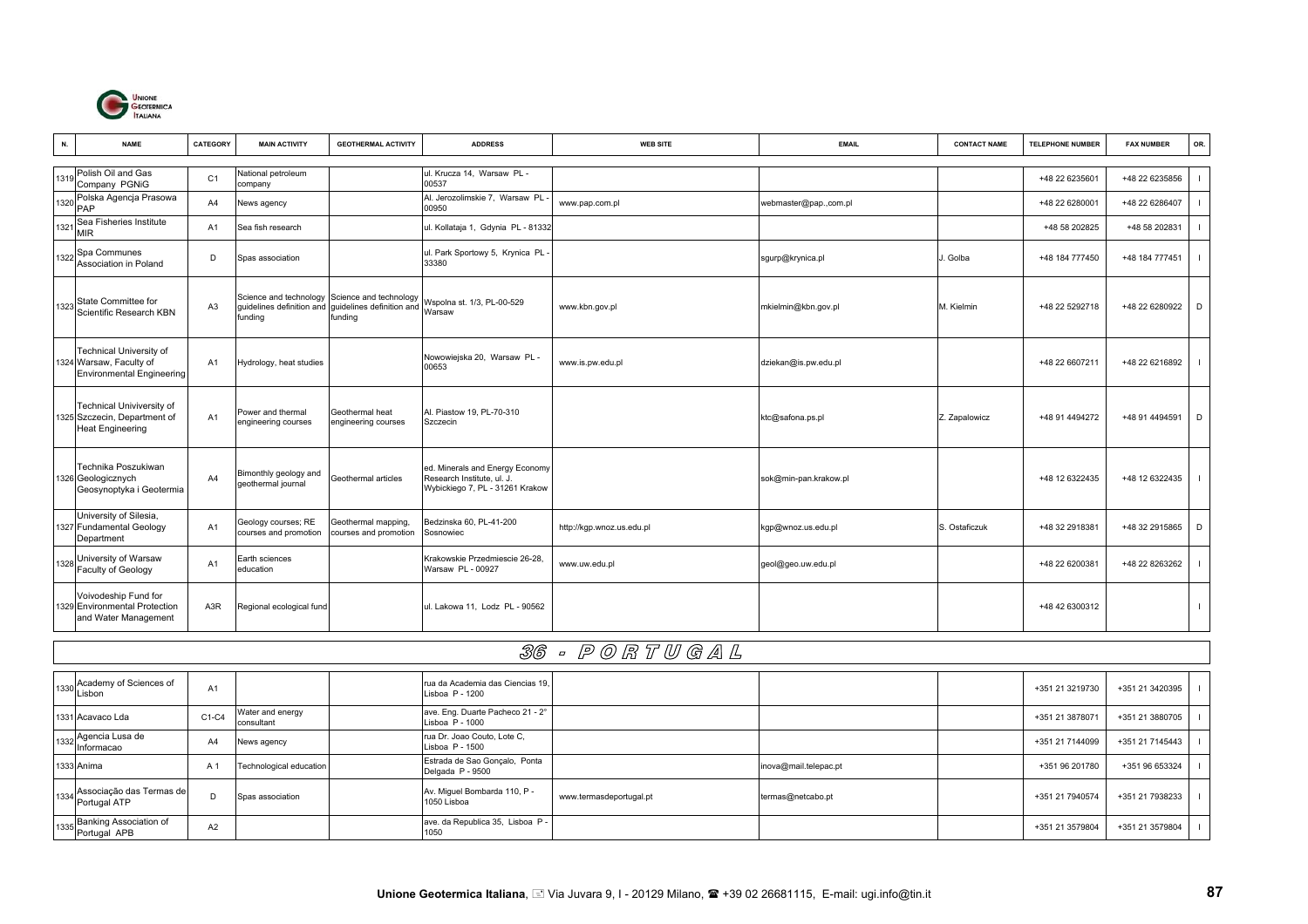| N. | NAME | CATEGORY | MAIN ACTIVITY | GEOTHERMAL ACTIVITY | ADDRESS | WEB SITE | EMAIL | CONTACT NAME | TELEPHONE NUMBER | FAX NUMBER | OR. |
|---|---|---|---|---|---|---|---|---|---|---|---|
| 1319 | Polish Oil and Gas Company PGNiG | C1 | National petroleum company | | ul. Krucza 14, Warsaw PL - 00537 | | | | +48 22 6235601 | +48 22 6235856 | I |
| 1320 | Polska Agencja Prasowa PAP | A4 | News agency | | Al. Jerozolimskie 7, Warsaw PL - 00950 | www.pap.com.pl | webmaster@pap.,com.pl | | +48 22 6280001 | +48 22 6286407 | I |
| 1321 | Sea Fisheries Institute MIR | A1 | Sea fish research | | ul. Kollataja 1, Gdynia PL - 81332 | | | | +48 58 202825 | +48 58 202831 | I |
| 1322 | Spa Communes Association in Poland | D | Spas association | | ul. Park Sportowy 5, Krynica PL - 33380 | | sgurp@krynica.pl | J. Golba | +48 184 777450 | +48 184 777451 | I |
| 1323 | State Committee for Scientific Research KBN | A3 | Science and technology guidelines definition and funding | Science and technology guidelines definition and funding | Wspolna st. 1/3, PL-00-529 Warsaw | www.kbn.gov.pl | mkielmin@kbn.gov.pl | M. Kielmin | +48 22 5292718 | +48 22 6280922 | D |
| 1324 | Technical University of Warsaw, Faculty of Environmental Engineering | A1 | Hydrology, heat studies | | Nowowiejska 20, Warsaw PL - 00653 | www.is.pw.edu.pl | dziekan@is.pw.edu.pl | | +48 22 6607211 | +48 22 6216892 | I |
| 1325 | Technical Univiversity of Szczecin, Department of Heat Engineering | A1 | Power and thermal engineering courses | Geothermal heat engineering courses | Al. Piastow 19, PL-70-310 Szczecin | | ktc@safona.ps.pl | Z. Zapalowicz | +48 91 4494272 | +48 91 4494591 | D |
| 1326 | Technika Poszukiwan Geologicznych Geosynoptyka i Geotermia | A4 | Bimonthly geology and geothermal journal | Geothermal articles | ed. Minerals and Energy Economy Research Institute, ul. J. Wybickiego 7, PL - 31261 Krakow | | sok@min-pan.krakow.pl | | +48 12 6322435 | +48 12 6322435 | I |
| 1327 | University of Silesia, Fundamental Geology Department | A1 | Geology courses; RE courses and promotion | Geothermal mapping, courses and promotion | Bedzinska 60, PL-41-200 Sosnowiec | http://kgp.wnoz.us.edu.pl | kgp@wnoz.us.edu.pl | S. Ostaficzuk | +48 32 2918381 | +48 32 2915865 | D |
| 1328 | University of Warsaw Faculty of Geology | A1 | Earth sciences education | | Krakowskie Przedmiescie 26-28, Warsaw PL - 00927 | www.uw.edu.pl | geol@geo.uw.edu.pl | | +48 22 6200381 | +48 22 8263262 | I |
| 1329 | Voivodeship Fund for Environmental Protection and Water Management | A3R | Regional ecological fund | | ul. Lakowa 11, Lodz PL - 90562 | | | | +48 42 6300312 | | I |
| | **36 - PORTUGAL** | | | | | | | | | | |
| 1330 | Academy of Sciences of Lisbon | A1 | | | rua da Academia das Ciencias 19, Lisboa P - 1200 | | | | +351 21 3219730 | +351 21 3420395 | I |
| 1331 | Acavaco Lda | C1-C4 | Water and energy consultant | | ave. Eng. Duarte Pacheco 21 - 2° Lisboa P - 1000 | | | | +351 21 3878071 | +351 21 3880705 | I |
| 1332 | Agencia Lusa de Informacao | A4 | News agency | | rua Dr. Joao Couto, Lote C, Lisboa P - 1500 | | | | +351 21 7144099 | +351 21 7145443 | I |
| 1333 | Anima | A 1 | Technological education | | Estrada de Sao Gonçalo, Ponta Delgada P - 9500 | | inova@mail.telepac.pt | | +351 96 201780 | +351 96 653324 | I |
| 1334 | Associação das Termas de Portugal ATP | D | Spas association | | Av. Miguel Bombarda 110, P - 1050 Lisboa | www.termasdeportugal.pt | termas@netcabo.pt | | +351 21 7940574 | +351 21 7938233 | I |
| 1335 | Banking Association of Portugal APB | A2 | | | ave. da Republica 35, Lisboa P - 1050 | | | | +351 21 3579804 | +351 21 3579804 | I |

**Unione Geotermica Italiana**, Via Juvara 9, I - 20129 Milano, +39 02 26681115, E-mail: ugi.info@tin.it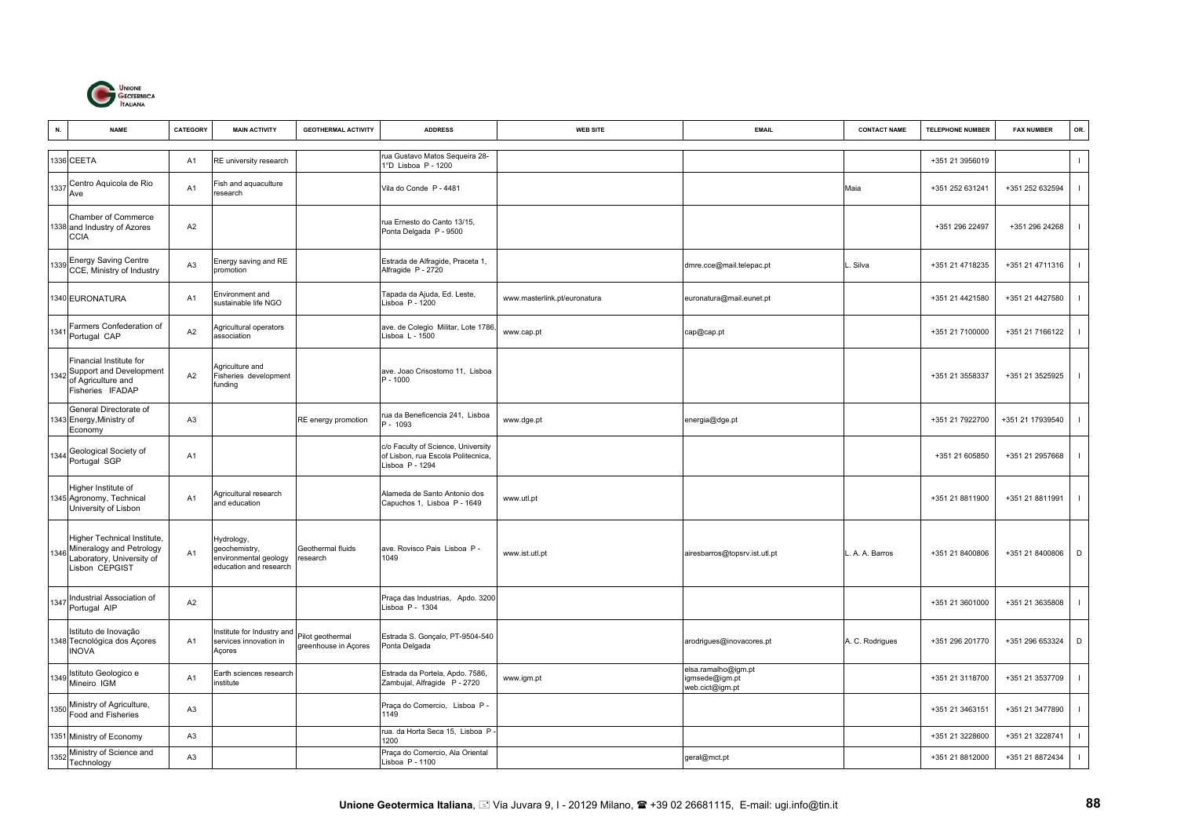| N. | NAME | CATEGORY | MAIN ACTIVITY | GEOTHERMAL ACTIVITY | ADDRESS | WEB SITE | EMAIL | CONTACT NAME | TELEPHONE NUMBER | FAX NUMBER | OR. |
|---|---|---|---|---|---|---|---|---|---|---|---|
| 1336 | CEETA | A1 | RE university research | | rua Gustavo Matos Sequeira 28-1°D Lisboa P - 1200 | | | | +351 21 3956019 | | I |
| 1337 | Centro Aquicola de Rio Ave | A1 | Fish and aquaculture research | | Vila do Conde P - 4481 | | | Maia | +351 252 631241 | +351 252 632594 | I |
| 1338 | Chamber of Commerce and Industry of Azores CCIA | A2 | | | rua Ernesto do Canto 13/15, Ponta Delgada P - 9500 | | | | +351 296 22497 | +351 296 24268 | I |
| 1339 | Energy Saving Centre CCE, Ministry of Industry | A3 | Energy saving and RE promotion | | Estrada de Alfragide, Praceta 1, Alfragide P - 2720 | | dmre.cce@mail.telepac.pt | L. Silva | +351 21 4718235 | +351 21 4711316 | I |
| 1340 | EURONATURA | A1 | Environment and sustainable life NGO | | Tapada da Ajuda, Ed. Leste, Lisboa P - 1200 | www.masterlink.pt/euronatura | euronatura@mail.eunet.pt | | +351 21 4421580 | +351 21 4427580 | I |
| 1341 | Farmers Confederation of Portugal CAP | A2 | Agricultural operators association | | ave. de Colegio Militar, Lote 1786, Lisboa L - 1500 | www.cap.pt | cap@cap.pt | | +351 21 7100000 | +351 21 7166122 | I |
| 1342 | Financial Institute for Support and Development of Agriculture and Fisheries IFADAP | A2 | Agriculture and Fisheries development funding | | ave. Joao Crisostomo 11, Lisboa P - 1000 | | | | +351 21 3558337 | +351 21 3525925 | I |
| 1343 | General Directorate of Energy,Ministry of Economy | A3 | | RE energy promotion | rua da Beneficencia 241, Lisboa P - 1093 | www.dge.pt | energia@dge.pt | | +351 21 7922700 | +351 21 17939540 | I |
| 1344 | Geological Society of Portugal SGP | A1 | | | c/o Faculty of Science, University of Lisbon, rua Escola Politecnica, Lisboa P - 1294 | | | | +351 21 605850 | +351 21 2957668 | I |
| 1345 | Higher Institute of Agronomy, Technical University of Lisbon | A1 | Agricultural research and education | | Alameda de Santo Antonio dos Capuchos 1, Lisboa P - 1649 | www.utl.pt | | | +351 21 8811900 | +351 21 8811991 | I |
| 1346 | Higher Technical Institute, Mineralogy and Petrology Laboratory, University of Lisbon CEPGIST | A1 | Hydrology, geochemistry, environmental geology education and research | Geothermal fluids research | ave. Rovisco Pais Lisboa P - 1049 | www.ist.utl.pt | airesbarros@topsrv.ist.utl.pt | L. A. A. Barros | +351 21 8400806 | +351 21 8400806 | D |
| 1347 | Industrial Association of Portugal AIP | A2 | | | Praça das Industrias, Apdo. 3200 Lisboa P - 1304 | | | | +351 21 3601000 | +351 21 3635808 | I |
| 1348 | Istituto de Inovação Tecnológica dos Açores INOVA | A1 | Institute for Industry and services innovation in Açores | Pilot geothermal greenhouse in Açores | Estrada S. Gonçalo, PT-9504-540 Ponta Delgada | | arodrigues@inovacores.pt | A. C. Rodrigues | +351 296 201770 | +351 296 653324 | D |
| 1349 | Istituto Geologico e Mineiro IGM | A1 | Earth sciences research institute | | Estrada da Portela, Apdo. 7586, Zambujal, Alfragide P - 2720 | www.igm.pt | elsa.ramalho@igm.pt igmsede@igm.pt web.cict@igm.pt | | +351 21 3118700 | +351 21 3537709 | I |
| 1350 | Ministry of Agriculture, Food and Fisheries | A3 | | | Praça do Comercio, Lisboa P - 1149 | | | | +351 21 3463151 | +351 21 3477890 | I |
| 1351 | Ministry of Economy | A3 | | | rua. da Horta Seca 15, Lisboa P - 1200 | | | | +351 21 3228600 | +351 21 3228741 | I |
| 1352 | Ministry of Science and Technology | A3 | | | Praça do Comercio, Ala Oriental Lisboa P - 1100 | | geral@mct.pt | | +351 21 8812000 | +351 21 8872434 | I |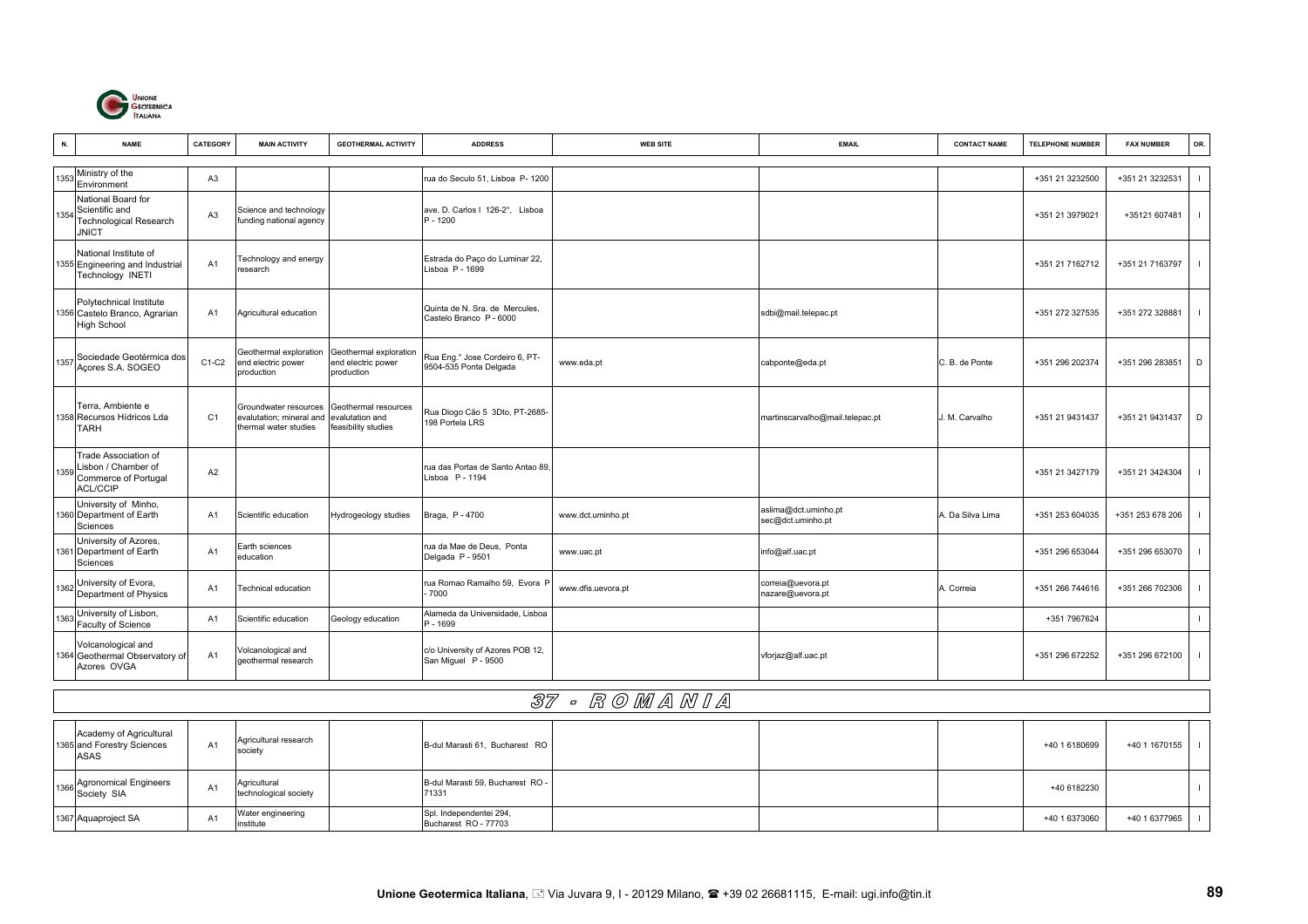| N. | NAME | CATEGORY | MAIN ACTIVITY | GEOTHERMAL ACTIVITY | ADDRESS | WEB SITE | EMAIL | CONTACT NAME | TELEPHONE NUMBER | FAX NUMBER | OR. |
|---|---|---|---|---|---|---|---|---|---|---|---|
| 1353 | Ministry of the Environment | A3 | | | rua do Seculo 51, Lisboa P- 1200 | | | | +351 21 3232500 | +351 21 3232531 | I |
| 1354 | National Board for Scientific and Technological Research JNICT | A3 | Science and technology funding national agency | | ave. D. Carlos I 126-2°, Lisboa P - 1200 | | | | +351 21 3979021 | +35121 607481 | I |
| 1355 | National Institute of Engineering and Industrial Technology INETI | A1 | Technology and energy research | | Estrada do Paço do Luminar 22, Lisboa P - 1699 | | | | +351 21 7162712 | +351 21 7163797 | I |
| 1356 | Polytechnical Institute Castelo Branco, Agrarian High School | A1 | Agricultural education | | Quinta de N. Sra. de Mercules, Castelo Branco P - 6000 | | sdbi@mail.telepac.pt | | +351 272 327535 | +351 272 328881 | I |
| 1357 | Sociedade Geotérmica dos Açores S.A. SOGEO | C1-C2 | Geothermal exploration end electric power production | Geothermal exploration end electric power production | Rua Eng.° Jose Cordeiro 6, PT-9504-535 Ponta Delgada | www.eda.pt | cabponte@eda.pt | C. B. de Ponte | +351 296 202374 | +351 296 283851 | D |
| 1358 | Terra, Ambiente e Recursos Hídricos Lda TARH | C1 | Groundwater resources evalutation; mineral and thermal water studies | Geothermal resources evalutation and feasibility studies | Rua Diogo Cão 5 3Dto, PT-2685-198 Portela LRS | | martinscarvalho@mail.telepac.pt | J. M. Carvalho | +351 21 9431437 | +351 21 9431437 | D |
| 1359 | Trade Association of Lisbon / Chamber of Commerce of Portugal ACL/CCIP | A2 | | | rua das Portas de Santo Antao 89, Lisboa P - 1194 | | | | +351 21 3427179 | +351 21 3424304 | I |
| 1360 | University of Minho, Department of Earth Sciences | A1 | Scientific education | Hydrogeology studies | Braga, P - 4700 | www.dct.uminho.pt | aslima@dct.uminho.pt sec@dct.uminho.pt | A. Da Silva Lima | +351 253 604035 | +351 253 678 206 | I |
| 1361 | University of Azores, Department of Earth Sciences | A1 | Earth sciences education | | rua da Mae de Deus, Ponta Delgada P - 9501 | www.uac.pt | info@alf.uac.pt | | +351 296 653044 | +351 296 653070 | I |
| 1362 | University of Evora, Department of Physics | A1 | Technical education | | rua Romao Ramalho 59, Evora P - 7000 | www.dfis.uevora.pt | correia@uevora.pt nazare@uevora.pt | A. Correia | +351 266 744616 | +351 266 702306 | I |
| 1363 | University of Lisbon, Faculty of Science | A1 | Scientific education | Geology education | Alameda da Universidade, Lisboa P - 1699 | | | | +351 7967624 | | I |
| 1364 | Volcanological and Geothermal Observatory of Azores OVGA | A1 | Volcanological and geothermal research | | c/o University of Azores POB 12, San Miguel P - 9500 | | vforjaz@alf.uac.pt | | +351 296 672252 | +351 296 672100 | I |

## 37 - ROMANIA

| N. | NAME | CATEGORY | MAIN ACTIVITY | GEOTHERMAL ACTIVITY | ADDRESS | WEB SITE | EMAIL | CONTACT NAME | TELEPHONE NUMBER | FAX NUMBER | OR. |
|---|---|---|---|---|---|---|---|---|---|---|---|
| 1365 | Academy of Agricultural and Forestry Sciences ASAS | A1 | Agricultural research society | | B-dul Marasti 61, Bucharest RO | | | | +40 1 6180699 | +40 1 1670155 | I |
| 1366 | Agronomical Engineers Society SIA | A1 | Agricultural technological society | | B-dul Marasti 59, Bucharest RO - 71331 | | | | +40 6182230 | | I |
| 1367 | Aquaproject SA | A1 | Water engineering institute | | Spl. Independentei 294, Bucharest RO - 77703 | | | | +40 1 6373060 | +40 1 6377965 | I |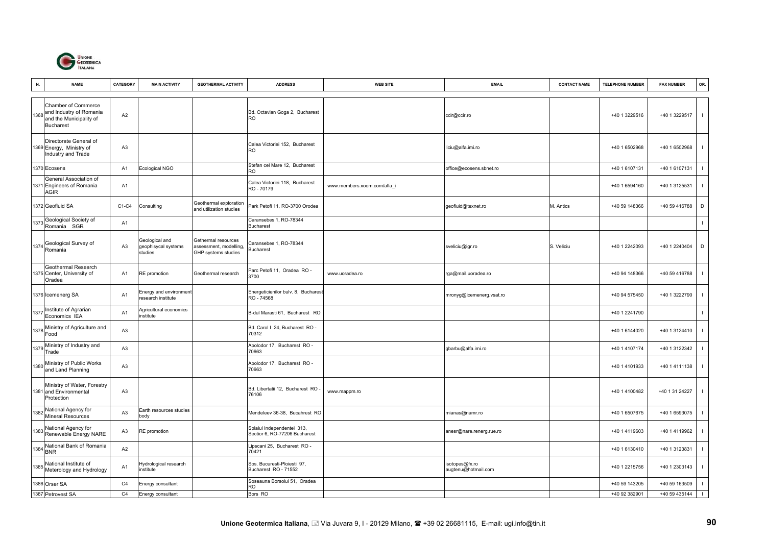| N. | NAME | CATEGORY | MAIN ACTIVITY | GEOTHERMAL ACTIVITY | ADDRESS | WEB SITE | EMAIL | CONTACT NAME | TELEPHONE NUMBER | FAX NUMBER | OR. |
|---|---|---|---|---|---|---|---|---|---|---|---|
| 1368 | Chamber of Commerce and Industry of Romania and the Municipality of Bucharest | A2 | | | Bd. Octavian Goga 2, Bucharest RO | | ccir@ccir.ro | | +40 1 3229516 | +40 1 3229517 | I |
| 1369 | Directorate General of Energy, Ministry of Industry and Trade | A3 | | | Calea Victoriei 152, Bucharest RO | | liciu@alfa.imi.ro | | +40 1 6502968 | +40 1 6502968 | I |
| 1370 | Ecosens | A1 | Ecological NGO | | Stefan cel Mare 12, Bucharest RO | | office@ecosens.sbnet.ro | | +40 1 6107131 | +40 1 6107131 | I |
| 1371 | General Association of Engineers of Romania AGIR | A1 | | | Calea Victoriei 118, Bucharest RO - 70179 | www.members.xoom.com/alfa_i | | | +40 1 6594160 | +40 1 3125531 | I |
| 1372 | Geofluid SA | C1-C4 | Consulting | Geothermal exploration and utilization studies | Park Petofi 11, RO-3700 Orodea | | geofluid@texnet.ro | M. Antics | +40 59 148366 | +40 59 416788 | D |
| 1373 | Geological Society of Romania SGR | A1 | | | Caransebes 1, RO-78344 Bucharest | | | | | | I |
| 1374 | Geological Survey of Romania | A3 | Geological and geophisycal systems studies | Gethermal resources assessment, modelling, GHP systems studies | Caransebes 1, RO-78344 Bucharest | | sveliciu@igr.ro | S. Veliciu | +40 1 2242093 | +40 1 2240404 | D |
| 1375 | Geothermal Research Center, University of Oradea | A1 | RE promotion | Geothermal research | Parc Petofi 11, Oradea RO - 3700 | www.uoradea.ro | rga@mail.uoradea.ro | | +40 94 148366 | +40 59 416788 | I |
| 1376 | Icemenerg SA | A1 | Energy and environment research institute | | Energeticienilor bulv. 8, Bucharest RO - 74568 | | mronyg@icemenerg.vsat.ro | | +40 94 575450 | +40 1 3222790 | I |
| 1377 | Institute of Agrarian Economics IEA | A1 | Agricultural economics institute | | B-dul Marasti 61, Bucharest RO | | | | +40 1 2241790 | | I |
| 1378 | Ministry of Agriculture and Food | A3 | | | Bd. Carol I 24, Bucharest RO - 70312 | | | | +40 1 6144020 | +40 1 3124410 | I |
| 1379 | Ministry of Industry and Trade | A3 | | | Apolodor 17, Bucharest RO - 70663 | | gbarbu@alfa.imi.ro | | +40 1 4107174 | +40 1 3122342 | I |
| 1380 | Ministry of Public Works and Land Planning | A3 | | | Apolodor 17, Bucharest RO - 70663 | | | | +40 1 4101933 | +40 1 4111138 | I |
| 1381 | Ministry of Water, Forestry and Environmental Protection | A3 | | | Bd. Libertatii 12, Bucharest RO - 76106 | www.mappm.ro | | | +40 1 4100482 | +40 1 31 24227 | I |
| 1382 | National Agency for Mineral Resources | A3 | Earth resources studies body | | Mendeleev 36-38, Bucahrest RO | | mianas@namr.ro | | +40 1 6507675 | +40 1 6593075 | I |
| 1383 | National Agency for Renewable Energy NARE | A3 | RE promotion | | Splaiul Independentei 313, Sectior 6, RO-77206 Bucharest | | anesr@nare.renerg.rue.ro | | +40 1 4119603 | +40 1 4119962 | I |
| 1384 | National Bank of Romania BNR | A2 | | | Lipscani 25, Bucharest RO - 70421 | | | | +40 1 6130410 | +40 1 3123831 | I |
| 1385 | National Institute of Meterology and Hydrology | A1 | Hydrological research institute | | Sos. Bucuresti-Ploiesti 97, Bucharest RO - 71552 | | isotopes@fx.ro augtenu@hotmail.com | | +40 1 2215756 | +40 1 2303143 | I |
| 1386 | Orser SA | C4 | Energy consultant | | Soseauna Borsolui 51, Oradea RO | | | | +40 59 143205 | +40 59 163509 | I |
| 1387 | Petrovest SA | C4 | Energy consultant | | Bors RO | | | | +40 92 382901 | +40 59 435144 | I |

**Unione Geotermica Italiana**, Via Juvara 9, I - 20129 Milano, +39 02 26681115, E-mail: ugi.info@tin.it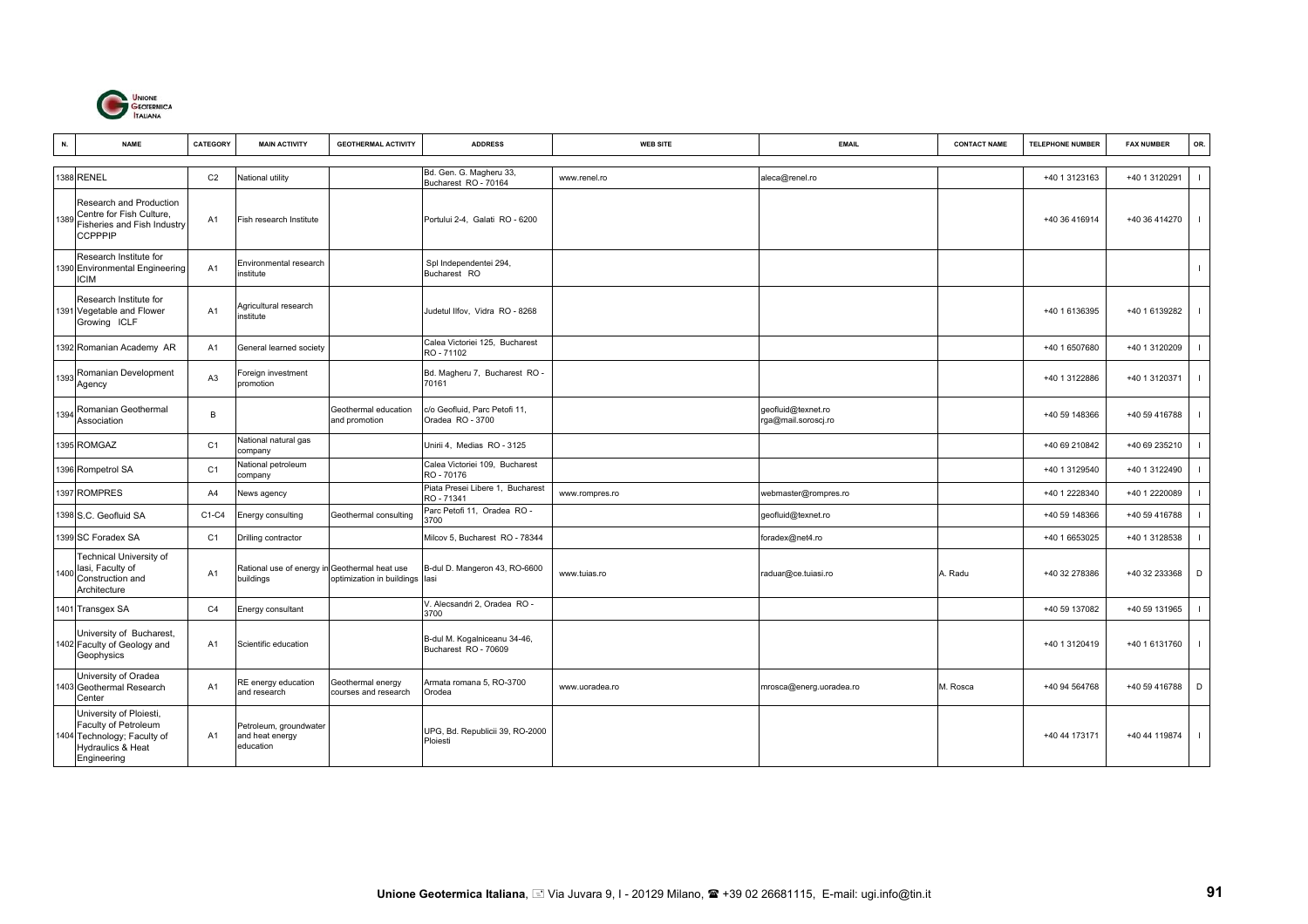| N. | NAME | CATEGORY | MAIN ACTIVITY | GEOTHERMAL ACTIVITY | ADDRESS | WEB SITE | EMAIL | CONTACT NAME | TELEPHONE NUMBER | FAX NUMBER | OR. |
|---|---|---|---|---|---|---|---|---|---|---|---|
| 1388 | RENEL | C2 | National utility | | Bd. Gen. G. Magheru 33, Bucharest RO - 70164 | www.renel.ro | aleca@renel.ro | | +40 1 3123163 | +40 1 3120291 | I |
| 1389 | Research and Production Centre for Fish Culture, Fisheries and Fish Industry CCPPPIP | A1 | Fish research Institute | | Portului 2-4, Galati RO - 6200 | | | | +40 36 416914 | +40 36 414270 | I |
| 1390 | Research Institute for Environmental Engineering ICIM | A1 | Environmental research institute | | Spl Independentei 294, Bucharest RO | | | | | | I |
| 1391 | Research Institute for Vegetable and Flower Growing ICLF | A1 | Agricultural research institute | | Judetul Ilfov, Vidra RO - 8268 | | | | +40 1 6136395 | +40 1 6139282 | I |
| 1392 | Romanian Academy AR | A1 | General learned society | | Calea Victoriei 125, Bucharest RO - 71102 | | | | +40 1 6507680 | +40 1 3120209 | I |
| 1393 | Romanian Development Agency | A3 | Foreign investment promotion | | Bd. Magheru 7, Bucharest RO - 70161 | | | | +40 1 3122886 | +40 1 3120371 | I |
| 1394 | Romanian Geothermal Association | B | | Geothermal education and promotion | c/o Geofluid, Parc Petofi 11, Oradea RO - 3700 | | geofluid@texnet.ro rga@mail.soroscj.ro | | +40 59 148366 | +40 59 416788 | I |
| 1395 | ROMGAZ | C1 | National natural gas company | | Unirii 4, Medias RO - 3125 | | | | +40 69 210842 | +40 69 235210 | I |
| 1396 | Rompetrol SA | C1 | National petroleum company | | Calea Victoriei 109, Bucharest RO - 70176 | | | | +40 1 3129540 | +40 1 3122490 | I |
| 1397 | ROMPRES | A4 | News agency | | Piata Presei Libere 1, Bucharest RO - 71341 | www.rompres.ro | webmaster@rompres.ro | | +40 1 2228340 | +40 1 2220089 | I |
| 1398 | S.C. Geofluid SA | C1-C4 | Energy consulting | Geothermal consulting | Parc Petofi 11, Oradea RO - 3700 | | geofluid@texnet.ro | | +40 59 148366 | +40 59 416788 | I |
| 1399 | SC Foradex SA | C1 | Drilling contractor | | Milcov 5, Bucharest RO - 78344 | | foradex@net4.ro | | +40 1 6653025 | +40 1 3128538 | I |
| 1400 | Technical University of Iasi, Faculty of Construction and Architecture | A1 | Rational use of energy in buildings | Geothermal heat use optimization in buildings | B-dul D. Mangeron 43, RO-6600 Iasi | www.tuias.ro | raduar@ce.tuiasi.ro | A. Radu | +40 32 278386 | +40 32 233368 | D |
| 1401 | Transgex SA | C4 | Energy consultant | | V. Alecsandri 2, Oradea RO - 3700 | | | | +40 59 137082 | +40 59 131965 | I |
| 1402 | University of Bucharest, Faculty of Geology and Geophysics | A1 | Scientific education | | B-dul M. Kogalniceanu 34-46, Bucharest RO - 70609 | | | | +40 1 3120419 | +40 1 6131760 | I |
| 1403 | University of Oradea Geothermal Research Center | A1 | RE energy education and research | Geothermal energy courses and research | Armata romana 5, RO-3700 Orodea | www.uoradea.ro | mrosca@energ.uoradea.ro | M. Rosca | +40 94 564768 | +40 59 416788 | D |
| 1404 | University of Ploiesti, Faculty of Petroleum Technology; Faculty of Hydraulics & Heat Engineering | A1 | Petroleum, groundwater and heat energy education | | UPG, Bd. Republicii 39, RO-2000 Ploiesti | | | | +40 44 173171 | +40 44 119874 | I |

**Unione Geotermica Italiana**, Via Juvara 9, I - 20129 Milano, +39 02 26681115, E-mail: ugi.info@tin.it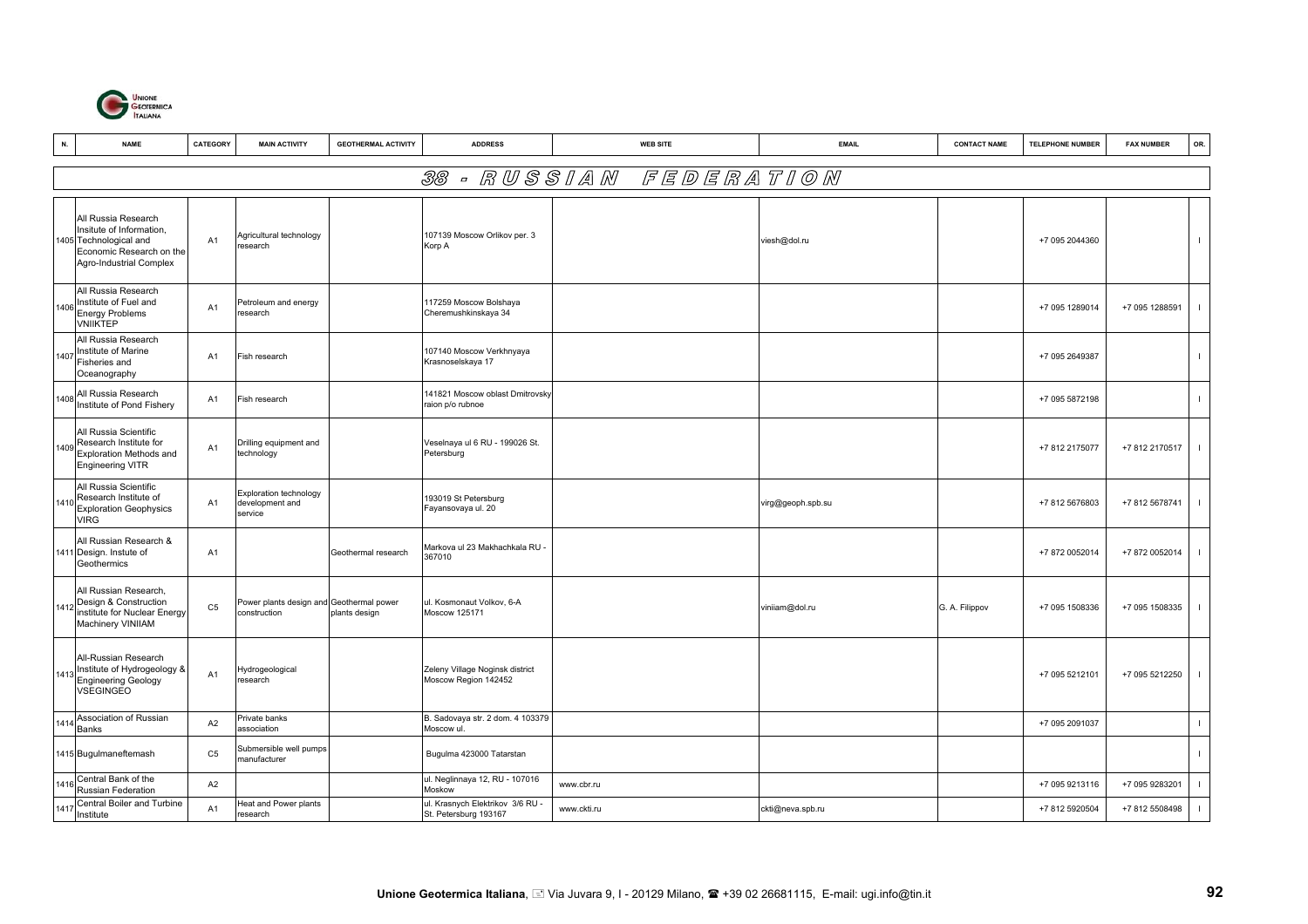| N. | NAME | CATEGORY | MAIN ACTIVITY | GEOTHERMAL ACTIVITY | ADDRESS | WEB SITE | EMAIL | CONTACT NAME | TELEPHONE NUMBER | FAX NUMBER | OR. |
|---|---|---|---|---|---|---|---|---|---|---|---|

## 38 - RUSSIAN FEDERATION

| N. | NAME | CATEGORY | MAIN ACTIVITY | GEOTHERMAL ACTIVITY | ADDRESS | WEB SITE | EMAIL | CONTACT NAME | TELEPHONE NUMBER | FAX NUMBER | OR. |
|---|---|---|---|---|---|---|---|---|---|---|---|
| 1405 | All Russia Research Insitute of Information, Technological and Economic Research on the Agro-Industrial Complex | A1 | Agricultural technology research | | 107139 Moscow Orlikov per. 3 Korp A | | viesh@dol.ru | | +7 095 2044360 | | I |
| 1406 | All Russia Research Institute of Fuel and Energy Problems VNIIKTEP | A1 | Petroleum and energy research | | 117259 Moscow Bolshaya Cheremushkinskaya 34 | | | | +7 095 1289014 | +7 095 1288591 | I |
| 1407 | All Russia Research Institute of Marine Fisheries and Oceanography | A1 | Fish research | | 107140 Moscow Verkhnyaya Krasnoselskaya 17 | | | | +7 095 2649387 | | I |
| 1408 | All Russia Research Institute of Pond Fishery | A1 | Fish research | | 141821 Moscow oblast Dmitrovsky raion p/o rubnoe | | | | +7 095 5872198 | | I |
| 1409 | All Russia Scientific Research Institute for Exploration Methods and Engineering VITR | A1 | Drilling equipment and technology | | Veselnaya ul 6 RU - 199026 St. Petersburg | | | | +7 812 2175077 | +7 812 2170517 | I |
| 1410 | All Russia Scientific Research Institute of Exploration Geophysics VIRG | A1 | Exploration technology development and service | | 193019 St Petersburg Fayansovaya ul. 20 | | virg@geoph.spb.su | | +7 812 5676803 | +7 812 5678741 | I |
| 1411 | All Russian Research & Design. Instute of Geothermics | A1 | | Geothermal research | Markova ul 23 Makhachkala RU - 367010 | | | | +7 872 0052014 | +7 872 0052014 | I |
| 1412 | All Russian Research, Design & Construction institute for Nuclear Energy Machinery VINIIAM | C5 | Power plants design and construction | Geothermal power plants design | ul. Kosmonaut Volkov, 6-A Moscow 125171 | | viniiam@dol.ru | G. A. Filippov | +7 095 1508336 | +7 095 1508335 | I |
| 1413 | All-Russian Research Institute of Hydrogeology & Engineering Geology VSEGINGEO | A1 | Hydrogeological research | | Zeleny Village Noginsk district Moscow Region 142452 | | | | +7 095 5212101 | +7 095 5212250 | I |
| 1414 | Association of Russian Banks | A2 | Private banks association | | B. Sadovaya str. 2 dom. 4 103379 Moscow ul. | | | | +7 095 2091037 | | I |
| 1415 | Bugulmaneftemash | C5 | Submersible well pumps manufacturer | | Bugulma 423000 Tatarstan | | | | | | I |
| 1416 | Central Bank of the Russian Federation | A2 | | | ul. Neglinnaya 12, RU - 107016 Moskow | www.cbr.ru | | | +7 095 9213116 | +7 095 9283201 | I |
| 1417 | Central Boiler and Turbine Institute | A1 | Heat and Power plants research | | ul. Krasnych Elektrikov 3/6 RU - St. Petersburg 193167 | www.ckti.ru | ckti@neva.spb.ru | | +7 812 5920504 | +7 812 5508498 | I |

**Unione Geotermica Italiana**, Via Juvara 9, I - 20129 Milano, ☎ +39 02 26681115, E-mail: ugi.info@tin.it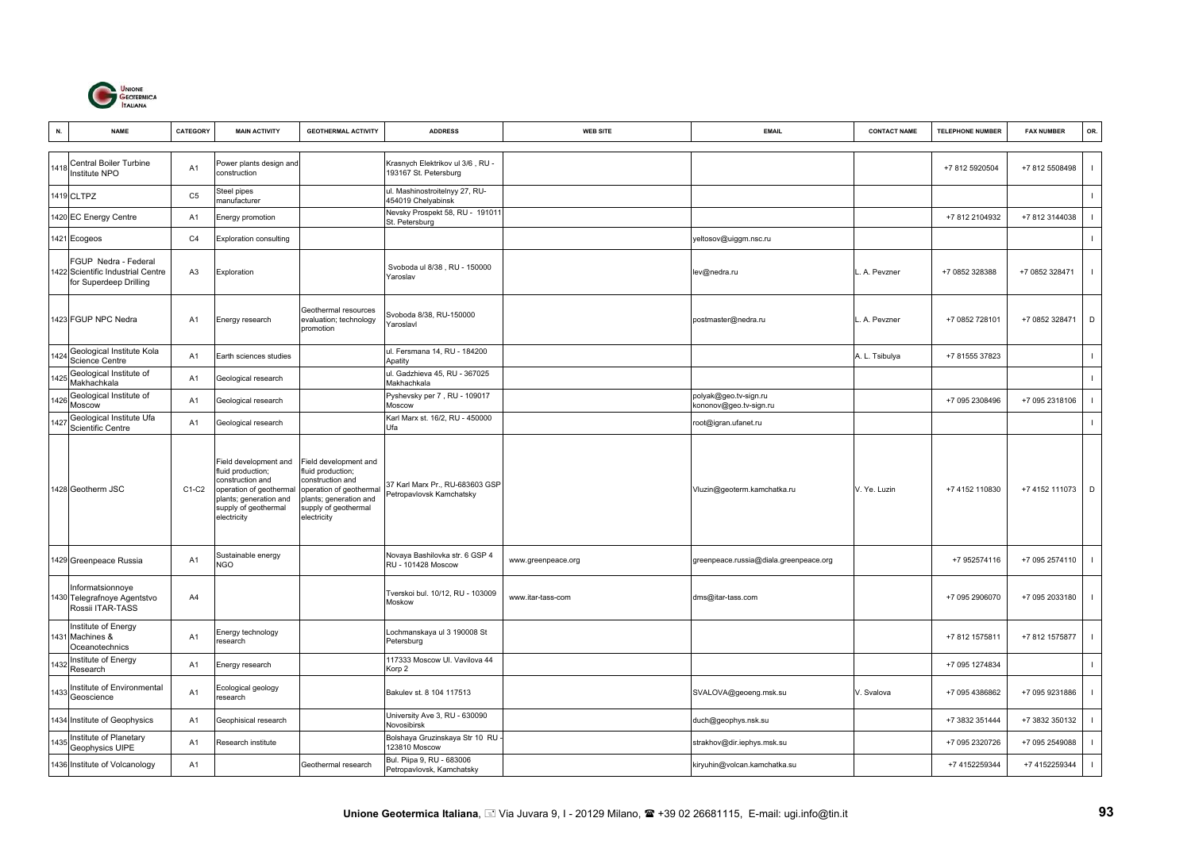| N. | NAME | CATEGORY | MAIN ACTIVITY | GEOTHERMAL ACTIVITY | ADDRESS | WEB SITE | EMAIL | CONTACT NAME | TELEPHONE NUMBER | FAX NUMBER | OR. |
|---|---|---|---|---|---|---|---|---|---|---|---|
| 1418 | Central Boiler Turbine Institute NPO | A1 | Power plants design and construction | | Krasnych Elektrikov ul 3/6 , RU - 193167 St. Petersburg | | | | +7 812 5920504 | +7 812 5508498 | I |
| 1419 | CLTPZ | C5 | Steel pipes manufacturer | | ul. Mashinostroitelnyy 27, RU- 454019 Chelyabinsk | | | | | | I |
| 1420 | EC Energy Centre | A1 | Energy promotion | | Nevsky Prospekt 58, RU - 191011 St. Petersburg | | | | +7 812 2104932 | +7 812 3144038 | I |
| 1421 | Ecogeos | C4 | Exploration consulting | | | | yeltosov@uiggm.nsc.ru | | | | I |
| 1422 | FGUP Nedra - Federal Scientific Industrial Centre for Superdeep Drilling | A3 | Exploration | | Svoboda ul 8/38 , RU - 150000 Yaroslav | | lev@nedra.ru | L. A. Pevzner | +7 0852 328388 | +7 0852 328471 | I |
| 1423 | FGUP NPC Nedra | A1 | Energy research | Geothermal resources evaluation; technology promotion | Svoboda 8/38, RU-150000 Yaroslavl | | postmaster@nedra.ru | L. A. Pevzner | +7 0852 728101 | +7 0852 328471 | D |
| 1424 | Geological Institute Kola Science Centre | A1 | Earth sciences studies | | ul. Fersmana 14, RU - 184200 Apatity | | | A. L. Tsibulya | +7 81555 37823 | | I |
| 1425 | Geological Institute of Makhachkala | A1 | Geological research | | ul. Gadzhieva 45, RU - 367025 Makhachkala | | | | | | I |
| 1426 | Geological Institute of Moscow | A1 | Geological research | | Pyshevsky per 7 , RU - 109017 Moscow | | polyak@geo.tv-sign.ru kononov@geo.tv-sign.ru | | +7 095 2308496 | +7 095 2318106 | I |
| 1427 | Geological Institute Ufa Scientific Centre | A1 | Geological research | | Karl Marx st. 16/2, RU - 450000 Ufa | | root@igran.ufanet.ru | | | | I |
| 1428 | Geotherm JSC | C1-C2 | Field development and fluid production; construction and operation of geothermal plants; generation and supply of geothermal electricity | Field development and fluid production; construction and operation of geothermal plants; generation and supply of geothermal electricity | 37 Karl Marx Pr., RU-683603 GSP Petropavlovsk Kamchatsky | | Vluzin@geoterm.kamchatka.ru | V. Ye. Luzin | +7 4152 110830 | +7 4152 111073 | D |
| 1429 | Greenpeace Russia | A1 | Sustainable energy NGO | | Novaya Bashilovka str. 6 GSP 4 RU - 101428 Moscow | www.greenpeace.org | greenpeace.russia@diala.greenpeace.org | | +7 952574116 | +7 095 2574110 | I |
| 1430 | Informatsionnoye Telegrafnoye Agentstvo Rossii ITAR-TASS | A4 | | | Tverskoi bul. 10/12, RU - 103009 Moskow | www.itar-tass-com | dms@itar-tass.com | | +7 095 2906070 | +7 095 2033180 | I |
| 1431 | Institute of Energy Machines & Oceanotechnics | A1 | Energy technology research | | Lochmanskaya ul 3 190008 St Petersburg | | | | +7 812 1575811 | +7 812 1575877 | I |
| 1432 | Institute of Energy Research | A1 | Energy research | | 117333 Moscow Ul. Vavilova 44 Korp 2 | | | | +7 095 1274834 | | I |
| 1433 | Institute of Environmental Geoscience | A1 | Ecological geology research | | Bakulev st. 8 104 117513 | | SVALOVA@geoeng.msk.su | V. Svalova | +7 095 4386862 | +7 095 9231886 | I |
| 1434 | Institute of Geophysics | A1 | Geophisical research | | University Ave 3, RU - 630090 Novosibirsk | | duch@geophys.nsk.su | | +7 3832 351444 | +7 3832 350132 | I |
| 1435 | Institute of Planetary Geophysics UIPE | A1 | Research institute | | Bolshaya Gruzinskaya Str 10 RU - 123810 Moscow | | strakhov@dir.iephys.msk.su | | +7 095 2320726 | +7 095 2549088 | I |
| 1436 | Institute of Volcanology | A1 | | Geothermal research | Bul. Piipa 9, RU - 683006 Petropavlovsk, Kamchatsky | | kiryuhin@volcan.kamchatka.su | | +7 4152259344 | +7 4152259344 | I |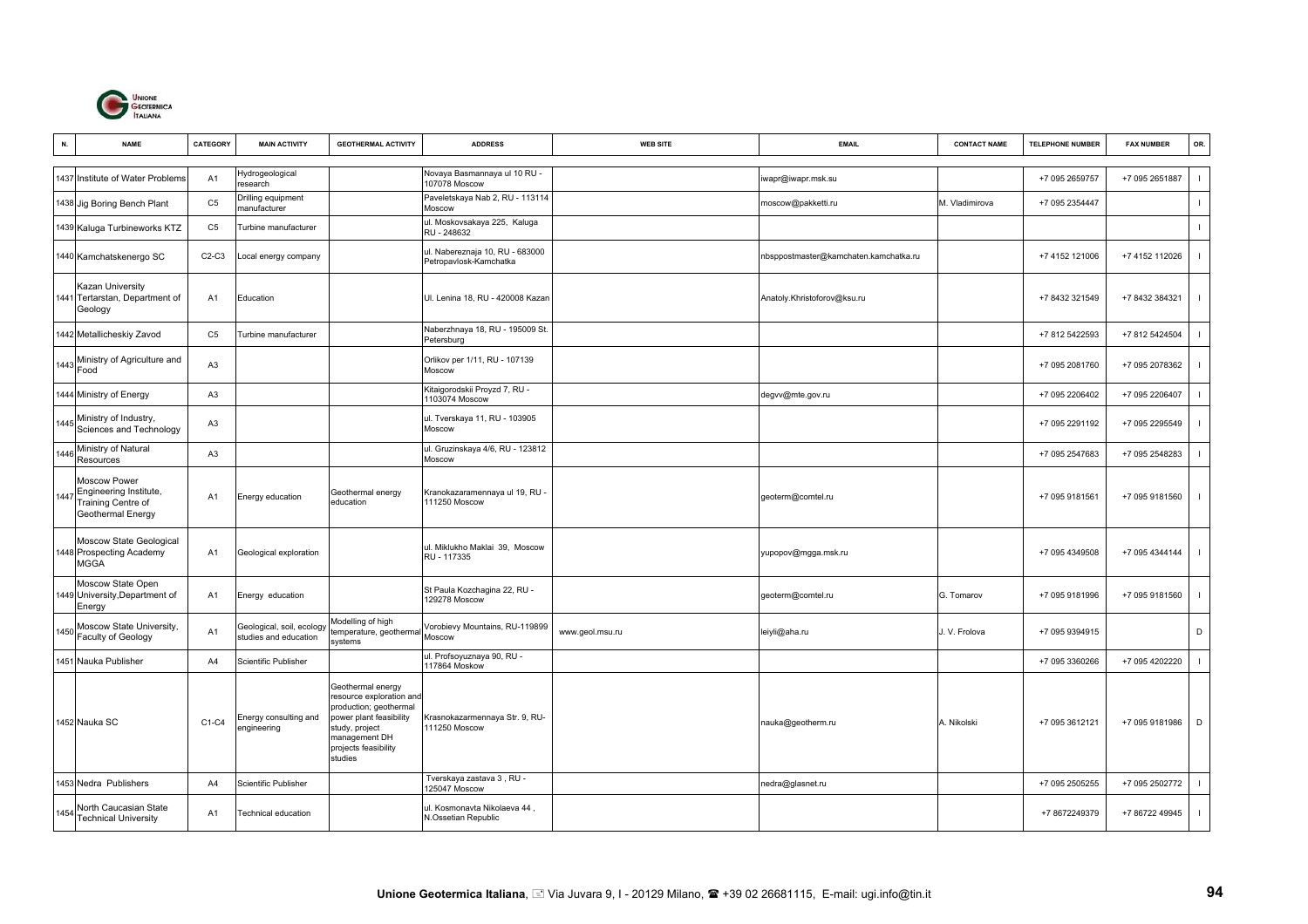| N. | NAME | CATEGORY | MAIN ACTIVITY | GEOTHERMAL ACTIVITY | ADDRESS | WEB SITE | EMAIL | CONTACT NAME | TELEPHONE NUMBER | FAX NUMBER | OR. |
|---|---|---|---|---|---|---|---|---|---|---|---|
| 1437 | Institute of Water Problems | A1 | Hydrogeological research | | Novaya Basmannaya ul 10 RU - 107078 Moscow | | iwapr@iwapr.msk.su | | +7 095 2659757 | +7 095 2651887 | I |
| 1438 | Jig Boring Bench Plant | C5 | Drilling equipment manufacturer | | Paveletskaya Nab 2, RU - 113114 Moscow | | moscow@pakketti.ru | M. Vladimirova | +7 095 2354447 | | I |
| 1439 | Kaluga Turbineworks KTZ | C5 | Turbine manufacturer | | ul. Moskovsakaya 225, Kaluga RU - 248632 | | | | | | I |
| 1440 | Kamchatskenergo SC | C2-C3 | Local energy company | | ul. Nabereznaja 10, RU - 683000 Petropavlosk-Kamchatka | | nbsppostmaster@kamchaten.kamchatka.ru | | +7 4152 121006 | +7 4152 112026 | I |
| 1441 | Kazan University Tertarstan, Department of Geology | A1 | Education | | Ul. Lenina 18, RU - 420008 Kazan | | Anatoly.Khristoforov@ksu.ru | | +7 8432 321549 | +7 8432 384321 | I |
| 1442 | Metallicheskiy Zavod | C5 | Turbine manufacturer | | Naberzhnaya 18, RU - 195009 St. Petersburg | | | | +7 812 5422593 | +7 812 5424504 | I |
| 1443 | Ministry of Agriculture and Food | A3 | | | Orlikov per 1/11, RU - 107139 Moscow | | | | +7 095 2081760 | +7 095 2078362 | I |
| 1444 | Ministry of Energy | A3 | | | Kitaigorodskii Proyzd 7, RU - 1103074 Moscow | | degvv@mte.gov.ru | | +7 095 2206402 | +7 095 2206407 | I |
| 1445 | Ministry of Industry, Sciences and Technology | A3 | | | ul. Tverskaya 11, RU - 103905 Moscow | | | | +7 095 2291192 | +7 095 2295549 | I |
| 1446 | Ministry of Natural Resources | A3 | | | ul. Gruzinskaya 4/6, RU - 123812 Moscow | | | | +7 095 2547683 | +7 095 2548283 | I |
| 1447 | Moscow Power Engineering Institute, Training Centre of Geothermal Energy | A1 | Energy education | Geothermal energy education | Kranokazaramennaya ul 19, RU - 111250 Moscow | | geoterm@comtel.ru | | +7 095 9181561 | +7 095 9181560 | I |
| 1448 | Moscow State Geological Prospecting Academy MGGA | A1 | Geological exploration | | ul. Miklukho Maklai 39, Moscow RU - 117335 | | yupopov@mgga.msk.ru | | +7 095 4349508 | +7 095 4344144 | I |
| 1449 | Moscow State Open University,Department of Energy | A1 | Energy education | | St Paula Kozchagina 22, RU - 129278 Moscow | | geoterm@comtel.ru | G. Tomarov | +7 095 9181996 | +7 095 9181560 | I |
| 1450 | Moscow State University, Faculty of Geology | A1 | Geological, soil, ecology studies and education | Modelling of high temperature, geothermal systems | Vorobievy Mountains, RU-119899 Moscow | www.geol.msu.ru | leiyli@aha.ru | J. V. Frolova | +7 095 9394915 | | D |
| 1451 | Nauka Publisher | A4 | Scientific Publisher | | ul. Profsoyuznaya 90, RU - 117864 Moskow | | | | +7 095 3360266 | +7 095 4202220 | I |
| 1452 | Nauka SC | C1-C4 | Energy consulting and engineering | Geothermal energy resource exploration and production; geothermal power plant feasibility study, project management DH projects feasibility studies | Krasnokazarmennaya Str. 9, RU-111250 Moscow | | nauka@geotherm.ru | A. Nikolski | +7 095 3612121 | +7 095 9181986 | D |
| 1453 | Nedra Publishers | A4 | Scientific Publisher | | Tverskaya zastava 3 , RU - 125047 Moscow | | nedra@glasnet.ru | | +7 095 2505255 | +7 095 2502772 | I |
| 1454 | North Caucasian State Technical University | A1 | Technical education | | ul. Kosmonavta Nikolaeva 44 , N.Ossetian Republic | | | | +7 8672249379 | +7 86722 49945 | I |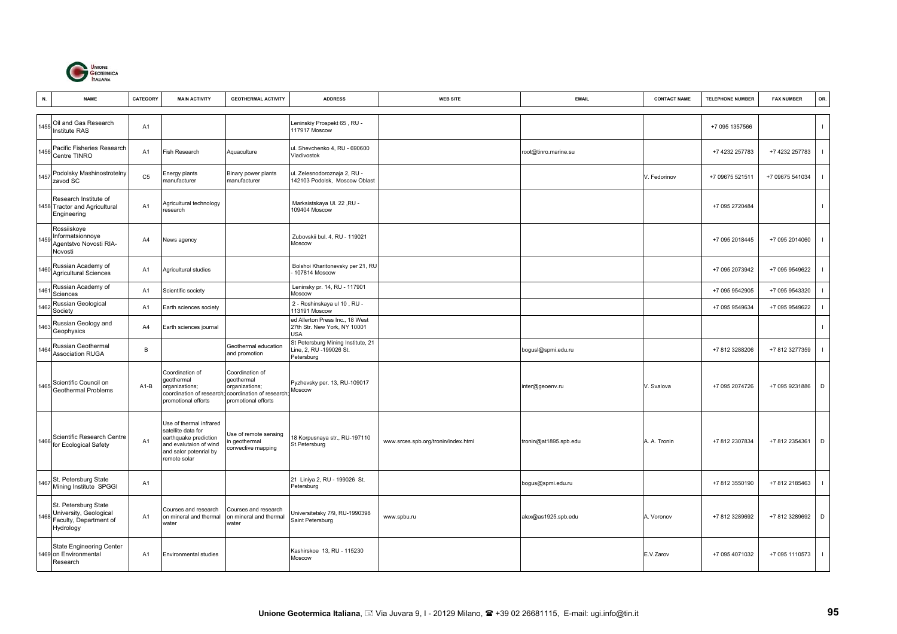| N. | NAME | CATEGORY | MAIN ACTIVITY | GEOTHERMAL ACTIVITY | ADDRESS | WEB SITE | EMAIL | CONTACT NAME | TELEPHONE NUMBER | FAX NUMBER | OR. |
|---|---|---|---|---|---|---|---|---|---|---|---|
| 1455 | Oil and Gas Research Institute RAS | A1 | | | Leninskiy Prospekt 65 , RU - 117917 Moscow | | | | +7 095 1357566 | | I |
| 1456 | Pacific Fisheries Research Centre TINRO | A1 | Fish Research | Aquaculture | ul. Shevchenko 4, RU - 690600 Vladivostok | | root@tinro.marine.su | | +7 4232 257783 | +7 4232 257783 | I |
| 1457 | Podolsky Mashinostrotelny zavod SC | C5 | Energy plants manufacturer | Binary power plants manufacturer | ul. Zelesnodoroznaja 2, RU - 142103 Podolsk, Moscow Oblast | | | V. Fedorinov | +7 09675 521511 | +7 09675 541034 | I |
| 1458 | Research Institute of Tractor and Agricultural Engineering | A1 | Agricultural technology research | | Marksistskaya Ul. 22 ,RU - 109404 Moscow | | | | +7 095 2720484 | | I |
| 1459 | Rossiiskoye Informatsionnoye Agentstvo Novosti RIA-Novosti | A4 | News agency | | Zubovskii bul. 4, RU - 119021 Moscow | | | | +7 095 2018445 | +7 095 2014060 | I |
| 1460 | Russian Academy of Agricultural Sciences | A1 | Agricultural studies | | Bolshoi Kharitonevsky per 21, RU - 107814 Moscow | | | | +7 095 2073942 | +7 095 9549622 | I |
| 1461 | Russian Academy of Sciences | A1 | Scientific society | | Leninsky pr. 14, RU - 117901 Moscow | | | | +7 095 9542905 | +7 095 9543320 | I |
| 1462 | Russian Geological Society | A1 | Earth sciences society | | 2 - Roshinskaya ul 10 , RU - 113191 Moscow | | | | +7 095 9549634 | +7 095 9549622 | I |
| 1463 | Russian Geology and Geophysics | A4 | Earth sciences journal | | ed Allerton Press Inc., 18 West 27th Str. New York, NY 10001 USA | | | | | | I |
| 1464 | Russian Geothermal Association RUGA | B | | Geothermal education and promotion | St Petersburg Mining Institute, 21 Line, 2, RU -199026 St. Petersburg | | bogusl@spmi.edu.ru | | +7 812 3288206 | +7 812 3277359 | I |
| 1465 | Scientific Council on Geothermal Problems | A1-B | Coordination of geothermal organizations; coordination of research; promotional efforts | Coordination of geothermal organizations; coordination of research; promotional efforts | Pyzhevsky per. 13, RU-109017 Moscow | | inter@geoenv.ru | V. Svalova | +7 095 2074726 | +7 095 9231886 | D |
| 1466 | Scientific Research Centre for Ecological Safety | A1 | Use of thermal infrared satellite data for earthquake prediction and evalutaion of wind and salor potenrial by remote solar | Use of remote sensing in geothermal convective mapping | 18 Korpusnaya str., RU-197110 St.Petersburg | www.srces.spb.org/tronin/index.html | tronin@at1895.spb.edu | A. A. Tronin | +7 812 2307834 | +7 812 2354361 | D |
| 1467 | St. Petersburg State Mining Institute SPGGI | A1 | | | 21 Liniya 2, RU - 199026 St. Petersburg | | bogus@spmi.edu.ru | | +7 812 3550190 | +7 812 2185463 | I |
| 1468 | St. Petersburg State University, Geological Faculty, Department of Hydrology | A1 | Courses and research on mineral and thermal water | Courses and research on mineral and thermal water | Universitetsky 7/9, RU-1990398 Saint Petersburg | www.spbu.ru | alex@as1925.spb.edu | A. Voronov | +7 812 3289692 | +7 812 3289692 | D |
| 1469 | State Engineering Center on Environmental Research | A1 | Environmental studies | | Kashirskoe 13, RU - 115230 Moscow | | | E.V.Zarov | +7 095 4071032 | +7 095 1110573 | I |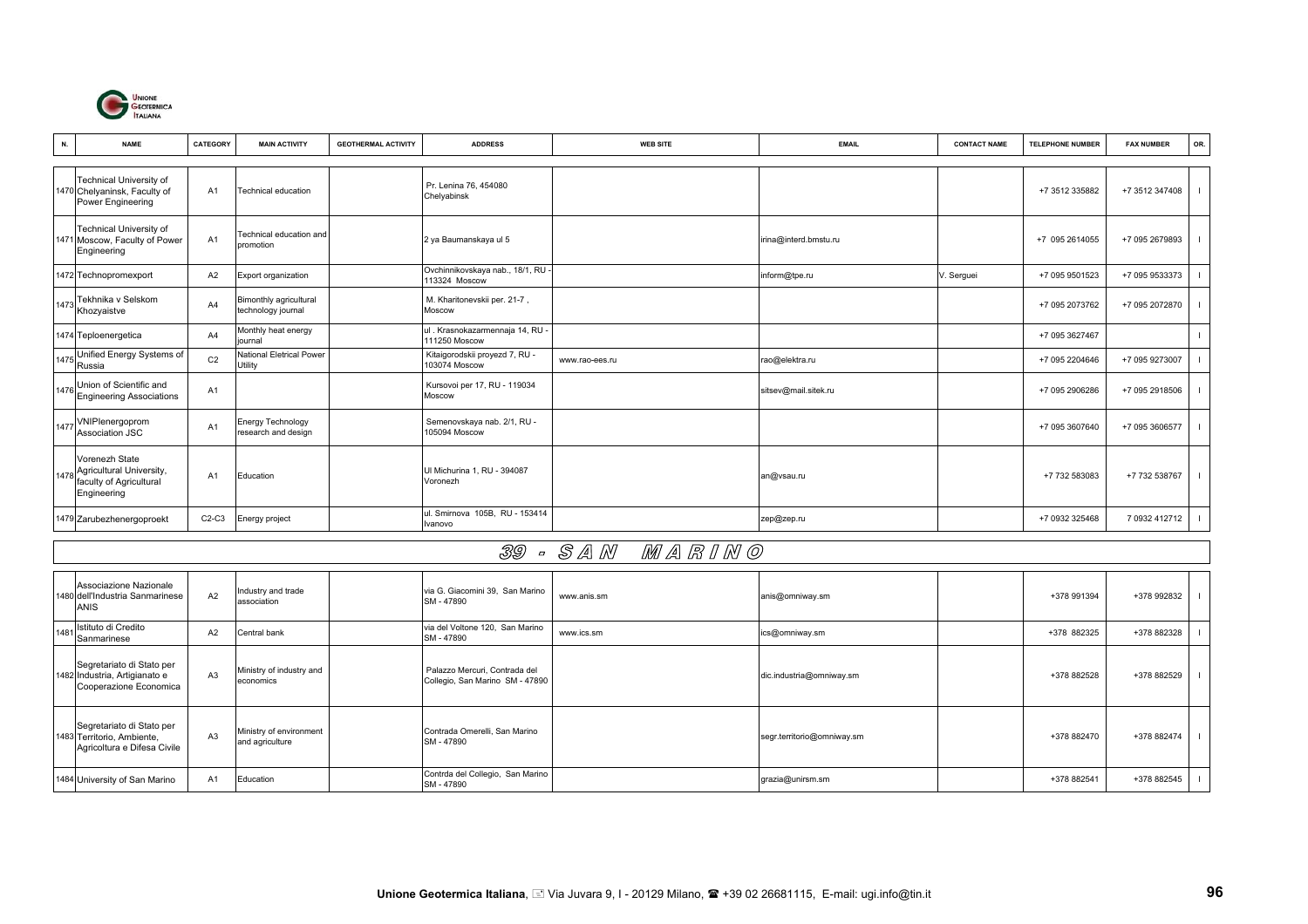| N. | NAME | CATEGORY | MAIN ACTIVITY | GEOTHERMAL ACTIVITY | ADDRESS | WEB SITE | EMAIL | CONTACT NAME | TELEPHONE NUMBER | FAX NUMBER | OR. |
|---|---|---|---|---|---|---|---|---|---|---|---|
| 1470 | Technical University of Chelyaninsk, Faculty of Power Engineering | A1 | Technical education | | Pr. Lenina 76, 454080 Chelyabinsk | | | | +7 3512 335882 | +7 3512 347408 | I |
| 1471 | Technical University of Moscow, Faculty of Power Engineering | A1 | Technical education and promotion | | 2 ya Baumanskaya ul 5 | | irina@interd.bmstu.ru | | +7 095 2614055 | +7 095 2679893 | I |
| 1472 | Technopromexport | A2 | Export organization | | Ovchinnikovskaya nab., 18/1, RU - 113324 Moscow | | inform@tpe.ru | V. Serguei | +7 095 9501523 | +7 095 9533373 | I |
| 1473 | Tekhnika v Selskom Khozyaistve | A4 | Bimonthly agricultural technology journal | | M. Kharitonevskii per. 21-7 , Moscow | | | | +7 095 2073762 | +7 095 2072870 | I |
| 1474 | Teploenergetica | A4 | Monthly heat energy journal | | ul . Krasnokazarmennaja 14, RU - 111250 Moscow | | | | +7 095 3627467 | | I |
| 1475 | Unified Energy Systems of Russia | C2 | National Eletrical Power Utility | | Kitaigorodskii proyezd 7, RU - 103074 Moscow | www.rao-ees.ru | rao@elektra.ru | | +7 095 2204646 | +7 095 9273007 | I |
| 1476 | Union of Scientific and Engineering Associations | A1 | | | Kursovoi per 17, RU - 119034 Moscow | | sitsev@mail.sitek.ru | | +7 095 2906286 | +7 095 2918506 | I |
| 1477 | VNIPlenergoprom Association JSC | A1 | Energy Technology research and design | | Semenovskaya nab. 2/1, RU - 105094 Moscow | | | | +7 095 3607640 | +7 095 3606577 | I |
| 1478 | Vorenezh State Agricultural University, faculty of Agricultural Engineering | A1 | Education | | Ul Michurina 1, RU - 394087 Voronezh | | an@vsau.ru | | +7 732 583083 | +7 732 538767 | I |
| 1479 | Zarubezhenergoproekt | C2-C3 | Energy project | | ul. Smirnova 105B, RU - 153414 Ivanovo | | zep@zep.ru | | +7 0932 325468 | 7 0932 412712 | I |

## 39 - SAN MARINO

| N. | NAME | CATEGORY | MAIN ACTIVITY | GEOTHERMAL ACTIVITY | ADDRESS | WEB SITE | EMAIL | CONTACT NAME | TELEPHONE NUMBER | FAX NUMBER | OR. |
|---|---|---|---|---|---|---|---|---|---|---|---|
| 1480 | Associazione Nazionale dell'Industria Sanmarinese ANIS | A2 | Industry and trade association | | via G. Giacomini 39, San Marino SM - 47890 | www.anis.sm | anis@omniway.sm | | +378 991394 | +378 992832 | I |
| 1481 | Istituto di Credito Sanmarinese | A2 | Central bank | | via del Voltone 120, San Marino SM - 47890 | www.ics.sm | ics@omniway.sm | | +378 882325 | +378 882328 | I |
| 1482 | Segretariato di Stato per Industria, Artigianato e Cooperazione Economica | A3 | Ministry of industry and economics | | Palazzo Mercuri, Contrada del Collegio, San Marino SM - 47890 | | dic.industria@omniway.sm | | +378 882528 | +378 882529 | I |
| 1483 | Segretariato di Stato per Territorio, Ambiente, Agricoltura e Difesa Civile | A3 | Ministry of environment and agriculture | | Contrada Omerelli, San Marino SM - 47890 | | segr.territorio@omniway.sm | | +378 882470 | +378 882474 | I |
| 1484 | University of San Marino | A1 | Education | | Contrda del Collegio, San Marino SM - 47890 | | grazia@unirsm.sm | | +378 882541 | +378 882545 | I |

**Unione Geotermica Italiana**, Via Juvara 9, I - 20129 Milano, +39 02 26681115, E-mail: ugi.info@tin.it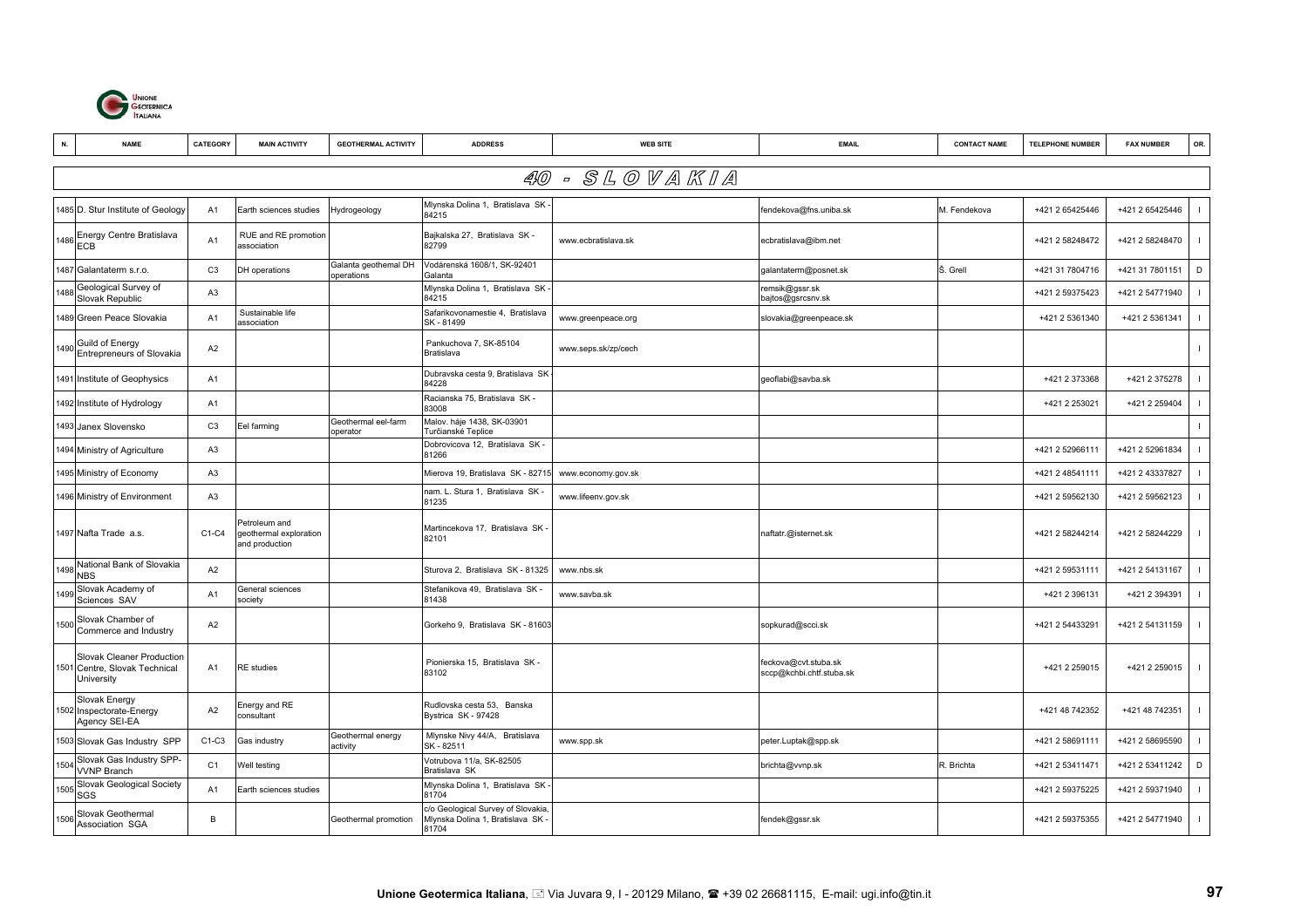| N. | NAME | CATEGORY | MAIN ACTIVITY | GEOTHERMAL ACTIVITY | ADDRESS | WEB SITE | EMAIL | CONTACT NAME | TELEPHONE NUMBER | FAX NUMBER | OR. |
|---|---|---|---|---|---|---|---|---|---|---|---|
| | | | | | **40 - SLOVAKIA** | | | | | | |
| 1485 | D. Stur Institute of Geology | A1 | Earth sciences studies | Hydrogeology | Mlynska Dolina 1, Bratislava SK - 84215 | | fendekova@fns.uniba.sk | M. Fendekova | +421 2 65425446 | +421 2 65425446 | I |
| 1486 | Energy Centre Bratislava ECB | A1 | RUE and RE promotion association | | Bajkalska 27, Bratislava SK - 82799 | www.ecbratislava.sk | ecbratislava@ibm.net | | +421 2 58248472 | +421 2 58248470 | I |
| 1487 | Galantaterm s.r.o. | C3 | DH operations | Galanta geothermal DH operations | Vodárenská 1608/1, SK-92401 Galanta | | galantaterm@posnet.sk | Š. Grell | +421 31 7804716 | +421 31 7801151 | D |
| 1488 | Geological Survey of Slovak Republic | A3 | | | Mlynska Dolina 1, Bratislava SK - 84215 | | remsik@gssr.sk bajtos@gsrcsnv.sk | | +421 2 59375423 | +421 2 54771940 | I |
| 1489 | Green Peace Slovakia | A1 | Sustainable life association | | Safarikovonamestie 4, Bratislava SK - 81499 | www.greenpeace.org | slovakia@greenpeace.sk | | +421 2 5361340 | +421 2 5361341 | I |
| 1490 | Guild of Energy Entrepreneurs of Slovakia | A2 | | | Pankuchova 7, SK-85104 Bratislava | www.seps.sk/zp/cech | | | | | I |
| 1491 | Institute of Geophysics | A1 | | | Dubravska cesta 9, Bratislava SK - 84228 | | geoflabi@savba.sk | | +421 2 373368 | +421 2 375278 | I |
| 1492 | Institute of Hydrology | A1 | | | Racianska 75, Bratislava SK - 83008 | | | | +421 2 253021 | +421 2 259404 | I |
| 1493 | Janex Slovensko | C3 | Eel farming | Geothermal eel-farm operator | Malov. háje 1438, SK-03901 Turčianské Teplice | | | | | | I |
| 1494 | Ministry of Agriculture | A3 | | | Dobrovicova 12, Bratislava SK - 81266 | | | | +421 2 52966111 | +421 2 52961834 | I |
| 1495 | Ministry of Economy | A3 | | | Mierova 19, Bratislava SK - 82715 | www.economy.gov.sk | | | +421 2 48541111 | +421 2 43337827 | I |
| 1496 | Ministry of Environment | A3 | | | nam. L. Stura 1, Bratislava SK - 81235 | www.lifeenv.gov.sk | | | +421 2 59562130 | +421 2 59562123 | I |
| 1497 | Nafta Trade a.s. | C1-C4 | Petroleum and geothermal exploration and production | | Martincekova 17, Bratislava SK - 82101 | | naftatr.@isternet.sk | | +421 2 58244214 | +421 2 58244229 | I |
| 1498 | National Bank of Slovakia NBS | A2 | | | Sturova 2, Bratislava SK - 81325 | www.nbs.sk | | | +421 2 59531111 | +421 2 54131167 | I |
| 1499 | Slovak Academy of Sciences SAV | A1 | General sciences society | | Stefanikova 49, Bratislava SK - 81438 | www.savba.sk | | | +421 2 396131 | +421 2 394391 | I |
| 1500 | Slovak Chamber of Commerce and Industry | A2 | | | Gorkeho 9, Bratislava SK - 81603 | | sopkurad@scci.sk | | +421 2 54433291 | +421 2 54131159 | I |
| 1501 | Slovak Cleaner Production Centre, Slovak Technical University | A1 | RE studies | | Pionierska 15, Bratislava SK - 83102 | | feckova@cvt.stuba.sk sccp@kchbi.chtf.stuba.sk | | +421 2 259015 | +421 2 259015 | I |
| 1502 | Slovak Energy Inspectorate-Energy Agency SEI-EA | A2 | Energy and RE consultant | | Rudlovska cesta 53, Banska Bystrica SK - 97428 | | | | +421 48 742352 | +421 48 742351 | I |
| 1503 | Slovak Gas Industry SPP | C1-C3 | Gas industry | Geothermal energy activity | Mlynske Nivy 44/A, Bratislava SK - 82511 | www.spp.sk | peter.Luptak@spp.sk | | +421 2 58691111 | +421 2 58695590 | I |
| 1504 | Slovak Gas Industry SPP-VVNP Branch | C1 | Well testing | | Votrubova 11/a, SK-82505 Bratislava SK | | brichta@vvnp.sk | R. Brichta | +421 2 53411471 | +421 2 53411242 | D |
| 1505 | Slovak Geological Society SGS | A1 | Earth sciences studies | | Mlynska Dolina 1, Bratislava SK - 81704 | | | | +421 2 59375225 | +421 2 59371940 | I |
| 1506 | Slovak Geothermal Association SGA | B | | Geothermal promotion | c/o Geological Survey of Slovakia, Mlynska Dolina 1, Bratislava SK - 81704 | | fendek@gssr.sk | | +421 2 59375355 | +421 2 54771940 | I |

**Unione Geotermica Italiana**, Via Juvara 9, I - 20129 Milano, ☎ +39 02 26681115, E-mail: ugi.info@tin.it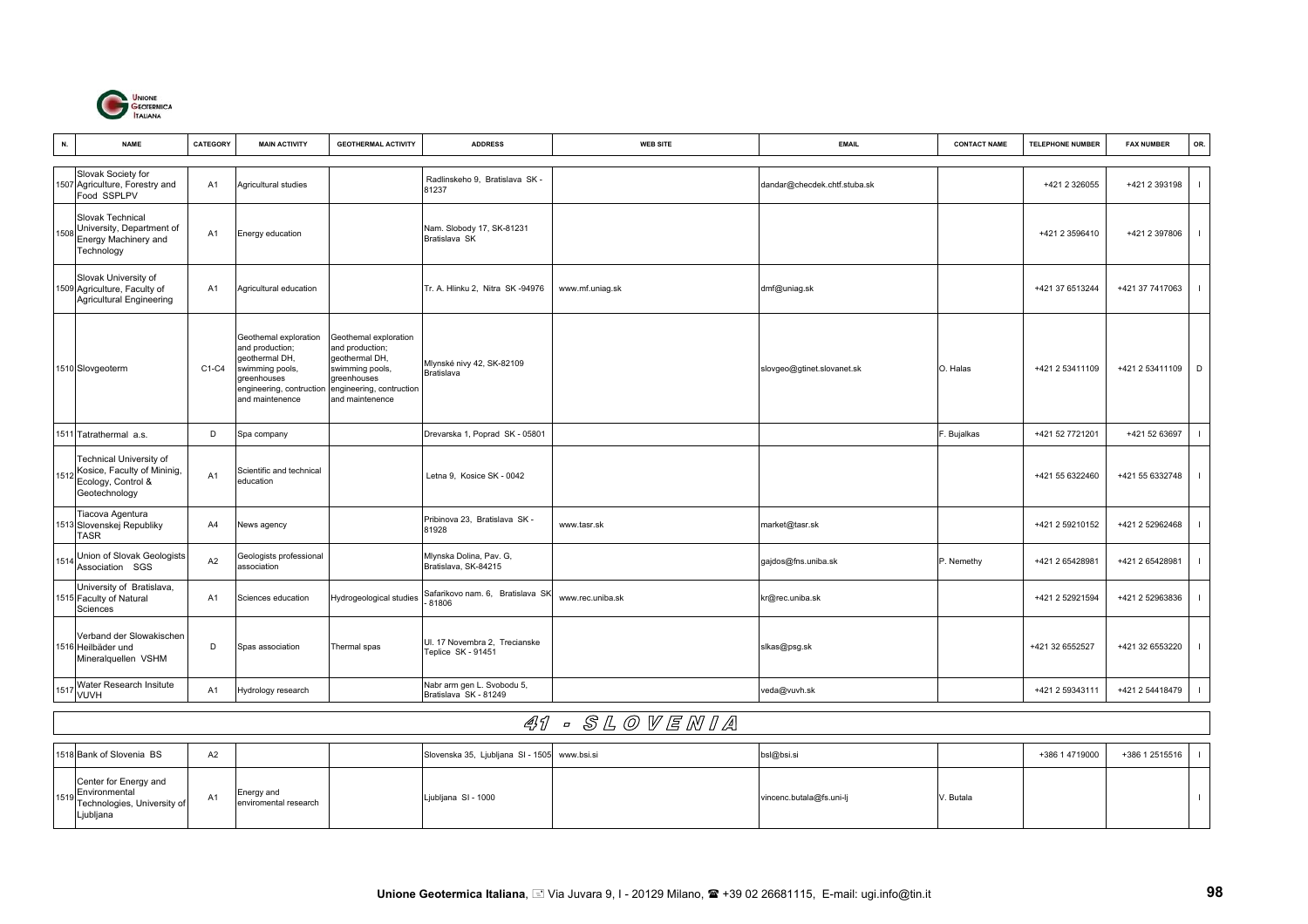| N. | NAME | CATEGORY | MAIN ACTIVITY | GEOTHERMAL ACTIVITY | ADDRESS | WEB SITE | EMAIL | CONTACT NAME | TELEPHONE NUMBER | FAX NUMBER | OR. |
|---|---|---|---|---|---|---|---|---|---|---|---|
| 1507 | Slovak Society for Agriculture, Forestry and Food SSPLPV | A1 | Agricultural studies | | Radlinskeho 9, Bratislava SK - 81237 | | dandar@checdek.chtf.stuba.sk | | +421 2 326055 | +421 2 393198 | I |
| 1508 | Slovak Technical University, Department of Energy Machinery and Technology | A1 | Energy education | | Nam. Slobody 17, SK-81231 Bratislava SK | | | | +421 2 3596410 | +421 2 397806 | I |
| 1509 | Slovak University of Agriculture, Faculty of Agricultural Engineering | A1 | Agricultural education | | Tr. A. Hlinku 2, Nitra SK -94976 | www.mf.uniag.sk | dmf@uniag.sk | | +421 37 6513244 | +421 37 7417063 | I |
| 1510 | Slovgeoterm | C1-C4 | Geothemal exploration and production; geothermal DH, swimming pools, greenhouses engineering, contruction and maintenence | Geothemal exploration and production; geothermal DH, swimming pools, greenhouses engineering, contruction and maintenence | Mlynské nivy 42, SK-82109 Bratislava | | slovgeo@gtinet.slovanet.sk | O. Halas | +421 2 53411109 | +421 2 53411109 | D |
| 1511 | Tatrathermal a.s. | D | Spa company | | Drevarska 1, Poprad SK - 05801 | | | F. Bujalkas | +421 52 7721201 | +421 52 63697 | I |
| 1512 | Technical University of Kosice, Faculty of Mininig, Ecology, Control & Geotechnology | A1 | Scientific and technical education | | Letna 9, Kosice SK - 0042 | | | | +421 55 6322460 | +421 55 6332748 | I |
| 1513 | Tiacova Agentura Slovenskej Republiky TASR | A4 | News agency | | Pribinova 23, Bratislava SK - 81928 | www.tasr.sk | market@tasr.sk | | +421 2 59210152 | +421 2 52962468 | I |
| 1514 | Union of Slovak Geologists Association SGS | A2 | Geologists professional association | | Mlynska Dolina, Pav. G, Bratislava, SK-84215 | | gajdos@fns.uniba.sk | P. Nemethy | +421 2 65428981 | +421 2 65428981 | I |
| 1515 | University of Bratislava, Faculty of Natural Sciences | A1 | Sciences education | Hydrogeological studies | Safarikovo nam. 6, Bratislava SK - 81806 | www.rec.uniba.sk | kr@rec.uniba.sk | | +421 2 52921594 | +421 2 52963836 | I |
| 1516 | Verband der Slowakischen Heilbäder und Mineralquellen VSHM | D | Spas association | Thermal spas | Ul. 17 Novembra 2, Trecianske Teplice SK - 91451 | | slkas@psg.sk | | +421 32 6552527 | +421 32 6553220 | I |
| 1517 | Water Research Insitute VUVH | A1 | Hydrology research | | Nabr arm gen L. Svobodu 5, Bratislava SK - 81249 | | veda@vuvh.sk | | +421 2 59343111 | +421 2 54418479 | I |

## 41 - SLOVENIA

| N. | NAME | CATEGORY | MAIN ACTIVITY | GEOTHERMAL ACTIVITY | ADDRESS | WEB SITE | EMAIL | CONTACT NAME | TELEPHONE NUMBER | FAX NUMBER | OR. |
|---|---|---|---|---|---|---|---|---|---|---|---|
| 1518 | Bank of Slovenia BS | A2 | | | Slovenska 35, Ljubljana SI - 1505 | www.bsi.si | bsl@bsi.si | | +386 1 4719000 | +386 1 2515516 | I |
| 1519 | Center for Energy and Environmental Technologies, University of Ljubljana | A1 | Energy and enviromental research | | Ljubljana SI - 1000 | | vincenc.butala@fs.uni-lj | V. Butala | | | I |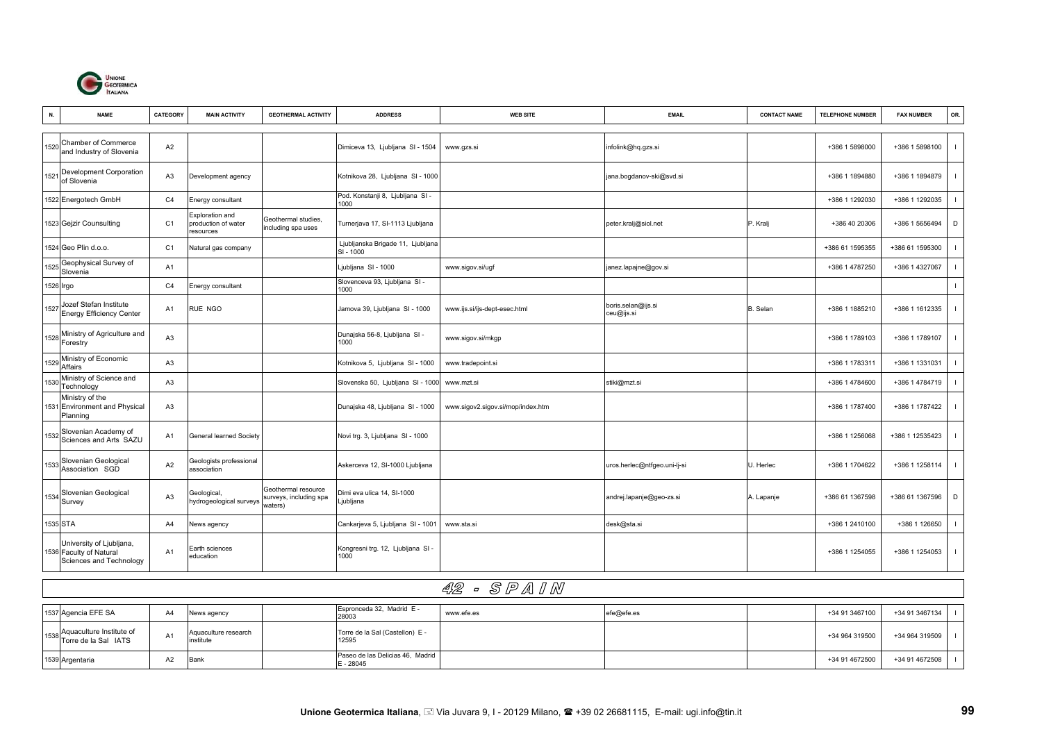| N. | NAME | CATEGORY | MAIN ACTIVITY | GEOTHERMAL ACTIVITY | ADDRESS | WEB SITE | EMAIL | CONTACT NAME | TELEPHONE NUMBER | FAX NUMBER | OR. |
|---|---|---|---|---|---|---|---|---|---|---|---|
| 1520 | Chamber of Commerce and Industry of Slovenia | A2 | | | Dimiceva 13, Ljubljana SI - 1504 | www.gzs.si | infolink@hq.gzs.si | | +386 1 5898000 | +386 1 5898100 | I |
| 1521 | Development Corporation of Slovenia | A3 | Development agency | | Kotnikova 28, Ljubljana SI - 1000 | | jana.bogdanov-ski@svd.si | | +386 1 1894880 | +386 1 1894879 | I |
| 1522 | Energotech GmbH | C4 | Energy consultant | | Pod. Konstanji 8, Ljubljana SI - 1000 | | | | +386 1 1292030 | +386 1 1292035 | I |
| 1523 | Gejzir Counsulting | C1 | Exploration and production of water resources | Geothermal studies, including spa uses | Turnerjava 17, SI-1113 Ljubljana | | peter.kralj@siol.net | P. Kralj | +386 40 20306 | +386 1 5656494 | D |
| 1524 | Geo Plin d.o.o. | C1 | Natural gas company | | Ljubljanska Brigade 11, Ljubljana SI - 1000 | | | | +386 61 1595355 | +386 61 1595300 | I |
| 1525 | Geophysical Survey of Slovenia | A1 | | | Ljubljana SI - 1000 | www.sigov.si/ugf | janez.lapajne@gov.si | | +386 1 4787250 | +386 1 4327067 | I |
| 1526 | Irgo | C4 | Energy consultant | | Slovenceva 93, Ljubljana SI - 1000 | | | | | | I |
| 1527 | Jozef Stefan Institute Energy Efficiency Center | A1 | RUE NGO | | Jamova 39, Ljubljana SI - 1000 | www.ijs.si/ijs-dept-esec.html | boris.selan@ijs.si ceu@ijs.si | B. Selan | +386 1 1885210 | +386 1 1612335 | I |
| 1528 | Ministry of Agriculture and Forestry | A3 | | | Dunajska 56-8, Ljubljana SI - 1000 | www.sigov.si/mkgp | | | +386 1 1789103 | +386 1 1789107 | I |
| 1529 | Ministry of Economic Affairs | A3 | | | Kotnikova 5, Ljubljana SI - 1000 | www.tradepoint.si | | | +386 1 1783311 | +386 1 1331031 | I |
| 1530 | Ministry of Science and Technology | A3 | | | Slovenska 50, Ljubljana SI - 1000 | www.mzt.si | stiki@mzt.si | | +386 1 4784600 | +386 1 4784719 | I |
| 1531 | Ministry of the Environment and Physical Planning | A3 | | | Dunajska 48, Ljubljana SI - 1000 | www.sigov2.sigov.si/mop/index.htm | | | +386 1 1787400 | +386 1 1787422 | I |
| 1532 | Slovenian Academy of Sciences and Arts SAZU | A1 | General learned Society | | Novi trg. 3, Ljubljana SI - 1000 | | | | +386 1 1256068 | +386 1 12535423 | I |
| 1533 | Slovenian Geological Association SGD | A2 | Geologists professional association | | Askerceva 12, SI-1000 Ljubljana | | uros.herlec@ntfgeo.uni-lj-si | U. Herlec | +386 1 1704622 | +386 1 1258114 | I |
| 1534 | Slovenian Geological Survey | A3 | Geological, hydrogeological surveys | Geothermal resource surveys, including spa waters) | Dimi eva ulica 14, SI-1000 Ljubljana | | andrej.lapanje@geo-zs.si | A. Lapanje | +386 61 1367598 | +386 61 1367596 | D |
| 1535 | STA | A4 | News agency | | Cankarjeva 5, Ljubljana SI - 1001 | www.sta.si | desk@sta.si | | +386 1 2410100 | +386 1 126650 | I |
| 1536 | University of Ljubljana, Faculty of Natural Sciences and Technology | A1 | Earth sciences education | | Kongresni trg. 12, Ljubljana SI - 1000 | | | | +386 1 1254055 | +386 1 1254053 | I |

## 42 - SPAIN

| N. | NAME | CATEGORY | MAIN ACTIVITY | GEOTHERMAL ACTIVITY | ADDRESS | WEB SITE | EMAIL | CONTACT NAME | TELEPHONE NUMBER | FAX NUMBER | OR. |
|---|---|---|---|---|---|---|---|---|---|---|---|
| 1537 | Agencia EFE SA | A4 | News agency | | Espronceda 32, Madrid E - 28003 | www.efe.es | efe@efe.es | | +34 91 3467100 | +34 91 3467134 | I |
| 1538 | Aquaculture Institute of Torre de la Sal IATS | A1 | Aquaculture research institute | | Torre de la Sal (Castellon) E - 12595 | | | | +34 964 319500 | +34 964 319509 | I |
| 1539 | Argentaria | A2 | Bank | | Paseo de las Delicias 46, Madrid E - 28045 | | | | +34 91 4672500 | +34 91 4672508 | I |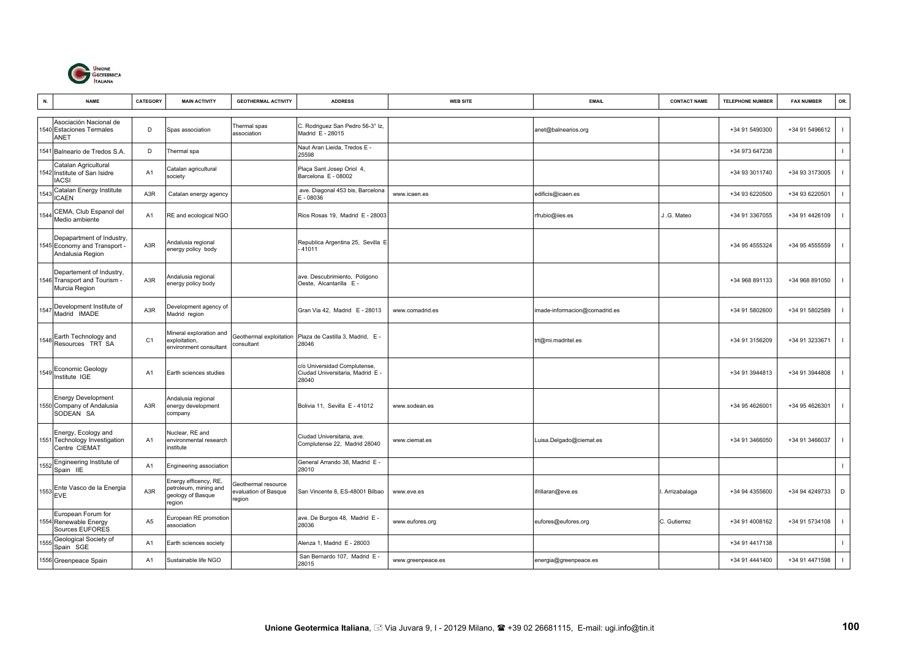| N. | NAME | CATEGORY | MAIN ACTIVITY | GEOTHERMAL ACTIVITY | ADDRESS | WEB SITE | EMAIL | CONTACT NAME | TELEPHONE NUMBER | FAX NUMBER | OR. |
|---|---|---|---|---|---|---|---|---|---|---|---|
| 1540 | Asociación Nacional de Estaciones Termales ANET | D | Spas association | Thermal spas association | C. Rodriguez San Pedro 56-3° Iz, Madrid E - 28015 | | anet@balnearios.org | | +34 91 5490300 | +34 91 5496612 | I |
| 1541 | Balneario de Tredos S.A. | D | Thermal spa | | Naut Aran Lieida, Tredos E - 25598 | | | | +34 973 647238 | | I |
| 1542 | Catalan Agricultural Institute of San Isidre IACSI | A1 | Catalan agricultural society | | Plaça Sant Josep Oriol 4, Barcelona E - 08002 | | | | +34 93 3011740 | +34 93 3173005 | I |
| 1543 | Catalan Energy Institute ICAEN | A3R | Catalan energy agency | | ave. Diagonal 453 bis, Barcelona E - 08036 | www.icaen.es | edificis@icaen.es | | +34 93 6220500 | +34 93 6220501 | I |
| 1544 | CEMA, Club Espanol del Medio ambiente | A1 | RE and ecological NGO | | Rios Rosas 19, Madrid E - 28003 | | rfrubio@iies.es | J .G. Mateo | +34 91 3367055 | +34 91 4426109 | I |
| 1545 | Depapartment of Industry, Economy and Transport - Andalusia Region | A3R | Andalusia regional energy policy body | | Republica Argentina 25, Sevilla E - 41011 | | | | +34 95 4555324 | +34 95 4555559 | I |
| 1546 | Departement of Industry, Transport and Tourism - Murcia Region | A3R | Andalusia regional energy policy body | | ave. Descubrimiento, Poligono Oeste, Alcantarilla E - | | | | +34 968 891133 | +34 968 891050 | I |
| 1547 | Development Institute of Madrid IMADE | A3R | Development agency of Madrid region | | Gran Via 42, Madrid E - 28013 | www.comadrid.es | imade-informacion@comadrid.es | | +34 91 5802600 | +34 91 5802589 | I |
| 1548 | Earth Technology and Resources TRT SA | C1 | Mineral exploration and exploitation, environment consultant | Geothermal exploitation consultant | Plaza de Castilla 3, Madrid, E - 28046 | | trt@mi.madritel.es | | +34 91 3156209 | +34 91 3233671 | I |
| 1549 | Economic Geology Institute IGE | A1 | Earth sciences studies | | c/o Universidad Complutense, Ciudad Universitaria, Madrid E - 28040 | | | | +34 91 3944813 | +34 91 3944808 | I |
| 1550 | Energy Development Company of Andalusia SODEAN SA | A3R | Andalusia regional energy development company | | Bolivia 11, Sevilla E - 41012 | www.sodean.es | | | +34 95 4626001 | +34 95 4626301 | I |
| 1551 | Energy, Ecology and Technology Investigation Centre CIEMAT | A1 | Nuclear, RE and environmental research institute | | Ciudad Universitaria, ave. Complutense 22, Madrid 28040 | www.ciemat.es | Luisa.Delgado@ciemat.es | | +34 91 3466050 | +34 91 3466037 | I |
| 1552 | Engineering Institute of Spain IIE | A1 | Engineering association | | General Arrando 38, Madrid E - 28010 | | | | | | I |
| 1553 | Ente Vasco de la Energia EVE | A3R | Energy efficency, RE, petroleum, mining and geology of Basque region | Geothermal resource evaluation of Basque region | San Vincente 8, ES-48001 Bilbao | www.eve.es | ifrillaran@eve.es | I. Arrizabalaga | +34 94 4355600 | +34 94 4249733 | D |
| 1554 | European Forum for Renewable Energy Sources EUFORES | A5 | European RE promotion association | | ave. De Burgos 48, Madrid E - 28036 | www.eufores.org | eufores@eufores.org | C. Gutierrez | +34 91 4008162 | +34 91 5734108 | I |
| 1555 | Geological Society of Spain SGE | A1 | Earth sciences society | | Alenza 1, Madrid E - 28003 | | | | +34 91 4417138 | | I |
| 1556 | Greenpeace Spain | A1 | Sustainable life NGO | | San Bernardo 107, Madrid E - 28015 | www.greenpeace.es | energia@greenpeace.es | | +34 91 4441400 | +34 91 4471598 | I |

**Unione Geotermica Italiana**, Via Juvara 9, I - 20129 Milano, +39 02 26681115, E-mail: ugi.info@tin.it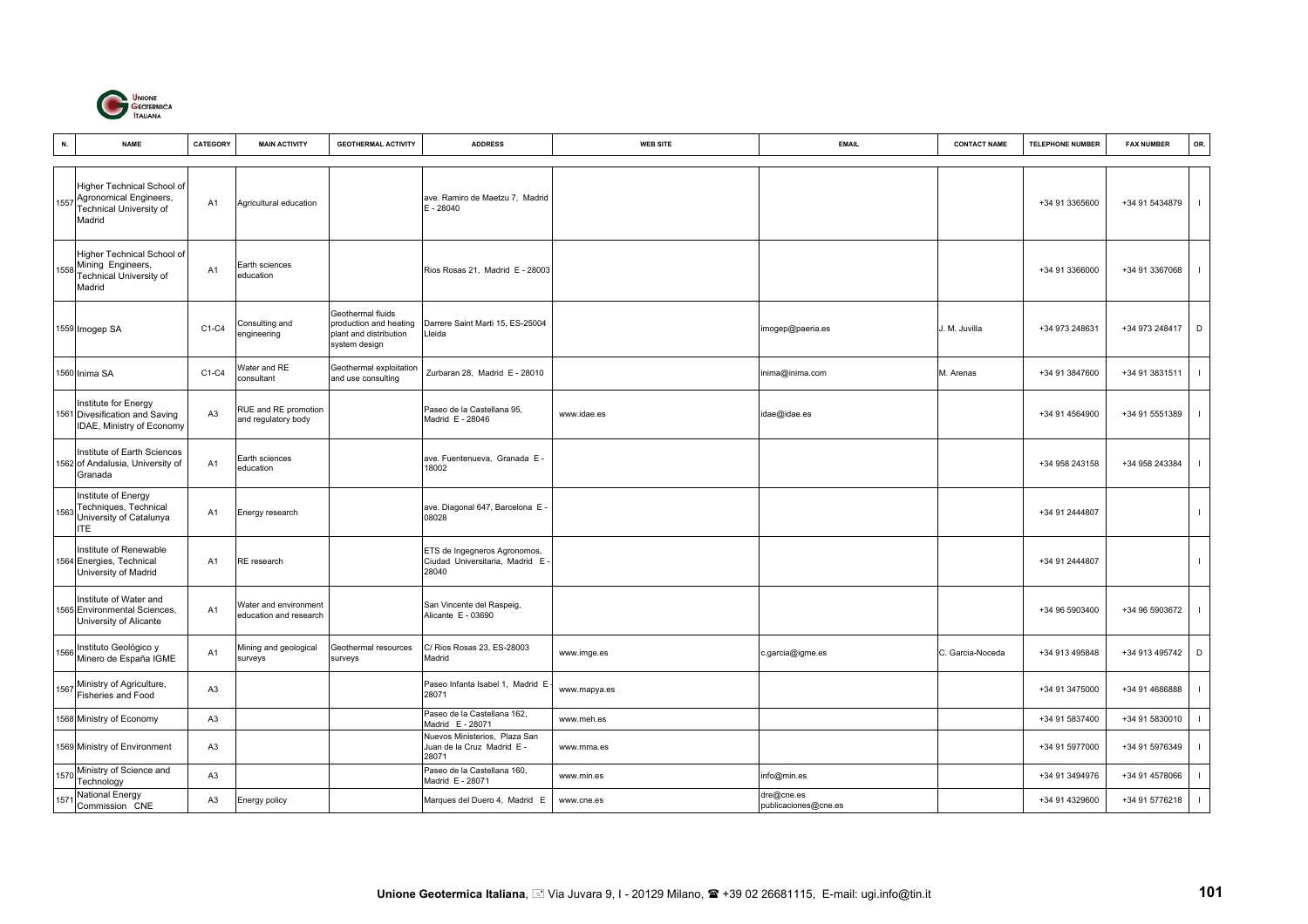| N. | NAME | CATEGORY | MAIN ACTIVITY | GEOTHERMAL ACTIVITY | ADDRESS | WEB SITE | EMAIL | CONTACT NAME | TELEPHONE NUMBER | FAX NUMBER | OR. |
|---|---|---|---|---|---|---|---|---|---|---|---|
| 1557 | Higher Technical School of Agronomical Engineers, Technical University of Madrid | A1 | Agricultural education | | ave. Ramiro de Maetzu 7, Madrid E - 28040 | | | | +34 91 3365600 | +34 91 5434879 | I |
| 1558 | Higher Technical School of Mining Engineers, Technical University of Madrid | A1 | Earth sciences education | | Rios Rosas 21, Madrid E - 28003 | | | | +34 91 3366000 | +34 91 3367068 | I |
| 1559 | Imogep SA | C1-C4 | Consulting and engineering | Geothermal fluids production and heating plant and distribution system design | Darrere Saint Marti 15, ES-25004 Lleida | | imogep@paeria.es | J. M. Juvilla | +34 973 248631 | +34 973 248417 | D |
| 1560 | Inima SA | C1-C4 | Water and RE consultant | Geothermal exploitation and use consulting | Zurbaran 28, Madrid E - 28010 | | inima@inima.com | M. Arenas | +34 91 3847600 | +34 91 3831511 | I |
| 1561 | Institute for Energy Divesification and Saving IDAE, Ministry of Economy | A3 | RUE and RE promotion and regulatory body | | Paseo de la Castellana 95, Madrid E - 28046 | www.idae.es | idae@idae.es | | +34 91 4564900 | +34 91 5551389 | I |
| 1562 | Institute of Earth Sciences of Andalusia, University of Granada | A1 | Earth sciences education | | ave. Fuentenueva, Granada E - 18002 | | | | +34 958 243158 | +34 958 243384 | I |
| 1563 | Institute of Energy Techniques, Technical University of Catalunya ITE | A1 | Energy research | | ave. Diagonal 647, Barcelona E - 08028 | | | | +34 91 2444807 | | I |
| 1564 | Institute of Renewable Energies, Technical University of Madrid | A1 | RE research | | ETS de Ingegneros Agronomos, Ciudad Universitaria, Madrid E - 28040 | | | | +34 91 2444807 | | I |
| 1565 | Institute of Water and Environmental Sciences, University of Alicante | A1 | Water and environment education and research | | San Vincente del Raspeig, Alicante E - 03690 | | | | +34 96 5903400 | +34 96 5903672 | I |
| 1566 | Instituto Geológico y Minero de España IGME | A1 | Mining and geological surveys | Geothermal resources surveys | C/ Rios Rosas 23, ES-28003 Madrid | www.imge.es | c.garcia@igme.es | C. Garcia-Noceda | +34 913 495848 | +34 913 495742 | D |
| 1567 | Ministry of Agriculture, Fisheries and Food | A3 | | | Paseo Infanta Isabel 1, Madrid E - 28071 | www.mapya.es | | | +34 91 3475000 | +34 91 4686888 | I |
| 1568 | Ministry of Economy | A3 | | | Paseo de la Castellana 162, Madrid E - 28071 | www.meh.es | | | +34 91 5837400 | +34 91 5830010 | I |
| 1569 | Ministry of Environment | A3 | | | Nuevos Ministerios, Plaza San Juan de la Cruz Madrid E - 28071 | www.mma.es | | | +34 91 5977000 | +34 91 5976349 | I |
| 1570 | Ministry of Science and Technology | A3 | | | Paseo de la Castellana 160, Madrid E - 28071 | www.min.es | info@min.es | | +34 91 3494976 | +34 91 4578066 | I |
| 1571 | National Energy Commission CNE | A3 | Energy policy | | Marques del Duero 4, Madrid E | www.cne.es | dre@cne.es publicaciones@cne.es | | +34 91 4329600 | +34 91 5776218 | I |

**Unione Geotermica Italiana**, Via Juvara 9, I - 20129 Milano, +39 02 26681115, E-mail: ugi.info@tin.it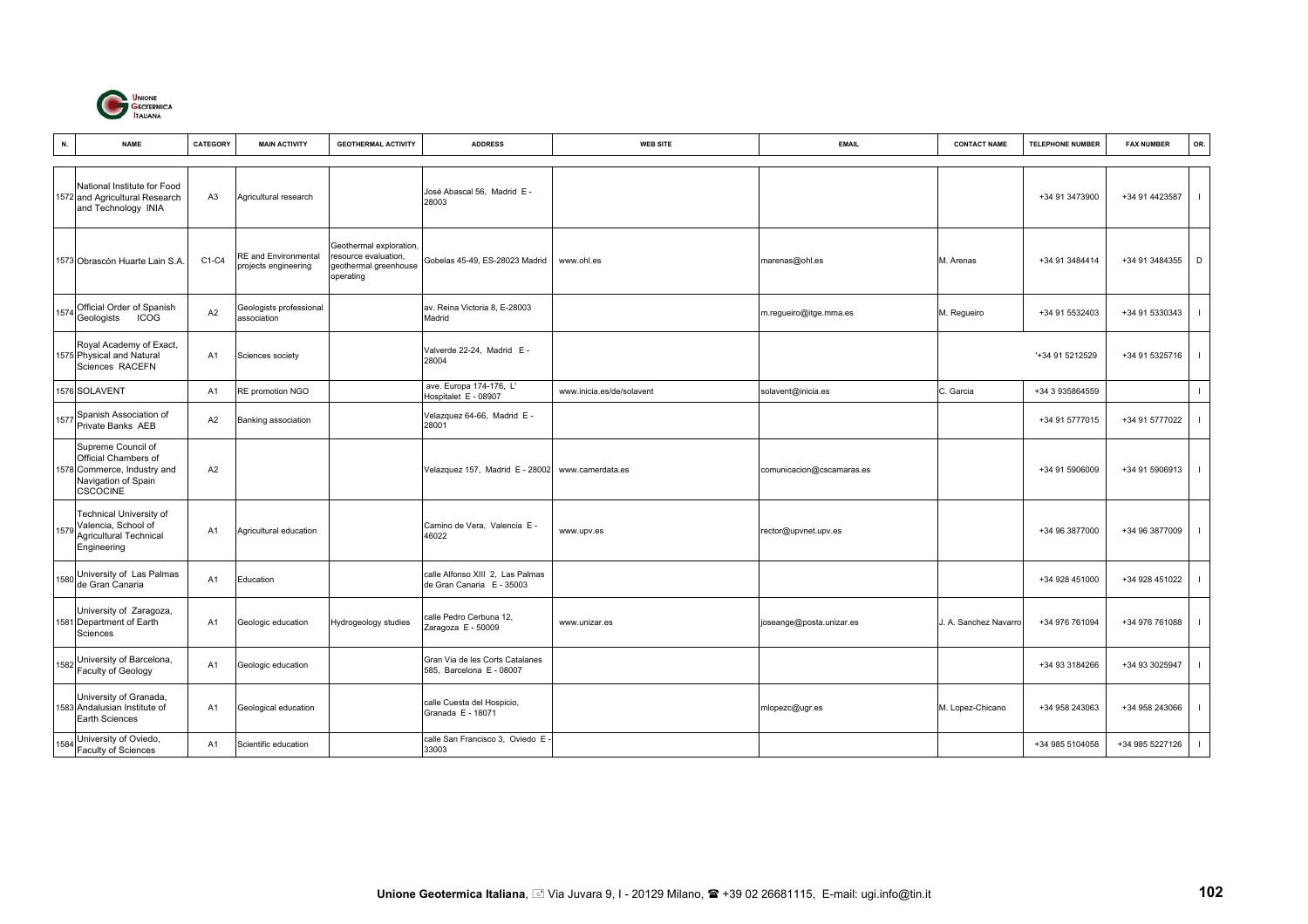| N. | NAME | CATEGORY | MAIN ACTIVITY | GEOTHERMAL ACTIVITY | ADDRESS | WEB SITE | EMAIL | CONTACT NAME | TELEPHONE NUMBER | FAX NUMBER | OR. |
|---|---|---|---|---|---|---|---|---|---|---|---|
| 1572 | National Institute for Food and Agricultural Research and Technology INIA | A3 | Agricultural research | | José Abascal 56, Madrid E - 28003 | | | | +34 91 3473900 | +34 91 4423587 | I |
| 1573 | Obrascón Huarte Lain S.A. | C1-C4 | RE and Environmental projects engineering | Geothermal exploration, resource evaluation, geothermal greenhouse operating | Gobelas 45-49, ES-28023 Madrid | www.ohl.es | marenas@ohl.es | M. Arenas | +34 91 3484414 | +34 91 3484355 | D |
| 1574 | Official Order of Spanish Geologists ICOG | A2 | Geologists professional association | | av. Reina Victoria 8, E-28003 Madrid | | m.regueiro@itge.mma.es | M. Regueiro | +34 91 5532403 | +34 91 5330343 | I |
| 1575 | Royal Academy of Exact, Physical and Natural Sciences RACEFN | A1 | Sciences society | | Valverde 22-24, Madrid E - 28004 | | | | '+34 91 5212529 | +34 91 5325716 | I |
| 1576 | SOLAVENT | A1 | RE promotion NGO | | ave. Europa 174-176, L' Hospitalet E - 08907 | www.inicia.es/de/solavent | solavent@inicia.es | C. Garcia | +34 3 935864559 | | I |
| 1577 | Spanish Association of Private Banks AEB | A2 | Banking association | | Velazquez 64-66, Madrid E - 28001 | | | | +34 91 5777015 | +34 91 5777022 | I |
| 1578 | Supreme Council of Official Chambers of Commerce, Industry and Navigation of Spain CSCOCINE | A2 | | | Velazquez 157, Madrid E - 28002 | www.camerdata.es | comunicacion@cscamaras.es | | +34 91 5906009 | +34 91 5906913 | I |
| 1579 | Technical University of Valencia, School of Agricultural Technical Engineering | A1 | Agricultural education | | Camino de Vera, Valencia E - 46022 | www.upv.es | rector@upvnet.upv.es | | +34 96 3877000 | +34 96 3877009 | I |
| 1580 | University of Las Palmas de Gran Canaria | A1 | Education | | calle Alfonso XIII 2, Las Palmas de Gran Canaria E - 35003 | | | | +34 928 451000 | +34 928 451022 | I |
| 1581 | University of Zaragoza, Department of Earth Sciences | A1 | Geologic education | Hydrogeology studies | calle Pedro Cerbuna 12, Zaragoza E - 50009 | www.unizar.es | joseange@posta.unizar.es | J. A. Sanchez Navarro | +34 976 761094 | +34 976 761088 | I |
| 1582 | University of Barcelona, Faculty of Geology | A1 | Geologic education | | Gran Via de les Corts Catalanes 585, Barcelona E - 08007 | | | | +34 93 3184266 | +34 93 3025947 | I |
| 1583 | University of Granada, Andalusian Institute of Earth Sciences | A1 | Geological education | | calle Cuesta del Hospicio, Granada E - 18071 | | mlopezc@ugr.es | M. Lopez-Chicano | +34 958 243063 | +34 958 243066 | I |
| 1584 | University of Oviedo, Faculty of Sciences | A1 | Scientific education | | calle San Francisco 3, Oviedo E - 33003 | | | | +34 985 5104058 | +34 985 5227126 | I |

**Unione Geotermica Italiana**, Via Juvara 9, I - 20129 Milano, ☎ +39 02 26681115, E-mail: ugi.info@tin.it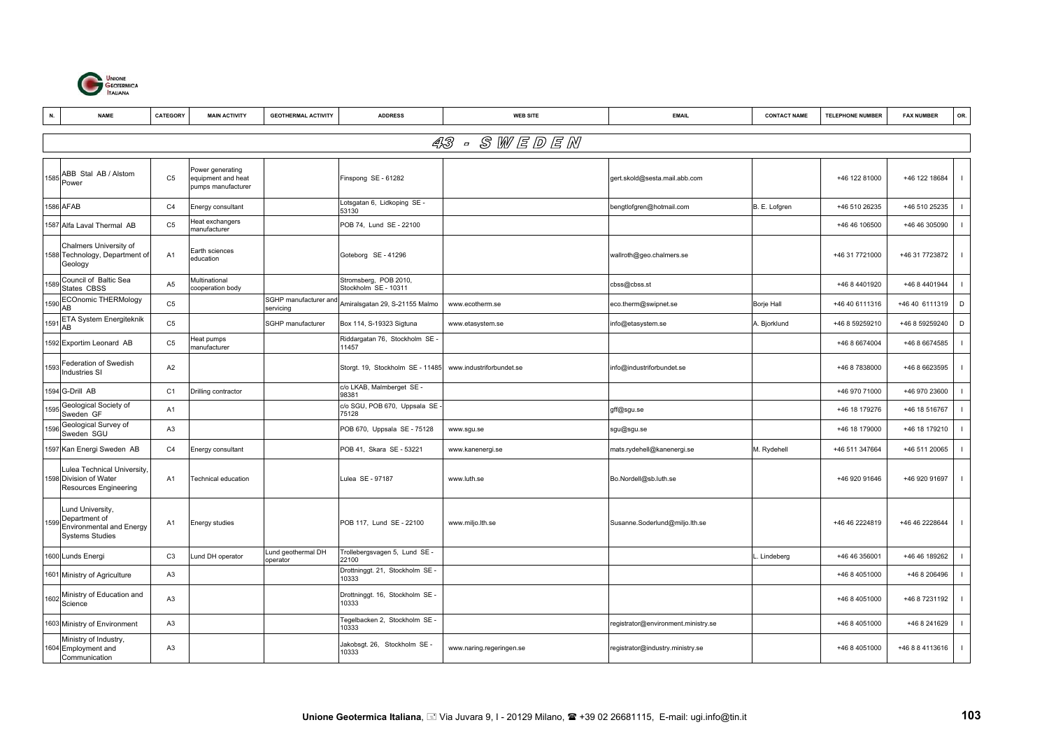| N. | NAME | CATEGORY | MAIN ACTIVITY | GEOTHERMAL ACTIVITY | ADDRESS | WEB SITE | EMAIL | CONTACT NAME | TELEPHONE NUMBER | FAX NUMBER | OR. |
|---|---|---|---|---|---|---|---|---|---|---|---|
| **43 - SWEDEN** | | | | | | | | | | | |
| 1585 | ABB Stal AB / Alstom Power | C5 | Power generating equipment and heat pumps manufacturer | | Finspong SE - 61282 | | gert.skold@sesta.mail.abb.com | | +46 122 81000 | +46 122 18684 | I |
| 1586 | AFAB | C4 | Energy consultant | | Lotsgatan 6, Lidkoping SE - 53130 | | bengtlofgren@hotmail.com | B. E. Lofgren | +46 510 26235 | +46 510 25235 | I |
| 1587 | Alfa Laval Thermal AB | C5 | Heat exchangers manufacturer | | POB 74, Lund SE - 22100 | | | | +46 46 106500 | +46 46 305090 | I |
| 1588 | Chalmers University of Technology, Department of Geology | A1 | Earth sciences education | | Goteborg SE - 41296 | | wallroth@geo.chalmers.se | | +46 31 7721000 | +46 31 7723872 | I |
| 1589 | Council of Baltic Sea States CBSS | A5 | Multinational cooperation body | | Stromsberg, POB 2010, Stockholm SE - 10311 | | cbss@cbss.st | | +46 8 4401920 | +46 8 4401944 | I |
| 1590 | ECOnomic THERMology AB | C5 | | SGHP manufacturer and servicing | Amiralsgatan 29, S-21155 Malmo | www.ecotherm.se | eco.therm@swipnet.se | Borje Hall | +46 40 6111316 | +46 40 6111319 | D |
| 1591 | ETA System Energiteknik AB | C5 | | SGHP manufacturer | Box 114, S-19323 Sigtuna | www.etasystem.se | info@etasystem.se | A. Bjorklund | +46 8 59259210 | +46 8 59259240 | D |
| 1592 | Exportim Leonard AB | C5 | Heat pumps manufacturer | | Riddargatan 76, Stockholm SE - 11457 | | | | +46 8 6674004 | +46 8 6674585 | I |
| 1593 | Federation of Swedish Industries SI | A2 | | | Storgt. 19, Stockholm SE - 11485 | www.industriforbundet.se | info@industriforbundet.se | | +46 8 7838000 | +46 8 6623595 | I |
| 1594 | G-Drill AB | C1 | Drilling contractor | | c/o LKAB, Malmberget SE - 98381 | | | | +46 970 71000 | +46 970 23600 | I |
| 1595 | Geological Society of Sweden GF | A1 | | | c/o SGU, POB 670, Uppsala SE - 75128 | | gff@sgu.se | | +46 18 179276 | +46 18 516767 | I |
| 1596 | Geological Survey of Sweden SGU | A3 | | | POB 670, Uppsala SE - 75128 | www.sgu.se | sgu@sgu.se | | +46 18 179000 | +46 18 179210 | I |
| 1597 | Kan Energi Sweden AB | C4 | Energy consultant | | POB 41, Skara SE - 53221 | www.kanenergi.se | mats.rydehell@kanenergi.se | M. Rydehell | +46 511 347664 | +46 511 20065 | I |
| 1598 | Lulea Technical University, Division of Water Resources Engineering | A1 | Technical education | | Lulea SE - 97187 | www.luth.se | Bo.Nordell@sb.luth.se | | +46 920 91646 | +46 920 91697 | I |
| 1599 | Lund University, Department of Environmental and Energy Systems Studies | A1 | Energy studies | | POB 117, Lund SE - 22100 | www.miljo.lth.se | Susanne.Soderlund@miljo.lth.se | | +46 46 2224819 | +46 46 2228644 | I |
| 1600 | Lunds Energi | C3 | Lund DH operator | Lund geothermal DH operator | Trollebergsvagen 5, Lund SE - 22100 | | | L. Lindeberg | +46 46 356001 | +46 46 189262 | I |
| 1601 | Ministry of Agriculture | A3 | | | Drottninggt. 21, Stockholm SE - 10333 | | | | +46 8 4051000 | +46 8 206496 | I |
| 1602 | Ministry of Education and Science | A3 | | | Drottninggt. 16, Stockholm SE - 10333 | | | | +46 8 4051000 | +46 8 7231192 | I |
| 1603 | Ministry of Environment | A3 | | | Tegelbacken 2, Stockholm SE - 10333 | | registrator@environment.ministry.se | | +46 8 4051000 | +46 8 241629 | I |
| 1604 | Ministry of Industry, Employment and Communication | A3 | | | Jakobsgt. 26, Stockholm SE - 10333 | www.naring.regeringen.se | registrator@industry.ministry.se | | +46 8 4051000 | +46 8 8 4113616 | I |

**Unione Geotermica Italiana**, Via Juvara 9, I - 20129 Milano, ☎ +39 02 26681115, E-mail: ugi.info@tin.it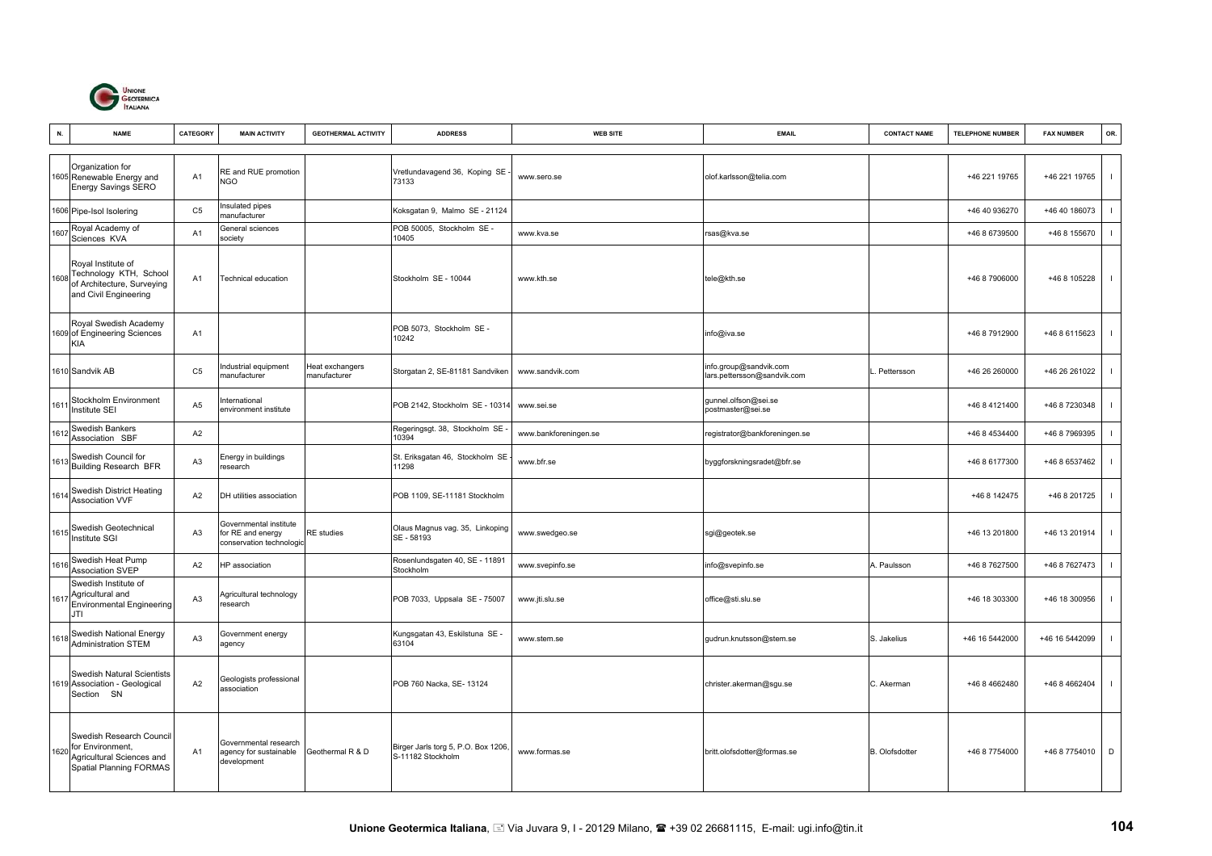| N. | NAME | CATEGORY | MAIN ACTIVITY | GEOTHERMAL ACTIVITY | ADDRESS | WEB SITE | EMAIL | CONTACT NAME | TELEPHONE NUMBER | FAX NUMBER | OR. |
|---|---|---|---|---|---|---|---|---|---|---|---|
| 1605 | Organization for Renewable Energy and Energy Savings SERO | A1 | RE and RUE promotion NGO | | Vretlundavagend 36, Koping SE - 73133 | www.sero.se | olof.karlsson@telia.com | | +46 221 19765 | +46 221 19765 | I |
| 1606 | Pipe-Isol Isolering | C5 | Insulated pipes manufacturer | | Koksgatan 9, Malmo SE - 21124 | | | | +46 40 936270 | +46 40 186073 | I |
| 1607 | Royal Academy of Sciences KVA | A1 | General sciences society | | POB 50005, Stockholm SE - 10405 | www.kva.se | rsas@kva.se | | +46 8 6739500 | +46 8 155670 | I |
| 1608 | Royal Institute of Technology KTH, School of Architecture, Surveying and Civil Engineering | A1 | Technical education | | Stockholm SE - 10044 | www.kth.se | tele@kth.se | | +46 8 7906000 | +46 8 105228 | I |
| 1609 | Royal Swedish Academy of Engineering Sciences KIA | A1 | | | POB 5073, Stockholm SE - 10242 | | info@iva.se | | +46 8 7912900 | +46 8 6115623 | I |
| 1610 | Sandvik AB | C5 | Industrial equipment manufacturer | Heat exchangers manufacturer | Storgatan 2, SE-81181 Sandviken | www.sandvik.com | info.group@sandvik.com lars.pettersson@sandvik.com | L. Pettersson | +46 26 260000 | +46 26 261022 | I |
| 1611 | Stockholm Environment Institute SEI | A5 | International environment institute | | POB 2142, Stockholm SE - 10314 | www.sei.se | gunnel.olfson@sei.se postmaster@sei.se | | +46 8 4121400 | +46 8 7230348 | I |
| 1612 | Swedish Bankers Association SBF | A2 | | | Regeringsgt. 38, Stockholm SE - 10394 | www.bankforeningen.se | registrator@bankforeningen.se | | +46 8 4534400 | +46 8 7969395 | I |
| 1613 | Swedish Council for Building Research BFR | A3 | Energy in buildings research | | St. Eriksgatan 46, Stockholm SE - 11298 | www.bfr.se | byggforskningsradet@bfr.se | | +46 8 6177300 | +46 8 6537462 | I |
| 1614 | Swedish District Heating Association VVF | A2 | DH utilities association | | POB 1109, SE-11181 Stockholm | | | | +46 8 142475 | +46 8 201725 | I |
| 1615 | Swedish Geotechnical Institute SGI | A3 | Governmental institute for RE and energy conservation technologic | RE studies | Olaus Magnus vag. 35, Linkoping SE - 58193 | www.swedgeo.se | sgi@geotek.se | | +46 13 201800 | +46 13 201914 | I |
| 1616 | Swedish Heat Pump Association SVEP | A2 | HP association | | Rosenlundsgaten 40, SE - 11891 Stockholm | www.svepinfo.se | info@svepinfo.se | A. Paulsson | +46 8 7627500 | +46 8 7627473 | I |
| 1617 | Swedish Institute of Agricultural and Environmental Engineering JTI | A3 | Agricultural technology research | | POB 7033, Uppsala SE - 75007 | www.jti.slu.se | office@sti.slu.se | | +46 18 303300 | +46 18 300956 | I |
| 1618 | Swedish National Energy Administration STEM | A3 | Government energy agency | | Kungsgatan 43, Eskilstuna SE - 63104 | www.stem.se | gudrun.knutsson@stem.se | S. Jakelius | +46 16 5442000 | +46 16 5442099 | I |
| 1619 | Swedish Natural Scientists Association - Geological Section SN | A2 | Geologists professional association | | POB 760 Nacka, SE- 13124 | | christer.akerman@sgu.se | C. Akerman | +46 8 4662480 | +46 8 4662404 | I |
| 1620 | Swedish Research Council for Environment, Agricultural Sciences and Spatial Planning FORMAS | A1 | Governmental research agency for sustainable development | Geothermal R & D | Birger Jarls torg 5, P.O. Box 1206, S-11182 Stockholm | www.formas.se | britt.olofsdotter@formas.se | B. Olofsdotter | +46 8 7754000 | +46 8 7754010 | D |

**Unione Geotermica Italiana**, Via Juvara 9, I - 20129 Milano, +39 02 26681115, E-mail: ugi.info@tin.it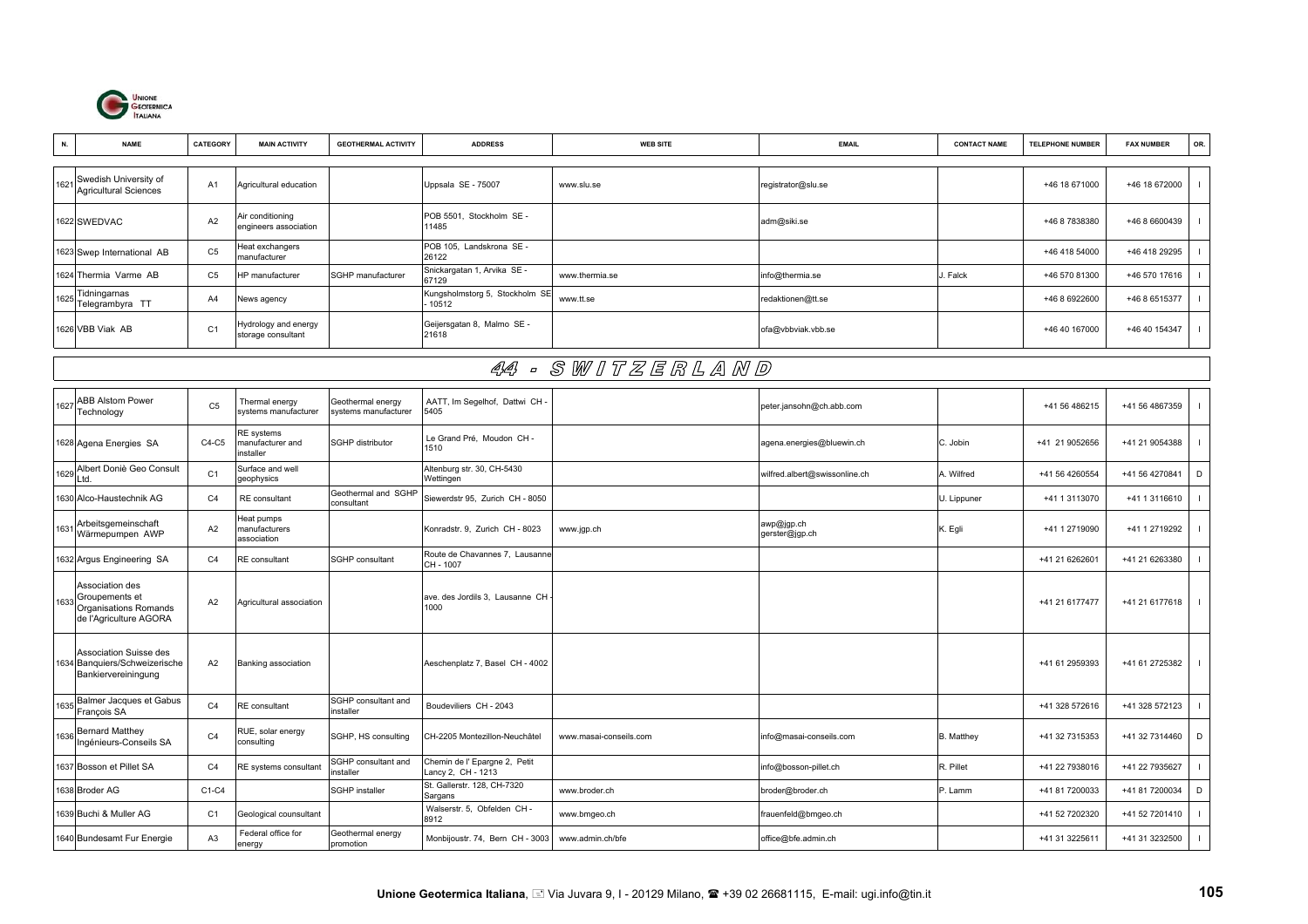| N. | NAME | CATEGORY | MAIN ACTIVITY | GEOTHERMAL ACTIVITY | ADDRESS | WEB SITE | EMAIL | CONTACT NAME | TELEPHONE NUMBER | FAX NUMBER | OR. |
|---|---|---|---|---|---|---|---|---|---|---|---|
| 1621 | Swedish University of Agricultural Sciences | A1 | Agricultural education | | Uppsala SE - 75007 | www.slu.se | registrator@slu.se | | +46 18 671000 | +46 18 672000 | I |
| 1622 | SWEDVAC | A2 | Air conditioning engineers association | | POB 5501, Stockholm SE - 11485 | | adm@siki.se | | +46 8 7838380 | +46 8 6600439 | I |
| 1623 | Swep International AB | C5 | Heat exchangers manufacturer | | POB 105, Landskrona SE - 26122 | | | | +46 418 54000 | +46 418 29295 | I |
| 1624 | Thermia Varme AB | C5 | HP manufacturer | SGHP manufacturer | Snickargatan 1, Arvika SE - 67129 | www.thermia.se | info@thermia.se | J. Falck | +46 570 81300 | +46 570 17616 | I |
| 1625 | Tidningarnas Telegrambyra TT | A4 | News agency | | Kungsholmstorg 5, Stockholm SE - 10512 | www.tt.se | redaktionen@tt.se | | +46 8 6922600 | +46 8 6515377 | I |
| 1626 | VBB Viak AB | C1 | Hydrology and energy storage consultant | | Geijersgatan 8, Malmo SE - 21618 | | ofa@vbbviak.vbb.se | | +46 40 167000 | +46 40 154347 | I |

## 44 - SWITZERLAND

| N. | NAME | CATEGORY | MAIN ACTIVITY | GEOTHERMAL ACTIVITY | ADDRESS | WEB SITE | EMAIL | CONTACT NAME | TELEPHONE NUMBER | FAX NUMBER | OR. |
|---|---|---|---|---|---|---|---|---|---|---|---|
| 1627 | ABB Alstom Power Technology | C5 | Thermal energy systems manufacturer | Geothermal energy systems manufacturer | AATT, Im Segelhof, Dattwi CH - 5405 | | peter.jansohn@ch.abb.com | | +41 56 486215 | +41 56 4867359 | I |
| 1628 | Agena Energies SA | C4-C5 | RE systems manufacturer and installer | SGHP distributor | Le Grand Pré, Moudon CH - 1510 | | agena.energies@bluewin.ch | C. Jobin | +41 21 9052656 | +41 21 9054388 | I |
| 1629 | Albert Donié Geo Consult Ltd. | C1 | Surface and well geophysics | | Altenburg str. 30, CH-5430 Wettingen | | wilfred.albert@swissonline.ch | A. Wilfred | +41 56 4260554 | +41 56 4270841 | D |
| 1630 | Alco-Haustechnik AG | C4 | RE consultant | Geothermal and SGHP consultant | Siewerdstr 95, Zurich CH - 8050 | | | U. Lippuner | +41 1 3113070 | +41 1 3116610 | I |
| 1631 | Arbeitsgemeinschaft Wärmepumpen AWP | A2 | Heat pumps manufacturers association | | Konradstr. 9, Zurich CH - 8023 | www.jgp.ch | awp@jgp.ch gerster@jgp.ch | K. Egli | +41 1 2719090 | +41 1 2719292 | I |
| 1632 | Argus Engineering SA | C4 | RE consultant | SGHP consultant | Route de Chavannes 7, Lausanne CH - 1007 | | | | +41 21 6262601 | +41 21 6263380 | I |
| 1633 | Association des Groupements et Organisations Romands de l'Agriculture AGORA | A2 | Agricultural association | | ave. des Jordils 3, Lausanne CH - 1000 | | | | +41 21 6177477 | +41 21 6177618 | I |
| 1634 | Association Suisse des Banquiers/Schweizerische Bankiervereiningung | A2 | Banking association | | Aeschenplatz 7, Basel CH - 4002 | | | | +41 61 2959393 | +41 61 2725382 | I |
| 1635 | Balmer Jacques et Gabus François SA | C4 | RE consultant | SGHP consultant and installer | Boudeviliers CH - 2043 | | | | +41 328 572616 | +41 328 572123 | I |
| 1636 | Bernard Matthey Ingénieurs-Conseils SA | C4 | RUE, solar energy consulting | SGHP, HS consulting | CH-2205 Montezillon-Neuchâtel | www.masai-conseils.com | info@masai-conseils.com | B. Matthey | +41 32 7315353 | +41 32 7314460 | D |
| 1637 | Bosson et Pillet SA | C4 | RE systems consultant | SGHP consultant and installer | Chemin de l' Epargne 2, Petit Lancy 2, CH - 1213 | | info@bosson-pillet.ch | R. Pillet | +41 22 7938016 | +41 22 7935627 | I |
| 1638 | Broder AG | C1-C4 | | SGHP installer | St. Gallerstr. 128, CH-7320 Sargans | www.broder.ch | broder@broder.ch | P. Lamm | +41 81 7200033 | +41 81 7200034 | D |
| 1639 | Buchi & Muller AG | C1 | Geological counsultant | | Walserstr. 5, Obfelden CH - 8912 | www.bmgeo.ch | frauenfeld@bmgeo.ch | | +41 52 7202320 | +41 52 7201410 | I |
| 1640 | Bundesamt Fur Energie | A3 | Federal office for energy | Geothermal energy promotion | Monbijoustr. 74, Bern CH - 3003 | www.admin.ch/bfe | office@bfe.admin.ch | | +41 31 3225611 | +41 31 3232500 | I |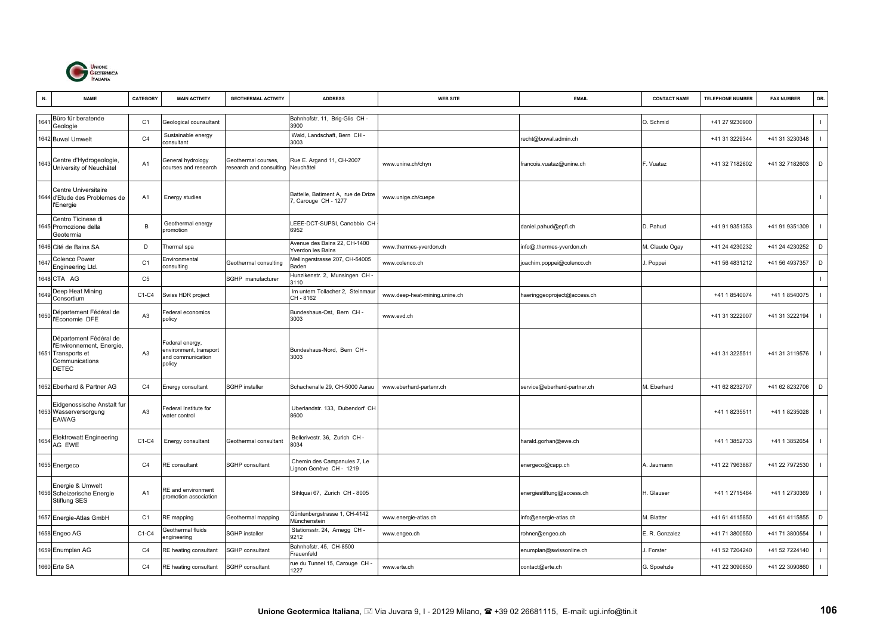| N. | NAME | CATEGORY | MAIN ACTIVITY | GEOTHERMAL ACTIVITY | ADDRESS | WEB SITE | EMAIL | CONTACT NAME | TELEPHONE NUMBER | FAX NUMBER | OR. |
|---|---|---|---|---|---|---|---|---|---|---|---|
| 1641 | Büro für beratende Geologie | C1 | Geological counsultant | | Bahnhofstr. 11, Brig-Glis CH - 3900 | | | O. Schmid | +41 27 9230900 | | I |
| 1642 | Buwal Umwelt | C4 | Sustainable energy consultant | | Wald, Landschaft, Bern CH - 3003 | | recht@buwal.admin.ch | | +41 31 3229344 | +41 31 3230348 | I |
| 1643 | Centre d'Hydrogeologie, University of Neuchâtel | A1 | General hydrology courses and research | Geothermal courses, research and consulting | Rue E. Argand 11, CH-2007 Neuchâtel | www.unine.ch/chyn | francois.vuataz@unine.ch | F. Vuataz | +41 32 7182602 | +41 32 7182603 | D |
| 1644 | Centre Universitaire d'Etude des Problemes de l'Energie | A1 | Energy studies | | Battelle, Batiment A, rue de Drize 7, Carouge CH - 1277 | www.unige.ch/cuepe | | | | | I |
| 1645 | Centro Ticinese di Promozione della Geotermia | B | Geothermal energy promotion | | LEEE-DCT-SUPSI, Canobbio CH - 6952 | | daniel.pahud@epfl.ch | D. Pahud | +41 91 9351353 | +41 91 9351309 | I |
| 1646 | Cité de Bains SA | D | Thermal spa | | Avenue des Bains 22, CH-1400 Yverdon les Bains | www.thermes-yverdon.ch | info@.thermes-yverdon.ch | M. Claude Ogay | +41 24 4230232 | +41 24 4230252 | D |
| 1647 | Colenco Power Engineering Ltd. | C1 | Environmental consulting | Geothermal consulting | Mellingerstrasse 207, CH-54005 Baden | www.colenco.ch | joachim.poppei@colenco.ch | J. Poppei | +41 56 4831212 | +41 56 4937357 | D |
| 1648 | CTA AG | C5 | | SGHP manufacturer | Hunzikenstr. 2, Munsingen CH - 3110 | | | | | | I |
| 1649 | Deep Heat Mining Consortium | C1-C4 | Swiss HDR project | | Im untern Tollacher 2, Steinmaur CH - 8162 | www.deep-heat-mining.unine.ch | haeringgeoproject@access.ch | | +41 1 8540074 | +41 1 8540075 | I |
| 1650 | Département Fédéral de l'Economie DFE | A3 | Federal economics policy | | Bundeshaus-Ost, Bern CH - 3003 | www.evd.ch | | | +41 31 3222007 | +41 31 3222194 | I |
| 1651 | Département Fédéral de l'Environnement, Energie, Transports et Communications DETEC | A3 | Federal energy, environment, transport and communication policy | | Bundeshaus-Nord, Bern CH - 3003 | | | | +41 31 3225511 | +41 31 3119576 | I |
| 1652 | Eberhard & Partner AG | C4 | Energy consultant | SGHP installer | Schachenalle 29, CH-5000 Aarau | www.eberhard-partenr.ch | service@eberhard-partner.ch | M. Eberhard | +41 62 8232707 | +41 62 8232706 | D |
| 1653 | Eidgenossische Anstalt fur Wasserversorgung EAWAG | A3 | Federal Institute for water control | | Uberlandstr. 133, Dubendorf CH 8600 | | | | +41 1 8235511 | +41 1 8235028 | I |
| 1654 | Elektrowatt Engineering AG EWE | C1-C4 | Energy consultant | Geothermal consultant | Bellerivestr. 36, Zurich CH - 8034 | | harald.gorhan@ewe.ch | | +41 1 3852733 | +41 1 3852654 | I |
| 1655 | Energeco | C4 | RE consultant | SGHP consultant | Chemin des Campanules 7, Le Lignon Genève CH - 1219 | | energeco@capp.ch | A. Jaumann | +41 22 7963887 | +41 22 7972530 | I |
| 1656 | Energie & Umwelt Scheizerische Energie Stiflung SES | A1 | RE and environment promotion association | | Sihlquai 67, Zurich CH - 8005 | | energiestiftung@access.ch | H. Glauser | +41 1 2715464 | +41 1 2730369 | I |
| 1657 | Energie-Atlas GmbH | C1 | RE mapping | Geothermal mapping | Güntenbergstrasse 1, CH-4142 Münchenstein | www.energie-atlas.ch | info@energie-atlas.ch | M. Blatter | +41 61 4115850 | +41 61 4115855 | D |
| 1658 | Engeo AG | C1-C4 | Geothermal fluids engineering | SGHP installer | Stationsstr. 24, Amegg CH - 9212 | www.engeo.ch | rohner@engeo.ch | E. R. Gonzalez | +41 71 3800550 | +41 71 3800554 | I |
| 1659 | Enumplan AG | C4 | RE heating consultant | SGHP consultant | Bahnhofstr. 45, CH-8500 Frauenfeld | | enumplan@swissonline.ch | J. Forster | +41 52 7204240 | +41 52 7224140 | I |
| 1660 | Erte SA | C4 | RE heating consultant | SGHP consultant | rue du Tunnel 15, Carouge CH - 1227 | www.erte.ch | contact@erte.ch | G. Spoehzle | +41 22 3090850 | +41 22 3090860 | I |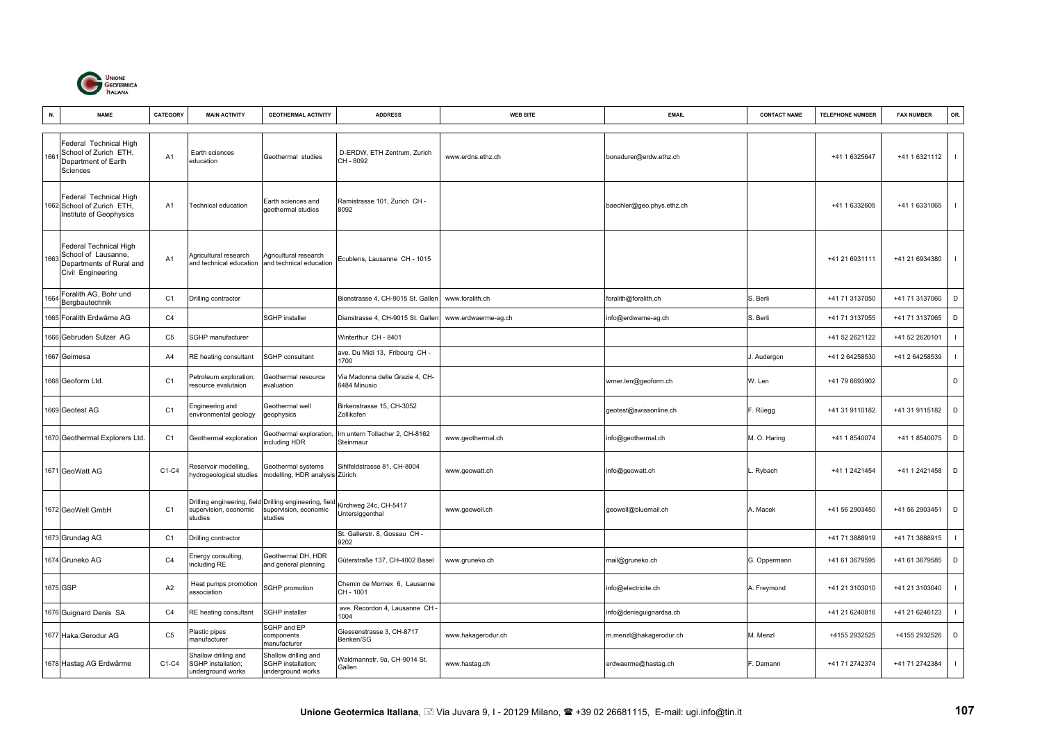| N. | NAME | CATEGORY | MAIN ACTIVITY | GEOTHERMAL ACTIVITY | ADDRESS | WEB SITE | EMAIL | CONTACT NAME | TELEPHONE NUMBER | FAX NUMBER | OR. |
|---|---|---|---|---|---|---|---|---|---|---|---|
| 1661 | Federal Technical High School of Zurich ETH, Department of Earth Sciences | A1 | Earth sciences education | Geothermal studies | D-ERDW, ETH Zentrum, Zurich CH - 8092 | www.erdns.ethz.ch | bonadurer@erdw.ethz.ch | | +41 1 6325647 | +41 1 6321112 | I |
| 1662 | Federal Technical High School of Zurich ETH, Institute of Geophysics | A1 | Technical education | Earth sciences and geothermal studies | Ramistrasse 101, Zurich CH - 8092 | | baechler@geo.phys.ethz.ch | | +41 1 6332605 | +41 1 6331065 | I |
| 1663 | Federal Technical High School of Lausanne, Departments of Rural and Civil Engineering | A1 | Agricultural research and technical education | Agricultural research and technical education | Ecublens, Lausanne CH - 1015 | | | | +41 21 6931111 | +41 21 6934380 | I |
| 1664 | Foralith AG, Bohr und Bergbautechnik | C1 | Drilling contractor | | Bionstrasse 4, CH-9015 St. Gallen | www.foralith.ch | foralith@foralith.ch | S. Berli | +41 71 3137050 | +41 71 3137060 | D |
| 1665 | Foralith Erdwärme AG | C4 | | SGHP installer | Dianstrasse 4, CH-9015 St. Gallen | www.erdwaerme-ag.ch | info@erdwarne-ag.ch | S. Berli | +41 71 3137055 | +41 71 3137065 | D |
| 1666 | Gebruden Sulzer AG | C5 | SGHP manufacturer | | Winterthur CH - 8401 | | | | +41 52 2621122 | +41 52 2620101 | I |
| 1667 | Geimesa | A4 | RE heating consultant | SGHP consultant | ave. Du Midi 13, Fribourg CH - 1700 | | | J. Audergon | +41 2 64258530 | +41 2 64258539 | I |
| 1668 | Geoform Ltd. | C1 | Petroleum exploration; resource evalutaion | Geothermal resource evaluation | Via Madonna delle Grazie 4, CH-6484 Minusio | | wrner.len@geoform.ch | W. Len | +41 79 6693902 | | D |
| 1669 | Geotest AG | C1 | Engineering and environmental geology | Geothermal well geophysics | Birkenstrasse 15, CH-3052 Zollikofen | | geotest@swissonline.ch | F. Rüegg | +41 31 9110182 | +41 31 9115182 | D |
| 1670 | Geothermal Explorers Ltd. | C1 | Geothermal exploration | Geothermal exploration, including HDR | Im untern Tollacher 2, CH-8162 Steinmaur | www.geothermal.ch | info@geothermal.ch | M. O. Haring | +41 1 8540074 | +41 1 8540075 | D |
| 1671 | GeoWatt AG | C1-C4 | Reservoir modelling, hydrogeological studies | Geothermal systems modelling, HDR analysis | Sihlfeldstrasse 81, CH-8004 Zürich | www.geowatt.ch | info@geowatt.ch | L. Rybach | +41 1 2421454 | +41 1 2421458 | D |
| 1672 | GeoWell GmbH | C1 | Drilling engineering, field supervision, economic studies | Drilling engineering, field supervision, economic studies | Kirchweg 24c, CH-5417 Untersiggenthal | www.geowell.ch | geowell@bluemail.ch | A. Macek | +41 56 2903450 | +41 56 2903451 | D |
| 1673 | Grundag AG | C1 | Drilling contractor | | St. Gallerstr. 8, Gossau CH - 9202 | | | | +41 71 3888919 | +41 71 3888915 | I |
| 1674 | Gruneko AG | C4 | Energy consulting, including RE | Geothermal DH, HDR and general planning | Güterstraße 137, CH-4002 Basel | www.gruneko.ch | mail@gruneko.ch | G. Oppermann | +41 61 3679595 | +41 61 3679585 | D |
| 1675 | GSP | A2 | Heat pumps promotion association | SGHP promotion | Chemin de Mornex 6, Lausanne CH - 1001 | | info@electricite.ch | A. Freymond | +41 21 3103010 | +41 21 3103040 | I |
| 1676 | Guignard Denis SA | C4 | RE heating consultant | SGHP installer | ave. Recordon 4, Lausanne CH - 1004 | | info@denisguignardsa.ch | | +41 21 6240816 | +41 21 6246123 | I |
| 1677 | Haka.Gerodur AG | C5 | Plastic pipes manufacturer | SGHP and EP components manufacturer | Giessenstrasse 3, CH-8717 Benken/SG | www.hakagerodur.ch | m.menzl@hakagerodur.ch | M. Menzl | +4155 2932525 | +4155 2932526 | D |
| 1678 | Hastag AG Erdwärme | C1-C4 | Shallow drilling and SGHP installation; underground works | Shallow drilling and SGHP installation; underground works | Waldmannstr. 9a, CH-9014 St. Gallen | www.hastag.ch | erdwaerme@hastag.ch | F. Damann | +41 71 2742374 | +41 71 2742384 | I |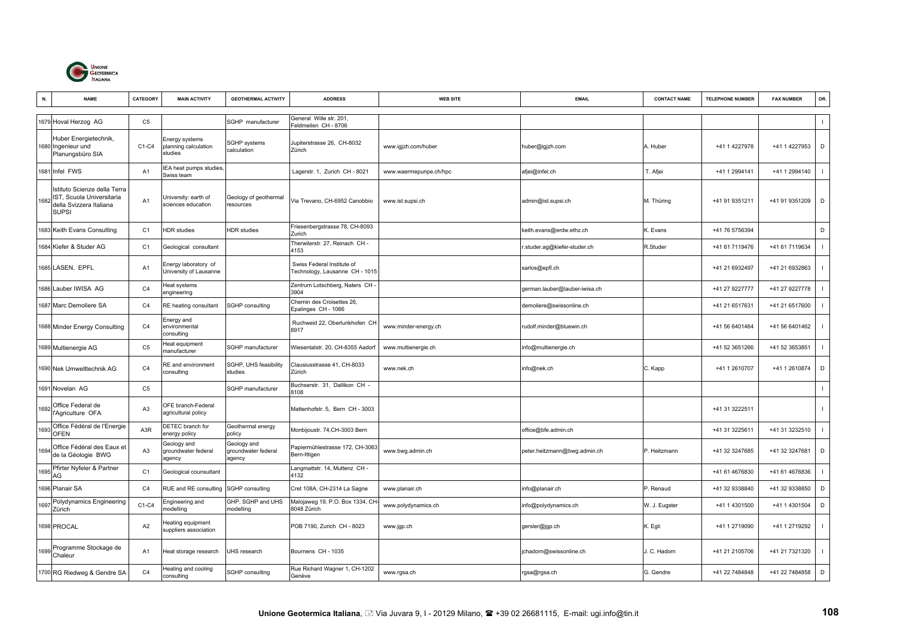| N. | NAME | CATEGORY | MAIN ACTIVITY | GEOTHERMAL ACTIVITY | ADDRESS | WEB SITE | EMAIL | CONTACT NAME | TELEPHONE NUMBER | FAX NUMBER | OR. |
|---|---|---|---|---|---|---|---|---|---|---|---|
| 1679 | Hoval Herzog AG | C5 | | SGHP manufacturer | General Wille str. 201, Feldmeilen CH - 8706 | | | | | | I |
| 1680 | Huber Energietechnik, Ingenieur und Planungsbüro SIA | C1-C4 | Energy systems planning calculation studies | SGHP systems calculation | Jupiterstrasse 26, CH-8032 Zürich | www.igjzh.com/huber | huber@igjzh.com | A. Huber | +41 1 4227978 | +41 1 4227953 | D |
| 1681 | Infel FWS | A1 | IEA heat pumps studies, Swiss team | | Lagerstr. 1, Zurich CH - 8021 | www.waermepunpe.ch/hpc | afjei@infel.ch | T. Afjei | +41 1 2994141 | +41 1 2994140 | I |
| 1682 | Istituto Scienze della Terra IST, Scuola Universitaria della Svizzera Italiana SUPSI | A1 | University: earth of sciences education | Geology of geothermal resources | Via Trevano, CH-6952 Canobbio | www.ist.supsi.ch | admin@ist.supsi.ch | M. Thüring | +41 91 9351211 | +41 91 9351209 | D |
| 1683 | Keith Evans Consulting | C1 | HDR studies | HDR studies | Friesenbergstrasse 78, CH-8093 Zurich | | keith.evans@erdw.ethz.ch | K. Evans | +41 76 5756394 | | D |
| 1684 | Kiefer & Studer AG | C1 | Geological consultant | | Therwilerstr. 27, Reinach CH - 4153 | | r.studer.ag@kiefer-studer.ch | R.Studer | +41 61 7119476 | +41 61 7119634 | I |
| 1685 | LASEN, EPFL | A1 | Energy laboratory of University of Lausanne | | Swiss Federal Institute of Technology, Lausanne CH - 1015 | | sarlos@epfl.ch | | +41 21 6932497 | +41 21 6932863 | I |
| 1686 | Lauber IWISA AG | C4 | Heat systems engineering | | Zentrum Lotschberg, Naters CH - 3904 | | german.lauber@lauber-iwisa.ch | | +41 27 9227777 | +41 27 9227778 | I |
| 1687 | Marc Demoliere SA | C4 | RE heating consultant | SGHP consulting | Chemin des Croisettes 26, Epalinges CH - 1066 | | demoliere@swissonline.ch | | +41 21 6517631 | +41 21 6517600 | I |
| 1688 | Minder Energy Consulting | C4 | Energy and environmental consulting | | Ruchweid 22, Oberlunkhofen CH 8917 | www.minder-energy.ch | rudolf.minder@bluewin.ch | | +41 56 6401464 | +41 56 6401462 | I |
| 1689 | Multienergie AG | C5 | Heat equipment manufacturer | SGHP manufacturer | Wiesentalstr. 20, CH-8355 Aadorf | www.multienergie.ch | info@multienergie.ch | | +41 52 3651266 | +41 52 3653851 | I |
| 1690 | Nek Umwelttechnik AG | C4 | RE and environment consulting | SGHP, UHS feasibility studies | Clausiusstrasse 41, CH-8033 Zürich | www.nek.ch | info@nek.ch | C. Kapp | +41 1 2610707 | +41 1 2610874 | D |
| 1691 | Novelan AG | C5 | | SGHP manufacturer | Buchserstr. 31, Dallikon CH - 8108 | | | | | | I |
| 1692 | Office Federal de l'Agriculture OFA | A3 | OFE branch-Federal agricultural policy | | Mattenhofstr. 5, Bern CH - 3003 | | | | +41 31 3222511 | | I |
| 1693 | Office Fédéral de l'Energie OFEN | A3R | DETEC branch for energy policy | Geothermal energy policy | Monbijoustr. 74,CH-3003 Bern | | office@bfe.admin.ch | | +41 31 3225611 | +41 31 3232510 | I |
| 1694 | Office Fédéral des Eaux et de la Géologie BWG | A3 | Geology and groundwater federal agency | Geology and groundwater federal agency | Papiermühlestrasse 172, CH-3063 Bern-Ittigen | www.bwg.admin.ch | peter.heitzmann@bwg.admin.ch | P. Heitzmann | +41 32 3247685 | +41 32 3247681 | D |
| 1695 | Pfirter Nyfeler & Partner AG | C1 | Geological counsultant | | Langmattstr. 14, Muttenz CH - 4132 | | | | +41 61 4676830 | +41 61 4676836 | I |
| 1696 | Planair SA | C4 | RUE and RE consulting | SGHP consulting | Cret 108A, CH-2314 La Sagne | www.planair.ch | info@planair.ch | P. Renaud | +41 32 9338840 | +41 32 9338850 | D |
| 1697 | Polydynamics Engineering Zürich | C1-C4 | Engineering and modelling | GHP, SGHP and UHS modelling | Malojaweg 19, P.O. Box 1334, CH-8048 Zürich | www.polydynamics.ch | info@polydynamics.ch | W. J. Eugster | +41 1 4301500 | +41 1 4301504 | D |
| 1698 | PROCAL | A2 | Heating equipment suppliers association | | POB 7190, Zurich CH - 8023 | www.jgp.ch | gersler@jgp.ch | K. Egli | +41 1 2719090 | +41 1 2719292 | I |
| 1699 | Programme Stockage de Chaleur | A1 | Heat storage research | UHS research | Bournens CH - 1035 | | jchadorn@swissonline.ch | J. C. Hadorn | +41 21 2105706 | +41 21 7321320 | I |
| 1700 | RG Riedweg & Gendre SA | C4 | Heating and cooling consulting | SGHP consulting | Rue Richard Wagner 1, CH-1202 Genève | www.rgsa.ch | rgsa@rgsa.ch | G. Gendre | +41 22 7484848 | +41 22 7484858 | D |

**Unione Geotermica Italiana**, Via Juvara 9, I - 20129 Milano, +39 02 26681115, E-mail: ugi.info@tin.it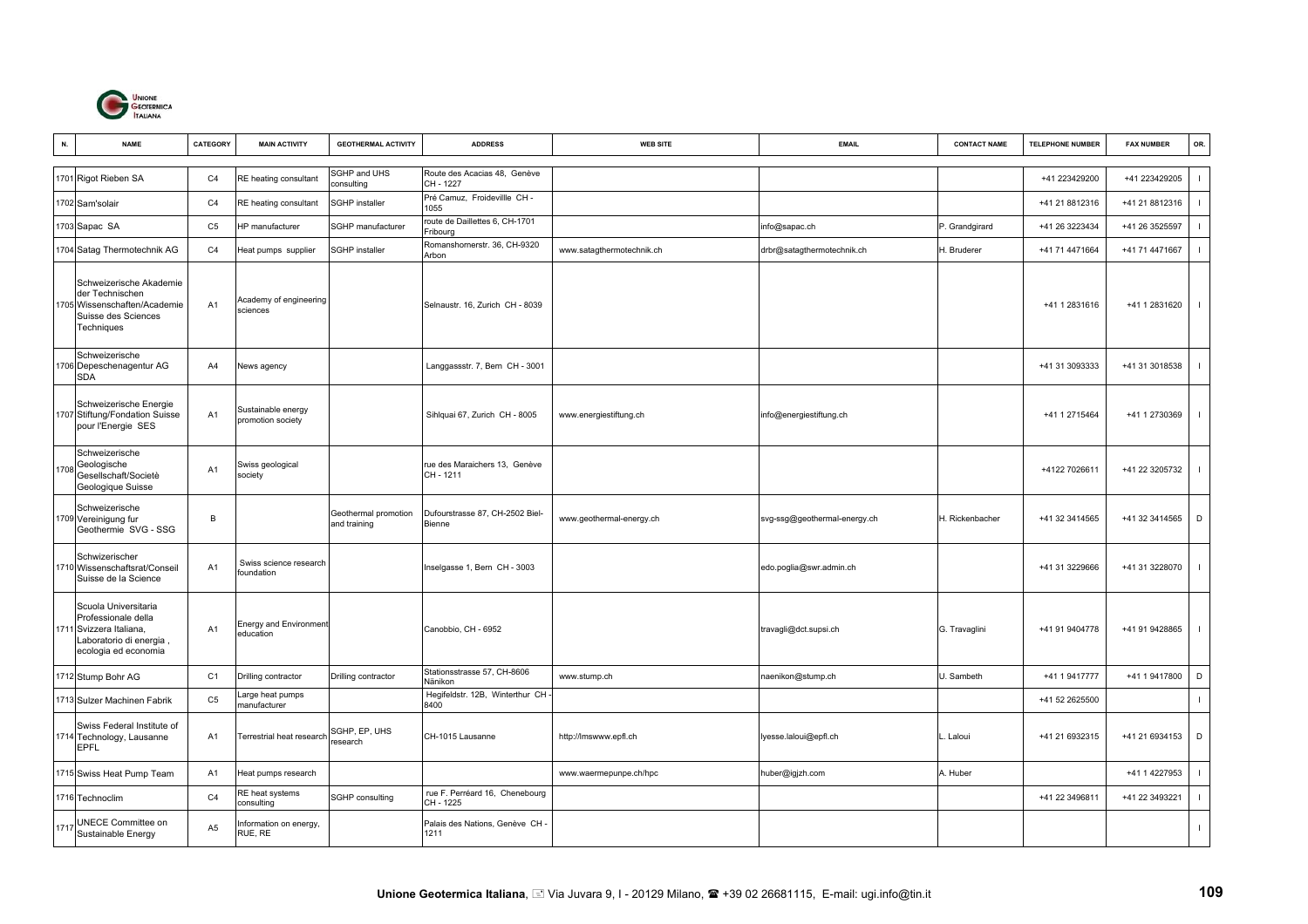| N. | NAME | CATEGORY | MAIN ACTIVITY | GEOTHERMAL ACTIVITY | ADDRESS | WEB SITE | EMAIL | CONTACT NAME | TELEPHONE NUMBER | FAX NUMBER | OR. |
|---|---|---|---|---|---|---|---|---|---|---|---|
| 1701 | Rigot Rieben SA | C4 | RE heating consultant | SGHP and UHS consulting | Route des Acacias 48, Genève CH - 1227 | | | | +41 223429200 | +41 223429205 | I |
| 1702 | Sam'solair | C4 | RE heating consultant | SGHP installer | Pré Camuz, Froidevillle CH - 1055 | | | | +41 21 8812316 | +41 21 8812316 | I |
| 1703 | Sapac SA | C5 | HP manufacturer | SGHP manufacturer | route de Daillettes 6, CH-1701 Fribourg | | info@sapac.ch | P. Grandgirard | +41 26 3223434 | +41 26 3525597 | I |
| 1704 | Satag Thermotechnik AG | C4 | Heat pumps supplier | SGHP installer | Romanshornerstr. 36, CH-9320 Arbon | www.satagthermotechnik.ch | drbr@satagthermotechnik.ch | H. Bruderer | +41 71 4471664 | +41 71 4471667 | I |
| 1705 | Schweizerische Akademie der Technischen Wissenschaften/Academie Suisse des Sciences Techniques | A1 | Academy of engineering sciences | | Selnaustr. 16, Zurich CH - 8039 | | | | +41 1 2831616 | +41 1 2831620 | I |
| 1706 | Schweizerische Depeschenagentur AG SDA | A4 | News agency | | Langgassstr. 7, Bern CH - 3001 | | | | +41 31 3093333 | +41 31 3018538 | I |
| 1707 | Schweizerische Energie Stiftung/Fondation Suisse pour l'Energie SES | A1 | Sustainable energy promotion society | | Sihlquai 67, Zurich CH - 8005 | www.energiestiftung.ch | info@energiestiftung.ch | | +41 1 2715464 | +41 1 2730369 | I |
| 1708 | Schweizerische Geologische Gesellschaft/Societè Geologique Suisse | A1 | Swiss geological society | | rue des Maraichers 13, Genève CH - 1211 | | | | +4122 7026611 | +41 22 3205732 | I |
| 1709 | Schweizerische Vereinigung fur Geothermie SVG - SSG | B | | Geothermal promotion and training | Dufourstrasse 87, CH-2502 Biel-Bienne | www.geothermal-energy.ch | svg-ssg@geothermal-energy.ch | H. Rickenbacher | +41 32 3414565 | +41 32 3414565 | D |
| 1710 | Schwizerischer Wissenschaftsrat/Conseil Suisse de la Science | A1 | Swiss science research foundation | | Inselgasse 1, Bern CH - 3003 | | edo.poglia@swr.admin.ch | | +41 31 3229666 | +41 31 3228070 | I |
| 1711 | Scuola Universitaria Professionale della Svizzera Italiana, Laboratorio di energia , ecologia ed economia | A1 | Energy and Environment education | | Canobbio, CH - 6952 | | travagli@dct.supsi.ch | G. Travaglini | +41 91 9404778 | +41 91 9428865 | I |
| 1712 | Stump Bohr AG | C1 | Drilling contractor | Drilling contractor | Stationsstrasse 57, CH-8606 Nänikon | www.stump.ch | naenikon@stump.ch | U. Sambeth | +41 1 9417777 | +41 1 9417800 | D |
| 1713 | Sulzer Machinen Fabrik | C5 | Large heat pumps manufacturer | | Hegifeldstr. 12B, Winterthur CH - 8400 | | | | +41 52 2625500 | | I |
| 1714 | Swiss Federal Institute of Technology, Lausanne EPFL | A1 | Terrestrial heat research | SGHP, EP, UHS research | CH-1015 Lausanne | http://lmswww.epfl.ch | lyesse.laloui@epfl.ch | L. Laloui | +41 21 6932315 | +41 21 6934153 | D |
| 1715 | Swiss Heat Pump Team | A1 | Heat pumps research | | | www.waermepunpe.ch/hpc | huber@igjzh.com | A. Huber | | +41 1 4227953 | I |
| 1716 | Technoclim | C4 | RE heat systems consulting | SGHP consulting | rue F. Perréard 16, Chenebourg CH - 1225 | | | | +41 22 3496811 | +41 22 3493221 | I |
| 1717 | UNECE Committee on Sustainable Energy | A5 | Information on energy, RUE, RE | | Palais des Nations, Genève CH - 1211 | | | | | | I |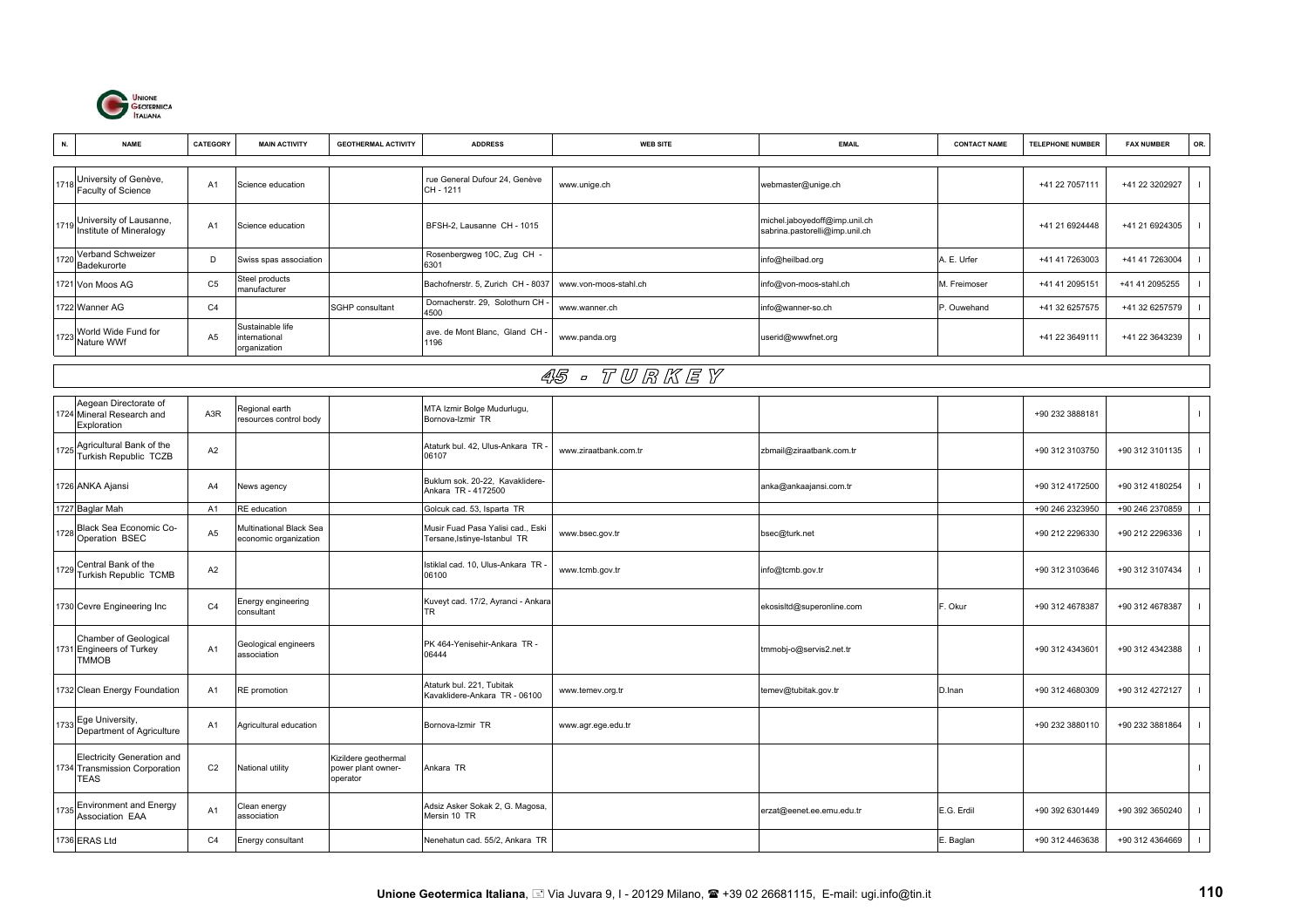| N. | NAME | CATEGORY | MAIN ACTIVITY | GEOTHERMAL ACTIVITY | ADDRESS | WEB SITE | EMAIL | CONTACT NAME | TELEPHONE NUMBER | FAX NUMBER | OR. |
|---|---|---|---|---|---|---|---|---|---|---|---|
| 1718 | University of Genève, Faculty of Science | A1 | Science education | | rue General Dufour 24, Genève CH - 1211 | www.unige.ch | webmaster@unige.ch | | +41 22 7057111 | +41 22 3202927 | I |
| 1719 | University of Lausanne, Institute of Mineralogy | A1 | Science education | | BFSH-2, Lausanne CH - 1015 | | michel.jaboyedoff@imp.unil.ch sabrina.pastorelli@imp.unil.ch | | +41 21 6924448 | +41 21 6924305 | I |
| 1720 | Verband Schweizer Badekurorte | D | Swiss spas association | | Rosenbergweg 10C, Zug CH - 6301 | | info@heilbad.org | A. E. Urfer | +41 41 7263003 | +41 41 7263004 | I |
| 1721 | Von Moos AG | C5 | Steel products manufacturer | | Bachofnerstr. 5, Zurich CH - 8037 | www.von-moos-stahl.ch | info@von-moos-stahl.ch | M. Freimoser | +41 41 2095151 | +41 41 2095255 | I |
| 1722 | Wanner AG | C4 | | SGHP consultant | Dornacherstr. 29, Solothurn CH - 4500 | www.wanner.ch | info@wanner-so.ch | P. Ouwehand | +41 32 6257575 | +41 32 6257579 | I |
| 1723 | World Wide Fund for Nature WWf | A5 | Sustainable life international organization | | ave. de Mont Blanc, Gland CH - 1196 | www.panda.org | userid@wwwfnet.org | | +41 22 3649111 | +41 22 3643239 | I |

## 45 - TURKEY

| N. | NAME | CATEGORY | MAIN ACTIVITY | GEOTHERMAL ACTIVITY | ADDRESS | WEB SITE | EMAIL | CONTACT NAME | TELEPHONE NUMBER | FAX NUMBER | OR. |
|---|---|---|---|---|---|---|---|---|---|---|---|
| 1724 | Aegean Directorate of Mineral Research and Exploration | A3R | Regional earth resources control body | | MTA Izmir Bolge Mudurlugu, Bornova-Izmir TR | | | | +90 232 3888181 | | I |
| 1725 | Agricultural Bank of the Turkish Republic TCZB | A2 | | | Ataturk bul. 42, Ulus-Ankara TR - 06107 | www.ziraatbank.com.tr | zbmail@ziraatbank.com.tr | | +90 312 3103750 | +90 312 3101135 | I |
| 1726 | ANKA Ajansi | A4 | News agency | | Buklum sok. 20-22, Kavaklidere-Ankara TR - 4172500 | | anka@ankaajansi.com.tr | | +90 312 4172500 | +90 312 4180254 | I |
| 1727 | Baglar Mah | A1 | RE education | | Golcuk cad. 53, Isparta TR | | | | +90 246 2323950 | +90 246 2370859 | I |
| 1728 | Black Sea Economic Co-Operation BSEC | A5 | Multinational Black Sea economic organization | | Musir Fuad Pasa Yalisi cad., Eski Tersane,Istinye-Istanbul TR | www.bsec.gov.tr | bsec@turk.net | | +90 212 2296330 | +90 212 2296336 | I |
| 1729 | Central Bank of the Turkish Republic TCMB | A2 | | | Istiklal cad. 10, Ulus-Ankara TR - 06100 | www.tcmb.gov.tr | info@tcmb.gov.tr | | +90 312 3103646 | +90 312 3107434 | I |
| 1730 | Cevre Engineering Inc | C4 | Energy engineering consultant | | Kuveyt cad. 17/2, Ayranci - Ankara TR | | ekosisltd@superonline.com | F. Okur | +90 312 4678387 | +90 312 4678387 | I |
| 1731 | Chamber of Geological Engineers of Turkey TMMOB | A1 | Geological engineers association | | PK 464-Yenisehir-Ankara TR - 06444 | | tmmobj-o@servis2.net.tr | | +90 312 4343601 | +90 312 4342388 | I |
| 1732 | Clean Energy Foundation | A1 | RE promotion | | Ataturk bul. 221, Tubitak Kavaklidere-Ankara TR - 06100 | www.temev.org.tr | temev@tubitak.gov.tr | D.Inan | +90 312 4680309 | +90 312 4272127 | I |
| 1733 | Ege University, Department of Agriculture | A1 | Agricultural education | | Bornova-Izmir TR | www.agr.ege.edu.tr | | | +90 232 3880110 | +90 232 3881864 | I |
| 1734 | Electricity Generation and Transmission Corporation TEAS | C2 | National utility | Kizildere geothermal power plant owner-operator | Ankara TR | | | | | | I |
| 1735 | Environment and Energy Association EAA | A1 | Clean energy association | | Adsiz Asker Sokak 2, G. Magosa, Mersin 10 TR | | erzat@eenet.ee.emu.edu.tr | E.G. Erdil | +90 392 6301449 | +90 392 3650240 | I |
| 1736 | ERAS Ltd | C4 | Energy consultant | | Nenehatun cad. 55/2, Ankara TR | | | E. Baglan | +90 312 4463638 | +90 312 4364669 | I |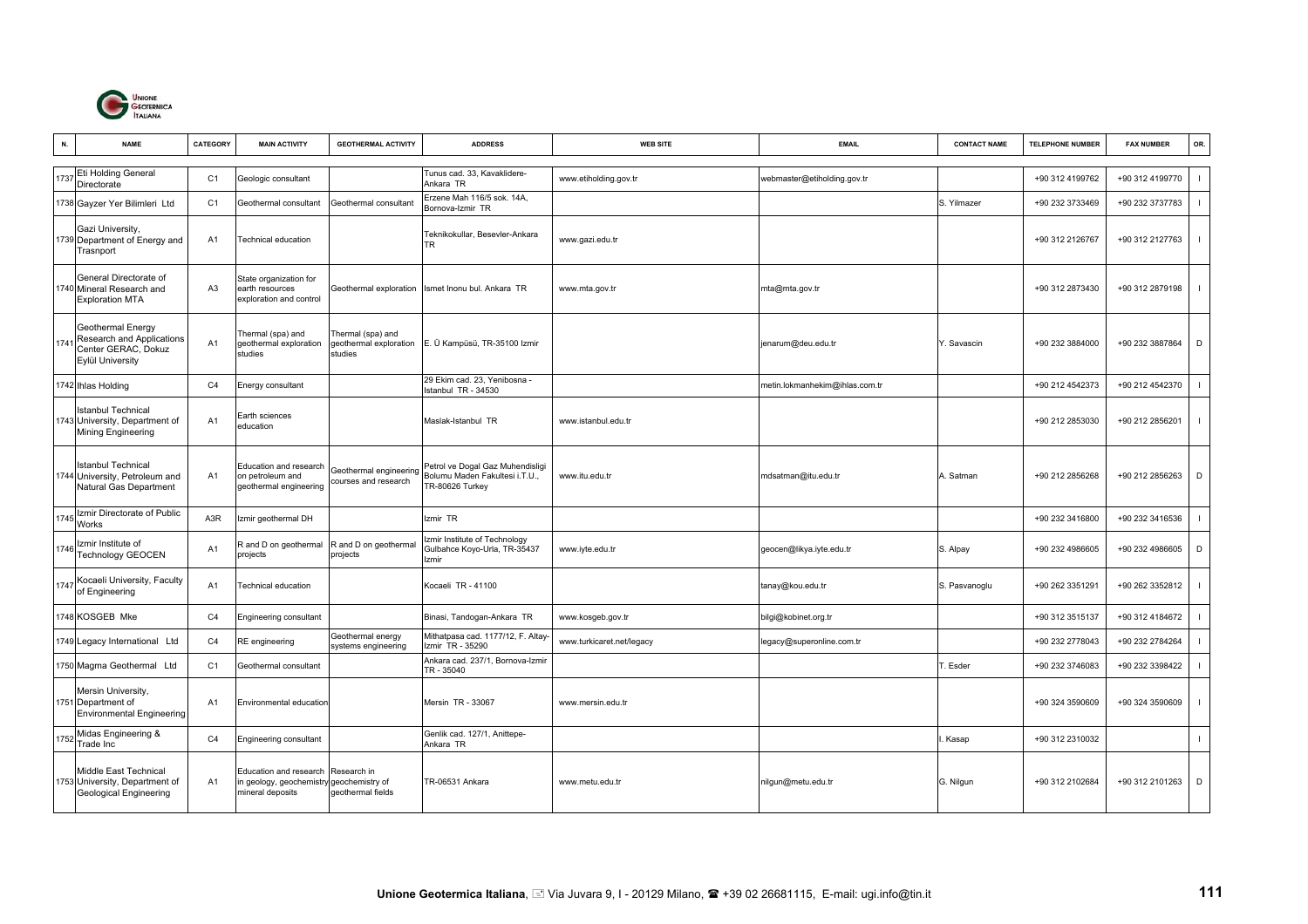| N. | NAME | CATEGORY | MAIN ACTIVITY | GEOTHERMAL ACTIVITY | ADDRESS | WEB SITE | EMAIL | CONTACT NAME | TELEPHONE NUMBER | FAX NUMBER | OR. |
|---|---|---|---|---|---|---|---|---|---|---|---|
| 1737 | Eti Holding General Directorate | C1 | Geologic consultant | | Tunus cad. 33, Kavaklidere-Ankara TR | www.etiholding.gov.tr | webmaster@etiholding.gov.tr | | +90 312 4199762 | +90 312 4199770 | I |
| 1738 | Gayzer Yer Bilimleri Ltd | C1 | Geothermal consultant | Geothermal consultant | Erzene Mah 116/5 sok. 14A, Bornova-Izmir TR | | | S. Yilmazer | +90 232 3733469 | +90 232 3737783 | I |
| 1739 | Gazi University, Department of Energy and Trasnport | A1 | Technical education | | Teknikokullar, Besevler-Ankara TR | www.gazi.edu.tr | | | +90 312 2126767 | +90 312 2127763 | I |
| 1740 | General Directorate of Mineral Research and Exploration MTA | A3 | State organization for earth resources exploration and control | Geothermal exploration | Ismet Inonu bul. Ankara TR | www.mta.gov.tr | mta@mta.gov.tr | | +90 312 2873430 | +90 312 2879198 | I |
| 1741 | Geothermal Energy Research and Applications Center GERAC, Dokuz Eylül University | A1 | Thermal (spa) and geothermal exploration studies | Thermal (spa) and geothermal exploration studies | E. Ü Kampüsü, TR-35100 Izmir | | jenarum@deu.edu.tr | Y. Savascin | +90 232 3884000 | +90 232 3887864 | D |
| 1742 | Ihlas Holding | C4 | Energy consultant | | 29 Ekim cad. 23, Yenibosna - Istanbul TR - 34530 | | metin.lokmanhekim@ihlas.com.tr | | +90 212 4542373 | +90 212 4542370 | I |
| 1743 | Istanbul Technical University, Department of Mining Engineering | A1 | Earth sciences education | | Maslak-Istanbul TR | www.istanbul.edu.tr | | | +90 212 2853030 | +90 212 2856201 | I |
| 1744 | Istanbul Technical University, Petroleum and Natural Gas Department | A1 | Education and research on petroleum and geothermal engineering | Geothermal engineering courses and research | Petrol ve Dogal Gaz Muhendisligi Bolumu Maden Fakultesi i.T.U., TR-80626 Turkey | www.itu.edu.tr | mdsatman@itu.edu.tr | A. Satman | +90 212 2856268 | +90 212 2856263 | D |
| 1745 | Izmir Directorate of Public Works | A3R | Izmir geothermal DH | | Izmir TR | | | | +90 232 3416800 | +90 232 3416536 | I |
| 1746 | Izmir Institute of Technology GEOCEN | A1 | R and D on geothermal projects | R and D on geothermal projects | Izmir Institute of Technology Gulbahce Koyo-Urla, TR-35437 Izmir | www.iyte.edu.tr | geocen@likya.iyte.edu.tr | S. Alpay | +90 232 4986605 | +90 232 4986605 | D |
| 1747 | Kocaeli University, Faculty of Engineering | A1 | Technical education | | Kocaeli TR - 41100 | | tanay@kou.edu.tr | S. Pasvanoglu | +90 262 3351291 | +90 262 3352812 | I |
| 1748 | KOSGEB Mke | C4 | Engineering consultant | | Binasi, Tandogan-Ankara TR | www.kosgeb.gov.tr | bilgi@kobinet.org.tr | | +90 312 3515137 | +90 312 4184672 | I |
| 1749 | Legacy International Ltd | C4 | RE engineering | Geothermal energy systems engineering | Mithatpasa cad. 1177/12, F. Altay-Izmir TR - 35290 | www.turkicaret.net/legacy | legacy@superonline.com.tr | | +90 232 2778043 | +90 232 2784264 | I |
| 1750 | Magma Geothermal Ltd | C1 | Geothermal consultant | | Ankara cad. 237/1, Bornova-Izmir TR - 35040 | | | T. Esder | +90 232 3746083 | +90 232 3398422 | I |
| 1751 | Mersin University, Department of Environmental Engineering | A1 | Environmental education | | Mersin TR - 33067 | www.mersin.edu.tr | | | +90 324 3590609 | +90 324 3590609 | I |
| 1752 | Midas Engineering & Trade Inc | C4 | Engineering consultant | | Genlik cad. 127/1, Anittepe-Ankara TR | | | I. Kasap | +90 312 2310032 | | I |
| 1753 | Middle East Technical University, Department of Geological Engineering | A1 | Education and research in geology, geochemistry of mineral deposits | Research in geochemistry of geothermal fields | TR-06531 Ankara | www.metu.edu.tr | nilgun@metu.edu.tr | G. Nilgun | +90 312 2102684 | +90 312 2101263 | D |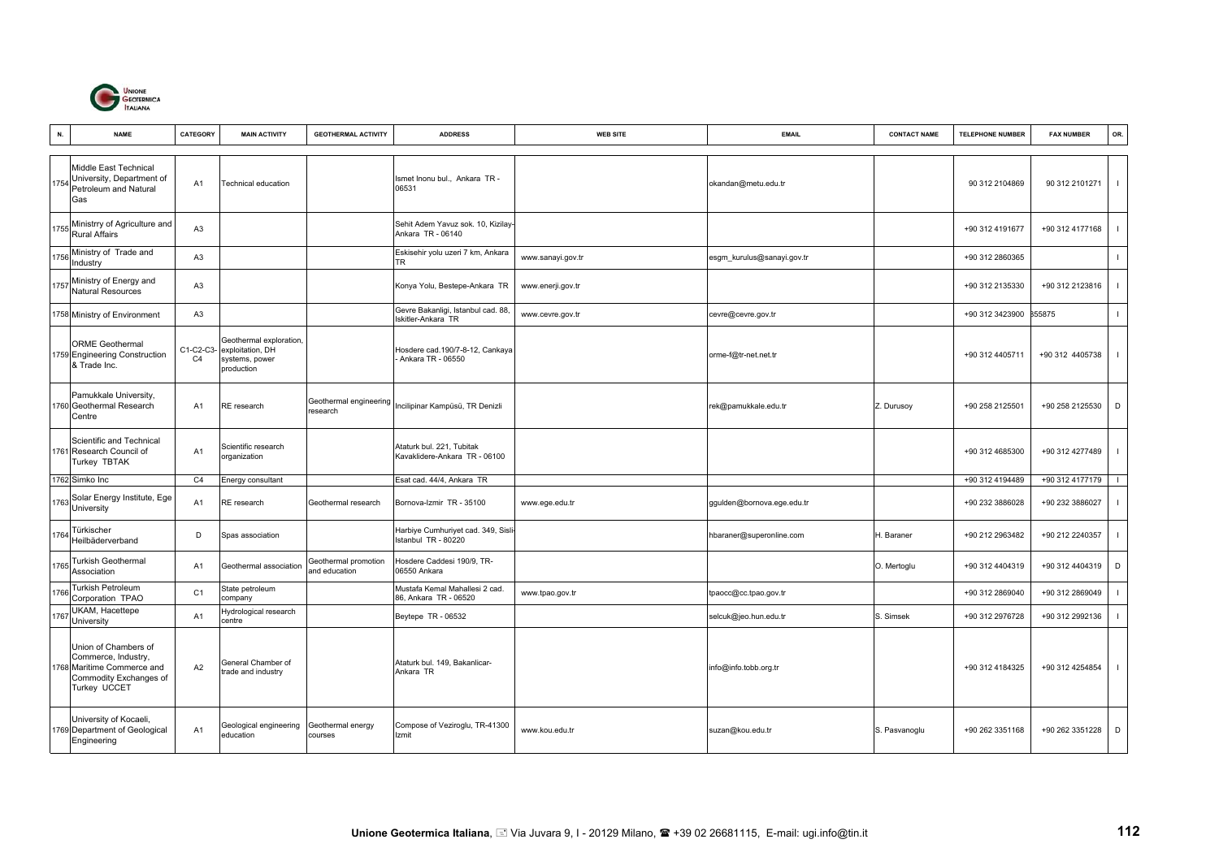| N. | NAME | CATEGORY | MAIN ACTIVITY | GEOTHERMAL ACTIVITY | ADDRESS | WEB SITE | EMAIL | CONTACT NAME | TELEPHONE NUMBER | FAX NUMBER | OR. |
|---|---|---|---|---|---|---|---|---|---|---|---|
| 1754 | Middle East Technical University, Department of Petroleum and Natural Gas | A1 | Technical education | | Ismet Inonu bul., Ankara TR - 06531 | | okandan@metu.edu.tr | | 90 312 2104869 | 90 312 2101271 | I |
| 1755 | Ministrry of Agriculture and Rural Affairs | A3 | | | Sehit Adem Yavuz sok. 10, Kizilay-Ankara TR - 06140 | | | | +90 312 4191677 | +90 312 4177168 | I |
| 1756 | Ministry of Trade and Industry | A3 | | | Eskisehir yolu uzeri 7 km, Ankara TR | www.sanayi.gov.tr | esgm_kurulus@sanayi.gov.tr | | +90 312 2860365 | | I |
| 1757 | Ministry of Energy and Natural Resources | A3 | | | Konya Yolu, Bestepe-Ankara TR | www.enerji.gov.tr | | | +90 312 2135330 | +90 312 2123816 | I |
| 1758 | Ministry of Environment | A3 | | | Gevre Bakanligi, Istanbul cad. 88, Iskitler-Ankara TR | www.cevre.gov.tr | cevre@cevre.gov.tr | | +90 312 3423900 | 355875 | I |
| 1759 | ORME Geothermal Engineering Construction & Trade Inc. | C1-C2-C3-C4 | Geothermal exploration, exploitation, DH systems, power production | | Hosdere cad.190/7-8-12, Cankaya - Ankara TR - 06550 | | orme-f@tr-net.net.tr | | +90 312 4405711 | +90 312 4405738 | I |
| 1760 | Pamukkale University, Geothermal Research Centre | A1 | RE research | Geothermal engineering research | Incilipinar Kampüsü, TR Denizli | | rek@pamukkale.edu.tr | Z. Durusoy | +90 258 2125501 | +90 258 2125530 | D |
| 1761 | Scientific and Technical Research Council of Turkey TBTAK | A1 | Scientific research organization | | Ataturk bul. 221, Tubitak Kavaklidere-Ankara TR - 06100 | | | | +90 312 4685300 | +90 312 4277489 | I |
| 1762 | Simko Inc | C4 | Energy consultant | | Esat cad. 44/4, Ankara TR | | | | +90 312 4194489 | +90 312 4177179 | I |
| 1763 | Solar Energy Institute, Ege University | A1 | RE research | Geothermal research | Bornova-Izmir TR - 35100 | www.ege.edu.tr | ggulden@bornova.ege.edu.tr | | +90 232 3886028 | +90 232 3886027 | I |
| 1764 | Türkischer Heilbäderverband | D | Spas association | | Harbiye Cumhuriyet cad. 349, Sisli-Istanbul TR - 80220 | | hbaraner@superonline.com | H. Baraner | +90 212 2963482 | +90 212 2240357 | I |
| 1765 | Turkish Geothermal Association | A1 | Geothermal association | Geothermal promotion and education | Hosdere Caddesi 190/9, TR-06550 Ankara | | | O. Mertoglu | +90 312 4404319 | +90 312 4404319 | D |
| 1766 | Turkish Petroleum Corporation TPAO | C1 | State petroleum company | | Mustafa Kemal Mahallesi 2 cad. 86, Ankara TR - 06520 | www.tpao.gov.tr | tpaocc@cc.tpao.gov.tr | | +90 312 2869040 | +90 312 2869049 | I |
| 1767 | UKAM, Hacettepe University | A1 | Hydrological research centre | | Beytepe TR - 06532 | | selcuk@jeo.hun.edu.tr | S. Simsek | +90 312 2976728 | +90 312 2992136 | I |
| 1768 | Union of Chambers of Commerce, Industry, Maritime Commerce and Commodity Exchanges of Turkey UCCET | A2 | General Chamber of trade and industry | | Ataturk bul. 149, Bakanlicar-Ankara TR | | info@info.tobb.org.tr | | +90 312 4184325 | +90 312 4254854 | I |
| 1769 | University of Kocaeli, Department of Geological Engineering | A1 | Geological engineering education | Geothermal energy courses | Compose of Veziroglu, TR-41300 Izmit | www.kou.edu.tr | suzan@kou.edu.tr | S. Pasvanoglu | +90 262 3351168 | +90 262 3351228 | D |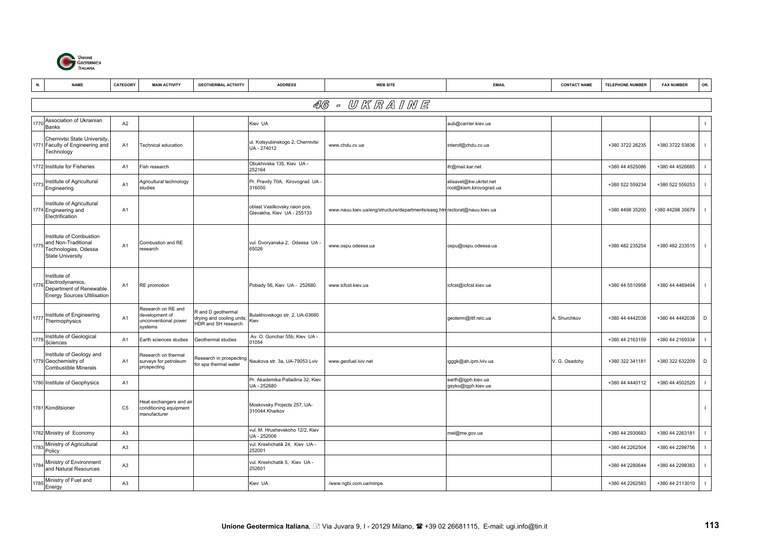| N. | NAME | CATEGORY | MAIN ACTIVITY | GEOTHERMAL ACTIVITY | ADDRESS | WEB SITE | EMAIL | CONTACT NAME | TELEPHONE NUMBER | FAX NUMBER | OR. |
|---|---|---|---|---|---|---|---|---|---|---|---|
| **46 - UKRAINE** | | | | | | | | | | | |
| 1770 | Association of Ukrainian Banks | A2 | | | Kiev UA | | aub@carrier.kiev.ua | | | | I |
| 1771 | Chernivtsi State University, Faculty of Engineering and Technology | A1 | Technical education | | ul. Kotsyubinskogo 2, Chernivtsi UA - 274012 | www.chdu.cv.ua | interof@chdu.cv.ua | | +380 3722 26235 | +380 3722 53836 | I |
| 1772 | Institute for Fisheries | A1 | Fish research | | Obukhivska 135, Kiev UA - 252164 | | ifr@mail.kar.net | | +380 44 4525086 | +380 44 4526685 | I |
| 1773 | Institute of Agricultural Engineering | A1 | Agricultural technology studies | | Pr. Pravdy 70A, Kirovograd UA - 316050 | | elisavet@kw.ukrtel.net root@kism.kirovograd.ua | | +380 522 559234 | +380 522 559253 | I |
| 1774 | Institute of Agricultural Engineering and Electrification | A1 | | | oblast Vasilkovsky raion pos. Glevakha, Kiev UA - 255133 | www.nauu.kiev.ua/eng/structure/departments/easg.htm | rectorat@nauu.kiev.ua | | +380 4498 35200 | +380 44298 35679 | I |
| 1775 | Institute of Combustion and Non-Traditional Technologies, Odessa State University | A1 | Combustion and RE research | | vul. Dvoryanska 2, Odessa UA - 65026 | www.ospu.odessa.ua | ospu@ospu.odessa.ua | | +380 482 235254 | +380 482 233515 | I |
| 1776 | Institute of Electrodynamics, Department of Renewable Energy Sources Ultilisation | A1 | RE promotion | | Pobady 56, Kiev UA - 252680 | www.icfcst.kiev.ua | icfcst@icfcst.kiev.ua | | +380 44 5510958 | +380 44 4469494 | I |
| 1777 | Institute of Engineering Thermophysics | A1 | Research on RE and development of unconventional power systems | R and D geothermal drying and cooling units; HDR and SH research | Bulakhovskogo str. 2, UA-03680 Kiev | | geoterm@ittf.relc.ua | A. Shurchkov | +380 44 4442038 | +380 44 4442038 | D |
| 1778 | Institute of Geological Sciences | A1 | Earth sciences studies | Geothermal studies | Av. O. Gonchar 55b, Kiev UA - 01054 | | | | +380 44 2163159 | +380 44 2169334 | I |
| 1779 | Institute of Geology and Geochemistry of Combustible Minerals | A1 | Research on thermal surveys for petroleum prospecting | Research in prospecting for spa thermal water | Naukova str. 3a, UA-79053 Lviv | www.geofuel.lviv.net | igggk@ah.ipm.lviv.ua | V. G. Osadchy | +380 322 341181 | +380 322 632209 | D |
| 1780 | Institute of Geophysics | A1 | | | Pr. Akademika Palladina 32, Kiev UA - 252680 | | earth@igph.kiev.ua geyko@igph.kiev.ua | | +380 44 4440112 | +380 44 4502520 | I |
| 1781 | Konditsioner | C5 | Heat exchangers and air conditioning equipment manufacturer | | Moskovsky Projects 257, UA-310044 Kharkov | | | | | | I |
| 1782 | Ministry of Economy | A3 | | | vul. M. Hrushevskoho 12/2, Kiev UA - 252008 | | mel@me.gov.ua | | +380 44 2930683 | +380 44 2263181 | I |
| 1783 | Ministry of Agricultural Policy | A3 | | | vul. Kreshchatik 24, Kiev UA - 252001 | | | | +380 44 2262504 | +380 44 2298756 | I |
| 1784 | Ministry of Environment and Natural Resources | A3 | | | vul. Kreshchatik 5, Kiev UA - 252601 | | | | +380 44 2280644 | +380 44 2298383 | I |
| 1785 | Ministry of Fuel and Energy | A3 | | | Kiev UA | /www.ngbi.com.ua/minpe | | | +380 44 2262583 | +380 44 2113010 | I |

**Unione Geotermica Italiana**, Via Juvara 9, I - 20129 Milano, +39 02 26681115, E-mail: ugi.info@tin.it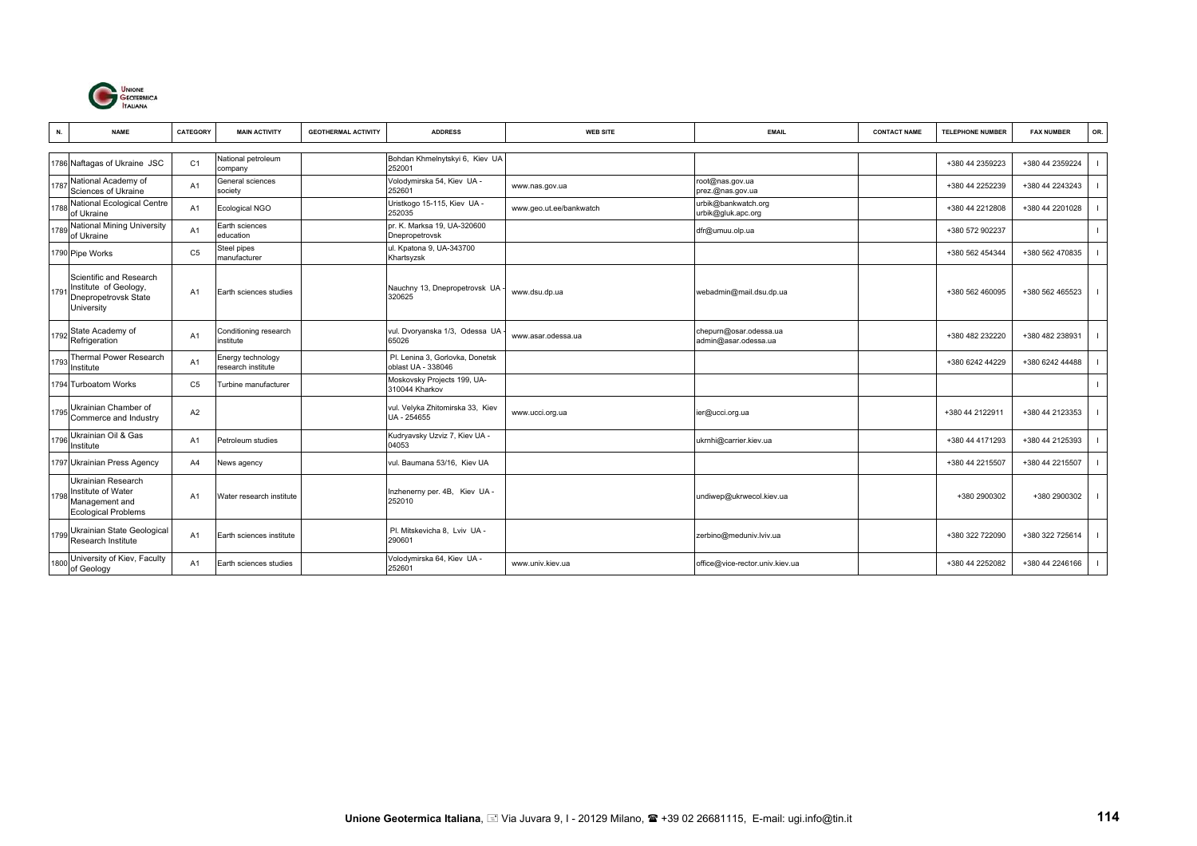| N. | NAME | CATEGORY | MAIN ACTIVITY | GEOTHERMAL ACTIVITY | ADDRESS | WEB SITE | EMAIL | CONTACT NAME | TELEPHONE NUMBER | FAX NUMBER | OR. |
|---|---|---|---|---|---|---|---|---|---|---|---|
| 1786 | Naftagas of Ukraine JSC | C1 | National petroleum company | | Bohdan Khmelnytskyi 6, Kiev UA 252001 | | | | +380 44 2359223 | +380 44 2359224 | I |
| 1787 | National Academy of Sciences of Ukraine | A1 | General sciences society | | Volodymirska 54, Kiev UA - 252601 | www.nas.gov.ua | root@nas.gov.ua prez.@nas.gov.ua | | +380 44 2252239 | +380 44 2243243 | I |
| 1788 | National Ecological Centre of Ukraine | A1 | Ecological NGO | | Uristkogo 15-115, Kiev UA - 252035 | www.geo.ut.ee/bankwatch | urbik@bankwatch.org urbik@gluk.apc.org | | +380 44 2212808 | +380 44 2201028 | I |
| 1789 | National Mining University of Ukraine | A1 | Earth sciences education | | pr. K. Marksa 19, UA-320600 Dnepropetrovsk | | dfr@umuu.olp.ua | | +380 572 902237 | | I |
| 1790 | Pipe Works | C5 | Steel pipes manufacturer | | ul. Kpatona 9, UA-343700 Khartsyzsk | | | | +380 562 454344 | +380 562 470835 | I |
| 1791 | Scientific and Research Institute of Geology, Dnepropetrovsk State University | A1 | Earth sciences studies | | Nauchny 13, Dnepropetrovsk UA - 320625 | www.dsu.dp.ua | webadmin@mail.dsu.dp.ua | | +380 562 460095 | +380 562 465523 | I |
| 1792 | State Academy of Refrigeration | A1 | Conditioning research institute | | vul. Dvoryanska 1/3, Odessa UA - 65026 | www.asar.odessa.ua | chepurn@osar.odessa.ua admin@asar.odessa.ua | | +380 482 232220 | +380 482 238931 | I |
| 1793 | Thermal Power Research Institute | A1 | Energy technology research institute | | Pl. Lenina 3, Gorlovka, Donetsk oblast UA - 338046 | | | | +380 6242 44229 | +380 6242 44488 | I |
| 1794 | Turboatom Works | C5 | Turbine manufacturer | | Moskovsky Projects 199, UA-310044 Kharkov | | | | | | I |
| 1795 | Ukrainian Chamber of Commerce and Industry | A2 | | | vul. Velyka Zhitomirska 33, Kiev UA - 254655 | www.ucci.org.ua | ier@ucci.org.ua | | +380 44 2122911 | +380 44 2123353 | I |
| 1796 | Ukrainian Oil & Gas Institute | A1 | Petroleum studies | | Kudryavsky Uzviz 7, Kiev UA - 04053 | | ukrnhi@carrier.kiev.ua | | +380 44 4171293 | +380 44 2125393 | I |
| 1797 | Ukrainian Press Agency | A4 | News agency | | vul. Baumana 53/16, Kiev UA | | | | +380 44 2215507 | +380 44 2215507 | I |
| 1798 | Ukrainian Research Institute of Water Management and Ecological Problems | A1 | Water research institute | | Inzhenerny per. 4B, Kiev UA - 252010 | | undiwep@ukrwecol.kiev.ua | | +380 2900302 | +380 2900302 | I |
| 1799 | Ukrainian State Geological Research Institute | A1 | Earth sciences institute | | Pl. Mitskevicha 8, Lviv UA - 290601 | | zerbino@meduniv.lviv.ua | | +380 322 722090 | +380 322 725614 | I |
| 1800 | University of Kiev, Faculty of Geology | A1 | Earth sciences studies | | Volodymirska 64, Kiev UA - 252601 | www.univ.kiev.ua | office@vice-rector.univ.kiev.ua | | +380 44 2252082 | +380 44 2246166 | I |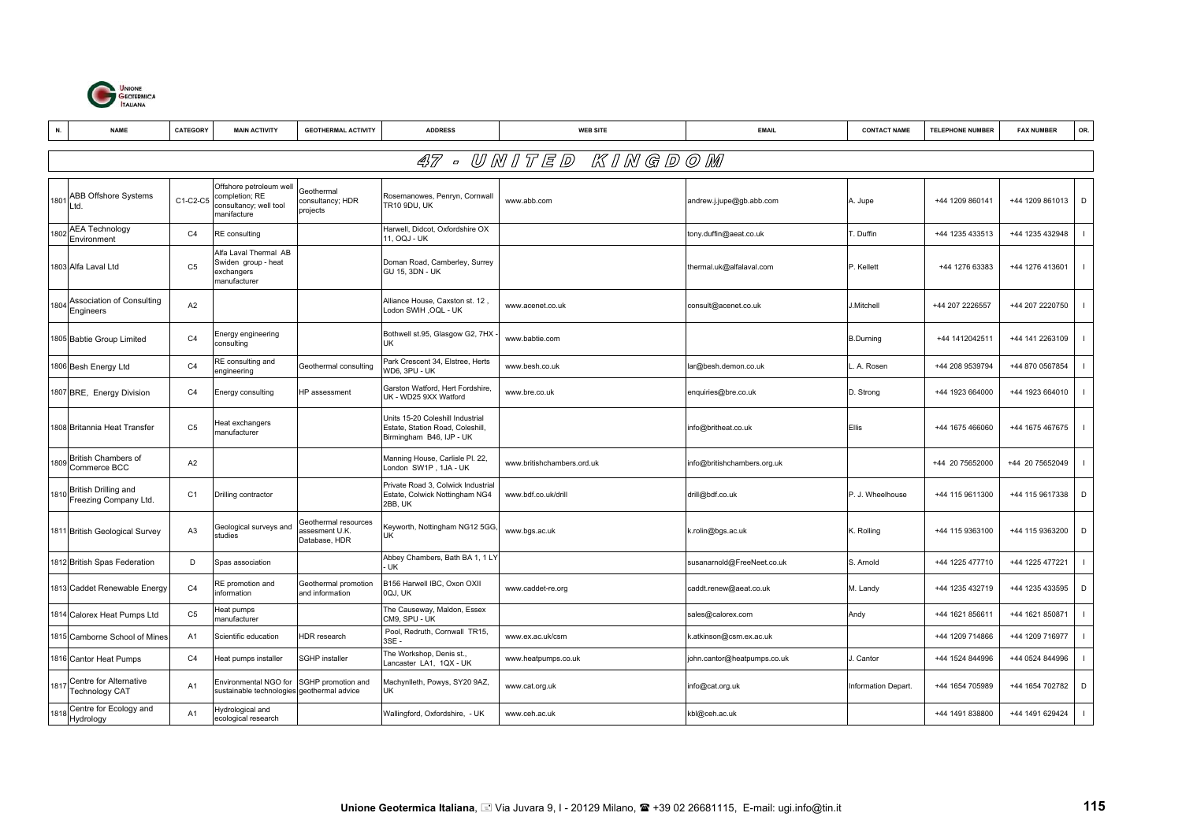## 47 - UNITED KINGDOM

| N. | NAME | CATEGORY | MAIN ACTIVITY | GEOTHERMAL ACTIVITY | ADDRESS | WEB SITE | EMAIL | CONTACT NAME | TELEPHONE NUMBER | FAX NUMBER | OR. |
|---|---|---|---|---|---|---|---|---|---|---|---|
| 1801 | ABB Offshore Systems Ltd. | C1-C2-C5 | Offshore petroleum well completion; RE consultancy; well tool manifacture | Geothermal consultancy; HDR projects | Rosemanowes, Penryn, Cornwall TR10 9DU, UK | www.abb.com | andrew.j.jupe@gb.abb.com | A. Jupe | +44 1209 860141 | +44 1209 861013 | D |
| 1802 | AEA Technology Environment | C4 | RE consulting | | Harwell, Didcot, Oxfordshire OX 11, OQJ - UK | | tony.duffin@aeat.co.uk | T. Duffin | +44 1235 433513 | +44 1235 432948 | I |
| 1803 | Alfa Laval Ltd | C5 | Alfa Laval Thermal AB Swiden group - heat exchangers manufacturer | | Doman Road, Camberley, Surrey GU 15, 3DN - UK | | thermal.uk@alfalaval.com | P. Kellett | +44 1276 63383 | +44 1276 413601 | I |
| 1804 | Association of Consulting Engineers | A2 | | | Alliance House, Caxston st. 12 , Lodon SWIH ,OQL - UK | www.acenet.co.uk | consult@acenet.co.uk | J.Mitchell | +44 207 2226557 | +44 207 2220750 | I |
| 1805 | Babtie Group Limited | C4 | Energy engineering consulting | | Bothwell st.95, Glasgow G2, 7HX - UK | www.babtie.com | | B.Durning | +44 1412042511 | +44 141 2263109 | I |
| 1806 | Besh Energy Ltd | C4 | RE consulting and engineering | Geothermal consulting | Park Crescent 34, Elstree, Herts WD6, 3PU - UK | www.besh.co.uk | lar@besh.demon.co.uk | L. A. Rosen | +44 208 9539794 | +44 870 0567854 | I |
| 1807 | BRE, Energy Division | C4 | Energy consulting | HP assessment | Garston Watford, Hert Fordshire, UK - WD25 9XX Watford | www.bre.co.uk | enquiries@bre.co.uk | D. Strong | +44 1923 664000 | +44 1923 664010 | I |
| 1808 | Britannia Heat Transfer | C5 | Heat exchangers manufacturer | | Units 15-20 Coleshill Industrial Estate, Station Road, Coleshill, Birmingham B46, IJP - UK | | info@britheat.co.uk | Ellis | +44 1675 466060 | +44 1675 467675 | I |
| 1809 | British Chambers of Commerce BCC | A2 | | | Manning House, Carlisle Pl. 22, London SW1P , 1JA - UK | www.britishchambers.ord.uk | info@britishchambers.org.uk | | +44 20 75652000 | +44 20 75652049 | I |
| 1810 | British Drilling and Freezing Company Ltd. | C1 | Drilling contractor | | Private Road 3, Colwick Industrial Estate, Colwick Nottingham NG4 2BB, UK | www.bdf.co.uk/drill | drill@bdf.co.uk | P. J. Wheelhouse | +44 115 9611300 | +44 115 9617338 | D |
| 1811 | British Geological Survey | A3 | Geological surveys and studies | Geothermal resources assesment U.K. Database, HDR | Keyworth, Nottingham NG12 5GG, UK | www.bgs.ac.uk | k.rolin@bgs.ac.uk | K. Rolling | +44 115 9363100 | +44 115 9363200 | D |
| 1812 | British Spas Federation | D | Spas association | | Abbey Chambers, Bath BA 1, 1 LY - UK | | susanarnold@FreeNeet.co.uk | S. Arnold | +44 1225 477710 | +44 1225 477221 | I |
| 1813 | Caddet Renewable Energy | C4 | RE promotion and information | Geothermal promotion and information | B156 Harwell IBC, Oxon OXII 0QJ, UK | www.caddet-re.org | caddt.renew@aeat.co.uk | M. Landy | +44 1235 432719 | +44 1235 433595 | D |
| 1814 | Calorex Heat Pumps Ltd | C5 | Heat pumps manufacturer | | The Causeway, Maldon, Essex CM9, SPU - UK | | sales@calorex.com | Andy | +44 1621 856611 | +44 1621 850871 | I |
| 1815 | Camborne School of Mines | A1 | Scientific education | HDR research | Pool, Redruth, Cornwall TR15, 3SE - | www.ex.ac.uk/csm | k.atkinson@csm.ex.ac.uk | | +44 1209 714866 | +44 1209 716977 | I |
| 1816 | Cantor Heat Pumps | C4 | Heat pumps installer | SGHP installer | The Workshop, Denis st., Lancaster LA1, 1QX - UK | www.heatpumps.co.uk | john.cantor@heatpumps.co.uk | J. Cantor | +44 1524 844996 | +44 0524 844996 | I |
| 1817 | Centre for Alternative Technology CAT | A1 | Environmental NGO for sustainable technologies | SGHP promotion and geothermal advice | Machynlleth, Powys, SY20 9AZ, UK | www.cat.org.uk | info@cat.org.uk | Information Depart. | +44 1654 705989 | +44 1654 702782 | D |
| 1818 | Centre for Ecology and Hydrology | A1 | Hydrological and ecological research | | Wallingford, Oxfordshire, - UK | www.ceh.ac.uk | kbl@ceh.ac.uk | | +44 1491 838800 | +44 1491 629424 | I |

**Unione Geotermica Italiana**, Via Juvara 9, I - 20129 Milano, +39 02 26681115, E-mail: ugi.info@tin.it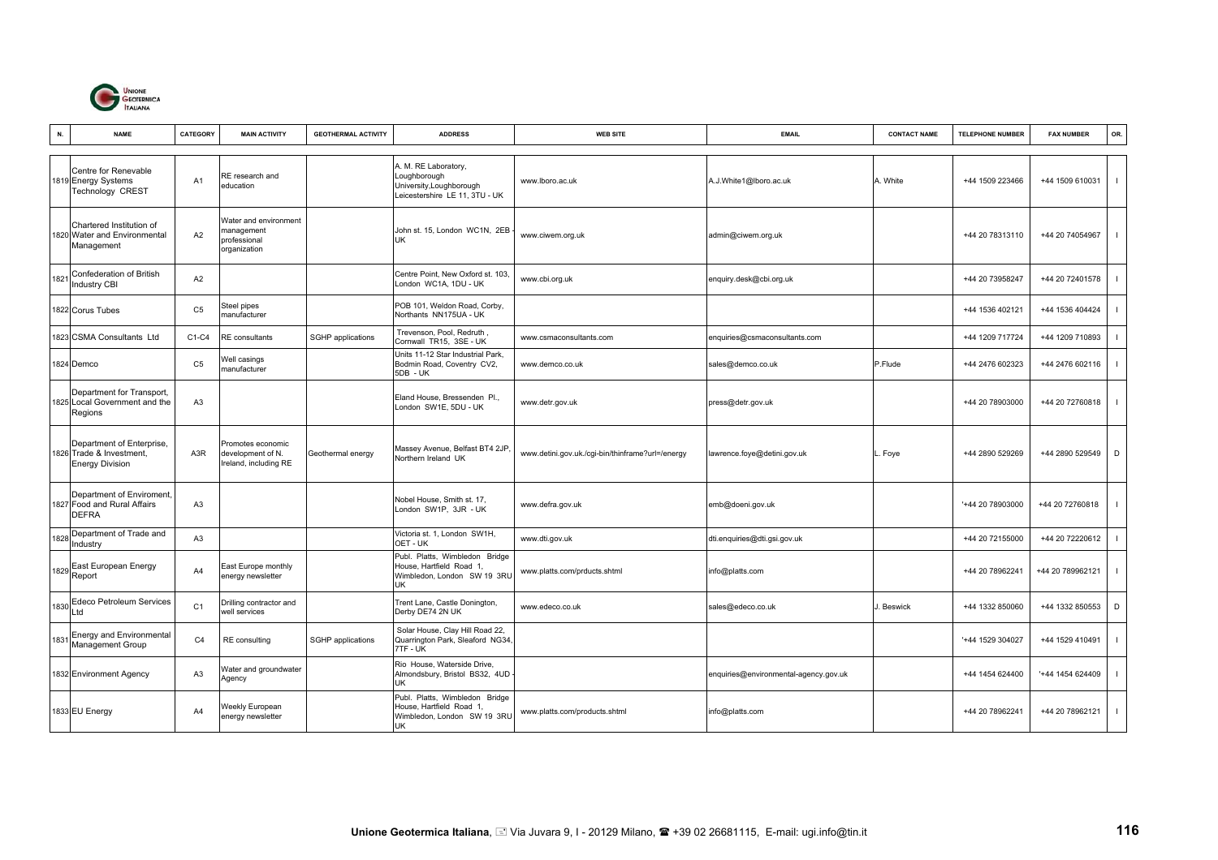| N. | NAME | CATEGORY | MAIN ACTIVITY | GEOTHERMAL ACTIVITY | ADDRESS | WEB SITE | EMAIL | CONTACT NAME | TELEPHONE NUMBER | FAX NUMBER | OR. |
|---|---|---|---|---|---|---|---|---|---|---|---|
| 1819 | Centre for Renewable Energy Systems Technology CREST | A1 | RE research and education | | A. M. RE Laboratory, Loughborough University,Loughborough Leicestershire LE 11, 3TU - UK | www.lboro.ac.uk | A.J.White1@lboro.ac.uk | A. White | +44 1509 223466 | +44 1509 610031 | I |
| 1820 | Chartered Institution of Water and Environmental Management | A2 | Water and environment management professional organization | | John st. 15, London WC1N, 2EB - UK | www.ciwem.org.uk | admin@ciwem.org.uk | | +44 20 78313110 | +44 20 74054967 | I |
| 1821 | Confederation of British Industry CBI | A2 | | | Centre Point, New Oxford st. 103, London WC1A, 1DU - UK | www.cbi.org.uk | enquiry.desk@cbi.org.uk | | +44 20 73958247 | +44 20 72401578 | I |
| 1822 | Corus Tubes | C5 | Steel pipes manufacturer | | POB 101, Weldon Road, Corby, Northants NN175UA - UK | | | | +44 1536 402121 | +44 1536 404424 | I |
| 1823 | CSMA Consultants Ltd | C1-C4 | RE consultants | SGHP applications | Trevenson, Pool, Redruth , Cornwall TR15, 3SE - UK | www.csmaconsultants.com | enquiries@csmaconsultants.com | | +44 1209 717724 | +44 1209 710893 | I |
| 1824 | Demco | C5 | Well casings manufacturer | | Units 11-12 Star Industrial Park, Bodmin Road, Coventry CV2, 5DB - UK | www.demco.co.uk | sales@demco.co.uk | P.Flude | +44 2476 602323 | +44 2476 602116 | I |
| 1825 | Department for Transport, Local Government and the Regions | A3 | | | Eland House, Bressenden Pl., London SW1E, 5DU - UK | www.detr.gov.uk | press@detr.gov.uk | | +44 20 78903000 | +44 20 72760818 | I |
| 1826 | Department of Enterprise, Trade & Investment, Energy Division | A3R | Promotes economic development of N. Ireland, including RE | Geothermal energy | Massey Avenue, Belfast BT4 2JP, Northern Ireland UK | www.detini.gov.uk./cgi-bin/thinframe?url=/energy | lawrence.foye@detini.gov.uk | L. Foye | +44 2890 529269 | +44 2890 529549 | D |
| 1827 | Department of Enviroment, Food and Rural Affairs DEFRA | A3 | | | Nobel House, Smith st. 17, London SW1P, 3JR - UK | www.defra.gov.uk | emb@doeni.gov.uk | | '+44 20 78903000 | +44 20 72760818 | I |
| 1828 | Department of Trade and Industry | A3 | | | Victoria st. 1, London SW1H, OET - UK | www.dti.gov.uk | dti.enquiries@dti.gsi.gov.uk | | +44 20 72155000 | +44 20 72220612 | I |
| 1829 | East European Energy Report | A4 | East Europe monthly energy newsletter | | Publ. Platts, Wimbledon Bridge House, Hartfield Road 1, Wimbledon, London SW 19 3RU UK | www.platts.com/prducts.shtml | info@platts.com | | +44 20 78962241 | +44 20 789962121 | I |
| 1830 | Edeco Petroleum Services Ltd | C1 | Drilling contractor and well services | | Trent Lane, Castle Donington, Derby DE74 2N UK | www.edeco.co.uk | sales@edeco.co.uk | J. Beswick | +44 1332 850060 | +44 1332 850553 | D |
| 1831 | Energy and Environmental Management Group | C4 | RE consulting | SGHP applications | Solar House, Clay Hill Road 22, Quarrington Park, Sleaford NG34, 7TF - UK | | | | '+44 1529 304027 | +44 1529 410491 | I |
| 1832 | Environment Agency | A3 | Water and groundwater Agency | | Rio House, Waterside Drive, Almondsbury, Bristol BS32, 4UD - UK | | enquiries@environmental-agency.gov.uk | | +44 1454 624400 | '+44 1454 624409 | I |
| 1833 | EU Energy | A4 | Weekly European energy newsletter | | Publ. Platts, Wimbledon Bridge House, Hartfield Road 1, Wimbledon, London SW 19 3RU UK | www.platts.com/products.shtml | info@platts.com | | +44 20 78962241 | +44 20 78962121 | I |

**Unione Geotermica Italiana**, Via Juvara 9, I - 20129 Milano, +39 02 26681115, E-mail: ugi.info@tin.it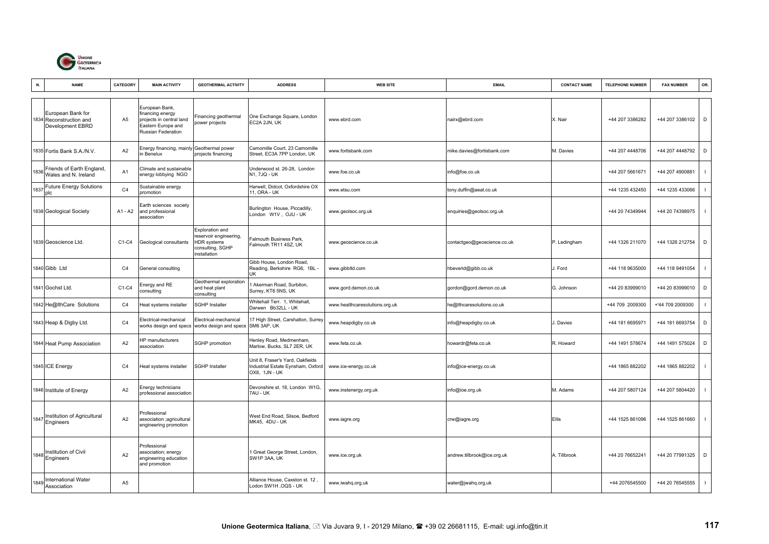| N. | NAME | CATEGORY | MAIN ACTIVITY | GEOTHERMAL ACTIVITY | ADDRESS | WEB SITE | EMAIL | CONTACT NAME | TELEPHONE NUMBER | FAX NUMBER | OR. |
|---|---|---|---|---|---|---|---|---|---|---|---|
| 1834 | European Bank for Reconstruction and Development EBRD | A5 | European Bank, financing energy projects in central land Eastern Europe and Russian Federation | Financing geothermal power projects | One Exchange Square, London EC2A 2JN, UK | www.ebrd.com | nairx@ebrd.com | X. Nair | +44 207 3386282 | +44 207 3386102 | D |
| 1835 | Fortis Bank S.A./N.V. | A2 | Energy financing, mainly in Benelux | Geothermal power projects financing | Camomille Court, 23 Camomille Street, EC3A 7PP London, UK | www.fortisbank.com | mike.davies@fortisbank.com | M. Davies | +44 207 4448706 | +44 207 4448792 | D |
| 1836 | Friends of Earth England, Wales and N. Ireland | A1 | Climate and sustainable energy lobbying NGO | | Underwood st. 26-28, London N1, 7JQ - UK | www.foe.co.uk | info@foe.co.uk | | +44 207 5661671 | +44 207 4900881 | I |
| 1837 | Future Energy Solutions plc | C4 | Sustainable energy promotion | | Harwell, Didcot, Oxfordshire OX 11, ORA - UK | www.etsu.com | tony.duffin@aeat.co.uk | | +44 1235 432450 | +44 1235 433066 | I |
| 1838 | Geological Society | A1 - A2 | Earth sciences society and professional association | | Burlington House, Piccadilly, London W1V , OJU - UK | www.geolsoc.org.uk | enquiries@geolsoc.org.uk | | +44 20 74349944 | +44 20 74398975 | I |
| 1839 | Geoscience Ltd. | C1-C4 | Geological consultants | Exploration and reservoir engineering, HDR systems consulting, SGHP installation | Falmouth Business Park, Falmouth TR11 4SZ, UK | www.geoscience.co.uk | contactgeo@geoscience.co.uk | P. Ledingham | +44 1326 211070 | +44 1326 212754 | D |
| 1840 | Gibb Ltd | C4 | General consulting | | Gibb House, London Road, Reading, Berkshire RG6, 1BL - UK | www.gibbltd.com | hbeverid@gibb.co.uk | J. Ford | +44 118 9635000 | +44 118 9491054 | I |
| 1841 | Gochst Ltd. | C1-C4 | Energy and RE consulting | Geothermal exploration and heat plant consulting | 1 Akerman Road, Surbiton, Surrey, KT6 5NS, UK | www.gord.demon.co.uk | gordon@gord.demon.co.uk | G. Johnson | +44 20 83999010 | +44 20 83999010 | D |
| 1842 | He@lthCare Solutions | C4 | Heat systems installer | SGHP Installer | Whitehall Terr. 1, Whitehall, Darwen Bb32LL - UK | www.healthcaresolutions.org.uk | he@lthcaresolutions.co.uk | | +44 709 2009300 | +'44 709 2009300 | I |
| 1843 | Heap & Digby Ltd. | C4 | Electrical-mechanical works design and specs | Electrical-mechanical works design and specs | 17 High Street, Carshalton, Surrey SM6 3AP, UK | www.heapdigby.co.uk | info@heapdigby.co.uk | J. Davies | +44 181 6695971 | +44 181 6693754 | D |
| 1844 | Heat Pump Association | A2 | HP manufacturers association | SGHP promotion | Henley Road, Medmenham, Marlow, Bucks, SL7 2ER, UK | www.feta.co.uk | howardr@feta.co.uk | R. Howard | +44 1491 578674 | +44 1491 575024 | D |
| 1845 | ICE Energy | C4 | Heat systems installer | SGHP Installer | Unit 8, Fraser's Yard, Oakfields Industrial Estate Eynsham, Oxford OX8, 1JN - UK | www.ice-energy.co.uk | info@ice-energy.co.uk | | +44 1865 882202 | +44 1865 882202 | I |
| 1846 | Institute of Energy | A2 | Energy technicians professional association | | Devonshire st. 18, London W1G, 7AU - UK | www.instenergy.org.uk | info@ioe.org.uk | M. Adams | +44 207 5807124 | +44 207 5804420 | I |
| 1847 | Institution of Agricultural Engineers | A2 | Professional association ;agricultural engineering promotion | | West End Road, Silsoe, Bedford MK45, 4DU - UK | www.iagre.org | crw@iagre.org | Ellis | +44 1525 861096 | +44 1525 861660 | I |
| 1848 | Institution of Civil Engineers | A2 | Professional association; energy engineering education and promotion | | 1 Great George Street, London, SW1P 3AA, UK | www.ice.org.uk | andrew.tillbrook@ice.org.uk | A. Tillbrook | +44 20 76652241 | +44 20 77991325 | D |
| 1849 | International Water Association | A5 | | | Alliance House, Caxston st. 12 , Lodon SW1H ,OQS - UK | www.iwahq.org.uk | water@jwahq.org.uk | | +44 2076545500 | +44 20 76545555 | I |

**Unione Geotermica Italiana**, Via Juvara 9, I - 20129 Milano, +39 02 26681115, E-mail: ugi.info@tin.it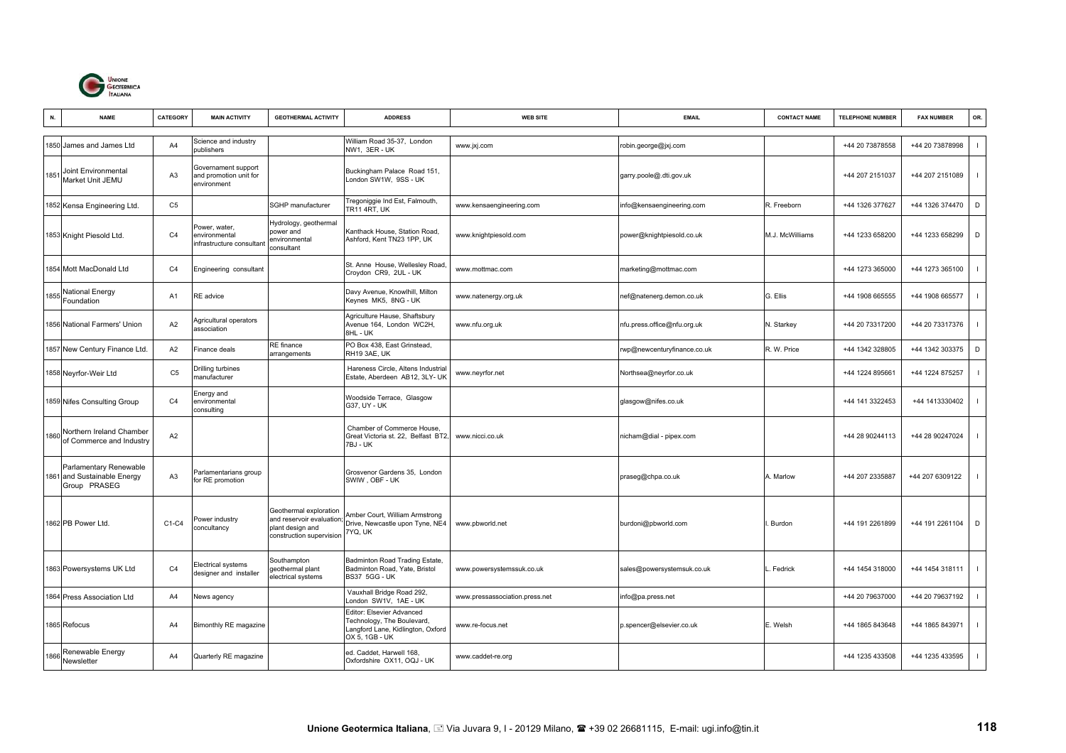| N. | NAME | CATEGORY | MAIN ACTIVITY | GEOTHERMAL ACTIVITY | ADDRESS | WEB SITE | EMAIL | CONTACT NAME | TELEPHONE NUMBER | FAX NUMBER | OR. |
|---|---|---|---|---|---|---|---|---|---|---|---|
| 1850 | James and James Ltd | A4 | Science and industry publishers | | William Road 35-37, London NW1, 3ER - UK | www.jxj.com | robin.george@jxj.com | | +44 20 73878558 | +44 20 73878998 | I |
| 1851 | Joint Environmental Market Unit JEMU | A3 | Governament support and promotion unit for environment | | Buckingham Palace Road 151, London SW1W, 9SS - UK | | garry.poole@.dti.gov.uk | | +44 207 2151037 | +44 207 2151089 | I |
| 1852 | Kensa Engineering Ltd. | C5 | | SGHP manufacturer | Tregoniggie Ind Est, Falmouth, TR11 4RT, UK | www.kensaengineering.com | info@kensaengineering.com | R. Freeborn | +44 1326 377627 | +44 1326 374470 | D |
| 1853 | Knight Piesold Ltd. | C4 | Power, water, environmental infrastructure consultant | Hydrology, geothermal power and environmental consultant | Kanthack House, Station Road, Ashford, Kent TN23 1PP, UK | www.knightpiesold.com | power@knightpiesold.co.uk | M.J. McWilliams | +44 1233 658200 | +44 1233 658299 | D |
| 1854 | Mott MacDonald Ltd | C4 | Engineering consultant | | St. Anne House, Wellesley Road, Croydon CR9, 2UL - UK | www.mottmac.com | marketing@mottmac.com | | +44 1273 365000 | +44 1273 365100 | I |
| 1855 | National Energy Foundation | A1 | RE advice | | Davy Avenue, Knowlhill, Milton Keynes MK5, 8NG - UK | www.natenergy.org.uk | nef@natenerg.demon.co.uk | G. Ellis | +44 1908 665555 | +44 1908 665577 | I |
| 1856 | National Farmers' Union | A2 | Agricultural operators association | | Agriculture Hause, Shaftsbury Avenue 164, London WC2H, 8HL - UK | www.nfu.org.uk | nfu.press.office@nfu.org.uk | N. Starkey | +44 20 73317200 | +44 20 73317376 | I |
| 1857 | New Century Finance Ltd. | A2 | Finance deals | RE finance arrangements | PO Box 438, East Grinstead, RH19 3AE, UK | | rwp@newcenturyfinance.co.uk | R. W. Price | +44 1342 328805 | +44 1342 303375 | D |
| 1858 | Neyrfor-Weir Ltd | C5 | Drilling turbines manufacturer | | Hareness Circle, Altens Industrial Estate, Aberdeen AB12, 3LY- UK | www.neyrfor.net | Northsea@neyrfor.co.uk | | +44 1224 895661 | +44 1224 875257 | I |
| 1859 | Nifes Consulting Group | C4 | Energy and environmental consulting | | Woodside Terrace, Glasgow G37, UY - UK | | glasgow@nifes.co.uk | | +44 141 3322453 | +44 1413330402 | I |
| 1860 | Northern Ireland Chamber of Commerce and Industry | A2 | | | Chamber of Commerce House, Great Victoria st. 22, Belfast BT2, 7BJ - UK | www.nicci.co.uk | nicham@dial - pipex.com | | +44 28 90244113 | +44 28 90247024 | I |
| 1861 | Parliamentary Renewable and Sustainable Energy Group PRASEG | A3 | Parlamentarians group for RE promotion | | Grosvenor Gardens 35, London SWIW , OBF - UK | | praseg@chpa.co.uk | A. Marlow | +44 207 2335887 | +44 207 6309122 | I |
| 1862 | PB Power Ltd. | C1-C4 | Power industry concultancy | Geothermal exploration and reservoir evaluation; plant design and construction supervision | Amber Court, William Armstrong Drive, Newcastle upon Tyne, NE4 7YQ, UK | www.pbworld.net | burdoni@pbworld.com | I. Burdon | +44 191 2261899 | +44 191 2261104 | D |
| 1863 | Powersystems UK Ltd | C4 | Electrical systems designer and installer | Southampton geothermal plant electrical systems | Badminton Road Trading Estate, Badminton Road, Yate, Bristol BS37 5GG - UK | www.powersystemssuk.co.uk | sales@powersystemsuk.co.uk | L. Fedrick | +44 1454 318000 | +44 1454 318111 | I |
| 1864 | Press Association Ltd | A4 | News agency | | Vauxhall Bridge Road 292, London SW1V, 1AE - UK | www.pressassociation.press.net | info@pa.press.net | | +44 20 79637000 | +44 20 79637192 | I |
| 1865 | Refocus | A4 | Bimonthly RE magazine | | Editor: Elsevier Advanced Technology, The Boulevard, Langford Lane, Kidlington, Oxford OX 5, 1GB - UK | www.re-focus.net | p.spencer@elsevier.co.uk | E. Welsh | +44 1865 843648 | +44 1865 843971 | I |
| 1866 | Renewable Energy Newsletter | A4 | Quarterly RE magazine | | ed. Caddet, Harwell 168, Oxfordshire OX11, OQJ - UK | www.caddet-re.org | | | +44 1235 433508 | +44 1235 433595 | I |

**Unione Geotermica Italiana**, Via Juvara 9, I - 20129 Milano, +39 02 26681115, E-mail: ugi.info@tin.it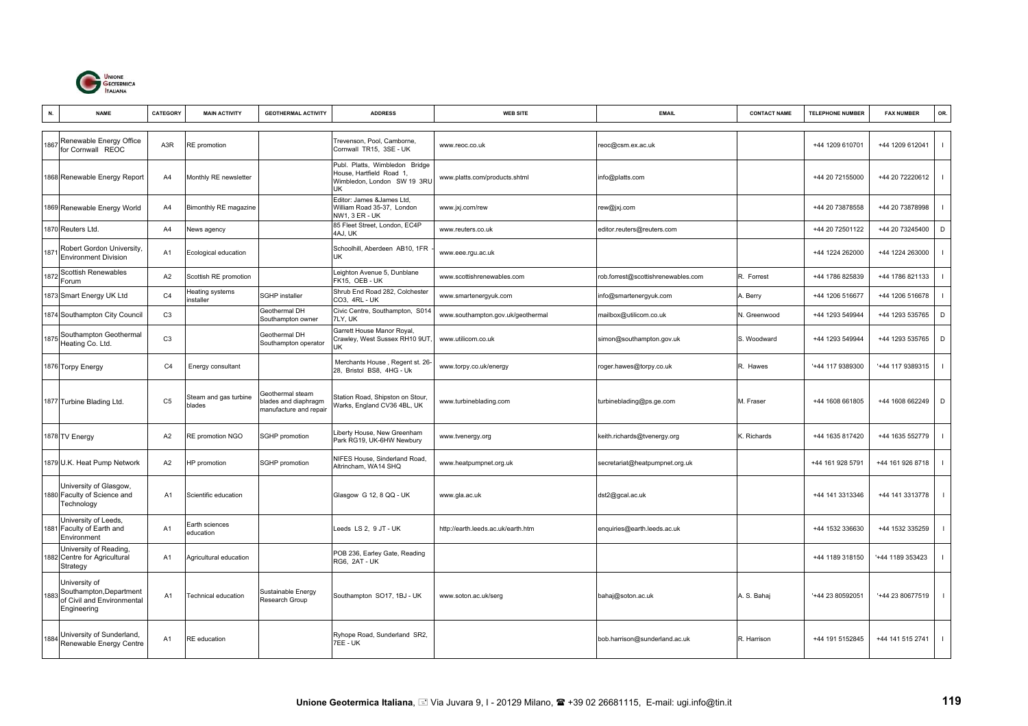| N. | NAME | CATEGORY | MAIN ACTIVITY | GEOTHERMAL ACTIVITY | ADDRESS | WEB SITE | EMAIL | CONTACT NAME | TELEPHONE NUMBER | FAX NUMBER | OR. |
|---|---|---|---|---|---|---|---|---|---|---|---|
| 1867 | Renewable Energy Office for Cornwall REOC | A3R | RE promotion | | Trevenson, Pool, Camborne, Cornwall TR15, 3SE - UK | www.reoc.co.uk | reoc@csm.ex.ac.uk | | +44 1209 610701 | +44 1209 612041 | I |
| 1868 | Renewable Energy Report | A4 | Monthly RE newsletter | | Publ. Platts, Wimbledon Bridge House, Hartfield Road 1, Wimbledon, London SW 19 3RU UK | www.platts.com/products.shtml | info@platts.com | | +44 20 72155000 | +44 20 72220612 | I |
| 1869 | Renewable Energy World | A4 | Bimonthly RE magazine | | Editor: James &James Ltd, William Road 35-37, London NW1, 3 ER - UK | www.jxj.com/rew | rew@jxj.com | | +44 20 73878558 | +44 20 73878998 | I |
| 1870 | Reuters Ltd. | A4 | News agency | | 85 Fleet Street, London, EC4P 4AJ, UK | www.reuters.co.uk | editor.reuters@reuters.com | | +44 20 72501122 | +44 20 73245400 | D |
| 1871 | Robert Gordon University, Environment Division | A1 | Ecological education | | Schoolhill, Aberdeen AB10, 1FR - UK | www.eee.rgu.ac.uk | | | +44 1224 262000 | +44 1224 263000 | I |
| 1872 | Scottish Renewables Forum | A2 | Scottish RE promotion | | Leighton Avenue 5, Dunblane FK15, OEB - UK | www.scottishrenewables.com | rob.forrest@scottishrenewables.com | R. Forrest | +44 1786 825839 | +44 1786 821133 | I |
| 1873 | Smart Energy UK Ltd | C4 | Heating systems installer | SGHP installer | Shrub End Road 282, Colchester CO3, 4RL - UK | www.smartenergyuk.com | info@smartenergyuk.com | A. Berry | +44 1206 516677 | +44 1206 516678 | I |
| 1874 | Southampton City Council | C3 | | Geothermal DH Southampton owner | Civic Centre, Southampton, S014 7LY, UK | www.southampton.gov.uk/geothermal | mailbox@utilicom.co.uk | N. Greenwood | +44 1293 549944 | +44 1293 535765 | D |
| 1875 | Southampton Geothermal Heating Co. Ltd. | C3 | | Geothermal DH Southampton operator | Garrett House Manor Royal, Crawley, West Sussex RH10 9UT, UK | www.utilicom.co.uk | simon@southampton.gov.uk | S. Woodward | +44 1293 549944 | +44 1293 535765 | D |
| 1876 | Torpy Energy | C4 | Energy consultant | | Merchants House , Regent st. 26-28, Bristol BS8, 4HG - Uk | www.torpy.co.uk/energy | roger.hawes@torpy.co.uk | R. Hawes | '+44 117 9389300 | '+44 117 9389315 | I |
| 1877 | Turbine Blading Ltd. | C5 | Steam and gas turbine blades | Geothermal steam blades and diaphragm manufacture and repair | Station Road, Shipston on Stour, Warks, England CV36 4BL, UK | www.turbineblading.com | turbineblading@ps.ge.com | M. Fraser | +44 1608 661805 | +44 1608 662249 | D |
| 1878 | TV Energy | A2 | RE promotion NGO | SGHP promotion | Liberty House, New Greenham Park RG19, UK-6HW Newbury | www.tvenergy.org | keith.richards@tvenergy.org | K. Richards | +44 1635 817420 | +44 1635 552779 | I |
| 1879 | U.K. Heat Pump Network | A2 | HP promotion | SGHP promotion | NIFES House, Sinderland Road, Altrincham, WA14 SHQ | www.heatpumpnet.org.uk | secretariat@heatpumpnet.org.uk | | +44 161 928 5791 | +44 161 926 8718 | I |
| 1880 | University of Glasgow, Faculty of Science and Technology | A1 | Scientific education | | Glasgow G 12, 8 QQ - UK | www.gla.ac.uk | dst2@gcal.ac.uk | | +44 141 3313346 | +44 141 3313778 | I |
| 1881 | University of Leeds, Faculty of Earth and Environment | A1 | Earth sciences education | | Leeds LS 2, 9 JT - UK | http://earth.leeds.ac.uk/earth.htm | enquiries@earth.leeds.ac.uk | | +44 1532 336630 | +44 1532 335259 | I |
| 1882 | University of Reading, Centre for Agricultural Strategy | A1 | Agricultural education | | POB 236, Earley Gate, Reading RG6, 2AT - UK | | | | +44 1189 318150 | '+44 1189 353423 | I |
| 1883 | University of Southampton,Department of Civil and Environmental Engineering | A1 | Technical education | Sustainable Energy Research Group | Southampton SO17, 1BJ - UK | www.soton.ac.uk/serg | bahaj@soton.ac.uk | A. S. Bahaj | '+44 23 80592051 | '+44 23 80677519 | I |
| 1884 | University of Sunderland, Renewable Energy Centre | A1 | RE education | | Ryhope Road, Sunderland SR2, 7EE - UK | | bob.harrison@sunderland.ac.uk | R. Harrison | +44 191 5152845 | +44 141 515 2741 | I |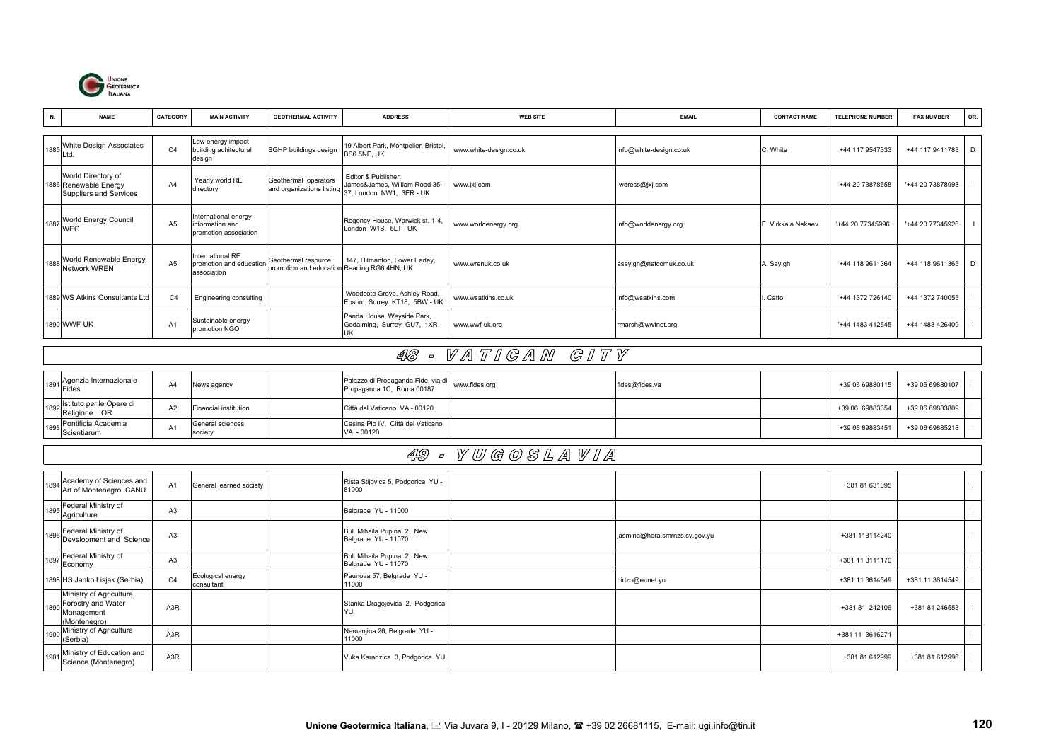| N. | NAME | CATEGORY | MAIN ACTIVITY | GEOTHERMAL ACTIVITY | ADDRESS | WEB SITE | EMAIL | CONTACT NAME | TELEPHONE NUMBER | FAX NUMBER | OR. |
|---|---|---|---|---|---|---|---|---|---|---|---|
| 1885 | White Design Associates Ltd. | C4 | Low energy impact building achitectural design | SGHP buildings design | 19 Albert Park, Montpelier, Bristol, BS6 5NE, UK | www.white-design.co.uk | info@white-design.co.uk | C. White | +44 117 9547333 | +44 117 9411783 | D |
| 1886 | World Directory of Renewable Energy Suppliers and Services | A4 | Yearly world RE directory | Geothermal operators and organizations listing | Editor & Publisher: James&James, William Road 35-37, London NW1, 3ER - UK | www.jxj.com | wdress@jxj.com | | +44 20 73878558 | '+44 20 73878998 | I |
| 1887 | World Energy Council WEC | A5 | International energy information and promotion association | | Regency House, Warwick st. 1-4, London W1B, 5LT - UK | www.worldenergy.org | info@worldenergy.org | E. Virkkala Nekaev | '+44 20 77345996 | '+44 20 77345926 | I |
| 1888 | World Renewable Energy Network WREN | A5 | International RE promotion and education association | Geothermal resource promotion and education | 147, Hilmanton, Lower Earley, Reading RG6 4HN, UK | www.wrenuk.co.uk | asayigh@netcomuk.co.uk | A. Sayigh | +44 118 9611364 | +44 118 9611365 | D |
| 1889 | WS Atkins Consultants Ltd | C4 | Engineering consulting | | Woodcote Grove, Ashley Road, Epsom, Surrey KT18, 5BW - UK | www.wsatkins.co.uk | info@wsatkins.com | I. Catto | +44 1372 726140 | +44 1372 740055 | I |
| 1890 | WWF-UK | A1 | Sustainable energy promotion NGO | | Panda House, Weyside Park, Godalming, Surrey GU7, 1XR - UK | www.wwf-uk.org | rmarsh@wwfnet.org | | '+44 1483 412545 | +44 1483 426409 | I |

## 48 - VATICAN CITY

| N. | NAME | CATEGORY | MAIN ACTIVITY | GEOTHERMAL ACTIVITY | ADDRESS | WEB SITE | EMAIL | CONTACT NAME | TELEPHONE NUMBER | FAX NUMBER | OR. |
|---|---|---|---|---|---|---|---|---|---|---|---|
| 1891 | Agenzia Internazionale Fides | A4 | News agency | | Palazzo di Propaganda Fide, via di Propaganda 1C, Roma 00187 | www.fides.org | fides@fides.va | | +39 06 69880115 | +39 06 69880107 | I |
| 1892 | Istituto per le Opere di Religione IOR | A2 | Financial institution | | Città del Vaticano VA - 00120 | | | | +39 06 69883354 | +39 06 69883809 | I |
| 1893 | Pontificia Academia Scientiarum | A1 | General sciences society | | Casina Pio IV, Città del Vaticano VA - 00120 | | | | +39 06 69883451 | +39 06 69885218 | I |

## 49 - YUGOSLAVIA

| N. | NAME | CATEGORY | MAIN ACTIVITY | GEOTHERMAL ACTIVITY | ADDRESS | WEB SITE | EMAIL | CONTACT NAME | TELEPHONE NUMBER | FAX NUMBER | OR. |
|---|---|---|---|---|---|---|---|---|---|---|---|
| 1894 | Academy of Sciences and Art of Montenegro CANU | A1 | General learned society | | Rista Stijovica 5, Podgorica YU - 81000 | | | | +381 81 631095 | | I |
| 1895 | Federal Ministry of Agriculture | A3 | | | Belgrade YU - 11000 | | | | | | I |
| 1896 | Federal Ministry of Development and Science | A3 | | | Bul. Mihaila Pupina 2, New Belgrade YU - 11070 | | jasmina@hera.smrnzs.sv.gov.yu | | +381 113114240 | | I |
| 1897 | Federal Ministry of Economy | A3 | | | Bul. Mihaila Pupina 2, New Belgrade YU - 11070 | | | | +381 11 3111170 | | I |
| 1898 | HS Janko Lisjak (Serbia) | C4 | Ecological energy consultant | | Paunova 57, Belgrade YU - 11000 | | nidzo@eunet.yu | | +381 11 3614549 | +381 11 3614549 | I |
| 1899 | Ministry of Agriculture, Forestry and Water Management (Montenegro) | A3R | | | Stanka Dragojevica 2, Podgorica YU | | | | +381 81 242106 | +381 81 246553 | I |
| 1900 | Ministry of Agriculture (Serbia) | A3R | | | Nemanjina 26, Belgrade YU - 11000 | | | | +381 11 3616271 | | I |
| 1901 | Ministry of Education and Science (Montenegro) | A3R | | | Vuka Karadzica 3, Podgorica YU | | | | +381 81 612999 | +381 81 612996 | I |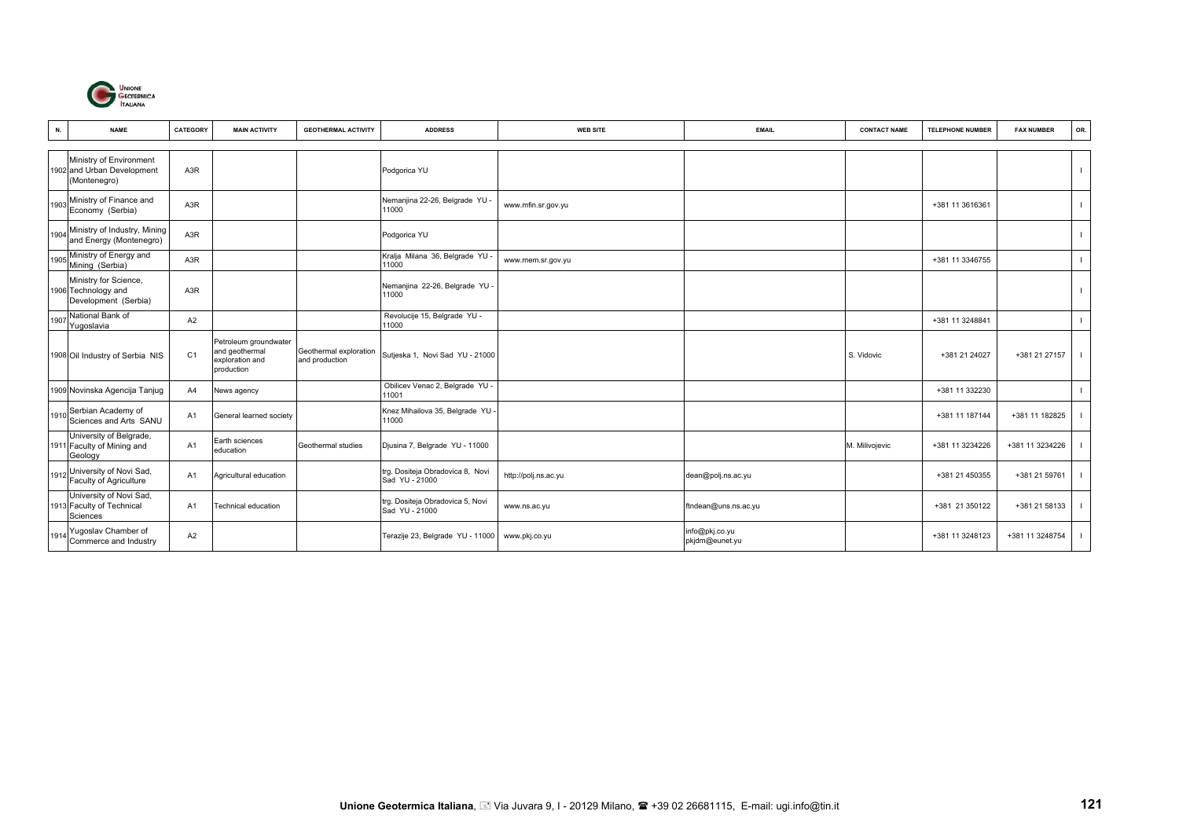| N. | NAME | CATEGORY | MAIN ACTIVITY | GEOTHERMAL ACTIVITY | ADDRESS | WEB SITE | EMAIL | CONTACT NAME | TELEPHONE NUMBER | FAX NUMBER | OR. |
|---|---|---|---|---|---|---|---|---|---|---|---|
| 1902 | Ministry of Environment and Urban Development (Montenegro) | A3R | | | Podgorica YU | | | | | | I |
| 1903 | Ministry of Finance and Economy (Serbia) | A3R | | | Nemanjina 22-26, Belgrade YU - 11000 | www.mfin.sr.gov.yu | | | +381 11 3616361 | | I |
| 1904 | Ministry of Industry, Mining and Energy (Montenegro) | A3R | | | Podgorica YU | | | | | | I |
| 1905 | Ministry of Energy and Mining (Serbia) | A3R | | | Kralja Milana 36, Belgrade YU - 11000 | www.mem.sr.gov.yu | | | +381 11 3346755 | | I |
| 1906 | Ministry for Science, Technology and Development (Serbia) | A3R | | | Nemanjina 22-26, Belgrade YU - 11000 | | | | | | I |
| 1907 | National Bank of Yugoslavia | A2 | | | Revolucije 15, Belgrade YU - 11000 | | | | +381 11 3248841 | | I |
| 1908 | Oil Industry of Serbia NIS | C1 | Petroleum groundwater and geothermal exploration and production | Geothermal exploration and production | Sutjeska 1, Novi Sad YU - 21000 | | | S. Vidovic | +381 21 24027 | +381 21 27157 | I |
| 1909 | Novinska Agencija Tanjug | A4 | News agency | | Obilicev Venac 2, Belgrade YU - 11001 | | | | +381 11 332230 | | I |
| 1910 | Serbian Academy of Sciences and Arts SANU | A1 | General learned society | | Knez Mihailova 35, Belgrade YU - 11000 | | | | +381 11 187144 | +381 11 182825 | I |
| 1911 | University of Belgrade, Faculty of Mining and Geology | A1 | Earth sciences education | Geothermal studies | Djusina 7, Belgrade YU - 11000 | | | M. Milivojevic | +381 11 3234226 | +381 11 3234226 | I |
| 1912 | University of Novi Sad, Faculty of Agriculture | A1 | Agricultural education | | trg. Dositeja Obradovica 8, Novi Sad YU - 21000 | http://polj.ns.ac.yu | dean@polj.ns.ac.yu | | +381 21 450355 | +381 21 59761 | I |
| 1913 | University of Novi Sad, Faculty of Technical Sciences | A1 | Technical education | | trg. Dositeja Obradovica 5, Novi Sad YU - 21000 | www.ns.ac.yu | ftndean@uns.ns.ac.yu | | +381 21 350122 | +381 21 58133 | I |
| 1914 | Yugoslav Chamber of Commerce and Industry | A2 | | | Terazije 23, Belgrade YU - 11000 | www.pkj.co.yu | info@pkj.co.yu pkjdm@eunet.yu | | +381 11 3248123 | +381 11 3248754 | I |